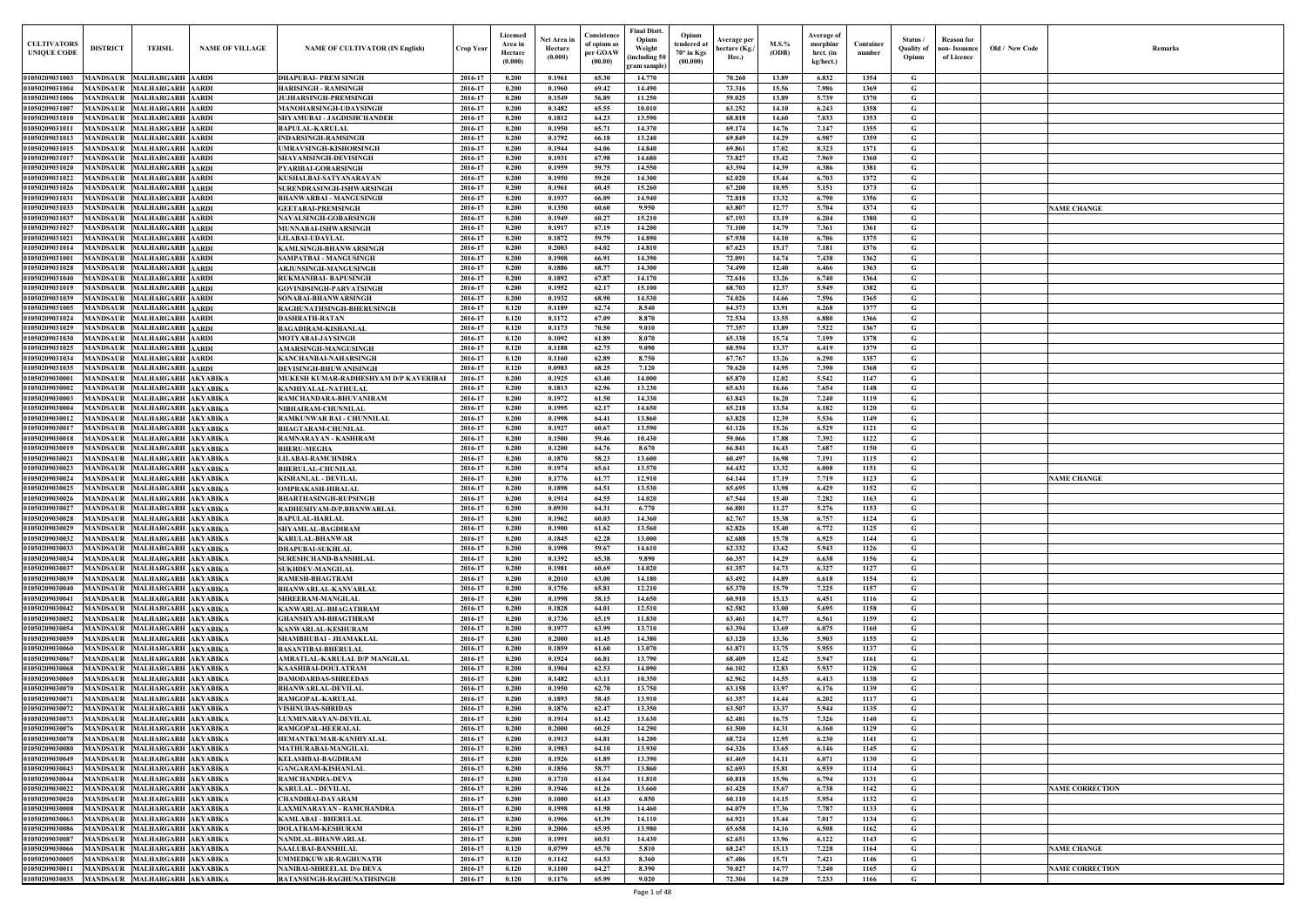| CULTIVATORS UNIQUE CODE | DISTRICT | TEHSIL | NAME OF VILLAGE | NAME OF CULTIVATOR (IN English) | Crop Year | Licensed Area in Hectare (0.000) | Net Area in Hectare (0.000) | Consistence of opium as per GOAW (00.00) | Final Distt. Opium Weight (including 50 gram sample) | Opium tendered at 70° in Kgs (00.000) | Average per hectare (Kg./ Hec.) | M.S.% (ODB) | Average of morphinr hrct. (in kg/hect.) | Container number | Status / Quality of Opium | Reason for non- Issuance of Licence | Old / New Code | Remarks |
|---|---|---|---|---|---|---|---|---|---|---|---|---|---|---|---|---|---|---|
| 01050209031003 | MANDSAUR | MALHARGARH | AARDI | DHAPUBAI- PREM SINGH | 2016-17 | 0.200 | 0.1961 | 65.30 | 14.770 | | 70.260 | 13.89 | 6.832 | 1354 | G | | | |
| 01050209031004 | MANDSAUR | MALHARGARH | AARDI | HARISINGH - RAMSINGH | 2016-17 | 0.200 | 0.1960 | 69.42 | 14.490 | | 73.316 | 15.56 | 7.986 | 1369 | G | | | |
| 01050209031006 | MANDSAUR | MALHARGARH | AARDI | JUJHARSINGH-PREMSINGH | 2016-17 | 0.200 | 0.1549 | 56.89 | 11.250 | | 59.025 | 13.89 | 5.739 | 1370 | G | | | |
| 01050209031007 | MANDSAUR | MALHARGARH | AARDI | MANOHARSINGH-UDAYSINGH | 2016-17 | 0.200 | 0.1482 | 65.55 | 10.010 | | 63.252 | 14.10 | 6.243 | 1358 | G | | | |
| 01050209031010 | MANDSAUR | MALHARGARH | AARDI | SHYAMUBAI - JAGDISHCHANDER | 2016-17 | 0.200 | 0.1812 | 64.23 | 13.590 | | 68.818 | 14.60 | 7.033 | 1353 | G | | | |
| 01050209031011 | MANDSAUR | MALHARGARH | AARDI | BAPULAL-KARULAL | 2016-17 | 0.200 | 0.1950 | 65.71 | 14.370 | | 69.174 | 14.76 | 7.147 | 1355 | G | | | |
| 01050209031013 | MANDSAUR | MALHARGARH | AARDI | INDARSINGH-RAMSINGH | 2016-17 | 0.200 | 0.1792 | 66.18 | 13.240 | | 69.849 | 14.29 | 6.987 | 1359 | G | | | |
| 01050209031015 | MANDSAUR | MALHARGARH | AARDI | UMRAVSINGH-KISHORSINGH | 2016-17 | 0.200 | 0.1944 | 64.06 | 14.840 | | 69.861 | 17.02 | 8.323 | 1371 | G | | | |
| 01050209031017 | MANDSAUR | MALHARGARH | AARDI | SHAYAMSINGH-DEVISINGH | 2016-17 | 0.200 | 0.1931 | 67.98 | 14.680 | | 73.827 | 15.42 | 7.969 | 1360 | G | | | |
| 01050209031020 | MANDSAUR | MALHARGARH | AARDI | PYARIBAI-GOBARSINGH | 2016-17 | 0.200 | 0.1959 | 59.75 | 14.550 | | 63.394 | 14.39 | 6.386 | 1381 | G | | | |
| 01050209031022 | MANDSAUR | MALHARGARH | AARDI | KUSHALBAI-SATYANARAYAN | 2016-17 | 0.200 | 0.1950 | 59.20 | 14.300 | | 62.020 | 15.44 | 6.703 | 1372 | G | | | |
| 01050209031026 | MANDSAUR | MALHARGARH | AARDI | SURENDRASINGH-ISHWARSINGH | 2016-17 | 0.200 | 0.1961 | 60.45 | 15.260 | | 67.200 | 10.95 | 5.151 | 1373 | G | | | |
| 01050209031031 | MANDSAUR | MALHARGARH | AARDI | BHANWARBAI - MANGUSINGH | 2016-17 | 0.200 | 0.1937 | 66.09 | 14.940 | | 72.818 | 13.32 | 6.790 | 1356 | G | | | |
| 01050209031033 | MANDSAUR | MALHARGARH | AARDI | GEETABAI-PREMSINGH | 2016-17 | 0.200 | 0.1350 | 60.60 | 9.950 | | 63.807 | 12.77 | 5.704 | 1374 | G | | | NAME CHANGE |
| 01050209031037 | MANDSAUR | MALHARGARH | AARDI | NAVALSINGH-GOBARSINGH | 2016-17 | 0.200 | 0.1949 | 60.27 | 15.210 | | 67.193 | 13.19 | 6.204 | 1380 | G | | | |
| 01050209031027 | MANDSAUR | MALHARGARH | AARDI | MUNNABAI-ISHWARSINGH | 2016-17 | 0.200 | 0.1917 | 67.19 | 14.200 | | 71.100 | 14.79 | 7.361 | 1361 | G | | | |
| 01050209031021 | MANDSAUR | MALHARGARH | AARDI | LILABAI-UDAYLAL | 2016-17 | 0.200 | 0.1872 | 59.79 | 14.890 | | 67.938 | 14.10 | 6.706 | 1375 | G | | | |
| 01050209031014 | MANDSAUR | MALHARGARH | AARDI | KAMLSINGH-BHANWARSINGH | 2016-17 | 0.200 | 0.2003 | 64.02 | 14.810 | | 67.623 | 15.17 | 7.181 | 1376 | G | | | |
| 01050209031001 | MANDSAUR | MALHARGARH | AARDI | SAMPATBAI - MANGUSINGH | 2016-17 | 0.200 | 0.1908 | 66.91 | 14.390 | | 72.091 | 14.74 | 7.438 | 1362 | G | | | |
| 01050209031028 | MANDSAUR | MALHARGARH | AARDI | ARJUNSINGH-MANGUSINGH | 2016-17 | 0.200 | 0.1886 | 68.77 | 14.300 | | 74.490 | 12.40 | 6.466 | 1363 | G | | | |
| 01050209031040 | MANDSAUR | MALHARGARH | AARDI | RUKMANIBAI- BAPUSINGH | 2016-17 | 0.200 | 0.1892 | 67.87 | 14.170 | | 72.616 | 13.26 | 6.740 | 1364 | G | | | |
| 01050209031019 | MANDSAUR | MALHARGARH | AARDI | GOVINDSINGH-PARVATSINGH | 2016-17 | 0.200 | 0.1952 | 62.17 | 15.100 | | 68.703 | 12.37 | 5.949 | 1382 | G | | | |
| 01050209031039 | MANDSAUR | MALHARGARH | AARDI | SONABAI-BHANWARSINGH | 2016-17 | 0.200 | 0.1932 | 68.90 | 14.530 | | 74.026 | 14.66 | 7.596 | 1365 | G | | | |
| 01050209031005 | MANDSAUR | MALHARGARH | AARDI | RAGHUNATHSINGH-BHERUSINGH | 2016-17 | 0.120 | 0.1189 | 62.74 | 8.540 | | 64.373 | 13.91 | 6.268 | 1377 | G | | | |
| 01050209031024 | MANDSAUR | MALHARGARH | AARDI | DASHRATH-RATAN | 2016-17 | 0.120 | 0.1172 | 67.09 | 8.870 | | 72.534 | 13.55 | 6.880 | 1366 | G | | | |
| 01050209031029 | MANDSAUR | MALHARGARH | AARDI | BAGADIRAM-KISHANLAL | 2016-17 | 0.120 | 0.1173 | 70.50 | 9.010 | | 77.357 | 13.89 | 7.522 | 1367 | G | | | |
| 01050209031030 | MANDSAUR | MALHARGARH | AARDI | MOTYABAI-JAYSINGH | 2016-17 | 0.120 | 0.1092 | 61.89 | 8.070 | | 65.338 | 15.74 | 7.199 | 1378 | G | | | |
| 01050209031025 | MANDSAUR | MALHARGARH | AARDI | AMARSINGH-MANGUSINGH | 2016-17 | 0.120 | 0.1188 | 62.75 | 9.090 | | 68.594 | 13.37 | 6.419 | 1379 | G | | | |
| 01050209031034 | MANDSAUR | MALHARGARH | AARDI | KANCHANBAI-NAHARSINGH | 2016-17 | 0.120 | 0.1160 | 62.89 | 8.750 | | 67.767 | 13.26 | 6.290 | 1357 | G | | | |
| 01050209031035 | MANDSAUR | MALHARGARH | AARDI | DEVISINGH-BHUWANISINGH | 2016-17 | 0.120 | 0.0983 | 68.25 | 7.120 | | 70.620 | 14.95 | 7.390 | 1368 | G | | | |
| 01050209030001 | MANDSAUR | MALHARGARH | AKYABIKA | MUKESH KUMAR-RADHESHYAM D/P KAVERIBAI | 2016-17 | 0.200 | 0.1925 | 63.40 | 14.000 | | 65.870 | 12.02 | 5.542 | 1147 | G | | | |
| 01050209030002 | MANDSAUR | MALHARGARH | AKYABIKA | KANHIYALAL-NATHULAL | 2016-17 | 0.200 | 0.1813 | 62.96 | 13.230 | | 65.631 | 16.66 | 7.654 | 1148 | G | | | |
| 01050209030003 | MANDSAUR | MALHARGARH | AKYABIKA | RAMCHANDARA-BHUVANIRAM | 2016-17 | 0.200 | 0.1972 | 61.50 | 14.330 | | 63.843 | 16.20 | 7.240 | 1119 | G | | | |
| 01050209030004 | MANDSAUR | MALHARGARH | AKYABIKA | NIBHAIRAM-CHUNNILAL | 2016-17 | 0.200 | 0.1995 | 62.17 | 14.650 | | 65.218 | 13.54 | 6.182 | 1120 | G | | | |
| 01050209030012 | MANDSAUR | MALHARGARH | AKYABIKA | RAMKUNWAR BAI - CHUNNILAL | 2016-17 | 0.200 | 0.1998 | 64.41 | 13.860 | | 63.828 | 12.39 | 5.536 | 1149 | G | | | |
| 01050209030017 | MANDSAUR | MALHARGARH | AKYABIKA | BHAGTARAM-CHUNILAL | 2016-17 | 0.200 | 0.1927 | 60.67 | 13.590 | | 61.126 | 15.26 | 6.529 | 1121 | G | | | |
| 01050209030018 | MANDSAUR | MALHARGARH | AKYABIKA | RAMNARAYAN - KASHIRAM | 2016-17 | 0.200 | 0.1500 | 59.46 | 10.430 | | 59.066 | 17.88 | 7.392 | 1122 | G | | | |
| 01050209030019 | MANDSAUR | MALHARGARH | AKYABIKA | BHERU-MEGHA | 2016-17 | 0.200 | 0.1200 | 64.76 | 8.670 | | 66.841 | 16.43 | 7.687 | 1150 | G | | | |
| 01050209030021 | MANDSAUR | MALHARGARH | AKYABIKA | LILABAI-RAMCHNDRA | 2016-17 | 0.200 | 0.1870 | 58.23 | 13.600 | | 60.497 | 16.98 | 7.191 | 1115 | G | | | |
| 01050209030023 | MANDSAUR | MALHARGARH | AKYABIKA | BHERULAL-CHUNILAL | 2016-17 | 0.200 | 0.1974 | 65.61 | 13.570 | | 64.432 | 13.32 | 6.008 | 1151 | G | | | |
| 01050209030024 | MANDSAUR | MALHARGARH | AKYABIKA | KISHANLAL - DEVILAL | 2016-17 | 0.200 | 0.1776 | 61.77 | 12.910 | | 64.144 | 17.19 | 7.719 | 1123 | G | | | NAME CHANGE |
| 01050209030025 | MANDSAUR | MALHARGARH | AKYABIKA | OMPRAKASH-HIRALAL | 2016-17 | 0.200 | 0.1898 | 64.51 | 13.530 | | 65.695 | 13.98 | 6.429 | 1152 | G | | | |
| 01050209030026 | MANDSAUR | MALHARGARH | AKYABIKA | BHARTHASINGH-RUPSINGH | 2016-17 | 0.200 | 0.1914 | 64.55 | 14.020 | | 67.544 | 15.40 | 7.282 | 1163 | G | | | |
| 01050209030027 | MANDSAUR | MALHARGARH | AKYABIKA | RADHESHYAM-D/P.BHANWARLAL | 2016-17 | 0.200 | 0.0930 | 64.31 | 6.770 | | 66.881 | 11.27 | 5.276 | 1153 | G | | | |
| 01050209030028 | MANDSAUR | MALHARGARH | AKYABIKA | BAPULAL-HARLAL | 2016-17 | 0.200 | 0.1962 | 60.03 | 14.360 | | 62.767 | 15.38 | 6.757 | 1124 | G | | | |
| 01050209030029 | MANDSAUR | MALHARGARH | AKYABIKA | SHYAMLAL-BAGDIRAM | 2016-17 | 0.200 | 0.1900 | 61.62 | 13.560 | | 62.826 | 15.40 | 6.772 | 1125 | G | | | |
| 01050209030032 | MANDSAUR | MALHARGARH | AKYABIKA | KARULAL-BHANWAR | 2016-17 | 0.200 | 0.1845 | 62.28 | 13.000 | | 62.688 | 15.78 | 6.925 | 1144 | G | | | |
| 01050209030033 | MANDSAUR | MALHARGARH | AKYABIKA | DHAPUBAI-SUKHLAL | 2016-17 | 0.200 | 0.1998 | 59.67 | 14.610 | | 62.332 | 13.62 | 5.943 | 1126 | G | | | |
| 01050209030034 | MANDSAUR | MALHARGARH | AKYABIKA | SURESHCHAND-BANSHILAL | 2016-17 | 0.200 | 0.1392 | 65.38 | 9.890 | | 66.357 | 14.29 | 6.638 | 1156 | G | | | |
| 01050209030037 | MANDSAUR | MALHARGARH | AKYABIKA | SUKHDEV-MANGILAL | 2016-17 | 0.200 | 0.1981 | 60.69 | 14.020 | | 61.357 | 14.73 | 6.327 | 1127 | G | | | |
| 01050209030039 | MANDSAUR | MALHARGARH | AKYABIKA | RAMESH-BHAGTRAM | 2016-17 | 0.200 | 0.2010 | 63.00 | 14.180 | | 63.492 | 14.89 | 6.618 | 1154 | G | | | |
| 01050209030040 | MANDSAUR | MALHARGARH | AKYABIKA | BHANWARLAL-KANVARLAL | 2016-17 | 0.200 | 0.1756 | 65.81 | 12.210 | | 65.370 | 15.79 | 7.225 | 1157 | G | | | |
| 01050209030041 | MANDSAUR | MALHARGARH | AKYABIKA | SHREERAM-MANGILAL | 2016-17 | 0.200 | 0.1998 | 58.15 | 14.650 | | 60.910 | 15.13 | 6.451 | 1116 | G | | | |
| 01050209030042 | MANDSAUR | MALHARGARH | AKYABIKA | KANWARLAL-BHAGATHRAM | 2016-17 | 0.200 | 0.1828 | 64.01 | 12.510 | | 62.582 | 13.00 | 5.695 | 1158 | G | | | |
| 01050209030052 | MANDSAUR | MALHARGARH | AKYABIKA | GHANSHYAM-BHAGTHRAM | 2016-17 | 0.200 | 0.1736 | 65.19 | 11.830 | | 63.461 | 14.77 | 6.561 | 1159 | G | | | |
| 01050209030054 | MANDSAUR | MALHARGARH | AKYABIKA | KANWARLAL-KESHURAM | 2016-17 | 0.200 | 0.1977 | 63.99 | 13.710 | | 63.394 | 13.69 | 6.075 | 1160 | G | | | |
| 01050209030059 | MANDSAUR | MALHARGARH | AKYABIKA | SHAMBHUBAI - JHAMAKLAL | 2016-17 | 0.200 | 0.2000 | 61.45 | 14.380 | | 63.120 | 13.36 | 5.903 | 1155 | G | | | |
| 01050209030060 | MANDSAUR | MALHARGARH | AKYABIKA | BASANTIBAI-BHERULAL | 2016-17 | 0.200 | 0.1859 | 61.60 | 13.070 | | 61.871 | 13.75 | 5.955 | 1137 | G | | | |
| 01050209030067 | MANDSAUR | MALHARGARH | AKYABIKA | AMRATLAL-KARULAL D/P MANGILAL | 2016-17 | 0.200 | 0.1924 | 66.81 | 13.790 | | 68.409 | 12.42 | 5.947 | 1161 | G | | | |
| 01050209030068 | MANDSAUR | MALHARGARH | AKYABIKA | KAASHIBAI-DOULATRAM | 2016-17 | 0.200 | 0.1904 | 62.53 | 14.090 | | 66.102 | 12.83 | 5.937 | 1128 | G | | | |
| 01050209030069 | MANDSAUR | MALHARGARH | AKYABIKA | DAMODARDAS-SHREEDAS | 2016-17 | 0.200 | 0.1482 | 63.11 | 10.350 | | 62.962 | 14.55 | 6.413 | 1138 | G | | | |
| 01050209030070 | MANDSAUR | MALHARGARH | AKYABIKA | BHANWARLAL-DEVILAL | 2016-17 | 0.200 | 0.1950 | 62.70 | 13.750 | | 63.158 | 13.97 | 6.176 | 1139 | G | | | |
| 01050209030071 | MANDSAUR | MALHARGARH | AKYABIKA | RAMGOPAL-KARULAL | 2016-17 | 0.200 | 0.1893 | 58.45 | 13.910 | | 61.357 | 14.44 | 6.202 | 1117 | G | | | |
| 01050209030072 | MANDSAUR | MALHARGARH | AKYABIKA | VISHNUDAS-SHRIDAS | 2016-17 | 0.200 | 0.1876 | 62.47 | 13.350 | | 63.507 | 13.37 | 5.944 | 1135 | G | | | |
| 01050209030073 | MANDSAUR | MALHARGARH | AKYABIKA | LUXMINARAYAN-DEVILAL | 2016-17 | 0.200 | 0.1914 | 61.42 | 13.630 | | 62.481 | 16.75 | 7.326 | 1140 | G | | | |
| 01050209030076 | MANDSAUR | MALHARGARH | AKYABIKA | RAMGOPAL-HEERALAL | 2016-17 | 0.200 | 0.2000 | 60.25 | 14.290 | | 61.500 | 14.31 | 6.160 | 1129 | G | | | |
| 01050209030078 | MANDSAUR | MALHARGARH | AKYABIKA | HEMANTKUMAR-KANHIYALAL | 2016-17 | 0.200 | 0.1913 | 64.81 | 14.200 | | 68.724 | 12.95 | 6.230 | 1141 | G | | | |
| 01050209030080 | MANDSAUR | MALHARGARH | AKYABIKA | MATHURABAI-MANGILAL | 2016-17 | 0.200 | 0.1983 | 64.10 | 13.930 | | 64.326 | 13.65 | 6.146 | 1145 | G | | | |
| 01050209030049 | MANDSAUR | MALHARGARH | AKYABIKA | KELASHBAI-BAGDIRAM | 2016-17 | 0.200 | 0.1926 | 61.89 | 13.390 | | 61.469 | 14.11 | 6.071 | 1130 | G | | | |
| 01050209030043 | MANDSAUR | MALHARGARH | AKYABIKA | GANGARAM-KISHANLAL | 2016-17 | 0.200 | 0.1856 | 58.77 | 13.860 | | 62.693 | 15.81 | 6.939 | 1114 | G | | | |
| 01050209030044 | MANDSAUR | MALHARGARH | AKYABIKA | RAMCHANDRA-DEVA | 2016-17 | 0.200 | 0.1710 | 61.64 | 11.810 | | 60.818 | 15.96 | 6.794 | 1131 | G | | | |
| 01050209030022 | MANDSAUR | MALHARGARH | AKYABIKA | KARULAL - DEVILAL | 2016-17 | 0.200 | 0.1946 | 61.26 | 13.660 | | 61.428 | 15.67 | 6.738 | 1142 | G | | | NAME CORRECTION |
| 01050209030020 | MANDSAUR | MALHARGARH | AKYABIKA | CHANDIBAI-DAYARAM | 2016-17 | 0.200 | 0.1000 | 61.43 | 6.850 | | 60.110 | 14.15 | 5.954 | 1132 | G | | | |
| 01050209030008 | MANDSAUR | MALHARGARH | AKYABIKA | LAXMINARAYAN - RAMCHANDRA | 2016-17 | 0.200 | 0.1998 | 61.98 | 14.460 | | 64.079 | 17.36 | 7.787 | 1133 | G | | | |
| 01050209030063 | MANDSAUR | MALHARGARH | AKYABIKA | KAMLABAI - BHERULAL | 2016-17 | 0.200 | 0.1906 | 61.39 | 14.110 | | 64.921 | 15.44 | 7.017 | 1134 | G | | | |
| 01050209030086 | MANDSAUR | MALHARGARH | AKYABIKA | DOLATRAM-KESHURAM | 2016-17 | 0.200 | 0.2006 | 65.95 | 13.980 | | 65.658 | 14.16 | 6.508 | 1162 | G | | | |
| 01050209030087 | MANDSAUR | MALHARGARH | AKYABIKA | NANDLAL-BHANWARLAL | 2016-17 | 0.200 | 0.1991 | 60.51 | 14.430 | | 62.651 | 13.96 | 6.122 | 1143 | G | | | |
| 01050209030066 | MANDSAUR | MALHARGARH | AKYABIKA | SAALUBAI-BANSHILAL | 2016-17 | 0.120 | 0.0799 | 65.70 | 5.810 | | 68.247 | 15.13 | 7.228 | 1164 | G | | | NAME CHANGE |
| 01050209030005 | MANDSAUR | MALHARGARH | AKYABIKA | UMMEDKUWAR-RAGHUNATH | 2016-17 | 0.120 | 0.1142 | 64.53 | 8.360 | | 67.486 | 15.71 | 7.421 | 1146 | G | | | |
| 01050209030011 | MANDSAUR | MALHARGARH | AKYABIKA | NANIBAI-SHREELAL D/o DEVA | 2016-17 | 0.120 | 0.1100 | 64.27 | 8.390 | | 70.027 | 14.77 | 7.240 | 1165 | G | | | NAME CORRECTION |
| 01050209030035 | MANDSAUR | MALHARGARH | AKYABIKA | RATANSINGH-RAGHUNATHSINGH | 2016-17 | 0.120 | 0.1176 | 65.99 | 9.020 | | 72.304 | 14.29 | 7.233 | 1166 | G | | | |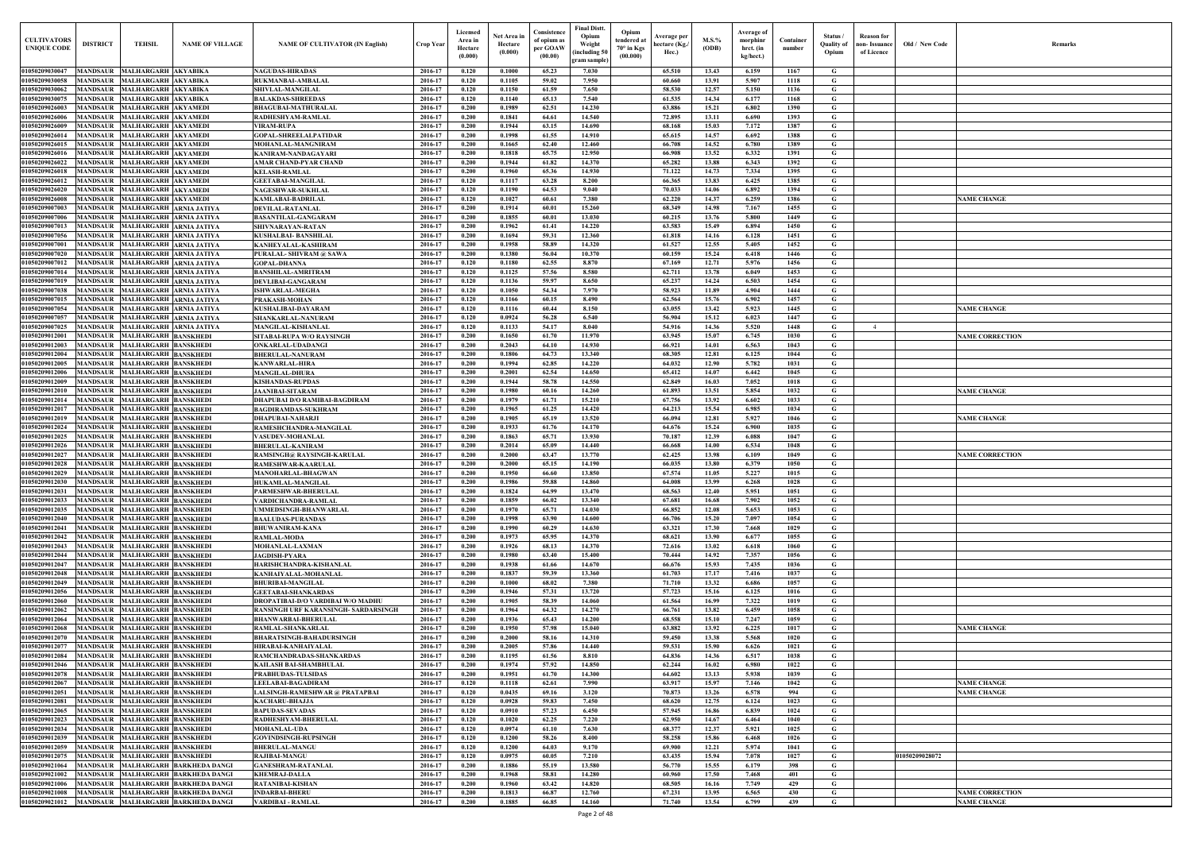| CULTIVATORS UNIQUE CODE | DISTRICT | TEHSIL | NAME OF VILLAGE | NAME OF CULTIVATOR (IN English) | Crop Year | Licensed Area in Hectare (0.000) | Net Area in Hectare (0.000) | Consistence of opium as per GOAW (00.00) | Final Distt. Opium Weight (including 50 gram sample) | Opium tendered at 70° in Kgs (00.000) | Average per hectare (Kg./ Hec.) | M.S.% (ODB) | Average of morphinr hrct. (in kg/hect.) | Container number | Status / Quality of Opium | Reason for non- Issuance of Licence | Old / New Code | Remarks |
|---|---|---|---|---|---|---|---|---|---|---|---|---|---|---|---|---|---|---|
| 01050209030047 | MANDSAUR | MALHARGARH | AKYABIKA | NAGUDAS-HIRADAS | 2016-17 | 0.120 | 0.1000 | 65.23 | 7.030 | | 65.510 | 13.43 | 6.159 | 1167 | G | | | |
| 01050209030058 | MANDSAUR | MALHARGARH | AKYABIKA | RUKMANBAI-AMBALAL | 2016-17 | 0.120 | 0.1105 | 59.02 | 7.950 | | 60.660 | 13.91 | 5.907 | 1118 | G | | | |
| 01050209030062 | MANDSAUR | MALHARGARH | AKYABIKA | SHIVLAL-MANGILAL | 2016-17 | 0.120 | 0.1150 | 61.59 | 7.650 | | 58.530 | 12.57 | 5.150 | 1136 | G | | | |
| 01050209030075 | MANDSAUR | MALHARGARH | AKYABIKA | BALAKDAS-SHREEDAS | 2016-17 | 0.120 | 0.1140 | 65.13 | 7.540 | | 61.535 | 14.34 | 6.177 | 1168 | G | | | |
| 01050209026003 | MANDSAUR | MALHARGARH | AKYAMEDI | BHAGUBAI-MATHURALAL | 2016-17 | 0.200 | 0.1989 | 62.51 | 14.230 | | 63.886 | 15.21 | 6.802 | 1390 | G | | | |
| 01050209026006 | MANDSAUR | MALHARGARH | AKYAMEDI | RADHESHYAM-RAMLAL | 2016-17 | 0.200 | 0.1841 | 64.61 | 14.540 | | 72.895 | 13.11 | 6.690 | 1393 | G | | | |
| 01050209026009 | MANDSAUR | MALHARGARH | AKYAMEDI | VIRAM-RUPA | 2016-17 | 0.200 | 0.1944 | 63.15 | 14.690 | | 68.168 | 15.03 | 7.172 | 1387 | G | | | |
| 01050209026014 | MANDSAUR | MALHARGARH | AKYAMEDI | GOPAL-SHREELALPATIDAR | 2016-17 | 0.200 | 0.1998 | 61.55 | 14.910 | | 65.615 | 14.57 | 6.692 | 1388 | G | | | |
| 01050209026015 | MANDSAUR | MALHARGARH | AKYAMEDI | MOHANLAL-MANGNIRAM | 2016-17 | 0.200 | 0.1665 | 62.40 | 12.460 | | 66.708 | 14.52 | 6.780 | 1389 | G | | | |
| 01050209026016 | MANDSAUR | MALHARGARH | AKYAMEDI | KANIRAM-NANDAGAYARI | 2016-17 | 0.200 | 0.1818 | 65.75 | 12.950 | | 66.908 | 13.52 | 6.332 | 1391 | G | | | |
| 01050209026022 | MANDSAUR | MALHARGARH | AKYAMEDI | AMAR CHAND-PYAR CHAND | 2016-17 | 0.200 | 0.1944 | 61.82 | 14.370 | | 65.282 | 13.88 | 6.343 | 1392 | G | | | |
| 01050209026018 | MANDSAUR | MALHARGARH | AKYAMEDI | KELASH-RAMLAL | 2016-17 | 0.200 | 0.1960 | 65.36 | 14.930 | | 71.122 | 14.73 | 7.334 | 1395 | G | | | |
| 01050209026012 | MANDSAUR | MALHARGARH | AKYAMEDI | GEETABAI-MANGILAL | 2016-17 | 0.120 | 0.1117 | 63.28 | 8.200 | | 66.365 | 13.83 | 6.425 | 1385 | G | | | |
| 01050209026020 | MANDSAUR | MALHARGARH | AKYAMEDI | NAGESHWAR-SUKHLAL | 2016-17 | 0.120 | 0.1190 | 64.53 | 9.040 | | 70.033 | 14.06 | 6.892 | 1394 | G | | | |
| 01050209026008 | MANDSAUR | MALHARGARH | AKYAMEDI | KAMLABAI-BADRILAL | 2016-17 | 0.120 | 0.1027 | 60.61 | 7.380 | | 62.220 | 14.37 | 6.259 | 1386 | G | | | NAME CHANGE |
| 01050209007003 | MANDSAUR | MALHARGARH | ARNIA JATIYA | DEVILAL-RATANLAL | 2016-17 | 0.200 | 0.1914 | 60.01 | 15.260 | | 68.349 | 14.98 | 7.167 | 1455 | G | | | |
| 01050209007006 | MANDSAUR | MALHARGARH | ARNIA JATIYA | BASANTILAL-GANGARAM | 2016-17 | 0.200 | 0.1855 | 60.01 | 13.030 | | 60.215 | 13.76 | 5.800 | 1449 | G | | | |
| 01050209007013 | MANDSAUR | MALHARGARH | ARNIA JATIYA | SHIVNARAYAN-RATAN | 2016-17 | 0.200 | 0.1962 | 61.41 | 14.220 | | 63.583 | 15.49 | 6.894 | 1450 | G | | | |
| 01050209007056 | MANDSAUR | MALHARGARH | ARNIA JATIYA | KUSHALBAI- BANSHILAL | 2016-17 | 0.200 | 0.1694 | 59.31 | 12.360 | | 61.818 | 14.16 | 6.128 | 1451 | G | | | |
| 01050209007001 | MANDSAUR | MALHARGARH | ARNIA JATIYA | KANHEYALAL-KASHIRAM | 2016-17 | 0.200 | 0.1958 | 58.89 | 14.320 | | 61.527 | 12.55 | 5.405 | 1452 | G | | | |
| 01050209007020 | MANDSAUR | MALHARGARH | ARNIA JATIYA | PURALAL- SHIVRAM @ SAWA | 2016-17 | 0.200 | 0.1380 | 56.04 | 10.370 | | 60.159 | 15.24 | 6.418 | 1446 | G | | | |
| 01050209007012 | MANDSAUR | MALHARGARH | ARNIA JATIYA | GOPAL-DHANNA | 2016-17 | 0.120 | 0.1180 | 62.55 | 8.870 | | 67.169 | 12.71 | 5.976 | 1456 | G | | | |
| 01050209007014 | MANDSAUR | MALHARGARH | ARNIA JATIYA | BANSHILAL-AMRITRAM | 2016-17 | 0.120 | 0.1125 | 57.56 | 8.580 | | 62.711 | 13.78 | 6.049 | 1453 | G | | | |
| 01050209007019 | MANDSAUR | MALHARGARH | ARNIA JATIYA | DEVLIBAI-GANGARAM | 2016-17 | 0.120 | 0.1136 | 59.97 | 8.650 | | 65.237 | 14.24 | 6.503 | 1454 | G | | | |
| 01050209007038 | MANDSAUR | MALHARGARH | ARNIA JATIYA | ISHWARLAL-MEGHA | 2016-17 | 0.120 | 0.1050 | 54.34 | 7.970 | | 58.923 | 11.89 | 4.904 | 1444 | G | | | |
| 01050209007015 | MANDSAUR | MALHARGARH | ARNIA JATIYA | PRAKASH-MOHAN | 2016-17 | 0.120 | 0.1166 | 60.15 | 8.490 | | 62.564 | 15.76 | 6.902 | 1457 | G | | | |
| 01050209007054 | MANDSAUR | MALHARGARH | ARNIA JATIYA | KUSHALIBAI-DAYARAM | 2016-17 | 0.120 | 0.1116 | 60.44 | 8.150 | | 63.055 | 13.42 | 5.923 | 1445 | G | | | NAME CHANGE |
| 01050209007057 | MANDSAUR | MALHARGARH | ARNIA JATIYA | SHANKARLAL-NANURAM | 2016-17 | 0.120 | 0.0924 | 56.28 | 6.540 | | 56.904 | 15.12 | 6.023 | 1447 | G | | | |
| 01050209007025 | MANDSAUR | MALHARGARH | ARNIA JATIYA | MANGILAL-KISHANLAL | 2016-17 | 0.120 | 0.1133 | 54.17 | 8.040 | | 54.916 | 14.36 | 5.520 | 1448 | G | 4 | | |
| 01050209012001 | MANDSAUR | MALHARGARH | BANSKHEDI | SITABAI-RUPA W/O RAYSINGH | 2016-17 | 0.200 | 0.1650 | 61.70 | 11.970 | | 63.945 | 15.07 | 6.745 | 1030 | G | | | NAME CORRECTION |
| 01050209012003 | MANDSAUR | MALHARGARH | BANSKHEDI | ONKARLAL-UDADANGI | 2016-17 | 0.200 | 0.2043 | 64.10 | 14.930 | | 66.921 | 14.01 | 6.563 | 1043 | G | | | |
| 01050209012004 | MANDSAUR | MALHARGARH | BANSKHEDI | BHERULAL-NANURAM | 2016-17 | 0.200 | 0.1806 | 64.73 | 13.340 | | 68.305 | 12.81 | 6.125 | 1044 | G | | | |
| 01050209012005 | MANDSAUR | MALHARGARH | BANSKHEDI | KANWARLAL-HIRA | 2016-17 | 0.200 | 0.1994 | 62.85 | 14.220 | | 64.032 | 12.90 | 5.782 | 1031 | G | | | |
| 01050209012006 | MANDSAUR | MALHARGARH | BANSKHEDI | MANGILAL-DHURA | 2016-17 | 0.200 | 0.2001 | 62.54 | 14.650 | | 65.412 | 14.07 | 6.442 | 1045 | G | | | |
| 01050209012009 | MANDSAUR | MALHARGARH | BANSKHEDI | KISHANDAS-RUPDAS | 2016-17 | 0.200 | 0.1944 | 58.78 | 14.550 | | 62.849 | 16.03 | 7.052 | 1018 | G | | | |
| 01050209012010 | MANDSAUR | MALHARGARH | BANSKHEDI | JAANIBAI-SITARAM | 2016-17 | 0.200 | 0.1980 | 60.16 | 14.260 | | 61.893 | 13.51 | 5.854 | 1032 | G | | | NAME CHANGE |
| 01050209012014 | MANDSAUR | MALHARGARH | BANSKHEDI | DHAPUBAI D/O RAMIBAI-BAGDIRAM | 2016-17 | 0.200 | 0.1979 | 61.71 | 15.210 | | 67.756 | 13.92 | 6.602 | 1033 | G | | | |
| 01050209012017 | MANDSAUR | MALHARGARH | BANSKHEDI | BAGDIRAMDAS-SUKHRAM | 2016-17 | 0.200 | 0.1965 | 61.25 | 14.420 | | 64.213 | 15.54 | 6.985 | 1034 | G | | | |
| 01050209012019 | MANDSAUR | MALHARGARH | BANSKHEDI | DHAPUBAI-NAHARJI | 2016-17 | 0.200 | 0.1905 | 65.19 | 13.520 | | 66.094 | 12.81 | 5.927 | 1046 | G | | | NAME CHANGE |
| 01050209012024 | MANDSAUR | MALHARGARH | BANSKHEDI | RAMESHCHANDRA-MANGILAL | 2016-17 | 0.200 | 0.1933 | 61.76 | 14.170 | | 64.676 | 15.24 | 6.900 | 1035 | G | | | |
| 01050209012025 | MANDSAUR | MALHARGARH | BANSKHEDI | VASUDEV-MOHANLAL | 2016-17 | 0.200 | 0.1863 | 65.71 | 13.930 | | 70.187 | 12.39 | 6.088 | 1047 | G | | | |
| 01050209012026 | MANDSAUR | MALHARGARH | BANSKHEDI | BHERULAL-KANIRAM | 2016-17 | 0.200 | 0.2014 | 65.09 | 14.440 | | 66.668 | 14.00 | 6.534 | 1048 | G | | | |
| 01050209012027 | MANDSAUR | MALHARGARH | BANSKHEDI | RAMSINGH@ RAYSINGH-KARULAL | 2016-17 | 0.200 | 0.2000 | 63.47 | 13.770 | | 62.425 | 13.98 | 6.109 | 1049 | G | | | NAME CORRECTION |
| 01050209012028 | MANDSAUR | MALHARGARH | BANSKHEDI | RAMESHWAR-KAARULAL | 2016-17 | 0.200 | 0.2000 | 65.15 | 14.190 | | 66.035 | 13.80 | 6.379 | 1050 | G | | | |
| 01050209012029 | MANDSAUR | MALHARGARH | BANSKHEDI | MANOHARLAL-BHAGWAN | 2016-17 | 0.200 | 0.1950 | 66.60 | 13.850 | | 67.574 | 11.05 | 5.227 | 1015 | G | | | |
| 01050209012030 | MANDSAUR | MALHARGARH | BANSKHEDI | HUKAMLAL-MANGILAL | 2016-17 | 0.200 | 0.1986 | 59.88 | 14.860 | | 64.008 | 13.99 | 6.268 | 1028 | G | | | |
| 01050209012031 | MANDSAUR | MALHARGARH | BANSKHEDI | PARMESHWAR-BHERULAL | 2016-17 | 0.200 | 0.1824 | 64.99 | 13.470 | | 68.563 | 12.40 | 5.951 | 1051 | G | | | |
| 01050209012033 | MANDSAUR | MALHARGARH | BANSKHEDI | VARDICHANDRA-RAMLAL | 2016-17 | 0.200 | 0.1859 | 66.02 | 13.340 | | 67.681 | 16.68 | 7.902 | 1052 | G | | | |
| 01050209012035 | MANDSAUR | MALHARGARH | BANSKHEDI | UMMEDSINGH-BHANWARLAL | 2016-17 | 0.200 | 0.1970 | 65.71 | 14.030 | | 66.852 | 12.08 | 5.653 | 1053 | G | | | |
| 01050209012040 | MANDSAUR | MALHARGARH | BANSKHEDI | BAALUDAS-PURANDAS | 2016-17 | 0.200 | 0.1998 | 63.90 | 14.600 | | 66.706 | 15.20 | 7.097 | 1054 | G | | | |
| 01050209012041 | MANDSAUR | MALHARGARH | BANSKHEDI | BHUWANIRAM-KANA | 2016-17 | 0.200 | 0.1990 | 60.29 | 14.630 | | 63.321 | 17.30 | 7.668 | 1029 | G | | | |
| 01050209012042 | MANDSAUR | MALHARGARH | BANSKHEDI | RAMLAL-MODA | 2016-17 | 0.200 | 0.1973 | 65.95 | 14.370 | | 68.621 | 13.90 | 6.677 | 1055 | G | | | |
| 01050209012043 | MANDSAUR | MALHARGARH | BANSKHEDI | MOHANLAL-LAXMAN | 2016-17 | 0.200 | 0.1926 | 68.13 | 14.370 | | 72.616 | 13.02 | 6.618 | 1060 | G | | | |
| 01050209012044 | MANDSAUR | MALHARGARH | BANSKHEDI | JAGDISH-PYARA | 2016-17 | 0.200 | 0.1980 | 63.40 | 15.400 | | 70.444 | 14.92 | 7.357 | 1056 | G | | | |
| 01050209012047 | MANDSAUR | MALHARGARH | BANSKHEDI | HARISHCHANDRA-KISHANLAL | 2016-17 | 0.200 | 0.1938 | 61.66 | 14.670 | | 66.676 | 15.93 | 7.435 | 1036 | G | | | |
| 01050209012048 | MANDSAUR | MALHARGARH | BANSKHEDI | KANHAIYALAL-MOHANLAL | 2016-17 | 0.200 | 0.1837 | 59.39 | 13.360 | | 61.703 | 17.17 | 7.416 | 1037 | G | | | |
| 01050209012049 | MANDSAUR | MALHARGARH | BANSKHEDI | BHURIBAI-MANGILAL | 2016-17 | 0.200 | 0.1000 | 68.02 | 7.380 | | 71.710 | 13.32 | 6.686 | 1057 | G | | | |
| 01050209012056 | MANDSAUR | MALHARGARH | BANSKHEDI | GEETABAI-SHANKARDAS | 2016-17 | 0.200 | 0.1946 | 57.31 | 13.720 | | 57.723 | 15.16 | 6.125 | 1016 | G | | | |
| 01050209012060 | MANDSAUR | MALHARGARH | BANSKHEDI | DROPATIBAI-D/O VARDIBAI W/O MADHU | 2016-17 | 0.200 | 0.1905 | 58.39 | 14.060 | | 61.564 | 16.99 | 7.322 | 1019 | G | | | |
| 01050209012062 | MANDSAUR | MALHARGARH | BANSKHEDI | RANSINGH URF KARANSINGH- SARDARSINGH | 2016-17 | 0.200 | 0.1964 | 64.32 | 14.270 | | 66.761 | 13.82 | 6.459 | 1058 | G | | | |
| 01050209012064 | MANDSAUR | MALHARGARH | BANSKHEDI | BHANWARBAI-BHERULAL | 2016-17 | 0.200 | 0.1936 | 65.43 | 14.200 | | 68.558 | 15.10 | 7.247 | 1059 | G | | | |
| 01050209012068 | MANDSAUR | MALHARGARH | BANSKHEDI | RAMLAL-SHANKARLAL | 2016-17 | 0.200 | 0.1950 | 57.98 | 15.040 | | 63.882 | 13.92 | 6.225 | 1017 | G | | | NAME CHANGE |
| 01050209012070 | MANDSAUR | MALHARGARH | BANSKHEDI | BHARATSINGH-BAHADURSINGH | 2016-17 | 0.200 | 0.2000 | 58.16 | 14.310 | | 59.450 | 13.38 | 5.568 | 1020 | G | | | |
| 01050209012077 | MANDSAUR | MALHARGARH | BANSKHEDI | HIRABAI-KANHAIYALAL | 2016-17 | 0.200 | 0.2005 | 57.86 | 14.440 | | 59.531 | 15.90 | 6.626 | 1021 | G | | | |
| 01050209012084 | MANDSAUR | MALHARGARH | BANSKHEDI | RAMCHANDRADAS-SHANKARDAS | 2016-17 | 0.200 | 0.1195 | 61.56 | 8.810 | | 64.836 | 14.36 | 6.517 | 1038 | G | | | |
| 01050209012046 | MANDSAUR | MALHARGARH | BANSKHEDI | KAILASH BAI-SHAMBHULAL | 2016-17 | 0.200 | 0.1974 | 57.92 | 14.850 | | 62.244 | 16.02 | 6.980 | 1022 | G | | | |
| 01050209012078 | MANDSAUR | MALHARGARH | BANSKHEDI | PRABHUDAS-TULSIDAS | 2016-17 | 0.200 | 0.1951 | 61.70 | 14.300 | | 64.602 | 13.13 | 5.938 | 1039 | G | | | |
| 01050209012067 | MANDSAUR | MALHARGARH | BANSKHEDI | LEELABAI-BAGADIRAM | 2016-17 | 0.120 | 0.1118 | 62.61 | 7.990 | | 63.917 | 15.97 | 7.146 | 1042 | G | | | NAME CHANGE |
| 01050209012051 | MANDSAUR | MALHARGARH | BANSKHEDI | LALSINGH-RAMESHWAR @ PRATAPBAI | 2016-17 | 0.120 | 0.0435 | 69.16 | 3.120 | | 70.873 | 13.26 | 6.578 | 994 | G | | | NAME CHANGE |
| 01050209012081 | MANDSAUR | MALHARGARH | BANSKHEDI | KACHARU-BHAJJA | 2016-17 | 0.120 | 0.0928 | 59.83 | 7.450 | | 68.620 | 12.75 | 6.124 | 1023 | G | | | |
| 01050209012065 | MANDSAUR | MALHARGARH | BANSKHEDI | BAPUDAS-SEVADAS | 2016-17 | 0.120 | 0.0910 | 57.23 | 6.450 | | 57.945 | 16.86 | 6.839 | 1024 | G | | | |
| 01050209012023 | MANDSAUR | MALHARGARH | BANSKHEDI | RADHESHYAM-BHERULAL | 2016-17 | 0.120 | 0.1020 | 62.25 | 7.220 | | 62.950 | 14.67 | 6.464 | 1040 | G | | | |
| 01050209012034 | MANDSAUR | MALHARGARH | BANSKHEDI | MOHANLAL-UDA | 2016-17 | 0.120 | 0.0974 | 61.10 | 7.630 | | 68.377 | 12.37 | 5.921 | 1025 | G | | | |
| 01050209012039 | MANDSAUR | MALHARGARH | BANSKHEDI | GOVINDSINGH-RUPSINGH | 2016-17 | 0.120 | 0.1200 | 58.26 | 8.400 | | 58.258 | 15.86 | 6.468 | 1026 | G | | | |
| 01050209012059 | MANDSAUR | MALHARGARH | BANSKHEDI | BHERULAL-MANGU | 2016-17 | 0.120 | 0.1200 | 64.03 | 9.170 | | 69.900 | 12.21 | 5.974 | 1041 | G | | | |
| 01050209012075 | MANDSAUR | MALHARGARH | BANSKHEDI | RAJIBAI-MANGU | 2016-17 | 0.120 | 0.0975 | 60.05 | 7.210 | | 63.435 | 15.94 | 7.078 | 1027 | G | | 01050209028072 | |
| 01050209021064 | MANDSAUR | MALHARGARH | BARKHEDA DANGI | GANESHRAM-RATANLAL | 2016-17 | 0.200 | 0.1886 | 55.19 | 13.580 | | 56.770 | 15.55 | 6.179 | 398 | G | | | |
| 01050209021002 | MANDSAUR | MALHARGARH | BARKHEDA DANGI | KHEMRAJ-DALLA | 2016-17 | 0.200 | 0.1968 | 58.81 | 14.280 | | 60.960 | 17.50 | 7.468 | 401 | G | | | |
| 01050209021006 | MANDSAUR | MALHARGARH | BARKHEDA DANGI | RATANIBAI-KISHAN | 2016-17 | 0.200 | 0.1960 | 63.42 | 14.820 | | 68.505 | 16.16 | 7.749 | 429 | G | | | |
| 01050209021008 | MANDSAUR | MALHARGARH | BARKHEDA DANGI | INDARBAI-BHERU | 2016-17 | 0.200 | 0.1813 | 66.87 | 12.760 | | 67.231 | 13.95 | 6.565 | 430 | G | | | NAME CORRECTION |
| 01050209021012 | MANDSAUR | MALHARGARH | BARKHEDA DANGI | VARDIBAI - RAMLAL | 2016-17 | 0.200 | 0.1885 | 66.85 | 14.160 | | 71.740 | 13.54 | 6.799 | 439 | G | | | NAME CHANGE |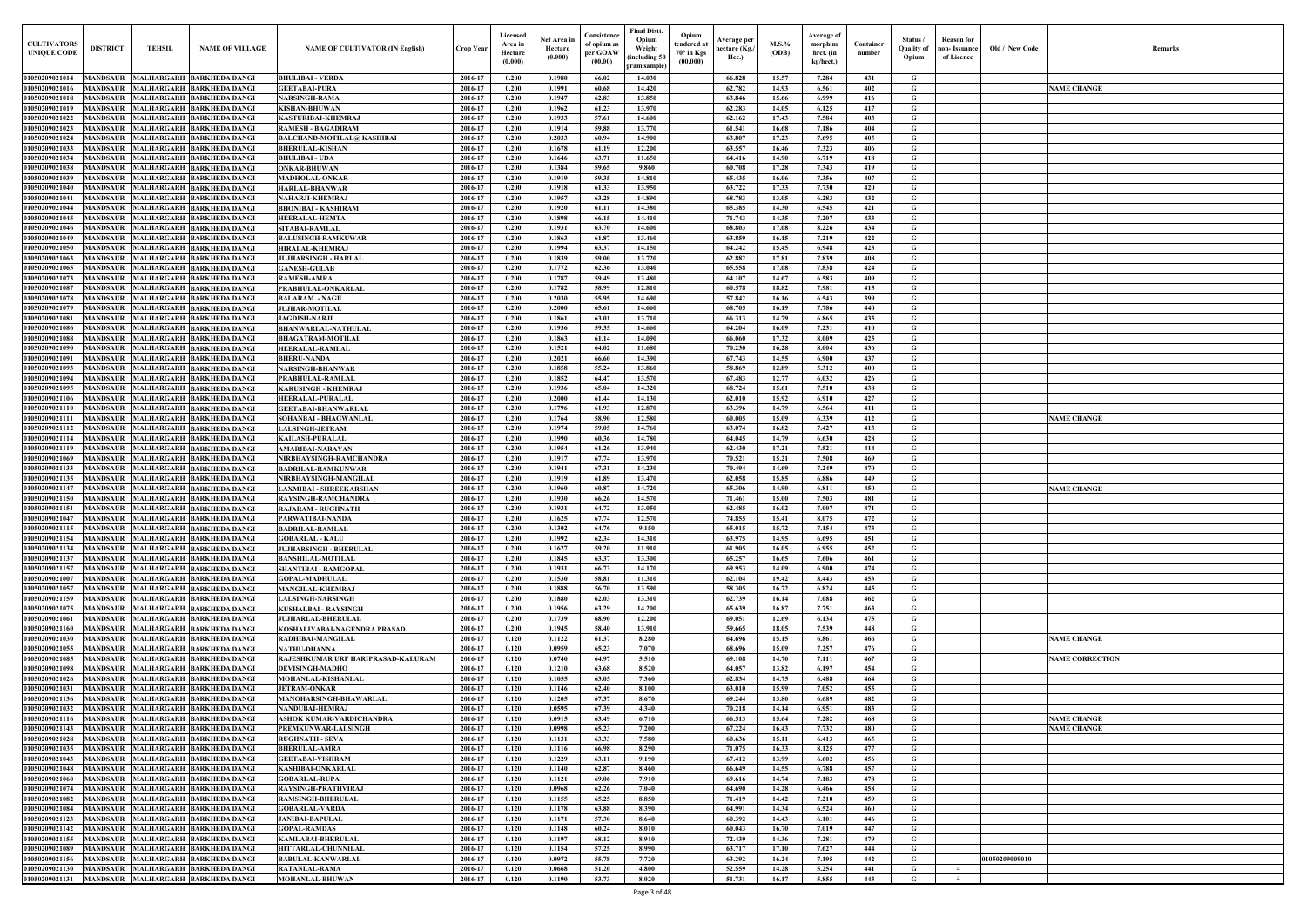| CULTIVATORS UNIQUE CODE | DISTRICT | TEHSIL | NAME OF VILLAGE | NAME OF CULTIVATOR (IN English) | Crop Year | Licensed Area in Hectare (0.000) | Net Area in Hectare (0.000) | Consistence of opium as per GOAW (00.00) | Final Distt. Opium Weight (including 50 gram sample) | Opium tendered at 70° in Kgs (00.000) | Average per hectare (Kg./ Hec.) | M.S.% (ODB) | Average of morphinr hrct. (in kg/hect.) | Container number | Status / Quality of Opium | Reason for non- Issuance of Licence | Old / New Code | Remarks |
|---|---|---|---|---|---|---|---|---|---|---|---|---|---|---|---|---|---|---|
| 01050209021014 | MANDSAUR | MALHARGARH | BARKHEDA DANGI | BHULIBAI - VERDA | 2016-17 | 0.200 | 0.1980 | 66.02 | 14.030 | | 66.828 | 15.57 | 7.284 | 431 | G | | | |
| 01050209021016 | MANDSAUR | MALHARGARH | BARKHEDA DANGI | GEETABAI-PURA | 2016-17 | 0.200 | 0.1991 | 60.68 | 14.420 | | 62.782 | 14.93 | 6.561 | 402 | G | | | NAME CHANGE |
| 01050209021018 | MANDSAUR | MALHARGARH | BARKHEDA DANGI | NARSINGH-RAMA | 2016-17 | 0.200 | 0.1947 | 62.83 | 13.850 | | 63.846 | 15.66 | 6.999 | 416 | G | | | |
| 01050209021019 | MANDSAUR | MALHARGARH | BARKHEDA DANGI | KISHAN-BHUWAN | 2016-17 | 0.200 | 0.1962 | 61.23 | 13.970 | | 62.283 | 14.05 | 6.125 | 417 | G | | | |
| 01050209021022 | MANDSAUR | MALHARGARH | BARKHEDA DANGI | KASTURIBAI-KHEMRAJ | 2016-17 | 0.200 | 0.1933 | 57.61 | 14.600 | | 62.162 | 17.43 | 7.584 | 403 | G | | | |
| 01050209021023 | MANDSAUR | MALHARGARH | BARKHEDA DANGI | RAMESH - BAGADIRAM | 2016-17 | 0.200 | 0.1914 | 59.88 | 13.770 | | 61.541 | 16.68 | 7.186 | 404 | G | | | |
| 01050209021024 | MANDSAUR | MALHARGARH | BARKHEDA DANGI | BALCHAND-MOTILAL@ KASHIBAI | 2016-17 | 0.200 | 0.2033 | 60.94 | 14.900 | | 63.807 | 17.23 | 7.695 | 405 | G | | | |
| 01050209021033 | MANDSAUR | MALHARGARH | BARKHEDA DANGI | BHERULAL-KISHAN | 2016-17 | 0.200 | 0.1678 | 61.19 | 12.200 | | 63.557 | 16.46 | 7.323 | 406 | G | | | |
| 01050209021034 | MANDSAUR | MALHARGARH | BARKHEDA DANGI | BHULIBAI - UDA | 2016-17 | 0.200 | 0.1646 | 63.71 | 11.650 | | 64.416 | 14.90 | 6.719 | 418 | G | | | |
| 01050209021038 | MANDSAUR | MALHARGARH | BARKHEDA DANGI | ONKAR-BHUWAN | 2016-17 | 0.200 | 0.1384 | 59.65 | 9.860 | | 60.708 | 17.28 | 7.343 | 419 | G | | | |
| 01050209021039 | MANDSAUR | MALHARGARH | BARKHEDA DANGI | MADHOLAL-ONKAR | 2016-17 | 0.200 | 0.1919 | 59.35 | 14.810 | | 65.435 | 16.06 | 7.356 | 407 | G | | | |
| 01050209021040 | MANDSAUR | MALHARGARH | BARKHEDA DANGI | HARLAL-BHANWAR | 2016-17 | 0.200 | 0.1918 | 61.33 | 13.950 | | 63.722 | 17.33 | 7.730 | 420 | G | | | |
| 01050209021041 | MANDSAUR | MALHARGARH | BARKHEDA DANGI | NAHARJI-KHEMRAJ | 2016-17 | 0.200 | 0.1957 | 63.28 | 14.890 | | 68.783 | 13.05 | 6.283 | 432 | G | | | |
| 01050209021044 | MANDSAUR | MALHARGARH | BARKHEDA DANGI | BHONIBAI - KASHIRAM | 2016-17 | 0.200 | 0.1920 | 61.11 | 14.380 | | 65.385 | 14.30 | 6.545 | 421 | G | | | |
| 01050209021045 | MANDSAUR | MALHARGARH | BARKHEDA DANGI | HEERALAL-HEMTA | 2016-17 | 0.200 | 0.1898 | 66.15 | 14.410 | | 71.743 | 14.35 | 7.207 | 433 | G | | | |
| 01050209021046 | MANDSAUR | MALHARGARH | BARKHEDA DANGI | SITABAI-RAMLAL | 2016-17 | 0.200 | 0.1931 | 63.70 | 14.600 | | 68.803 | 17.08 | 8.226 | 434 | G | | | |
| 01050209021049 | MANDSAUR | MALHARGARH | BARKHEDA DANGI | BALUSINGH-RAMKUWAR | 2016-17 | 0.200 | 0.1863 | 61.87 | 13.460 | | 63.859 | 16.15 | 7.219 | 422 | G | | | |
| 01050209021050 | MANDSAUR | MALHARGARH | BARKHEDA DANGI | HIRALAL-KHEMRAJ | 2016-17 | 0.200 | 0.1994 | 63.37 | 14.150 | | 64.242 | 15.45 | 6.948 | 423 | G | | | |
| 01050209021063 | MANDSAUR | MALHARGARH | BARKHEDA DANGI | JUJHARSINGH - HARLAL | 2016-17 | 0.200 | 0.1839 | 59.00 | 13.720 | | 62.882 | 17.81 | 7.839 | 408 | G | | | |
| 01050209021065 | MANDSAUR | MALHARGARH | BARKHEDA DANGI | GANESH-GULAB | 2016-17 | 0.200 | 0.1772 | 62.36 | 13.040 | | 65.558 | 17.08 | 7.838 | 424 | G | | | |
| 01050209021073 | MANDSAUR | MALHARGARH | BARKHEDA DANGI | RAMESH-AMRA | 2016-17 | 0.200 | 0.1787 | 59.49 | 13.480 | | 64.107 | 14.67 | 6.583 | 409 | G | | | |
| 01050209021087 | MANDSAUR | MALHARGARH | BARKHEDA DANGI | PRABHULAL-ONKARLAL | 2016-17 | 0.200 | 0.1782 | 58.99 | 12.810 | | 60.578 | 18.82 | 7.981 | 415 | G | | | |
| 01050209021078 | MANDSAUR | MALHARGARH | BARKHEDA DANGI | BALARAM - NAGU | 2016-17 | 0.200 | 0.2030 | 55.95 | 14.690 | | 57.842 | 16.16 | 6.543 | 399 | G | | | |
| 01050209021079 | MANDSAUR | MALHARGARH | BARKHEDA DANGI | JUJHAR-MOTILAL | 2016-17 | 0.200 | 0.2000 | 65.61 | 14.660 | | 68.705 | 16.19 | 7.786 | 440 | G | | | |
| 01050209021081 | MANDSAUR | MALHARGARH | BARKHEDA DANGI | JAGDISH-NARJI | 2016-17 | 0.200 | 0.1861 | 63.01 | 13.710 | | 66.313 | 14.79 | 6.865 | 435 | G | | | |
| 01050209021086 | MANDSAUR | MALHARGARH | BARKHEDA DANGI | BHANWARLAL-NATHULAL | 2016-17 | 0.200 | 0.1936 | 59.35 | 14.660 | | 64.204 | 16.09 | 7.231 | 410 | G | | | |
| 01050209021088 | MANDSAUR | MALHARGARH | BARKHEDA DANGI | BHAGATRAM-MOTILAL | 2016-17 | 0.200 | 0.1863 | 61.14 | 14.090 | | 66.060 | 17.32 | 8.009 | 425 | G | | | |
| 01050209021090 | MANDSAUR | MALHARGARH | BARKHEDA DANGI | HEERALAL-RAMLAL | 2016-17 | 0.200 | 0.1521 | 64.02 | 11.680 | | 70.230 | 16.28 | 8.004 | 436 | G | | | |
| 01050209021091 | MANDSAUR | MALHARGARH | BARKHEDA DANGI | BHERU-NANDA | 2016-17 | 0.200 | 0.2021 | 66.60 | 14.390 | | 67.743 | 14.55 | 6.900 | 437 | G | | | |
| 01050209021093 | MANDSAUR | MALHARGARH | BARKHEDA DANGI | NARSINGH-BHANWAR | 2016-17 | 0.200 | 0.1858 | 55.24 | 13.860 | | 58.869 | 12.89 | 5.312 | 400 | G | | | |
| 01050209021094 | MANDSAUR | MALHARGARH | BARKHEDA DANGI | PRABHULAL-RAMLAL | 2016-17 | 0.200 | 0.1852 | 64.47 | 13.570 | | 67.483 | 12.77 | 6.032 | 426 | G | | | |
| 01050209021095 | MANDSAUR | MALHARGARH | BARKHEDA DANGI | KARUSINGH - KHEMRAJ | 2016-17 | 0.200 | 0.1936 | 65.04 | 14.320 | | 68.724 | 15.61 | 7.510 | 438 | G | | | |
| 01050209021106 | MANDSAUR | MALHARGARH | BARKHEDA DANGI | HEERALAL-PURALAL | 2016-17 | 0.200 | 0.2000 | 61.44 | 14.130 | | 62.010 | 15.92 | 6.910 | 427 | G | | | |
| 01050209021110 | MANDSAUR | MALHARGARH | BARKHEDA DANGI | GEETABAI-BHANWARLAL | 2016-17 | 0.200 | 0.1796 | 61.93 | 12.870 | | 63.396 | 14.79 | 6.564 | 411 | G | | | |
| 01050209021111 | MANDSAUR | MALHARGARH | BARKHEDA DANGI | SOHANBAI - BHAGWANLAL | 2016-17 | 0.200 | 0.1764 | 58.90 | 12.580 | | 60.005 | 15.09 | 6.339 | 412 | G | | | NAME CHANGE |
| 01050209021112 | MANDSAUR | MALHARGARH | BARKHEDA DANGI | LALSINGH-JETRAM | 2016-17 | 0.200 | 0.1974 | 59.05 | 14.760 | | 63.074 | 16.82 | 7.427 | 413 | G | | | |
| 01050209021114 | MANDSAUR | MALHARGARH | BARKHEDA DANGI | KAILASH-PURALAL | 2016-17 | 0.200 | 0.1990 | 60.36 | 14.780 | | 64.045 | 14.79 | 6.630 | 428 | G | | | |
| 01050209021119 | MANDSAUR | MALHARGARH | BARKHEDA DANGI | AMARIBAI-NARAYAN | 2016-17 | 0.200 | 0.1954 | 61.26 | 13.940 | | 62.430 | 17.21 | 7.521 | 414 | G | | | |
| 01050209021069 | MANDSAUR | MALHARGARH | BARKHEDA DANGI | NIRBHAYSINGH-RAMCHANDRA | 2016-17 | 0.200 | 0.1917 | 67.74 | 13.970 | | 70.521 | 15.21 | 7.508 | 469 | G | | | |
| 01050209021133 | MANDSAUR | MALHARGARH | BARKHEDA DANGI | BADRILAL-RAMKUNWAR | 2016-17 | 0.200 | 0.1941 | 67.31 | 14.230 | | 70.494 | 14.69 | 7.249 | 470 | G | | | |
| 01050209021135 | MANDSAUR | MALHARGARH | BARKHEDA DANGI | NIRBHAYSINGH-MANGILAL | 2016-17 | 0.200 | 0.1919 | 61.89 | 13.470 | | 62.058 | 15.85 | 6.886 | 449 | G | | | |
| 01050209021147 | MANDSAUR | MALHARGARH | BARKHEDA DANGI | LAXMIBAI - SHREEKARSHAN | 2016-17 | 0.200 | 0.1960 | 60.87 | 14.720 | | 65.306 | 14.90 | 6.811 | 450 | G | | | NAME CHANGE |
| 01050209021150 | MANDSAUR | MALHARGARH | BARKHEDA DANGI | RAYSINGH-RAMCHANDRA | 2016-17 | 0.200 | 0.1930 | 66.26 | 14.570 | | 71.461 | 15.00 | 7.503 | 481 | G | | | |
| 01050209021151 | MANDSAUR | MALHARGARH | BARKHEDA DANGI | RAJARAM - RUGHNATH | 2016-17 | 0.200 | 0.1931 | 64.72 | 13.050 | | 62.485 | 16.02 | 7.007 | 471 | G | | | |
| 01050209021047 | MANDSAUR | MALHARGARH | BARKHEDA DANGI | PARWATIBAI-NANDA | 2016-17 | 0.200 | 0.1625 | 67.74 | 12.570 | | 74.855 | 15.41 | 8.075 | 472 | G | | | |
| 01050209021115 | MANDSAUR | MALHARGARH | BARKHEDA DANGI | BADRILAL-RAMLAL | 2016-17 | 0.200 | 0.1302 | 64.76 | 9.150 | | 65.015 | 15.72 | 7.154 | 473 | G | | | |
| 01050209021154 | MANDSAUR | MALHARGARH | BARKHEDA DANGI | GOBARLAL - KALU | 2016-17 | 0.200 | 0.1992 | 62.34 | 14.310 | | 63.975 | 14.95 | 6.695 | 451 | G | | | |
| 01050209021134 | MANDSAUR | MALHARGARH | BARKHEDA DANGI | JUJHARSINGH - BHERULAL | 2016-17 | 0.200 | 0.1627 | 59.20 | 11.910 | | 61.905 | 16.05 | 6.955 | 452 | G | | | |
| 01050209021137 | MANDSAUR | MALHARGARH | BARKHEDA DANGI | BANSHILAL-MOTILAL | 2016-17 | 0.200 | 0.1845 | 63.37 | 13.300 | | 65.257 | 16.65 | 7.606 | 461 | G | | | |
| 01050209021157 | MANDSAUR | MALHARGARH | BARKHEDA DANGI | SHANTIBAI - RAMGOPAL | 2016-17 | 0.200 | 0.1931 | 66.73 | 14.170 | | 69.953 | 14.09 | 6.900 | 474 | G | | | |
| 01050209021007 | MANDSAUR | MALHARGARH | BARKHEDA DANGI | GOPAL-MADHULAL | 2016-17 | 0.200 | 0.1530 | 58.81 | 11.310 | | 62.104 | 19.42 | 8.443 | 453 | G | | | |
| 01050209021057 | MANDSAUR | MALHARGARH | BARKHEDA DANGI | MANGILAL-KHEMRAJ | 2016-17 | 0.200 | 0.1888 | 56.70 | 13.590 | | 58.305 | 16.72 | 6.824 | 445 | G | | | |
| 01050209021159 | MANDSAUR | MALHARGARH | BARKHEDA DANGI | LALSINGH-NARSINGH | 2016-17 | 0.200 | 0.1880 | 62.03 | 13.310 | | 62.739 | 16.14 | 7.088 | 462 | G | | | |
| 01050209021075 | MANDSAUR | MALHARGARH | BARKHEDA DANGI | KUSHALBAI - RAYSINGH | 2016-17 | 0.200 | 0.1956 | 63.29 | 14.200 | | 65.639 | 16.87 | 7.751 | 463 | G | | | |
| 01050209021061 | MANDSAUR | MALHARGARH | BARKHEDA DANGI | JUJHARLAL-BHERULAL | 2016-17 | 0.200 | 0.1739 | 68.90 | 12.200 | | 69.051 | 12.69 | 6.134 | 475 | G | | | |
| 01050209021160 | MANDSAUR | MALHARGARH | BARKHEDA DANGI | KOSHALIYABAI-NAGENDRA PRASAD | 2016-17 | 0.200 | 0.1945 | 58.40 | 13.910 | | 59.665 | 18.05 | 7.539 | 448 | G | | | |
| 01050209021030 | MANDSAUR | MALHARGARH | BARKHEDA DANGI | RADHIBAI-MANGILAL | 2016-17 | 0.120 | 0.1122 | 61.37 | 8.280 | | 64.696 | 15.15 | 6.861 | 466 | G | | | NAME CHANGE |
| 01050209021055 | MANDSAUR | MALHARGARH | BARKHEDA DANGI | NATHU-DHANNA | 2016-17 | 0.120 | 0.0959 | 65.23 | 7.070 | | 68.696 | 15.09 | 7.257 | 476 | G | | | |
| 01050209021085 | MANDSAUR | MALHARGARH | BARKHEDA DANGI | RAJESHKUMAR URF HARIPRASAD-KALURAM | 2016-17 | 0.120 | 0.0740 | 64.97 | 5.510 | | 69.108 | 14.70 | 7.111 | 467 | G | | | NAME CORRECTION |
| 01050209021098 | MANDSAUR | MALHARGARH | BARKHEDA DANGI | DEVISINGH-MADHO | 2016-17 | 0.120 | 0.1210 | 63.68 | 8.520 | | 64.057 | 13.82 | 6.197 | 454 | G | | | |
| 01050209021026 | MANDSAUR | MALHARGARH | BARKHEDA DANGI | MOHANLAL-KISHANLAL | 2016-17 | 0.120 | 0.1055 | 63.05 | 7.360 | | 62.834 | 14.75 | 6.488 | 464 | G | | | |
| 01050209021031 | MANDSAUR | MALHARGARH | BARKHEDA DANGI | JETRAM-ONKAR | 2016-17 | 0.120 | 0.1146 | 62.40 | 8.100 | | 63.010 | 15.99 | 7.052 | 455 | G | | | |
| 01050209021136 | MANDSAUR | MALHARGARH | BARKHEDA DANGI | MANOHARSINGH-BHAWARLAL | 2016-17 | 0.120 | 0.1205 | 67.37 | 8.670 | | 69.244 | 13.80 | 6.689 | 482 | G | | | |
| 01050209021032 | MANDSAUR | MALHARGARH | BARKHEDA DANGI | NANDUBAI-HEMRAJ | 2016-17 | 0.120 | 0.0595 | 67.39 | 4.340 | | 70.218 | 14.14 | 6.951 | 483 | G | | | |
| 01050209021116 | MANDSAUR | MALHARGARH | BARKHEDA DANGI | ASHOK KUMAR-VARDICHANDRA | 2016-17 | 0.120 | 0.0915 | 63.49 | 6.710 | | 66.513 | 15.64 | 7.282 | 468 | G | | | NAME CHANGE |
| 01050209021143 | MANDSAUR | MALHARGARH | BARKHEDA DANGI | PREMKUNWAR-LALSINGH | 2016-17 | 0.120 | 0.0998 | 65.23 | 7.200 | | 67.224 | 16.43 | 7.732 | 480 | G | | | NAME CHANGE |
| 01050209021028 | MANDSAUR | MALHARGARH | BARKHEDA DANGI | RUGHNATH - SEVA | 2016-17 | 0.120 | 0.1131 | 63.33 | 7.580 | | 60.636 | 15.11 | 6.413 | 465 | G | | | |
| 01050209021035 | MANDSAUR | MALHARGARH | BARKHEDA DANGI | BHERULAL-AMRA | 2016-17 | 0.120 | 0.1116 | 66.98 | 8.290 | | 71.075 | 16.33 | 8.125 | 477 | G | | | |
| 01050209021043 | MANDSAUR | MALHARGARH | BARKHEDA DANGI | GEETABAI-VISHRAM | 2016-17 | 0.120 | 0.1229 | 63.11 | 9.190 | | 67.412 | 13.99 | 6.602 | 456 | G | | | |
| 01050209021048 | MANDSAUR | MALHARGARH | BARKHEDA DANGI | KASHIBAI-ONKARLAL | 2016-17 | 0.120 | 0.1140 | 62.87 | 8.460 | | 66.649 | 14.55 | 6.788 | 457 | G | | | |
| 01050209021060 | MANDSAUR | MALHARGARH | BARKHEDA DANGI | GOBARLAL-RUPA | 2016-17 | 0.120 | 0.1121 | 69.06 | 7.910 | | 69.616 | 14.74 | 7.183 | 478 | G | | | |
| 01050209021074 | MANDSAUR | MALHARGARH | BARKHEDA DANGI | RAYSINGH-PRATHVIRAJ | 2016-17 | 0.120 | 0.0968 | 62.26 | 7.040 | | 64.690 | 14.28 | 6.466 | 458 | G | | | |
| 01050209021082 | MANDSAUR | MALHARGARH | BARKHEDA DANGI | RAMSINGH-BHERULAL | 2016-17 | 0.120 | 0.1155 | 65.25 | 8.850 | | 71.419 | 14.42 | 7.210 | 459 | G | | | |
| 01050209021084 | MANDSAUR | MALHARGARH | BARKHEDA DANGI | GOBARLAL-VARDA | 2016-17 | 0.120 | 0.1178 | 63.88 | 8.390 | | 64.991 | 14.34 | 6.524 | 460 | G | | | |
| 01050209021123 | MANDSAUR | MALHARGARH | BARKHEDA DANGI | JANIBAI-BAPULAL | 2016-17 | 0.120 | 0.1171 | 57.30 | 8.640 | | 60.392 | 14.43 | 6.101 | 446 | G | | | |
| 01050209021142 | MANDSAUR | MALHARGARH | BARKHEDA DANGI | GOPAL-RAMDAS | 2016-17 | 0.120 | 0.1148 | 60.24 | 8.010 | | 60.043 | 16.70 | 7.019 | 447 | G | | | |
| 01050209021155 | MANDSAUR | MALHARGARH | BARKHEDA DANGI | KAMLABAI-BHERULAL | 2016-17 | 0.120 | 0.1197 | 68.12 | 8.910 | | 72.439 | 14.36 | 7.281 | 479 | G | | | |
| 01050209021089 | MANDSAUR | MALHARGARH | BARKHEDA DANGI | HITTARLAL-CHUNNILAL | 2016-17 | 0.120 | 0.1154 | 57.25 | 8.990 | | 63.717 | 17.10 | 7.627 | 444 | G | | | |
| 01050209021156 | MANDSAUR | MALHARGARH | BARKHEDA DANGI | BABULAL-KANWARLAL | 2016-17 | 0.120 | 0.0972 | 55.78 | 7.720 | | 63.292 | 16.24 | 7.195 | 442 | G | | 01050209009010 | |
| 01050209021130 | MANDSAUR | MALHARGARH | BARKHEDA DANGI | RATANLAL-RAMA | 2016-17 | 0.120 | 0.0668 | 51.20 | 4.800 | | 52.559 | 14.28 | 5.254 | 441 | G | 4 | | |
| 01050209021131 | MANDSAUR | MALHARGARH | BARKHEDA DANGI | MOHANLAL-BHUWAN | 2016-17 | 0.120 | 0.1190 | 53.73 | 8.020 | | 51.731 | 16.17 | 5.855 | 443 | G | 4 | | |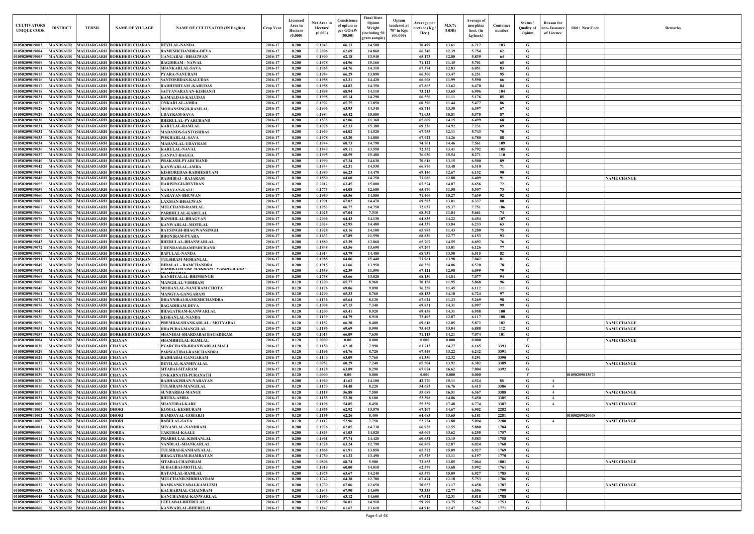| CULTIVATORS UNIQUE CODE | DISTRICT | TEHSIL | NAME OF VILLAGE | NAME OF CULTIVATOR (IN English) | Crop Year | Licensed Area in Hectare (0.000) | Net Area in Hectare (0.000) | Consistence of opium as per GOAW (00.00) | Final Distt. Opium Weight (including 50 gram sample) | Opium tendered at 70° in Kgs (00.000) | Average per hectare (Kg./ Hec.) | M.S.% (ODB) | Average of morphinr hrct. (in kg/hect.) | Container number | Status / Quality of Opium | Reason for non- Issuance of Licence | Old / New Code | Remarks |
|---|---|---|---|---|---|---|---|---|---|---|---|---|---|---|---|---|---|---|
| 01050209019003 | MANDSAUR | MALHARGARH | BORKHEDI CHARAN | DEVILAL-NANDA | 2016-17 | 0.200 | 0.1943 | 66.13 | 14.500 | | 70.499 | 13.61 | 6.717 | 103 | G | | | |
| 01050209019004 | MANDSAUR | MALHARGARH | BORKHEDI CHARAN | RAMESHCHANDRA-DEVA | 2016-17 | 0.200 | 0.2006 | 62.69 | 14.860 | | 66.340 | 12.39 | 5.754 | 62 | G | | | |
| 01050209019005 | MANDSAUR | MALHARGARH | BORKHEDI CHARAN | GANGABAI - BHAGWAN | 2016-17 | 0.200 | 0.1900 | 62.18 | 13.940 | | 65.173 | 12.80 | 5.839 | 64 | G | | | |
| 01050209019009 | MANDSAUR | MALHARGARH | BORKHEDI CHARAN | BAGDIRAM - NAWAL | 2016-17 | 0.200 | 0.1978 | 64.96 | 15.160 | | 71.122 | 11.45 | 5.701 | 65 | G | | | |
| 01050209019011 | MANDSAUR | MALHARGARH | BORKHEDI CHARAN | SHANKARLAL-SAVA | 2016-17 | 0.200 | 0.1965 | 64.76 | 14.310 | | 67.374 | 12.83 | 6.051 | 83 | G | | | |
| 01050209019015 | MANDSAUR | MALHARGARH | BORKHEDI CHARAN | PYARA-NANURAM | 2016-17 | 0.200 | 0.1984 | 66.29 | 13.890 | | 66.300 | 13.47 | 6.251 | 95 | G | | | |
| 01050209019016 | MANDSAUR | MALHARGARH | BORKHEDI CHARAN | SANTOSHDAS-KALUDAS | 2016-17 | 0.200 | 0.1958 | 63.31 | 14.420 | | 66.608 | 11.99 | 5.590 | 66 | G | | | |
| 01050209019017 | MANDSAUR | MALHARGARH | BORKHEDI CHARAN | RADHESHYAM -KARUDAS | 2016-17 | 0.200 | 0.1958 | 64.82 | 14.350 | | 67.865 | 13.62 | 6.470 | 84 | G | | | |
| 01050209019018 | MANDSAUR | MALHARGARH | BORKHEDI CHARAN | SATYANARAYAN-KISHANJI | 2016-17 | 0.200 | 0.1898 | 68.94 | 14.110 | | 73.213 | 13.65 | 6.996 | 104 | G | | | |
| 01050209019021 | MANDSAUR | MALHARGARH | BORKHEDI CHARAN | KAMALDAS-KALUDAS | 2016-17 | 0.200 | 0.1998 | 65.14 | 14.290 | | 66.556 | 11.11 | 5.176 | 85 | G | | | |
| 01050209019027 | MANDSAUR | MALHARGARH | BORKHEDI CHARAN | ONKARLAL-AMRA | 2016-17 | 0.200 | 0.1902 | 65.75 | 13.850 | | 68.396 | 11.44 | 5.477 | 86 | G | | | |
| 01050209019028 | MANDSAUR | MALHARGARH | BORKHEDI CHARAN | MOHANSINGH-RAMLAL | 2016-17 | 0.200 | 0.1906 | 63.93 | 14.340 | | 68.714 | 13.30 | 6.397 | 67 | G | | | |
| 01050209019029 | MANDSAUR | MALHARGARH | BORKHEDI CHARAN | UDAYRAM-SAVA | 2016-17 | 0.200 | 0.1984 | 65.42 | 15.080 | | 71.033 | 10.81 | 5.375 | 87 | G | | | |
| 01050209019030 | MANDSAUR | MALHARGARH | BORKHEDI CHARAN | BHERULAL-PYARCHAND | 2016-17 | 0.200 | 0.1535 | 62.06 | 11.360 | | 65.609 | 14.15 | 6.499 | 68 | G | | | |
| 01050209019031 | MANDSAUR | MALHARGARH | BORKHEDI CHARAN | KARULAL-RAMLAL | 2016-17 | 0.200 | 0.1978 | 62.33 | 15.380 | | 69.236 | 14.92 | 7.231 | 69 | G | | | |
| 01050209019032 | MANDSAUR | MALHARGARH | BORKHEDI CHARAN | MADANDS-SANTOSHDAS | 2016-17 | 0.200 | 0.1960 | 64.02 | 14.520 | | 67.755 | 12.11 | 5.743 | 70 | G | | | |
| 01050209019033 | MANDSAUR | MALHARGARH | BORKHEDI CHARAN | POKHARLAL-SAVA | 2016-17 | 0.200 | 0.1978 | 63.20 | 14.880 | | 67.922 | 14.26 | 6.780 | 88 | G | | | |
| 01050209019034 | MANDSAUR | MALHARGARH | BORKHEDI CHARAN | MADANLAL-UDAYRAM | 2016-17 | 0.200 | 0.1944 | 68.73 | 14.790 | | 74.701 | 14.46 | 7.561 | 109 | G | | | |
| 01050209019036 | MANDSAUR | MALHARGARH | BORKHEDI CHARAN | KARULAL-NAVAL | 2016-17 | 0.200 | 0.1849 | 69.11 | 13.550 | | 72.352 | 13.41 | 6.792 | 105 | G | | | |
| 01050209019037 | MANDSAUR | MALHARGARH | BORKHEDI CHARAN | GANPAT-BAGGA | 2016-17 | 0.200 | 0.1995 | 68.59 | 15.480 | | 76.030 | 15.54 | 8.271 | 110 | G | | | |
| 01050209019040 | MANDSAUR | MALHARGARH | BORKHEDI CHARAN | PRAKASH-PYARCHAND | 2016-17 | 0.200 | 0.1990 | 67.24 | 14.630 | | 70.618 | 13.15 | 6.500 | 89 | G | | | |
| 01050209019042 | MANDSAUR | MALHARGARH | BORKHEDI CHARAN | KANWARLAL-AMRA | 2016-17 | 0.200 | 0.1934 | 62.31 | 14.530 | | 66.876 | 13.48 | 6.310 | 71 | G | | | |
| 01050209019045 | MANDSAUR | MALHARGARH | BORKHEDI CHARAN | KISHOREDAS-RADHESHYAM | 2016-17 | 0.200 | 0.1980 | 66.23 | 14.470 | | 69.146 | 12.67 | 6.132 | 90 | G | | | |
| 01050209019048 | MANDSAUR | MALHARGARH | BORKHEDI CHARAN | RADHIBAI - RAJARAM | 2016-17 | 0.200 | 0.1850 | 64.60 | 14.250 | | 71.086 | 12.88 | 6.409 | 91 | G | | | NAME CHANGE |
| 01050209019055 | MANDSAUR | MALHARGARH | BORKHEDI CHARAN | HARISINGH-DEVIDAN | 2016-17 | 0.200 | 0.2012 | 63.45 | 15.000 | | 67.574 | 14.07 | 6.656 | 72 | G | | | |
| 01050209019059 | MANDSAUR | MALHARGARH | BORKHEDI CHARAN | NARAYAN-KALU | 2016-17 | 0.200 | 0.1773 | 64.08 | 12.680 | | 65.470 | 11.58 | 5.307 | 73 | G | | | |
| 01050209019060 | MANDSAUR | MALHARGARH | BORKHEDI CHARAN | NARAYAN-BHUWAN | 2016-17 | 0.200 | 0.1950 | 65.56 | 14.880 | | 71.466 | 15.27 | 7.639 | 92 | G | | | |
| 01050209019083 | MANDSAUR | MALHARGARH | BORKHEDI CHARAN | LAXMAN-BHAGWAN | 2016-17 | 0.200 | 0.1991 | 67.02 | 14.470 | | 69.583 | 13.01 | 6.337 | 80 | G | | | |
| 01050209019067 | MANDSAUR | MALHARGARH | BORKHEDI CHARAN | MULCHAND-RAMLAL | 2016-17 | 0.200 | 0.1953 | 66.77 | 14.750 | | 72.037 | 15.37 | 7.751 | 106 | G | | | |
| 01050209019068 | MANDSAUR | MALHARGARH | BORKHEDI CHARAN | PARBHULAL-KARULAL | 2016-17 | 0.200 | 0.1025 | 67.04 | 7.310 | | 68.302 | 11.84 | 5.661 | 74 | G | | | |
| 01050209019070 | MANDSAUR | MALHARGARH | BORKHEDI CHARAN | BANSHILAL-BHAGVAN | 2016-17 | 0.200 | 0.2006 | 64.43 | 14.130 | | 64.835 | 14.22 | 6.454 | 107 | G | | | |
| 01050209019071 | MANDSAUR | MALHARGARH | BORKHEDI CHARAN | KANWARLAL-MOTILAL | 2016-17 | 0.200 | 0.2024 | 62.95 | 14.480 | | 64.337 | 13.84 | 6.233 | 63 | G | | | |
| 01050209019077 | MANDSAUR | MALHARGARH | BORKHEDI CHARAN | RAYSINGH-BHAGWANSINGH | 2016-17 | 0.200 | 0.1928 | 63.16 | 14.100 | | 65.985 | 11.43 | 5.280 | 75 | G | | | |
| 01050209019007 | MANDSAUR | MALHARGARH | BORKHEDI CHARAN | BHONIRAM-PYARA | 2016-17 | 0.200 | 0.1633 | 67.89 | 11.590 | | 68.836 | 12.77 | 6.153 | 93 | G | | | |
| 01050209019043 | MANDSAUR | MALHARGARH | BORKHEDI CHARAN | BHERULAL-BHANWARLAL | 2016-17 | 0.200 | 0.1880 | 62.39 | 13.860 | | 65.707 | 14.55 | 6.692 | 76 | G | | | |
| 01050209019072 | MANDSAUR | MALHARGARH | BORKHEDI CHARAN | CHENRAM-RAMESHCHAND | 2016-17 | 0.200 | 0.1848 | 63.56 | 13.690 | | 67.267 | 13.01 | 6.126 | 77 | G | | | |
| 01050209019090 | MANDSAUR | MALHARGARH | BORKHEDI CHARAN | BAPULAL-NANDA | 2016-17 | 0.200 | 0.1914 | 63.79 | 14.480 | | 68.939 | 13.50 | 6.515 | 82 | G | | | |
| 01050209019091 | MANDSAUR | MALHARGARH | BORKHEDI CHARAN | TULSIRAM-MOHANLAL | 2016-17 | 0.200 | 0.1988 | 64.86 | 15.440 | | 71.961 | 13.98 | 7.042 | 81 | G | | | |
| 01050209019049 | MANDSAUR | MALHARGARH | BORKHEDI CHARAN | HIRALAL - RAMCHANDRA | 2016-17 | 0.200 | 0.1915 | 63.66 | 13.950 | | 66.250 | 14.06 | 6.520 | 78 | G | | | |
| 01050209019092 | MANDSAUR | MALHARGARH | BORKHEDI CHARAN | DASHRATH URF MAKRAM - VARDICHAND - | 2016-17 | 0.200 | 0.1539 | 62.39 | 11.590 | | 67.121 | 12.98 | 6.099 | 79 | G | | | |
| 01050209019069 | MANDSAUR | MALHARGARH | BORKHEDI CHARAN | KANHIYALAL-BHIMSINGH | 2016-17 | 0.200 | 0.1738 | 63.66 | 13.020 | | 68.130 | 14.84 | 7.077 | 94 | G | | | |
| 01050209019008 | MANDSAUR | MALHARGARH | BORKHEDI CHARAN | MANGILAL-VISHRAM | 2016-17 | 0.120 | 0.1200 | 65.77 | 8.960 | | 70.158 | 11.95 | 5.868 | 96 | G | | | |
| 01050209019046 | MANDSAUR | MALHARGARH | BORKHEDI CHARAN | MOHANLAL-NANURAM CHOTA | 2016-17 | 0.120 | 0.1176 | 69.06 | 9.090 | | 76.258 | 11.45 | 6.112 | 111 | G | | | |
| 01050209019061 | MANDSAUR | MALHARGARH | BORKHEDI CHARAN | MANGYA-GANGARAM | 2016-17 | 0.120 | 0.1200 | 65.33 | 8.760 | | 68.133 | 14.10 | 6.724 | 97 | G | | | |
| 01050209019074 | MANDSAUR | MALHARGARH | BORKHEDI CHARAN | DHANNIBAI-RAMESHCHANDRA | 2016-17 | 0.120 | 0.1136 | 65.64 | 8.120 | | 67.024 | 11.23 | 5.269 | 98 | G | | | |
| 01050209019078 | MANDSAUR | MALHARGARH | BORKHEDI CHARAN | BAGADIRAM-DEVA | 2016-17 | 0.120 | 0.1008 | 67.15 | 7.340 | | 69.851 | 14.31 | 6.997 | 99 | G | | | |
| 01050209019047 | MANDSAUR | MALHARGARH | BORKHEDI CHARAN | BHAGATRAM-KANWARLAL | 2016-17 | 0.120 | 0.1200 | 65.41 | 8.920 | | 69.458 | 14.31 | 6.958 | 100 | G | | | |
| 01050209019026 | MANDSAUR | MALHARGARH | BORKHEDI CHARAN | KISHANLAL-NANDA | 2016-17 | 0.120 | 0.1139 | 64.79 | 8.910 | | 72.405 | 12.07 | 6.117 | 108 | G | | | |
| 01050209019050 | MANDSAUR | MALHARGARH | BORKHEDI CHARAN | PREMBAI-SHANKARLAL / MOTYABAI | 2016-17 | 0.120 | 0.1152 | 66.20 | 8.480 | | 69.618 | 12.05 | 5.872 | 102 | G | | | NAME CHANGE |
| 01050209019051 | MANDSAUR | MALHARGARH | BORKHEDI CHARAN | DHAPUBAI-MANGILAL | 2016-17 | 0.120 | 0.1186 | 69.69 | 8.990 | | 75.463 | 13.04 | 6.888 | 112 | G | | | NAME CHANGE |
| 01050209019057 | MANDSAUR | MALHARGARH | BORKHEDI CHARAN | SHANIBAI-SHARDABAI BAGADIRAM | 2016-17 | 0.120 | 0.1013 | 66.09 | 7.630 | | 71.115 | 14.21 | 7.074 | 101 | G | | | |
| 01050209001004 | MANDSAUR | MALHARGARH | CHAYAN | SHAMBHULAL-RAMLAL | 2016-17 | 0.120 | 0.0000 | 0.00 | 0.000 | | 0.000 | 0.000 | 0.000 | | F | | | NAME CHANGE |
| 01050209001030 | MANDSAUR | MALHARGARH | CHAYAN | PYARCHAND-BHANWARLALMALI | 2016-17 | 0.120 | 0.1150 | 62.18 | 7.990 | | 61.713 | 14.27 | 6.165 | 3393 | G | | | |
| 01050209001029 | MANDSAUR | MALHARGARH | CHAYAN | PARWATIBAI-RAMCHANDRA | 2016-17 | 0.120 | 0.1196 | 64.76 | 8.720 | | 67.449 | 13.22 | 6.242 | 3391 | G | | | |
| 01050209001024 | MANDSAUR | MALHARGARH | CHAYAN | RADHABAI-GANGARAM | 2016-17 | 0.120 | 0.1140 | 63.09 | 7.760 | | 61.350 | 12.32 | 5.291 | 3390 | G | | | |
| 01050209001032 | MANDSAUR | MALHARGARH | CHAYAN | DEVILAL-KANHIYALAL | 2016-17 | 0.120 | 0.0952 | 60.29 | 7.240 | | 65.504 | 13.92 | 6.382 | 3389 | G | | | NAME CHANGE |
| 01050209001037 | MANDSAUR | MALHARGARH | CHAYAN | SITABAI-SITARAM | 2016-17 | 0.120 | 0.1128 | 63.89 | 8.290 | | 67.074 | 16.62 | 7.804 | 3392 | G | | | |
| 01050209001039 | MANDSAUR | MALHARGARH | CHAYAN | ONKARNATH-PURANATH | 2016-17 | 0.120 | 0.0000 | 0.00 | 0.000 | | 0.000 | 0.000 | 0.000 | | F | | 01050209013076 | |
| 01050209001020 | MANDSAUR | MALHARGARH | CHAYAN | RADHAKISHAN-NARAYAN | 2016-17 | 0.200 | 0.1960 | 41.62 | 14.100 | | 42.770 | 15.11 | 4.524 | 8S | G | 4 | | |
| 01050209001016 | MANDSAUR | MALHARGARH | CHAYAN | TULSIRAM-MANGILAL | 2016-17 | 0.120 | 0.1170 | 54.48 | 8.220 | | 54.683 | 16.76 | 6.415 | 3386 | G | 4 | | |
| 01050209001017 | MANDSAUR | MALHARGARH | CHAYAN | SUNDARBAI-MANGU | 2016-17 | 0.120 | 0.1118 | 56.88 | 7.580 | | 55.089 | 16.51 | 6.367 | 3388 | G | 4 | | NAME CHANGE |
| 01050209001021 | MANDSAUR | MALHARGARH | CHAYAN | BHURA-AMRA | 2016-17 | 0.120 | 0.1155 | 52.30 | 8.100 | | 52.398 | 14.86 | 5.450 | 3385 | G | 4 | | |
| 01050209001009 | MANDSAUR | MALHARGARH | CHAYAN | SHANTIBAI-KARU | 2016-17 | 0.120 | 0.1196 | 54.85 | 8.450 | | 55.359 | 17.48 | 6.774 | 3387 | G | 4 | | NAME CHANGE |
| 01050209011003 | MANDSAUR | MALHARGARH | DHORI | KOMAL-KESHURAM | 2016-17 | 0.200 | 0.1855 | 62.92 | 13.870 | | 67.207 | 14.67 | 6.902 | 2282 | G | | | |
| 01050209011002 | MANDSAUR | MALHARGARH | DHORI | RAMDAYAL-GOBARJI | 2016-17 | 0.120 | 0.1155 | 62.26 | 8.400 | | 64.683 | 13.65 | 6.181 | 2281 | G | | 01050209020068 | |
| 01050209011005 | MANDSAUR | MALHARGARH | DHORI | BABULAL-SAVA | 2016-17 | 0.120 | 0.1112 | 52.96 | 7.750 | | 52.724 | 13.80 | 5.094 | 2280 | G | 4 | | NAME CHANGE |
| 01050209006001 | MANDSAUR | MALHARGARH | DOBDA | SHYAMLAL-NANDRAM | 2016-17 | 0.200 | 0.1976 | 62.85 | 14.730 | | 66.928 | 12.55 | 5.880 | 1784 | G | | | |
| 01050209006006 | MANDSAUR | MALHARGARH | DOBDA | TAKUBAI-KAALU | 2016-17 | 0.200 | 0.1863 | 61.03 | 14.020 | | 65.609 | 13.62 | 6.255 | 1757 | G | | | |
| 01050209006011 | MANDSAUR | MALHARGARH | DOBDA | PRABHULAL-KISHANLAL | 2016-17 | 0.200 | 0.1961 | 57.74 | 14.420 | | 60.652 | 13.15 | 5.583 | 1758 | G | | | |
| 01050209006016 | MANDSAUR | MALHARGARH | DOBDA | NANDLAL-SHANKARLAL | 2016-17 | 0.200 | 0.1728 | 63.24 | 12.790 | | 66.869 | 12.87 | 6.024 | 1768 | G | | | |
| 01050209006018 | MANDSAUR | MALHARGARH | DOBDA | TULSIBAI-KANHAIYALAL | 2016-17 | 0.200 | 0.1868 | 61.91 | 13.850 | | 65.572 | 15.09 | 6.927 | 1769 | G | | | |
| 01050209006023 | MANDSAUR | MALHARGARH | DOBDA | BHAGATRAM-RAMRATAN | 2016-17 | 0.200 | 0.1750 | 61.32 | 13.490 | | 67.525 | 13.11 | 6.197 | 1770 | G | | | |
| 01050209006025 | MANDSAUR | MALHARGARH | DOBDA | SITABAI-CHAINRAM | 2016-17 | 0.200 | 0.0806 | 68.74 | 5.980 | | 72.853 | 13.85 | 7.064 | 1801 | G | | | NAME CHANGE |
| 01050209006027 | MANDSAUR | MALHARGARH | DOBDA | SUHAGBAI-MOTILAL | 2016-17 | 0.200 | 0.1919 | 60.00 | 14.010 | | 62.579 | 13.68 | 5.992 | 1761 | G | | | |
| 01050209006029 | MANDSAUR | MALHARGARH | DOBDA | RATANLAL-RAMLAL | 2016-17 | 0.200 | 0.1975 | 63.67 | 14.240 | | 65.579 | 15.09 | 6.927 | 1785 | G | | | |
| 01050209006030 | MANDSAUR | MALHARGARH | DOBDA | MULCHAND-NIRBHAYRAM | 2016-17 | 0.200 | 0.1742 | 64.38 | 12.780 | | 67.474 | 12.18 | 5.753 | 1786 | G | | | |
| 01050209006037 | MANDSAUR | MALHARGARH | DOBDA | RAMKANKYABAI-KAMLESH | 2016-17 | 0.200 | 0.1730 | 67.06 | 12.650 | | 70.052 | 13.17 | 6.458 | 1787 | G | | | NAME CHANGE |
| 01050209006038 | MANDSAUR | MALHARGARH | DOBDA | KACHARMAL-CHAINRAM | 2016-17 | 0.200 | 0.1943 | 67.90 | 14.690 | | 73.335 | 12.77 | 6.556 | 1799 | G | | | |
| 01050209006045 | MANDSAUR | MALHARGARH | DOBDA | KANCHANBAI-KANWARLAL | 2016-17 | 0.200 | 0.1950 | 63.12 | 14.600 | | 67.512 | 12.31 | 5.818 | 1788 | G | | | |
| 01050209006057 | MANDSAUR | MALHARGARH | DOBDA | LEELABAI-BHERULAL | 2016-17 | 0.200 | 0.1995 | 56.01 | 14.910 | | 59.799 | 13.75 | 5.756 | 1753 | G | | | |
| 01050209006060 | MANDSAUR | MALHARGARH | DOBDA | KANWARLAL-BHERULAL | 2016-17 | 0.200 | 0.1847 | 61.67 | 13.610 | | 64.916 | 12.47 | 5.667 | 1771 | G | | | |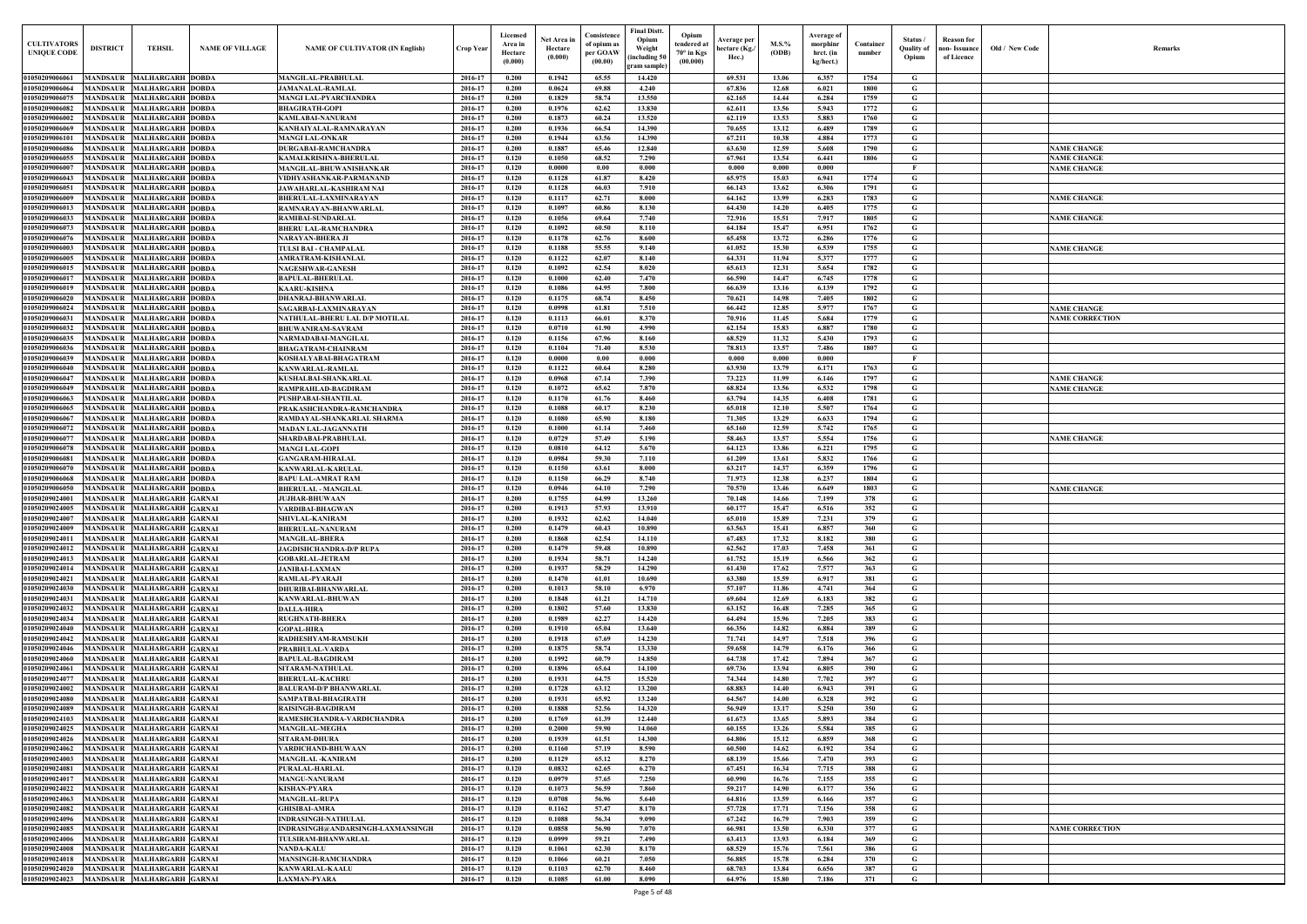| CULTIVATORS UNIQUE CODE | DISTRICT | TEHSIL | NAME OF VILLAGE | NAME OF CULTIVATOR (IN English) | Crop Year | Licensed Area in Hectare (0.000) | Net Area in Hectare (0.000) | Consistence of opium as per GOAW (00.00) | Final Distt. Opium Weight (including 50 gram sample) | Opium tendered at 70º in Kgs (00.000) | Average per hectare (Kg./ Hec.) | M.S.% (ODB) | Average of morphine hrct. (in kg/hect.) | Container number | Status / Quality of Opium | Reason for non- Issuance of Licence | Old / New Code | Remarks |
|---|---|---|---|---|---|---|---|---|---|---|---|---|---|---|---|---|---|---|
| 01050209006061 | MANDSAUR | MALHARGARH | DOBDA | MANGILAL-PRABHULAL | 2016-17 | 0.200 | 0.1942 | 65.55 | 14.420 | | 69.531 | 13.06 | 6.357 | 1754 | G | | | |
| 01050209006064 | MANDSAUR | MALHARGARH | DOBDA | JAMANALAL-RAMLAL | 2016-17 | 0.200 | 0.0624 | 69.88 | 4.240 | | 67.836 | 12.68 | 6.021 | 1800 | G | | | |
| 01050209006075 | MANDSAUR | MALHARGARH | DOBDA | MANGI LAL-PYARCHANDRA | 2016-17 | 0.200 | 0.1829 | 58.74 | 13.550 | | 62.165 | 14.44 | 6.284 | 1759 | G | | | |
| 01050209006082 | MANDSAUR | MALHARGARH | DOBDA | BHAGIRATH-GOPI | 2016-17 | 0.200 | 0.1976 | 62.62 | 13.830 | | 62.611 | 13.56 | 5.943 | 1772 | G | | | |
| 01050209006002 | MANDSAUR | MALHARGARH | DOBDA | KAMLABAI-NANURAM | 2016-17 | 0.200 | 0.1873 | 60.24 | 13.520 | | 62.119 | 13.53 | 5.883 | 1760 | G | | | |
| 01050209006069 | MANDSAUR | MALHARGARH | DOBDA | KANHAIYALAL-RAMNARAYAN | 2016-17 | 0.200 | 0.1936 | 66.54 | 14.390 | | 70.655 | 13.12 | 6.489 | 1789 | G | | | |
| 01050209006101 | MANDSAUR | MALHARGARH | DOBDA | MANGI LAL-ONKAR | 2016-17 | 0.200 | 0.1944 | 63.56 | 14.390 | | 67.211 | 10.38 | 4.884 | 1773 | G | | | |
| 01050209006086 | MANDSAUR | MALHARGARH | DOBDA | DURGABAI-RAMCHANDRA | 2016-17 | 0.200 | 0.1887 | 65.46 | 12.840 | | 63.630 | 12.59 | 5.608 | 1790 | G | | | NAME CHANGE |
| 01050209006055 | MANDSAUR | MALHARGARH | DOBDA | KAMALKRISHNA-BHERULAL | 2016-17 | 0.120 | 0.1050 | 68.52 | 7.290 | | 67.961 | 13.54 | 6.441 | 1806 | G | | | NAME CHANGE |
| 01050209006007 | MANDSAUR | MALHARGARH | DOBDA | MANGILAL-BHUWANISHANKAR | 2016-17 | 0.120 | 0.0000 | 0.00 | 0.000 | | 0.000 | 0.000 | 0.000 | | F | | | NAME CHANGE |
| 01050209006043 | MANDSAUR | MALHARGARH | DOBDA | VIDHYASHANKAR-PARMANAND | 2016-17 | 0.120 | 0.1128 | 61.87 | 8.420 | | 65.975 | 15.03 | 6.941 | 1774 | G | | | |
| 01050209006051 | MANDSAUR | MALHARGARH | DOBDA | JAWAHARLAL-KASHIRAM NAI | 2016-17 | 0.120 | 0.1128 | 66.03 | 7.910 | | 66.143 | 13.62 | 6.306 | 1791 | G | | | |
| 01050209006009 | MANDSAUR | MALHARGARH | DOBDA | BHERULAL-LAXMINARAYAN | 2016-17 | 0.120 | 0.1117 | 62.71 | 8.000 | | 64.162 | 13.99 | 6.283 | 1783 | G | | | NAME CHANGE |
| 01050209006013 | MANDSAUR | MALHARGARH | DOBDA | RAMNARAYAN-BHANWARLAL | 2016-17 | 0.120 | 0.1097 | 60.86 | 8.130 | | 64.430 | 14.20 | 6.405 | 1775 | G | | | |
| 01050209006033 | MANDSAUR | MALHARGARH | DOBDA | RAMIBAI-SUNDARLAL | 2016-17 | 0.120 | 0.1056 | 69.64 | 7.740 | | 72.916 | 15.51 | 7.917 | 1805 | G | | | NAME CHANGE |
| 01050209006073 | MANDSAUR | MALHARGARH | DOBDA | BHERU LAL-RAMCHANDRA | 2016-17 | 0.120 | 0.1092 | 60.50 | 8.110 | | 64.184 | 15.47 | 6.951 | 1762 | G | | | |
| 01050209006076 | MANDSAUR | MALHARGARH | DOBDA | NARAYAN-BHERA JI | 2016-17 | 0.120 | 0.1178 | 62.76 | 8.600 | | 65.458 | 13.72 | 6.286 | 1776 | G | | | |
| 01050209006003 | MANDSAUR | MALHARGARH | DOBDA | TULSI BAI - CHAMPALAL | 2016-17 | 0.120 | 0.1188 | 55.55 | 9.140 | | 61.052 | 15.30 | 6.539 | 1755 | G | | | NAME CHANGE |
| 01050209006005 | MANDSAUR | MALHARGARH | DOBDA | AMRATRAM-KISHANLAL | 2016-17 | 0.120 | 0.1122 | 62.07 | 8.140 | | 64.331 | 11.94 | 5.377 | 1777 | G | | | |
| 01050209006015 | MANDSAUR | MALHARGARH | DOBDA | NAGESHWAR-GANESH | 2016-17 | 0.120 | 0.1092 | 62.54 | 8.020 | | 65.613 | 12.31 | 5.654 | 1782 | G | | | |
| 01050209006017 | MANDSAUR | MALHARGARH | DOBDA | BAPULAL-BHERULAL | 2016-17 | 0.120 | 0.1000 | 62.40 | 7.470 | | 66.590 | 14.47 | 6.745 | 1778 | G | | | |
| 01050209006019 | MANDSAUR | MALHARGARH | DOBDA | KAARU-KISHNA | 2016-17 | 0.120 | 0.1086 | 64.95 | 7.800 | | 66.639 | 13.16 | 6.139 | 1792 | G | | | |
| 01050209006020 | MANDSAUR | MALHARGARH | DOBDA | DHANRAJ-BHANWARLAL | 2016-17 | 0.120 | 0.1175 | 68.74 | 8.450 | | 70.621 | 14.98 | 7.405 | 1802 | G | | | |
| 01050209006024 | MANDSAUR | MALHARGARH | DOBDA | SAGARBAI-LAXMINARAYAN | 2016-17 | 0.120 | 0.0998 | 61.81 | 7.510 | | 66.442 | 12.85 | 5.977 | 1767 | G | | | NAME CHANGE |
| 01050209006031 | MANDSAUR | MALHARGARH | DOBDA | NATHULAL-BHERU LAL D/P MOTILAL | 2016-17 | 0.120 | 0.1113 | 66.01 | 8.370 | | 70.916 | 11.45 | 5.684 | 1779 | G | | | NAME CORRECTION |
| 01050209006032 | MANDSAUR | MALHARGARH | DOBDA | BHUWANIRAM-SAVRAM | 2016-17 | 0.120 | 0.0710 | 61.90 | 4.990 | | 62.154 | 15.83 | 6.887 | 1780 | G | | | |
| 01050209006035 | MANDSAUR | MALHARGARH | DOBDA | NARMADABAI-MANGILAL | 2016-17 | 0.120 | 0.1156 | 67.96 | 8.160 | | 68.529 | 11.32 | 5.430 | 1793 | G | | | |
| 01050209006036 | MANDSAUR | MALHARGARH | DOBDA | BHAGATRAM-CHAINRAM | 2016-17 | 0.120 | 0.1104 | 71.40 | 8.530 | | 78.813 | 13.57 | 7.486 | 1807 | G | | | |
| 01050209006039 | MANDSAUR | MALHARGARH | DOBDA | KOSHALYABAI-BHAGATRAM | 2016-17 | 0.120 | 0.0000 | 0.00 | 0.000 | | 0.000 | 0.000 | 0.000 | | F | | | |
| 01050209006040 | MANDSAUR | MALHARGARH | DOBDA | KANWARLAL-RAMLAL | 2016-17 | 0.120 | 0.1122 | 60.64 | 8.280 | | 63.930 | 13.79 | 6.171 | 1763 | G | | | |
| 01050209006047 | MANDSAUR | MALHARGARH | DOBDA | KUSHALBAI-SHANKARLAL | 2016-17 | 0.120 | 0.0968 | 67.14 | 7.390 | | 73.223 | 11.99 | 6.146 | 1797 | G | | | NAME CHANGE |
| 01050209006049 | MANDSAUR | MALHARGARH | DOBDA | RAMPRAHLAD-BAGDIRAM | 2016-17 | 0.120 | 0.1072 | 65.62 | 7.870 | | 68.824 | 13.56 | 6.532 | 1798 | G | | | NAME CHANGE |
| 01050209006063 | MANDSAUR | MALHARGARH | DOBDA | PUSHPABAI-SHANTILAL | 2016-17 | 0.120 | 0.1170 | 61.76 | 8.460 | | 63.794 | 14.35 | 6.408 | 1781 | G | | | |
| 01050209006065 | MANDSAUR | MALHARGARH | DOBDA | PRAKASHCHANDRA-RAMCHANDRA | 2016-17 | 0.120 | 0.1088 | 60.17 | 8.230 | | 65.018 | 12.10 | 5.507 | 1764 | G | | | |
| 01050209006067 | MANDSAUR | MALHARGARH | DOBDA | RAMDAYAL-SHANKARLAL SHARMA | 2016-17 | 0.120 | 0.1080 | 65.90 | 8.180 | | 71.305 | 13.29 | 6.633 | 1794 | G | | | |
| 01050209006072 | MANDSAUR | MALHARGARH | DOBDA | MADAN LAL-JAGANNATH | 2016-17 | 0.120 | 0.1000 | 61.14 | 7.460 | | 65.160 | 12.59 | 5.742 | 1765 | G | | | |
| 01050209006077 | MANDSAUR | MALHARGARH | DOBDA | SHARDABAI-PRABHULAL | 2016-17 | 0.120 | 0.0729 | 57.49 | 5.190 | | 58.463 | 13.57 | 5.554 | 1756 | G | | | NAME CHANGE |
| 01050209006078 | MANDSAUR | MALHARGARH | DOBDA | MANGI LAL-GOPI | 2016-17 | 0.120 | 0.0810 | 64.12 | 5.670 | | 64.123 | 13.86 | 6.221 | 1795 | G | | | |
| 01050209006081 | MANDSAUR | MALHARGARH | DOBDA | GANGARAM-HIRALAL | 2016-17 | 0.120 | 0.0984 | 59.30 | 7.110 | | 61.209 | 13.61 | 5.832 | 1766 | G | | | |
| 01050209006070 | MANDSAUR | MALHARGARH | DOBDA | KANWARLAL-KARULAL | 2016-17 | 0.120 | 0.1150 | 63.61 | 8.000 | | 63.217 | 14.37 | 6.359 | 1796 | G | | | |
| 01050209006068 | MANDSAUR | MALHARGARH | DOBDA | BAPU LAL-AMRAT RAM | 2016-17 | 0.120 | 0.1150 | 66.29 | 8.740 | | 71.973 | 12.38 | 6.237 | 1804 | G | | | |
| 01050209006050 | MANDSAUR | MALHARGARH | DOBDA | BHERULAL - MANGILAL | 2016-17 | 0.120 | 0.0946 | 64.10 | 7.290 | | 70.570 | 13.46 | 6.649 | 1803 | G | | | NAME CHANGE |
| 01050209024001 | MANDSAUR | MALHARGARH | GARNAI | JUJHAR-BHUWAAN | 2016-17 | 0.200 | 0.1755 | 64.99 | 13.260 | | 70.148 | 14.66 | 7.199 | 378 | G | | | |
| 01050209024005 | MANDSAUR | MALHARGARH | GARNAI | VARDIBAI-BHAGWAN | 2016-17 | 0.200 | 0.1913 | 57.93 | 13.910 | | 60.177 | 15.47 | 6.516 | 352 | G | | | |
| 01050209024007 | MANDSAUR | MALHARGARH | GARNAI | SHIVLAL-KANIRAM | 2016-17 | 0.200 | 0.1932 | 62.62 | 14.040 | | 65.010 | 15.89 | 7.231 | 379 | G | | | |
| 01050209024009 | MANDSAUR | MALHARGARH | GARNAI | BHERULAL-NANURAM | 2016-17 | 0.200 | 0.1479 | 60.43 | 10.890 | | 63.563 | 15.41 | 6.857 | 360 | G | | | |
| 01050209024011 | MANDSAUR | MALHARGARH | GARNAI | MANGILAL-BHERA | 2016-17 | 0.200 | 0.1868 | 62.54 | 14.110 | | 67.483 | 17.32 | 8.182 | 380 | G | | | |
| 01050209024012 | MANDSAUR | MALHARGARH | GARNAI | JAGDISHCHANDRA-D/P RUPA | 2016-17 | 0.200 | 0.1479 | 59.48 | 10.890 | | 62.562 | 17.03 | 7.458 | 361 | G | | | |
| 01050209024013 | MANDSAUR | MALHARGARH | GARNAI | GOBARLAL-JETRAM | 2016-17 | 0.200 | 0.1934 | 58.71 | 14.240 | | 61.752 | 15.19 | 6.566 | 362 | G | | | |
| 01050209024014 | MANDSAUR | MALHARGARH | GARNAI | JANIBAI-LAXMAN | 2016-17 | 0.200 | 0.1937 | 58.29 | 14.290 | | 61.430 | 17.62 | 7.577 | 363 | G | | | |
| 01050209024021 | MANDSAUR | MALHARGARH | GARNAI | RAMLAL-PYARAJI | 2016-17 | 0.200 | 0.1470 | 61.01 | 10.690 | | 63.380 | 15.59 | 6.917 | 381 | G | | | |
| 01050209024030 | MANDSAUR | MALHARGARH | GARNAI | DHURIBAI-BHANWARLAL | 2016-17 | 0.200 | 0.1013 | 58.10 | 6.970 | | 57.107 | 11.86 | 4.741 | 364 | G | | | |
| 01050209024031 | MANDSAUR | MALHARGARH | GARNAI | KANWARLAL-BHUWAN | 2016-17 | 0.200 | 0.1848 | 61.21 | 14.710 | | 69.604 | 12.69 | 6.183 | 382 | G | | | |
| 01050209024032 | MANDSAUR | MALHARGARH | GARNAI | DALLA-HIRA | 2016-17 | 0.200 | 0.1802 | 57.60 | 13.830 | | 63.152 | 16.48 | 7.285 | 365 | G | | | |
| 01050209024034 | MANDSAUR | MALHARGARH | GARNAI | RUGHNATH-BHERA | 2016-17 | 0.200 | 0.1989 | 62.27 | 14.420 | | 64.494 | 15.96 | 7.205 | 383 | G | | | |
| 01050209024040 | MANDSAUR | MALHARGARH | GARNAI | GOPAL-HIRA | 2016-17 | 0.200 | 0.1910 | 65.04 | 13.640 | | 66.356 | 14.82 | 6.884 | 389 | G | | | |
| 01050209024042 | MANDSAUR | MALHARGARH | GARNAI | RADHESHYAM-RAMSUKH | 2016-17 | 0.200 | 0.1918 | 67.69 | 14.230 | | 71.741 | 14.97 | 7.518 | 396 | G | | | |
| 01050209024046 | MANDSAUR | MALHARGARH | GARNAI | PRABHULAL-VARDA | 2016-17 | 0.200 | 0.1875 | 58.74 | 13.330 | | 59.658 | 14.79 | 6.176 | 366 | G | | | |
| 01050209024060 | MANDSAUR | MALHARGARH | GARNAI | BAPULAL-BAGDIRAM | 2016-17 | 0.200 | 0.1992 | 60.79 | 14.850 | | 64.738 | 17.42 | 7.894 | 367 | G | | | |
| 01050209024061 | MANDSAUR | MALHARGARH | GARNAI | SITARAM-NATHULAL | 2016-17 | 0.200 | 0.1896 | 65.64 | 14.100 | | 69.736 | 13.94 | 6.805 | 390 | G | | | |
| 01050209024077 | MANDSAUR | MALHARGARH | GARNAI | BHERULAL-KACHRU | 2016-17 | 0.200 | 0.1931 | 64.75 | 15.520 | | 74.344 | 14.80 | 7.702 | 397 | G | | | |
| 01050209024002 | MANDSAUR | MALHARGARH | GARNAI | BALURAM-D/P BHANWARLAL | 2016-17 | 0.200 | 0.1728 | 63.12 | 13.200 | | 68.883 | 14.40 | 6.943 | 391 | G | | | |
| 01050209024080 | MANDSAUR | MALHARGARH | GARNAI | SAMPATBAI-BHAGIRATH | 2016-17 | 0.200 | 0.1931 | 65.92 | 13.240 | | 64.567 | 14.00 | 6.328 | 392 | G | | | |
| 01050209024089 | MANDSAUR | MALHARGARH | GARNAI | RAISINGH-BAGDIRAM | 2016-17 | 0.200 | 0.1888 | 52.56 | 14.320 | | 56.949 | 13.17 | 5.250 | 350 | G | | | |
| 01050209024103 | MANDSAUR | MALHARGARH | GARNAI | RAMESHCHANDRA-VARDICHANDRA | 2016-17 | 0.200 | 0.1769 | 61.39 | 12.440 | | 61.673 | 13.65 | 5.893 | 384 | G | | | |
| 01050209024025 | MANDSAUR | MALHARGARH | GARNAI | MANGILAL-MEGHA | 2016-17 | 0.200 | 0.2000 | 59.90 | 14.060 | | 60.155 | 13.26 | 5.584 | 385 | G | | | |
| 01050209024026 | MANDSAUR | MALHARGARH | GARNAI | SITARAM-DHURA | 2016-17 | 0.200 | 0.1939 | 61.51 | 14.300 | | 64.806 | 15.12 | 6.859 | 368 | G | | | |
| 01050209024062 | MANDSAUR | MALHARGARH | GARNAI | VARDICHAND-BHUWAAN | 2016-17 | 0.200 | 0.1160 | 57.19 | 8.590 | | 60.500 | 14.62 | 6.192 | 354 | G | | | |
| 01050209024003 | MANDSAUR | MALHARGARH | GARNAI | MANGILAL -KANIRAM | 2016-17 | 0.200 | 0.1129 | 65.12 | 8.270 | | 68.139 | 15.66 | 7.470 | 393 | G | | | |
| 01050209024081 | MANDSAUR | MALHARGARH | GARNAI | PURALAL-HARLAL | 2016-17 | 0.120 | 0.0832 | 62.65 | 6.270 | | 67.451 | 16.34 | 7.715 | 388 | G | | | |
| 01050209024017 | MANDSAUR | MALHARGARH | GARNAI | MANGU-NANURAM | 2016-17 | 0.120 | 0.0979 | 57.65 | 7.250 | | 60.990 | 16.76 | 7.155 | 355 | G | | | |
| 01050209024022 | MANDSAUR | MALHARGARH | GARNAI | KISHAN-PYARA | 2016-17 | 0.120 | 0.1073 | 56.59 | 7.860 | | 59.217 | 14.90 | 6.177 | 356 | G | | | |
| 01050209024063 | MANDSAUR | MALHARGARH | GARNAI | MANGILAL-RUPA | 2016-17 | 0.120 | 0.0708 | 56.96 | 5.640 | | 64.816 | 13.59 | 6.166 | 357 | G | | | |
| 01050209024082 | MANDSAUR | MALHARGARH | GARNAI | GHISIBAI-AMRA | 2016-17 | 0.120 | 0.1162 | 57.47 | 8.170 | | 57.728 | 17.71 | 7.156 | 358 | G | | | |
| 01050209024096 | MANDSAUR | MALHARGARH | GARNAI | INDRASINGH-NATHULAL | 2016-17 | 0.120 | 0.1088 | 56.34 | 9.090 | | 67.242 | 16.79 | 7.903 | 359 | G | | | |
| 01050209024085 | MANDSAUR | MALHARGARH | GARNAI | INDRASINGH/GANDARSINGH-LAXMANSINGH | 2016-17 | 0.120 | 0.0858 | 56.90 | 7.070 | | 66.981 | 13.50 | 6.330 | 377 | G | | | NAME CORRECTION |
| 01050209024006 | MANDSAUR | MALHARGARH | GARNAI | TULSIRAM-BHANWARLAL | 2016-17 | 0.120 | 0.0999 | 59.21 | 7.490 | | 63.413 | 13.93 | 6.184 | 369 | G | | | |
| 01050209024008 | MANDSAUR | MALHARGARH | GARNAI | NANDA-KALU | 2016-17 | 0.120 | 0.1061 | 62.30 | 8.170 | | 68.529 | 15.76 | 7.561 | 386 | G | | | |
| 01050209024018 | MANDSAUR | MALHARGARH | GARNAI | MANSINGH-RAMCHANDRA | 2016-17 | 0.120 | 0.1066 | 60.21 | 7.050 | | 56.885 | 15.78 | 6.284 | 370 | G | | | |
| 01050209024020 | MANDSAUR | MALHARGARH | GARNAI | KANWARLAL-KAALU | 2016-17 | 0.120 | 0.1103 | 62.70 | 8.460 | | 68.703 | 13.84 | 6.656 | 387 | G | | | |
| 01050209024023 | MANDSAUR | MALHARGARH | GARNAI | LAXMAN-PYARA | 2016-17 | 0.120 | 0.1085 | 61.00 | 8.090 | | 64.976 | 15.80 | 7.186 | 371 | G | | | |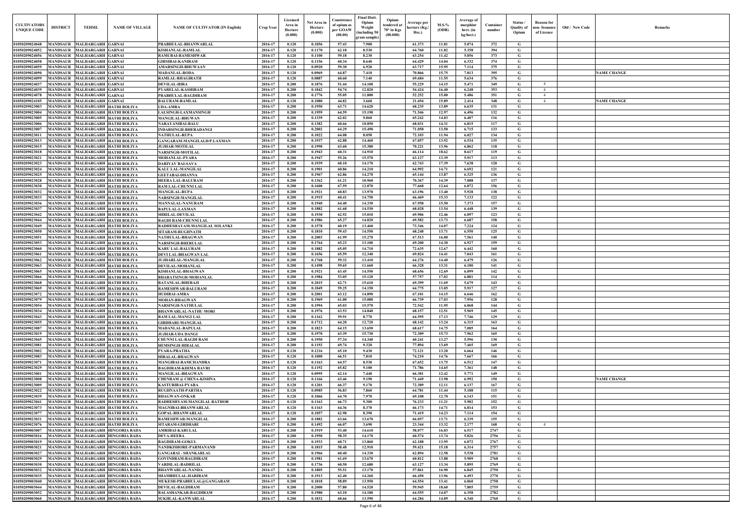| CULTIVATORS UNIQUE CODE | DISTRICT | TEHSIL | NAME OF VILLAGE | NAME OF CULTIVATOR (IN English) | Crop Year | Licensed Area in Hectare (0.000) | Net Area in Hectare (0.000) | Consistence of opium as per GOAW (00.00) | Final Distt. Opium Weight (including 50 gram sample) | Opium tendered at 70° in Kgs (00.000) | Average per hectare (Kg./ Hec.) | M.S.% (ODB) | Average of morphinr hrct. (in kg/hect.) | Container number | Status / Quality of Opium | Reason for non- Issuance of Licence | Old / New Code | Remarks |
|---|---|---|---|---|---|---|---|---|---|---|---|---|---|---|---|---|---|---|
| 01050209024048 | MANDSAUR | MALHARGARH | GARNAI | PRABHULAL-BHANWARLAL | 2016-17 | 0.120 | 0.1056 | 57.43 | 7.900 | | 61.373 | 11.81 | 5.074 | 372 | G | | | |
| 01050209024052 | MANDSAUR | MALHARGARH | GARNAI | KISHANLAL-RAMLAL | 2016-17 | 0.120 | 0.1170 | 62.18 | 8.530 | | 64.760 | 11.82 | 5.358 | 394 | G | | | |
| 01050209024056 | MANDSAUR | MALHARGARH | GARNAI | RAMUBAI-RAMESHWAR | 2016-17 | 0.120 | 0.1100 | 59.18 | 8.230 | | 63.254 | 11.42 | 5.056 | 373 | G | | | |
| 01050209024058 | MANDSAUR | MALHARGARH | GARNAI | GHISIBAI-KANIRAM | 2016-17 | 0.120 | 0.1156 | 60.34 | 8.640 | | 64.429 | 14.04 | 6.332 | 374 | G | | | |
| 01050209024059 | MANDSAUR | MALHARGARH | GARNAI | AMARSINGH-BHUWAAN | 2016-17 | 0.120 | 0.0920 | 59.30 | 6.920 | | 63.717 | 15.95 | 7.114 | 375 | G | | | |
| 01050209024090 | MANDSAUR | MALHARGARH | GARNAI | MADANLAL-RODA | 2016-17 | 0.120 | 0.0969 | 64.87 | 7.410 | | 70.866 | 15.75 | 7.813 | 395 | G | | | NAME CHANGE |
| 01050209024099 | MANDSAUR | MALHARGARH | GARNAI | RAMLAL-BHAGIRATH | 2016-17 | 0.120 | 0.0887 | 60.60 | 7.140 | | 69.684 | 11.55 | 5.634 | 376 | G | | | |
| 01050209024037 | MANDSAUR | MALHARGARH | GARNAI | DEVILAL-HIRA | 2016-17 | 0.200 | 0.1876 | 51.44 | 14.100 | | 55.229 | 14.15 | 5.471 | 349 | G | 4 | | |
| 01050209024039 | MANDSAUR | MALHARGARH | GARNAI | PYARELAL-KASHIRAM | 2016-17 | 0.200 | 0.1842 | 54.74 | 12.820 | | 54.424 | 16.40 | 6.248 | 353 | G | 4 | | |
| 01050209024078 | MANDSAUR | MALHARGARH | GARNAI | PRABHULAL-BAGDIRAM | 2016-17 | 0.200 | 0.1776 | 55.05 | 11.800 | | 52.252 | 15.00 | 5.486 | 351 | G | 4 | | |
| 01050209024105 | MANDSAUR | MALHARGARH | GARNAI | BALURAM-RAMLAL | 2016-17 | 0.120 | 0.1080 | 44.82 | 3.660 | | 21.694 | 15.89 | 2.414 | 348 | G | 4 | | NAME CHANGE |
| 01050209023003 | MANDSAUR | MALHARGARH | HATHI BOLIYA | UDA-AMRA | 2016-17 | 0.200 | 0.1950 | 63.71 | 14.620 | | 68.235 | 13.89 | 6.635 | 131 | G | | | |
| 01050209023004 | MANDSAUR | MALHARGARH | HATHI BOLIYA | LALSINGH-LAXMANSINGH | 2016-17 | 0.200 | 0.1959 | 64.59 | 15.190 | | 71.546 | 12.97 | 6.496 | 132 | G | | | |
| 01050209023005 | MANDSAUR | MALHARGARH | HATHI BOLIYA | MANGILAL-BHUWAN | 2016-17 | 0.200 | 0.1339 | 62.02 | 9.860 | | 65.242 | 14.03 | 6.407 | 116 | G | | | |
| 01050209023006 | MANDSAUR | MALHARGARH | HATHI BOLIYA | NARAYANIBAI-BALU | 2016-17 | 0.200 | 0.1382 | 60.66 | 10.850 | | 68.031 | 14.31 | 6.815 | 117 | G | | | |
| 01050209023007 | MANDSAUR | MALHARGARH | HATHI BOLIYA | INDARSINGH-BHERADANGI | 2016-17 | 0.200 | 0.2002 | 64.29 | 15.490 | | 71.058 | 13.50 | 6.715 | 133 | G | | | |
| 01050209023011 | MANDSAUR | MALHARGARH | HATHI BOLIYA | NATHULAL-RUPA | 2016-17 | 0.200 | 0.1022 | 64.08 | 8.050 | | 72.103 | 11.94 | 6.027 | 134 | G | | | |
| 01050209023013 | MANDSAUR | MALHARGARH | HATHI BOLIYA | GANGARAM-MANGILALD/P.LAXMAN | 2016-17 | 0.200 | 0.1937 | 62.88 | 14.460 | | 67.057 | 13.92 | 6.534 | 135 | G | | | |
| 01050209023015 | MANDSAUR | MALHARGARH | HATHI BOLIYA | JUJHAR-MOTILAL | 2016-17 | 0.200 | 0.1990 | 63.60 | 15.380 | | 70.221 | 13.96 | 6.862 | 118 | G | | | |
| 01050209023018 | MANDSAUR | MALHARGARH | HATHI BOLIYA | NARSINGH-MOTILAL | 2016-17 | 0.200 | 0.1943 | 60.31 | 14.910 | | 66.114 | 18.62 | 8.617 | 119 | G | | | |
| 01050209023021 | MANDSAUR | MALHARGARH | HATHI BOLIYA | MOHANLAL-PYARA | 2016-17 | 0.200 | 0.1947 | 55.26 | 15.570 | | 63.127 | 13.39 | 5.917 | 113 | G | | | |
| 01050209023023 | MANDSAUR | MALHARGARH | HATHI BOLIYA | DARIYAV BAI-SAVA | 2016-17 | 0.200 | 0.1939 | 60.10 | 14.170 | | 62.743 | 17.39 | 7.638 | 120 | G | | | |
| 01050209023024 | MANDSAUR | MALHARGARH | HATHI BOLIYA | KALU LAL-MANGILAL | 2016-17 | 0.200 | 0.1901 | 60.86 | 14.210 | | 64.992 | 14.71 | 6.692 | 121 | G | | | |
| 01050209023025 | MANDSAUR | MALHARGARH | HATHI BOLIYA | GEETABAI-DHANNA | 2016-17 | 0.200 | 0.1967 | 62.86 | 14.270 | | 65.144 | 13.87 | 6.325 | 136 | G | | | |
| 01050209023028 | MANDSAUR | MALHARGARH | HATHI BOLIYA | HEERA LAL-BALURAM | 2016-17 | 0.200 | 0.1362 | 61.21 | 10.960 | | 70.367 | 14.39 | 7.088 | 137 | G | | | |
| 01050209023030 | MANDSAUR | MALHARGARH | HATHI BOLIYA | RAM LAL-CHUNNI LAL | 2016-17 | 0.200 | 0.1600 | 67.59 | 12.870 | | 77.668 | 12.64 | 6.872 | 156 | G | | | |
| 01050209023032 | MANDSAUR | MALHARGARH | HATHI BOLIYA | MANGILAL-RUPA | 2016-17 | 0.200 | 0.1921 | 60.83 | 13.970 | | 63.196 | 13.40 | 5.928 | 138 | G | | | |
| 01050209023033 | MANDSAUR | MALHARGARH | HATHI BOLIYA | NARSINGH-MANGILAL | 2016-17 | 0.200 | 0.1915 | 60.41 | 14.750 | | 66.469 | 15.33 | 7.133 | 122 | G | | | |
| 01050209023036 | MANDSAUR | MALHARGARH | HATHI BOLIYA | MANNALAL-NANURAM | 2016-17 | 0.200 | 0.1940 | 64.40 | 14.330 | | 67.958 | 15.50 | 7.373 | 157 | G | | | |
| 01050209023037 | MANDSAUR | MALHARGARH | HATHI BOLIYA | BAPULAL-LAXMAN | 2016-17 | 0.200 | 0.1882 | 61.68 | 14.530 | | 68.028 | 13.54 | 6.448 | 139 | G | | | |
| 01050209023042 | MANDSAUR | MALHARGARH | HATHI BOLIYA | SHRILAL-DEVILAL | 2016-17 | 0.200 | 0.1930 | 62.92 | 15.010 | | 69.906 | 12.46 | 6.097 | 123 | G | | | |
| 01050209023044 | MANDSAUR | MALHARGARH | HATHI BOLIYA | BAGDI RAM-CHUNNI LAL | 2016-17 | 0.200 | 0.1986 | 65.27 | 14.820 | | 69.582 | 13.73 | 6.687 | 158 | G | | | |
| 01050209023049 | MANDSAUR | MALHARGARH | HATHI BOLIYA | RADHESHAYAM-MANGILAL SOLANKI | 2016-17 | 0.200 | 0.1578 | 60.19 | 13.460 | | 73.346 | 14.07 | 7.224 | 124 | G | | | |
| 01050209023050 | MANDSAUR | MALHARGARH | HATHI BOLIYA | SITARAM-RUGHNATH | 2016-17 | 0.200 | 0.1810 | 59.43 | 14.550 | | 68.248 | 13.71 | 6.550 | 125 | G | | | |
| 01050209023051 | MANDSAUR | MALHARGARH | HATHI BOLIYA | NATHULAL-BHAGWAN | 2016-17 | 0.200 | 0.2003 | 61.99 | 15.270 | | 67.513 | 16.00 | 7.561 | 140 | G | | | |
| 01050209023053 | MANDSAUR | MALHARGARH | HATHI BOLIYA | NARSINGH-BHERULAL | 2016-17 | 0.200 | 0.1764 | 65.23 | 13.100 | | 69.200 | 14.30 | 6.927 | 159 | G | | | |
| 01050209023060 | MANDSAUR | MALHARGARH | HATHI BOLIYA | KARU LAL-BALURAM | 2016-17 | 0.200 | 0.1882 | 65.05 | 14.710 | | 72.635 | 12.67 | 6.442 | 160 | G | | | |
| 01050209023061 | MANDSAUR | MALHARGARH | HATHI BOLIYA | DEVI LAL-BHAGWAN LAL | 2016-17 | 0.200 | 0.1656 | 65.59 | 12.340 | | 69.824 | 14.41 | 7.043 | 161 | G | | | |
| 01050209023062 | MANDSAUR | MALHARGARH | HATHI BOLIYA | JUJHARLAL-MANGILAL | 2016-17 | 0.200 | 0.1768 | 59.32 | 13.410 | | 64.276 | 14.40 | 6.479 | 126 | G | | | |
| 01050209023063 | MANDSAUR | MALHARGARH | HATHI BOLIYA | DEVILAL-MOHANLAL | 2016-17 | 0.200 | 0.1498 | 59.65 | 11.660 | | 66.328 | 13.31 | 6.180 | 141 | G | | | |
| 01050209023065 | MANDSAUR | MALHARGARH | HATHI BOLIYA | KISHANLAL-BHAGWAN | 2016-17 | 0.200 | 0.1921 | 63.45 | 14.550 | | 68.656 | 12.69 | 6.099 | 142 | G | | | |
| 01050209023066 | MANDSAUR | MALHARGARH | HATHI BOLIYA | BHARATSINGH-MOHANLAL | 2016-17 | 0.200 | 0.1984 | 53.05 | 15.120 | | 57.757 | 17.02 | 6.881 | 114 | G | | | |
| 01050209023068 | MANDSAUR | MALHARGARH | HATHI BOLIYA | RATANLAL-BHERAJI | 2016-17 | 0.200 | 0.2015 | 62.71 | 15.610 | | 69.399 | 11.69 | 5.679 | 143 | G | | | |
| 01050209023069 | MANDSAUR | MALHARGARH | HATHI BOLIYA | RAMESHWAR-BALURAM | 2016-17 | 0.200 | 0.1849 | 59.25 | 14.150 | | 64.775 | 13.05 | 5.917 | 127 | G | | | |
| 01050209023072 | MANDSAUR | MALHARGARH | HATHI BOLIYA | HUDIBAI-AMRA | 2016-17 | 0.200 | 0.2001 | 63.12 | 14.890 | | 67.101 | 14.15 | 6.646 | 162 | G | | | |
| 01050209023079 | MANDSAUR | MALHARGARH | HATHI BOLIYA | MOHAN-BHAGWAN | 2016-17 | 0.200 | 0.1969 | 61.00 | 15.080 | | 66.739 | 17.03 | 7.956 | 128 | G | | | |
| 01050209023054 | MANDSAUR | MALHARGARH | HATHI BOLIYA | NARSINGH-NATHULAL | 2016-17 | 0.200 | 0.1994 | 65.03 | 15.570 | | 72.542 | 11.95 | 6.068 | 144 | G | | | |
| 01050209023034 | MANDSAUR | MALHARGARH | HATHI BOLIYA | BHANWARLAL-NATHU MORI | 2016-17 | 0.200 | 0.1976 | 63.53 | 14.840 | | 68.157 | 12.51 | 5.969 | 145 | G | | | |
| 01050209023043 | MANDSAUR | MALHARGARH | HATHI BOLIYA | RAM LAL-MANGI LAL | 2016-17 | 0.200 | 0.1162 | 59.91 | 8.770 | | 64.595 | 17.13 | 7.746 | 129 | G | | | |
| 01050209023055 | MANDSAUR | MALHARGARH | HATHI BOLIYA | GIRDHARI-MANGILAL | 2016-17 | 0.200 | 0.1712 | 64.20 | 12.720 | | 68.142 | 13.24 | 6.315 | 163 | G | | | |
| 01050209023087 | MANDSAUR | MALHARGARH | HATHI BOLIYA | MADANLAL-BAPULAL | 2016-17 | 0.200 | 0.1823 | 64.15 | 13.650 | | 68.617 | 14.75 | 7.085 | 164 | G | | | |
| 01050209023019 | MANDSAUR | MALHARGARH | HATHI BOLIYA | JUJHAR-UDA DANGI | 2016-17 | 0.200 | 0.1970 | 63.39 | 15.730 | | 72.309 | 15.73 | 7.962 | 165 | G | | | |
| 01050209023045 | MANDSAUR | MALHARGARH | HATHI BOLIYA | CHUNNI LAL-BAGDI RAM | 2016-17 | 0.200 | 0.1950 | 57.34 | 14.340 | | 60.241 | 13.27 | 5.596 | 130 | G | | | |
| 01050209023081 | MANDSAUR | MALHARGARH | HATHI BOLIYA | HEMSINGH-HIRALAL | 2016-17 | 0.200 | 0.1192 | 69.74 | 9.320 | | 77.894 | 13.69 | 7.465 | 169 | G | | | |
| 01050209023002 | MANDSAUR | MALHARGARH | HATHI BOLIYA | PYARA-PRATHA | 2016-17 | 0.120 | 0.1216 | 65.10 | 9.430 | | 72.121 | 13.20 | 6.664 | 146 | G | | | |
| 01050209023083 | MANDSAUR | MALHARGARH | HATHI BOLIYA | HIRALAL-BHAGWAN | 2016-17 | 0.120 | 0.1000 | 66.51 | 7.810 | | 74.210 | 14.76 | 7.667 | 166 | G | | | |
| 01050209023071 | MANDSAUR | MALHARGARH | HATHI BOLIYA | MANGIBAI-RAMCHANDRA | 2016-17 | 0.120 | 0.1163 | 64.57 | 8.530 | | 67.652 | 13.75 | 6.512 | 147 | G | | | |
| 01050209023029 | MANDSAUR | MALHARGARH | HATHI BOLIYA | BAGDIRAM-KHIMA BAVRI | 2016-17 | 0.120 | 0.1192 | 65.82 | 9.100 | | 71.786 | 14.65 | 7.361 | 148 | G | | | |
| 01050209023001 | MANDSAUR | MALHARGARH | HATHI BOLIYA | MANGILAL-BHAGWAN | 2016-17 | 0.120 | 0.0995 | 62.14 | 7.440 | | 66.381 | 12.42 | 5.771 | 149 | G | | | |
| 01050209023008 | MANDSAUR | MALHARGARH | HATHI BOLIYA | CHENRAM @ CHENA-KISHNA | 2016-17 | 0.120 | 0.1166 | 63.46 | 9.190 | | 71.449 | 13.98 | 6.992 | 150 | G | | | NAME CHANGE |
| 01050209023009 | MANDSAUR | MALHARGARH | HATHI BOLIYA | KASTURIBAI-PYARA | 2016-17 | 0.120 | 0.1201 | 66.37 | 9.170 | | 72.389 | 12.11 | 6.137 | 167 | G | | | |
| 01050209023022 | MANDSAUR | MALHARGARH | HATHI BOLIYA | RUGHNAATH-PARTHA | 2016-17 | 0.120 | 0.0985 | 56.83 | 7.860 | | 64.781 | 11.44 | 5.188 | 115 | G | | | |
| 01050209023039 | MANDSAUR | MALHARGARH | HATHI BOLIYA | BHAGWAN-ONKAR | 2016-17 | 0.120 | 0.1066 | 64.70 | 7.970 | | 69.108 | 12.70 | 6.143 | 151 | G | | | |
| 01050209023041 | MANDSAUR | MALHARGARH | HATHI BOLIYA | RADHESHYAM-MANGILAL RATHOR | 2016-17 | 0.120 | 0.1163 | 66.73 | 9.300 | | 76.233 | 11.21 | 5.982 | 152 | G | | | |
| 01050209023073 | MANDSAUR | MALHARGARH | HATHI BOLIYA | MAGNIBAI-BHANWARLAL | 2016-17 | 0.120 | 0.1163 | 64.36 | 8.370 | | 66.173 | 14.71 | 6.814 | 153 | G | | | |
| 01050209023077 | MANDSAUR | MALHARGARH | HATHI BOLIYA | GOPAL-BHANWARLAL | 2016-17 | 0.120 | 0.1057 | 62.98 | 8.390 | | 71.419 | 14.23 | 7.114 | 154 | G | | | |
| 01050209023031 | MANDSAUR | MALHARGARH | HATHI BOLIYA | RAMESHWAR-MANGILAL | 2016-17 | 0.200 | 0.1882 | 63.66 | 13.670 | | 66.057 | 13.71 | 6.339 | 155 | G | | | |
| 01050209023076 | MANDSAUR | MALHARGARH | HATHI BOLIYA | SITARAM-GIRDHARI | 2016-17 | 0.200 | 0.1492 | 66.07 | 3.690 | | 23.344 | 13.32 | 2.177 | 168 | G | 4 | | |
| 01050209003007 | MANDSAUR | MALHARGARH | HINGORIA BADA | AMRIBAI-KARULAL | 2016-17 | 0.200 | 0.1919 | 53.40 | 14.610 | | 58.077 | 16.03 | 6.517 | 2747 | G | | | |
| 01050209003016 | MANDSAUR | MALHARGARH | HINGORIA BADA | DEVA-HEERA | 2016-17 | 0.200 | 0.1950 | 58.35 | 14.170 | | 60.574 | 13.74 | 5.826 | 2756 | G | | | |
| 01050209003019 | MANDSAUR | MALHARGARH | HINGORIA BADA | BAGDIRAM-GOKUL | 2016-17 | 0.200 | 0.1933 | 60.71 | 13.860 | | 62.188 | 13.95 | 6.072 | 2767 | G | | | |
| 01050209003021 | MANDSAUR | MALHARGARH | HINGORIA BADA | NANDKISHORE-PARMANAND | 2016-17 | 0.200 | 0.1815 | 58.48 | 12.910 | | 59.421 | 15.18 | 6.314 | 2757 | G | | | |
| 01050209003027 | MANDSAUR | MALHARGARH | HINGORIA BADA | GANGABAI - SHANKARLAL | 2016-17 | 0.200 | 0.1966 | 60.40 | 14.330 | | 62.894 | 12.58 | 5.538 | 2781 | G | | | |
| 01050209003029 | MANDSAUR | MALHARGARH | HINGORIA BADA | GOVINDRAM-BAGDIRAM | 2016-17 | 0.200 | 0.1981 | 61.69 | 13.670 | | 60.812 | 13.88 | 5.909 | 2768 | G | | | |
| 01050209003030 | MANDSAUR | MALHARGARH | HINGORIA BADA | VARDILAL-BADRILAL | 2016-17 | 0.200 | 0.1736 | 60.50 | 12.680 | | 63.127 | 13.34 | 5.895 | 2769 | G | | | |
| 01050209003032 | MANDSAUR | MALHARGARH | HINGORIA BADA | BHANWARLAL-NANDA | 2016-17 | 0.200 | 0.1805 | 55.51 | 13.170 | | 57.861 | 16.90 | 6.845 | 2750 | G | | | |
| 01050209003035 | MANDSAUR | MALHARGARH | HINGORIA BADA | SHAMBHULAL-HARIRAM | 2016-17 | 0.200 | 0.1913 | 62.40 | 14.260 | | 66.450 | 13.96 | 6.493 | 2770 | G | | | |
| 01050209003040 | MANDSAUR | MALHARGARH | HINGORIA BADA | MUKESH-PRABHULAL@GANGARAM | 2016-17 | 0.200 | 0.1818 | 58.89 | 13.950 | | 64.554 | 13.41 | 6.060 | 2758 | G | | | |
| 01050209003044 | MANDSAUR | MALHARGARH | HINGORIA BADA | DEVILAL-BAGDIRAM | 2016-17 | 0.200 | 0.2000 | 57.80 | 14.520 | | 59.945 | 18.60 | 7.805 | 2759 | G | | | |
| 01050209003052 | MANDSAUR | MALHARGARH | HINGORIA BADA | BALASHANKAR-BAGDIRAM | 2016-17 | 0.200 | 0.1980 | 63.10 | 14.180 | | 64.555 | 14.07 | 6.358 | 2782 | G | | | |
| 01050209003060 | MANDSAUR | MALHARGARH | HINGORIA BADA | SUKHLAL-KANWARLAL | 2016-17 | 0.200 | 0.1832 | 60.66 | 13.590 | | 64.284 | 14.09 | 6.340 | 2760 | G | | | |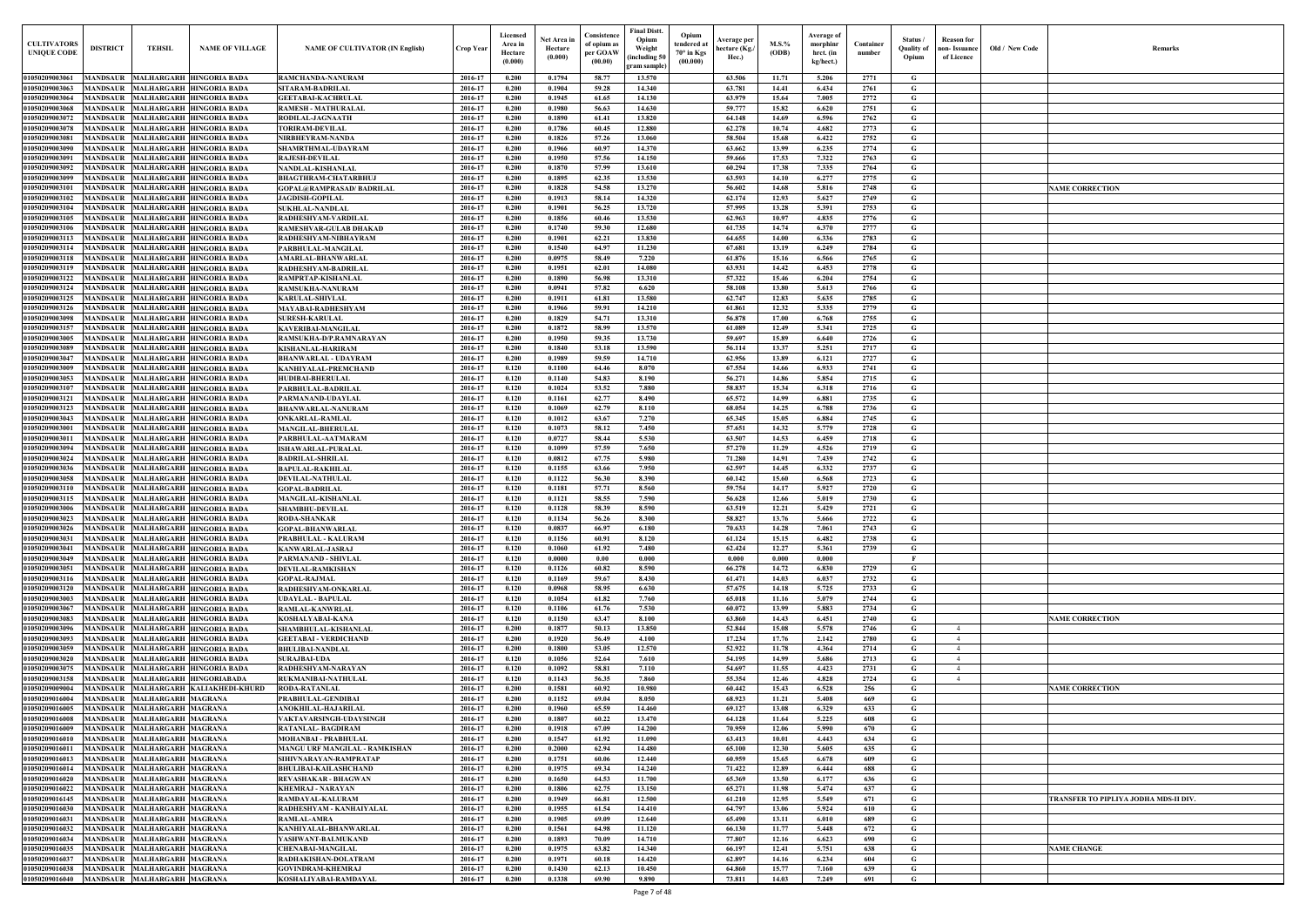| CULTIVATORS UNIQUE CODE | DISTRICT | TEHSIL | NAME OF VILLAGE | NAME OF CULTIVATOR (IN English) | Crop Year | Licensed Area in Hectare (0.000) | Net Area in Hectare (0.000) | Consistence of opium as per GOAW (00.00) | Final Distt. Opium Weight (including 50 gram sample) | Opium tendered at 70º in Kgs (00.000) | Average per hectare (Kg./ Hec.) | M.S.% (ODB) | Average of morphinr hrct. (in kg/hect.) | Container number | Status / Quality of Opium | Reason for non- Issuance of Licence | Old / New Code | Remarks |
|---|---|---|---|---|---|---|---|---|---|---|---|---|---|---|---|---|---|---|
| 01050209003061 | MANDSAUR | MALHARGARH | HINGORIA BADA | RAMCHANDA-NANURAM | 2016-17 | 0.200 | 0.1794 | 58.77 | 13.570 | | 63.506 | 11.71 | 5.206 | 2771 | G | | | |
| 01050209003063 | MANDSAUR | MALHARGARH | HINGORIA BADA | SITARAM-BADRILAL | 2016-17 | 0.200 | 0.1904 | 59.28 | 14.340 | | 63.781 | 14.41 | 6.434 | 2761 | G | | | |
| 01050209003064 | MANDSAUR | MALHARGARH | HINGORIA BADA | GEETABAI-KACHRULAL | 2016-17 | 0.200 | 0.1945 | 61.65 | 14.130 | | 63.979 | 15.64 | 7.005 | 2772 | G | | | |
| 01050209003068 | MANDSAUR | MALHARGARH | HINGORIA BADA | RAMESH - MATHURALAL | 2016-17 | 0.200 | 0.1980 | 56.63 | 14.630 | | 59.777 | 15.82 | 6.620 | 2751 | G | | | |
| 01050209003072 | MANDSAUR | MALHARGARH | HINGORIA BADA | RODILAL-JAGNAATH | 2016-17 | 0.200 | 0.1890 | 61.41 | 13.820 | | 64.148 | 14.69 | 6.596 | 2762 | G | | | |
| 01050209003078 | MANDSAUR | MALHARGARH | HINGORIA BADA | TORIRAM-DEVILAL | 2016-17 | 0.200 | 0.1786 | 60.45 | 12.880 | | 62.278 | 10.74 | 4.682 | 2773 | G | | | |
| 01050209003081 | MANDSAUR | MALHARGARH | HINGORIA BADA | NIRBHEYRAM-NANDA | 2016-17 | 0.200 | 0.1826 | 57.26 | 13.060 | | 58.504 | 15.68 | 6.422 | 2752 | G | | | |
| 01050209003090 | MANDSAUR | MALHARGARH | HINGORIA BADA | SHAMRTHMAL-UDAYRAM | 2016-17 | 0.200 | 0.1966 | 60.97 | 14.370 | | 63.662 | 13.99 | 6.235 | 2774 | G | | | |
| 01050209003091 | MANDSAUR | MALHARGARH | HINGORIA BADA | RAJESH-DEVILAL | 2016-17 | 0.200 | 0.1950 | 57.56 | 14.150 | | 59.666 | 17.53 | 7.322 | 2763 | G | | | |
| 01050209003092 | MANDSAUR | MALHARGARH | HINGORIA BADA | NANDLAL-KISHANLAL | 2016-17 | 0.200 | 0.1870 | 57.99 | 13.610 | | 60.294 | 17.38 | 7.335 | 2764 | G | | | |
| 01050209003099 | MANDSAUR | MALHARGARH | HINGORIA BADA | BHAGTHRAM-CHATARBHUJ | 2016-17 | 0.200 | 0.1895 | 62.35 | 13.530 | | 63.593 | 14.10 | 6.277 | 2775 | G | | | |
| 01050209003101 | MANDSAUR | MALHARGARH | HINGORIA BADA | GOPAL@RAMPRASAD/ BADRILAL | 2016-17 | 0.200 | 0.1828 | 54.58 | 13.270 | | 56.602 | 14.68 | 5.816 | 2748 | G | | | NAME CORRECTION |
| 01050209003102 | MANDSAUR | MALHARGARH | HINGORIA BADA | JAGDISH-GOPILAL | 2016-17 | 0.200 | 0.1913 | 58.14 | 14.320 | | 62.174 | 12.93 | 5.627 | 2749 | G | | | |
| 01050209003104 | MANDSAUR | MALHARGARH | HINGORIA BADA | SUKHLAL-NANDLAL | 2016-17 | 0.200 | 0.1901 | 56.25 | 13.720 | | 57.995 | 13.28 | 5.391 | 2753 | G | | | |
| 01050209003105 | MANDSAUR | MALHARGARH | HINGORIA BADA | RADHESHYAM-VARDILAL | 2016-17 | 0.200 | 0.1856 | 60.46 | 13.530 | | 62.963 | 10.97 | 4.835 | 2776 | G | | | |
| 01050209003106 | MANDSAUR | MALHARGARH | HINGORIA BADA | RAMESHVAR-GULAB DHAKAD | 2016-17 | 0.200 | 0.1740 | 59.30 | 12.680 | | 61.735 | 14.74 | 6.370 | 2777 | G | | | |
| 01050209003113 | MANDSAUR | MALHARGARH | HINGORIA BADA | RADHESHYAM-NIBHAYRAM | 2016-17 | 0.200 | 0.1901 | 62.21 | 13.830 | | 64.655 | 14.00 | 6.336 | 2783 | G | | | |
| 01050209003114 | MANDSAUR | MALHARGARH | HINGORIA BADA | PARBHULAL-MANGILAL | 2016-17 | 0.200 | 0.1540 | 64.97 | 11.230 | | 67.681 | 13.19 | 6.249 | 2784 | G | | | |
| 01050209003118 | MANDSAUR | MALHARGARH | HINGORIA BADA | AMARLAL-BHANWARLAL | 2016-17 | 0.200 | 0.0975 | 58.49 | 7.220 | | 61.876 | 15.16 | 6.566 | 2765 | G | | | |
| 01050209003119 | MANDSAUR | MALHARGARH | HINGORIA BADA | RADHESHYAM-BADRILAL | 2016-17 | 0.200 | 0.1951 | 62.01 | 14.080 | | 63.931 | 14.42 | 6.453 | 2778 | G | | | |
| 01050209003122 | MANDSAUR | MALHARGARH | HINGORIA BADA | RAMPRTAP-KISHANLAL | 2016-17 | 0.200 | 0.1890 | 56.98 | 13.310 | | 57.322 | 15.46 | 6.204 | 2754 | G | | | |
| 01050209003124 | MANDSAUR | MALHARGARH | HINGORIA BADA | RAMSUKHA-NANURAM | 2016-17 | 0.200 | 0.0941 | 57.82 | 6.620 | | 58.108 | 13.80 | 5.613 | 2766 | G | | | |
| 01050209003125 | MANDSAUR | MALHARGARH | HINGORIA BADA | KARULAL-SHIVLAL | 2016-17 | 0.200 | 0.1911 | 61.81 | 13.580 | | 62.747 | 12.83 | 5.635 | 2785 | G | | | |
| 01050209003126 | MANDSAUR | MALHARGARH | HINGORIA BADA | MAYABAI-RADHESHYAM | 2016-17 | 0.200 | 0.1966 | 59.91 | 14.210 | | 61.861 | 12.32 | 5.335 | 2779 | G | | | |
| 01050209003098 | MANDSAUR | MALHARGARH | HINGORIA BADA | SURESH-KARULAL | 2016-17 | 0.200 | 0.1829 | 54.71 | 13.310 | | 56.878 | 17.00 | 6.768 | 2755 | G | | | |
| 01050209003157 | MANDSAUR | MALHARGARH | HINGORIA BADA | KAVERIBAI-MANGILAL | 2016-17 | 0.200 | 0.1872 | 58.99 | 13.570 | | 61.089 | 12.49 | 5.341 | 2725 | G | | | |
| 01050209003005 | MANDSAUR | MALHARGARH | HINGORIA BADA | RAMSUKHA-D/P.RAMNARAYAN | 2016-17 | 0.200 | 0.1950 | 59.35 | 13.730 | | 59.697 | 15.89 | 6.640 | 2726 | G | | | |
| 01050209003089 | MANDSAUR | MALHARGARH | HINGORIA BADA | KISHANLAL-HARIRAM | 2016-17 | 0.200 | 0.1840 | 53.18 | 13.590 | | 56.114 | 13.37 | 5.251 | 2717 | G | | | |
| 01050209003047 | MANDSAUR | MALHARGARH | HINGORIA BADA | BHANWARLAL - UDAYRAM | 2016-17 | 0.200 | 0.1989 | 59.59 | 14.710 | | 62.956 | 13.89 | 6.121 | 2727 | G | | | |
| 01050209003009 | MANDSAUR | MALHARGARH | HINGORIA BADA | KANHIYALAL-PREMCHAND | 2016-17 | 0.120 | 0.1100 | 64.46 | 8.070 | | 67.554 | 14.66 | 6.933 | 2741 | G | | | |
| 01050209003053 | MANDSAUR | MALHARGARH | HINGORIA BADA | HUDIBAI-BHERULAL | 2016-17 | 0.120 | 0.1140 | 54.83 | 8.190 | | 56.271 | 14.86 | 5.854 | 2715 | G | | | |
| 01050209003107 | MANDSAUR | MALHARGARH | HINGORIA BADA | PARBHULAL-BADRILAL | 2016-17 | 0.120 | 0.1024 | 53.52 | 7.880 | | 58.837 | 15.34 | 6.318 | 2716 | G | | | |
| 01050209003121 | MANDSAUR | MALHARGARH | HINGORIA BADA | PARMANAND-UDAYLAL | 2016-17 | 0.120 | 0.1161 | 62.77 | 8.490 | | 65.572 | 14.99 | 6.881 | 2735 | G | | | |
| 01050209003123 | MANDSAUR | MALHARGARH | HINGORIA BADA | BHANWARLAL-NANURAM | 2016-17 | 0.120 | 0.1069 | 62.79 | 8.110 | | 68.054 | 14.25 | 6.788 | 2736 | G | | | |
| 01050209003043 | MANDSAUR | MALHARGARH | HINGORIA BADA | ONKARLAL-RAMLAL | 2016-17 | 0.120 | 0.1012 | 63.67 | 7.270 | | 65.345 | 15.05 | 6.884 | 2745 | G | | | |
| 01050209003001 | MANDSAUR | MALHARGARH | HINGORIA BADA | MANGILAL-BHERULAL | 2016-17 | 0.120 | 0.1073 | 58.12 | 7.450 | | 57.651 | 14.32 | 5.779 | 2728 | G | | | |
| 01050209003011 | MANDSAUR | MALHARGARH | HINGORIA BADA | PARBHULAL-AATMARAM | 2016-17 | 0.120 | 0.0727 | 58.44 | 5.530 | | 63.507 | 14.53 | 6.459 | 2718 | G | | | |
| 01050209003094 | MANDSAUR | MALHARGARH | HINGORIA BADA | ISHAWARLAL-PURALAL | 2016-17 | 0.120 | 0.1099 | 57.59 | 7.650 | | 57.270 | 11.29 | 4.526 | 2719 | G | | | |
| 01050209003024 | MANDSAUR | MALHARGARH | HINGORIA BADA | BADRILAL-SHRILAL | 2016-17 | 0.120 | 0.0812 | 67.75 | 5.980 | | 71.280 | 14.91 | 7.439 | 2742 | G | | | |
| 01050209003036 | MANDSAUR | MALHARGARH | HINGORIA BADA | BAPULAL-RAKHILAL | 2016-17 | 0.120 | 0.1155 | 63.66 | 7.950 | | 62.597 | 14.45 | 6.332 | 2737 | G | | | |
| 01050209003058 | MANDSAUR | MALHARGARH | HINGORIA BADA | DEVILAL-NATHULAL | 2016-17 | 0.120 | 0.1122 | 56.30 | 8.390 | | 60.142 | 15.60 | 6.568 | 2723 | G | | | |
| 01050209003110 | MANDSAUR | MALHARGARH | HINGORIA BADA | GOPAL-BADRILAL | 2016-17 | 0.120 | 0.1181 | 57.71 | 8.560 | | 59.754 | 14.17 | 5.927 | 2720 | G | | | |
| 01050209003115 | MANDSAUR | MALHARGARH | HINGORIA BADA | MANGILAL-KISHANLAL | 2016-17 | 0.120 | 0.1121 | 58.55 | 7.590 | | 56.628 | 12.66 | 5.019 | 2730 | G | | | |
| 01050209003006 | MANDSAUR | MALHARGARH | HINGORIA BADA | SHAMBHU-DEVILAL | 2016-17 | 0.120 | 0.1128 | 58.39 | 8.590 | | 63.519 | 12.21 | 5.429 | 2721 | G | | | |
| 01050209003023 | MANDSAUR | MALHARGARH | HINGORIA BADA | RODA-SHANKAR | 2016-17 | 0.120 | 0.1134 | 56.26 | 8.300 | | 58.827 | 13.76 | 5.666 | 2722 | G | | | |
| 01050209003026 | MANDSAUR | MALHARGARH | HINGORIA BADA | GOPAL-BHANWARLAL | 2016-17 | 0.120 | 0.0837 | 66.97 | 6.180 | | 70.633 | 14.28 | 7.061 | 2743 | G | | | |
| 01050209003031 | MANDSAUR | MALHARGARH | HINGORIA BADA | PRABHULAL - KALURAM | 2016-17 | 0.120 | 0.1156 | 60.91 | 8.120 | | 61.124 | 15.15 | 6.482 | 2738 | G | | | |
| 01050209003041 | MANDSAUR | MALHARGARH | HINGORIA BADA | KANWARLAL-JASRAJ | 2016-17 | 0.120 | 0.1060 | 61.92 | 7.480 | | 62.424 | 12.27 | 5.361 | 2739 | G | | | |
| 01050209003049 | MANDSAUR | MALHARGARH | HINGORIA BADA | PARMANAND - SHIVLAL | 2016-17 | 0.120 | 0.0000 | 0.00 | 0.000 | | 0.000 | 0.000 | 0.000 | | F | | | |
| 01050209003051 | MANDSAUR | MALHARGARH | HINGORIA BADA | DEVILAL-RAMKISHAN | 2016-17 | 0.120 | 0.1126 | 60.82 | 8.590 | | 66.278 | 14.72 | 6.830 | 2729 | G | | | |
| 01050209003116 | MANDSAUR | MALHARGARH | HINGORIA BADA | GOPAL-RAJMAL | 2016-17 | 0.120 | 0.1169 | 59.67 | 8.430 | | 61.471 | 14.03 | 6.037 | 2732 | G | | | |
| 01050209003120 | MANDSAUR | MALHARGARH | HINGORIA BADA | RADHESHYAM-ONKARLAL | 2016-17 | 0.120 | 0.0968 | 58.95 | 6.630 | | 57.675 | 14.18 | 5.725 | 2733 | G | | | |
| 01050209003003 | MANDSAUR | MALHARGARH | HINGORIA BADA | UDAYLAL - BAPULAL | 2016-17 | 0.120 | 0.1054 | 61.82 | 7.760 | | 65.018 | 11.16 | 5.079 | 2744 | G | | | |
| 01050209003067 | MANDSAUR | MALHARGARH | HINGORIA BADA | RAMLAL-KANWRLAL | 2016-17 | 0.120 | 0.1106 | 61.76 | 7.530 | | 60.072 | 13.99 | 5.883 | 2734 | G | | | |
| 01050209003083 | MANDSAUR | MALHARGARH | HINGORIA BADA | KOSHALYABAI-KANA | 2016-17 | 0.120 | 0.1150 | 63.47 | 8.100 | | 63.860 | 14.43 | 6.451 | 2740 | G | | | NAME CORRECTION |
| 01050209003096 | MANDSAUR | MALHARGARH | HINGORIA BADA | SHAMBHULAL-KISHANLAL | 2016-17 | 0.200 | 0.1877 | 50.13 | 13.850 | | 52.844 | 15.08 | 5.578 | 2746 | G | 4 | | |
| 01050209003093 | MANDSAUR | MALHARGARH | HINGORIA BADA | GEETABAI - VERDICHAND | 2016-17 | 0.200 | 0.1920 | 56.49 | 4.100 | | 17.234 | 17.76 | 2.142 | 2780 | G | 4 | | |
| 01050209003059 | MANDSAUR | MALHARGARH | HINGORIA BADA | BHULIBAI-NANDLAL | 2016-17 | 0.200 | 0.1800 | 53.05 | 12.570 | | 52.922 | 11.78 | 4.364 | 2714 | G | 4 | | |
| 01050209003020 | MANDSAUR | MALHARGARH | HINGORIA BADA | SURAJBAI-UDA | 2016-17 | 0.120 | 0.1056 | 52.64 | 7.610 | | 54.195 | 14.99 | 5.686 | 2713 | G | 4 | | |
| 01050209003075 | MANDSAUR | MALHARGARH | HINGORIA BADA | RADHESHYAM-NARAYAN | 2016-17 | 0.120 | 0.1092 | 58.81 | 7.110 | | 54.697 | 11.55 | 4.423 | 2731 | G | 4 | | |
| 01050209003158 | MANDSAUR | MALHARGARH | HINGORIABADA | RUKMANIBAI-NATHULAL | 2016-17 | 0.120 | 0.1143 | 56.35 | 7.860 | | 55.354 | 12.46 | 4.828 | 2724 | G | 4 | | |
| 01050209009004 | MANDSAUR | MALHARGARH | KALIAKHEDI-KHURD | RODA-RATANLAL | 2016-17 | 0.200 | 0.1581 | 60.92 | 10.980 | | 60.442 | 15.43 | 6.528 | 256 | G | | | NAME CORRECTION |
| 01050209016004 | MANDSAUR | MALHARGARH | MAGRANA | PRABHULAL-GENDIBAI | 2016-17 | 0.200 | 0.1152 | 69.04 | 8.050 | | 68.923 | 11.21 | 5.408 | 669 | G | | | |
| 01050209016005 | MANDSAUR | MALHARGARH | MAGRANA | ANOKHILAL-HAJARILAL | 2016-17 | 0.200 | 0.1960 | 65.59 | 14.460 | | 69.127 | 13.08 | 6.329 | 633 | G | | | |
| 01050209016008 | MANDSAUR | MALHARGARH | MAGRANA | VAKTAVARSINGH-UDAYSINGH | 2016-17 | 0.200 | 0.1807 | 60.22 | 13.470 | | 64.128 | 11.64 | 5.225 | 608 | G | | | |
| 01050209016009 | MANDSAUR | MALHARGARH | MAGRANA | RATANLAL- BAGDIRAM | 2016-17 | 0.200 | 0.1918 | 67.09 | 14.200 | | 70.959 | 12.06 | 5.990 | 670 | G | | | |
| 01050209016010 | MANDSAUR | MALHARGARH | MAGRANA | MOHANBAI - PRABHULAL | 2016-17 | 0.200 | 0.1547 | 61.92 | 11.090 | | 63.413 | 10.01 | 4.443 | 634 | G | | | |
| 01050209016011 | MANDSAUR | MALHARGARH | MAGRANA | MANGU URF MANGILAL - RAMKISHAN | 2016-17 | 0.200 | 0.2000 | 62.94 | 14.480 | | 65.100 | 12.30 | 5.605 | 635 | G | | | |
| 01050209016013 | MANDSAUR | MALHARGARH | MAGRANA | SHIVNARAYAN-RAMPRATAP | 2016-17 | 0.200 | 0.1751 | 60.06 | 12.440 | | 60.959 | 15.65 | 6.678 | 609 | G | | | |
| 01050209016014 | MANDSAUR | MALHARGARH | MAGRANA | BHULIBAI-KAILASHCHAND | 2016-17 | 0.200 | 0.1975 | 69.34 | 14.240 | | 71.422 | 12.89 | 6.444 | 688 | G | | | |
| 01050209016020 | MANDSAUR | MALHARGARH | MAGRANA | REVASHAKAR - BHAGWAN | 2016-17 | 0.200 | 0.1650 | 64.53 | 11.700 | | 65.369 | 13.50 | 6.177 | 636 | G | | | |
| 01050209016022 | MANDSAUR | MALHARGARH | MAGRANA | KHEMRAJ - NARAYAN | 2016-17 | 0.200 | 0.1806 | 62.75 | 13.150 | | 65.271 | 11.98 | 5.474 | 637 | G | | | |
| 01050209016145 | MANDSAUR | MALHARGARH | MAGRANA | RAMDAYAL-KALURAM | 2016-17 | 0.200 | 0.1949 | 66.81 | 12.500 | | 61.210 | 12.95 | 5.549 | 671 | G | | | TRANSFER TO PIPLIYA JODHA MDS-II DIV. |
| 01050209016030 | MANDSAUR | MALHARGARH | MAGRANA | RADHESHYAM - KANHAIYALAL | 2016-17 | 0.200 | 0.1955 | 61.54 | 14.410 | | 64.797 | 13.06 | 5.924 | 610 | G | | | |
| 01050209016031 | MANDSAUR | MALHARGARH | MAGRANA | RAMLAL-AMRA | 2016-17 | 0.200 | 0.1905 | 69.09 | 12.640 | | 65.490 | 13.11 | 6.010 | 689 | G | | | |
| 01050209016032 | MANDSAUR | MALHARGARH | MAGRANA | KANHIYALAL-BHANWARLAL | 2016-17 | 0.200 | 0.1561 | 64.98 | 11.120 | | 66.130 | 11.77 | 5.448 | 672 | G | | | |
| 01050209016034 | MANDSAUR | MALHARGARH | MAGRANA | YASHWANT-BALMUKAND | 2016-17 | 0.200 | 0.1893 | 70.09 | 14.710 | | 77.807 | 12.16 | 6.623 | 690 | G | | | |
| 01050209016035 | MANDSAUR | MALHARGARH | MAGRANA | CHENABAI-MANGILAL | 2016-17 | 0.200 | 0.1975 | 63.82 | 14.340 | | 66.197 | 12.41 | 5.751 | 638 | G | | | NAME CHANGE |
| 01050209016037 | MANDSAUR | MALHARGARH | MAGRANA | RADHAKISHAN-DOLATRAM | 2016-17 | 0.200 | 0.1971 | 60.18 | 14.420 | | 62.897 | 14.16 | 6.234 | 604 | G | | | |
| 01050209016038 | MANDSAUR | MALHARGARH | MAGRANA | GOVINDRAM-KHEMRAJ | 2016-17 | 0.200 | 0.1430 | 62.13 | 10.450 | | 64.860 | 15.77 | 7.160 | 639 | G | | | |
| 01050209016040 | MANDSAUR | MALHARGARH | MAGRANA | KOSHALIYABAI-RAMDAYAL | 2016-17 | 0.200 | 0.1338 | 69.90 | 9.890 | | 73.811 | 14.03 | 7.249 | 691 | G | | | |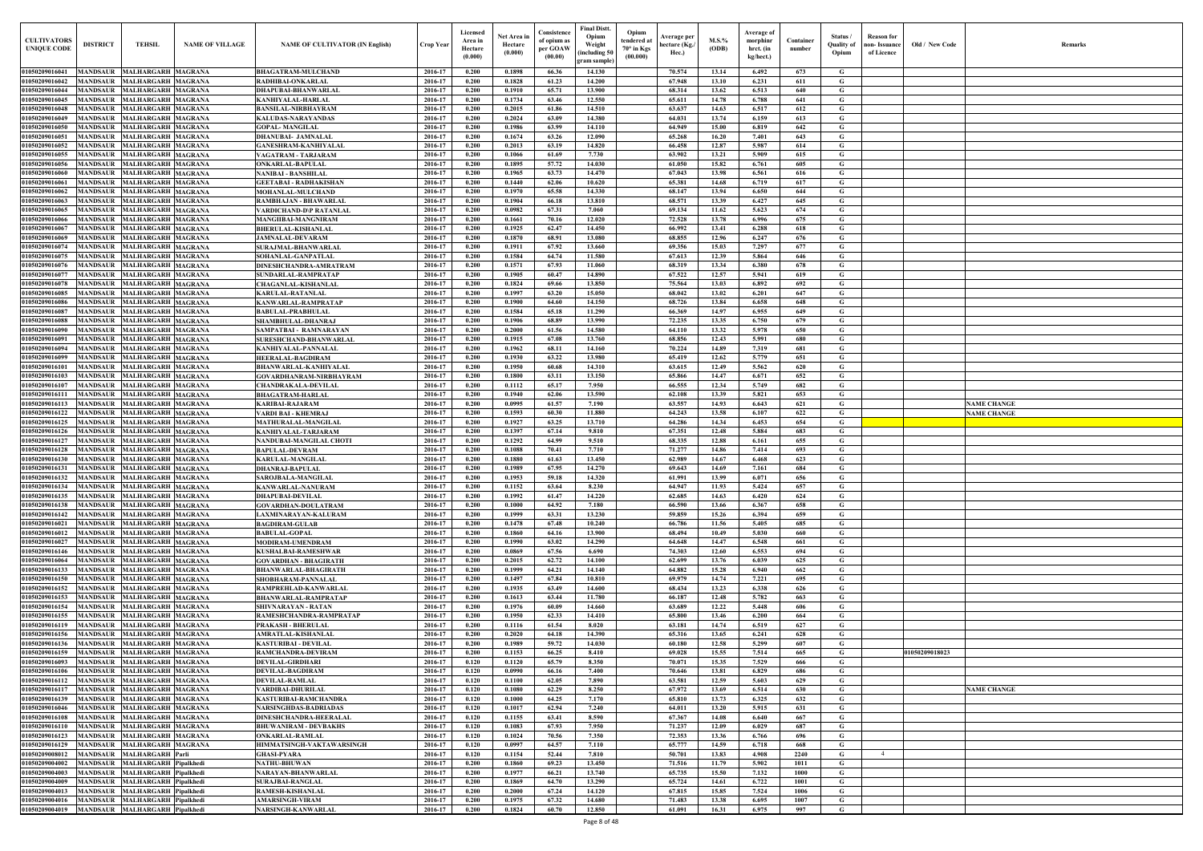| CULTIVATORS UNIQUE CODE | DISTRICT | TEHSIL | NAME OF VILLAGE | NAME OF CULTIVATOR (IN English) | Crop Year | Licensed Area in Hectare (0.000) | Net Area in Hectare (0.000) | Consistence of opium as per GOAW (00.00) | Final Distt. Opium Weight (including 50 gram sample) | Opium tendered at 70° in Kgs (00.000) | Average per hectare (Kg./ Hec.) | M.S.% (ODB) | Average of morphinr hrct. (in kg/hect.) | Container number | Status / Quality of Opium | Reason for non- Issuance of Licence | Old / New Code | Remarks |
|---|---|---|---|---|---|---|---|---|---|---|---|---|---|---|---|---|---|---|
| 01050209016041 | MANDSAUR | MALHARGARH | MAGRANA | BHAGATRAM-MULCHAND | 2016-17 | 0.200 | 0.1898 | 66.36 | 14.130 | | 70.574 | 13.14 | 6.492 | 673 | G | | | |
| 01050209016042 | MANDSAUR | MALHARGARH | MAGRANA | RADHIBAI-ONKARLAL | 2016-17 | 0.200 | 0.1828 | 61.23 | 14.200 | | 67.948 | 13.10 | 6.231 | 611 | G | | | |
| 01050209016044 | MANDSAUR | MALHARGARH | MAGRANA | DHAPUBAI-BHANWARLAL | 2016-17 | 0.200 | 0.1910 | 65.71 | 13.900 | | 68.314 | 13.62 | 6.513 | 640 | G | | | |
| 01050209016045 | MANDSAUR | MALHARGARH | MAGRANA | KANHIYALAL-HARLAL | 2016-17 | 0.200 | 0.1734 | 63.46 | 12.550 | | 65.611 | 14.78 | 6.788 | 641 | G | | | |
| 01050209016048 | MANDSAUR | MALHARGARH | MAGRANA | BANSILAL-NIRBHAYRAM | 2016-17 | 0.200 | 0.2015 | 61.86 | 14.510 | | 63.637 | 14.63 | 6.517 | 612 | G | | | |
| 01050209016049 | MANDSAUR | MALHARGARH | MAGRANA | KALUDAS-NARAYANDAS | 2016-17 | 0.200 | 0.2024 | 63.09 | 14.380 | | 64.031 | 13.74 | 6.159 | 613 | G | | | |
| 01050209016050 | MANDSAUR | MALHARGARH | MAGRANA | GOPAL- MANGILAL | 2016-17 | 0.200 | 0.1986 | 63.99 | 14.110 | | 64.949 | 15.00 | 6.819 | 642 | G | | | |
| 01050209016051 | MANDSAUR | MALHARGARH | MAGRANA | DHANUBAI- JAMNALAL | 2016-17 | 0.200 | 0.1674 | 63.26 | 12.090 | | 65.268 | 16.20 | 7.401 | 643 | G | | | |
| 01050209016052 | MANDSAUR | MALHARGARH | MAGRANA | GANESHRAM-KANHIYALAL | 2016-17 | 0.200 | 0.2013 | 63.19 | 14.820 | | 66.458 | 12.87 | 5.987 | 614 | G | | | |
| 01050209016055 | MANDSAUR | MALHARGARH | MAGRANA | VAGATRAM - TARJARAM | 2016-17 | 0.200 | 0.1066 | 61.69 | 7.730 | | 63.902 | 13.21 | 5.909 | 615 | G | | | |
| 01050209016056 | MANDSAUR | MALHARGARH | MAGRANA | ONKARLAL-BAPULAL | 2016-17 | 0.200 | 0.1895 | 57.72 | 14.030 | | 61.050 | 15.82 | 6.761 | 605 | G | | | |
| 01050209016060 | MANDSAUR | MALHARGARH | MAGRANA | NANIBAI - BANSHILAL | 2016-17 | 0.200 | 0.1965 | 63.73 | 14.470 | | 67.043 | 13.98 | 6.561 | 616 | G | | | |
| 01050209016061 | MANDSAUR | MALHARGARH | MAGRANA | GEETABAI - RADHAKISHAN | 2016-17 | 0.200 | 0.1440 | 62.06 | 10.620 | | 65.381 | 14.68 | 6.719 | 617 | G | | | |
| 01050209016062 | MANDSAUR | MALHARGARH | MAGRANA | MOHANLAL-MULCHAND | 2016-17 | 0.200 | 0.1970 | 65.58 | 14.330 | | 68.147 | 13.94 | 6.650 | 644 | G | | | |
| 01050209016063 | MANDSAUR | MALHARGARH | MAGRANA | RAMBHAJAN - BHAWARLAL | 2016-17 | 0.200 | 0.1904 | 66.18 | 13.810 | | 68.571 | 13.39 | 6.427 | 645 | G | | | |
| 01050209016065 | MANDSAUR | MALHARGARH | MAGRANA | VARDICHAND-D/P RATANLAL | 2016-17 | 0.200 | 0.0982 | 67.31 | 7.060 | | 69.134 | 11.62 | 5.623 | 674 | G | | | |
| 01050209016066 | MANDSAUR | MALHARGARH | MAGRANA | MANGIBAI-MANGNIRAM | 2016-17 | 0.200 | 0.1661 | 70.16 | 12.020 | | 72.528 | 13.78 | 6.996 | 675 | G | | | |
| 01050209016067 | MANDSAUR | MALHARGARH | MAGRANA | BHERULAL-KISHANLAL | 2016-17 | 0.200 | 0.1925 | 62.47 | 14.450 | | 66.992 | 13.41 | 6.288 | 618 | G | | | |
| 01050209016069 | MANDSAUR | MALHARGARH | MAGRANA | JAMNALAL-DEVARAM | 2016-17 | 0.200 | 0.1870 | 68.91 | 13.080 | | 68.855 | 12.96 | 6.247 | 676 | G | | | |
| 01050209016074 | MANDSAUR | MALHARGARH | MAGRANA | SURAJMAL-BHANWARLAL | 2016-17 | 0.200 | 0.1911 | 67.92 | 13.660 | | 69.356 | 15.03 | 7.297 | 677 | G | | | |
| 01050209016075 | MANDSAUR | MALHARGARH | MAGRANA | SOHANLAL-GANPATLAL | 2016-17 | 0.200 | 0.1584 | 64.74 | 11.580 | | 67.613 | 12.39 | 5.864 | 646 | G | | | |
| 01050209016076 | MANDSAUR | MALHARGARH | MAGRANA | DINESHCHANDRA-AMRATRAM | 2016-17 | 0.200 | 0.1571 | 67.93 | 11.060 | | 68.319 | 13.34 | 6.380 | 678 | G | | | |
| 01050209016077 | MANDSAUR | MALHARGARH | MAGRANA | SUNDARLAL-RAMPRATAP | 2016-17 | 0.200 | 0.1905 | 60.47 | 14.890 | | 67.522 | 12.57 | 5.941 | 619 | G | | | |
| 01050209016078 | MANDSAUR | MALHARGARH | MAGRANA | CHAGANLAL-KISHANLAL | 2016-17 | 0.200 | 0.1824 | 69.66 | 13.850 | | 75.564 | 13.03 | 6.892 | 692 | G | | | |
| 01050209016085 | MANDSAUR | MALHARGARH | MAGRANA | KARULAL-RATANLAL | 2016-17 | 0.200 | 0.1997 | 63.20 | 15.050 | | 68.042 | 13.02 | 6.201 | 647 | G | | | |
| 01050209016086 | MANDSAUR | MALHARGARH | MAGRANA | KANWARLAL-RAMPRATAP | 2016-17 | 0.200 | 0.1900 | 64.60 | 14.150 | | 68.726 | 13.84 | 6.658 | 648 | G | | | |
| 01050209016087 | MANDSAUR | MALHARGARH | MAGRANA | BABULAL-PRABHULAL | 2016-17 | 0.200 | 0.1584 | 65.18 | 11.290 | | 66.369 | 14.97 | 6.955 | 649 | G | | | |
| 01050209016088 | MANDSAUR | MALHARGARH | MAGRANA | SHAMBHULAL-DHANRAJ | 2016-17 | 0.200 | 0.1906 | 68.89 | 13.990 | | 72.235 | 13.35 | 6.750 | 679 | G | | | |
| 01050209016090 | MANDSAUR | MALHARGARH | MAGRANA | SAMPATBAI - RAMNARAYAN | 2016-17 | 0.200 | 0.2000 | 61.56 | 14.580 | | 64.110 | 13.32 | 5.978 | 650 | G | | | |
| 01050209016091 | MANDSAUR | MALHARGARH | MAGRANA | SURESHCHAND-BHANWARLAL | 2016-17 | 0.200 | 0.1915 | 67.08 | 13.760 | | 68.856 | 12.43 | 5.991 | 680 | G | | | |
| 01050209016094 | MANDSAUR | MALHARGARH | MAGRANA | KANHIYALAL-PANNALAL | 2016-17 | 0.200 | 0.1962 | 68.11 | 14.160 | | 70.224 | 14.89 | 7.319 | 681 | G | | | |
| 01050209016099 | MANDSAUR | MALHARGARH | MAGRANA | HEERALAL-BAGDIRAM | 2016-17 | 0.200 | 0.1930 | 63.22 | 13.980 | | 65.419 | 12.62 | 5.779 | 651 | G | | | |
| 01050209016101 | MANDSAUR | MALHARGARH | MAGRANA | BHANWARLAL-KANHIYALAL | 2016-17 | 0.200 | 0.1950 | 60.68 | 14.310 | | 63.615 | 12.49 | 5.562 | 620 | G | | | |
| 01050209016103 | MANDSAUR | MALHARGARH | MAGRANA | GOVARDHANRAM-NIRBHAYRAM | 2016-17 | 0.200 | 0.1800 | 63.11 | 13.150 | | 65.866 | 14.47 | 6.671 | 652 | G | | | |
| 01050209016107 | MANDSAUR | MALHARGARH | MAGRANA | CHANDRAKALA-DEVILAL | 2016-17 | 0.200 | 0.1112 | 65.17 | 7.950 | | 66.555 | 12.34 | 5.749 | 682 | G | | | |
| 01050209016111 | MANDSAUR | MALHARGARH | MAGRANA | BHAGATRAM-HARLAL | 2016-17 | 0.200 | 0.1940 | 62.06 | 13.590 | | 62.108 | 13.39 | 5.821 | 653 | G | | | |
| 01050209016113 | MANDSAUR | MALHARGARH | MAGRANA | KARIBAI-RAJARAM | 2016-17 | 0.200 | 0.0995 | 61.57 | 7.190 | | 63.557 | 14.93 | 6.643 | 621 | G | | | NAME CHANGE |
| 01050209016122 | MANDSAUR | MALHARGARH | MAGRANA | VARDI BAI - KHEMRAJ | 2016-17 | 0.200 | 0.1593 | 60.30 | 11.880 | | 64.243 | 13.58 | 6.107 | 622 | G | | | NAME CHANGE |
| 01050209016125 | MANDSAUR | MALHARGARH | MAGRANA | MATHURALAL-MANGILAL | 2016-17 | 0.200 | 0.1927 | 63.25 | 13.710 | | 64.286 | 14.34 | 6.453 | 654 | G | | | |
| 01050209016126 | MANDSAUR | MALHARGARH | MAGRANA | KANHIYALAL-TARJARAM | 2016-17 | 0.200 | 0.1397 | 67.14 | 9.810 | | 67.351 | 12.48 | 5.884 | 683 | G | | | |
| 01050209016127 | MANDSAUR | MALHARGARH | MAGRANA | NANDUBAI-MANGILAL CHOTI | 2016-17 | 0.200 | 0.1292 | 64.99 | 9.510 | | 68.335 | 12.88 | 6.161 | 655 | G | | | |
| 01050209016128 | MANDSAUR | MALHARGARH | MAGRANA | BAPULAL-DEVRAM | 2016-17 | 0.200 | 0.1088 | 70.41 | 7.710 | | 71.277 | 14.86 | 7.414 | 693 | G | | | |
| 01050209016130 | MANDSAUR | MALHARGARH | MAGRANA | KARULAL-MANGILAL | 2016-17 | 0.200 | 0.1880 | 61.63 | 13.450 | | 62.989 | 14.67 | 6.468 | 623 | G | | | |
| 01050209016131 | MANDSAUR | MALHARGARH | MAGRANA | DHANRAJ-BAPULAL | 2016-17 | 0.200 | 0.1989 | 67.95 | 14.270 | | 69.643 | 14.69 | 7.161 | 684 | G | | | |
| 01050209016132 | MANDSAUR | MALHARGARH | MAGRANA | SAROJBALA-MANGILAL | 2016-17 | 0.200 | 0.1953 | 59.18 | 14.320 | | 61.991 | 13.99 | 6.071 | 656 | G | | | |
| 01050209016134 | MANDSAUR | MALHARGARH | MAGRANA | KANWARLAL-NANURAM | 2016-17 | 0.200 | 0.1152 | 63.64 | 8.230 | | 64.947 | 11.93 | 5.424 | 657 | G | | | |
| 01050209016135 | MANDSAUR | MALHARGARH | MAGRANA | DHAPUBAI-DEVILAL | 2016-17 | 0.200 | 0.1992 | 61.47 | 14.220 | | 62.685 | 14.63 | 6.420 | 624 | G | | | |
| 01050209016138 | MANDSAUR | MALHARGARH | MAGRANA | GOVARDHAN-DOULATRAM | 2016-17 | 0.200 | 0.1000 | 64.92 | 7.180 | | 66.590 | 13.66 | 6.367 | 658 | G | | | |
| 01050209016142 | MANDSAUR | MALHARGARH | MAGRANA | LAXMINARAYAN-KALURAM | 2016-17 | 0.200 | 0.1999 | 63.31 | 13.230 | | 59.859 | 15.26 | 6.394 | 659 | G | | | |
| 01050209016021 | MANDSAUR | MALHARGARH | MAGRANA | BAGDIRAM-GULAB | 2016-17 | 0.200 | 0.1478 | 67.48 | 10.240 | | 66.786 | 11.56 | 5.405 | 685 | G | | | |
| 01050209016012 | MANDSAUR | MALHARGARH | MAGRANA | BABULAL-GOPAL | 2016-17 | 0.200 | 0.1860 | 64.16 | 13.900 | | 68.494 | 10.49 | 5.030 | 660 | G | | | |
| 01050209016027 | MANDSAUR | MALHARGARH | MAGRANA | MODIRAM-UMENDRAM | 2016-17 | 0.200 | 0.1990 | 63.02 | 14.290 | | 64.648 | 14.47 | 6.548 | 661 | G | | | |
| 01050209016146 | MANDSAUR | MALHARGARH | MAGRANA | KUSHALBAI-RAMESHWAR | 2016-17 | 0.200 | 0.0869 | 67.56 | 6.690 | | 74.303 | 12.60 | 6.553 | 694 | G | | | |
| 01050209016064 | MANDSAUR | MALHARGARH | MAGRANA | GOVARDHAN - BHAGIRATH | 2016-17 | 0.200 | 0.2015 | 62.72 | 14.100 | | 62.699 | 13.76 | 6.039 | 625 | G | | | |
| 01050209016133 | MANDSAUR | MALHARGARH | MAGRANA | BHANWARLAL-BHAGIRATH | 2016-17 | 0.200 | 0.1999 | 64.21 | 14.140 | | 64.882 | 15.28 | 6.940 | 662 | G | | | |
| 01050209016150 | MANDSAUR | MALHARGARH | MAGRANA | SHOBHARAM-PANNALAL | 2016-17 | 0.200 | 0.1497 | 67.84 | 10.810 | | 69.979 | 14.74 | 7.221 | 695 | G | | | |
| 01050209016152 | MANDSAUR | MALHARGARH | MAGRANA | RAMPREHLAD-KANWARLAL | 2016-17 | 0.200 | 0.1935 | 63.49 | 14.600 | | 68.434 | 13.23 | 6.338 | 626 | G | | | |
| 01050209016153 | MANDSAUR | MALHARGARH | MAGRANA | BHANWARLAL-RAMPRATAP | 2016-17 | 0.200 | 0.1613 | 63.44 | 11.780 | | 66.187 | 12.48 | 5.782 | 663 | G | | | |
| 01050209016154 | MANDSAUR | MALHARGARH | MAGRANA | SHIVNARAYAN - RATAN | 2016-17 | 0.200 | 0.1976 | 60.09 | 14.660 | | 63.689 | 12.22 | 5.448 | 606 | G | | | |
| 01050209016155 | MANDSAUR | MALHARGARH | MAGRANA | RAMESHCHANDRA-RAMPRATAP | 2016-17 | 0.200 | 0.1950 | 62.33 | 14.410 | | 65.800 | 13.46 | 6.200 | 664 | G | | | |
| 01050209016119 | MANDSAUR | MALHARGARH | MAGRANA | PRAKASH - BHERULAL | 2016-17 | 0.200 | 0.1116 | 61.54 | 8.020 | | 63.181 | 14.74 | 6.519 | 627 | G | | | |
| 01050209016156 | MANDSAUR | MALHARGARH | MAGRANA | AMRATLAL-KISHANLAL | 2016-17 | 0.200 | 0.2020 | 64.18 | 14.390 | | 65.316 | 13.65 | 6.241 | 628 | G | | | |
| 01050209016136 | MANDSAUR | MALHARGARH | MAGRANA | KASTURIBAI - DEVILAL | 2016-17 | 0.200 | 0.1989 | 59.72 | 14.030 | | 60.180 | 12.58 | 5.299 | 607 | G | | | |
| 01050209016159 | MANDSAUR | MALHARGARH | MAGRANA | RAMCHANDRA-DEVIRAM | 2016-17 | 0.200 | 0.1153 | 66.25 | 8.410 | | 69.028 | 15.55 | 7.514 | 665 | G | | 01050209018023 | |
| 01050209016093 | MANDSAUR | MALHARGARH | MAGRANA | DEVILAL-GIRDHARI | 2016-17 | 0.120 | 0.1120 | 65.79 | 8.350 | | 70.071 | 15.35 | 7.529 | 666 | G | | | |
| 01050209016106 | MANDSAUR | MALHARGARH | MAGRANA | DEVILAL-BAGDIRAM | 2016-17 | 0.120 | 0.0990 | 66.16 | 7.400 | | 70.646 | 13.81 | 6.829 | 686 | G | | | |
| 01050209016112 | MANDSAUR | MALHARGARH | MAGRANA | DEVILAL-RAMLAL | 2016-17 | 0.120 | 0.1100 | 62.05 | 7.890 | | 63.581 | 12.59 | 5.603 | 629 | G | | | |
| 01050209016117 | MANDSAUR | MALHARGARH | MAGRANA | VARDIBAI-DHURILAL | 2016-17 | 0.120 | 0.1080 | 62.29 | 8.250 | | 67.972 | 13.69 | 6.514 | 630 | G | | | NAME CHANGE |
| 01050209016139 | MANDSAUR | MALHARGARH | MAGRANA | KASTURIBAI-RAMCHANDRA | 2016-17 | 0.120 | 0.1000 | 64.25 | 7.170 | | 65.810 | 13.73 | 6.325 | 632 | G | | | |
| 01050209016046 | MANDSAUR | MALHARGARH | MAGRANA | NARSINGHDAS-BADRIADAS | 2016-17 | 0.120 | 0.1017 | 62.94 | 7.240 | | 64.011 | 13.20 | 5.915 | 631 | G | | | |
| 01050209016108 | MANDSAUR | MALHARGARH | MAGRANA | DINESHCHANDRA-HEERALAL | 2016-17 | 0.120 | 0.1155 | 63.41 | 8.590 | | 67.367 | 14.08 | 6.640 | 667 | G | | | |
| 01050209016110 | MANDSAUR | MALHARGARH | MAGRANA | BHUWANIRAM - DEVBAKHS | 2016-17 | 0.120 | 0.1083 | 67.93 | 7.950 | | 71.237 | 12.09 | 6.029 | 687 | G | | | |
| 01050209016123 | MANDSAUR | MALHARGARH | MAGRANA | ONKARLAL-RAMLAL | 2016-17 | 0.120 | 0.1024 | 70.56 | 7.350 | | 72.353 | 13.36 | 6.766 | 696 | G | | | |
| 01050209016129 | MANDSAUR | MALHARGARH | MAGRANA | HIMMATSINGH-VAKTAWARSINGH | 2016-17 | 0.120 | 0.0997 | 64.57 | 7.110 | | 65.777 | 14.59 | 6.718 | 668 | G | | | |
| 01050209008012 | MANDSAUR | MALHARGARH | Parli | GHASI-PYARA | 2016-17 | 0.120 | 0.1154 | 52.44 | 7.810 | | 50.701 | 13.83 | 4.908 | 2240 | G | 4 | | |
| 01050209004002 | MANDSAUR | MALHARGARH | Pipalkhedi | NATHU-BHUWAN | 2016-17 | 0.200 | 0.1860 | 69.23 | 13.450 | | 71.516 | 11.79 | 5.902 | 1011 | G | | | |
| 01050209004003 | MANDSAUR | MALHARGARH | Pipalkhedi | NARAYAN-BHANWARLAL | 2016-17 | 0.200 | 0.1977 | 66.21 | 13.740 | | 65.735 | 15.50 | 7.132 | 1000 | G | | | |
| 01050209004009 | MANDSAUR | MALHARGARH | Pipalkhedi | SURAJBAI-RANGLAL | 2016-17 | 0.200 | 0.1869 | 64.70 | 13.290 | | 65.724 | 14.61 | 6.722 | 1001 | G | | | |
| 01050209004013 | MANDSAUR | MALHARGARH | Pipalkhedi | RAMESH-KISHANLAL | 2016-17 | 0.200 | 0.2000 | 67.24 | 14.120 | | 67.815 | 15.85 | 7.524 | 1006 | G | | | |
| 01050209004016 | MANDSAUR | MALHARGARH | Pipalkhedi | AMARSINGH-VIRAM | 2016-17 | 0.200 | 0.1975 | 67.32 | 14.680 | | 71.483 | 13.38 | 6.695 | 1007 | G | | | |
| 01050209004019 | MANDSAUR | MALHARGARH | Pipalkhedi | NARSINGH-KANWARLAL | 2016-17 | 0.200 | 0.1824 | 60.70 | 12.850 | | 61.091 | 16.31 | 6.975 | 997 | G | | | |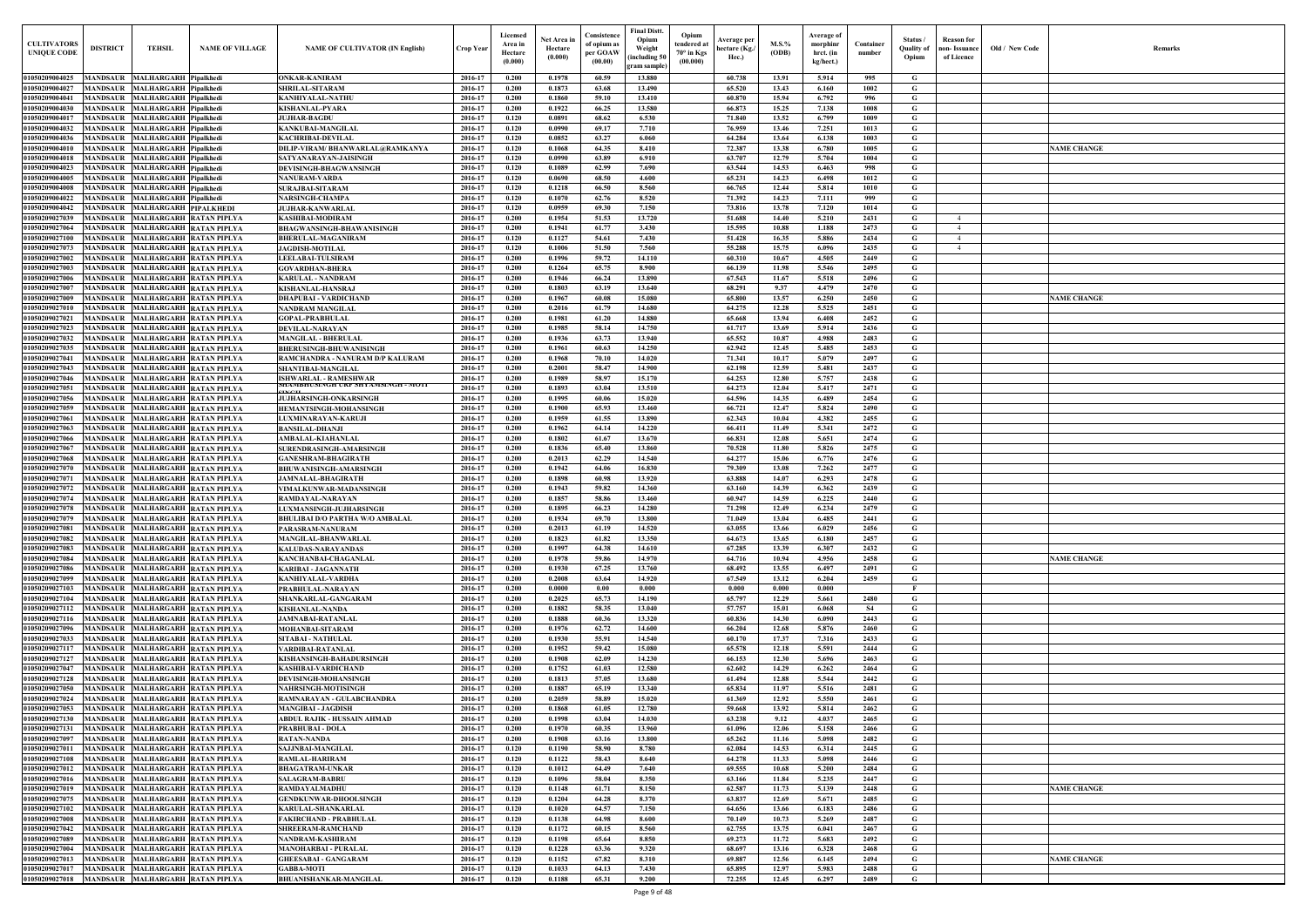| CULTIVATORS UNIQUE CODE | DISTRICT | TEHSIL | NAME OF VILLAGE | NAME OF CULTIVATOR (IN English) | Crop Year | Licensed Area in Hectare (0.000) | Net Area in Hectare (0.000) | Consistence of opium as per GOAW (00.00) | Final Distt. Opium Weight (including 50 gram sample) | Opium tendered at 70° in Kgs (00.000) | Average per hectare (Kg./ Hec.) | M.S.% (ODB) | Average of morphinr hrct. (in kg/hect.) | Container number | Status / Quality of Opium | Reason for non- Issuance of Licence | Old / New Code | Remarks |
|---|---|---|---|---|---|---|---|---|---|---|---|---|---|---|---|---|---|---|
| 01050209004025 | MANDSAUR | MALHARGARH | Pipalkhedi | ONKAR-KANIRAM | 2016-17 | 0.200 | 0.1978 | 60.59 | 13.880 | | 60.738 | 13.91 | 5.914 | 995 | G | | | |
| 01050209004027 | MANDSAUR | MALHARGARH | Pipalkhedi | SHRILAL-SITARAM | 2016-17 | 0.200 | 0.1873 | 63.68 | 13.490 | | 65.520 | 13.43 | 6.160 | 1002 | G | | | |
| 01050209004041 | MANDSAUR | MALHARGARH | Pipalkhedi | KANHIYALAL-NATHU | 2016-17 | 0.200 | 0.1860 | 59.10 | 13.410 | | 60.870 | 15.94 | 6.792 | 996 | G | | | |
| 01050209004030 | MANDSAUR | MALHARGARH | Pipalkhedi | KISHANLAL-PYARA | 2016-17 | 0.200 | 0.1922 | 66.25 | 13.580 | | 66.873 | 15.25 | 7.138 | 1008 | G | | | |
| 01050209004017 | MANDSAUR | MALHARGARH | Pipalkhedi | JUJHAR-BAGDU | 2016-17 | 0.120 | 0.0891 | 68.62 | 6.530 | | 71.840 | 13.52 | 6.799 | 1009 | G | | | |
| 01050209004032 | MANDSAUR | MALHARGARH | Pipalkhedi | KANKUBAI-MANGILAL | 2016-17 | 0.120 | 0.0990 | 69.17 | 7.710 | | 76.959 | 13.46 | 7.251 | 1013 | G | | | |
| 01050209004036 | MANDSAUR | MALHARGARH | Pipalkhedi | KACHRIBAI-DEVILAL | 2016-17 | 0.120 | 0.0852 | 63.27 | 6.060 | | 64.284 | 13.64 | 6.138 | 1003 | G | | | |
| 01050209004010 | MANDSAUR | MALHARGARH | Pipalkhedi | DILIP-VIRAM/ BHANWARLAL@RAMKANYA | 2016-17 | 0.120 | 0.1068 | 64.35 | 8.410 | | 72.387 | 13.38 | 6.780 | 1005 | G | | | NAME CHANGE |
| 01050209004018 | MANDSAUR | MALHARGARH | Pipalkhedi | SATYANARAYAN-JAISINGH | 2016-17 | 0.120 | 0.0990 | 63.89 | 6.910 | | 63.707 | 12.79 | 5.704 | 1004 | G | | | |
| 01050209004023 | MANDSAUR | MALHARGARH | Pipalkhedi | DEVISINGH-BHAGWANSINGH | 2016-17 | 0.120 | 0.1089 | 62.99 | 7.690 | | 63.544 | 14.53 | 6.463 | 998 | G | | | |
| 01050209004005 | MANDSAUR | MALHARGARH | Pipalkhedi | NANURAM-VARDA | 2016-17 | 0.120 | 0.0690 | 68.50 | 4.600 | | 65.231 | 14.23 | 6.498 | 1012 | G | | | |
| 01050209004008 | MANDSAUR | MALHARGARH | Pipalkhedi | SURAJBAI-SITARAM | 2016-17 | 0.120 | 0.1218 | 66.50 | 8.560 | | 66.765 | 12.44 | 5.814 | 1010 | G | | | |
| 01050209004022 | MANDSAUR | MALHARGARH | Pipalkhedi | NARSINGH-CHAMPA | 2016-17 | 0.120 | 0.1070 | 62.76 | 8.520 | | 71.392 | 14.23 | 7.111 | 999 | G | | | |
| 01050209004042 | MANDSAUR | MALHARGARH | PIPALKHEDI | JUJHAR-KANWARLAL | 2016-17 | 0.120 | 0.0959 | 69.30 | 7.150 | | 73.816 | 13.78 | 7.120 | 1014 | G | | | |
| 01050209027039 | MANDSAUR | MALHARGARH | RATAN PIPLYA | KASHIBAI-MODIRAM | 2016-17 | 0.200 | 0.1954 | 51.53 | 13.720 | | 51.688 | 14.40 | 5.210 | 2431 | G | 4 | | |
| 01050209027064 | MANDSAUR | MALHARGARH | RATAN PIPLYA | BHAGWANSINGH-BHAWANISINGH | 2016-17 | 0.200 | 0.1941 | 61.77 | 3.430 | | 15.595 | 10.88 | 1.188 | 2473 | G | 4 | | |
| 01050209027100 | MANDSAUR | MALHARGARH | RATAN PIPLYA | BHERULAL-MAGANIRAM | 2016-17 | 0.120 | 0.1127 | 54.61 | 7.430 | | 51.428 | 16.35 | 5.886 | 2434 | G | 4 | | |
| 01050209027073 | MANDSAUR | MALHARGARH | RATAN PIPLYA | JAGDISH-MOTILAL | 2016-17 | 0.120 | 0.1006 | 51.50 | 7.560 | | 55.288 | 15.75 | 6.096 | 2435 | G | 4 | | |
| 01050209027002 | MANDSAUR | MALHARGARH | RATAN PIPLYA | LEELABAI-TULSIRAM | 2016-17 | 0.200 | 0.1996 | 59.72 | 14.110 | | 60.310 | 10.67 | 4.505 | 2449 | G | | | |
| 01050209027003 | MANDSAUR | MALHARGARH | RATAN PIPLYA | GOVARDHAN-BHERA | 2016-17 | 0.200 | 0.1264 | 65.75 | 8.900 | | 66.139 | 11.98 | 5.546 | 2495 | G | | | |
| 01050209027006 | MANDSAUR | MALHARGARH | RATAN PIPLYA | KARULAL - NANDRAM | 2016-17 | 0.200 | 0.1946 | 66.24 | 13.890 | | 67.543 | 11.67 | 5.518 | 2496 | G | | | |
| 01050209027007 | MANDSAUR | MALHARGARH | RATAN PIPLYA | KISHANLAL-HANSRAJ | 2016-17 | 0.200 | 0.1803 | 63.19 | 13.640 | | 68.291 | 9.37 | 4.479 | 2470 | G | | | |
| 01050209027009 | MANDSAUR | MALHARGARH | RATAN PIPLYA | DHAPUBAI - VARDICHAND | 2016-17 | 0.200 | 0.1967 | 60.08 | 15.080 | | 65.800 | 13.57 | 6.250 | 2450 | G | | | NAME CHANGE |
| 01050209027010 | MANDSAUR | MALHARGARH | RATAN PIPLYA | NANDRAM MANGILAL | 2016-17 | 0.200 | 0.2016 | 61.79 | 14.680 | | 64.275 | 12.28 | 5.525 | 2451 | G | | | |
| 01050209027021 | MANDSAUR | MALHARGARH | RATAN PIPLYA | GOPAL-PRABHULAL | 2016-17 | 0.200 | 0.1981 | 61.20 | 14.880 | | 65.668 | 13.94 | 6.408 | 2452 | G | | | |
| 01050209027023 | MANDSAUR | MALHARGARH | RATAN PIPLYA | DEVILAL-NARAYAN | 2016-17 | 0.200 | 0.1985 | 58.14 | 14.750 | | 61.717 | 13.69 | 5.914 | 2436 | G | | | |
| 01050209027032 | MANDSAUR | MALHARGARH | RATAN PIPLYA | MANGILAL - BHERULAL | 2016-17 | 0.200 | 0.1936 | 63.73 | 13.940 | | 65.552 | 10.87 | 4.988 | 2483 | G | | | |
| 01050209027035 | MANDSAUR | MALHARGARH | RATAN PIPLYA | BHERUSINGH-BHUWANISINGH | 2016-17 | 0.200 | 0.1961 | 60.63 | 14.250 | | 62.942 | 12.45 | 5.485 | 2453 | G | | | |
| 01050209027041 | MANDSAUR | MALHARGARH | RATAN PIPLYA | RAMCHANDRA - NANURAM D/P KALURAM | 2016-17 | 0.200 | 0.1968 | 70.10 | 14.020 | | 71.341 | 10.17 | 5.079 | 2497 | G | | | |
| 01050209027043 | MANDSAUR | MALHARGARH | RATAN PIPLYA | SHANTIBAI-MANGILAL | 2016-17 | 0.200 | 0.2001 | 58.47 | 14.900 | | 62.198 | 12.59 | 5.481 | 2437 | G | | | |
| 01050209027046 | MANDSAUR | MALHARGARH | RATAN PIPLYA | ISHWARLAL - RAMESHWAR | 2016-17 | 0.200 | 0.1989 | 58.97 | 15.170 | | 64.253 | 12.80 | 5.757 | 2438 | G | | | |
| 01050209027051 | MANDSAUR | MALHARGARH | RATAN PIPLYA | SHAMBHUSINGH URF SHYAMSINGH - MOTI SINGH | 2016-17 | 0.200 | 0.1893 | 63.04 | 13.510 | | 64.273 | 12.04 | 5.417 | 2471 | G | | | |
| 01050209027056 | MANDSAUR | MALHARGARH | RATAN PIPLYA | JUJHARSINGH-ONKARSINGH | 2016-17 | 0.200 | 0.1995 | 60.06 | 15.020 | | 64.596 | 14.35 | 6.489 | 2454 | G | | | |
| 01050209027059 | MANDSAUR | MALHARGARH | RATAN PIPLYA | HEMANTSINGH-MOHANSINGH | 2016-17 | 0.200 | 0.1900 | 65.93 | 13.460 | | 66.721 | 12.47 | 5.824 | 2490 | G | | | |
| 01050209027061 | MANDSAUR | MALHARGARH | RATAN PIPLYA | LUXMINARAYAN-KARUJI | 2016-17 | 0.200 | 0.1959 | 61.55 | 13.890 | | 62.343 | 10.04 | 4.382 | 2455 | G | | | |
| 01050209027063 | MANDSAUR | MALHARGARH | RATAN PIPLYA | BANSILAL-DHANJI | 2016-17 | 0.200 | 0.1962 | 64.14 | 14.220 | | 66.411 | 11.49 | 5.341 | 2472 | G | | | |
| 01050209027066 | MANDSAUR | MALHARGARH | RATAN PIPLYA | AMBALAL-KIASHANLAL | 2016-17 | 0.200 | 0.1802 | 61.67 | 13.670 | | 66.831 | 12.08 | 5.651 | 2474 | G | | | |
| 01050209027067 | MANDSAUR | MALHARGARH | RATAN PIPLYA | SURENDRASINGH-AMARSINGH | 2016-17 | 0.200 | 0.1836 | 65.40 | 13.860 | | 70.528 | 11.80 | 5.826 | 2475 | G | | | |
| 01050209027068 | MANDSAUR | MALHARGARH | RATAN PIPLYA | GANESHRAM-BHAGIRATH | 2016-17 | 0.200 | 0.2013 | 62.29 | 14.540 | | 64.277 | 15.06 | 6.776 | 2476 | G | | | |
| 01050209027070 | MANDSAUR | MALHARGARH | RATAN PIPLYA | BHUWANISINGH-AMARSINGH | 2016-17 | 0.200 | 0.1942 | 64.06 | 16.830 | | 79.309 | 13.08 | 7.262 | 2477 | G | | | |
| 01050209027071 | MANDSAUR | MALHARGARH | RATAN PIPLYA | JAMNALAL-BHAGIRATH | 2016-17 | 0.200 | 0.1898 | 60.98 | 13.920 | | 63.888 | 14.07 | 6.293 | 2478 | G | | | |
| 01050209027072 | MANDSAUR | MALHARGARH | RATAN PIPLYA | VIMALKUNWAR-MADANSINGH | 2016-17 | 0.200 | 0.1943 | 59.82 | 14.360 | | 63.160 | 14.39 | 6.362 | 2439 | G | | | |
| 01050209027074 | MANDSAUR | MALHARGARH | RATAN PIPLYA | RAMDAYAL-NARAYAN | 2016-17 | 0.200 | 0.1857 | 58.86 | 13.460 | | 60.947 | 14.59 | 6.225 | 2440 | G | | | |
| 01050209027078 | MANDSAUR | MALHARGARH | RATAN PIPLYA | LUXMANSINGH-JUJHARSINGH | 2016-17 | 0.200 | 0.1895 | 66.23 | 14.280 | | 71.298 | 12.49 | 6.234 | 2479 | G | | | |
| 01050209027079 | MANDSAUR | MALHARGARH | RATAN PIPLYA | BHULIBAI D/O PARTHA W/O AMBALAL | 2016-17 | 0.200 | 0.1934 | 69.70 | 13.800 | | 71.049 | 13.04 | 6.485 | 2441 | G | | | |
| 01050209027081 | MANDSAUR | MALHARGARH | RATAN PIPLYA | PARASRAM-NANURAM | 2016-17 | 0.200 | 0.2013 | 61.19 | 14.520 | | 63.055 | 13.66 | 6.029 | 2456 | G | | | |
| 01050209027082 | MANDSAUR | MALHARGARH | RATAN PIPLYA | MANGILAL-BHANWARLAL | 2016-17 | 0.200 | 0.1823 | 61.82 | 13.350 | | 64.673 | 13.65 | 6.180 | 2457 | G | | | |
| 01050209027083 | MANDSAUR | MALHARGARH | RATAN PIPLYA | KALUDAS-NARAYANDAS | 2016-17 | 0.200 | 0.1997 | 64.38 | 14.610 | | 67.285 | 13.39 | 6.307 | 2432 | G | | | |
| 01050209027084 | MANDSAUR | MALHARGARH | RATAN PIPLYA | KANCHANBAI-CHAGANLAL | 2016-17 | 0.200 | 0.1978 | 59.86 | 14.970 | | 64.716 | 10.94 | 4.956 | 2458 | G | | | NAME CHANGE |
| 01050209027086 | MANDSAUR | MALHARGARH | RATAN PIPLYA | KARIBAI - JAGANNATH | 2016-17 | 0.200 | 0.1930 | 67.25 | 13.760 | | 68.492 | 13.55 | 6.497 | 2491 | G | | | |
| 01050209027099 | MANDSAUR | MALHARGARH | RATAN PIPLYA | KANHIYALAL-VARDHA | 2016-17 | 0.200 | 0.2008 | 63.64 | 14.920 | | 67.549 | 13.12 | 6.204 | 2459 | G | | | |
| 01050209027103 | MANDSAUR | MALHARGARH | RATAN PIPLYA | PRABHULAL-NARAYAN | 2016-17 | 0.200 | 0.0000 | 0.00 | 0.000 | | 0.000 | 0.000 | 0.000 | | F | | | |
| 01050209027104 | MANDSAUR | MALHARGARH | RATAN PIPLYA | SHANKARLAL-GANGARAM | 2016-17 | 0.200 | 0.2025 | 65.73 | 14.190 | | 65.797 | 12.29 | 5.661 | 2480 | G | | | |
| 01050209027112 | MANDSAUR | MALHARGARH | RATAN PIPLYA | KISHANLAL-NANDA | 2016-17 | 0.200 | 0.1882 | 58.35 | 13.040 | | 57.757 | 15.01 | 6.068 | S4 | G | | | |
| 01050209027116 | MANDSAUR | MALHARGARH | RATAN PIPLYA | JAMNABAI-RATANLAL | 2016-17 | 0.200 | 0.1888 | 60.36 | 13.320 | | 60.836 | 14.30 | 6.090 | 2443 | G | | | |
| 01050209027096 | MANDSAUR | MALHARGARH | RATAN PIPLYA | MOHANBAI-SITARAM | 2016-17 | 0.200 | 0.1976 | 62.72 | 14.600 | | 66.204 | 12.68 | 5.876 | 2460 | G | | | |
| 01050209027033 | MANDSAUR | MALHARGARH | RATAN PIPLYA | SITABAI - NATHULAL | 2016-17 | 0.200 | 0.1930 | 55.91 | 14.540 | | 60.170 | 17.37 | 7.316 | 2433 | G | | | |
| 01050209027117 | MANDSAUR | MALHARGARH | RATAN PIPLYA | VARDIBAI-RATANLAL | 2016-17 | 0.200 | 0.1952 | 59.42 | 15.080 | | 65.578 | 12.18 | 5.591 | 2444 | G | | | |
| 01050209027127 | MANDSAUR | MALHARGARH | RATAN PIPLYA | KISHANSINGH-BAHADURSINGH | 2016-17 | 0.200 | 0.1908 | 62.09 | 14.230 | | 66.153 | 12.30 | 5.696 | 2463 | G | | | |
| 01050209027047 | MANDSAUR | MALHARGARH | RATAN PIPLYA | KASHIBAI-VARDICHAND | 2016-17 | 0.200 | 0.1752 | 61.03 | 12.580 | | 62.602 | 14.29 | 6.262 | 2464 | G | | | |
| 01050209027128 | MANDSAUR | MALHARGARH | RATAN PIPLYA | DEVISINGH-MOHANSINGH | 2016-17 | 0.200 | 0.1813 | 57.05 | 13.680 | | 61.494 | 12.88 | 5.544 | 2442 | G | | | |
| 01050209027050 | MANDSAUR | MALHARGARH | RATAN PIPLYA | NAHRSINGH-MOTISINGH | 2016-17 | 0.200 | 0.1887 | 65.19 | 13.340 | | 65.834 | 11.97 | 5.516 | 2481 | G | | | |
| 01050209027024 | MANDSAUR | MALHARGARH | RATAN PIPLYA | RAMNARAYAN - GULABCHANDRA | 2016-17 | 0.200 | 0.2059 | 58.89 | 15.020 | | 61.369 | 12.92 | 5.550 | 2461 | G | | | |
| 01050209027053 | MANDSAUR | MALHARGARH | RATAN PIPLYA | MANGIBAI - JAGDISH | 2016-17 | 0.200 | 0.1868 | 61.05 | 12.780 | | 59.668 | 13.92 | 5.814 | 2462 | G | | | |
| 01050209027130 | MANDSAUR | MALHARGARH | RATAN PIPLYA | ABDUL RAJIK - HUSSAIN AHMAD | 2016-17 | 0.200 | 0.1998 | 63.04 | 14.030 | | 63.238 | 9.12 | 4.037 | 2465 | G | | | |
| 01050209027131 | MANDSAUR | MALHARGARH | RATAN PIPLYA | PRABHUBAI - DOLA | 2016-17 | 0.200 | 0.1970 | 60.35 | 13.960 | | 61.096 | 12.06 | 5.158 | 2466 | G | | | |
| 01050209027097 | MANDSAUR | MALHARGARH | RATAN PIPLYA | RATAN-NANDA | 2016-17 | 0.200 | 0.1908 | 63.16 | 13.800 | | 65.262 | 11.16 | 5.098 | 2482 | G | | | |
| 01050209027011 | MANDSAUR | MALHARGARH | RATAN PIPLYA | SAJJNBAI-MANGILAL | 2016-17 | 0.120 | 0.1190 | 58.90 | 8.780 | | 62.084 | 14.53 | 6.314 | 2445 | G | | | |
| 01050209027108 | MANDSAUR | MALHARGARH | RATAN PIPLYA | RAMLAL-HARIRAM | 2016-17 | 0.120 | 0.1122 | 58.43 | 8.640 | | 64.278 | 11.33 | 5.098 | 2446 | G | | | |
| 01050209027012 | MANDSAUR | MALHARGARH | RATAN PIPLYA | BHAGATRAM-UNKAR | 2016-17 | 0.120 | 0.1012 | 64.49 | 7.640 | | 69.555 | 10.68 | 5.200 | 2484 | G | | | |
| 01050209027016 | MANDSAUR | MALHARGARH | RATAN PIPLYA | SALAGRAM-BABRU | 2016-17 | 0.120 | 0.1096 | 58.04 | 8.350 | | 63.166 | 11.84 | 5.235 | 2447 | G | | | |
| 01050209027019 | MANDSAUR | MALHARGARH | RATAN PIPLYA | RAMDAYALMADHU | 2016-17 | 0.120 | 0.1148 | 61.71 | 8.150 | | 62.587 | 11.73 | 5.139 | 2448 | G | | | NAME CHANGE |
| 01050209027075 | MANDSAUR | MALHARGARH | RATAN PIPLYA | GENDKUNWAR-DHOOLSINGH | 2016-17 | 0.120 | 0.1204 | 64.28 | 8.370 | | 63.837 | 12.69 | 5.671 | 2485 | G | | | |
| 01050209027102 | MANDSAUR | MALHARGARH | RATAN PIPLYA | KARULAL-SHANKARLAL | 2016-17 | 0.120 | 0.1020 | 64.57 | 7.150 | | 64.656 | 13.66 | 6.183 | 2486 | G | | | |
| 01050209027008 | MANDSAUR | MALHARGARH | RATAN PIPLYA | FAKIRCHAND - PRABHULAL | 2016-17 | 0.120 | 0.1138 | 64.98 | 8.600 | | 70.149 | 10.73 | 5.269 | 2487 | G | | | |
| 01050209027042 | MANDSAUR | MALHARGARH | RATAN PIPLYA | SHREERAM-RAMCHAND | 2016-17 | 0.120 | 0.1172 | 60.15 | 8.560 | | 62.755 | 13.75 | 6.041 | 2467 | G | | | |
| 01050209027089 | MANDSAUR | MALHARGARH | RATAN PIPLYA | NANDRAM-KASHIRAM | 2016-17 | 0.120 | 0.1198 | 65.64 | 8.850 | | 69.273 | 11.72 | 5.683 | 2492 | G | | | |
| 01050209027004 | MANDSAUR | MALHARGARH | RATAN PIPLYA | MANOHARBAI - PURALAL | 2016-17 | 0.120 | 0.1228 | 63.36 | 9.320 | | 68.697 | 13.16 | 6.328 | 2468 | G | | | |
| 01050209027013 | MANDSAUR | MALHARGARH | RATAN PIPLYA | GHEESABAI - GANGARAM | 2016-17 | 0.120 | 0.1152 | 67.82 | 8.310 | | 69.887 | 12.56 | 6.145 | 2494 | G | | | NAME CHANGE |
| 01050209027017 | MANDSAUR | MALHARGARH | RATAN PIPLYA | GABBA-MOTI | 2016-17 | 0.120 | 0.1033 | 64.13 | 7.430 | | 65.895 | 12.97 | 5.983 | 2488 | G | | | |
| 01050209027018 | MANDSAUR | MALHARGARH | RATAN PIPLYA | BHUANISHANKAR-MANGILAL | 2016-17 | 0.120 | 0.1188 | 65.31 | 9.200 | | 72.255 | 12.45 | 6.297 | 2489 | G | | | |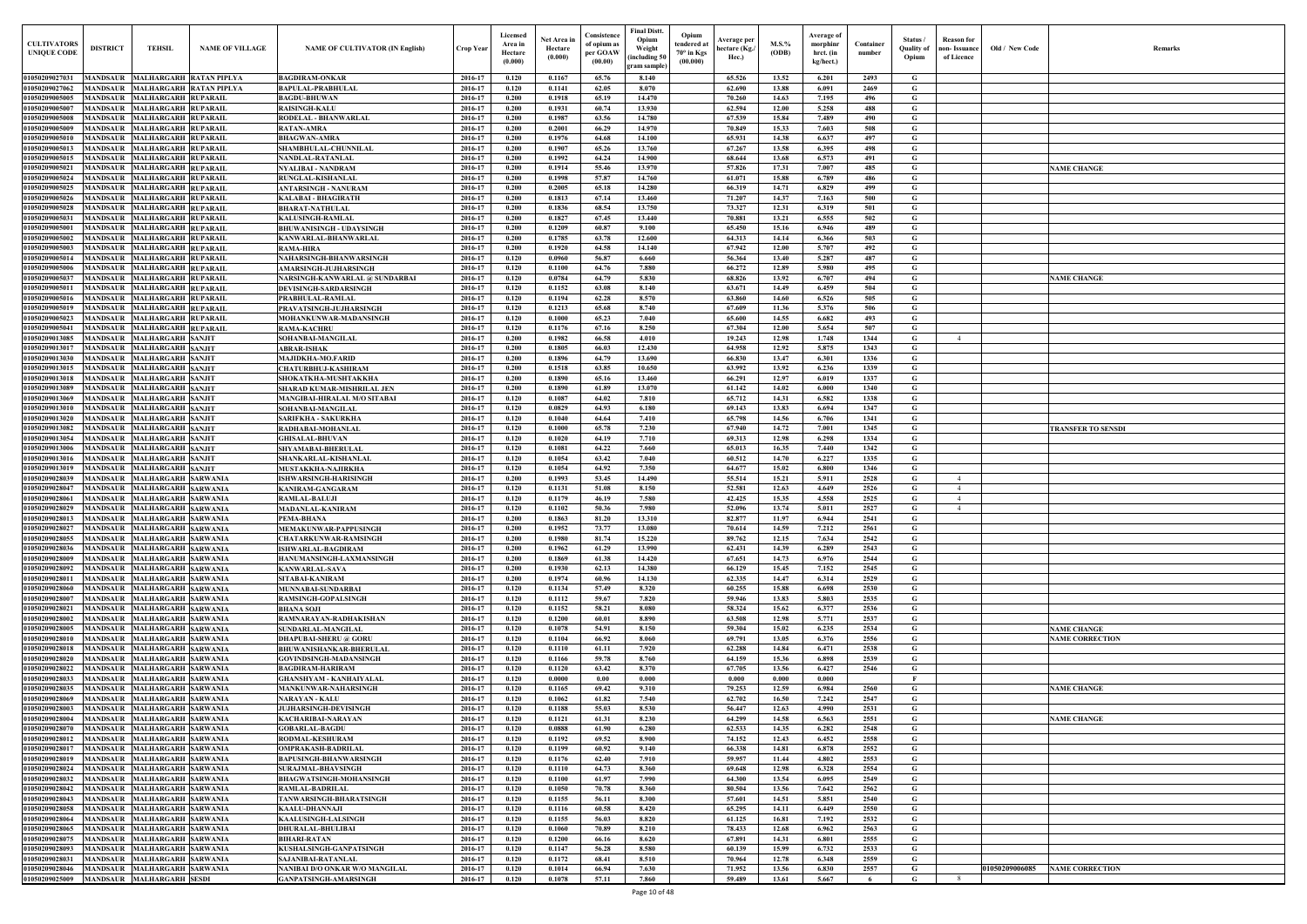| CULTIVATORS UNIQUE CODE | DISTRICT | TEHSIL | NAME OF VILLAGE | NAME OF CULTIVATOR (IN English) | Crop Year | Licensed Area in Hectare (0.000) | Net Area in Hectare (0.000) | Consistence of opium as per GOAW (00.00) | Final Distt. Opium Weight (including 50 gram sample) | Opium tendered at 70° in Kgs (00.000) | Average per hectare (Kg./ Hec.) | M.S.% (ODB) | Average of morphinr hrct. (in kg/hect.) | Container number | Status / Quality of Opium | Reason for non- Issuance of Licence | Old / New Code | Remarks |
|---|---|---|---|---|---|---|---|---|---|---|---|---|---|---|---|---|---|---|
| 01050209027031 | MANDSAUR | MALHARGARH | RATAN PIPLYA | BAGDIRAM-ONKAR | 2016-17 | 0.120 | 0.1167 | 65.76 | 8.140 | | 65.526 | 13.52 | 6.201 | 2493 | G | | | |
| 01050209027062 | MANDSAUR | MALHARGARH | RATAN PIPLYA | BAPULAL-PRABHULAL | 2016-17 | 0.120 | 0.1141 | 62.05 | 8.070 | | 62.690 | 13.88 | 6.091 | 2469 | G | | | |
| 01050209005005 | MANDSAUR | MALHARGARH | RUPARAIL | BAGDU-BHUWAN | 2016-17 | 0.200 | 0.1918 | 65.19 | 14.470 | | 70.260 | 14.63 | 7.195 | 496 | G | | | |
| 01050209005007 | MANDSAUR | MALHARGARH | RUPARAIL | RAISINGH-KALU | 2016-17 | 0.200 | 0.1931 | 60.74 | 13.930 | | 62.594 | 12.00 | 5.258 | 488 | G | | | |
| 01050209005008 | MANDSAUR | MALHARGARH | RUPARAIL | RODELAL - BHANWARLAL | 2016-17 | 0.200 | 0.1987 | 63.56 | 14.780 | | 67.539 | 15.84 | 7.489 | 490 | G | | | |
| 01050209005009 | MANDSAUR | MALHARGARH | RUPARAIL | RATAN-AMRA | 2016-17 | 0.200 | 0.2001 | 66.29 | 14.970 | | 70.849 | 15.33 | 7.603 | 508 | G | | | |
| 01050209005010 | MANDSAUR | MALHARGARH | RUPARAIL | BHAGWAN-AMRA | 2016-17 | 0.200 | 0.1976 | 64.68 | 14.100 | | 65.931 | 14.38 | 6.637 | 497 | G | | | |
| 01050209005013 | MANDSAUR | MALHARGARH | RUPARAIL | SHAMBHULAL-CHUNNILAL | 2016-17 | 0.200 | 0.1907 | 65.26 | 13.760 | | 67.267 | 13.58 | 6.395 | 498 | G | | | |
| 01050209005015 | MANDSAUR | MALHARGARH | RUPARAIL | NANDLAL-RATANLAL | 2016-17 | 0.200 | 0.1992 | 64.24 | 14.900 | | 68.644 | 13.68 | 6.573 | 491 | G | | | |
| 01050209005021 | MANDSAUR | MALHARGARH | RUPARAIL | NYALIBAI - NANDRAM | 2016-17 | 0.200 | 0.1914 | 55.46 | 13.970 | | 57.826 | 17.31 | 7.007 | 485 | G | | | NAME CHANGE |
| 01050209005024 | MANDSAUR | MALHARGARH | RUPARAIL | RUNGLAL-KISHANLAL | 2016-17 | 0.200 | 0.1998 | 57.87 | 14.760 | | 61.071 | 15.88 | 6.789 | 486 | G | | | |
| 01050209005025 | MANDSAUR | MALHARGARH | RUPARAIL | ANTARSINGH - NANURAM | 2016-17 | 0.200 | 0.2005 | 65.18 | 14.280 | | 66.319 | 14.71 | 6.829 | 499 | G | | | |
| 01050209005026 | MANDSAUR | MALHARGARH | RUPARAIL | KALABAI - BHAGIRATH | 2016-17 | 0.200 | 0.1813 | 67.14 | 13.460 | | 71.207 | 14.37 | 7.163 | 500 | G | | | |
| 01050209005028 | MANDSAUR | MALHARGARH | RUPARAIL | BHARAT-NATHULAL | 2016-17 | 0.200 | 0.1836 | 68.54 | 13.750 | | 73.327 | 12.31 | 6.319 | 501 | G | | | |
| 01050209005031 | MANDSAUR | MALHARGARH | RUPARAIL | KALUSINGH-RAMLAL | 2016-17 | 0.200 | 0.1827 | 67.45 | 13.440 | | 70.881 | 13.21 | 6.555 | 502 | G | | | |
| 01050209005001 | MANDSAUR | MALHARGARH | RUPARAIL | BHUWANISINGH - UDAYSINGH | 2016-17 | 0.200 | 0.1209 | 60.87 | 9.100 | | 65.450 | 15.16 | 6.946 | 489 | G | | | |
| 01050209005002 | MANDSAUR | MALHARGARH | RUPARAIL | KANWARLAL-BHANWARLAL | 2016-17 | 0.200 | 0.1785 | 63.78 | 12.600 | | 64.313 | 14.14 | 6.366 | 503 | G | | | |
| 01050209005003 | MANDSAUR | MALHARGARH | RUPARAIL | RAMA-HIRA | 2016-17 | 0.200 | 0.1920 | 64.58 | 14.140 | | 67.942 | 12.00 | 5.707 | 492 | G | | | |
| 01050209005014 | MANDSAUR | MALHARGARH | RUPARAIL | NAHARSINGH-BHANWARSINGH | 2016-17 | 0.120 | 0.0960 | 56.87 | 6.660 | | 56.364 | 13.40 | 5.287 | 487 | G | | | |
| 01050209005006 | MANDSAUR | MALHARGARH | RUPARAIL | AMARSINGH-JUJHARSINGH | 2016-17 | 0.120 | 0.1100 | 64.76 | 7.880 | | 66.272 | 12.89 | 5.980 | 495 | G | | | |
| 01050209005037 | MANDSAUR | MALHARGARH | RUPARAIL | NARSINGH-KANWARLAL @ SUNDARBAI | 2016-17 | 0.120 | 0.0784 | 64.79 | 5.830 | | 68.826 | 13.92 | 6.707 | 494 | G | | | NAME CHANGE |
| 01050209005011 | MANDSAUR | MALHARGARH | RUPARAIL | DEVISINGH-SARDARSINGH | 2016-17 | 0.120 | 0.1152 | 63.08 | 8.140 | | 63.671 | 14.49 | 6.459 | 504 | G | | | |
| 01050209005016 | MANDSAUR | MALHARGARH | RUPARAIL | PRABHULAL-RAMLAL | 2016-17 | 0.120 | 0.1194 | 62.28 | 8.570 | | 63.860 | 14.60 | 6.526 | 505 | G | | | |
| 01050209005019 | MANDSAUR | MALHARGARH | RUPARAIL | PRAVATSINGH-JUJHARSINGH | 2016-17 | 0.120 | 0.1213 | 65.68 | 8.740 | | 67.609 | 11.36 | 5.376 | 506 | G | | | |
| 01050209005023 | MANDSAUR | MALHARGARH | RUPARAIL | MOHANKUNWAR-MADANSINGH | 2016-17 | 0.120 | 0.1000 | 65.23 | 7.040 | | 65.600 | 14.55 | 6.682 | 493 | G | | | |
| 01050209005041 | MANDSAUR | MALHARGARH | RUPARAIL | RAMA-KACHRU | 2016-17 | 0.120 | 0.1176 | 67.16 | 8.250 | | 67.304 | 12.00 | 5.654 | 507 | G | | | |
| 01050209013085 | MANDSAUR | MALHARGARH | SANJIT | SOHANBAI-MANGILAL | 2016-17 | 0.200 | 0.1982 | 66.58 | 4.010 | | 19.243 | 12.98 | 1.748 | 1344 | G | 4 | | |
| 01050209013017 | MANDSAUR | MALHARGARH | SANJIT | ABRAR-ISHAK | 2016-17 | 0.200 | 0.1805 | 66.03 | 12.430 | | 64.958 | 12.92 | 5.875 | 1343 | G | | | |
| 01050209013030 | MANDSAUR | MALHARGARH | SANJIT | MAJIDKHA-MO.FARID | 2016-17 | 0.200 | 0.1896 | 64.79 | 13.690 | | 66.830 | 13.47 | 6.301 | 1336 | G | | | |
| 01050209013015 | MANDSAUR | MALHARGARH | SANJIT | CHATURBHUJ-KASHIRAM | 2016-17 | 0.200 | 0.1518 | 63.85 | 10.650 | | 63.992 | 13.92 | 6.236 | 1339 | G | | | |
| 01050209013018 | MANDSAUR | MALHARGARH | SANJIT | SHOKATKHA-MUSHTAKKHA | 2016-17 | 0.200 | 0.1890 | 65.16 | 13.460 | | 66.291 | 12.97 | 6.019 | 1337 | G | | | |
| 01050209013089 | MANDSAUR | MALHARGARH | SANJIT | SHARAD KUMAR-MISHRILAL JEN | 2016-17 | 0.200 | 0.1890 | 61.89 | 13.070 | | 61.142 | 14.02 | 6.000 | 1340 | G | | | |
| 01050209013069 | MANDSAUR | MALHARGARH | SANJIT | MANGIBAI-HIRALAL M/O SITABAI | 2016-17 | 0.120 | 0.1087 | 64.02 | 7.810 | | 65.712 | 14.31 | 6.582 | 1338 | G | | | |
| 01050209013010 | MANDSAUR | MALHARGARH | SANJIT | SOHANBAI-MANGILAL | 2016-17 | 0.120 | 0.0829 | 64.93 | 6.180 | | 69.143 | 13.83 | 6.694 | 1347 | G | | | |
| 01050209013020 | MANDSAUR | MALHARGARH | SANJIT | SARIFKHA - SAKURKHA | 2016-17 | 0.120 | 0.1040 | 64.64 | 7.410 | | 65.798 | 14.56 | 6.706 | 1341 | G | | | |
| 01050209013082 | MANDSAUR | MALHARGARH | SANJIT | RADHABAI-MOHANLAL | 2016-17 | 0.120 | 0.1000 | 65.78 | 7.230 | | 67.940 | 14.72 | 7.001 | 1345 | G | | | TRANSFER TO SENSDI |
| 01050209013054 | MANDSAUR | MALHARGARH | SANJIT | GHISALAL-BHUVAN | 2016-17 | 0.120 | 0.1020 | 64.19 | 7.710 | | 69.313 | 12.98 | 6.298 | 1334 | G | | | |
| 01050209013006 | MANDSAUR | MALHARGARH | SANJIT | SHYAMABAI-BHERULAL | 2016-17 | 0.120 | 0.1081 | 64.22 | 7.660 | | 65.013 | 16.35 | 7.440 | 1342 | G | | | |
| 01050209013016 | MANDSAUR | MALHARGARH | SANJIT | SHANKARLAL-KISHANLAL | 2016-17 | 0.120 | 0.1054 | 63.42 | 7.040 | | 60.512 | 14.70 | 6.227 | 1335 | G | | | |
| 01050209013019 | MANDSAUR | MALHARGARH | SANJIT | MUSTAKKHA-NAJIRKHA | 2016-17 | 0.120 | 0.1054 | 64.92 | 7.350 | | 64.677 | 15.02 | 6.800 | 1346 | G | | | |
| 01050209028039 | MANDSAUR | MALHARGARH | SARWANIA | ISHWARSINGH-HARISINGH | 2016-17 | 0.200 | 0.1993 | 53.45 | 14.490 | | 55.514 | 15.21 | 5.911 | 2528 | G | 4 | | |
| 01050209028047 | MANDSAUR | MALHARGARH | SARWANIA | KANIRAM-GANGARAM | 2016-17 | 0.120 | 0.1131 | 51.08 | 8.150 | | 52.581 | 12.63 | 4.649 | 2526 | G | 4 | | |
| 01050209028061 | MANDSAUR | MALHARGARH | SARWANIA | RAMLAL-BALUJI | 2016-17 | 0.120 | 0.1179 | 46.19 | 7.580 | | 42.425 | 15.35 | 4.558 | 2525 | G | 4 | | |
| 01050209028029 | MANDSAUR | MALHARGARH | SARWANIA | MADANLAL-KANIRAM | 2016-17 | 0.120 | 0.1102 | 50.36 | 7.980 | | 52.096 | 13.74 | 5.011 | 2527 | G | 4 | | |
| 01050209028013 | MANDSAUR | MALHARGARH | SARWANIA | PEMA-BHANA | 2016-17 | 0.200 | 0.1863 | 81.20 | 13.310 | | 82.877 | 11.97 | 6.944 | 2541 | G | | | |
| 01050209028027 | MANDSAUR | MALHARGARH | SARWANIA | MEMAKUNWAR-PAPPUSINGH | 2016-17 | 0.200 | 0.1952 | 73.77 | 13.080 | | 70.614 | 14.59 | 7.212 | 2561 | G | | | |
| 01050209028055 | MANDSAUR | MALHARGARH | SARWANIA | CHATARKUNWAR-RAMSINGH | 2016-17 | 0.200 | 0.1980 | 81.74 | 15.220 | | 89.762 | 12.15 | 7.634 | 2542 | G | | | |
| 01050209028036 | MANDSAUR | MALHARGARH | SARWANIA | ISHWARLAL-BAGDIRAM | 2016-17 | 0.200 | 0.1962 | 61.29 | 13.990 | | 62.431 | 14.39 | 6.289 | 2543 | G | | | |
| 01050209028009 | MANDSAUR | MALHARGARH | SARWANIA | HANUMANSINGH-LAXMANSINGH | 2016-17 | 0.200 | 0.1869 | 61.38 | 14.420 | | 67.651 | 14.73 | 6.976 | 2544 | G | | | |
| 01050209028092 | MANDSAUR | MALHARGARH | SARWANIA | KANWARLAL-SAVA | 2016-17 | 0.200 | 0.1930 | 62.13 | 14.380 | | 66.129 | 15.45 | 7.152 | 2545 | G | | | |
| 01050209028011 | MANDSAUR | MALHARGARH | SARWANIA | SITABAI-KANIRAM | 2016-17 | 0.200 | 0.1974 | 60.96 | 14.130 | | 62.335 | 14.47 | 6.314 | 2529 | G | | | |
| 01050209028060 | MANDSAUR | MALHARGARH | SARWANIA | MUNNABAI-SUNDARBAI | 2016-17 | 0.120 | 0.1134 | 57.49 | 8.320 | | 60.255 | 15.88 | 6.698 | 2530 | G | | | |
| 01050209028007 | MANDSAUR | MALHARGARH | SARWANIA | RAMSINGH-GOPALSINGH | 2016-17 | 0.120 | 0.1112 | 59.67 | 7.820 | | 59.946 | 13.83 | 5.803 | 2535 | G | | | |
| 01050209028021 | MANDSAUR | MALHARGARH | SARWANIA | BHANA SOJI | 2016-17 | 0.120 | 0.1152 | 58.21 | 8.080 | | 58.324 | 15.62 | 6.377 | 2536 | G | | | |
| 01050209028002 | MANDSAUR | MALHARGARH | SARWANIA | RAMNARAYAN-RADHAKISHAN | 2016-17 | 0.120 | 0.1200 | 60.01 | 8.890 | | 63.508 | 12.98 | 5.771 | 2537 | G | | | |
| 01050209028005 | MANDSAUR | MALHARGARH | SARWANIA | SUNDARLAL-MANGILAL | 2016-17 | 0.120 | 0.1078 | 54.91 | 8.150 | | 59.304 | 15.02 | 6.235 | 2534 | G | | | NAME CHANGE |
| 01050209028010 | MANDSAUR | MALHARGARH | SARWANIA | DHAPUBAI-SHERU @ GORU | 2016-17 | 0.120 | 0.1104 | 66.92 | 8.060 | | 69.791 | 13.05 | 6.376 | 2556 | G | | | NAME CORRECTION |
| 01050209028018 | MANDSAUR | MALHARGARH | SARWANIA | BHUWANISHANKAR-BHERULAL | 2016-17 | 0.120 | 0.1110 | 61.11 | 7.920 | | 62.288 | 14.84 | 6.471 | 2538 | G | | | |
| 01050209028020 | MANDSAUR | MALHARGARH | SARWANIA | GOVINDSINGH-MADANSINGH | 2016-17 | 0.120 | 0.1166 | 59.78 | 8.760 | | 64.159 | 15.36 | 6.898 | 2539 | G | | | |
| 01050209028022 | MANDSAUR | MALHARGARH | SARWANIA | BAGDIRAM-HARIRAM | 2016-17 | 0.120 | 0.1120 | 63.42 | 8.370 | | 67.705 | 13.56 | 6.427 | 2546 | G | | | |
| 01050209028033 | MANDSAUR | MALHARGARH | SARWANIA | GHANSHYAM - KANHAIYALAL | 2016-17 | 0.120 | 0.0000 | 0.00 | 0.000 | | 0.000 | 0.000 | 0.000 | | F | | | |
| 01050209028035 | MANDSAUR | MALHARGARH | SARWANIA | MANKUNWAR-NAHARSINGH | 2016-17 | 0.120 | 0.1165 | 69.42 | 9.310 | | 79.253 | 12.59 | 6.984 | 2560 | G | | | NAME CHANGE |
| 01050209028069 | MANDSAUR | MALHARGARH | SARWANIA | NARAYAN - KALU | 2016-17 | 0.120 | 0.1062 | 61.82 | 7.540 | | 62.702 | 16.50 | 7.242 | 2547 | G | | | |
| 01050209028003 | MANDSAUR | MALHARGARH | SARWANIA | JUJHARSINGH-DEVISINGH | 2016-17 | 0.120 | 0.1188 | 55.03 | 8.530 | | 56.447 | 12.63 | 4.990 | 2531 | G | | | |
| 01050209028004 | MANDSAUR | MALHARGARH | SARWANIA | KACHARIBAI-NARAYAN | 2016-17 | 0.120 | 0.1121 | 61.31 | 8.230 | | 64.299 | 14.58 | 6.563 | 2551 | G | | | NAME CHANGE |
| 01050209028070 | MANDSAUR | MALHARGARH | SARWANIA | GOBARLAL-BAGDU | 2016-17 | 0.120 | 0.0888 | 61.90 | 6.280 | | 62.533 | 14.35 | 6.282 | 2548 | G | | | |
| 01050209028012 | MANDSAUR | MALHARGARH | SARWANIA | RODMAL-KESHURAM | 2016-17 | 0.120 | 0.1192 | 69.52 | 8.900 | | 74.152 | 12.43 | 6.452 | 2558 | G | | | |
| 01050209028017 | MANDSAUR | MALHARGARH | SARWANIA | OMPRAKASH-BADRILAL | 2016-17 | 0.120 | 0.1199 | 60.92 | 9.140 | | 66.338 | 14.81 | 6.878 | 2552 | G | | | |
| 01050209028019 | MANDSAUR | MALHARGARH | SARWANIA | BAPUSINGH-BHANWARSINGH | 2016-17 | 0.120 | 0.1176 | 62.40 | 7.910 | | 59.957 | 11.44 | 4.802 | 2553 | G | | | |
| 01050209028024 | MANDSAUR | MALHARGARH | SARWANIA | SURAJMAL-BHAVSINGH | 2016-17 | 0.120 | 0.1110 | 64.73 | 8.360 | | 69.648 | 12.98 | 6.328 | 2554 | G | | | |
| 01050209028032 | MANDSAUR | MALHARGARH | SARWANIA | BHAGWATSINGH-MOHANSINGH | 2016-17 | 0.120 | 0.1100 | 61.97 | 7.990 | | 64.300 | 13.54 | 6.095 | 2549 | G | | | |
| 01050209028042 | MANDSAUR | MALHARGARH | SARWANIA | RAMLAL-BADRILAL | 2016-17 | 0.120 | 0.1050 | 70.78 | 8.360 | | 80.504 | 13.56 | 7.642 | 2562 | G | | | |
| 01050209028043 | MANDSAUR | MALHARGARH | SARWANIA | TANWARSINGH-BHARATSINGH | 2016-17 | 0.120 | 0.1155 | 56.11 | 8.300 | | 57.601 | 14.51 | 5.851 | 2540 | G | | | |
| 01050209028058 | MANDSAUR | MALHARGARH | SARWANIA | KAALU-DHANNAJI | 2016-17 | 0.120 | 0.1116 | 60.58 | 8.420 | | 65.295 | 14.11 | 6.449 | 2550 | G | | | |
| 01050209028064 | MANDSAUR | MALHARGARH | SARWANIA | KAALUSINGH-LALSINGH | 2016-17 | 0.120 | 0.1155 | 56.03 | 8.820 | | 61.125 | 16.81 | 7.192 | 2532 | G | | | |
| 01050209028065 | MANDSAUR | MALHARGARH | SARWANIA | DHURALAL-BHULIBAI | 2016-17 | 0.120 | 0.1060 | 70.89 | 8.210 | | 78.433 | 12.68 | 6.962 | 2563 | G | | | |
| 01050209028075 | MANDSAUR | MALHARGARH | SARWANIA | BIHARI-RATAN | 2016-17 | 0.120 | 0.1200 | 66.16 | 8.620 | | 67.891 | 14.31 | 6.801 | 2555 | G | | | |
| 01050209028093 | MANDSAUR | MALHARGARH | SARWANIA | KUSHALSINGH-GANPATSINGH | 2016-17 | 0.120 | 0.1147 | 56.28 | 8.580 | | 60.139 | 15.99 | 6.732 | 2533 | G | | | |
| 01050209028031 | MANDSAUR | MALHARGARH | SARWANIA | SAJANIBAI-RATANLAL | 2016-17 | 0.120 | 0.1172 | 68.41 | 8.510 | | 70.964 | 12.78 | 6.348 | 2559 | G | | | |
| 01050209028046 | MANDSAUR | MALHARGARH | SARWANIA | NANIBAI D/O ONKAR W/O MANGILAL | 2016-17 | 0.120 | 0.1014 | 66.94 | 7.630 | | 71.952 | 13.56 | 6.830 | 2557 | G | | 01050209006085 | NAME CORRECTION |
| 01050209025009 | MANDSAUR | MALHARGARH | SESDI | GANPATSINGH-AMARSINGH | 2016-17 | 0.120 | 0.1078 | 57.11 | 7.860 | | 59.489 | 13.61 | 5.667 | 6 | G | 8 | | |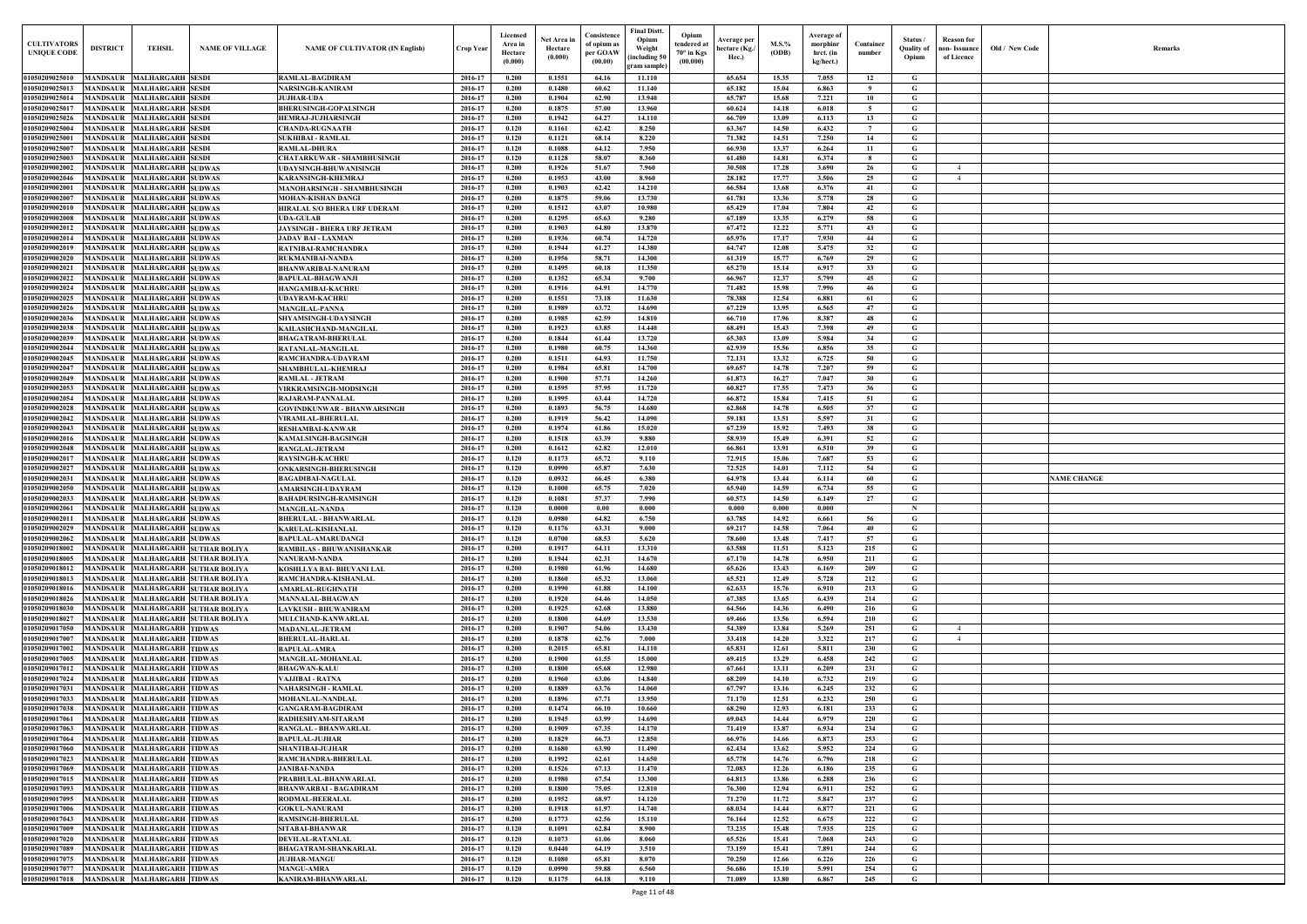| CULTIVATORS UNIQUE CODE | DISTRICT | TEHSIL | NAME OF VILLAGE | NAME OF CULTIVATOR (IN English) | Crop Year | Licensed Area in Hectare (0.000) | Net Area in Hectare (0.000) | Consistence of opium as per GOAW (00.00) | Final Distt. Opium Weight (including 50 gram sample) | Opium tendered at 70° in Kgs (00.000) | Average per hectare (Kg./ Hec.) | M.S.% (ODB) | Average of morphinr hrct. (in kg/hect.) | Container number | Status / Quality of Opium | Reason for non- Issuance of Licence | Old / New Code | Remarks |
|---|---|---|---|---|---|---|---|---|---|---|---|---|---|---|---|---|---|---|
| 01050209025010 | MANDSAUR | MALHARGARH | SESDI | RAMLAL-BAGDIRAM | 2016-17 | 0.200 | 0.1551 | 64.16 | 11.110 | | 65.654 | 15.35 | 7.055 | 12 | G | | | |
| 01050209025013 | MANDSAUR | MALHARGARH | SESDI | NARSINGH-KANIRAM | 2016-17 | 0.200 | 0.1480 | 60.62 | 11.140 | | 65.182 | 15.04 | 6.863 | 9 | G | | | |
| 01050209025014 | MANDSAUR | MALHARGARH | SESDI | JUJHAR-UDA | 2016-17 | 0.200 | 0.1904 | 62.90 | 13.940 | | 65.787 | 15.68 | 7.221 | 10 | G | | | |
| 01050209025017 | MANDSAUR | MALHARGARH | SESDI | BHERUSINGH-GOPALSINGH | 2016-17 | 0.200 | 0.1875 | 57.00 | 13.960 | | 60.624 | 14.18 | 6.018 | 5 | G | | | |
| 01050209025026 | MANDSAUR | MALHARGARH | SESDI | HEMRAJ-JUJHARSINGH | 2016-17 | 0.200 | 0.1942 | 64.27 | 14.110 | | 66.709 | 13.09 | 6.113 | 13 | G | | | |
| 01050209025004 | MANDSAUR | MALHARGARH | SESDI | CHANDA-RUGNAATH | 2016-17 | 0.120 | 0.1161 | 62.42 | 8.250 | | 63.367 | 14.50 | 6.432 | 7 | G | | | |
| 01050209025001 | MANDSAUR | MALHARGARH | SESDI | SUKHIBAI - RAMLAL | 2016-17 | 0.120 | 0.1121 | 68.14 | 8.220 | | 71.382 | 14.51 | 7.250 | 14 | G | | | |
| 01050209025007 | MANDSAUR | MALHARGARH | SESDI | RAMLAL-DHURA | 2016-17 | 0.120 | 0.1088 | 64.12 | 7.950 | | 66.930 | 13.37 | 6.264 | 11 | G | | | |
| 01050209025003 | MANDSAUR | MALHARGARH | SESDI | CHATARKUWAR - SHAMBHUSINGH | 2016-17 | 0.120 | 0.1128 | 58.07 | 8.360 | | 61.480 | 14.81 | 6.374 | 8 | G | | | |
| 01050209002002 | MANDSAUR | MALHARGARH | SUDWAS | UDAYSINGH-BHUWANISINGH | 2016-17 | 0.200 | 0.1926 | 51.67 | 7.960 | | 30.508 | 17.28 | 3.690 | 26 | G | 4 | | |
| 01050209002046 | MANDSAUR | MALHARGARH | SUDWAS | KARANSINGH-KHEMRAJ | 2016-17 | 0.200 | 0.1953 | 43.00 | 8.960 | | 28.182 | 17.77 | 3.506 | 25 | G | 4 | | |
| 01050209002001 | MANDSAUR | MALHARGARH | SUDWAS | MANOHARSINGH - SHAMBHUSINGH | 2016-17 | 0.200 | 0.1903 | 62.42 | 14.210 | | 66.584 | 13.68 | 6.376 | 41 | G | | | |
| 01050209002007 | MANDSAUR | MALHARGARH | SUDWAS | MOHAN-KISHAN DANGI | 2016-17 | 0.200 | 0.1875 | 59.06 | 13.730 | | 61.781 | 13.36 | 5.778 | 28 | G | | | |
| 01050209002010 | MANDSAUR | MALHARGARH | SUDWAS | HIRALAL S/O BHERA URF UDERAM | 2016-17 | 0.200 | 0.1512 | 63.07 | 10.980 | | 65.429 | 17.04 | 7.804 | 42 | G | | | |
| 01050209002008 | MANDSAUR | MALHARGARH | SUDWAS | UDA-GULAB | 2016-17 | 0.200 | 0.1295 | 65.63 | 9.280 | | 67.189 | 13.35 | 6.279 | 58 | G | | | |
| 01050209002012 | MANDSAUR | MALHARGARH | SUDWAS | JAYSINGH - BHERA URF JETRAM | 2016-17 | 0.200 | 0.1903 | 64.80 | 13.870 | | 67.472 | 12.22 | 5.771 | 43 | G | | | |
| 01050209002014 | MANDSAUR | MALHARGARH | SUDWAS | JADAV BAI - LAXMAN | 2016-17 | 0.200 | 0.1936 | 60.74 | 14.720 | | 65.976 | 17.17 | 7.930 | 44 | G | | | |
| 01050209002019 | MANDSAUR | MALHARGARH | SUDWAS | RATNIBAI-RAMCHANDRA | 2016-17 | 0.200 | 0.1944 | 61.27 | 14.380 | | 64.747 | 12.08 | 5.475 | 32 | G | | | |
| 01050209002020 | MANDSAUR | MALHARGARH | SUDWAS | RUKMANIBAI-NANDA | 2016-17 | 0.200 | 0.1956 | 58.71 | 14.300 | | 61.319 | 15.77 | 6.769 | 29 | G | | | |
| 01050209002021 | MANDSAUR | MALHARGARH | SUDWAS | BHANWARIBAI-NANURAM | 2016-17 | 0.200 | 0.1495 | 60.18 | 11.350 | | 65.270 | 15.14 | 6.917 | 33 | G | | | |
| 01050209002022 | MANDSAUR | MALHARGARH | SUDWAS | BAPULAL-BHAGWANJI | 2016-17 | 0.200 | 0.1352 | 65.34 | 9.700 | | 66.967 | 12.37 | 5.799 | 45 | G | | | |
| 01050209002024 | MANDSAUR | MALHARGARH | SUDWAS | HANGAMIBAI-KACHRU | 2016-17 | 0.200 | 0.1916 | 64.91 | 14.770 | | 71.482 | 15.98 | 7.996 | 46 | G | | | |
| 01050209002025 | MANDSAUR | MALHARGARH | SUDWAS | UDAYRAM-KACHRU | 2016-17 | 0.200 | 0.1551 | 73.18 | 11.630 | | 78.388 | 12.54 | 6.881 | 61 | G | | | |
| 01050209002026 | MANDSAUR | MALHARGARH | SUDWAS | MANGILAL-PANNA | 2016-17 | 0.200 | 0.1989 | 63.72 | 14.690 | | 67.229 | 13.95 | 6.565 | 47 | G | | | |
| 01050209002036 | MANDSAUR | MALHARGARH | SUDWAS | SHYAMSINGH-UDAYSINGH | 2016-17 | 0.200 | 0.1985 | 62.59 | 14.810 | | 66.710 | 17.96 | 8.387 | 48 | G | | | |
| 01050209002038 | MANDSAUR | MALHARGARH | SUDWAS | KAILASHCHAND-MANGILAL | 2016-17 | 0.200 | 0.1923 | 63.85 | 14.440 | | 68.491 | 15.43 | 7.398 | 49 | G | | | |
| 01050209002039 | MANDSAUR | MALHARGARH | SUDWAS | BHAGATRAM-BHERULAL | 2016-17 | 0.200 | 0.1844 | 61.44 | 13.720 | | 65.303 | 13.09 | 5.984 | 34 | G | | | |
| 01050209002044 | MANDSAUR | MALHARGARH | SUDWAS | RATANLAL-MANGILAL | 2016-17 | 0.200 | 0.1980 | 60.75 | 14.360 | | 62.939 | 15.56 | 6.856 | 35 | G | | | |
| 01050209002045 | MANDSAUR | MALHARGARH | SUDWAS | RAMCHANDRA-UDAYRAM | 2016-17 | 0.200 | 0.1511 | 64.93 | 11.750 | | 72.131 | 13.32 | 6.725 | 50 | G | | | |
| 01050209002047 | MANDSAUR | MALHARGARH | SUDWAS | SHAMBHULAL-KHEMRAJ | 2016-17 | 0.200 | 0.1984 | 65.81 | 14.700 | | 69.657 | 14.78 | 7.207 | 59 | G | | | |
| 01050209002049 | MANDSAUR | MALHARGARH | SUDWAS | RAMLAL - JETRAM | 2016-17 | 0.200 | 0.1900 | 57.71 | 14.260 | | 61.873 | 16.27 | 7.047 | 30 | G | | | |
| 01050209002053 | MANDSAUR | MALHARGARH | SUDWAS | VIRKRAMSINGH-MODSINGH | 2016-17 | 0.200 | 0.1595 | 57.95 | 11.720 | | 60.827 | 17.55 | 7.473 | 36 | G | | | |
| 01050209002054 | MANDSAUR | MALHARGARH | SUDWAS | RAJARAM-PANNALAL | 2016-17 | 0.200 | 0.1995 | 63.44 | 14.720 | | 66.872 | 15.84 | 7.415 | 51 | G | | | |
| 01050209002028 | MANDSAUR | MALHARGARH | SUDWAS | GOVINDKUNWAR - BHANWARSINGH | 2016-17 | 0.200 | 0.1893 | 56.75 | 14.680 | | 62.868 | 14.78 | 6.505 | 37 | G | | | |
| 01050209002042 | MANDSAUR | MALHARGARH | SUDWAS | VIRAMLAL-BHERULAL | 2016-17 | 0.200 | 0.1919 | 56.42 | 14.090 | | 59.181 | 13.51 | 5.597 | 31 | G | | | |
| 01050209002043 | MANDSAUR | MALHARGARH | SUDWAS | RESHAMBAI-KANWAR | 2016-17 | 0.200 | 0.1974 | 61.86 | 15.020 | | 67.239 | 15.92 | 7.493 | 38 | G | | | |
| 01050209002016 | MANDSAUR | MALHARGARH | SUDWAS | KAMALSINGH-BAGSINGH | 2016-17 | 0.200 | 0.1518 | 63.39 | 9.880 | | 58.939 | 15.49 | 6.391 | 52 | G | | | |
| 01050209002048 | MANDSAUR | MALHARGARH | SUDWAS | RANGLAL-JETRAM | 2016-17 | 0.200 | 0.1612 | 62.82 | 12.010 | | 66.861 | 13.91 | 6.510 | 39 | G | | | |
| 01050209002017 | MANDSAUR | MALHARGARH | SUDWAS | RAYSINGH-KACHRU | 2016-17 | 0.120 | 0.1173 | 65.72 | 9.110 | | 72.915 | 15.06 | 7.687 | 53 | G | | | |
| 01050209002027 | MANDSAUR | MALHARGARH | SUDWAS | ONKARSINGH-BHERUSINGH | 2016-17 | 0.120 | 0.0990 | 65.87 | 7.630 | | 72.525 | 14.01 | 7.112 | 54 | G | | | |
| 01050209002031 | MANDSAUR | MALHARGARH | SUDWAS | BAGADIBAI-NAGULAL | 2016-17 | 0.120 | 0.0932 | 66.45 | 6.380 | | 64.978 | 13.44 | 6.114 | 60 | G | | | NAME CHANGE |
| 01050209002050 | MANDSAUR | MALHARGARH | SUDWAS | AMARSINGH-UDAYRAM | 2016-17 | 0.120 | 0.1000 | 65.75 | 7.020 | | 65.940 | 14.59 | 6.734 | 55 | G | | | |
| 01050209002033 | MANDSAUR | MALHARGARH | SUDWAS | BAHADURSINGH-RAMSINGH | 2016-17 | 0.120 | 0.1081 | 57.37 | 7.990 | | 60.573 | 14.50 | 6.149 | 27 | G | | | |
| 01050209002061 | MANDSAUR | MALHARGARH | SUDWAS | MANGILAL-NANDA | 2016-17 | 0.120 | 0.0000 | 0.00 | 0.000 | | 0.000 | 0.000 | 0.000 | | N | | | |
| 01050209002011 | MANDSAUR | MALHARGARH | SUDWAS | BHERULAL - BHANWARLAL | 2016-17 | 0.120 | 0.0980 | 64.82 | 6.750 | | 63.785 | 14.92 | 6.661 | 56 | G | | | |
| 01050209002029 | MANDSAUR | MALHARGARH | SUDWAS | KARULAL-KISHANLAL | 2016-17 | 0.120 | 0.1176 | 63.31 | 9.000 | | 69.217 | 14.58 | 7.064 | 40 | G | | | |
| 01050209002062 | MANDSAUR | MALHARGARH | SUDWAS | BAPULAL-AMARUDANGI | 2016-17 | 0.120 | 0.0700 | 68.53 | 5.620 | | 78.600 | 13.48 | 7.417 | 57 | G | | | |
| 01050209018002 | MANDSAUR | MALHARGARH | SUTHAR BOLIYA | RAMBILAS - BHUWANISHANKAR | 2016-17 | 0.200 | 0.1917 | 64.11 | 13.310 | | 63.588 | 11.51 | 5.123 | 215 | G | | | |
| 01050209018005 | MANDSAUR | MALHARGARH | SUTHAR BOLIYA | NANURAM-NANDA | 2016-17 | 0.200 | 0.1944 | 62.31 | 14.670 | | 67.170 | 14.78 | 6.950 | 211 | G | | | |
| 01050209018012 | MANDSAUR | MALHARGARH | SUTHAR BOLIYA | KOSHLLYA BAI- BHUVANI LAL | 2016-17 | 0.200 | 0.1980 | 61.96 | 14.680 | | 65.626 | 13.43 | 6.169 | 209 | G | | | |
| 01050209018013 | MANDSAUR | MALHARGARH | SUTHAR BOLIYA | RAMCHANDRA-KISHANLAL | 2016-17 | 0.200 | 0.1860 | 65.32 | 13.060 | | 65.521 | 12.49 | 5.728 | 212 | G | | | |
| 01050209018016 | MANDSAUR | MALHARGARH | SUTHAR BOLIYA | AMARLAL-RUGHNATH | 2016-17 | 0.200 | 0.1990 | 61.88 | 14.100 | | 62.633 | 15.76 | 6.910 | 213 | G | | | |
| 01050209018026 | MANDSAUR | MALHARGARH | SUTHAR BOLIYA | MANNALAL-BHAGWAN | 2016-17 | 0.200 | 0.1920 | 64.46 | 14.050 | | 67.385 | 13.65 | 6.439 | 214 | G | | | |
| 01050209018030 | MANDSAUR | MALHARGARH | SUTHAR BOLIYA | LAVKUSH - BHUWANIRAM | 2016-17 | 0.200 | 0.1925 | 62.68 | 13.880 | | 64.566 | 14.36 | 6.490 | 216 | G | | | |
| 01050209018027 | MANDSAUR | MALHARGARH | SUTHAR BOLIYA | MULCHAND-KANWARLAL | 2016-17 | 0.200 | 0.1800 | 64.69 | 13.530 | | 69.466 | 13.56 | 6.594 | 210 | G | | | |
| 01050209017050 | MANDSAUR | MALHARGARH | TIDWAS | MADANLAL-JETRAM | 2016-17 | 0.200 | 0.1907 | 54.06 | 13.430 | | 54.389 | 13.84 | 5.269 | 251 | G | 4 | | |
| 01050209017007 | MANDSAUR | MALHARGARH | TIDWAS | BHERULAL-HARLAL | 2016-17 | 0.200 | 0.1878 | 62.76 | 7.000 | | 33.418 | 14.20 | 3.322 | 217 | G | 4 | | |
| 01050209017002 | MANDSAUR | MALHARGARH | TIDWAS | BAPULAL-AMRA | 2016-17 | 0.200 | 0.2015 | 65.81 | 14.110 | | 65.831 | 12.61 | 5.811 | 230 | G | | | |
| 01050209017005 | MANDSAUR | MALHARGARH | TIDWAS | MANGILAL-MOHANLAL | 2016-17 | 0.200 | 0.1900 | 61.55 | 15.000 | | 69.415 | 13.29 | 6.458 | 242 | G | | | |
| 01050209017012 | MANDSAUR | MALHARGARH | TIDWAS | BHAGWAN-KALU | 2016-17 | 0.200 | 0.1800 | 65.68 | 12.980 | | 67.661 | 13.11 | 6.209 | 231 | G | | | |
| 01050209017024 | MANDSAUR | MALHARGARH | TIDWAS | VAJJIBAI - RATNA | 2016-17 | 0.200 | 0.1960 | 63.06 | 14.840 | | 68.209 | 14.10 | 6.732 | 219 | G | | | |
| 01050209017031 | MANDSAUR | MALHARGARH | TIDWAS | NAHARSINGH - RAMLAL | 2016-17 | 0.200 | 0.1889 | 63.76 | 14.060 | | 67.797 | 13.16 | 6.245 | 232 | G | | | |
| 01050209017033 | MANDSAUR | MALHARGARH | TIDWAS | MOHANLAL-NANDLAL | 2016-17 | 0.200 | 0.1896 | 67.71 | 13.950 | | 71.170 | 12.51 | 6.232 | 250 | G | | | |
| 01050209017038 | MANDSAUR | MALHARGARH | TIDWAS | GANGARAM-BAGDIRAM | 2016-17 | 0.200 | 0.1474 | 66.10 | 10.660 | | 68.290 | 12.93 | 6.181 | 233 | G | | | |
| 01050209017061 | MANDSAUR | MALHARGARH | TIDWAS | RADHESHYAM-SITARAM | 2016-17 | 0.200 | 0.1945 | 63.99 | 14.690 | | 69.043 | 14.44 | 6.979 | 220 | G | | | |
| 01050209017063 | MANDSAUR | MALHARGARH | TIDWAS | RANGLAL - BHANWARLAL | 2016-17 | 0.200 | 0.1909 | 67.35 | 14.170 | | 71.419 | 13.87 | 6.934 | 234 | G | | | |
| 01050209017064 | MANDSAUR | MALHARGARH | TIDWAS | BAPULAL-JUJHAR | 2016-17 | 0.200 | 0.1829 | 66.73 | 12.850 | | 66.976 | 14.66 | 6.873 | 253 | G | | | |
| 01050209017060 | MANDSAUR | MALHARGARH | TIDWAS | SHANTIBAI-JUJHAR | 2016-17 | 0.200 | 0.1680 | 63.90 | 11.490 | | 62.434 | 13.62 | 5.952 | 224 | G | | | |
| 01050209017023 | MANDSAUR | MALHARGARH | TIDWAS | RAMCHANDRA-BHERULAL | 2016-17 | 0.200 | 0.1992 | 62.61 | 14.650 | | 65.778 | 14.76 | 6.796 | 218 | G | | | |
| 01050209017069 | MANDSAUR | MALHARGARH | TIDWAS | JANIBAI-NANDA | 2016-17 | 0.200 | 0.1526 | 67.13 | 11.470 | | 72.083 | 12.26 | 6.186 | 235 | G | | | |
| 01050209017015 | MANDSAUR | MALHARGARH | TIDWAS | PRABHULAL-BHANWARLAL | 2016-17 | 0.200 | 0.1980 | 67.54 | 13.300 | | 64.813 | 13.86 | 6.288 | 236 | G | | | |
| 01050209017093 | MANDSAUR | MALHARGARH | TIDWAS | BHANWARBAI - BAGADIRAM | 2016-17 | 0.200 | 0.1800 | 75.05 | 12.810 | | 76.300 | 12.94 | 6.911 | 252 | G | | | |
| 01050209017095 | MANDSAUR | MALHARGARH | TIDWAS | RODMAL-HEERALAL | 2016-17 | 0.200 | 0.1952 | 68.97 | 14.120 | | 71.270 | 11.72 | 5.847 | 237 | G | | | |
| 01050209017006 | MANDSAUR | MALHARGARH | TIDWAS | GOKUL-NANURAM | 2016-17 | 0.200 | 0.1918 | 61.97 | 14.740 | | 68.034 | 14.44 | 6.877 | 221 | G | | | |
| 01050209017043 | MANDSAUR | MALHARGARH | TIDWAS | RAMSINGH-BHERULAL | 2016-17 | 0.200 | 0.1773 | 62.56 | 15.110 | | 76.164 | 12.52 | 6.675 | 222 | G | | | |
| 01050209017009 | MANDSAUR | MALHARGARH | TIDWAS | SITABAI-BHANWAR | 2016-17 | 0.120 | 0.1091 | 62.84 | 8.900 | | 73.235 | 15.48 | 7.935 | 225 | G | | | |
| 01050209017020 | MANDSAUR | MALHARGARH | TIDWAS | DEVILAL-RATANLAL | 2016-17 | 0.120 | 0.1073 | 61.06 | 8.060 | | 65.526 | 15.41 | 7.068 | 243 | G | | | |
| 01050209017089 | MANDSAUR | MALHARGARH | TIDWAS | BHAGATRAM-SHANKARLAL | 2016-17 | 0.120 | 0.0440 | 64.19 | 3.510 | | 73.159 | 15.41 | 7.891 | 244 | G | | | |
| 01050209017075 | MANDSAUR | MALHARGARH | TIDWAS | JUJHAR-MANGU | 2016-17 | 0.120 | 0.1080 | 65.81 | 8.070 | | 70.250 | 12.66 | 6.226 | 226 | G | | | |
| 01050209017077 | MANDSAUR | MALHARGARH | TIDWAS | MANGU-AMRA | 2016-17 | 0.120 | 0.0990 | 59.88 | 6.560 | | 56.686 | 15.10 | 5.991 | 254 | G | | | |
| 01050209017018 | MANDSAUR | MALHARGARH | TIDWAS | KANIRAM-BHANWARLAL | 2016-17 | 0.120 | 0.1175 | 64.18 | 9.110 | | 71.089 | 13.80 | 6.867 | 245 | G | | | |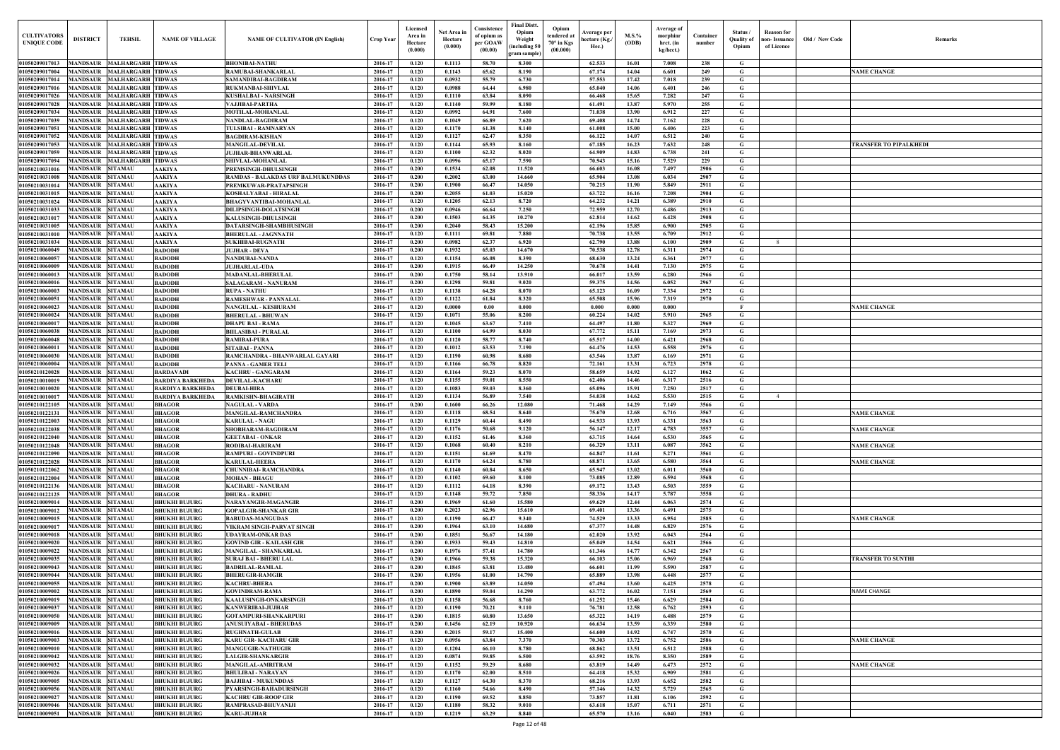| CULTIVATORS UNIQUE CODE | DISTRICT | TEHSIL | NAME OF VILLAGE | NAME OF CULTIVATOR (IN English) | Crop Year | Licensed Area in Hectare (0.000) | Net Area in Hectare (0.000) | Consistence of opium as per GOAW (00.00) | Final Distt. Opium Weight (including 50 gram sample) | Opium tendered at 70° in Kgs (00.000) | Average per hectare (Kg./ Hec.) | M.S.% (ODB) | Average of morphinr hrct. (in kg/hect.) | Container number | Status / Quality of Opium | Reason for non- Issuance of Licence | Old / New Code | Remarks |
|---|---|---|---|---|---|---|---|---|---|---|---|---|---|---|---|---|---|---|
| 01050209017013 | MANDSAUR | MALHARGARH | TIDWAS | BHONIBAI-NATHU | 2016-17 | 0.120 | 0.1113 | 58.70 | 8.300 | | 62.533 | 16.01 | 7.008 | 238 | G | | | |
| 01050209017004 | MANDSAUR | MALHARGARH | TIDWAS | RAMUBAI-SHANKARLAL | 2016-17 | 0.120 | 0.1143 | 65.62 | 8.190 | | 67.174 | 14.04 | 6.601 | 249 | G | | | NAME CHANGE |
| 01050209017014 | MANDSAUR | MALHARGARH | TIDWAS | SAMANDIBAI-BAGDIRAM | 2016-17 | 0.120 | 0.0932 | 55.79 | 6.730 | | 57.553 | 17.42 | 7.018 | 239 | G | | | |
| 01050209017016 | MANDSAUR | MALHARGARH | TIDWAS | RUKMANBAI-SHIVLAL | 2016-17 | 0.120 | 0.0988 | 64.44 | 6.980 | | 65.040 | 14.06 | 6.401 | 246 | G | | | |
| 01050209017026 | MANDSAUR | MALHARGARH | TIDWAS | KUSHALBAI - NARSINGH | 2016-17 | 0.120 | 0.1110 | 63.84 | 8.090 | | 66.468 | 15.65 | 7.282 | 247 | G | | | |
| 01050209017028 | MANDSAUR | MALHARGARH | TIDWAS | VAJJIBAI-PARTHA | 2016-17 | 0.120 | 0.1140 | 59.99 | 8.180 | | 61.491 | 13.87 | 5.970 | 255 | G | | | |
| 01050209017034 | MANDSAUR | MALHARGARH | TIDWAS | MOTILAL-MOHANLAL | 2016-17 | 0.120 | 0.0992 | 64.91 | 7.600 | | 71.038 | 13.90 | 6.912 | 227 | G | | | |
| 01050209017039 | MANDSAUR | MALHARGARH | TIDWAS | NANDLAL-BAGDIRAM | 2016-17 | 0.120 | 0.1049 | 66.89 | 7.620 | | 69.408 | 14.74 | 7.162 | 228 | G | | | |
| 01050209017051 | MANDSAUR | MALHARGARH | TIDWAS | TULSIBAI - RAMNARYAN | 2016-17 | 0.120 | 0.1170 | 61.38 | 8.140 | | 61.008 | 15.00 | 6.406 | 223 | G | | | |
| 01050209017052 | MANDSAUR | MALHARGARH | TIDWAS | BAGDIRAM-KISHAN | 2016-17 | 0.120 | 0.1127 | 62.47 | 8.350 | | 66.122 | 14.07 | 6.512 | 240 | G | | | |
| 01050209017053 | MANDSAUR | MALHARGARH | TIDWAS | MANGILAL-DEVILAL | 2016-17 | 0.120 | 0.1144 | 65.93 | 8.160 | | 67.185 | 16.23 | 7.632 | 248 | G | | | TRANSFER TO PIPALKHEDI |
| 01050209017059 | MANDSAUR | MALHARGARH | TIDWAS | JUJHAR-BHANWARLAL | 2016-17 | 0.120 | 0.1100 | 62.32 | 8.020 | | 64.909 | 14.83 | 6.738 | 241 | G | | | |
| 01050209017094 | MANDSAUR | MALHARGARH | TIDWAS | SHIVLAL-MOHANLAL | 2016-17 | 0.120 | 0.0996 | 65.17 | 7.590 | | 70.943 | 15.16 | 7.529 | 229 | G | | | |
| 01050210031016 | MANDSAUR | SITAMAU | AAKIYA | PREMSINGH-DHULSINGH | 2016-17 | 0.200 | 0.1534 | 62.08 | 11.520 | | 66.603 | 16.08 | 7.497 | 2906 | G | | | |
| 01050210031008 | MANDSAUR | SITAMAU | AAKIYA | RAMDAS - BALAKDAS URF BALMUKUNDDAS | 2016-17 | 0.200 | 0.2002 | 63.00 | 14.660 | | 65.904 | 13.08 | 6.034 | 2907 | G | | | |
| 01050210031014 | MANDSAUR | SITAMAU | AAKIYA | PREMKUWAR-PRATAPSINGH | 2016-17 | 0.200 | 0.1900 | 66.47 | 14.050 | | 70.215 | 11.90 | 5.849 | 2911 | G | | | |
| 01050210031015 | MANDSAUR | SITAMAU | AAKIYA | KOSHALYABAI - HIRALAL | 2016-17 | 0.200 | 0.2055 | 61.03 | 15.020 | | 63.722 | 16.16 | 7.208 | 2904 | G | | | |
| 01050210031024 | MANDSAUR | SITAMAU | AAKIYA | BHAGYVANTIBAI-MOHANLAL | 2016-17 | 0.120 | 0.1205 | 62.13 | 8.720 | | 64.232 | 14.21 | 6.389 | 2910 | G | | | |
| 01050210031033 | MANDSAUR | SITAMAU | AAKIYA | DILIPSINGH-DOLATSINGH | 2016-17 | 0.200 | 0.0946 | 66.64 | 7.250 | | 72.959 | 12.70 | 6.486 | 2913 | G | | | |
| 01050210031017 | MANDSAUR | SITAMAU | AAKIYA | KALUSINGH-DHULSINGH | 2016-17 | 0.200 | 0.1503 | 64.35 | 10.270 | | 62.814 | 14.62 | 6.428 | 2908 | G | | | |
| 01050210031005 | MANDSAUR | SITAMAU | AAKIYA | DATARSINGH-SHAMBHUSINGH | 2016-17 | 0.200 | 0.2040 | 58.43 | 15.200 | | 62.196 | 15.85 | 6.900 | 2905 | G | | | |
| 01050210031010 | MANDSAUR | SITAMAU | AAKIYA | BHERULAL - JAGNNATH | 2016-17 | 0.120 | 0.1111 | 69.81 | 7.880 | | 70.738 | 13.55 | 6.709 | 2912 | G | | | |
| 01050210031034 | MANDSAUR | SITAMAU | AAKIYA | SUKHIBAI-RUGNATH | 2016-17 | 0.200 | 0.0982 | 62.37 | 6.920 | | 62.790 | 13.88 | 6.100 | 2909 | G | 8 | | |
| 01050210060049 | MANDSAUR | SITAMAU | BADODH | JUJHAR - DEVA | 2016-17 | 0.200 | 0.1932 | 65.03 | 14.670 | | 70.538 | 12.78 | 6.311 | 2974 | G | | | |
| 01050210060057 | MANDSAUR | SITAMAU | BADODH | NANDUBAI-NANDA | 2016-17 | 0.120 | 0.1154 | 66.08 | 8.390 | | 68.630 | 13.24 | 6.361 | 2977 | G | | | |
| 01050210060009 | MANDSAUR | SITAMAU | BADODH | JUJHARLAL-UDA | 2016-17 | 0.200 | 0.1915 | 66.49 | 14.250 | | 70.678 | 14.41 | 7.130 | 2975 | G | | | |
| 01050210060013 | MANDSAUR | SITAMAU | BADODH | MADANLAL-BHERULAL | 2016-17 | 0.200 | 0.1750 | 58.14 | 13.910 | | 66.017 | 13.59 | 6.280 | 2966 | G | | | |
| 01050210060016 | MANDSAUR | SITAMAU | BADODH | SALAGARAM - NANURAM | 2016-17 | 0.200 | 0.1298 | 59.81 | 9.020 | | 59.375 | 14.56 | 6.052 | 2967 | G | | | |
| 01050210060003 | MANDSAUR | SITAMAU | BADODH | RUPA - NATHU | 2016-17 | 0.120 | 0.1138 | 64.28 | 8.070 | | 65.123 | 16.09 | 7.334 | 2972 | G | | | |
| 01050210060051 | MANDSAUR | SITAMAU | BADODH | RAMESHWAR - PANNALAL | 2016-17 | 0.120 | 0.1122 | 61.84 | 8.320 | | 65.508 | 15.96 | 7.319 | 2970 | G | | | |
| 01050210060023 | MANDSAUR | SITAMAU | BADODH | NANGULAL - KESHURAM | 2016-17 | 0.120 | 0.0000 | 0.00 | 0.000 | | 0.000 | 0.000 | 0.000 | | F | | | NAME CHANGE |
| 01050210060024 | MANDSAUR | SITAMAU | BADODH | BHERULAL - BHUWAN | 2016-17 | 0.120 | 0.1071 | 55.06 | 8.200 | | 60.224 | 14.02 | 5.910 | 2965 | G | | | |
| 01050210060017 | MANDSAUR | SITAMAU | BADODH | DHAPU BAI - RAMA | 2016-17 | 0.120 | 0.1045 | 63.67 | 7.410 | | 64.497 | 11.80 | 5.327 | 2969 | G | | | |
| 01050210060038 | MANDSAUR | SITAMAU | BADODH | BHILASIBAI - PURALAL | 2016-17 | 0.120 | 0.1100 | 64.99 | 8.030 | | 67.772 | 15.11 | 7.169 | 2973 | G | | | |
| 01050210060048 | MANDSAUR | SITAMAU | BADODH | RAMIBAI-PURA | 2016-17 | 0.120 | 0.1120 | 58.77 | 8.740 | | 65.517 | 14.00 | 6.421 | 2968 | G | | | |
| 01050210060011 | MANDSAUR | SITAMAU | BADODH | SITABAI - PANNA | 2016-17 | 0.120 | 0.1012 | 63.53 | 7.190 | | 64.476 | 14.53 | 6.558 | 2976 | G | | | |
| 01050210060030 | MANDSAUR | SITAMAU | BADODH | RAMCHANDRA - BHANWARLAL GAYARI | 2016-17 | 0.120 | 0.1190 | 60.98 | 8.680 | | 63.546 | 13.87 | 6.169 | 2971 | G | | | |
| 01050210060004 | MANDSAUR | SITAMAU | BADODH | PANNA - GAMER TELI | 2016-17 | 0.120 | 0.1166 | 66.78 | 8.820 | | 72.161 | 13.31 | 6.723 | 2978 | G | | | |
| 01050210120028 | MANDSAUR | SITAMAU | BARDAVADI | KACHRU - GANGARAM | 2016-17 | 0.120 | 0.1164 | 59.23 | 8.070 | | 58.659 | 14.92 | 6.127 | 1062 | G | | | |
| 01050210010019 | MANDSAUR | SITAMAU | BARDIYA BARKHEDA | DEVILAL-KACHARU | 2016-17 | 0.120 | 0.1155 | 59.01 | 8.550 | | 62.406 | 14.46 | 6.317 | 2516 | G | | | |
| 01050210010020 | MANDSAUR | SITAMAU | BARDIYA BARKHEDA | DEUBAI-HIRA | 2016-17 | 0.120 | 0.1083 | 59.03 | 8.360 | | 65.096 | 15.91 | 7.250 | 2517 | G | | | |
| 01050210010017 | MANDSAUR | SITAMAU | BARDIYA BARKHEDA | RAMKISHN-BHAGIRATH | 2016-17 | 0.120 | 0.1134 | 56.89 | 7.540 | | 54.038 | 14.62 | 5.530 | 2515 | G | 4 | | |
| 01050210122105 | MANDSAUR | SITAMAU | BHAGOR | NAGULAL - VARDA | 2016-17 | 0.200 | 0.1600 | 66.26 | 12.080 | | 71.468 | 14.29 | 7.149 | 3566 | G | | | |
| 01050210122131 | MANDSAUR | SITAMAU | BHAGOR | MANGILAL-RAMCHANDRA | 2016-17 | 0.120 | 0.1118 | 68.54 | 8.640 | | 75.670 | 12.68 | 6.716 | 3567 | G | | | NAME CHANGE |
| 01050210122003 | MANDSAUR | SITAMAU | BHAGOR | KARULAL - NAGU | 2016-17 | 0.120 | 0.1129 | 60.44 | 8.490 | | 64.933 | 13.93 | 6.331 | 3563 | G | | | |
| 01050210122038 | MANDSAUR | SITAMAU | BHAGOR | SHOBHARAM-BAGDIRAM | 2016-17 | 0.120 | 0.1176 | 50.68 | 9.120 | | 56.147 | 12.17 | 4.783 | 3557 | G | | | NAME CHANGE |
| 01050210122040 | MANDSAUR | SITAMAU | BHAGOR | GEETABAI - ONKAR | 2016-17 | 0.120 | 0.1152 | 61.46 | 8.360 | | 63.715 | 14.64 | 6.530 | 3565 | G | | | |
| 01050210122048 | MANDSAUR | SITAMAU | BHAGOR | RODIBAI-HARIRAM | 2016-17 | 0.120 | 0.1068 | 60.40 | 8.210 | | 66.329 | 13.11 | 6.087 | 3562 | G | | | NAME CHANGE |
| 01050210122090 | MANDSAUR | SITAMAU | BHAGOR | RAMPURI - GOVINDPURI | 2016-17 | 0.120 | 0.1151 | 61.69 | 8.470 | | 64.847 | 11.61 | 5.271 | 3561 | G | | | |
| 01050210122028 | MANDSAUR | SITAMAU | BHAGOR | KARULAL-HEERA | 2016-17 | 0.120 | 0.1170 | 64.24 | 8.780 | | 68.871 | 13.65 | 6.580 | 3564 | G | | | NAME CHANGE |
| 01050210122062 | MANDSAUR | SITAMAU | BHAGOR | CHUNNIBAI- RAMCHANDRA | 2016-17 | 0.120 | 0.1140 | 60.84 | 8.650 | | 65.947 | 13.02 | 6.011 | 3560 | G | | | |
| 01050210122004 | MANDSAUR | SITAMAU | BHAGOR | MOHAN - BHAGU | 2016-17 | 0.120 | 0.1120 | 69.60 | 8.100 | | 73.085 | 12.89 | 6.594 | 3568 | G | | | |
| 01050210122136 | MANDSAUR | SITAMAU | BHAGOR | KACHARU - NANURAM | 2016-17 | 0.120 | 0.1112 | 64.18 | 8.390 | | 69.172 | 13.43 | 6.503 | 3559 | G | | | |
| 01050210122125 | MANDSAUR | SITAMAU | BHAGOR | DHURA - RADHU | 2016-17 | 0.120 | 0.1148 | 59.72 | 7.850 | | 58.336 | 14.17 | 5.787 | 3558 | G | | | |
| 01050210009014 | MANDSAUR | SITAMAU | BHUKHI BUJURG | NARAYANGIR-MAGANGIR | 2016-17 | 0.200 | 0.1969 | 61.60 | 15.580 | | 69.629 | 12.44 | 6.063 | 2574 | G | | | |
| 01050210009012 | MANDSAUR | SITAMAU | BHUKHI BUJURG | GOPALGIR-SHANKAR GIR | 2016-17 | 0.200 | 0.2023 | 62.96 | 15.610 | | 69.401 | 13.36 | 6.491 | 2575 | G | | | |
| 01050210009015 | MANDSAUR | SITAMAU | BHUKHI BUJURG | BABUDAS-MANGUDAS | 2016-17 | 0.120 | 0.1190 | 66.47 | 9.340 | | 74.529 | 13.33 | 6.954 | 2585 | G | | | NAME CHANGE |
| 01050210009017 | MANDSAUR | SITAMAU | BHUKHI BUJURG | VIKRAM SINGH-PARVAT SINGH | 2016-17 | 0.200 | 0.1964 | 63.10 | 14.680 | | 67.377 | 14.48 | 6.829 | 2576 | G | | | |
| 01050210009018 | MANDSAUR | SITAMAU | BHUKHI BUJURG | UDAYRAM-ONKAR DAS | 2016-17 | 0.200 | 0.1851 | 56.67 | 14.180 | | 62.020 | 13.92 | 6.043 | 2564 | G | | | |
| 01050210009020 | MANDSAUR | SITAMAU | BHUKHI BUJURG | GOVIND GIR - KAILASH GIR | 2016-17 | 0.200 | 0.1933 | 59.43 | 14.810 | | 65.049 | 14.54 | 6.621 | 2566 | G | | | |
| 01050210009022 | MANDSAUR | SITAMAU | BHUKHI BUJURG | MANGILAL - SHANKARLAL | 2016-17 | 0.200 | 0.1976 | 57.41 | 14.780 | | 61.346 | 14.77 | 6.342 | 2567 | G | | | |
| 01050210009035 | MANDSAUR | SITAMAU | BHUKHI BUJURG | SURAJ BAI - BHERU LAL | 2016-17 | 0.200 | 0.1966 | 59.38 | 15.320 | | 66.103 | 15.06 | 6.969 | 2568 | G | | | TRANSFER TO SUNTHI |
| 01050210009043 | MANDSAUR | SITAMAU | BHUKHI BUJURG | BADRILAL-RAMLAL | 2016-17 | 0.200 | 0.1845 | 63.81 | 13.480 | | 66.601 | 11.99 | 5.590 | 2587 | G | | | |
| 01050210009044 | MANDSAUR | SITAMAU | BHUKHI BUJURG | BHERUGIR-RAMGIR | 2016-17 | 0.200 | 0.1956 | 61.00 | 14.790 | | 65.889 | 13.98 | 6.448 | 2577 | G | | | |
| 01050210009055 | MANDSAUR | SITAMAU | BHUKHI BUJURG | KACHRU-BHERA | 2016-17 | 0.200 | 0.1900 | 63.89 | 14.050 | | 67.494 | 13.60 | 6.425 | 2578 | G | | | |
| 01050210009002 | MANDSAUR | SITAMAU | BHUKHI BUJURG | GOVINDRAM-RAMA | 2016-17 | 0.200 | 0.1890 | 59.04 | 14.290 | | 63.772 | 16.02 | 7.151 | 2569 | G | | | NAME CHANGE |
| 01050210009019 | MANDSAUR | SITAMAU | BHUKHI BUJURG | KAALUSINGH-ONKARSINGH | 2016-17 | 0.120 | 0.1158 | 56.68 | 8.760 | | 61.252 | 15.46 | 6.629 | 2584 | G | | | |
| 01050210009037 | MANDSAUR | SITAMAU | BHUKHI BUJURG | KANWERIBAI-JUJHAR | 2016-17 | 0.120 | 0.1190 | 70.21 | 9.110 | | 76.781 | 12.58 | 6.762 | 2593 | G | | | |
| 01050210009050 | MANDSAUR | SITAMAU | BHUKHI BUJURG | GOTAMPURI-SHANKARPURI | 2016-17 | 0.200 | 0.1815 | 60.80 | 13.650 | | 65.322 | 14.19 | 6.488 | 2579 | G | | | |
| 01050210009009 | MANDSAUR | SITAMAU | BHUKHI BUJURG | ANUSUIYABAI - BHERUDAS | 2016-17 | 0.200 | 0.1456 | 62.19 | 10.920 | | 66.634 | 13.59 | 6.339 | 2580 | G | | | |
| 01050210009016 | MANDSAUR | SITAMAU | BHUKHI BUJURG | RUGHNATH-GULAB | 2016-17 | 0.200 | 0.2015 | 59.17 | 15.400 | | 64.600 | 14.92 | 6.747 | 2570 | G | | | |
| 01050210009003 | MANDSAUR | SITAMAU | BHUKHI BUJURG | KARU GIR- KACHARU GIR | 2016-17 | 0.120 | 0.0956 | 63.84 | 7.370 | | 70.303 | 13.72 | 6.752 | 2586 | G | | | NAME CHANGE |
| 01050210009010 | MANDSAUR | SITAMAU | BHUKHI BUJURG | MANGUGIR-NATHUGIR | 2016-17 | 0.120 | 0.1204 | 66.10 | 8.780 | | 68.862 | 13.51 | 6.512 | 2588 | G | | | |
| 01050210009042 | MANDSAUR | SITAMAU | BHUKHI BUJURG | LALGIR-SHANKARGIR | 2016-17 | 0.120 | 0.0874 | 59.85 | 6.500 | | 63.592 | 18.76 | 8.350 | 2589 | G | | | |
| 01050210009032 | MANDSAUR | SITAMAU | BHUKHI BUJURG | MANGILAL-AMRITRAM | 2016-17 | 0.120 | 0.1152 | 59.29 | 8.680 | | 63.819 | 14.49 | 6.473 | 2572 | G | | | NAME CHANGE |
| 01050210009026 | MANDSAUR | SITAMAU | BHUKHI BUJURG | BHULIBAI - NARAYAN | 2016-17 | 0.120 | 0.1170 | 62.00 | 8.510 | | 64.418 | 15.32 | 6.909 | 2581 | G | | | |
| 01050210009005 | MANDSAUR | SITAMAU | BHUKHI BUJURG | BAJJIBAI - MUKUNDDAS | 2016-17 | 0.120 | 0.1127 | 64.30 | 8.370 | | 68.216 | 13.93 | 6.652 | 2582 | G | | | |
| 01050210009056 | MANDSAUR | SITAMAU | BHUKHI BUJURG | PYARSINGH-BAHADURSINGH | 2016-17 | 0.120 | 0.1160 | 54.66 | 8.490 | | 57.146 | 14.32 | 5.729 | 2565 | G | | | |
| 01050210009027 | MANDSAUR | SITAMAU | BHUKHI BUJURG | KACHRU GIR-ROOP GIR | 2016-17 | 0.120 | 0.1190 | 69.52 | 8.850 | | 73.857 | 11.81 | 6.106 | 2592 | G | | | |
| 01050210009046 | MANDSAUR | SITAMAU | BHUKHI BUJURG | RAMPRASAD-BHUVANIJI | 2016-17 | 0.120 | 0.1180 | 58.32 | 9.010 | | 63.618 | 15.07 | 6.711 | 2571 | G | | | |
| 01050210009051 | MANDSAUR | SITAMAU | BHUKHI BUJURG | KARU-JUJHAR | 2016-17 | 0.120 | 0.1219 | 63.29 | 8.840 | | 65.570 | 13.16 | 6.040 | 2583 | G | | | |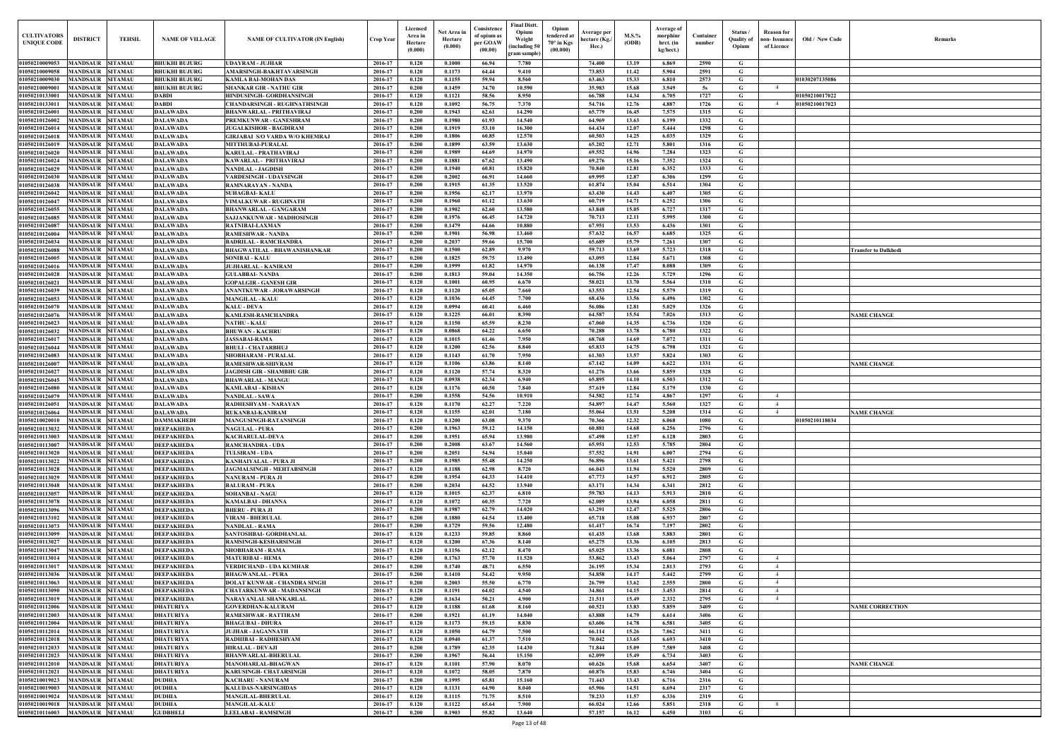| CULTIVATORS UNIQUE CODE | DISTRICT | TEHSIL | NAME OF VILLAGE | NAME OF CULTIVATOR (IN English) | Crop Year | Licensed Area in Hectare (0.000) | Net Area in Hectare (0.000) | Consistence of opium as per GOAW (00.00) | Final Distt. Opium Weight (including 50 gram sample) | Opium tendered at 70° in Kgs (00.000) | Average per hectare (Kg./ Hec.) | M.S.% (ODB) | Average of morphinr hrct. (in kg/hect.) | Container number | Status / Quality of Opium | Reason for non- Issuance of Licence | Old / New Code | Remarks |
|---|---|---|---|---|---|---|---|---|---|---|---|---|---|---|---|---|---|---|
| 01050210009053 | MANDSAUR | SITAMAU | BHUKHI BUJURG | UDAYRAM - JUJHAR | 2016-17 | 0.120 | 0.1000 | 66.94 | 7.780 | | 74.400 | 13.19 | 6.869 | 2590 | G | | | |
| 01050210009058 | MANDSAUR | SITAMAU | BHUKHI BUJURG | AMARSINGH-BAKHTAVARSINGH | 2016-17 | 0.120 | 0.1173 | 64.44 | 9.410 | | 73.853 | 11.42 | 5.904 | 2591 | G | | | |
| 01050210009030 | MANDSAUR | SITAMAU | BHUKHI BUJURG | KAMLA BAI-MOHAN DAS | 2016-17 | 0.120 | 0.1155 | 59.94 | 8.560 | | 63.463 | 15.33 | 6.810 | 2573 | G | | 01030207135086 | |
| 01050210009001 | MANDSAUR | SITAMAU | BHUKHI BUJURG | SHANKAR GIR - NATHU GIR | 2016-17 | 0.200 | 0.1459 | 34.70 | 10.590 | | 35.983 | 15.68 | 3.949 | 5x | G | 4 | | |
| 01050210133001 | MANDSAUR | SITAMAU | DABDI | HINDUSINGH- GORDHANSINGH | 2016-17 | 0.120 | 0.1121 | 58.56 | 8.950 | | 66.788 | 14.34 | 6.705 | 1727 | G | | 01050210017022 | |
| 01050210133011 | MANDSAUR | SITAMAU | DABDI | CHANDARSINGH - RUGHNATHSINGH | 2016-17 | 0.120 | 0.1092 | 56.75 | 7.370 | | 54.716 | 12.76 | 4.887 | 1726 | G | 4 | 01050210017023 | |
| 01050210126001 | MANDSAUR | SITAMAU | DALAWADA | BHANWARLAL - PRITHAVIRAJ | 2016-17 | 0.200 | 0.1943 | 62.61 | 14.290 | | 65.779 | 16.45 | 7.575 | 1315 | G | | | |
| 01050210126002 | MANDSAUR | SITAMAU | DALAWADA | PREMKUNWAR - GANESHRAM | 2016-17 | 0.200 | 0.1980 | 61.93 | 14.540 | | 64.969 | 13.63 | 6.199 | 1332 | G | | | |
| 01050210126014 | MANDSAUR | SITAMAU | DALAWADA | JUGALKISHOR - BAGDIRAM | 2016-17 | 0.200 | 0.1919 | 53.10 | 16.300 | | 64.434 | 12.07 | 5.444 | 1298 | G | | | |
| 01050210126018 | MANDSAUR | SITAMAU | DALAWADA | GIRJABAI S/O VARDA W/O KHEMRAJ | 2016-17 | 0.200 | 0.1806 | 60.85 | 12.570 | | 60.503 | 14.25 | 6.035 | 1329 | G | | | |
| 01050210126019 | MANDSAUR | SITAMAU | DALAWADA | MITTHUBAI-PURALAL | 2016-17 | 0.200 | 0.1899 | 63.59 | 13.630 | | 65.202 | 12.71 | 5.801 | 1316 | G | | | |
| 01050210126020 | MANDSAUR | SITAMAU | DALAWADA | KARULAL - PRATHAVIRAJ | 2016-17 | 0.200 | 0.1989 | 64.69 | 14.970 | | 69.552 | 14.96 | 7.284 | 1323 | G | | | |
| 01050210126024 | MANDSAUR | SITAMAU | DALAWADA | KAWARLAL - PRITHAVIRAJ | 2016-17 | 0.200 | 0.1881 | 67.62 | 13.490 | | 69.276 | 15.16 | 7.352 | 1324 | G | | | |
| 01050210126029 | MANDSAUR | SITAMAU | DALAWADA | NANDLAL - JAGDISH | 2016-17 | 0.200 | 0.1940 | 60.81 | 15.820 | | 70.840 | 12.81 | 6.352 | 1333 | G | | | |
| 01050210126030 | MANDSAUR | SITAMAU | DALAWADA | VARDESINGH - UDAYSINGH | 2016-17 | 0.200 | 0.2002 | 66.91 | 14.660 | | 69.995 | 12.87 | 6.306 | 1299 | G | | | |
| 01050210126038 | MANDSAUR | SITAMAU | DALAWADA | RAMNARAYAN - NANDA | 2016-17 | 0.200 | 0.1915 | 61.35 | 13.520 | | 61.874 | 15.04 | 6.514 | 1304 | G | | | |
| 01050210126042 | MANDSAUR | SITAMAU | DALAWADA | SUHAGBAI- KALU | 2016-17 | 0.200 | 0.1956 | 62.17 | 13.970 | | 63.430 | 14.43 | 6.407 | 1305 | G | | | |
| 01050210126047 | MANDSAUR | SITAMAU | DALAWADA | VIMALKUWAR - RUGHNATH | 2016-17 | 0.200 | 0.1960 | 61.12 | 13.630 | | 60.719 | 14.71 | 6.252 | 1306 | G | | | |
| 01050210126055 | MANDSAUR | SITAMAU | DALAWADA | BHANWARLAL - GANGARAM | 2016-17 | 0.200 | 0.1902 | 62.60 | 13.580 | | 63.848 | 15.05 | 6.727 | 1317 | G | | | |
| 01050210126085 | MANDSAUR | SITAMAU | DALAWADA | SAJJANKUNWAR - MADHOSINGH | 2016-17 | 0.200 | 0.1976 | 66.45 | 14.720 | | 70.713 | 12.11 | 5.995 | 1300 | G | | | |
| 01050210126087 | MANDSAUR | SITAMAU | DALAWADA | RATNIBAI-LAXMAN | 2016-17 | 0.200 | 0.1479 | 64.66 | 10.880 | | 67.951 | 13.53 | 6.436 | 1301 | G | | | |
| 01050210126004 | MANDSAUR | SITAMAU | DALAWADA | RAMESHWAR - NANDA | 2016-17 | 0.200 | 0.1901 | 56.98 | 13.460 | | 57.632 | 16.57 | 6.685 | 1325 | G | | | |
| 01050210126034 | MANDSAUR | SITAMAU | DALAWADA | BADRILAL - RAMCHANDRA | 2016-17 | 0.200 | 0.2037 | 59.66 | 15.700 | | 65.689 | 15.79 | 7.261 | 1307 | G | | | |
| 01050210126088 | MANDSAUR | SITAMAU | DALAWADA | BHAGWATILAL - BHAWANISHANKAR | 2016-17 | 0.200 | 0.1500 | 62.89 | 9.970 | | 59.713 | 13.69 | 5.723 | 1318 | G | | | Transfer to Dalkhedi |
| 01050210126005 | MANDSAUR | SITAMAU | DALAWADA | SONIBAI - KALU | 2016-17 | 0.200 | 0.1825 | 59.75 | 13.490 | | 63.095 | 12.84 | 5.671 | 1308 | G | | | |
| 01050210126016 | MANDSAUR | SITAMAU | DALAWADA | JUJHARLAL - KANIRAM | 2016-17 | 0.200 | 0.1999 | 61.82 | 14.970 | | 66.138 | 17.47 | 8.088 | 1309 | G | | | |
| 01050210126028 | MANDSAUR | SITAMAU | DALAWADA | GULABBAI- NANDA | 2016-17 | 0.200 | 0.1813 | 59.04 | 14.350 | | 66.756 | 12.26 | 5.729 | 1296 | G | | | |
| 01050210126021 | MANDSAUR | SITAMAU | DALAWADA | GOPALGIR - GANESH GIR | 2016-17 | 0.120 | 0.1001 | 60.95 | 6.670 | | 58.021 | 13.70 | 5.564 | 1310 | G | | | |
| 01050210126039 | MANDSAUR | SITAMAU | DALAWADA | ANANTKUWAR - JORAWARSINGH | 2016-17 | 0.120 | 0.1120 | 65.05 | 7.660 | | 63.553 | 12.54 | 5.579 | 1319 | G | | | |
| 01050210126053 | MANDSAUR | SITAMAU | DALAWADA | MANGILAL - KALU | 2016-17 | 0.120 | 0.1036 | 64.45 | 7.700 | | 68.436 | 13.56 | 6.496 | 1302 | G | | | |
| 01050210126070 | MANDSAUR | SITAMAU | DALAWADA | KALU - DEVA | 2016-17 | 0.120 | 0.0994 | 60.41 | 6.460 | | 56.086 | 12.81 | 5.029 | 1326 | G | | | |
| 01050210126076 | MANDSAUR | SITAMAU | DALAWADA | KAMLESH-RAMCHANDRA | 2016-17 | 0.120 | 0.1225 | 66.01 | 8.390 | | 64.587 | 15.54 | 7.026 | 1313 | G | | | NAME CHANGE |
| 01050210126023 | MANDSAUR | SITAMAU | DALAWADA | NATHU - KALU | 2016-17 | 0.120 | 0.1150 | 65.59 | 8.230 | | 67.060 | 14.35 | 6.736 | 1320 | G | | | |
| 01050210126032 | MANDSAUR | SITAMAU | DALAWADA | BHUWAN - KACHRU | 2016-17 | 0.120 | 0.0868 | 64.22 | 6.650 | | 70.288 | 13.78 | 6.780 | 1322 | G | | | |
| 01050210126017 | MANDSAUR | SITAMAU | DALAWADA | JASSABAI-RAMA | 2016-17 | 0.120 | 0.1015 | 61.46 | 7.950 | | 68.768 | 14.69 | 7.072 | 1311 | G | | | |
| 01050210126044 | MANDSAUR | SITAMAU | DALAWADA | BHULI - CHATARBHUJ | 2016-17 | 0.120 | 0.1200 | 62.56 | 8.840 | | 65.833 | 14.75 | 6.798 | 1321 | G | | | |
| 01050210126083 | MANDSAUR | SITAMAU | DALAWADA | SHOBHARAM - PURALAL | 2016-17 | 0.120 | 0.1143 | 61.70 | 7.950 | | 61.303 | 13.57 | 5.824 | 1303 | G | | | |
| 01050210126007 | MANDSAUR | SITAMAU | DALAWADA | RAMESHWAR-SHIVRAM | 2016-17 | 0.120 | 0.1106 | 63.86 | 8.140 | | 67.142 | 14.09 | 6.622 | 1331 | G | | | NAME CHANGE |
| 01050210126027 | MANDSAUR | SITAMAU | DALAWADA | JAGDISH GIR - SHAMBHU GIR | 2016-17 | 0.120 | 0.1120 | 57.74 | 8.320 | | 61.276 | 13.66 | 5.859 | 1328 | G | | | |
| 01050210126045 | MANDSAUR | SITAMAU | DALAWADA | BHAWARLAL - MANGU | 2016-17 | 0.120 | 0.0938 | 62.34 | 6.940 | | 65.895 | 14.10 | 6.503 | 1312 | G | | | |
| 01050210126080 | MANDSAUR | SITAMAU | DALAWADA | KAMLABAI - KISHAN | 2016-17 | 0.120 | 0.1176 | 60.50 | 7.840 | | 57.619 | 12.84 | 5.179 | 1330 | G | | | |
| 01050210126079 | MANDSAUR | SITAMAU | DALAWADA | NANDLAL - SAWA | 2016-17 | 0.200 | 0.1558 | 54.56 | 10.910 | | 54.582 | 12.74 | 4.867 | 1297 | G | 4 | | |
| 01050210126051 | MANDSAUR | SITAMAU | DALAWADA | RADHESHYAM - NARAYAN | 2016-17 | 0.120 | 0.1170 | 62.27 | 7.220 | | 54.897 | 14.47 | 5.560 | 1327 | G | 4 | | |
| 01050210126064 | MANDSAUR | SITAMAU | DALAWADA | RUKANBAI-KANIRAM | 2016-17 | 0.120 | 0.1155 | 62.01 | 7.180 | | 55.064 | 13.51 | 5.208 | 1314 | G | 4 | | NAME CHANGE |
| 01050210020010 | MANDSAUR | SITAMAU | DAMMAKHEDI | MANGUSINGH-RATANSINGH | 2016-17 | 0.120 | 0.1200 | 63.08 | 9.370 | | 70.366 | 12.32 | 6.068 | 1080 | G | | 01050210118034 | |
| 01050210113032 | MANDSAUR | SITAMAU | DEEPAKHEDA | NAGULAL - PURA | 2016-17 | 0.200 | 0.1963 | 59.12 | 14.150 | | 60.881 | 14.68 | 6.256 | 2796 | G | | | |
| 01050210113003 | MANDSAUR | SITAMAU | DEEPAKHEDA | KACHARULAL-DEVA | 2016-17 | 0.200 | 0.1951 | 65.94 | 13.980 | | 67.498 | 12.97 | 6.128 | 2803 | G | | | |
| 01050210113007 | MANDSAUR | SITAMAU | DEEPAKHEDA | RAMCHANDRA - UDA | 2016-17 | 0.200 | 0.2008 | 63.67 | 14.560 | | 65.951 | 12.53 | 5.785 | 2804 | G | | | |
| 01050210113020 | MANDSAUR | SITAMAU | DEEPAKHEDA | TULSIRAM - UDA | 2016-17 | 0.200 | 0.2051 | 54.94 | 15.040 | | 57.552 | 14.91 | 6.007 | 2794 | G | | | |
| 01050210113022 | MANDSAUR | SITAMAU | DEEPAKHEDA | KANHAIYALAL - PURA JI | 2016-17 | 0.200 | 0.1985 | 55.48 | 14.250 | | 56.896 | 13.61 | 5.421 | 2798 | G | | | |
| 01050210113028 | MANDSAUR | SITAMAU | DEEPAKHEDA | JAGMALSINGH - MEHTABSINGH | 2016-17 | 0.120 | 0.1188 | 62.98 | 8.720 | | 66.043 | 11.94 | 5.520 | 2809 | G | | | |
| 01050210113029 | MANDSAUR | SITAMAU | DEEPAKHEDA | NANURAM - PURA JI | 2016-17 | 0.200 | 0.1954 | 64.33 | 14.410 | | 67.773 | 14.57 | 6.912 | 2805 | G | | | |
| 01050210113048 | MANDSAUR | SITAMAU | DEEPAKHEDA | BALURAM - PURA | 2016-17 | 0.200 | 0.2034 | 64.52 | 13.940 | | 63.171 | 14.34 | 6.341 | 2812 | G | | | |
| 01050210113057 | MANDSAUR | SITAMAU | DEEPAKHEDA | SOHANBAI - NAGU | 2016-17 | 0.120 | 0.1015 | 62.37 | 6.810 | | 59.783 | 14.13 | 5.913 | 2810 | G | | | |
| 01050210113078 | MANDSAUR | SITAMAU | DEEPAKHEDA | KAMALBAI - DHANNA | 2016-17 | 0.120 | 0.1072 | 60.35 | 7.720 | | 62.089 | 13.94 | 6.058 | 2811 | G | | | |
| 01050210113096 | MANDSAUR | SITAMAU | DEEPAKHEDA | BHERU - PURA JI | 2016-17 | 0.200 | 0.1987 | 62.79 | 14.020 | | 63.291 | 12.47 | 5.525 | 2806 | G | | | |
| 01050210113102 | MANDSAUR | SITAMAU | DEEPAKHEDA | VIRAM - BHERULAL | 2016-17 | 0.200 | 0.1880 | 64.54 | 13.400 | | 65.718 | 15.08 | 6.937 | 2807 | G | | | |
| 01050210113073 | MANDSAUR | SITAMAU | DEEPAKHEDA | NANDLAL - RAMA | 2016-17 | 0.200 | 0.1729 | 59.56 | 12.480 | | 61.417 | 16.74 | 7.197 | 2802 | G | | | |
| 01050210113099 | MANDSAUR | SITAMAU | DEEPAKHEDA | SANTOSHBAI- GORDHANLAL | 2016-17 | 0.120 | 0.1233 | 59.85 | 8.860 | | 61.435 | 13.68 | 5.883 | 2801 | G | | | |
| 01050210113027 | MANDSAUR | SITAMAU | DEEPAKHEDA | RAMSINGH-KESHARSINGH | 2016-17 | 0.120 | 0.1200 | 67.36 | 8.140 | | 65.275 | 13.36 | 6.105 | 2813 | G | | | |
| 01050210113047 | MANDSAUR | SITAMAU | DEEPAKHEDA | SHOBHARAM - RAMA | 2016-17 | 0.120 | 0.1156 | 62.12 | 8.470 | | 65.025 | 13.36 | 6.081 | 2808 | G | | | |
| 01050210113014 | MANDSAUR | SITAMAU | DEEPAKHEDA | MATURIBAI - HEMA | 2016-17 | 0.200 | 0.1763 | 57.70 | 11.520 | | 53.862 | 13.43 | 5.064 | 2797 | G | 4 | | |
| 01050210113017 | MANDSAUR | SITAMAU | DEEPAKHEDA | VERDICHAND - UDA KUMHAR | 2016-17 | 0.200 | 0.1740 | 48.71 | 6.550 | | 26.195 | 15.34 | 2.813 | 2793 | G | 4 | | |
| 01050210113036 | MANDSAUR | SITAMAU | DEEPAKHEDA | BHAGWANLAL - PURA | 2016-17 | 0.200 | 0.1410 | 54.42 | 9.950 | | 54.858 | 14.17 | 5.442 | 2799 | G | 4 | | |
| 01050210113063 | MANDSAUR | SITAMAU | DEEPAKHEDA | DOLAT KUNWAR - CHANDRA SINGH | 2016-17 | 0.200 | 0.2003 | 55.50 | 6.770 | | 26.799 | 13.62 | 2.555 | 2800 | G | 4 | | |
| 01050210113090 | MANDSAUR | SITAMAU | DEEPAKHEDA | CHATARKUNWAR - MADANSINGH | 2016-17 | 0.120 | 0.1191 | 64.02 | 4.540 | | 34.861 | 14.15 | 3.453 | 2814 | G | 4 | | |
| 01050210113019 | MANDSAUR | SITAMAU | DEEPAKHEDA | NARAYANLAL SHANKARLAL | 2016-17 | 0.200 | 0.1634 | 50.21 | 4.900 | | 21.511 | 15.49 | 2.332 | 2795 | G | 4 | | |
| 01050210112006 | MANDSAUR | SITAMAU | DHATURIYA | GOVERDHAN-KALURAM | 2016-17 | 0.120 | 0.1188 | 61.68 | 8.160 | | 60.521 | 13.83 | 5.859 | 3409 | G | | | NAME CORRECTION |
| 01050210112003 | MANDSAUR | SITAMAU | DHATURIYA | RAMESHWAR - RATTIRAM | 2016-17 | 0.200 | 0.1921 | 61.19 | 14.040 | | 63.888 | 14.79 | 6.614 | 3406 | G | | | |
| 01050210112004 | MANDSAUR | SITAMAU | DHATURIYA | BHAGUBAI - DHURA | 2016-17 | 0.120 | 0.1173 | 59.15 | 8.830 | | 63.606 | 14.78 | 6.581 | 3405 | G | | | |
| 01050210112014 | MANDSAUR | SITAMAU | DHATURIYA | JUJHAR - JAGANNATH | 2016-17 | 0.120 | 0.1050 | 64.79 | 7.500 | | 66.114 | 15.26 | 7.062 | 3411 | G | | | |
| 01050210112018 | MANDSAUR | SITAMAU | DHATURIYA | RADHIBAI - RADHESHYAM | 2016-17 | 0.120 | 0.0940 | 61.37 | 7.510 | | 70.042 | 13.65 | 6.693 | 3410 | G | | | |
| 01050210112033 | MANDSAUR | SITAMAU | DHATURIYA | HIRALAL - DEVAJI | 2016-17 | 0.200 | 0.1789 | 62.35 | 14.430 | | 71.844 | 15.09 | 7.589 | 3408 | G | | | |
| 01050210112023 | MANDSAUR | SITAMAU | DHATURIYA | BHANWARLAL-BHERULAL | 2016-17 | 0.200 | 0.1967 | 56.44 | 15.150 | | 62.099 | 15.49 | 6.734 | 3403 | G | | | |
| 01050210112010 | MANDSAUR | SITAMAU | DHATURIYA | MANOHARLAL-BHAGWAN | 2016-17 | 0.120 | 0.1101 | 57.90 | 8.070 | | 60.626 | 15.68 | 6.654 | 3407 | G | | | NAME CHANGE |
| 01050210112021 | MANDSAUR | SITAMAU | DHATURIYA | KARUSINGH- CHATARSINGH | 2016-17 | 0.120 | 0.1072 | 58.05 | 7.870 | | 60.876 | 15.83 | 6.746 | 3404 | G | | | |
| 01050210019023 | MANDSAUR | SITAMAU | DUDHIA | KACHARU - NANURAM | 2016-17 | 0.200 | 0.1995 | 65.81 | 15.160 | | 71.443 | 13.43 | 6.716 | 2316 | G | | | |
| 01050210019003 | MANDSAUR | SITAMAU | DUDHIA | KALUDAS-NARSINGHDAS | 2016-17 | 0.120 | 0.1131 | 64.90 | 8.040 | | 65.906 | 14.51 | 6.694 | 2317 | G | | | |
| 01050210019024 | MANDSAUR | SITAMAU | DUDHIA | MANGILAL-BHERULAL | 2016-17 | 0.120 | 0.1115 | 71.75 | 8.510 | | 78.233 | 11.57 | 6.336 | 2319 | G | | | |
| 01050210019018 | MANDSAUR | SITAMAU | DUDHIA | MANGILAL-KALU | 2016-17 | 0.120 | 0.1122 | 65.64 | 7.900 | | 66.024 | 12.66 | 5.851 | 2318 | G | 8 | | |
| 01050210116003 | MANDSAUR | SITAMAU | GUDBHELI | LEELABAI - RAMSINGH | 2016-17 | 0.200 | 0.1903 | 55.82 | 13.640 | | 57.157 | 16.12 | 6.450 | 3103 | G | | | |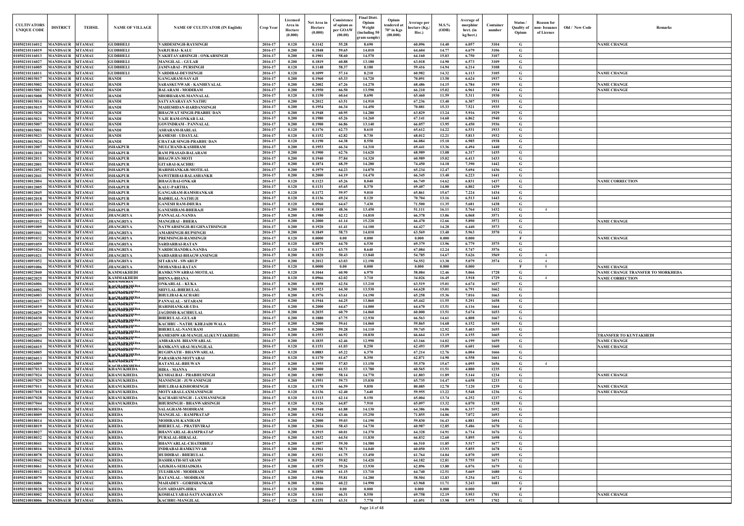| CULTIVATORS UNIQUE CODE | DISTRICT | TEHSIL | NAME OF VILLAGE | NAME OF CULTIVATOR (IN English) | Crop Year | Licensed Area in Hectare (0.000) | Net Area in Hectare (0.000) | Consistence of opium as per GOAW (00.00) | Final Distt. Opium Weight (including 50 gram sample) | Opium tendered at 70° in Kgs (00.000) | Average per hectare (Kg./ Hec.) | M.S.% (ODB) | Average of morphinr hrct. (in kg/hect.) | Container number | Status / Quality of Opium | Reason for non- Issuance of Licence | Old / New Code | Remarks |
|---|---|---|---|---|---|---|---|---|---|---|---|---|---|---|---|---|---|---|
| 01050210116012 | MANDSAUR | SITAMAU | GUDBHELI | VARDESINGH-RAYSINGH | 2016-17 | 0.120 | 0.1142 | 55.28 | 8.690 | | 60.096 | 14.40 | 6.057 | 3104 | G | | | NAME CHANGE |
| 01050210116019 | MANDSAUR | SITAMAU | GUDBHELI | SARJUBAI- KALU | 2016-17 | 0.200 | 0.1848 | 59.65 | 14.010 | | 64.604 | 14.77 | 6.679 | 3106 | G | | | |
| 01050210116013 | MANDSAUR | SITAMAU | GUDBHELI | VAKHTAVARSINGH - ONKARSINGH | 2016-17 | 0.200 | 0.1901 | 58.60 | 14.570 | | 64.160 | 15.03 | 6.750 | 3107 | G | | | |
| 01050210116027 | MANDSAUR | SITAMAU | GUDBHELI | MANGILAL - GULAB | 2016-17 | 0.200 | 0.1819 | 60.88 | 13.180 | | 63.018 | 14.90 | 6.573 | 3109 | G | | | |
| 01050210116005 | MANDSAUR | SITAMAU | GUDBHELI | JAMNABAI - PURSINGH | 2016-17 | 0.120 | 0.1148 | 58.37 | 8.180 | | 59.416 | 14.94 | 6.214 | 3108 | G | | | |
| 01050210116011 | MANDSAUR | SITAMAU | GUDBHELI | VARDIBAI-DEVISINGH | 2016-17 | 0.120 | 0.1099 | 57.14 | 8.210 | | 60.982 | 14.32 | 6.113 | 3105 | G | | | NAME CHANGE |
| 01050210015017 | MANDSAUR | SITAMAU | HANDI | GANGARAM-SAVAJI | 2016-17 | 0.200 | 0.1960 | 65.33 | 14.720 | | 70.091 | 13.50 | 6.624 | 1937 | G | | | |
| 01050210015002 | MANDSAUR | SITAMAU | HANDI | SARASKUNWAR - KANHEYALAL | 2016-17 | 0.200 | 0.2002 | 67.26 | 14.270 | | 68.486 | 14.15 | 6.784 | 1939 | G | | | NAME CHANGE |
| 01050210015003 | MANDSAUR | SITAMAU | HANDI | BALARAM - MODIRAM | 2016-17 | 0.200 | 0.1950 | 66.50 | 13.590 | | 66.210 | 15.02 | 6.961 | 1934 | G | | | NAME CHANGE |
| 01050210015008 | MANDSAUR | SITAMAU | HANDI | SHOBHARAM-MANNALAL | 2016-17 | 0.120 | 0.1150 | 60.64 | 8.690 | | 65.460 | 11.59 | 5.311 | 1930 | G | | | |
| 01050210015014 | MANDSAUR | SITAMAU | HANDI | SATYANARAYAN NATHU | 2016-17 | 0.200 | 0.2012 | 63.51 | 14.910 | | 67.236 | 13.40 | 6.307 | 1931 | G | | | |
| 01050210015015 | MANDSAUR | SITAMAU | HANDI | MAHESHDAN-HARDANSINGH | 2016-17 | 0.200 | 0.1954 | 66.34 | 14.450 | | 70.081 | 15.33 | 7.521 | 1935 | G | | | |
| 01050210015020 | MANDSAUR | SITAMAU | HANDI | BHAGWAT SINGH-PRABHU DAN | 2016-17 | 0.200 | 0.1948 | 60.95 | 14.280 | | 63.829 | 13.24 | 5.916 | 1929 | G | | | |
| 01050210015021 | MANDSAUR | SITAMAU | HANDI | VAJE RAM-ONKAR LAL | 2016-17 | 0.200 | 0.1980 | 65.26 | 14.260 | | 67.141 | 14.60 | 6.862 | 1940 | G | | | |
| 01050210015007 | MANDSAUR | SITAMAU | HANDI | GOVINDRAM - PANNALAL | 2016-17 | 0.200 | 0.1900 | 66.86 | 13.140 | | 66.057 | 13.95 | 6.450 | 1936 | G | | | |
| 01050210015001 | MANDSAUR | SITAMAU | HANDI | ASHARAM-HARLAL | 2016-17 | 0.120 | 0.1176 | 62.73 | 8.610 | | 65.612 | 14.22 | 6.531 | 1933 | G | | | |
| 01050210015023 | MANDSAUR | SITAMAU | HANDI | RAMESH - UDAYLAL | 2016-17 | 0.120 | 0.1152 | 62.82 | 8.730 | | 68.012 | 12.21 | 5.813 | 1932 | G | | | |
| 01050210015024 | MANDSAUR | SITAMAU | HANDI | CHATAR SINGH-PRABHU DAN | 2016-17 | 0.120 | 0.1190 | 64.38 | 8.550 | | 66.084 | 15.10 | 6.985 | 1938 | G | | | |
| 01050210012007 | MANDSAUR | SITAMAU | ISHAKPUR | MULCHAND-KASHIRAM | 2016-17 | 0.200 | 0.1953 | 66.34 | 14.310 | | 69.441 | 13.36 | 6.494 | 1440 | G | | | |
| 01050210012010 | MANDSAUR | SITAMAU | ISHAKPUR | RAM PRASAD-BALARAM | 2016-17 | 0.200 | 0.1900 | 62.76 | 14.620 | | 68.989 | 13.08 | 6.317 | 1435 | G | | | |
| 01050210012011 | MANDSAUR | SITAMAU | ISHAKPUR | BHAGWAN-MOTI | 2016-17 | 0.200 | 0.1940 | 57.84 | 14.320 | | 60.989 | 15.02 | 6.413 | 1433 | G | | | |
| 01050210012001 | MANDSAUR | SITAMAU | ISHAKPUR | GITABAI-KACHRU | 2016-17 | 0.200 | 0.1874 | 68.39 | 14.280 | | 74.450 | 14.18 | 7.390 | 1442 | G | | | |
| 01050210012052 | MANDSAUR | SITAMAU | ISHAKPUR | HARISHANKAR-MOTILAL | 2016-17 | 0.200 | 0.1979 | 64.23 | 14.070 | | 65.234 | 12.47 | 5.694 | 1436 | G | | | |
| 01050210012041 | MANDSAUR | SITAMAU | ISHAKPUR | SAWITRIBAI-BALASHANKR | 2016-17 | 0.200 | 0.2000 | 64.19 | 14.470 | | 66.345 | 13.40 | 6.223 | 1441 | G | | | |
| 01050210012004 | MANDSAUR | SITAMAU | ISHAKPUR | BHAGUBAI-ONKAR | 2016-17 | 0.120 | 0.1123 | 65.26 | 8.040 | | 66.749 | 14.62 | 6.831 | 1437 | G | | | NAME CORRECTION |
| 01050210012005 | MANDSAUR | SITAMAU | ISHAKPUR | KALU-PARTHA | 2016-17 | 0.120 | 0.1131 | 65.65 | 8.370 | | 69.407 | 14.00 | 6.802 | 1439 | G | | | |
| 01050210012045 | MANDSAUR | SITAMAU | ISHAKPUR | GANGARAM-RAMSHANKAR | 2016-17 | 0.120 | 0.1172 | 59.97 | 9.010 | | 65.861 | 15.67 | 7.224 | 1434 | G | | | |
| 01050210012018 | MANDSAUR | SITAMAU | ISHAKPUR | BADRILAL-NATHUJI | 2016-17 | 0.120 | 0.1136 | 69.24 | 8.120 | | 70.704 | 13.16 | 6.513 | 1443 | G | | | |
| 01050210012030 | MANDSAUR | SITAMAU | ISHAKPUR | GANESH RAM-DHURA | 2016-17 | 0.120 | 0.0960 | 64.67 | 7.430 | | 71.500 | 11.35 | 5.681 | 1438 | G | | | |
| 01050210012015 | MANDSAUR | SITAMAU | ISHAKPUR | GANESHRAM-BHERAJI | 2016-17 | 0.200 | 0.1818 | 48.36 | 13.450 | | 51.111 | 16.11 | 5.764 | 1432 | G | 4 | | |
| 01050210091019 | MANDSAUR | SITAMAU | JHANGRIYA | PANNALAL-NANDA | 2016-17 | 0.200 | 0.1980 | 62.12 | 14.810 | | 66.378 | 13.06 | 6.068 | 3571 | G | | | |
| 01050210091012 | MANDSAUR | SITAMAU | JHANGRIYA | MANGIBAI - BHERA | 2016-17 | 0.200 | 0.2000 | 61.14 | 15.220 | | 66.470 | 12.66 | 5.890 | 3572 | G | | | NAME CHANGE |
| 01050210091009 | MANDSAUR | SITAMAU | JHANGRIYA | NATWARSINGH-RUGHNATHSINGH | 2016-17 | 0.200 | 0.1920 | 61.41 | 14.100 | | 64.427 | 14.28 | 6.440 | 3573 | G | | | |
| 01050210091041 | MANDSAUR | SITAMAU | JHANGRIYA | AMARSINGH-RUPSINGH | 2016-17 | 0.200 | 0.1849 | 58.73 | 14.010 | | 63.569 | 13.40 | 5.963 | 3570 | G | | | |
| 01050210091032 | MANDSAUR | SITAMAU | JHANGRIYA | PREMSINGH-RAMSINGH | 2016-17 | 0.120 | 0.0000 | 0.00 | 0.000 | | 0.000 | 0.000 | 0.000 | | F | | | NAME CHANGE |
| 01050210091059 | MANDSAUR | SITAMAU | JHANGRIYA | SARDARBAI-RATAN | 2016-17 | 0.120 | 0.0870 | 64.70 | 6.530 | | 69.379 | 13.96 | 6.779 | 3575 | G | | | |
| 01050210091024 | MANDSAUR | SITAMAU | JHANGRIYA | VARDICHANDRA-NANDA | 2016-17 | 0.120 | 0.1173 | 63.75 | 8.640 | | 67.084 | 12.24 | 5.747 | 3576 | G | | | |
| 01050210091021 | MANDSAUR | SITAMAU | JHANGRIYA | SARDARBAI-BHAGWANSINGH | 2016-17 | 0.200 | 0.1820 | 50.43 | 13.840 | | 54.785 | 14.67 | 5.626 | 3569 | G | 4 | | |
| 01050210091052 | MANDSAUR | SITAMAU | JHANGRIYA | SITARAM - SWARUP | 2016-17 | 0.200 | 0.2012 | 63.03 | 12.190 | | 54.552 | 13.30 | 5.079 | 3574 | G | 4 | | |
| 01050210091006 | MANDSAUR | SITAMAU | JHANGRIYA | MOHANBAI-RATAN | 2016-17 | 0.120 | 0.0000 | 0.00 | 0.000 | | 0.000 | 0.000 | 0.000 | | F | 8 | | NAME CHANGE |
| 01050210022040 | MANDSAUR | SITAMAU | KAMMAKHEDI | RAMKUNWARBAI-MOTILAL | 2016-17 | 0.120 | 0.1044 | 60.90 | 6.970 | | 58.084 | 12.46 | 5.066 | 1728 | G | | | NAME CHANGE TRANSFER TO MORKHEDA |
| 01050210022025 | MANDSAUR | SITAMAU | KAMMAKHEDI | DHNNA-BHANA | 2016-17 | 0.120 | 0.0966 | 62.02 | 3.710 | | 34.026 | 16.45 | 3.918 | 1729 | G | 4 | | NAME CORRECTION |
| 01050210026006 | MANDSAUR | SITAMAU | KACHARKHEDA | ONKARLAL - KUKA | 2016-17 | 0.200 | 0.1858 | 62.54 | 13.210 | | 63.519 | 15.01 | 6.674 | 1657 | G | | | |
| 01050210026002 | MANDSAUR | SITAMAU | KACHARKHEDA | SHIVLAL-BHERULAL | 2016-17 | 0.200 | 0.1923 | 64.30 | 13.530 | | 64.628 | 15.01 | 6.791 | 1662 | G | | | |
| 01050210026003 | MANDSAUR | SITAMAU | KACHARKHEDA | BHULIBAI-KACHARU | 2016-17 | 0.200 | 0.1976 | 63.61 | 14.190 | | 65.258 | 15.36 | 7.016 | 1663 | G | | | |
| 01050210026017 | MANDSAUR | SITAMAU | KACHARKHEDA | PANNALAL - SITARAM | 2016-17 | 0.200 | 0.1944 | 64.25 | 13.860 | | 65.442 | 11.55 | 5.291 | 1658 | G | | | |
| 01050210026019 | MANDSAUR | SITAMAU | KACHARKHEDA | HARISHANKAR-UDA | 2016-17 | 0.200 | 0.2000 | 64.67 | 14.000 | | 64.670 | 13.51 | 6.116 | 1664 | G | | | |
| 01050210026029 | MANDSAUR | SITAMAU | KACHARKHEDA | JAGDISH-KACHRULAL | 2016-17 | 0.200 | 0.2035 | 60.79 | 14.060 | | 60.000 | 13.51 | 5.674 | 1653 | G | | | |
| 01050210026030 | MANDSAUR | SITAMAU | KACHARKHEDA | BHERULAL-GULAB | 2016-17 | 0.200 | 0.1880 | 67.75 | 12.930 | | 66.563 | 14.61 | 6.808 | 1667 | G | | | |
| 01050210026032 | MANDSAUR | SITAMAU | KACHARKHEDA | KACHRU - NATHU KHEJADI WALA | 2016-17 | 0.200 | 0.2000 | 59.61 | 14.060 | | 59.865 | 14.68 | 6.152 | 1654 | G | | | |
| 01050210026037 | MANDSAUR | SITAMAU | KACHARKHEDA | BHERULAL-NANURAM | 2016-17 | 0.200 | 0.2000 | 59.28 | 14.110 | | 59.745 | 12.92 | 5.403 | 1655 | G | | | |
| 01050210026039 | MANDSAUR | SITAMAU | KACHARKHEDA | RAMESHWAR-MANGILAL(KUNTAKHEDI) | 2016-17 | 0.200 | 0.1553 | 66.92 | 10.830 | | 66.664 | 13.19 | 6.155 | 1665 | G | | | TRANSFER TO KUNTAKHEDI |
| 01050210026004 | MANDSAUR | SITAMAU | KACHARKHEDA | AMBARAM- BHANWARLAL | 2016-17 | 0.200 | 0.1835 | 62.46 | 12.990 | | 63.166 | 14.02 | 6.199 | 1659 | G | | | NAME CHANGE |
| 01050210026015 | MANDSAUR | SITAMAU | KACHARKHEDA | RAMKANYABAI-MANGILAL | 2016-17 | 0.120 | 0.1151 | 61.03 | 8.250 | | 62.493 | 15.09 | 6.601 | 1660 | G | | | NAME CHANGE |
| 01050210026005 | MANDSAUR | SITAMAU | KACHARKHEDA | RUGHNATH - BHANWARLAL | 2016-17 | 0.120 | 0.0883 | 65.22 | 6.370 | | 67.214 | 12.76 | 6.004 | 1666 | G | | | |
| 01050210026013 | MANDSAUR | SITAMAU | KACHARKHEDA | PARASRAM-MOTYABAI | 2016-17 | 0.120 | 0.1170 | 61.67 | 8.350 | | 62.871 | 14.90 | 6.558 | 1661 | G | | | |
| 01050210026009 | MANDSAUR | SITAMAU | KACHARKHEDA | RATANLAL-BHUWAN | 2016-17 | 0.200 | 0.1955 | 57.83 | 13.150 | | 55.570 | 15.67 | 6.095 | 1656 | G | 4 | | |
| 01050210037013 | MANDSAUR | SITAMAU | KHANUKHEDA | HIRA - MANNA | 2016-17 | 0.200 | 0.2000 | 61.53 | 13.780 | | 60.565 | 11.51 | 4.880 | 1235 | G | | | |
| 01050210037024 | MANDSAUR | SITAMAU | KHANUKHEDA | KUSHALBAI - PRABHUSINGH | 2016-17 | 0.200 | 0.1985 | 58.14 | 14.770 | | 61.803 | 11.89 | 5.144 | 1234 | G | | | NAME CHANGE |
| 01050210037029 | MANDSAUR | SITAMAU | KHANUKHEDA | MANSINGH - JUWANSINGH | 2016-17 | 0.200 | 0.1951 | 59.73 | 15.030 | | 65.735 | 14.47 | 6.658 | 1233 | G | | | |
| 01050210037011 | MANDSAUR | SITAMAU | KHANUKHEDA | BHULIBAI-KISHORSINGH | 2016-17 | 0.120 | 0.1170 | 66.59 | 9.850 | | 80.085 | 12.70 | 7.120 | 1239 | G | | | NAME CHANGE |
| 01050210037018 | MANDSAUR | SITAMAU | KHANUKHEDA | MOTYABAI-LAXMANSINGH | 2016-17 | 0.120 | 0.1136 | 62.40 | 7.640 | | 59.955 | 13.22 | 5.548 | 1236 | G | | | NAME CHANGE |
| 01050210037028 | MANDSAUR | SITAMAU | KHANUKHEDA | KACHARUSINGH - LAXMANSINGH | 2016-17 | 0.120 | 0.1113 | 62.14 | 8.150 | | 65.004 | 13.74 | 6.252 | 1237 | G | | | |
| 01050210037044 | MANDSAUR | SITAMAU | KHANUKHEDA | BHURSINGH - BHANWARSINGH | 2016-17 | 0.120 | 0.1126 | 64.87 | 7.910 | | 65.097 | 13.32 | 6.070 | 1238 | G | | | |
| 01050210018034 | MANDSAUR | SITAMAU | KHEDA | SALAGRAM-MODIRAM | 2016-17 | 0.200 | 0.1940 | 61.88 | 14.130 | | 64.386 | 14.06 | 6.337 | 1692 | G | | | |
| 01050210018009 | MANDSAUR | SITAMAU | KHEDA | MANGILAL - RAMPRATAP | 2016-17 | 0.200 | 0.1924 | 63.46 | 15.250 | | 71.855 | 14.06 | 7.072 | 1693 | G | | | |
| 01050210018014 | MANDSAUR | SITAMAU | KHEDA | MODIRAM-KANIRAM | 2016-17 | 0.200 | 0.2000 | 59.03 | 14.190 | | 59.830 | 16.43 | 6.881 | 1694 | G | | | |
| 01050210018019 | MANDSAUR | SITAMAU | KHEDA | BHERULAL - PRATHVIRAJ | 2016-17 | 0.200 | 0.2016 | 58.43 | 14.730 | | 60.987 | 12.85 | 5.486 | 1670 | G | | | |
| 01050210018027 | MANDSAUR | SITAMAU | KHEDA | BHANVARLAL-RAMPRATAP | 2016-17 | 0.200 | 0.1915 | 60.01 | 14.370 | | 64.328 | 14.91 | 6.714 | 1676 | G | | | |
| 01050210018032 | MANDSAUR | SITAMAU | KHEDA | PURALAL-HIRALAL | 2016-17 | 0.200 | 0.1632 | 64.54 | 11.830 | | 66.832 | 12.60 | 5.895 | 1698 | G | | | |
| 01050210018041 | MANDSAUR | SITAMAU | KHEDA | BHANVARLAL-CHATRBHUJ | 2016-17 | 0.200 | 0.1857 | 59.30 | 14.580 | | 66.510 | 11.85 | 5.517 | 1677 | G | | | |
| 01050210018016 | MANDSAUR | SITAMAU | KHEDA | INDRABAI-RAMKUNVAR | 2016-17 | 0.200 | 0.1961 | 58.71 | 14.040 | | 60.050 | 13.93 | 5.855 | 1678 | G | | | |
| 01050210018078 | MANDSAUR | SITAMAU | KHEDA | HUDDIBAI - BHERULAL | 2016-17 | 0.200 | 0.1921 | 61.75 | 13.450 | | 61.764 | 14.04 | 6.070 | 1695 | G | | | |
| 01050210018042 | MANDSAUR | SITAMAU | KHEDA | DASHRATH-SITARAM | 2016-17 | 0.200 | 0.1920 | 59.82 | 14.420 | | 64.182 | 12.81 | 5.755 | 1671 | G | | | |
| 01050210018061 | MANDSAUR | SITAMAU | KHEDA | AJIJKHA-SEHJADKHA | 2016-17 | 0.200 | 0.1875 | 59.26 | 13.930 | | 62.896 | 13.80 | 6.076 | 1679 | G | | | |
| 01050210018012 | MANDSAUR | SITAMAU | KHEDA | TULSIRAM - MODIRAM | 2016-17 | 0.200 | 0.1850 | 61.15 | 13.710 | | 64.740 | 12.51 | 5.669 | 1680 | G | | | |
| 01050210018079 | MANDSAUR | SITAMAU | KHEDA | RATANLAL - MODIRAM | 2016-17 | 0.200 | 0.1946 | 55.81 | 14.280 | | 58.504 | 12.83 | 5.254 | 1672 | G | | | |
| 01050210018086 | MANDSAUR | SITAMAU | KHEDA | MAHADEV - GORISHANKAR | 2016-17 | 0.200 | 0.2016 | 60.22 | 14.990 | | 63.968 | 11.71 | 5.243 | 1681 | G | | | |
| 01050210018028 | MANDSAUR | SITAMAU | KHEDA | GOVARDAHN-HIRA | 2016-17 | 0.120 | 0.0000 | 0.00 | 0.000 | | 0.000 | 0.000 | 0.000 | | F | | | |
| 01050210018002 | MANDSAUR | SITAMAU | KHEDA | KOSHALYABAI-SATYANARAYAN | 2016-17 | 0.120 | 0.1161 | 66.31 | 8.550 | | 69.758 | 12.19 | 5.953 | 1701 | G | | | NAME CHANGE |
| 01050210018006 | MANDSAUR | SITAMAU | KHEDA | KACHRU-MANGILAL | 2016-17 | 0.120 | 0.1151 | 63.31 | 7.770 | | 61.051 | 13.98 | 5.975 | 1702 | G | | | |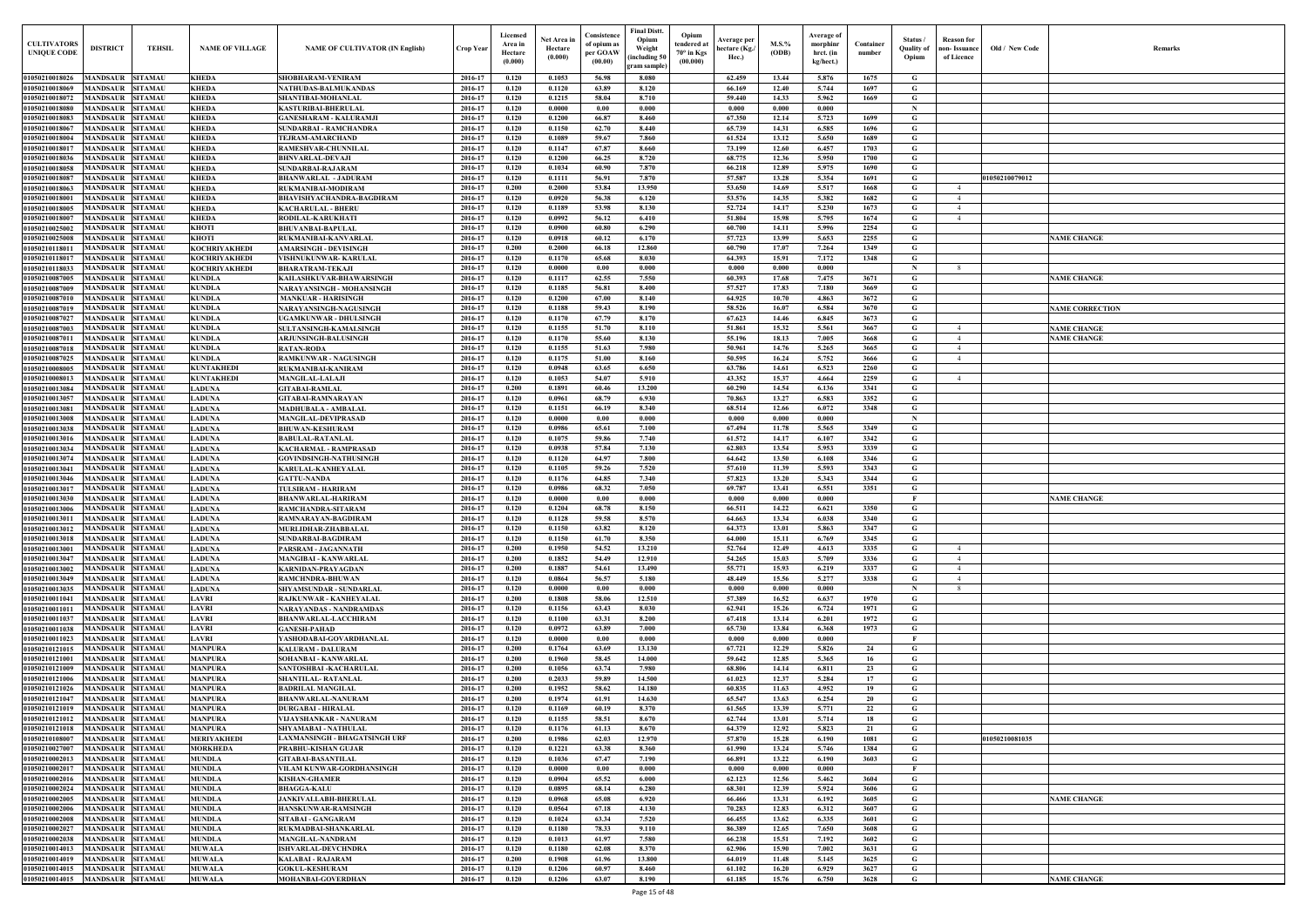| CULTIVATORS UNIQUE CODE | DISTRICT | TEHSIL | NAME OF VILLAGE | NAME OF CULTIVATOR (IN English) | Crop Year | Licensed Area in Hectare (0.000) | Net Area in Hectare (0.000) | Consistence of opium as per GOAW (00.00) | Final Distt. Opium Weight (including 50 gram sample) | Opium tendered at 70° in Kgs (00.000) | Average per hectare (Kg./ Hec.) | M.S.% (ODB) | Average of morphinr hrct. (in kg/hect.) | Container number | Status / Quality of Opium | Reason for non- Issuance of Licence | Old / New Code | Remarks |
|---|---|---|---|---|---|---|---|---|---|---|---|---|---|---|---|---|---|---|
| 01050210018026 | MANDSAUR | SITAMAU | KHEDA | SHOBHARAM-VENIRAM | 2016-17 | 0.120 | 0.1053 | 56.98 | 8.080 | | 62.459 | 13.44 | 5.876 | 1675 | G | | | |
| 01050210018069 | MANDSAUR | SITAMAU | KHEDA | NATHUDAS-BALMUKANDAS | 2016-17 | 0.120 | 0.1120 | 63.89 | 8.120 | | 66.169 | 12.40 | 5.744 | 1697 | G | | | |
| 01050210018072 | MANDSAUR | SITAMAU | KHEDA | SHANTIBAI-MOHANLAL | 2016-17 | 0.120 | 0.1215 | 58.04 | 8.710 | | 59.440 | 14.33 | 5.962 | 1669 | G | | | |
| 01050210018080 | MANDSAUR | SITAMAU | KHEDA | KASTURIBAI-BHERULAL | 2016-17 | 0.120 | 0.0000 | 0.00 | 0.000 | | 0.000 | 0.000 | 0.000 | | N | | | |
| 01050210018083 | MANDSAUR | SITAMAU | KHEDA | GANESHARAM - KALURAMJI | 2016-17 | 0.120 | 0.1200 | 66.87 | 8.460 | | 67.350 | 12.14 | 5.723 | 1699 | G | | | |
| 01050210018067 | MANDSAUR | SITAMAU | KHEDA | SUNDARBAI - RAMCHANDRA | 2016-17 | 0.120 | 0.1150 | 62.70 | 8.440 | | 65.739 | 14.31 | 6.585 | 1696 | G | | | |
| 01050210018004 | MANDSAUR | SITAMAU | KHEDA | TEJRAM-AMARCHAND | 2016-17 | 0.120 | 0.1089 | 59.67 | 7.860 | | 61.524 | 13.12 | 5.650 | 1689 | G | | | |
| 01050210018017 | MANDSAUR | SITAMAU | KHEDA | RAMESHVAR-CHUNNILAL | 2016-17 | 0.120 | 0.1147 | 67.87 | 8.660 | | 73.199 | 12.60 | 6.457 | 1703 | G | | | |
| 01050210018036 | MANDSAUR | SITAMAU | KHEDA | BHNVARLAL-DEVAJI | 2016-17 | 0.120 | 0.1200 | 66.25 | 8.720 | | 68.775 | 12.36 | 5.950 | 1700 | G | | | |
| 01050210018058 | MANDSAUR | SITAMAU | KHEDA | SUNDARBAI-RAJARAM | 2016-17 | 0.120 | 0.1034 | 60.90 | 7.870 | | 66.218 | 12.89 | 5.975 | 1690 | G | | | |
| 01050210018087 | MANDSAUR | SITAMAU | KHEDA | BHANWARLAL - JADURAM | 2016-17 | 0.120 | 0.1111 | 56.91 | 7.870 | | 57.587 | 13.28 | 5.354 | 1691 | G | | 01050210079012 | |
| 01050210018063 | MANDSAUR | SITAMAU | KHEDA | RUKMANIBAI-MODIRAM | 2016-17 | 0.200 | 0.2000 | 53.84 | 13.950 | | 53.650 | 14.69 | 5.517 | 1668 | G | 4 | | |
| 01050210018001 | MANDSAUR | SITAMAU | KHEDA | BHAVISHYACHANDRA-BAGDIRAM | 2016-17 | 0.120 | 0.0920 | 56.38 | 6.120 | | 53.576 | 14.35 | 5.382 | 1682 | G | 4 | | |
| 01050210018005 | MANDSAUR | SITAMAU | KHEDA | KACHARULAL - BHERU | 2016-17 | 0.120 | 0.1189 | 53.98 | 8.130 | | 52.724 | 14.17 | 5.230 | 1673 | G | 4 | | |
| 01050210018007 | MANDSAUR | SITAMAU | KHEDA | RODILAL-KARUKHATI | 2016-17 | 0.120 | 0.0992 | 56.12 | 6.410 | | 51.804 | 15.98 | 5.795 | 1674 | G | 4 | | |
| 01050210025002 | MANDSAUR | SITAMAU | KHOTI | BHUVANBAI-BAPULAL | 2016-17 | 0.120 | 0.0900 | 60.80 | 6.290 | | 60.700 | 14.11 | 5.996 | 2254 | G | | | |
| 01050210025008 | MANDSAUR | SITAMAU | KHOTI | RUKMANIBAI-KANVARLAL | 2016-17 | 0.120 | 0.0918 | 60.12 | 6.170 | | 57.723 | 13.99 | 5.653 | 2255 | G | | | NAME CHANGE |
| 01050210118011 | MANDSAUR | SITAMAU | KOCHRIYAKHEDI | AMARSINGH - DEVISINGH | 2016-17 | 0.200 | 0.2000 | 66.18 | 12.860 | | 60.790 | 17.07 | 7.264 | 1349 | G | | | |
| 01050210118017 | MANDSAUR | SITAMAU | KOCHRIYAKHEDI | VISHNUKUNWAR- KARULAL | 2016-17 | 0.120 | 0.1170 | 65.68 | 8.030 | | 64.393 | 15.91 | 7.172 | 1348 | G | | | |
| 01050210118033 | MANDSAUR | SITAMAU | KOCHRIYAKHEDI | BHARATRAM-TEKAJI | 2016-17 | 0.120 | 0.0000 | 0.00 | 0.000 | | 0.000 | 0.000 | 0.000 | | N | 8 | | |
| 01050210087005 | MANDSAUR | SITAMAU | KUNDLA | KAILASHKUVAR-BHAWARSINGH | 2016-17 | 0.120 | 0.1117 | 62.55 | 7.550 | | 60.393 | 17.68 | 7.475 | 3671 | G | | | NAME CHANGE |
| 01050210087009 | MANDSAUR | SITAMAU | KUNDLA | NARAYANSINGH - MOHANSINGH | 2016-17 | 0.120 | 0.1185 | 56.81 | 8.400 | | 57.527 | 17.83 | 7.180 | 3669 | G | | | |
| 01050210087010 | MANDSAUR | SITAMAU | KUNDLA | MANKUAR - HARISINGH | 2016-17 | 0.120 | 0.1200 | 67.00 | 8.140 | | 64.925 | 10.70 | 4.863 | 3672 | G | | | |
| 01050210087019 | MANDSAUR | SITAMAU | KUNDLA | NARAYANSINGH-NAGUSINGH | 2016-17 | 0.120 | 0.1188 | 59.43 | 8.190 | | 58.526 | 16.07 | 6.584 | 3670 | G | | | NAME CORRECTION |
| 01050210087027 | MANDSAUR | SITAMAU | KUNDLA | UGAMKUNWAR - DHULSINGH | 2016-17 | 0.120 | 0.1170 | 67.79 | 8.170 | | 67.623 | 14.46 | 6.845 | 3673 | G | | | |
| 01050210087003 | MANDSAUR | SITAMAU | KUNDLA | SULTANSINGH-KAMALSINGH | 2016-17 | 0.120 | 0.1155 | 51.70 | 8.110 | | 51.861 | 15.32 | 5.561 | 3667 | G | 4 | | NAME CHANGE |
| 01050210087011 | MANDSAUR | SITAMAU | KUNDLA | ARJUNSINGH-BALUSINGH | 2016-17 | 0.120 | 0.1170 | 55.60 | 8.130 | | 55.196 | 18.13 | 7.005 | 3668 | G | 4 | | NAME CHANGE |
| 01050210087018 | MANDSAUR | SITAMAU | KUNDLA | RATAN-RODA | 2016-17 | 0.120 | 0.1155 | 51.63 | 7.980 | | 50.961 | 14.76 | 5.265 | 3665 | G | 4 | | |
| 01050210087025 | MANDSAUR | SITAMAU | KUNDLA | RAMKUNWAR - NAGUSINGH | 2016-17 | 0.120 | 0.1175 | 51.00 | 8.160 | | 50.595 | 16.24 | 5.752 | 3666 | G | 4 | | |
| 01050210008005 | MANDSAUR | SITAMAU | KUNTAKHEDI | RUKMANIBAI-KANIRAM | 2016-17 | 0.120 | 0.0948 | 63.65 | 6.650 | | 63.786 | 14.61 | 6.523 | 2260 | G | | | |
| 01050210008013 | MANDSAUR | SITAMAU | KUNTAKHEDI | MANGILAL-LALAJI | 2016-17 | 0.120 | 0.1053 | 54.07 | 5.910 | | 43.352 | 15.37 | 4.664 | 2259 | G | 4 | | |
| 01050210013084 | MANDSAUR | SITAMAU | LADUNA | GITABAI-RAMLAL | 2016-17 | 0.200 | 0.1891 | 60.46 | 13.200 | | 60.290 | 14.54 | 6.136 | 3341 | G | | | |
| 01050210013057 | MANDSAUR | SITAMAU | LADUNA | GITABAI-RAMNARAYAN | 2016-17 | 0.120 | 0.0961 | 68.79 | 6.930 | | 70.863 | 13.27 | 6.583 | 3352 | G | | | |
| 01050210013081 | MANDSAUR | SITAMAU | LADUNA | MADHUBALA - AMBALAL | 2016-17 | 0.120 | 0.1151 | 66.19 | 8.340 | | 68.514 | 12.66 | 6.072 | 3348 | G | | | |
| 01050210013008 | MANDSAUR | SITAMAU | LADUNA | MANGILAL-DEVIPRASAD | 2016-17 | 0.120 | 0.0000 | 0.00 | 0.000 | | 0.000 | 0.000 | 0.000 | | N | | | |
| 01050210013038 | MANDSAUR | SITAMAU | LADUNA | BHUWAN-KESHURAM | 2016-17 | 0.120 | 0.0986 | 65.61 | 7.100 | | 67.494 | 11.78 | 5.565 | 3349 | G | | | |
| 01050210013016 | MANDSAUR | SITAMAU | LADUNA | BABULAL-RATANLAL | 2016-17 | 0.120 | 0.1075 | 59.86 | 7.740 | | 61.572 | 14.17 | 6.107 | 3342 | G | | | |
| 01050210013034 | MANDSAUR | SITAMAU | LADUNA | KACHARMAL - RAMPRASAD | 2016-17 | 0.120 | 0.0938 | 57.84 | 7.130 | | 62.803 | 13.54 | 5.953 | 3339 | G | | | |
| 01050210013074 | MANDSAUR | SITAMAU | LADUNA | GOVINDSINGH-NATHUSINGH | 2016-17 | 0.120 | 0.1120 | 64.97 | 7.800 | | 64.642 | 13.50 | 6.108 | 3346 | G | | | |
| 01050210013041 | MANDSAUR | SITAMAU | LADUNA | KARULAL-KANHEYALAL | 2016-17 | 0.120 | 0.1105 | 59.26 | 7.520 | | 57.610 | 11.39 | 5.593 | 3343 | G | | | |
| 01050210013046 | MANDSAUR | SITAMAU | LADUNA | GATTU-NANDA | 2016-17 | 0.120 | 0.1176 | 64.85 | 7.340 | | 57.823 | 13.20 | 5.343 | 3344 | G | | | |
| 01050210013017 | MANDSAUR | SITAMAU | LADUNA | TULSIRAM - HARIRAM | 2016-17 | 0.120 | 0.0986 | 68.32 | 7.050 | | 69.787 | 13.41 | 6.551 | 3351 | G | | | |
| 01050210013030 | MANDSAUR | SITAMAU | LADUNA | BHANWARLAL-HARIRAM | 2016-17 | 0.120 | 0.0000 | 0.00 | 0.000 | | 0.000 | 0.000 | 0.000 | | F | | | NAME CHANGE |
| 01050210013006 | MANDSAUR | SITAMAU | LADUNA | RAMCHANDRA-SITARAM | 2016-17 | 0.120 | 0.1204 | 68.78 | 8.150 | | 66.511 | 14.22 | 6.621 | 3350 | G | | | |
| 01050210013011 | MANDSAUR | SITAMAU | LADUNA | RAMNARAYAN-BAGDIRAM | 2016-17 | 0.120 | 0.1128 | 59.58 | 8.570 | | 64.663 | 13.34 | 6.038 | 3340 | G | | | |
| 01050210013012 | MANDSAUR | SITAMAU | LADUNA | MURLIDHAR-ZHABBALAL | 2016-17 | 0.120 | 0.1150 | 63.82 | 8.120 | | 64.373 | 13.01 | 5.863 | 3347 | G | | | |
| 01050210013018 | MANDSAUR | SITAMAU | LADUNA | SUNDARBAI-BAGDIRAM | 2016-17 | 0.120 | 0.1150 | 61.70 | 8.350 | | 64.000 | 15.11 | 6.769 | 3345 | G | | | |
| 01050210013001 | MANDSAUR | SITAMAU | LADUNA | PARSRAM - JAGANNATH | 2016-17 | 0.200 | 0.1950 | 54.52 | 13.210 | | 52.764 | 12.49 | 4.613 | 3335 | G | 4 | | |
| 01050210013047 | MANDSAUR | SITAMAU | LADUNA | MANGIBAI - KANWARLAL | 2016-17 | 0.200 | 0.1852 | 54.49 | 12.910 | | 54.265 | 15.03 | 5.709 | 3336 | G | 4 | | |
| 01050210013002 | MANDSAUR | SITAMAU | LADUNA | KARNIDAN-PRAYAGDAN | 2016-17 | 0.200 | 0.1887 | 54.61 | 13.490 | | 55.771 | 15.93 | 6.219 | 3337 | G | 4 | | |
| 01050210013049 | MANDSAUR | SITAMAU | LADUNA | RAMCHNDRA-BHUWAN | 2016-17 | 0.120 | 0.0864 | 56.57 | 5.180 | | 48.449 | 15.56 | 5.277 | 3338 | G | 4 | | |
| 01050210013035 | MANDSAUR | SITAMAU | LADUNA | SHYAMSUNDAR - SUNDARLAL | 2016-17 | 0.120 | 0.0000 | 0.00 | 0.000 | | 0.000 | 0.000 | 0.000 | | N | 8 | | |
| 01050210011041 | MANDSAUR | SITAMAU | LAVRI | RAJKUNWAR - KANHEYALAL | 2016-17 | 0.200 | 0.1808 | 58.06 | 12.510 | | 57.389 | 16.52 | 6.637 | 1970 | G | | | |
| 01050210011011 | MANDSAUR | SITAMAU | LAVRI | NARAYANDAS - NANDRAMDAS | 2016-17 | 0.120 | 0.1156 | 63.43 | 8.030 | | 62.941 | 15.26 | 6.724 | 1971 | G | | | |
| 01050210011037 | MANDSAUR | SITAMAU | LAVRI | BHANWARLAL-LACCHIRAM | 2016-17 | 0.120 | 0.1100 | 63.31 | 8.200 | | 67.418 | 13.14 | 6.201 | 1972 | G | | | |
| 01050210011038 | MANDSAUR | SITAMAU | LAVRI | GANESH-PAHAD | 2016-17 | 0.120 | 0.0972 | 63.89 | 7.000 | | 65.730 | 13.84 | 6.368 | 1973 | G | | | |
| 01050210011023 | MANDSAUR | SITAMAU | LAVRI | YASHODABAI-GOVARDHANLAL | 2016-17 | 0.120 | 0.0000 | 0.00 | 0.000 | | 0.000 | 0.000 | 0.000 | | F | | | |
| 01050210121015 | MANDSAUR | SITAMAU | MANPURA | KALURAM - DALURAM | 2016-17 | 0.200 | 0.1764 | 63.69 | 13.130 | | 67.721 | 12.29 | 5.826 | 24 | G | | | |
| 01050210121001 | MANDSAUR | SITAMAU | MANPURA | SOHANBAI - KANWARLAL | 2016-17 | 0.200 | 0.1960 | 58.45 | 14.000 | | 59.642 | 12.85 | 5.365 | 16 | G | | | |
| 01050210121009 | MANDSAUR | SITAMAU | MANPURA | SANTOSHBAI -KACHARULAL | 2016-17 | 0.120 | 0.1056 | 63.74 | 7.980 | | 68.806 | 14.14 | 6.811 | 23 | G | | | |
| 01050210121006 | MANDSAUR | SITAMAU | MANPURA | SHANTILAL- RATANLAL | 2016-17 | 0.200 | 0.2033 | 59.89 | 14.500 | | 61.023 | 12.37 | 5.284 | 17 | G | | | |
| 01050210121026 | MANDSAUR | SITAMAU | MANPURA | BADRILAL MANGILAL | 2016-17 | 0.200 | 0.1952 | 58.62 | 14.180 | | 60.835 | 11.63 | 4.952 | 19 | G | | | |
| 01050210121047 | MANDSAUR | SITAMAU | MANPURA | BHANWARLAL-NANURAM | 2016-17 | 0.200 | 0.1974 | 61.91 | 14.630 | | 65.547 | 13.63 | 6.254 | 20 | G | | | |
| 01050210121019 | MANDSAUR | SITAMAU | MANPURA | DURGABAI - HIRALAL | 2016-17 | 0.120 | 0.1169 | 60.19 | 8.370 | | 61.565 | 13.39 | 5.771 | 22 | G | | | |
| 01050210121012 | MANDSAUR | SITAMAU | MANPURA | VIJAYSHANKAR - NANURAM | 2016-17 | 0.120 | 0.1155 | 58.51 | 8.670 | | 62.744 | 13.01 | 5.714 | 18 | G | | | |
| 01050210121018 | MANDSAUR | SITAMAU | MANPURA | SHYAMABAI - NATHULAL | 2016-17 | 0.120 | 0.1176 | 61.13 | 8.670 | | 64.379 | 12.92 | 5.823 | 21 | G | | | |
| 01050210108007 | MANDSAUR | SITAMAU | MERIYAKHEDI | LAXMANSINGH - BHAGATSINGH URF | 2016-17 | 0.200 | 0.1986 | 62.03 | 12.970 | | 57.870 | 15.28 | 6.190 | 1081 | G | | 01050210081035 | |
| 01050210027007 | MANDSAUR | SITAMAU | MORKHEDA | PRABHU-KISHAN GUJAR | 2016-17 | 0.120 | 0.1221 | 63.38 | 8.360 | | 61.990 | 13.24 | 5.746 | 1384 | G | | | |
| 01050210002013 | MANDSAUR | SITAMAU | MUNDLA | GITABAI-BASANTILAL | 2016-17 | 0.120 | 0.1036 | 67.47 | 7.190 | | 66.891 | 13.22 | 6.190 | 3603 | G | | | |
| 01050210002017 | MANDSAUR | SITAMAU | MUNDLA | VILAM KUNWAR-GORDHANSINGH | 2016-17 | 0.120 | 0.0000 | 0.00 | 0.000 | | 0.000 | 0.000 | 0.000 | | F | | | |
| 01050210002016 | MANDSAUR | SITAMAU | MUNDLA | KISHAN-GHAMER | 2016-17 | 0.120 | 0.0904 | 65.52 | 6.000 | | 62.123 | 12.56 | 5.462 | 3604 | G | | | |
| 01050210002024 | MANDSAUR | SITAMAU | MUNDLA | BHAGGA-KALU | 2016-17 | 0.120 | 0.0895 | 68.14 | 6.280 | | 68.301 | 12.39 | 5.924 | 3606 | G | | | |
| 01050210002005 | MANDSAUR | SITAMAU | MUNDLA | JANKIVALLABH-BHERULAL | 2016-17 | 0.120 | 0.0968 | 65.08 | 6.920 | | 66.466 | 13.31 | 6.192 | 3605 | G | | | NAME CHANGE |
| 01050210002006 | MANDSAUR | SITAMAU | MUNDLA | HANSKUNWAR-RAMSINGH | 2016-17 | 0.120 | 0.0564 | 67.18 | 4.130 | | 70.283 | 12.83 | 6.312 | 3607 | G | | | |
| 01050210002008 | MANDSAUR | SITAMAU | MUNDLA | SITABAI - GANGARAM | 2016-17 | 0.120 | 0.1024 | 63.34 | 7.520 | | 66.455 | 13.62 | 6.335 | 3601 | G | | | |
| 01050210002027 | MANDSAUR | SITAMAU | MUNDLA | RUKMADBAI-SHANKARLAL | 2016-17 | 0.120 | 0.1180 | 78.33 | 9.110 | | 86.389 | 12.65 | 7.650 | 3608 | G | | | |
| 01050210002038 | MANDSAUR | SITAMAU | MUNDLA | MANGILAL-NANDRAM | 2016-17 | 0.120 | 0.1013 | 61.97 | 7.580 | | 66.238 | 15.51 | 7.192 | 3602 | G | | | |
| 01050210014013 | MANDSAUR | SITAMAU | MUWALA | ISHVARLAL-DEVCHNDRA | 2016-17 | 0.120 | 0.1180 | 62.08 | 8.370 | | 62.906 | 15.90 | 7.002 | 3631 | G | | | |
| 01050210014019 | MANDSAUR | SITAMAU | MUWALA | KALABAI - RAJARAM | 2016-17 | 0.200 | 0.1908 | 61.96 | 13.800 | | 64.019 | 11.48 | 5.145 | 3625 | G | | | |
| 01050210014015 | MANDSAUR | SITAMAU | MUWALA | GOKUL-KESHURAM | 2016-17 | 0.120 | 0.1206 | 60.97 | 8.460 | | 61.102 | 16.20 | 6.929 | 3627 | G | | | |
| 01050210014015 | MANDSAUR | SITAMAU | MUWALA | MOHANBAI-GOVERDHAN | 2016-17 | 0.120 | 0.1206 | 63.07 | 8.190 | | 61.185 | 15.76 | 6.750 | 3628 | G | | | NAME CHANGE |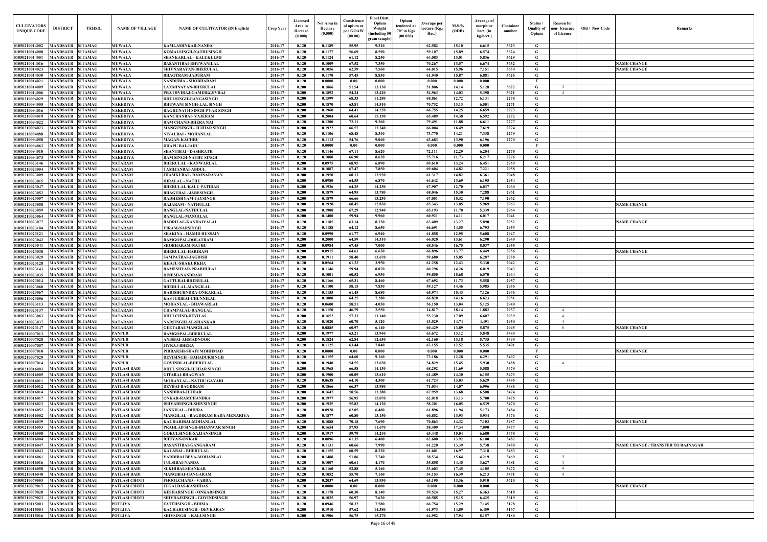| CULTIVATORS UNIQUE CODE | DISTRICT | TEHSIL | NAME OF VILLAGE | NAME OF CULTIVATOR (IN English) | Crop Year | Licensed Area in Hectare (0.000) | Net Area in Hectare (0.000) | Consistence of opium as per GOAW (00.00) | Final Distt. Opium Weight (including 50 gram sample) | Opium tendered at 70° in Kgs (00.000) | Average per hectare (Kg./ Hec.) | M.S.% (ODB) | Average of morphinr hrct. (in kg/hect.) | Container number | Status / Quality of Opium | Reason for non- Issuance of Licence | Old / New Code | Remarks |
|---|---|---|---|---|---|---|---|---|---|---|---|---|---|---|---|---|---|---|
| 01050210014002 | MANDSAUR | SITAMAU | MUWALA | KAMLASHNKAR-NANDA | 2016-17 | 0.120 | 0.1189 | 55.95 | 9.310 | | 62.582 | 15.10 | 6.615 | 3623 | G | | | |
| 01050210014008 | MANDSAUR | SITAMAU | MUWALA | KOMALSINGH-NATHUSINGH | 2016-17 | 0.120 | 0.1177 | 56.69 | 8.590 | | 59.107 | 15.89 | 6.574 | 3624 | G | | | |
| 01050210014001 | MANDSAUR | SITAMAU | MUWALA | SHANKARLAL - KALUKULMI | 2016-17 | 0.120 | 0.1124 | 61.12 | 8.250 | | 64.083 | 13.01 | 5.836 | 3629 | G | | | |
| 01050210014016 | MANDSAUR | SITAMAU | MUWALA | BASANTIBAI-BHUWANILAL | 2016-17 | 0.120 | 0.1009 | 67.52 | 7.350 | | 70.267 | 13.57 | 6.674 | 3632 | G | | | NAME CHANGE |
| 01050210014023 | MANDSAUR | SITAMAU | MUWALA | SHIVNARAYAN-BHERULAL | 2016-17 | 0.120 | 0.1056 | 62.59 | 7.560 | | 64.015 | 15.96 | 7.151 | 3630 | G | | | NAME CHANGE |
| 01050210014030 | MANDSAUR | SITAMAU | MUWALA | BHAGTRAM-JADURAM | 2016-17 | 0.120 | 0.1170 | 57.45 | 8.830 | | 61.940 | 15.87 | 6.881 | 3626 | G | | | |
| 01050210014021 | MANDSAUR | SITAMAU | MUWALA | NANDUBIA - SHOBHARAM | 2016-17 | 0.120 | 0.0000 | 0.00 | 0.000 | | 0.000 | 0.000 | 0.000 | | F | | | |
| 01050210014009 | MANDSAUR | SITAMAU | MUWALA | LAXMINAYAN-BHERULAL | 2016-17 | 0.200 | 0.1866 | 51.54 | 13.130 | | 51.806 | 14.14 | 5.128 | 3622 | G | 4 | | |
| 01050210014006 | MANDSAUR | SITAMAU | MUWALA | PRATHVIRAJ-GAMER@JIVRAJ | 2016-17 | 0.200 | 0.1892 | 54.24 | 13.420 | | 54.963 | 14.03 | 5.398 | 3621 | G | 4 | | |
| 01050210094029 | MANDSAUR | SITAMAU | NAKEDIYA | DHULSINGH-GANGASINGH | 2016-17 | 0.200 | 0.1599 | 68.33 | 11.280 | | 68.861 | 12.72 | 6.131 | 2278 | G | | | |
| 01050210094005 | MANDSAUR | SITAMAU | NAKEDIYA | BHUWANI SINGH-LAL SINGH | 2016-17 | 0.200 | 0.1870 | 63.81 | 14.510 | | 70.732 | 13.13 | 6.501 | 2271 | G | | | |
| 01050210094016 | MANDSAUR | SITAMAU | NAKEDIYA | RAGHUNATH SINGH-PYAR SINGH | 2016-17 | 0.200 | 0.1960 | 64.41 | 14.220 | | 66.755 | 14.25 | 6.659 | 2273 | G | | | |
| 01050210094019 | MANDSAUR | SITAMAU | NAKEDIYA | KANCHANBAI- VAJERAM | 2016-17 | 0.200 | 0.2004 | 60.64 | 15.150 | | 65.489 | 14.38 | 6.592 | 2272 | G | | | |
| 01050210094022 | MANDSAUR | SITAMAU | NAKEDIYA | RAM CHAND-BHERA NAI | 2016-17 | 0.120 | 0.1200 | 72.11 | 9.260 | | 79.491 | 11.88 | 6.611 | 2277 | G | | | |
| 01050210094023 | MANDSAUR | SITAMAU | NAKEDIYA | MANGUSINGH - JUJHAR SINGH | 2016-17 | 0.200 | 0.1922 | 66.57 | 13.340 | | 66.004 | 16.49 | 7.619 | 2274 | G | | | |
| 01050210094088 | MANDSAUR | SITAMAU | NAKEDIYA | NIYALBAI - MOHANLAL | 2016-17 | 0.120 | 0.1106 | 68.48 | 8.340 | | 73.770 | 14.21 | 7.338 | 2279 | G | | | |
| 01050210094058 | MANDSAUR | SITAMAU | NAKEDIYA | MAGAN-KACHRU | 2016-17 | 0.120 | 0.1113 | 54.76 | 9.060 | | 63.683 | 13.90 | 6.196 | 2270 | G | | | |
| 01050210094063 | MANDSAUR | SITAMAU | NAKEDIYA | DHAPU BAI-JADU | 2016-17 | 0.120 | 0.0000 | 0.00 | 0.000 | | 0.000 | 0.000 | 0.000 | | F | | | |
| 01050210094010 | MANDSAUR | SITAMAU | NAKEDIYA | SHANTIBAI - DASHRATH | 2016-17 | 0.120 | 0.1146 | 67.11 | 8.620 | | 72.111 | 12.29 | 6.204 | 2275 | G | | | |
| 01050210094073 | MANDSAUR | SITAMAU | NAKEDIYA | RAM SINGH-NATHU SINGH | 2016-17 | 0.120 | 0.1088 | 66.90 | 8.620 | | 75.716 | 11.73 | 6.217 | 2276 | G | | | |
| 01050210023146 | MANDSAUR | SITAMAU | NATARAM | BHERULAL - KANWARLAL | 2016-17 | 0.200 | 0.0975 | 68.95 | 6.890 | | 69.610 | 13.24 | 6.451 | 2959 | G | | | |
| 01050210023004 | MANDSAUR | SITAMAU | NATARAM | TAMIJANBAI-ABDUL | 2016-17 | 0.120 | 0.1087 | 67.47 | 7.850 | | 69.604 | 14.82 | 7.221 | 2958 | G | | | |
| 01050210023009 | MANDSAUR | SITAMAU | NATARAM | JHAMKUBAI - RAMNARAYAN | 2016-17 | 0.200 | 0.1950 | 60.13 | 13.920 | | 61.317 | 14.82 | 6.361 | 2948 | G | | | |
| 01050210023015 | MANDSAUR | SITAMAU | NATARAM | HIRALAL - NATHU | 2016-17 | 0.200 | 0.0980 | 64.55 | 6.870 | | 64.642 | 13.69 | 6.195 | 2954 | G | | | |
| 01050210023047 | MANDSAUR | SITAMAU | NATARAM | BHERULAL-KALU PATIDAR | 2016-17 | 0.200 | 0.1926 | 64.25 | 14.250 | | 67.907 | 12.70 | 6.037 | 2960 | G | | | |
| 01050210023052 | MANDSAUR | SITAMAU | NATARAM | BHAGUBAI - JARESINGH | 2016-17 | 0.200 | 0.1879 | 64.95 | 13.780 | | 68.046 | 15.30 | 7.288 | 2961 | G | | | |
| 01050210023057 | MANDSAUR | SITAMAU | NATARAM | RADHESHYAM-JAYSINGH | 2016-17 | 0.200 | 0.1879 | 66.66 | 13.230 | | 67.051 | 15.32 | 7.190 | 2962 | G | | | |
| 01050210023058 | MANDSAUR | SITAMAU | NATARAM | RAJARAM - NATHULAL | 2016-17 | 0.200 | 0.1920 | 68.45 | 12.830 | | 65.343 | 13.05 | 5.969 | 2963 | G | | | NAME CHANGE |
| 01050210023059 | MANDSAUR | SITAMAU | NATARAM | RANGLAL-NATHULAL | 2016-17 | 0.200 | 0.1908 | 67.29 | 12.940 | | 65.193 | 11.70 | 5.339 | 2964 | G | | | |
| 01050210023064 | MANDSAUR | SITAMAU | NATARAM | RANGLAL-MANGILAL | 2016-17 | 0.200 | 0.1400 | 59.94 | 9.960 | | 60.921 | 14.11 | 6.017 | 2941 | G | | | |
| 01050210023077 | MANDSAUR | SITAMAU | NATARAM | BADRILAL-KANHAIYALAL | 2016-17 | 0.120 | 0.1185 | 63.14 | 8.330 | | 63.409 | 13.27 | 5.890 | 2952 | G | | | NAME CHANGE |
| 01050210023104 | MANDSAUR | SITAMAU | NATARAM | VIRAM-NARSINGH | 2016-17 | 0.120 | 0.1188 | 64.12 | 8.650 | | 66.691 | 14.55 | 6.793 | 2953 | G | | | |
| 01050210023121 | MANDSAUR | SITAMAU | NATARAM | SHAKINA - HAMID HUSSAIN | 2016-17 | 0.120 | 0.0990 | 61.77 | 6.940 | | 61.858 | 12.95 | 5.608 | 2947 | G | | | |
| 01050210023042 | MANDSAUR | SITAMAU | NATARAM | RAMGOPAL-DOLATRAM | 2016-17 | 0.200 | 0.2000 | 64.59 | 14.310 | | 66.020 | 13.61 | 6.290 | 2949 | G | | | |
| 01050210023041 | MANDSAUR | SITAMAU | NATARAM | SHOBHARAM-NATHU | 2016-17 | 0.200 | 0.0984 | 67.45 | 7.000 | | 68.546 | 16.75 | 8.037 | 2955 | G | | | |
| 01050210023038 | MANDSAUR | SITAMAU | NATARAM | BHERULAL-HARIRAM | 2016-17 | 0.200 | 0.0915 | 64.63 | 6.630 | | 66.896 | 13.77 | 6.449 | 2956 | G | | | NAME CHANGE |
| 01050210023029 | MANDSAUR | SITAMAU | NATARAM | SAMPATBAI-JAGDISH | 2016-17 | 0.200 | 0.1911 | 58.40 | 13.670 | | 59.680 | 15.05 | 6.287 | 2938 | G | | | |
| 01050210023128 | MANDSAUR | SITAMAU | NATARAM | KHAJU-SHAKURKHA | 2016-17 | 0.120 | 0.0564 | 61.23 | 3.950 | | 61.258 | 12.43 | 5.330 | 2942 | G | | | |
| 01050210023143 | MANDSAUR | SITAMAU | NATARAM | RAMESHVAR-PRABHULAL | 2016-17 | 0.120 | 0.1146 | 59.94 | 8.070 | | 60.296 | 14.26 | 6.019 | 2943 | G | | | |
| 01050210023035 | MANDSAUR | SITAMAU | NATARAM | DINESH-NANDRAM | 2016-17 | 0.120 | 0.1001 | 60.52 | 6.930 | | 59.850 | 15.68 | 6.570 | 2944 | G | | | |
| 01050210023014 | MANDSAUR | SITAMAU | NATARAM | GATTUBAI-BHERULAL | 2016-17 | 0.120 | 0.1166 | 65.31 | 8.460 | | 67.692 | 11.73 | 5.558 | 2957 | G | | | |
| 01050210023060 | MANDSAUR | SITAMAU | NATARAM | BHERULAL-MANGILAL | 2016-17 | 0.120 | 0.1100 | 58.15 | 7.830 | | 59.127 | 14.46 | 5.985 | 2936 | G | | | |
| 01050210023067 | MANDSAUR | SITAMAU | NATARAM | HARISHCHNDRA-ONKARLAL | 2016-17 | 0.120 | 0.1155 | 61.45 | 8.680 | | 65.974 | 15.43 | 7.126 | 2946 | G | | | |
| 01050210023096 | MANDSAUR | SITAMAU | NATARAM | KASTURIBAI-CHUNNILAL | 2016-17 | 0.120 | 0.1000 | 64.25 | 7.280 | | 66.820 | 14.16 | 6.623 | 2951 | G | | | |
| 01050210023113 | MANDSAUR | SITAMAU | NATARAM | MOHANLAL - BHAWARLAL | 2016-17 | 0.120 | 0.0600 | 58.51 | 4.030 | | 56.150 | 13.04 | 5.125 | 2940 | G | | | |
| 01050210023137 | MANDSAUR | SITAMAU | NATARAM | CHAMPALAL-RANGLAL | 2016-17 | 0.120 | 0.1150 | 46.79 | 2.550 | | 14.817 | 18.14 | 1.882 | 2937 | G | 4 | | |
| 01050210023063 | MANDSAUR | SITAMAU | NATARAM | DHULCHND-DEVILAL | 2016-17 | 0.200 | 0.1652 | 57.33 | 11.140 | | 55.230 | 17.09 | 6.607 | 2939 | G | 4 | | |
| 01050210023037 | MANDSAUR | SITAMAU | NATARAM | NARSINGHLAL-SHANKAR | 2016-17 | 0.120 | 0.1020 | 60.70 | 5.120 | | 43.529 | 14.74 | 4.491 | 2950 | G | 4 | | |
| 01050210023147 | MANDSAUR | SITAMAU | NATARAM | GEETABAI-MANGILAL | 2016-17 | 0.120 | 0.0885 | 60.97 | 6.140 | | 60.429 | 13.89 | 5.875 | 2945 | G | 8 | | NAME CHANGE |
| 01050210007013 | MANDSAUR | SITAMAU | PANPUR | RAMGOPAL-BHERULAL | 2016-17 | 0.200 | 0.1977 | 63.21 | 13.940 | | 63.672 | 13.12 | 5.848 | 3489 | G | | | |
| 01050210007028 | MANDSAUR | SITAMAU | PANPUR | ANISBAI-AHMADNOOR | 2016-17 | 0.200 | 0.1824 | 62.84 | 12.630 | | 62.160 | 13.18 | 5.735 | 3490 | G | | | |
| 01050210007007 | MANDSAUR | SITAMAU | PANPUR | JIVRAJ-BHERA | 2016-17 | 0.120 | 0.1125 | 63.44 | 7.840 | | 63.155 | 12.52 | 5.535 | 3491 | G | | | |
| 01050210007010 | MANDSAUR | SITAMAU | PANPUR | PIRBAKSH-SHAFI MOHHMAD | 2016-17 | 0.120 | 0.0000 | 0.00 | 0.000 | | 0.000 | 0.000 | 0.000 | | F | | | NAME CHANGE |
| 01050210007029 | MANDSAUR | SITAMAU | PANPUR | DEVISINGH - BAHADURSINGH | 2016-17 | 0.120 | 0.1155 | 64.60 | 9.160 | | 73.186 | 12.28 | 6.291 | 3492 | G | | | |
| 01050210007014 | MANDSAUR | SITAMAU | PANPUR | GOVINDLAL-BHERULAL | 2016-17 | 0.200 | 0.1940 | 54.55 | 13.650 | | 54.829 | 15.45 | 5.930 | 3488 | G | 4 | | |
| 01050210016003 | MANDSAUR | SITAMAU | PATLASI BADI | DHUL SINGH-JUJHAR SINGH | 2016-17 | 0.200 | 0.1968 | 66.58 | 14.130 | | 68.292 | 11.69 | 5.588 | 3479 | G | | | |
| 01050210016005 | MANDSAUR | SITAMAU | PATLASI BADI | GITABAI-BHAGWAN | 2016-17 | 0.200 | 0.1900 | 60.09 | 13.610 | | 61.489 | 14.30 | 6.155 | 3473 | G | | | |
| 01050210016011 | MANDSAUR | SITAMAU | PATLASI BADI | MOHANLAL - NATHU GAYARI | 2016-17 | 0.120 | 0.0638 | 64.10 | 4.300 | | 61.724 | 13.03 | 5.629 | 3485 | G | | | |
| 01050210016012 | MANDSAUR | SITAMAU | PATLASI BADI | DEVBAI-BAGDIRAM | 2016-17 | 0.200 | 0.1866 | 66.37 | 13.980 | | 71.034 | 14.07 | 6.996 | 3486 | G | | | |
| 01050210016014 | MANDSAUR | SITAMAU | PATLASI BADI | NANDIBAI-JUJHAR | 2016-17 | 0.200 | 0.1647 | 58.56 | 13.380 | | 67.959 | 13.68 | 6.508 | 3474 | G | | | |
| 01050210016017 | MANDSAUR | SITAMAU | PATLASI BADI | ONKAR-RAMCHANDRA | 2016-17 | 0.200 | 0.1977 | 56.95 | 15.070 | | 62.018 | 13.13 | 5.700 | 3475 | G | | | |
| 01050210016023 | MANDSAUR | SITAMAU | PATLASI BADI | ISHVARSINGH-SHIVSINGH | 2016-17 | 0.200 | 0.1935 | 55.83 | 14.120 | | 58.201 | 16.05 | 6.539 | 3470 | G | | | |
| 01050210016052 | MANDSAUR | SITAMAU | PATLASI BADI | JANKILAL - DHURA | 2016-17 | 0.120 | 0.0928 | 62.05 | 6.480 | | 61.896 | 11.94 | 5.173 | 3484 | G | | | |
| 01050210016002 | MANDSAUR | SITAMAU | PATLASI BADI | MANGILAL - BAGDIRAM BADA MENARIYA | 2016-17 | 0.200 | 0.1877 | 60.80 | 13.150 | | 60.852 | 13.93 | 5.934 | 3476 | G | | | |
| 01050210016039 | MANDSAUR | SITAMAU | PATLASI BADI | KACHARIBAI-MOHANLAL | 2016-17 | 0.120 | 0.1088 | 70.18 | 7.690 | | 70.863 | 14.32 | 7.103 | 3487 | G | | | NAME CHANGE |
| 01050210016053 | MANDSAUR | SITAMAU | PATLASI BADI | PRAHLAD SINGH-BHANWAR SINGH | 2016-17 | 0.200 | 0.1654 | 57.95 | 11.670 | | 58.409 | 17.34 | 7.090 | 3477 | G | | | |
| 01050210016008 | MANDSAUR | SITAMAU | PATLASI BADI | GOKULSINGH-SAJJANSINGH | 2016-17 | 0.200 | 0.1917 | 59.79 | 14.240 | | 63.448 | 15.04 | 6.680 | 3478 | G | | | |
| 01050210016004 | MANDSAUR | SITAMAU | PATLASI BADI | BHUVAN-ONKAR | 2016-17 | 0.120 | 0.0896 | 61.35 | 6.400 | | 62.600 | 13.92 | 6.100 | 3482 | G | | | |
| 01050210016047 | MANDSAUR | SITAMAU | PATLASI BADI | BASANTIBAI-GANGARAM | 2016-17 | 0.120 | 0.1131 | 60.66 | 7.990 | | 61.220 | 13.39 | 5.738 | 3480 | G | | | NAME CHANGE / TRANSFER TO RAJNAGAR |
| 01050210016043 | MANDSAUR | SITAMAU | PATLASI BADI | KALABAI - BHERULAL | 2016-17 | 0.120 | 0.1155 | 60.59 | 8.220 | | 61.601 | 16.97 | 7.318 | 3483 | G | | | |
| 01050210016061 | MANDSAUR | SITAMAU | PATLASI BADI | VARDIBAI BEVA-MOHANLAL | 2016-17 | 0.200 | 0.1488 | 51.86 | 7.740 | | 38.534 | 15.64 | 4.219 | 3469 | G | 4 | | |
| 01050210016016 | MANDSAUR | SITAMAU | PATLASI BADI | TULSIBAI-NANDA | 2016-17 | 0.120 | 0.1007 | 60.61 | 4.170 | | 35.858 | 14.45 | 3.627 | 3481 | G | 4 | | |
| 01050210016058 | MANDSAUR | SITAMAU | PATLASI BADI | SUKHIBAI-SHANKAR | 2016-17 | 0.120 | 0.1160 | 52.88 | 5.160 | | 33.603 | 17.45 | 4.105 | 3472 | G | 4 | | |
| 01050210016040 | MANDSAUR | SITAMAU | PATLASI BADI | MANGIBAI-GANGARAM | 2016-17 | 0.120 | 0.1052 | 55.70 | 7.160 | | 54.153 | 16.39 | 6.213 | 3471 | G | 4 | | |
| 01050210079003 | MANDSAUR | SITAMAU | PATLASI CHOTI | FHOOLCHAND - VARDA | 2016-17 | 0.200 | 0.2037 | 64.69 | 13.930 | | 63.195 | 13.36 | 5.910 | 3620 | G | | | |
| 01050210079017 | MANDSAUR | SITAMAU | PATLASI CHOTI | JUGALDAS-KASHIDAS | 2016-17 | 0.120 | 0.0000 | 0.00 | 0.000 | | 0.000 | 0.000 | 0.000 | | N | | | NAME CHANGE |
| 01050210079020 | MANDSAUR | SITAMAU | PATLASI CHOTI | KESHARSINGH - ONKARSINGH | 2016-17 | 0.120 | 0.1178 | 60.30 | 8.140 | | 59.524 | 15.27 | 6.363 | 3618 | G | | | |
| 01050210079023 | MANDSAUR | SITAMAU | PATLASI CHOTI | SHIVRAJSINGH - GOVINDSINGH | 2016-17 | 0.120 | 0.1025 | 56.97 | 7.630 | | 60.585 | 15.15 | 6.425 | 3619 | G | | | |
| 01050210115003 | MANDSAUR | SITAMAU | POTLIYA | FATEHSINGH - BHIMA | 2016-17 | 0.120 | 0.0946 | 58.32 | 7.580 | | 66.754 | 15.29 | 7.145 | 3178 | G | | | |
| 01050210115004 | MANDSAUR | SITAMAU | POTLIYA | KACHARUSINGH - DEVKARAN | 2016-17 | 0.200 | 0.1910 | 57.62 | 14.380 | | 61.973 | 14.89 | 6.459 | 3167 | G | | | |
| 01050210115016 | MANDSAUR | SITAMAU | POTLIYA | SHIVSINGH - KALUSINGH | 2016-17 | 0.200 | 0.1906 | 56.75 | 15.270 | | 64.952 | 17.94 | 8.157 | 3180 | G | | | |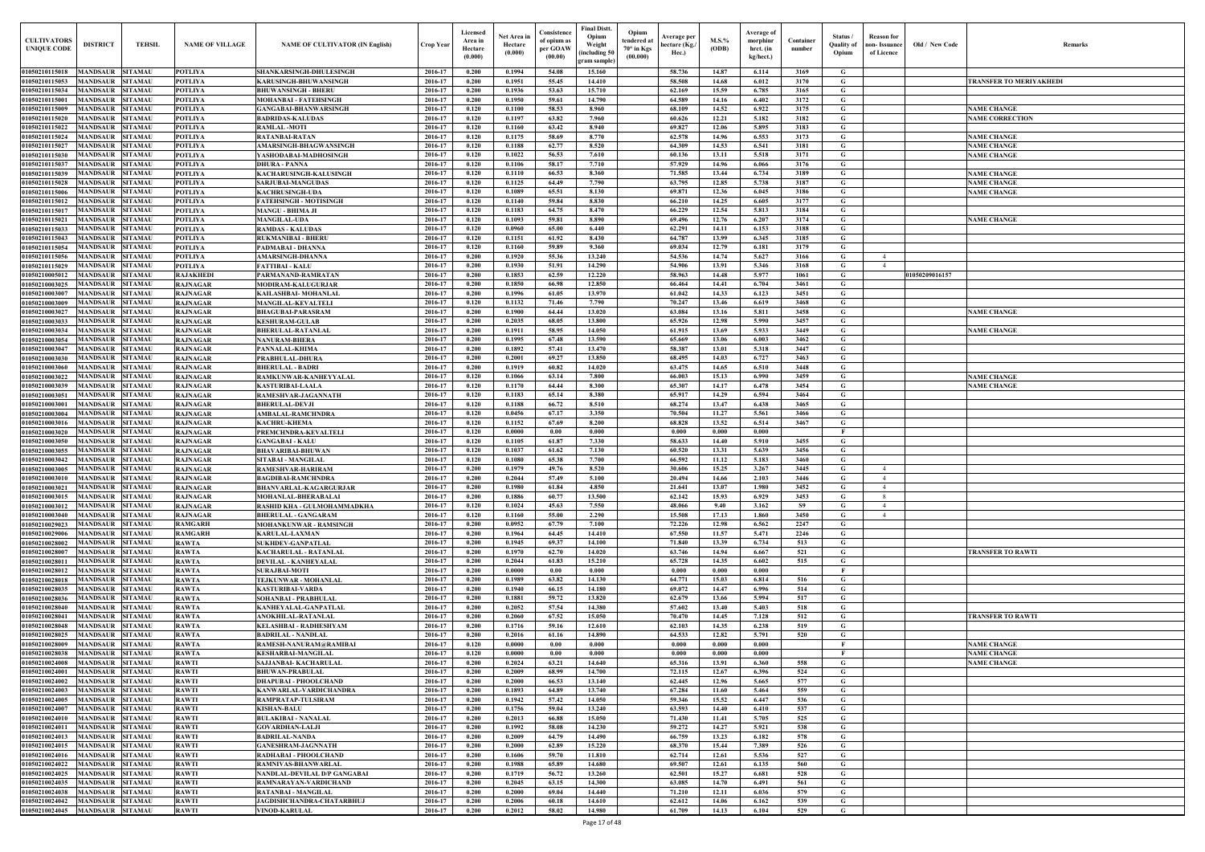| CULTIVATORS UNIQUE CODE | DISTRICT | TEHSIL | NAME OF VILLAGE | NAME OF CULTIVATOR (IN English) | Crop Year | Licensed Area in Hectare (0.000) | Net Area in Hectare (0.000) | Consistence of opium as per GOAW (00.00) | Final Distt. Opium Weight (including 50 gram sample) | Opium tendered at 70° in Kgs (00.000) | Average per hectare (Kg./ Hec.) | M.S.% (ODB) | Average of morphinr hrct. (in kg/hect.) | Container number | Status / Quality of Opium | Reason for non- Issuance of Licence | Old / New Code | Remarks |
|---|---|---|---|---|---|---|---|---|---|---|---|---|---|---|---|---|---|---|
| 01050210115018 | MANDSAUR | SITAMAU | POTLIYA | SHANKARSINGH-DHULESINGH | 2016-17 | 0.200 | 0.1994 | 54.08 | 15.160 | | 58.736 | 14.87 | 6.114 | 3169 | G | | | |
| 01050210115053 | MANDSAUR | SITAMAU | POTLIYA | KARUSINGH-BHUWANSINGH | 2016-17 | 0.200 | 0.1951 | 55.45 | 14.410 | | 58.508 | 14.68 | 6.012 | 3170 | G | | | TRANSFER TO MERIYAKHEDI |
| 01050210115034 | MANDSAUR | SITAMAU | POTLIYA | BHUWANSINGH - BHERU | 2016-17 | 0.200 | 0.1936 | 53.63 | 15.710 | | 62.169 | 15.59 | 6.785 | 3165 | G | | | |
| 01050210115001 | MANDSAUR | SITAMAU | POTLIYA | MOHANBAI - FATEHSINGH | 2016-17 | 0.200 | 0.1950 | 59.61 | 14.790 | | 64.589 | 14.16 | 6.402 | 3172 | G | | | |
| 01050210115009 | MANDSAUR | SITAMAU | POTLIYA | GANGABAI-BHANWARSINGH | 2016-17 | 0.120 | 0.1100 | 58.53 | 8.960 | | 68.109 | 14.52 | 6.922 | 3175 | G | | | NAME CHANGE |
| 01050210115020 | MANDSAUR | SITAMAU | POTLIYA | BADRIDAS-KALUDAS | 2016-17 | 0.120 | 0.1197 | 63.82 | 7.960 | | 60.626 | 12.21 | 5.182 | 3182 | G | | | NAME CORRECTION |
| 01050210115022 | MANDSAUR | SITAMAU | POTLIYA | RAMLAL -MOTI | 2016-17 | 0.120 | 0.1160 | 63.42 | 8.940 | | 69.827 | 12.06 | 5.895 | 3183 | G | | | |
| 01050210115024 | MANDSAUR | SITAMAU | POTLIYA | RATANBAI-RATAN | 2016-17 | 0.120 | 0.1175 | 58.69 | 8.770 | | 62.578 | 14.96 | 6.553 | 3173 | G | | | NAME CHANGE |
| 01050210115027 | MANDSAUR | SITAMAU | POTLIYA | AMARSINGH-BHAGWANSINGH | 2016-17 | 0.120 | 0.1188 | 62.77 | 8.520 | | 64.309 | 14.53 | 6.541 | 3181 | G | | | NAME CHANGE |
| 01050210115030 | MANDSAUR | SITAMAU | POTLIYA | YASHODABAI-MADHOSINGH | 2016-17 | 0.120 | 0.1022 | 56.53 | 7.610 | | 60.136 | 13.11 | 5.518 | 3171 | G | | | NAME CHANGE |
| 01050210115037 | MANDSAUR | SITAMAU | POTLIYA | DHURA - PANNA | 2016-17 | 0.120 | 0.1106 | 58.17 | 7.710 | | 57.929 | 14.96 | 6.066 | 3176 | G | | | |
| 01050210115039 | MANDSAUR | SITAMAU | POTLIYA | KACHARUSINGH-KALUSINGH | 2016-17 | 0.120 | 0.1110 | 66.53 | 8.360 | | 71.585 | 13.44 | 6.734 | 3189 | G | | | NAME CHANGE |
| 01050210115028 | MANDSAUR | SITAMAU | POTLIYA | SARJUBAI-MANGUDAS | 2016-17 | 0.120 | 0.1125 | 64.49 | 7.790 | | 63.795 | 12.85 | 5.738 | 3187 | G | | | NAME CHANGE |
| 01050210115006 | MANDSAUR | SITAMAU | POTLIYA | KACHRUSINGH-UDA | 2016-17 | 0.120 | 0.1089 | 65.51 | 8.130 | | 69.871 | 12.36 | 6.045 | 3186 | G | | | NAME CHANGE |
| 01050210115012 | MANDSAUR | SITAMAU | POTLIYA | FATEHSINGH - MOTISINGH | 2016-17 | 0.120 | 0.1140 | 59.84 | 8.830 | | 66.210 | 14.25 | 6.605 | 3177 | G | | | |
| 01050210115017 | MANDSAUR | SITAMAU | POTLIYA | MANGU - BHIMA JI | 2016-17 | 0.120 | 0.1183 | 64.75 | 8.470 | | 66.229 | 12.54 | 5.813 | 3184 | G | | | |
| 01050210115021 | MANDSAUR | SITAMAU | POTLIYA | MANGILAL-UDA | 2016-17 | 0.120 | 0.1093 | 59.81 | 8.890 | | 69.496 | 12.76 | 6.207 | 3174 | G | | | NAME CHANGE |
| 01050210115033 | MANDSAUR | SITAMAU | POTLIYA | RAMDAS - KALUDAS | 2016-17 | 0.120 | 0.0960 | 65.00 | 6.440 | | 62.291 | 14.11 | 6.153 | 3188 | G | | | |
| 01050210115043 | MANDSAUR | SITAMAU | POTLIYA | RUKMANIBAI - BHERU | 2016-17 | 0.120 | 0.1151 | 61.92 | 8.430 | | 64.787 | 13.99 | 6.345 | 3185 | G | | | |
| 01050210115054 | MANDSAUR | SITAMAU | POTLIYA | PADMABAI - DHANNA | 2016-17 | 0.120 | 0.1160 | 59.89 | 9.360 | | 69.034 | 12.79 | 6.181 | 3179 | G | | | |
| 01050210115056 | MANDSAUR | SITAMAU | POTLIYA | AMARSINGH-DHANNA | 2016-17 | 0.200 | 0.1920 | 55.36 | 13.240 | | 54.536 | 14.74 | 5.627 | 3166 | G | 4 | | |
| 01050210115029 | MANDSAUR | SITAMAU | POTLIYA | FATTIBAI - KALU | 2016-17 | 0.200 | 0.1930 | 51.91 | 14.290 | | 54.906 | 13.91 | 5.346 | 3168 | G | 4 | | |
| 01050210005012 | MANDSAUR | SITAMAU | RAJAKHEDI | PARMANAND-RAMRATAN | 2016-17 | 0.200 | 0.1853 | 62.59 | 12.220 | | 58.963 | 14.48 | 5.977 | 1061 | G | | 01050209016157 | |
| 01050210003025 | MANDSAUR | SITAMAU | RAJNAGAR | MODIRAM-KALUGURJAR | 2016-17 | 0.200 | 0.1850 | 66.98 | 12.850 | | 66.464 | 14.41 | 6.704 | 3461 | G | | | |
| 01050210003007 | MANDSAUR | SITAMAU | RAJNAGAR | KAILASHBAI- MOHANLAL | 2016-17 | 0.200 | 0.1996 | 61.05 | 13.970 | | 61.042 | 14.33 | 6.123 | 3451 | G | | | |
| 01050210003009 | MANDSAUR | SITAMAU | RAJNAGAR | MANGILAL-KEVALTELI | 2016-17 | 0.120 | 0.1132 | 71.46 | 7.790 | | 70.247 | 13.46 | 6.619 | 3468 | G | | | |
| 01050210003027 | MANDSAUR | SITAMAU | RAJNAGAR | BHAGUBAI-PARASRAM | 2016-17 | 0.200 | 0.1900 | 64.44 | 13.020 | | 63.084 | 13.16 | 5.811 | 3458 | G | | | NAME CHANGE |
| 01050210003033 | MANDSAUR | SITAMAU | RAJNAGAR | KESHURAM-GULAB | 2016-17 | 0.200 | 0.2035 | 68.05 | 13.800 | | 65.926 | 12.98 | 5.990 | 3457 | G | | | |
| 01050210003034 | MANDSAUR | SITAMAU | RAJNAGAR | BHERULAL-RATANLAL | 2016-17 | 0.200 | 0.1911 | 58.95 | 14.050 | | 61.915 | 13.69 | 5.933 | 3449 | G | | | NAME CHANGE |
| 01050210003054 | MANDSAUR | SITAMAU | RAJNAGAR | NANURAM-BHERA | 2016-17 | 0.200 | 0.1995 | 67.48 | 13.590 | | 65.669 | 13.06 | 6.003 | 3462 | G | | | |
| 01050210003047 | MANDSAUR | SITAMAU | RAJNAGAR | PANNALAL-KHIMA | 2016-17 | 0.200 | 0.1892 | 57.41 | 13.470 | | 58.387 | 13.01 | 5.318 | 3447 | G | | | |
| 01050210003030 | MANDSAUR | SITAMAU | RAJNAGAR | PRABHULAL-DHURA | 2016-17 | 0.200 | 0.2001 | 69.27 | 13.850 | | 68.495 | 14.03 | 6.727 | 3463 | G | | | |
| 01050210003060 | MANDSAUR | SITAMAU | RAJNAGAR | BHERULAL - BADRI | 2016-17 | 0.200 | 0.1919 | 60.82 | 14.020 | | 63.475 | 14.65 | 6.510 | 3448 | G | | | |
| 01050210003022 | MANDSAUR | SITAMAU | RAJNAGAR | RAMKUNWAR-KANHEYYALAL | 2016-17 | 0.120 | 0.1066 | 63.14 | 7.800 | | 66.003 | 15.13 | 6.990 | 3459 | G | | | NAME CHANGE |
| 01050210003039 | MANDSAUR | SITAMAU | RAJNAGAR | KASTURIBAI-LAALA | 2016-17 | 0.120 | 0.1170 | 64.44 | 8.300 | | 65.307 | 14.17 | 6.478 | 3454 | G | | | NAME CHANGE |
| 01050210003051 | MANDSAUR | SITAMAU | RAJNAGAR | RAMESHVAR-JAGANNATH | 2016-17 | 0.120 | 0.1183 | 65.14 | 8.380 | | 65.917 | 14.29 | 6.594 | 3464 | G | | | |
| 01050210003001 | MANDSAUR | SITAMAU | RAJNAGAR | BHERULAL-DEVJI | 2016-17 | 0.120 | 0.1188 | 66.72 | 8.510 | | 68.274 | 13.47 | 6.438 | 3465 | G | | | |
| 01050210003004 | MANDSAUR | SITAMAU | RAJNAGAR | AMBALAL-RAMCHNDRA | 2016-17 | 0.120 | 0.0456 | 67.17 | 3.350 | | 70.504 | 11.27 | 5.561 | 3466 | G | | | |
| 01050210003016 | MANDSAUR | SITAMAU | RAJNAGAR | KACHRU-KHEMA | 2016-17 | 0.120 | 0.1152 | 67.69 | 8.200 | | 68.828 | 13.52 | 6.514 | 3467 | G | | | |
| 01050210003020 | MANDSAUR | SITAMAU | RAJNAGAR | PREMCHNDRA-KEVALTELI | 2016-17 | 0.120 | 0.0000 | 0.00 | 0.000 | | 0.000 | 0.000 | 0.000 | | F | | | |
| 01050210003050 | MANDSAUR | SITAMAU | RAJNAGAR | GANGABAI - KALU | 2016-17 | 0.120 | 0.1105 | 61.87 | 7.330 | | 58.633 | 14.40 | 5.910 | 3455 | G | | | |
| 01050210003055 | MANDSAUR | SITAMAU | RAJNAGAR | BHAVARIBAI-BHUWAN | 2016-17 | 0.120 | 0.1037 | 61.62 | 7.130 | | 60.520 | 13.31 | 5.639 | 3456 | G | | | |
| 01050210003042 | MANDSAUR | SITAMAU | RAJNAGAR | SITABAI - MANGILAL | 2016-17 | 0.120 | 0.1080 | 65.38 | 7.700 | | 66.592 | 11.12 | 5.183 | 3460 | G | | | |
| 01050210003005 | MANDSAUR | SITAMAU | RAJNAGAR | RAMESHVAR-HARIRAM | 2016-17 | 0.200 | 0.1979 | 49.76 | 8.520 | | 30.606 | 15.25 | 3.267 | 3445 | G | 4 | | |
| 01050210003010 | MANDSAUR | SITAMAU | RAJNAGAR | BAGDIBAI-RAMCHNDRA | 2016-17 | 0.200 | 0.2044 | 57.49 | 5.100 | | 20.494 | 14.66 | 2.103 | 3446 | G | 4 | | |
| 01050210003021 | MANDSAUR | SITAMAU | RAJNAGAR | BHANVARLAL-KAGARGURJAR | 2016-17 | 0.200 | 0.1980 | 61.84 | 4.850 | | 21.641 | 13.07 | 1.980 | 3452 | G | 4 | | |
| 01050210003015 | MANDSAUR | SITAMAU | RAJNAGAR | MOHANLAL-BHERABALAI | 2016-17 | 0.200 | 0.1886 | 60.77 | 13.500 | | 62.142 | 15.93 | 6.929 | 3453 | G | 8 | | |
| 01050210003012 | MANDSAUR | SITAMAU | RAJNAGAR | RASHID KHA - GULMOHAMMADKHA | 2016-17 | 0.120 | 0.1024 | 45.63 | 7.550 | | 48.066 | 9.40 | 3.162 | S9 | G | 4 | | |
| 01050210003040 | MANDSAUR | SITAMAU | RAJNAGAR | BHERULAL - GANGARAM | 2016-17 | 0.120 | 0.1160 | 55.00 | 2.290 | | 15.508 | 17.13 | 1.860 | 3450 | G | 4 | | |
| 01050210029023 | MANDSAUR | SITAMAU | RAMGARH | MOHANKUNWAR - RAMSINGH | 2016-17 | 0.200 | 0.0952 | 67.79 | 7.100 | | 72.226 | 12.98 | 6.562 | 2247 | G | | | |
| 01050210029006 | MANDSAUR | SITAMAU | RAMGARH | KARULAL-LAXMAN | 2016-17 | 0.200 | 0.1964 | 64.45 | 14.410 | | 67.550 | 11.57 | 5.471 | 2246 | G | | | |
| 01050210028002 | MANDSAUR | SITAMAU | RAWTA | SUKHDEV-GANPATLAL | 2016-17 | 0.200 | 0.1945 | 69.37 | 14.100 | | 71.840 | 13.39 | 6.734 | 513 | G | | | |
| 01050210028007 | MANDSAUR | SITAMAU | RAWTA | KACHARULAL - RATANLAL | 2016-17 | 0.200 | 0.1970 | 62.70 | 14.020 | | 63.746 | 14.94 | 6.667 | 521 | G | | | TRANSFER TO RAWTI |
| 01050210028011 | MANDSAUR | SITAMAU | RAWTA | DEVILAL - KANHEYALAL | 2016-17 | 0.200 | 0.2044 | 61.83 | 15.210 | | 65.728 | 14.35 | 6.602 | 515 | G | | | |
| 01050210028012 | MANDSAUR | SITAMAU | RAWTA | SURAJBAI-MOTI | 2016-17 | 0.200 | 0.0000 | 0.00 | 0.000 | | 0.000 | 0.000 | 0.000 | | F | | | |
| 01050210028018 | MANDSAUR | SITAMAU | RAWTA | TEJKUNWAR - MOHANLAL | 2016-17 | 0.200 | 0.1989 | 63.82 | 14.130 | | 64.771 | 15.03 | 6.814 | 516 | G | | | |
| 01050210028035 | MANDSAUR | SITAMAU | RAWTA | KASTURIBAI-VARDA | 2016-17 | 0.200 | 0.1940 | 66.15 | 14.180 | | 69.072 | 14.47 | 6.996 | 514 | G | | | |
| 01050210028036 | MANDSAUR | SITAMAU | RAWTA | SOHANBAI - PRABHULAL | 2016-17 | 0.200 | 0.1881 | 59.72 | 13.820 | | 62.679 | 13.66 | 5.994 | 517 | G | | | |
| 01050210028040 | MANDSAUR | SITAMAU | RAWTA | KANHEYALAL-GANPATLAL | 2016-17 | 0.200 | 0.2052 | 57.54 | 14.380 | | 57.602 | 13.40 | 5.403 | 518 | G | | | |
| 01050210028041 | MANDSAUR | SITAMAU | RAWTA | ANOKHILAL-RATANLAL | 2016-17 | 0.200 | 0.2060 | 67.52 | 15.050 | | 70.470 | 14.45 | 7.128 | 512 | G | | | TRANSFER TO RAWTI |
| 01050210028048 | MANDSAUR | SITAMAU | RAWTA | KELASHBAI - RADHESHYAM | 2016-17 | 0.200 | 0.1716 | 59.16 | 12.610 | | 62.103 | 14.35 | 6.238 | 519 | G | | | |
| 01050210028025 | MANDSAUR | SITAMAU | RAWTA | BADRILAL - NANDLAL | 2016-17 | 0.200 | 0.2016 | 61.16 | 14.890 | | 64.533 | 12.82 | 5.791 | 520 | G | | | |
| 01050210028009 | MANDSAUR | SITAMAU | RAWTA | RAMESH-NANURAM@RAMIBAI | 2016-17 | 0.120 | 0.0000 | 0.00 | 0.000 | | 0.000 | 0.000 | 0.000 | | F | | | NAME CHANGE |
| 01050210028038 | MANDSAUR | SITAMAU | RAWTA | KESHARBAI-MANGILAL | 2016-17 | 0.120 | 0.0000 | 0.00 | 0.000 | | 0.000 | 0.000 | 0.000 | | F | | | NAME CHANGE |
| 01050210024008 | MANDSAUR | SITAMAU | RAWTI | SAJJANBAI- KACHARULAL | 2016-17 | 0.200 | 0.2024 | 63.21 | 14.640 | | 65.316 | 13.91 | 6.360 | 558 | G | | | NAME CHANGE |
| 01050210024001 | MANDSAUR | SITAMAU | RAWTI | BHUWAN-PRABULAL | 2016-17 | 0.200 | 0.2009 | 68.99 | 14.700 | | 72.115 | 12.67 | 6.396 | 524 | G | | | |
| 01050210024002 | MANDSAUR | SITAMAU | RAWTI | DHAPUBAI - PHOOLCHAND | 2016-17 | 0.200 | 0.2000 | 66.53 | 13.140 | | 62.445 | 12.96 | 5.665 | 577 | G | | | |
| 01050210024003 | MANDSAUR | SITAMAU | RAWTI | KANWARLAL-VARDICHANDRA | 2016-17 | 0.200 | 0.1893 | 64.89 | 13.740 | | 67.284 | 11.60 | 5.464 | 559 | G | | | |
| 01050210024005 | MANDSAUR | SITAMAU | RAWTI | RAMPRATAP-TULSIRAM | 2016-17 | 0.200 | 0.1942 | 57.42 | 14.050 | | 59.346 | 15.52 | 6.447 | 536 | G | | | |
| 01050210024007 | MANDSAUR | SITAMAU | RAWTI | KISHAN-BALU | 2016-17 | 0.200 | 0.1756 | 59.04 | 13.240 | | 63.593 | 14.40 | 6.410 | 537 | G | | | |
| 01050210024010 | MANDSAUR | SITAMAU | RAWTI | BULAKIBAI - NANALAL | 2016-17 | 0.200 | 0.2013 | 66.88 | 15.050 | | 71.430 | 11.41 | 5.705 | 525 | G | | | |
| 01050210024011 | MANDSAUR | SITAMAU | RAWTI | GOVARDHAN-LALJI | 2016-17 | 0.200 | 0.1992 | 58.08 | 14.230 | | 59.272 | 14.27 | 5.921 | 538 | G | | | |
| 01050210024013 | MANDSAUR | SITAMAU | RAWTI | BADRILAL-NANDA | 2016-17 | 0.200 | 0.2009 | 64.79 | 14.490 | | 66.759 | 13.23 | 6.182 | 578 | G | | | |
| 01050210024015 | MANDSAUR | SITAMAU | RAWTI | GANESHRAM-JAGNNATH | 2016-17 | 0.200 | 0.2000 | 62.89 | 15.220 | | 68.370 | 15.44 | 7.389 | 526 | G | | | |
| 01050210024016 | MANDSAUR | SITAMAU | RAWTI | RADHABAI - PHOOLCHAND | 2016-17 | 0.200 | 0.1606 | 59.70 | 11.810 | | 62.714 | 12.61 | 5.536 | 527 | G | | | |
| 01050210024022 | MANDSAUR | SITAMAU | RAWTI | RAMNIVAS-BHANWARLAL | 2016-17 | 0.200 | 0.1988 | 65.89 | 14.680 | | 69.507 | 12.61 | 6.135 | 560 | G | | | |
| 01050210024025 | MANDSAUR | SITAMAU | RAWTI | NANDLAL-DEVILAL D/P GANGABAI | 2016-17 | 0.200 | 0.1719 | 56.72 | 13.260 | | 62.501 | 15.27 | 6.681 | 528 | G | | | |
| 01050210024035 | MANDSAUR | SITAMAU | RAWTI | RAMNARAYAN-VARDICHAND | 2016-17 | 0.200 | 0.2045 | 63.15 | 14.300 | | 63.085 | 14.70 | 6.491 | 561 | G | | | |
| 01050210024038 | MANDSAUR | SITAMAU | RAWTI | RATANBAI - MANGILAL | 2016-17 | 0.200 | 0.2000 | 69.04 | 14.440 | | 71.210 | 12.11 | 6.036 | 579 | G | | | |
| 01050210024042 | MANDSAUR | SITAMAU | RAWTI | JAGDISHCHANDRA-CHATARBHUJ | 2016-17 | 0.200 | 0.2006 | 60.18 | 14.610 | | 62.612 | 14.06 | 6.162 | 539 | G | | | |
| 01050210024045 | MANDSAUR | SITAMAU | RAWTI | VINOD-KARULAL | 2016-17 | 0.200 | 0.2012 | 58.02 | 14.980 | | 61.709 | 14.13 | 6.104 | 529 | G | | | |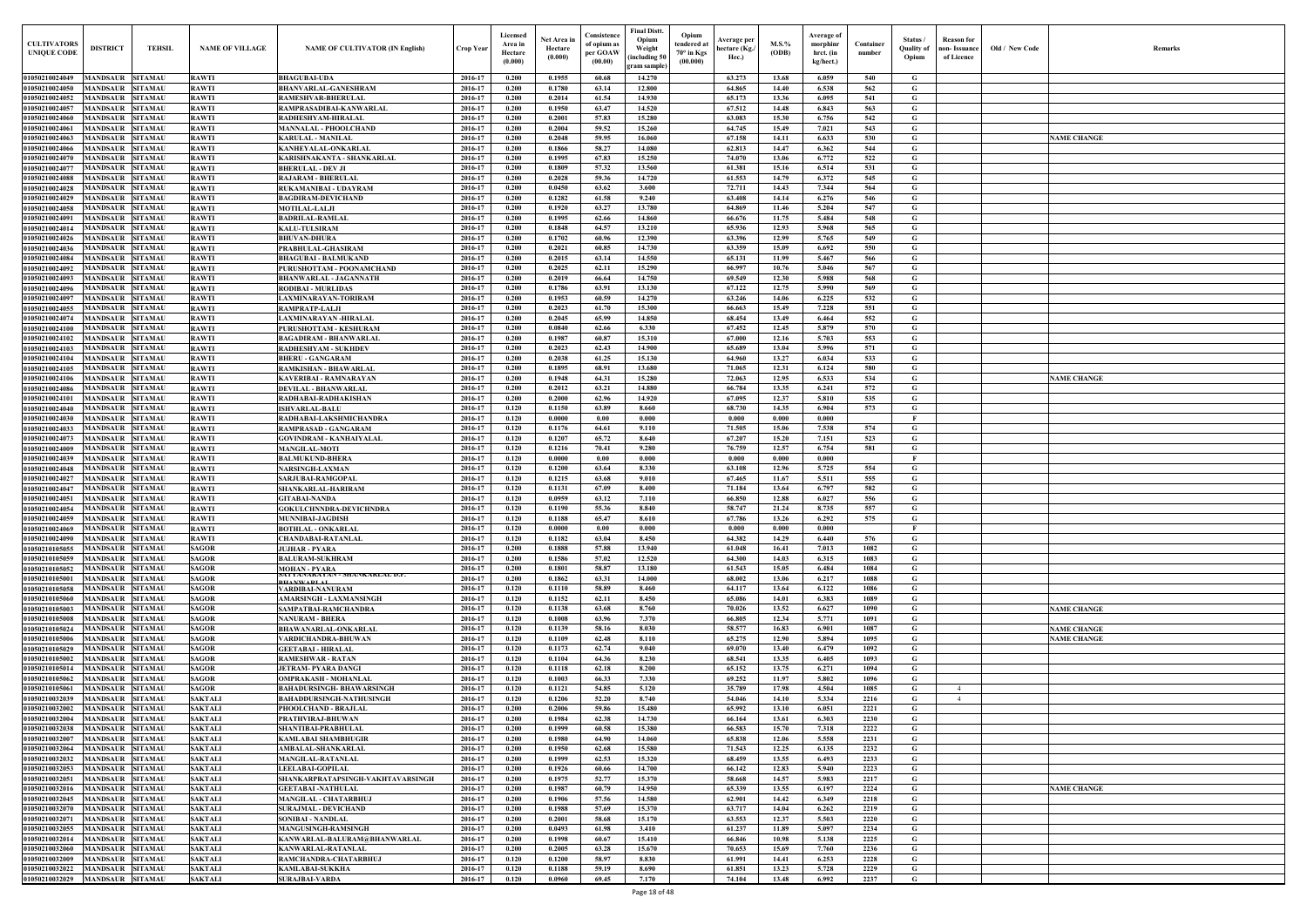| CULTIVATORS UNIQUE CODE | DISTRICT | TEHSIL | NAME OF VILLAGE | NAME OF CULTIVATOR (IN English) | Crop Year | Licensed Area in Hectare (0.000) | Net Area in Hectare (0.000) | Consistence of opium as per GOAW (00.00) | Final Distt. Opium Weight (including 50 gram sample) | Opium tendered at 70° in Kgs (00.000) | Average per hectare (Kg./ Hec.) | M.S.% (ODB) | Average of morphinr hrct. (in kg/hect.) | Container number | Status / Quality of Opium | Reason for non- Issuance of Licence | Old / New Code | Remarks |
|---|---|---|---|---|---|---|---|---|---|---|---|---|---|---|---|---|---|---|
| 01050210024049 | MANDSAUR | SITAMAU | RAWTI | BHAGUBAI-UDA | 2016-17 | 0.200 | 0.1955 | 60.68 | 14.270 | | 63.273 | 13.68 | 6.059 | 540 | G | | | |
| 01050210024050 | MANDSAUR | SITAMAU | RAWTI | BHANVARLAL-GANESHRAM | 2016-17 | 0.200 | 0.1780 | 63.14 | 12.800 | | 64.865 | 14.40 | 6.538 | 562 | G | | | |
| 01050210024052 | MANDSAUR | SITAMAU | RAWTI | RAMESHVAR-BHERULAL | 2016-17 | 0.200 | 0.2014 | 61.54 | 14.930 | | 65.173 | 13.36 | 6.095 | 541 | G | | | |
| 01050210024057 | MANDSAUR | SITAMAU | RAWTI | RAMPRASADIBAI-KANWARLAL | 2016-17 | 0.200 | 0.1950 | 63.47 | 14.520 | | 67.512 | 14.48 | 6.843 | 563 | G | | | |
| 01050210024060 | MANDSAUR | SITAMAU | RAWTI | RADHESHYAM-HIRALAL | 2016-17 | 0.200 | 0.2001 | 57.83 | 15.280 | | 63.083 | 15.30 | 6.756 | 542 | G | | | |
| 01050210024061 | MANDSAUR | SITAMAU | RAWTI | MANNALAL - PHOOLCHAND | 2016-17 | 0.200 | 0.2004 | 59.52 | 15.260 | | 64.745 | 15.49 | 7.021 | 543 | G | | | |
| 01050210024063 | MANDSAUR | SITAMAU | RAWTI | KARULAL - MANILAL | 2016-17 | 0.200 | 0.2048 | 59.95 | 16.060 | | 67.158 | 14.11 | 6.633 | 530 | G | | | NAME CHANGE |
| 01050210024066 | MANDSAUR | SITAMAU | RAWTI | KANHEYALAL-ONKARLAL | 2016-17 | 0.200 | 0.1866 | 58.27 | 14.080 | | 62.813 | 14.47 | 6.362 | 544 | G | | | |
| 01050210024070 | MANDSAUR | SITAMAU | RAWTI | KARISHNAKANTA - SHANKARLAL | 2016-17 | 0.200 | 0.1995 | 67.83 | 15.250 | | 74.070 | 13.06 | 6.772 | 522 | G | | | |
| 01050210024077 | MANDSAUR | SITAMAU | RAWTI | BHERULAL - DEV JI | 2016-17 | 0.200 | 0.1809 | 57.32 | 13.560 | | 61.381 | 15.16 | 6.514 | 531 | G | | | |
| 01050210024088 | MANDSAUR | SITAMAU | RAWTI | RAJARAM - BHERULAL | 2016-17 | 0.200 | 0.2028 | 59.36 | 14.720 | | 61.553 | 14.79 | 6.372 | 545 | G | | | |
| 01050210024028 | MANDSAUR | SITAMAU | RAWTI | RUKAMANIBAI - UDAYRAM | 2016-17 | 0.200 | 0.0450 | 63.62 | 3.600 | | 72.711 | 14.43 | 7.344 | 564 | G | | | |
| 01050210024029 | MANDSAUR | SITAMAU | RAWTI | BAGDIRAM-DEVICHAND | 2016-17 | 0.200 | 0.1282 | 61.58 | 9.240 | | 63.408 | 14.14 | 6.276 | 546 | G | | | |
| 01050210024058 | MANDSAUR | SITAMAU | RAWTI | MOTILAL-LALJI | 2016-17 | 0.200 | 0.1920 | 63.27 | 13.780 | | 64.869 | 11.46 | 5.204 | 547 | G | | | |
| 01050210024091 | MANDSAUR | SITAMAU | RAWTI | BADRILAL-RAMLAL | 2016-17 | 0.200 | 0.1995 | 62.66 | 14.860 | | 66.676 | 11.75 | 5.484 | 548 | G | | | |
| 01050210024014 | MANDSAUR | SITAMAU | RAWTI | KALU-TULSIRAM | 2016-17 | 0.200 | 0.1848 | 64.57 | 13.210 | | 65.936 | 12.93 | 5.968 | 565 | G | | | |
| 01050210024026 | MANDSAUR | SITAMAU | RAWTI | BHUVAN-DHURA | 2016-17 | 0.200 | 0.1702 | 60.96 | 12.390 | | 63.396 | 12.99 | 5.765 | 549 | G | | | |
| 01050210024036 | MANDSAUR | SITAMAU | RAWTI | PRABHULAL-GHASIRAM | 2016-17 | 0.200 | 0.2021 | 60.85 | 14.730 | | 63.359 | 15.09 | 6.692 | 550 | G | | | |
| 01050210024084 | MANDSAUR | SITAMAU | RAWTI | BHAGUBAI - BALMUKAND | 2016-17 | 0.200 | 0.2015 | 63.14 | 14.550 | | 65.131 | 11.99 | 5.467 | 566 | G | | | |
| 01050210024092 | MANDSAUR | SITAMAU | RAWTI | PURUSHOTTAM - POONAMCHAND | 2016-17 | 0.200 | 0.2025 | 62.11 | 15.290 | | 66.997 | 10.76 | 5.046 | 567 | G | | | |
| 01050210024093 | MANDSAUR | SITAMAU | RAWTI | BHANWARLAL - JAGANNATH | 2016-17 | 0.200 | 0.2019 | 66.64 | 14.750 | | 69.549 | 12.30 | 5.988 | 568 | G | | | |
| 01050210024096 | MANDSAUR | SITAMAU | RAWTI | RODIBAI - MURLIDAS | 2016-17 | 0.200 | 0.1786 | 63.91 | 13.130 | | 67.122 | 12.75 | 5.990 | 569 | G | | | |
| 01050210024097 | MANDSAUR | SITAMAU | RAWTI | LAXMINARAYAN-TORIRAM | 2016-17 | 0.200 | 0.1953 | 60.59 | 14.270 | | 63.246 | 14.06 | 6.225 | 532 | G | | | |
| 01050210024055 | MANDSAUR | SITAMAU | RAWTI | RAMPRATP-LALJI | 2016-17 | 0.200 | 0.2023 | 61.70 | 15.300 | | 66.663 | 15.49 | 7.228 | 551 | G | | | |
| 01050210024074 | MANDSAUR | SITAMAU | RAWTI | LAXMINARAYAN -HIRALAL | 2016-17 | 0.200 | 0.2045 | 65.99 | 14.850 | | 68.454 | 13.49 | 6.464 | 552 | G | | | |
| 01050210024100 | MANDSAUR | SITAMAU | RAWTI | PURUSHOTTAM - KESHURAM | 2016-17 | 0.200 | 0.0840 | 62.66 | 6.330 | | 67.452 | 12.45 | 5.879 | 570 | G | | | |
| 01050210024102 | MANDSAUR | SITAMAU | RAWTI | BAGADIRAM - BHANWARLAL | 2016-17 | 0.200 | 0.1987 | 60.87 | 15.310 | | 67.000 | 12.16 | 5.703 | 553 | G | | | |
| 01050210024103 | MANDSAUR | SITAMAU | RAWTI | RADHESHYAM - SUKHDEV | 2016-17 | 0.200 | 0.2023 | 62.43 | 14.900 | | 65.689 | 13.04 | 5.996 | 571 | G | | | |
| 01050210024104 | MANDSAUR | SITAMAU | RAWTI | BHERU - GANGARAM | 2016-17 | 0.200 | 0.2038 | 61.25 | 15.130 | | 64.960 | 13.27 | 6.034 | 533 | G | | | |
| 01050210024105 | MANDSAUR | SITAMAU | RAWTI | RAMKISHAN - BHAWARLAL | 2016-17 | 0.200 | 0.1895 | 68.91 | 13.680 | | 71.065 | 12.31 | 6.124 | 580 | G | | | |
| 01050210024106 | MANDSAUR | SITAMAU | RAWTI | KAVERIBAI - RAMNARAYAN | 2016-17 | 0.200 | 0.1948 | 64.31 | 15.280 | | 72.063 | 12.95 | 6.533 | 534 | G | | | NAME CHANGE |
| 01050210024086 | MANDSAUR | SITAMAU | RAWTI | DEVILAL - BHANWARLAL | 2016-17 | 0.200 | 0.2012 | 63.21 | 14.880 | | 66.784 | 13.35 | 6.241 | 572 | G | | | |
| 01050210024101 | MANDSAUR | SITAMAU | RAWTI | RADHABAI-RADHAKISHAN | 2016-17 | 0.200 | 0.2000 | 62.96 | 14.920 | | 67.095 | 12.37 | 5.810 | 535 | G | | | |
| 01050210024040 | MANDSAUR | SITAMAU | RAWTI | ISHVARLAL-BALU | 2016-17 | 0.120 | 0.1150 | 63.89 | 8.660 | | 68.730 | 14.35 | 6.904 | 573 | G | | | |
| 01050210024030 | MANDSAUR | SITAMAU | RAWTI | RADHABAI-LAKSHMICHANDRA | 2016-17 | 0.120 | 0.0000 | 0.00 | 0.000 | | 0.000 | 0.000 | 0.000 | | F | | | |
| 01050210024033 | MANDSAUR | SITAMAU | RAWTI | RAMPRASAD - GANGARAM | 2016-17 | 0.120 | 0.1176 | 64.61 | 9.110 | | 71.505 | 15.06 | 7.538 | 574 | G | | | |
| 01050210024073 | MANDSAUR | SITAMAU | RAWTI | GOVINDRAM - KANHAIYALAL | 2016-17 | 0.120 | 0.1207 | 65.72 | 8.640 | | 67.207 | 15.20 | 7.151 | 523 | G | | | |
| 01050210024009 | MANDSAUR | SITAMAU | RAWTI | MANGILAL-MOTI | 2016-17 | 0.120 | 0.1216 | 70.41 | 9.280 | | 76.759 | 12.57 | 6.754 | 581 | G | | | |
| 01050210024039 | MANDSAUR | SITAMAU | RAWTI | BALMUKUND-BHERA | 2016-17 | 0.120 | 0.0000 | 0.00 | 0.000 | | 0.000 | 0.000 | 0.000 | | F | | | |
| 01050210024048 | MANDSAUR | SITAMAU | RAWTI | NARSINGH-LAXMAN | 2016-17 | 0.120 | 0.1200 | 63.64 | 8.330 | | 63.108 | 12.96 | 5.725 | 554 | G | | | |
| 01050210024027 | MANDSAUR | SITAMAU | RAWTI | SARJUBAI-RAMGOPAL | 2016-17 | 0.120 | 0.1215 | 63.68 | 9.010 | | 67.465 | 11.67 | 5.511 | 555 | G | | | |
| 01050210024047 | MANDSAUR | SITAMAU | RAWTI | SHANKARLAL-HARIRAM | 2016-17 | 0.120 | 0.1131 | 67.09 | 8.400 | | 71.184 | 13.64 | 6.797 | 582 | G | | | |
| 01050210024051 | MANDSAUR | SITAMAU | RAWTI | GITABAI-NANDA | 2016-17 | 0.120 | 0.0959 | 63.12 | 7.110 | | 66.850 | 12.88 | 6.027 | 556 | G | | | |
| 01050210024054 | MANDSAUR | SITAMAU | RAWTI | GOKULCHNNDRA-DEVICHNDRA | 2016-17 | 0.120 | 0.1190 | 55.36 | 8.840 | | 58.747 | 21.24 | 8.735 | 557 | G | | | |
| 01050210024059 | MANDSAUR | SITAMAU | RAWTI | MUNNIBAI-JAGDISH | 2016-17 | 0.120 | 0.1188 | 65.47 | 8.610 | | 67.786 | 13.26 | 6.292 | 575 | G | | | |
| 01050210024069 | MANDSAUR | SITAMAU | RAWTI | BOTHLAL - ONKARLAL | 2016-17 | 0.120 | 0.0000 | 0.00 | 0.000 | | 0.000 | 0.000 | 0.000 | | F | | | |
| 01050210024090 | MANDSAUR | SITAMAU | RAWTI | CHANDABAI-RATANLAL | 2016-17 | 0.120 | 0.1182 | 63.04 | 8.450 | | 64.382 | 14.29 | 6.440 | 576 | G | | | |
| 01050210105055 | MANDSAUR | SITAMAU | SAGOR | JUJHAR - PYARA | 2016-17 | 0.200 | 0.1888 | 57.88 | 13.940 | | 61.048 | 16.41 | 7.013 | 1082 | G | | | |
| 01050210105059 | MANDSAUR | SITAMAU | SAGOR | BALURAM-SUKHRAM | 2016-17 | 0.200 | 0.1586 | 57.02 | 12.520 | | 64.300 | 14.03 | 6.315 | 1083 | G | | | |
| 01050210105052 | MANDSAUR | SITAMAU | SAGOR | MOHAN - PYARA | 2016-17 | 0.200 | 0.1801 | 58.87 | 13.180 | | 61.543 | 15.05 | 6.484 | 1084 | G | | | |
| 01050210105001 | MANDSAUR | SITAMAU | SAGOR | SATYANARAYAN - SHANKARLAL D.P. BHANWARLAL | 2016-17 | 0.200 | 0.1862 | 63.31 | 14.000 | | 68.002 | 13.06 | 6.217 | 1088 | G | | | |
| 01050210105058 | MANDSAUR | SITAMAU | SAGOR | VARDIBAI-NANURAM | 2016-17 | 0.120 | 0.1110 | 58.89 | 8.460 | | 64.117 | 13.64 | 6.122 | 1086 | G | | | |
| 01050210105060 | MANDSAUR | SITAMAU | SAGOR | AMARSINGH - LAXMANSINGH | 2016-17 | 0.120 | 0.1152 | 62.11 | 8.450 | | 65.086 | 14.01 | 6.383 | 1089 | G | | | |
| 01050210105003 | MANDSAUR | SITAMAU | SAGOR | SAMPATBAI-RAMCHANDRA | 2016-17 | 0.120 | 0.1138 | 63.68 | 8.760 | | 70.026 | 13.52 | 6.627 | 1090 | G | | | NAME CHANGE |
| 01050210105008 | MANDSAUR | SITAMAU | SAGOR | NANURAM - BHERA | 2016-17 | 0.120 | 0.1008 | 63.96 | 7.370 | | 66.805 | 12.34 | 5.771 | 1091 | G | | | |
| 01050210105024 | MANDSAUR | SITAMAU | SAGOR | BHAWANARLAL-ONKARLAL | 2016-17 | 0.120 | 0.1139 | 58.16 | 8.030 | | 58.577 | 16.83 | 6.901 | 1087 | G | | | NAME CHANGE |
| 01050210105006 | MANDSAUR | SITAMAU | SAGOR | VARDICHANDRA-BHUWAN | 2016-17 | 0.120 | 0.1109 | 62.48 | 8.110 | | 65.275 | 12.90 | 5.894 | 1095 | G | | | NAME CHANGE |
| 01050210105029 | MANDSAUR | SITAMAU | SAGOR | GEETABAI - HIRALAL | 2016-17 | 0.120 | 0.1173 | 62.74 | 9.040 | | 69.070 | 13.40 | 6.479 | 1092 | G | | | |
| 01050210105002 | MANDSAUR | SITAMAU | SAGOR | RAMESHWAR - RATAN | 2016-17 | 0.120 | 0.1104 | 64.36 | 8.230 | | 68.541 | 13.35 | 6.405 | 1093 | G | | | |
| 01050210105014 | MANDSAUR | SITAMAU | SAGOR | JETRAM- PYARA DANGI | 2016-17 | 0.120 | 0.1118 | 62.18 | 8.200 | | 65.152 | 13.75 | 6.271 | 1094 | G | | | |
| 01050210105062 | MANDSAUR | SITAMAU | SAGOR | OMPRAKASH - MOHANLAL | 2016-17 | 0.120 | 0.1003 | 66.33 | 7.330 | | 69.252 | 11.97 | 5.802 | 1096 | G | | | |
| 01050210105061 | MANDSAUR | SITAMAU | SAGOR | BAHADURSINGH- BHAWARSINGH | 2016-17 | 0.120 | 0.1121 | 54.85 | 5.120 | | 35.789 | 17.98 | 4.504 | 1085 | G | 4 | | |
| 01050210032039 | MANDSAUR | SITAMAU | SAKTALI | BAHADDURSINGH-NATHUSINGH | 2016-17 | 0.120 | 0.1206 | 52.20 | 8.740 | | 54.046 | 14.10 | 5.334 | 2216 | G | 4 | | |
| 01050210032002 | MANDSAUR | SITAMAU | SAKTALI | PHOOLCHAND - BRAJLAL | 2016-17 | 0.200 | 0.2006 | 59.86 | 15.480 | | 65.992 | 13.10 | 6.051 | 2221 | G | | | |
| 01050210032004 | MANDSAUR | SITAMAU | SAKTALI | PRATHVIRAJ-BHUWAN | 2016-17 | 0.200 | 0.1984 | 62.38 | 14.730 | | 66.164 | 13.61 | 6.303 | 2230 | G | | | |
| 01050210032038 | MANDSAUR | SITAMAU | SAKTALI | SHANTIBAI-PRABHULAL | 2016-17 | 0.200 | 0.1999 | 60.58 | 15.380 | | 66.583 | 15.70 | 7.318 | 2222 | G | | | |
| 01050210032007 | MANDSAUR | SITAMAU | SAKTALI | KAMLABAI SHAMBHUGIR | 2016-17 | 0.200 | 0.1980 | 64.90 | 14.060 | | 65.838 | 12.06 | 5.558 | 2231 | G | | | |
| 01050210032064 | MANDSAUR | SITAMAU | SAKTALI | AMBALAL-SHANKARLAL | 2016-17 | 0.200 | 0.1950 | 62.68 | 15.580 | | 71.543 | 12.25 | 6.135 | 2232 | G | | | |
| 01050210032032 | MANDSAUR | SITAMAU | SAKTALI | MANGILAL-RATANLAL | 2016-17 | 0.200 | 0.1999 | 62.53 | 15.320 | | 68.459 | 13.55 | 6.493 | 2233 | G | | | |
| 01050210032053 | MANDSAUR | SITAMAU | SAKTALI | LEELABAI-GOPILAL | 2016-17 | 0.200 | 0.1926 | 60.66 | 14.700 | | 66.142 | 12.83 | 5.940 | 2223 | G | | | |
| 01050210032051 | MANDSAUR | SITAMAU | SAKTALI | SHANKARPRATAPSINGH-VAKHTAVARSINGH | 2016-17 | 0.200 | 0.1975 | 52.77 | 15.370 | | 58.668 | 14.57 | 5.983 | 2217 | G | | | |
| 01050210032016 | MANDSAUR | SITAMAU | SAKTALI | GEETABAI -NATHULAL | 2016-17 | 0.200 | 0.1987 | 60.79 | 14.950 | | 65.339 | 13.55 | 6.197 | 2224 | G | | | NAME CHANGE |
| 01050210032045 | MANDSAUR | SITAMAU | SAKTALI | MANGILAL - CHATARBHUJ | 2016-17 | 0.200 | 0.1906 | 57.56 | 14.580 | | 62.901 | 14.42 | 6.349 | 2218 | G | | | |
| 01050210032070 | MANDSAUR | SITAMAU | SAKTALI | SURAJMAL - DEVICHAND | 2016-17 | 0.200 | 0.1988 | 57.69 | 15.370 | | 63.717 | 14.04 | 6.262 | 2219 | G | | | |
| 01050210032071 | MANDSAUR | SITAMAU | SAKTALI | SONIBAI - NANDLAL | 2016-17 | 0.200 | 0.2001 | 58.68 | 15.170 | | 63.553 | 12.37 | 5.503 | 2220 | G | | | |
| 01050210032055 | MANDSAUR | SITAMAU | SAKTALI | MANGUSINGH-RAMSINGH | 2016-17 | 0.200 | 0.0493 | 61.98 | 3.410 | | 61.237 | 11.89 | 5.097 | 2234 | G | | | |
| 01050210032014 | MANDSAUR | SITAMAU | SAKTALI | KANWARLAL-BALURAM@BHANWARLAL | 2016-17 | 0.200 | 0.1998 | 60.67 | 15.410 | | 66.846 | 10.98 | 5.138 | 2225 | G | | | |
| 01050210032060 | MANDSAUR | SITAMAU | SAKTALI | KANWARLAL-RATANLAL | 2016-17 | 0.200 | 0.2005 | 63.28 | 15.670 | | 70.653 | 15.69 | 7.760 | 2236 | G | | | |
| 01050210032009 | MANDSAUR | SITAMAU | SAKTALI | RAMCHANDRA-CHATARBHUJ | 2016-17 | 0.120 | 0.1200 | 58.97 | 8.830 | | 61.991 | 14.41 | 6.253 | 2228 | G | | | |
| 01050210032022 | MANDSAUR | SITAMAU | SAKTALI | KAMLABAI-SUKKHA | 2016-17 | 0.120 | 0.1188 | 59.19 | 8.690 | | 61.851 | 13.23 | 5.728 | 2229 | G | | | |
| 01050210032029 | MANDSAUR | SITAMAU | SAKTALI | SURAJBAI-VARDA | 2016-17 | 0.120 | 0.0960 | 69.45 | 7.170 | | 74.104 | 13.48 | 6.992 | 2237 | G | | | |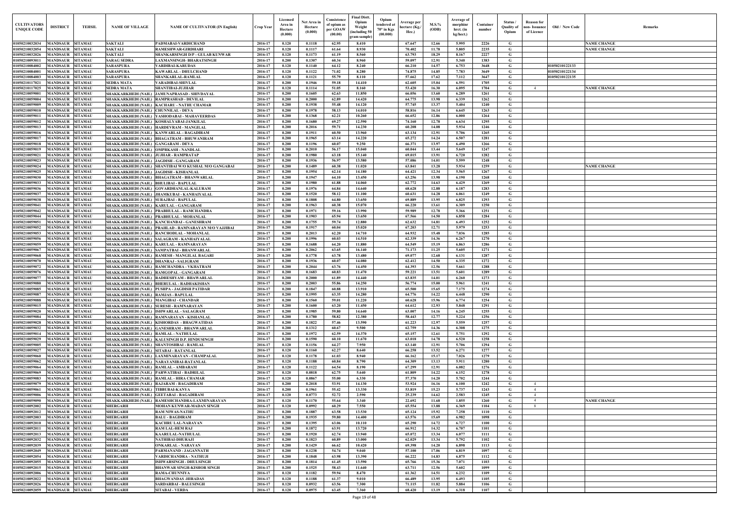| CULTIVATORS UNIQUE CODE | DISTRICT | TEHSIL | NAME OF VILLAGE | NAME OF CULTIVATOR (IN English) | Crop Year | Licensed Area in Hectare (0.000) | Net Area in Hectare (0.000) | Consistence of opium as per GOAW (00.00) | Final Distt. Opium Weight (including 50 gram sample) | Opium tendered at 70° in Kgs (00.000) | Average per hectare (Kg./ Hec.) | M.S.% (ODB) | Average of morphine hrct. (in kg/hect.) | Container number | Status / Quality of Opium | Reason for non- Issuance of Licence | Old / New Code | Remarks |
|---|---|---|---|---|---|---|---|---|---|---|---|---|---|---|---|---|---|---|
| 01050210032034 | MANDSAUR | SITAMAU | SAKTALI | PADMABAI-VARDICHAND | 2016-17 | 0.120 | 0.1118 | 62.95 | 8.410 | | 67.647 | 12.66 | 5.995 | 2226 | G | | | NAME CHANGE |
| 01050210032054 | MANDSAUR | SITAMAU | SAKTALI | RAMESHWAR-GIRDHARI | 2016-17 | 0.120 | 0.1117 | 61.64 | 8.930 | | 70.402 | 11.78 | 5.805 | 2235 | G | | | NAME CHANGE |
| 01050210032026 | MANDSAUR | SITAMAU | SAKTALI | SHANKARSINGH D/P - GULAB KUNWAR | 2016-17 | 0.120 | 0.1173 | 61.19 | 8.560 | | 63.793 | 18.29 | 8.167 | 2227 | G | | | |
| 01050210093011 | MANDSAUR | SITAMAU | SARAG SEDRA | LAXMANSINGH- BHARATSINGH | 2016-17 | 0.200 | 0.1307 | 60.34 | 8.960 | | 59.097 | 12.91 | 5.340 | 1383 | G | | | |
| 01050210084002 | MANDSAUR | SITAMAU | SARASPURA | VARDIBAI-KARUDAS | 2016-17 | 0.120 | 0.1140 | 64.12 | 8.240 | | 66.210 | 14.57 | 6.753 | 3648 | G | | 01050210122133 | |
| 01050210084001 | MANDSAUR | SITAMAU | SARASPURA | KAWARLAL - DHULCHAND | 2016-17 | 0.120 | 0.1122 | 71.02 | 8.280 | | 74.875 | 14.85 | 7.783 | 3649 | G | | 01050210122134 | |
| 01050210084003 | MANDSAUR | SITAMAU | SARASPURA | SHANKARLAL-RAMLAL | 2016-17 | 0.120 | 0.1121 | 55.79 | 8.110 | | 57.662 | 17.62 | 7.112 | 3647 | G | | 01050210122135 | |
| 01050210117021 | MANDSAUR | SITAMAU | SEDRA MATA | VARADIBAI-SHIVLAL | 2016-17 | 0.200 | 0.1946 | 59.18 | 14.410 | | 62.605 | 15.04 | 6.591 | 1705 | G | | | |
| 01050210117025 | MANDSAUR | SITAMAU | SEDRA MATA | SHANTIBAI-JUJHAR | 2016-17 | 0.120 | 0.1114 | 51.05 | 8.160 | | 53.420 | 16.30 | 6.095 | 1704 | G | 4 | | NAME CHANGE |
| 01050210059001 | MANDSAUR | SITAMAU | SHAKKARKHEDI (NAHL) | JAMUNAPRASAD - SHIVDAYAL | 2016-17 | 0.200 | 0.1605 | 62.63 | 11.850 | | 66.056 | 13.60 | 6.289 | 1261 | G | | | |
| 01050210059004 | MANDSAUR | SITAMAU | SHAKKARKHEDI (NAHL) | RAMPRASHAD - DEVILAL | 2016-17 | 0.200 | 0.2000 | 62.89 | 14.420 | | 64.775 | 13.98 | 6.339 | 1262 | G | | | |
| 01050210059009 | MANDSAUR | SITAMAU | SHAKKARKHEDI (NAHL) | KACHARU - NATHU CHAMAR | 2016-17 | 0.200 | 0.1938 | 55.48 | 14.120 | | 57.745 | 13.37 | 5.404 | 1240 | G | | | |
| 01050210059010 | MANDSAUR | SITAMAU | SHAKKARKHEDI (NAHL) | CHUNNILAL - DEVA | 2016-17 | 0.200 | 0.1978 | 58.13 | 14.010 | | 58.816 | 16.14 | 6.645 | 1263 | G | | | |
| 01050210059011 | MANDSAUR | SITAMAU | SHAKKARKHEDI (NAHL) | YASHODABAI - MAHAVEERDAS | 2016-17 | 0.200 | 0.1368 | 62.21 | 10.260 | | 66.652 | 12.86 | 6.000 | 1264 | G | | | |
| 01050210059012 | MANDSAUR | SITAMAU | SHAKKARKHEDI (NAHL) | KOSHALYABAI-JANKILAL | 2016-17 | 0.200 | 0.1680 | 69.27 | 12.590 | | 74.160 | 12.78 | 6.634 | 1295 | G | | | |
| 01050210059013 | MANDSAUR | SITAMAU | SHAKKARKHEDI (NAHL) | HARDEVRAM - MANGILAL | 2016-17 | 0.200 | 0.2016 | 59.71 | 14.230 | | 60.208 | 14.08 | 5.934 | 1246 | G | | | |
| 01050210059016 | MANDSAUR | SITAMAU | SHAKKARKHEDI (NAHL) | KANWARLAL - BAGADIRAM | 2016-17 | 0.200 | 0.1911 | 60.50 | 13.960 | | 63.134 | 12.91 | 5.706 | 1265 | G | | | |
| 01050210059017 | MANDSAUR | SITAMAU | SHAKKARKHEDI (NAHL) | BHAGATRAM - BHUWANIRAM | 2016-17 | 0.200 | 0.1965 | 63.14 | 14.220 | | 65.272 | 14.24 | 6.507 | 1281 | G | | | |
| 01050210059018 | MANDSAUR | SITAMAU | SHAKKARKHEDI (NAHL) | GANGARAM - DEVA | 2016-17 | 0.200 | 0.1196 | 60.07 | 9.250 | | 66.371 | 13.97 | 6.490 | 1266 | G | | | |
| 01050210059019 | MANDSAUR | SITAMAU | SHAKKARKHEDI (NAHL) | OMPRKASH - NANDLAL | 2016-17 | 0.200 | 0.2010 | 56.17 | 15.040 | | 60.044 | 13.44 | 5.649 | 1247 | G | | | |
| 01050210059021 | MANDSAUR | SITAMAU | SHAKKARKHEDI (NAHL) | JUJHAR - RAMPRATAP | 2016-17 | 0.200 | 0.1980 | 63.18 | 15.140 | | 69.015 | 13.91 | 6.720 | 1282 | G | | | |
| 01050210059023 | MANDSAUR | SITAMAU | SHAKKARKHEDI (NAHL) | JAGDISH - GANGARAM | 2016-17 | 0.200 | 0.1936 | 56.97 | 13.580 | | 57.086 | 14.01 | 5.599 | 1248 | G | | | |
| 01050210059024 | MANDSAUR | SITAMAU | SHAKKARKHEDI (NAHL) | SHANTIBAI W/O KUSHAL M/O GANGABAI | 2016-17 | 0.200 | 0.1489 | 60.38 | 11.020 | | 63.841 | 13.28 | 5.934 | 1259 | G | | | NAME CHANGE |
| 01050210059025 | MANDSAUR | SITAMAU | SHAKKARKHEDI (NAHL) | JAGDISH - KISHANLAL | 2016-17 | 0.200 | 0.1954 | 62.14 | 14.180 | | 64.421 | 12.34 | 5.565 | 1267 | G | | | |
| 01050210059030 | MANDSAUR | SITAMAU | SHAKKARKHEDI (NAHL) | BHAGATRAM - BHANWARLAL | 2016-17 | 0.200 | 0.1947 | 64.10 | 13.450 | | 63.256 | 13.98 | 6.190 | 1268 | G | | | |
| 01050210059033 | MANDSAUR | SITAMAU | SHAKKARKHEDI (NAHL) | BHULIBAI - BAPULAL | 2016-17 | 0.200 | 0.1980 | 61.88 | 14.060 | | 62.772 | 14.63 | 6.429 | 1269 | G | | | |
| 01050210059036 | MANDSAUR | SITAMAU | SHAKKARKHEDI (NAHL) | GOVARDHANLAL-KALURAM | 2016-17 | 0.200 | 0.1976 | 64.84 | 14.640 | | 68.628 | 12.88 | 6.187 | 1283 | G | | | |
| 01050210059037 | MANDSAUR | SITAMAU | SHAKKARKHEDI (NAHL) | JHAMKUBAI - KANHAIYALAL | 2016-17 | 0.200 | 0.1520 | 58.12 | 11.100 | | 60.631 | 14.28 | 6.061 | 1249 | G | | | |
| 01050210059038 | MANDSAUR | SITAMAU | SHAKKARKHEDI (NAHL) | SURAJBAI - BAPULAL | 2016-17 | 0.200 | 0.1808 | 64.80 | 13.650 | | 69.889 | 13.95 | 6.825 | 1293 | G | | | |
| 01050210059041 | MANDSAUR | SITAMAU | SHAKKARKHEDI (NAHL) | KARULAL - GANGARAM | 2016-17 | 0.200 | 0.1963 | 60.38 | 15.070 | | 66.220 | 13.61 | 6.309 | 1250 | G | | | |
| 01050210059042 | MANDSAUR | SITAMAU | SHAKKARKHEDI (NAHL) | PRABHULAL - RAMCHANDRA | 2016-17 | 0.200 | 0.1971 | 59.16 | 13.990 | | 59.989 | 12.78 | 5.366 | 1251 | G | | | |
| 01050210059044 | MANDSAUR | SITAMAU | SHAKKARKHEDI (NAHL) | PRABHULAL - MOHANLAL | 2016-17 | 0.200 | 0.1903 | 65.94 | 13.650 | | 67.566 | 14.50 | 6.858 | 1284 | G | | | |
| 01050210059051 | MANDSAUR | SITAMAU | SHAKKARKHEDI (NAHL) | KANCHANBAI - GANESHRAM | 2016-17 | 0.200 | 0.1755 | 59.74 | 12.880 | | 62.632 | 14.81 | 6.493 | 1252 | G | | | |
| 01050210059052 | MANDSAUR | SITAMAU | SHAKKARKHEDI (NAHL) | PRAHLAD - RAMNARAYAN M/O VAJJIBAI | 2016-17 | 0.200 | 0.1917 | 60.04 | 15.020 | | 67.203 | 12.71 | 5.979 | 1253 | G | | | |
| 01050210059053 | MANDSAUR | SITAMAU | SHAKKARKHEDI (NAHL) | RANCHODLAL - MOHANLAL | 2016-17 | 0.200 | 0.2013 | 62.20 | 14.710 | | 64.932 | 15.48 | 7.036 | 1285 | G | | | |
| 01050210059056 | MANDSAUR | SITAMAU | SHAKKARKHEDI (NAHL) | SALAGRAM - KANHAIYALAL | 2016-17 | 0.200 | 0.1996 | 60.03 | 14.510 | | 62.339 | 14.36 | 6.267 | 1270 | G | | | |
| 01050210059059 | MANDSAUR | SITAMAU | SHAKKARKHEDI (NAHL) | KARULAL - RAMNARAYAN | 2016-17 | 0.200 | 0.1688 | 64.20 | 11.880 | | 64.549 | 15.19 | 6.863 | 1286 | G | | | |
| 01050210059067 | MANDSAUR | SITAMAU | SHAKKARKHEDI (NAHL) | SAMPATBAI - BHANWARLAL | 2016-17 | 0.200 | 0.2062 | 63.65 | 16.140 | | 71.173 | 11.25 | 5.605 | 1271 | G | | | |
| 01050210059068 | MANDSAUR | SITAMAU | SHAKKARKHEDI (NAHL) | RAMESH - MANGILAL BAGARI | 2016-17 | 0.200 | 0.1778 | 63.78 | 13.480 | | 69.077 | 12.68 | 6.131 | 1287 | G | | | |
| 01050210059070 | MANDSAUR | SITAMAU | SHAKKARKHEDI (NAHL) | DHANRAJ - SALIGRAM | 2016-17 | 0.200 | 0.1936 | 60.07 | 14.080 | | 62.412 | 14.50 | 6.335 | 1272 | G | | | |
| 01050210059072 | MANDSAUR | SITAMAU | SHAKKARKHEDI (NAHL) | RAMCHANDRA - VKHATRAM | 2016-17 | 0.200 | 0.2044 | 63.76 | 14.450 | | 64.393 | 12.56 | 5.661 | 1288 | G | | | |
| 01050210059076 | MANDSAUR | SITAMAU | SHAKKARKHEDI (NAHL) | RAMGOPAL - GANGARAM | 2016-17 | 0.200 | 0.1683 | 60.83 | 11.470 | | 59.221 | 13.51 | 5.601 | 1289 | G | | | |
| 01050210059077 | MANDSAUR | SITAMAU | SHAKKARKHEDI (NAHL) | RADHESHYAM - BHAWARLAL | 2016-17 | 0.200 | 0.2000 | 61.89 | 14.440 | | 63.835 | 14.01 | 6.260 | 1273 | G | | | |
| 01050210059080 | MANDSAUR | SITAMAU | SHAKKARKHEDI (NAHL) | BHERULAL - RADHAKISHAN | 2016-17 | 0.200 | 0.2003 | 55.86 | 14.250 | | 56.774 | 15.00 | 5.961 | 1241 | G | | | |
| 01050210059085 | MANDSAUR | SITAMAU | SHAKKARKHEDI (NAHL) | PUSHPA - JAGDISH PATIDAR | 2016-17 | 0.200 | 0.1847 | 60.88 | 13.910 | | 65.500 | 15.65 | 7.175 | 1274 | G | | | |
| 01050210059087 | MANDSAUR | SITAMAU | SHAKKARKHEDI (NAHL) | RAMJAS - BAPULAL | 2016-17 | 0.200 | 0.1995 | 63.35 | 14.280 | | 64.776 | 14.22 | 6.448 | 1290 | G | | | |
| 01050210059088 | MANDSAUR | SITAMAU | SHAKKARKHEDI (NAHL) | MANGIBAI - CHANDAR | 2016-17 | 0.200 | 0.1560 | 59.01 | 11.220 | | 60.628 | 15.96 | 6.774 | 1254 | G | | | |
| 01050210059015 | MANDSAUR | SITAMAU | SHAKKARKHEDI (NAHL) | SURESH - RAMNARAYAN | 2016-17 | 0.200 | 0.1600 | 63.20 | 11.450 | | 64.612 | 12.93 | 5.848 | 1291 | G | | | |
| 01050210059020 | MANDSAUR | SITAMAU | SHAKKARKHEDI (NAHL) | ISHWARLAL - SALAGRAM | 2016-17 | 0.200 | 0.1985 | 59.80 | 14.640 | | 63.007 | 14.16 | 6.245 | 1255 | G | | | |
| 01050210059084 | MANDSAUR | SITAMAU | SHAKKARKHEDI (NAHL) | RAMNARAYAN - KISHANLAL | 2016-17 | 0.200 | 0.1780 | 58.82 | 12.380 | | 58.443 | 12.77 | 5.224 | 1256 | G | | | |
| 01050210059028 | MANDSAUR | SITAMAU | SHAKKARKHEDI (NAHL) | KISHORDAS - BHAGWATIDAS | 2016-17 | 0.200 | 0.1822 | 57.46 | 13.590 | | 61.223 | 12.97 | 5.559 | 1257 | G | | | |
| 01050210059032 | MANDSAUR | SITAMAU | SHAKKARKHEDI (NAHL) | GANESHRAM - BHANWARLAL | 2016-17 | 0.200 | 0.1312 | 60.67 | 9.500 | | 62.759 | 14.36 | 6.308 | 1275 | G | | | |
| 01050210059014 | MANDSAUR | SITAMAU | SHAKKARKHEDI (NAHL) | RAMLAL - NATHULAL | 2016-17 | 0.200 | 0.1972 | 62.59 | 14.370 | | 65.157 | 12.61 | 5.751 | 1292 | G | | | |
| 01050210059029 | MANDSAUR | SITAMAU | SHAKKARKHEDI (NAHL) | KALUSINGH D.P. HINDUSINGH | 2016-17 | 0.200 | 0.1590 | 60.10 | 11.670 | | 63.018 | 14.78 | 6.520 | 1258 | G | | | |
| 01050210059005 | MANDSAUR | SITAMAU | SHAKKARKHEDI (NAHL) | SHANTOSHBAI - RAMLAL | 2016-17 | 0.120 | 0.1156 | 64.27 | 7.950 | | 63.140 | 12.91 | 5.706 | 1294 | G | | | |
| 01050210059027 | MANDSAUR | SITAMAU | SHAKKARKHEDI (NAHL) | SITABAI - RATANLAL | 2016-17 | 0.120 | 0.1160 | 62.27 | 8.640 | | 66.258 | 13.52 | 6.271 | 1277 | G | | | |
| 01050210059060 | MANDSAUR | SITAMAU | SHAKKARKHEDI (NAHL) | LAXMINARAYAN - CHAMPALAL | 2016-17 | 0.120 | 0.1178 | 61.03 | 8.940 | | 66.162 | 15.17 | 7.026 | 1279 | G | | | |
| 01050210059062 | MANDSAUR | SITAMAU | SHAKKARKHEDI (NAHL) | NARAYANIBAI-RATANLAL | 2016-17 | 0.120 | 0.1188 | 60.84 | 8.790 | | 64.309 | 13.13 | 5.911 | 1280 | G | | | |
| 01050210059064 | MANDSAUR | SITAMAU | SHAKKARKHEDI (NAHL) | RAMLAL - AMBARAM | 2016-17 | 0.120 | 0.1122 | 64.54 | 8.190 | | 67.299 | 12.91 | 6.082 | 1276 | G | | | |
| 01050210059069 | MANDSAUR | SITAMAU | SHAKKARKHEDI (NAHL) | PARWATIBAI - BADRILAL | 2016-17 | 0.120 | 0.0818 | 62.75 | 5.640 | | 61.809 | 14.22 | 6.152 | 1278 | G | | | |
| 01050210059083 | MANDSAUR | SITAMAU | SHAKKARKHEDI (NAHL) | RAMLAL - HIRA CHAMAR | 2016-17 | 0.120 | 0.0867 | 55.00 | 6.330 | | 57.370 | 14.20 | 5.702 | 1244 | G | | | |
| 01050210059079 | MANDSAUR | SITAMAU | SHAKKARKHEDI (NAHL) | RAJARAM - BAGADIRAM | 2016-17 | 0.200 | 0.2018 | 53.91 | 14.130 | | 53.924 | 16.16 | 6.100 | 1242 | G | 4 | | |
| 01050210059061 | MANDSAUR | SITAMAU | SHAKKARKHEDI (NAHL) | TIBBUBAI-KANYA | 2016-17 | 0.200 | 0.1961 | 55.42 | 13.330 | | 53.819 | 15.23 | 5.737 | 1243 | G | 4 | | |
| 01050210059006 | MANDSAUR | SITAMAU | SHAKKARKHEDI (NAHL) | GEETABAI - BAGADIRAM | 2016-17 | 0.120 | 0.0773 | 52.72 | 2.590 | | 25.239 | 14.62 | 2.583 | 1245 | G | 4 | | |
| 01050210059090 | MANDSAUR | SITAMAU | SHAKKARKHEDI (NAHL) | RAMESHCHANDRA-LAXMINARAYAN | 2016-17 | 0.120 | 0.1170 | 55.64 | 3.340 | | 22.692 | 11.68 | 1.855 | 1260 | G | 4 | | NAME CHANGE |
| 01050210092002 | MANDSAUR | SITAMAU | SHERGARH | MOHAN KUNWAR-MADAN SINGH | 2016-17 | 0.120 | 0.0992 | 60.29 | 7.550 | | 65.554 | 13.88 | 6.369 | 1104 | G | 8 | | |
| 01050210092012 | MANDSAUR | SITAMAU | SHERGARH | RAM NIWAS-NATHU | 2016-17 | 0.200 | 0.1887 | 63.58 | 13.530 | | 65.124 | 15.92 | 7.258 | 1110 | G | | | |
| 01050210092003 | MANDSAUR | SITAMAU | SHERGARH | BALU - BAGDIRAM | 2016-17 | 0.200 | 0.1935 | 59.80 | 14.400 | | 63.576 | 15.69 | 6.982 | 1098 | G | | | |
| 01050210092010 | MANDSAUR | SITAMAU | SHERGARH | KACHRU LAL-NARAYAN | 2016-17 | 0.200 | 0.1395 | 63.06 | 10.110 | | 65.290 | 14.72 | 6.727 | 1100 | G | | | |
| 01050210092011 | MANDSAUR | SITAMAU | SHERGARH | RAM LAL-HEM RAJ | 2016-17 | 0.200 | 0.1872 | 63.91 | 13.720 | | 66.912 | 14.32 | 6.707 | 1101 | G | | | |
| 01050210092013 | MANDSAUR | SITAMAU | SHERGARH | KAARULAL-NATHULAL | 2016-17 | 0.200 | 0.1920 | 62.74 | 13.940 | | 65.072 | 13.34 | 6.077 | 1111 | G | | | |
| 01050210092032 | MANDSAUR | SITAMAU | SHERGARH | NATHIBAI-DHURAJI | 2016-17 | 0.200 | 0.1823 | 60.89 | 13.000 | | 62.029 | 13.34 | 5.792 | 1102 | G | | | |
| 01050210092039 | MANDSAUR | SITAMAU | SHERGARH | ONKARLAL - NARAYAN | 2016-17 | 0.200 | 0.1429 | 66.62 | 10.420 | | 69.398 | 14.20 | 6.898 | 1113 | G | | | |
| 01050210092049 | MANDSAUR | SITAMAU | SHERGARH | PARMANAND - JAGANNATH | 2016-17 | 0.200 | 0.1238 | 54.74 | 9.040 | | 57.100 | 17.06 | 6.819 | 1097 | G | | | |
| 01050210092054 | MANDSAUR | SITAMAU | SHERGARH | VARDICHANDRA - NATHUJI | 2016-17 | 0.200 | 0.1848 | 63.98 | 13.390 | | 66.222 | 14.83 | 6.875 | 1112 | G | | | |
| 01050210092055 | MANDSAUR | SITAMAU | SHERGARH | ISHWARSINGH - DHULSINGH | 2016-17 | 0.200 | 0.1814 | 61.45 | 13.590 | | 65.766 | 15.36 | 7.071 | 1103 | G | | | |
| 01050210092015 | MANDSAUR | SITAMAU | SHERGARH | BHANWAR SINGH-KISHOR SINGH | 2016-17 | 0.200 | 0.1525 | 58.43 | 11.640 | | 63.711 | 12.56 | 5.602 | 1099 | G | | | |
| 01050210092006 | MANDSAUR | SITAMAU | SHERGARH | RAMA-CHUNNIYA | 2016-17 | 0.120 | 0.1182 | 59.94 | 8.470 | | 61.362 | 14.51 | 6.232 | 1109 | G | | | |
| 01050210092022 | MANDSAUR | SITAMAU | SHERGARH | BHAGWANDAS -HIRADAS | 2016-17 | 0.120 | 0.1188 | 61.37 | 9.010 | | 66.489 | 13.95 | 6.493 | 1105 | G | | | |
| 01050210092026 | MANDSAUR | SITAMAU | SHERGARH | SARDARBAI - BALUSINGH | 2016-17 | 0.120 | 0.0932 | 63.56 | 7.300 | | 71.115 | 11.82 | 5.884 | 1106 | G | | | |
| 01050210092059 | MANDSAUR | SITAMAU | SHERGARH | SITABAI - VERDA | 2016-17 | 0.120 | 0.0975 | 63.45 | 7.360 | | 68.420 | 13.19 | 6.318 | 1107 | G | | | |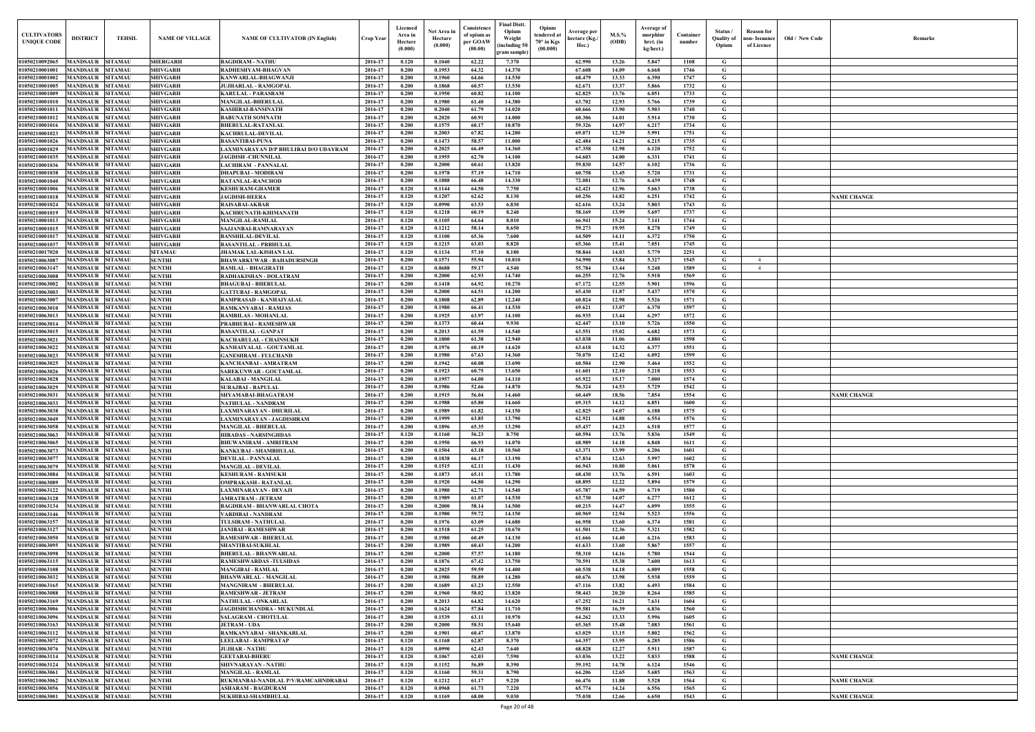| CULTIVATORS UNIQUE CODE | DISTRICT | TEHSIL | NAME OF VILLAGE | NAME OF CULTIVATOR (IN English) | Crop Year | Licensed Area in Hectare (0.000) | Net Area in Hectare (0.000) | Consistence of opium as per GOAW (00.00) | Final Distt. Opium Weight (including 50 gram sample) | Opium tendered at 70° in Kgs (00.000) | Average per hectare (Kg./ Hec.) | M.S.% (ODB) | Average of morphinr hrct. (in kg/hect.) | Container number | Status / Quality of Opium | Reason for non- Issuance of Licence | Old / New Code | Remarks |
|---|---|---|---|---|---|---|---|---|---|---|---|---|---|---|---|---|---|---|
| 01050210092065 | MANDSAUR | SITAMAU | SHERGARH | BAGDIRAM - NATHU | 2016-17 | 0.120 | 0.1040 | 62.22 | 7.370 | | 62.990 | 13.26 | 5.847 | 1108 | G | | | |
| 01050210001001 | MANDSAUR | SITAMAU | SHIVGARH | RADHESHYAM-BHAGVAN | 2016-17 | 0.200 | 0.1953 | 64.32 | 14.370 | | 67.608 | 14.09 | 6.668 | 1746 | G | | | |
| 01050210001002 | MANDSAUR | SITAMAU | SHIVGARH | KANWARLAL-BHAGWANJI | 2016-17 | 0.200 | 0.1960 | 64.66 | 14.530 | | 68.479 | 13.33 | 6.390 | 1747 | G | | | |
| 01050210001005 | MANDSAUR | SITAMAU | SHIVGARH | JUJHARLAL - RAMGOPAL | 2016-17 | 0.200 | 0.1868 | 60.57 | 13.530 | | 62.671 | 13.37 | 5.866 | 1732 | G | | | |
| 01050210001009 | MANDSAUR | SITAMAU | SHIVGARH | KARULAL - PARASRAM | 2016-17 | 0.200 | 0.1950 | 60.82 | 14.100 | | 62.825 | 13.76 | 6.051 | 1733 | G | | | |
| 01050210001010 | MANDSAUR | SITAMAU | SHIVGARH | MANGILAL-BHERULAL | 2016-17 | 0.200 | 0.1980 | 61.40 | 14.380 | | 63.702 | 12.93 | 5.766 | 1739 | G | | | |
| 01050210001011 | MANDSAUR | SITAMAU | SHIVGARH | KASHIBAI-BANSINATH | 2016-17 | 0.200 | 0.2040 | 61.79 | 14.020 | | 60.666 | 13.90 | 5.903 | 1740 | G | | | |
| 01050210001012 | MANDSAUR | SITAMAU | SHIVGARH | BABUNATH SOMNATH | 2016-17 | 0.200 | 0.2020 | 60.91 | 14.000 | | 60.306 | 14.01 | 5.914 | 1730 | G | | | |
| 01050210001016 | MANDSAUR | SITAMAU | SHIVGARH | BHERULAL-RATANLAL | 2016-17 | 0.200 | 0.1575 | 60.17 | 10.870 | | 59.326 | 14.97 | 6.217 | 1734 | G | | | |
| 01050210001023 | MANDSAUR | SITAMAU | SHIVGARH | KACHRULAL-DEVILAL | 2016-17 | 0.200 | 0.2003 | 67.82 | 14.280 | | 69.071 | 12.39 | 5.991 | 1751 | G | | | |
| 01050210001026 | MANDSAUR | SITAMAU | SHIVGARH | BASANTIBAI-PUNA | 2016-17 | 0.200 | 0.1473 | 58.57 | 11.000 | | 62.484 | 14.21 | 6.215 | 1735 | G | | | |
| 01050210001029 | MANDSAUR | SITAMAU | SHIVGARH | LAXMINARAYAN D/P BHULIBAI D/O UDAYRAM | 2016-17 | 0.200 | 0.2025 | 66.49 | 14.360 | | 67.358 | 12.98 | 6.120 | 1752 | G | | | |
| 01050210001035 | MANDSAUR | SITAMAU | SHIVGARH | JAGDISH -CHUNNILAL | 2016-17 | 0.200 | 0.1955 | 62.70 | 14.100 | | 64.603 | 14.00 | 6.331 | 1741 | G | | | |
| 01050210001036 | MANDSAUR | SITAMAU | SHIVGARH | LACHIRAM - PANNALAL | 2016-17 | 0.200 | 0.2000 | 60.61 | 13.820 | | 59.830 | 14.57 | 6.102 | 1736 | G | | | |
| 01050210001038 | MANDSAUR | SITAMAU | SHIVGARH | DHAPUBAI - MODIRAM | 2016-17 | 0.200 | 0.1978 | 57.19 | 14.710 | | 60.758 | 13.45 | 5.720 | 1731 | G | | | |
| 01050210001040 | MANDSAUR | SITAMAU | SHIVGARH | RATANLAL-RANCHOD | 2016-17 | 0.200 | 0.1888 | 66.48 | 14.330 | | 72.081 | 12.76 | 6.439 | 1748 | G | | | |
| 01050210001006 | MANDSAUR | SITAMAU | SHIVGARH | KESHURAM-GHAMER | 2016-17 | 0.120 | 0.1144 | 64.50 | 7.750 | | 62.421 | 12.96 | 5.663 | 1738 | G | | | |
| 01050210001018 | MANDSAUR | SITAMAU | SHIVGARH | JAGDISH-HEERA | 2016-17 | 0.120 | 0.1207 | 62.62 | 8.130 | | 60.256 | 14.82 | 6.251 | 1742 | G | | | NAME CHANGE |
| 01050210001024 | MANDSAUR | SITAMAU | SHIVGARH | RAISABAI-AKBAR | 2016-17 | 0.120 | 0.0990 | 63.53 | 6.830 | | 62.616 | 13.24 | 5.803 | 1743 | G | | | |
| 01050210001019 | MANDSAUR | SITAMAU | SHIVGARH | KACHRUNATH-KHIMANATH | 2016-17 | 0.120 | 0.1218 | 60.19 | 8.240 | | 58.169 | 13.99 | 5.697 | 1737 | G | | | |
| 01050210001013 | MANDSAUR | SITAMAU | SHIVGARH | MANGILAL-RAMLAL | 2016-17 | 0.120 | 0.1105 | 64.64 | 8.010 | | 66.941 | 15.24 | 7.141 | 1744 | G | | | |
| 01050210001015 | MANDSAUR | SITAMAU | SHIVGARH | SAJJANBAI-RAMNARAYAN | 2016-17 | 0.120 | 0.1212 | 58.14 | 8.650 | | 59.273 | 19.95 | 8.278 | 1749 | G | | | |
| 01050210001017 | MANDSAUR | SITAMAU | SHIVGARH | BANSHILAL-DEVILAL | 2016-17 | 0.120 | 0.1100 | 65.36 | 7.600 | | 64.509 | 14.11 | 6.372 | 1750 | G | | | |
| 01050210001037 | MANDSAUR | SITAMAU | SHIVGARH | BASANTILAL - PRBHULAL | 2016-17 | 0.120 | 0.1215 | 63.03 | 8.820 | | 65.366 | 15.41 | 7.051 | 1745 | G | | | |
| 01050210017020 | MANDSAUR | SITAMAU | SITAMAU | JHAMAK LAL-KISHAN LAL | 2016-17 | 0.120 | 0.1134 | 57.10 | 8.180 | | 58.844 | 14.03 | 5.779 | 2251 | G | | | |
| 01050210063087 | MANDSAUR | SITAMAU | SUNTHI | BHAWARKUWAR - BAHADURSINGH | 2016-17 | 0.200 | 0.1571 | 55.94 | 10.810 | | 54.990 | 13.84 | 5.327 | 1545 | G | 4 | | |
| 01050210063147 | MANDSAUR | SITAMAU | SUNTHI | RAMLAL - BHAGIRATH | 2016-17 | 0.120 | 0.0688 | 59.17 | 4.540 | | 55.784 | 13.44 | 5.248 | 1589 | G | 4 | | |
| 01050210063008 | MANDSAUR | SITAMAU | SUNTHI | RADHAKISHAN - DOLATRAM | 2016-17 | 0.200 | 0.2000 | 62.93 | 14.740 | | 66.255 | 12.76 | 5.918 | 1569 | G | | | |
| 01050210063002 | MANDSAUR | SITAMAU | SUNTHI | BHAGUBAI - BHERULAL | 2016-17 | 0.200 | 0.1418 | 64.92 | 10.270 | | 67.172 | 12.55 | 5.901 | 1596 | G | | | |
| 01050210063003 | MANDSAUR | SITAMAU | SUNTHI | GATTUBAI - RAMGOPAL | 2016-17 | 0.200 | 0.2000 | 64.51 | 14.200 | | 65.430 | 11.87 | 5.437 | 1570 | G | | | |
| 01050210063007 | MANDSAUR | SITAMAU | SUNTHI | RAMPRASAD - KANHAIYALAL | 2016-17 | 0.200 | 0.1808 | 62.89 | 12.240 | | 60.824 | 12.98 | 5.526 | 1571 | G | | | |
| 01050210063010 | MANDSAUR | SITAMAU | SUNTHI | RAMKANYABAI - RAMJAS | 2016-17 | 0.200 | 0.1980 | 66.41 | 14.530 | | 69.621 | 13.07 | 6.370 | 1597 | G | | | |
| 01050210063013 | MANDSAUR | SITAMAU | SUNTHI | RAMBILAS - MOHANLAL | 2016-17 | 0.200 | 0.1925 | 63.97 | 14.100 | | 66.935 | 13.44 | 6.297 | 1572 | G | | | |
| 01050210063014 | MANDSAUR | SITAMAU | SUNTHI | PRABHUBAI - RAMESHWAR | 2016-17 | 0.200 | 0.1373 | 60.44 | 9.930 | | 62.447 | 13.10 | 5.726 | 1550 | G | | | |
| 01050210063015 | MANDSAUR | SITAMAU | SUNTHI | BASANTILAL - GANPAT | 2016-17 | 0.200 | 0.2013 | 61.59 | 14.540 | | 63.551 | 15.02 | 6.682 | 1573 | G | | | |
| 01050210063021 | MANDSAUR | SITAMAU | SUNTHI | KACHARULAL - CHAINSUKH | 2016-17 | 0.200 | 0.1800 | 61.38 | 12.940 | | 63.038 | 11.06 | 4.880 | 1598 | G | | | |
| 01050210063022 | MANDSAUR | SITAMAU | SUNTHI | KANHAIYALAL - GOUTAMLAL | 2016-17 | 0.200 | 0.1976 | 60.19 | 14.620 | | 63.618 | 14.32 | 6.377 | 1551 | G | | | |
| 01050210063023 | MANDSAUR | SITAMAU | SUNTHI | GANESHRAM - FULCHAND | 2016-17 | 0.200 | 0.1980 | 67.63 | 14.360 | | 70.070 | 12.42 | 6.092 | 1599 | G | | | |
| 01050210063025 | MANDSAUR | SITAMAU | SUNTHI | KANCHANBAI - AMRATRAM | 2016-17 | 0.200 | 0.1942 | 60.08 | 13.690 | | 60.504 | 12.90 | 5.464 | 1552 | G | | | |
| 01050210063026 | MANDSAUR | SITAMAU | SUNTHI | SAREKUNWAR - GOUTAMLAL | 2016-17 | 0.200 | 0.1923 | 60.75 | 13.650 | | 61.601 | 12.10 | 5.218 | 1553 | G | | | |
| 01050210063028 | MANDSAUR | SITAMAU | SUNTHI | KALABAI - MANGILAL | 2016-17 | 0.200 | 0.1957 | 64.00 | 14.110 | | 65.922 | 15.17 | 7.000 | 1574 | G | | | |
| 01050210063029 | MANDSAUR | SITAMAU | SUNTHI | SURAJBAI - BAPULAL | 2016-17 | 0.200 | 0.1986 | 52.66 | 14.870 | | 56.324 | 14.53 | 5.729 | 1542 | G | | | |
| 01050210063031 | MANDSAUR | SITAMAU | SUNTHI | SHYAMABAI-BHAGATRAM | 2016-17 | 0.200 | 0.1915 | 56.04 | 14.460 | | 60.449 | 18.56 | 7.854 | 1554 | G | | | NAME CHANGE |
| 01050210063033 | MANDSAUR | SITAMAU | SUNTHI | NATHULAL - NANDRAM | 2016-17 | 0.200 | 0.1988 | 65.80 | 14.660 | | 69.315 | 14.12 | 6.851 | 1600 | G | | | |
| 01050210063038 | MANDSAUR | SITAMAU | SUNTHI | LAXMINARAYAN - DHURILAL | 2016-17 | 0.200 | 0.1989 | 61.82 | 14.150 | | 62.825 | 14.07 | 6.188 | 1575 | G | | | |
| 01050210063049 | MANDSAUR | SITAMAU | SUNTHI | LAXMINARAYAN - JAGDISHRAM | 2016-17 | 0.200 | 0.1999 | 63.85 | 13.790 | | 62.921 | 14.88 | 6.554 | 1576 | G | | | |
| 01050210063058 | MANDSAUR | SITAMAU | SUNTHI | MANGILAL - BHERULAL | 2016-17 | 0.200 | 0.1896 | 65.35 | 13.290 | | 65.437 | 14.23 | 6.518 | 1577 | G | | | |
| 01050210063063 | MANDSAUR | SITAMAU | SUNTHI | HIRADAS - NARSINGHDAS | 2016-17 | 0.120 | 0.1160 | 56.23 | 8.750 | | 60.594 | 13.76 | 5.836 | 1549 | G | | | |
| 01050210063065 | MANDSAUR | SITAMAU | SUNTHI | BHUWANIRAM - AMRITRAM | 2016-17 | 0.200 | 0.1950 | 66.93 | 14.070 | | 68.989 | 14.18 | 6.848 | 1611 | G | | | |
| 01050210063073 | MANDSAUR | SITAMAU | SUNTHI | KANKUBAI - SHAMBHULAL | 2016-17 | 0.200 | 0.1504 | 63.18 | 10.560 | | 63.371 | 13.99 | 6.206 | 1601 | G | | | |
| 01050210063077 | MANDSAUR | SITAMAU | SUNTHI | DEVILAL - PANNALAL | 2016-17 | 0.200 | 0.1838 | 66.17 | 13.190 | | 67.834 | 12.63 | 5.997 | 1602 | G | | | |
| 01050210063079 | MANDSAUR | SITAMAU | SUNTHI | MANGILAL - DEVILAL | 2016-17 | 0.200 | 0.1515 | 62.11 | 11.430 | | 66.943 | 10.80 | 5.061 | 1578 | G | | | |
| 01050210063084 | MANDSAUR | SITAMAU | SUNTHI | KESHURAM - RAMSUKH | 2016-17 | 0.200 | 0.1873 | 65.11 | 13.780 | | 68.430 | 13.76 | 6.591 | 1603 | G | | | |
| 01050210063089 | MANDSAUR | SITAMAU | SUNTHI | OMPRAKASH - RATANLAL | 2016-17 | 0.200 | 0.1920 | 64.80 | 14.290 | | 68.895 | 12.22 | 5.894 | 1579 | G | | | |
| 01050210063122 | MANDSAUR | SITAMAU | SUNTHI | LAXMINARAYAN - DEVAJI | 2016-17 | 0.200 | 0.1980 | 62.71 | 14.540 | | 65.787 | 14.59 | 6.719 | 1580 | G | | | |
| 01050210063128 | MANDSAUR | SITAMAU | SUNTHI | AMRATRAM - JETRAM | 2016-17 | 0.200 | 0.1989 | 61.07 | 14.530 | | 63.730 | 14.07 | 6.277 | 1612 | G | | | |
| 01050210063134 | MANDSAUR | SITAMAU | SUNTHI | BAGDIRAM - BHANWARLAL CHOTA | 2016-17 | 0.200 | 0.2000 | 58.14 | 14.500 | | 60.215 | 14.47 | 6.099 | 1555 | G | | | |
| 01050210063146 | MANDSAUR | SITAMAU | SUNTHI | VARDIBAI - NANDRAM | 2016-17 | 0.200 | 0.1980 | 59.72 | 14.150 | | 60.969 | 12.94 | 5.523 | 1556 | G | | | |
| 01050210063157 | MANDSAUR | SITAMAU | SUNTHI | TULSIRAM - NATHULAL | 2016-17 | 0.200 | 0.1976 | 63.09 | 14.680 | | 66.958 | 13.60 | 6.374 | 1581 | G | | | |
| 01050210063127 | MANDSAUR | SITAMAU | SUNTHI | JANIBAI - RAMESHWAR | 2016-17 | 0.200 | 0.1518 | 61.25 | 10.670 | | 61.501 | 12.36 | 5.321 | 1582 | G | | | |
| 01050210063050 | MANDSAUR | SITAMAU | SUNTHI | RAMESHWAR - BHERULAL | 2016-17 | 0.200 | 0.1980 | 60.49 | 14.130 | | 61.666 | 14.40 | 6.216 | 1583 | G | | | |
| 01050210063095 | MANDSAUR | SITAMAU | SUNTHI | SHANTIBAI-SUKHLAL | 2016-17 | 0.200 | 0.1989 | 60.43 | 14.200 | | 61.633 | 13.60 | 5.867 | 1557 | G | | | |
| 01050210063098 | MANDSAUR | SITAMAU | SUNTHI | BHERULAL - BHANWARLAL | 2016-17 | 0.200 | 0.2000 | 57.57 | 14.180 | | 58.310 | 14.16 | 5.780 | 1544 | G | | | |
| 01050210063115 | MANDSAUR | SITAMAU | SUNTHI | RAMESHWARDAS -TULSIDAS | 2016-17 | 0.200 | 0.1876 | 67.42 | 13.750 | | 70.591 | 15.38 | 7.600 | 1613 | G | | | |
| 01050210063108 | MANDSAUR | SITAMAU | SUNTHI | MANGIBAI - RAMLAL | 2016-17 | 0.200 | 0.2025 | 59.59 | 14.400 | | 60.538 | 14.18 | 6.009 | 1558 | G | | | |
| 01050210063032 | MANDSAUR | SITAMAU | SUNTHI | BHANWARLAL - MANGILAL | 2016-17 | 0.200 | 0.1980 | 58.89 | 14.280 | | 60.676 | 13.98 | 5.938 | 1559 | G | | | |
| 01050210063165 | MANDSAUR | SITAMAU | SUNTHI | MANGNIRAM - BHERULAL | 2016-17 | 0.200 | 0.1689 | 63.23 | 12.550 | | 67.116 | 13.82 | 6.493 | 1584 | G | | | |
| 01050210063088 | MANDSAUR | SITAMAU | SUNTHI | RAMESHWAR - JETRAM | 2016-17 | 0.200 | 0.1960 | 58.02 | 13.820 | | 58.443 | 20.20 | 8.264 | 1585 | G | | | |
| 01050210063169 | MANDSAUR | SITAMAU | SUNTHI | NATHULAL - ONKARLAL | 2016-17 | 0.200 | 0.2013 | 64.82 | 14.620 | | 67.252 | 16.21 | 7.631 | 1604 | G | | | |
| 01050210063006 | MANDSAUR | SITAMAU | SUNTHI | JAGDISHCHANDRA - MUKUNDLAL | 2016-17 | 0.200 | 0.1624 | 57.84 | 11.710 | | 59.581 | 16.39 | 6.836 | 1560 | G | | | |
| 01050210063096 | MANDSAUR | SITAMAU | SUNTHI | SALAGRAM - CHOTULAL | 2016-17 | 0.200 | 0.1539 | 63.11 | 10.970 | | 64.262 | 13.33 | 5.996 | 1605 | G | | | |
| 01050210063163 | MANDSAUR | SITAMAU | SUNTHI | JETRAM - UDA | 2016-17 | 0.200 | 0.2000 | 58.51 | 15.640 | | 65.365 | 15.48 | 7.083 | 1561 | G | | | |
| 01050210063112 | MANDSAUR | SITAMAU | SUNTHI | RAMKANYABAI - SHANKARLAL | 2016-17 | 0.200 | 0.1901 | 60.47 | 13.870 | | 63.029 | 13.15 | 5.802 | 1562 | G | | | |
| 01050210063072 | MANDSAUR | SITAMAU | SUNTHI | LEELABAI - RAMPRATAP | 2016-17 | 0.120 | 0.1168 | 62.87 | 8.370 | | 64.357 | 13.95 | 6.285 | 1586 | G | | | |
| 01050210063076 | MANDSAUR | SITAMAU | SUNTHI | JUJHAR - NATHU | 2016-17 | 0.120 | 0.0990 | 62.43 | 7.640 | | 68.828 | 12.27 | 5.911 | 1587 | G | | | |
| 01050210063114 | MANDSAUR | SITAMAU | SUNTHI | GEETABAI-BHERU | 2016-17 | 0.120 | 0.1067 | 62.03 | 7.590 | | 63.036 | 13.22 | 5.833 | 1588 | G | | | NAME CHANGE |
| 01050210063124 | MANDSAUR | SITAMAU | SUNTHI | SHIVNARAYAN - NATHU | 2016-17 | 0.120 | 0.1152 | 56.89 | 8.390 | | 59.192 | 14.78 | 6.124 | 1546 | G | | | |
| 01050210063061 | MANDSAUR | SITAMAU | SUNTHI | MANGILAL - RAMLAL | 2016-17 | 0.120 | 0.1160 | 59.31 | 8.790 | | 64.206 | 12.65 | 5.685 | 1563 | G | | | |
| 01050210063062 | MANDSAUR | SITAMAU | SUNTHI | RUKMANBAI-NANDLAL P/V/RAMCAHNDRABAI | 2016-17 | 0.120 | 0.1212 | 61.17 | 9.220 | | 66.476 | 11.88 | 5.528 | 1564 | G | | | NAME CHANGE |
| 01050210063056 | MANDSAUR | SITAMAU | SUNTHI | ASHARAM - BAGDURAM | 2016-17 | 0.120 | 0.0968 | 61.73 | 7.220 | | 65.774 | 14.24 | 6.556 | 1565 | G | | | |
| 01050210063001 | MANDSAUR | SITAMAU | SUNTHI | SUKHIBAI-SHAMBHULAL | 2016-17 | 0.120 | 0.1169 | 68.00 | 9.030 | | 75.038 | 12.66 | 6.650 | 1543 | G | | | NAME CHANGE |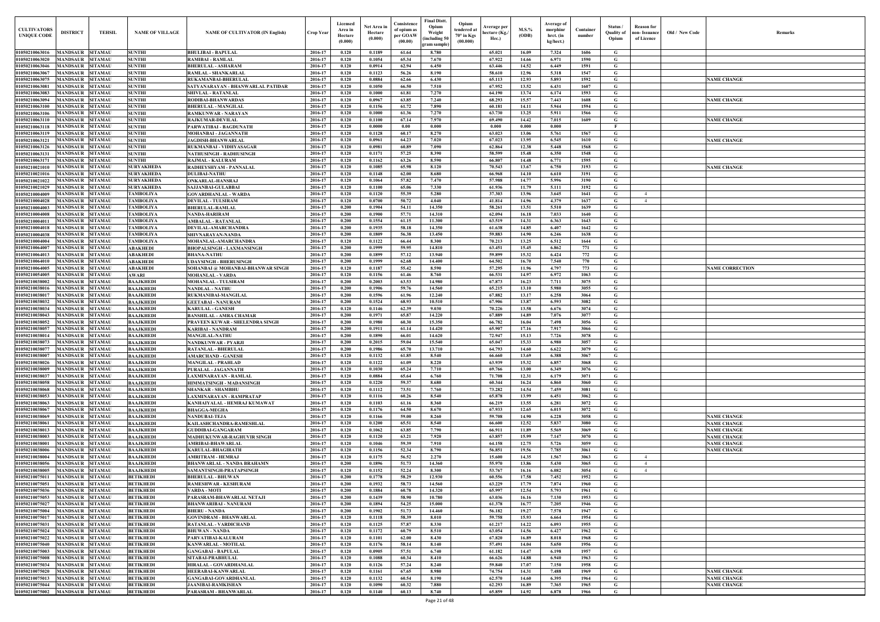| CULTIVATORS UNIQUE CODE | DISTRICT | TEHSIL | NAME OF VILLAGE | NAME OF CULTIVATOR (IN English) | Crop Year | Licensed Area in Hectare (0.000) | Net Area in Hectare (0.000) | Consistence of opium as per GOAW (00.00) | Final Distt. Opium Weight (including 50 gram sample) | Opium tendered at 70° in Kgs (00.000) | Average per hectare (Kg./ Hec.) | M.S.% (ODB) | Average of morphine hrct. (in kg/hect.) | Container number | Status / Quality of Opium | Reason for non- Issuance of Licence | Old / New Code | Remarks |
|---|---|---|---|---|---|---|---|---|---|---|---|---|---|---|---|---|---|---|
| 01050210063016 | MANDSAUR | SITAMAU | SUNTHI | BHULIBAI - BAPULAL | 2016-17 | 0.120 | 0.1189 | 61.64 | 8.780 | | 65.021 | 16.09 | 7.324 | 1606 | G | | | |
| 01050210063020 | MANDSAUR | SITAMAU | SUNTHI | RAMIBAI - RAMLAL | 2016-17 | 0.120 | 0.1054 | 65.34 | 7.670 | | 67.922 | 14.66 | 6.971 | 1590 | G | | | |
| 01050210063046 | MANDSAUR | SITAMAU | SUNTHI | BHERULAL - ASHARAM | 2016-17 | 0.120 | 0.0914 | 62.94 | 6.450 | | 63.446 | 14.52 | 6.449 | 1591 | G | | | |
| 01050210063067 | MANDSAUR | SITAMAU | SUNTHI | RAMLAL - SHANKARLAL | 2016-17 | 0.120 | 0.1123 | 56.26 | 8.190 | | 58.610 | 12.96 | 5.318 | 1547 | G | | | |
| 01050210063075 | MANDSAUR | SITAMAU | SUNTHI | RUKAMANBAI-BHERULAL | 2016-17 | 0.120 | 0.0884 | 62.66 | 6.430 | | 65.113 | 12.93 | 5.893 | 1592 | G | | | NAME CHANGE |
| 01050210063081 | MANDSAUR | SITAMAU | SUNTHI | SATYANARAYAN - BHANWARLAL PATIDAR | 2016-17 | 0.120 | 0.1050 | 66.50 | 7.510 | | 67.952 | 13.52 | 6.431 | 1607 | G | | | |
| 01050210063083 | MANDSAUR | SITAMAU | SUNTHI | SHIVLAL - RATANLAL | 2016-17 | 0.120 | 0.1000 | 61.81 | 7.270 | | 64.190 | 13.74 | 6.174 | 1593 | G | | | |
| 01050210063094 | MANDSAUR | SITAMAU | SUNTHI | RODIBAI-BHANWARDAS | 2016-17 | 0.120 | 0.0967 | 63.85 | 7.240 | | 68.293 | 15.57 | 7.443 | 1608 | G | | | NAME CHANGE |
| 01050210063100 | MANDSAUR | SITAMAU | SUNTHI | BHERULAL - MANGILAL | 2016-17 | 0.120 | 0.1156 | 61.72 | 7.890 | | 60.181 | 14.11 | 5.944 | 1594 | G | | | |
| 01050210063106 | MANDSAUR | SITAMAU | SUNTHI | RAMKUNWAR - NARAYAN | 2016-17 | 0.120 | 0.1000 | 61.36 | 7.270 | | 63.730 | 13.25 | 5.911 | 1566 | G | | | |
| 01050210063110 | MANDSAUR | SITAMAU | SUNTHI | RAJKUMAR-DEVILAL | 2016-17 | 0.120 | 0.1100 | 67.14 | 7.970 | | 69.490 | 14.42 | 7.015 | 1609 | G | | | NAME CHANGE |
| 01050210063118 | MANDSAUR | SITAMAU | SUNTHI | PARWATIBAI - BAGDUNATH | 2016-17 | 0.120 | 0.0000 | 0.00 | 0.000 | | 0.000 | 0.000 | 0.000 | | F | | | |
| 01050210063119 | MANDSAUR | SITAMAU | SUNTHI | MOHANBAI - JAGANNATH | 2016-17 | 0.120 | 0.1128 | 60.17 | 8.270 | | 63.023 | 13.06 | 5.761 | 1567 | G | | | |
| 01050210063121 | MANDSAUR | SITAMAU | SUNTHI | JAGDISH-BHANWARLAL | 2016-17 | 0.120 | 0.0961 | 64.23 | 7.020 | | 67.023 | 13.95 | 6.545 | 1610 | G | | | NAME CHANGE |
| 01050210063126 | MANDSAUR | SITAMAU | SUNTHI | RUKMANBAI - VIDHYASAGAR | 2016-17 | 0.120 | 0.0981 | 60.89 | 7.090 | | 62.864 | 12.38 | 5.448 | 1568 | G | | | |
| 01050210063131 | MANDSAUR | SITAMAU | SUNTHI | NATHUSINGH - RADHUSINGH | 2016-17 | 0.120 | 0.1171 | 57.25 | 8.390 | | 58.599 | 15.48 | 6.350 | 1548 | G | | | |
| 01050210063171 | MANDSAUR | SITAMAU | SUNTHI | RAJMAL - KALURAM | 2016-17 | 0.120 | 0.1162 | 63.26 | 8.590 | | 66.807 | 14.48 | 6.771 | 1595 | G | | | |
| 01050210021010 | MANDSAUR | SITAMAU | SURYAKHEDA | RADHEYSHYAM - PANNALAL | 2016-17 | 0.120 | 0.1085 | 65.98 | 8.120 | | 70.543 | 13.67 | 6.750 | 3193 | G | | | NAME CHANGE |
| 01050210021016 | MANDSAUR | SITAMAU | SURYAKHEDA | DULIBAI-NATHU | 2016-17 | 0.120 | 0.1148 | 62.00 | 8.680 | | 66.968 | 14.10 | 6.610 | 3191 | G | | | |
| 01050210021022 | MANDSAUR | SITAMAU | SURYAKHEDA | ONKARLAL-HANSRAJ | 2016-17 | 0.120 | 0.1064 | 57.82 | 7.470 | | 57.988 | 14.77 | 5.996 | 3190 | G | | | |
| 01050210021029 | MANDSAUR | SITAMAU | SURYAKHEDA | SAJJANBAI-GULABBAI | 2016-17 | 0.120 | 0.1100 | 65.06 | 7.330 | | 61.936 | 11.79 | 5.111 | 3192 | G | | | |
| 01050210004009 | MANDSAUR | SITAMAU | TAMBOLIYA | GOVARDHANLAL - WARDA | 2016-17 | 0.120 | 0.1120 | 55.39 | 5.280 | | 37.303 | 13.96 | 3.645 | 1641 | G | 4 | | |
| 01050210004028 | MANDSAUR | SITAMAU | TAMBOLIYA | DEVILAL - TULSIRAM | 2016-17 | 0.120 | 0.0700 | 50.72 | 4.040 | | 41.814 | 14.96 | 4.379 | 1637 | G | 4 | | |
| 01050210004003 | MANDSAUR | SITAMAU | TAMBOLIYA | BHERULAL-RAMLAL | 2016-17 | 0.200 | 0.1904 | 54.11 | 14.350 | | 58.261 | 13.51 | 5.510 | 1639 | G | | | |
| 01050210004008 | MANDSAUR | SITAMAU | TAMBOLIYA | NANDA-HARIRAM | 2016-17 | 0.200 | 0.1900 | 57.71 | 14.310 | | 62.094 | 16.18 | 7.033 | 1640 | G | | | |
| 01050210004011 | MANDSAUR | SITAMAU | TAMBOLIYA | AMBALAL - RATANLAL | 2016-17 | 0.200 | 0.1554 | 61.15 | 11.300 | | 63.519 | 14.31 | 6.363 | 1643 | G | | | |
| 01050210004018 | MANDSAUR | SITAMAU | TAMBOLIYA | DEVILAL-AMARCHANDRA | 2016-17 | 0.200 | 0.1935 | 58.18 | 14.350 | | 61.638 | 14.85 | 6.407 | 1642 | G | | | |
| 01050210004038 | MANDSAUR | SITAMAU | TAMBOLIYA | SHIVNARAYAN-NANDA | 2016-17 | 0.200 | 0.1809 | 56.38 | 13.450 | | 59.883 | 14.90 | 6.246 | 1638 | G | | | |
| 01050210004004 | MANDSAUR | SITAMAU | TAMBOLIYA | MOHANLAL-AMARCHANDRA | 2016-17 | 0.120 | 0.1122 | 66.44 | 8.300 | | 70.213 | 13.25 | 6.512 | 1644 | G | | | |
| 01050210064007 | MANDSAUR | SITAMAU | ABAKHEDI | BHOPALSINGH - LAXMANSINGH | 2016-17 | 0.200 | 0.1999 | 59.95 | 14.810 | | 63.451 | 15.45 | 6.862 | 771 | G | | | |
| 01050210064013 | MANDSAUR | SITAMAU | ABAKHEDI | BHANA-NATHU | 2016-17 | 0.200 | 0.1899 | 57.12 | 13.940 | | 59.899 | 15.32 | 6.424 | 772 | G | | | |
| 01050210064010 | MANDSAUR | SITAMAU | ABAKHEDI | UDAYSINGH - BHERUSINGH | 2016-17 | 0.200 | 0.1999 | 62.68 | 14.400 | | 64.502 | 16.70 | 7.540 | 770 | G | | | |
| 01050210064005 | MANDSAUR | SITAMAU | ABAKHEDI | SOHANBAI @ MOHANBAI-BHANWAR SINGH | 2016-17 | 0.120 | 0.1187 | 55.42 | 8.590 | | 57.295 | 11.96 | 4.797 | 773 | G | | | NAME CORRECTION |
| 01050210054005 | MANDSAUR | SITAMAU | AWARI | MOHANLAL - VARDA | 2016-17 | 0.120 | 0.1156 | 61.46 | 8.760 | | 66.531 | 14.97 | 6.972 | 1063 | G | | | |
| 01050210038002 | MANDSAUR | SITAMAU | BAAJKHEDI | MOHANLAL - TULSIRAM | 2016-17 | 0.200 | 0.2003 | 63.53 | 14.980 | | 67.873 | 16.23 | 7.711 | 3075 | G | | | |
| 01050210038016 | MANDSAUR | SITAMAU | BAAJKHEDI | NANDLAL - NATHU | 2016-17 | 0.200 | 0.1906 | 59.76 | 14.560 | | 65.215 | 13.10 | 5.980 | 3055 | G | | | |
| 01050210038017 | MANDSAUR | SITAMAU | BAAJKHEDI | RUKMANIBAI-MANGILAL | 2016-17 | 0.200 | 0.1596 | 61.96 | 12.240 | | 67.882 | 13.17 | 6.258 | 3064 | G | | | |
| 01050210038032 | MANDSAUR | SITAMAU | BAAJKHEDI | GEETABAI - NANURAM | 2016-17 | 0.200 | 0.1524 | 68.93 | 10.510 | | 67.906 | 13.87 | 6.593 | 3082 | G | | | |
| 01050210038034 | MANDSAUR | SITAMAU | BAAJKHEDI | KARULAL - GANESH | 2016-17 | 0.120 | 0.1146 | 62.39 | 9.030 | | 70.226 | 13.58 | 6.676 | 3074 | G | | | |
| 01050210038043 | MANDSAUR | SITAMAU | BAAJKHEDI | BANSHILAL - AMRA CHAMAR | 2016-17 | 0.200 | 0.1971 | 65.87 | 14.220 | | 67.889 | 14.89 | 7.076 | 3077 | G | | | |
| 01050210038052 | MANDSAUR | SITAMAU | BAAJKHEDI | PRAVEEN KUWAR - SHELENDRA SINGH | 2016-17 | 0.200 | 0.1980 | 60.30 | 15.350 | | 66.782 | 16.04 | 7.498 | 3056 | G | | | |
| 01050210038057 | MANDSAUR | SITAMAU | BAAJKHEDI | KARIBAI - NANDRAM | 2016-17 | 0.200 | 0.1911 | 61.14 | 14.420 | | 65.907 | 17.16 | 7.917 | 3066 | G | | | |
| 01050210038014 | MANDSAUR | SITAMAU | BAAJKHEDI | MANGILAL-NATHU | 2016-17 | 0.200 | 0.1890 | 66.01 | 14.620 | | 72.947 | 15.13 | 7.726 | 3078 | G | | | |
| 01050210038073 | MANDSAUR | SITAMAU | BAAJKHEDI | NANDKUNWAR - PYARJI | 2016-17 | 0.200 | 0.2015 | 59.04 | 15.540 | | 65.047 | 15.33 | 6.980 | 3057 | G | | | |
| 01050210038077 | MANDSAUR | SITAMAU | BAAJKHEDI | RATANLAL - BHERULAL | 2016-17 | 0.200 | 0.1986 | 65.70 | 13.710 | | 64.793 | 14.60 | 6.622 | 3079 | G | | | |
| 01050210038007 | MANDSAUR | SITAMAU | BAAJKHEDI | AMARCHAND - GANESH | 2016-17 | 0.120 | 0.1132 | 61.85 | 8.540 | | 66.660 | 13.69 | 6.388 | 3067 | G | | | |
| 01050210038026 | MANDSAUR | SITAMAU | BAAJKHEDI | MANGILAL - PRAHLAD | 2016-17 | 0.120 | 0.1122 | 61.09 | 8.220 | | 63.939 | 15.32 | 6.857 | 3068 | G | | | |
| 01050210038009 | MANDSAUR | SITAMAU | BAAJKHEDI | PURALAL - JAGANNATH | 2016-17 | 0.120 | 0.1030 | 65.24 | 7.710 | | 69.766 | 13.00 | 6.349 | 3076 | G | | | |
| 01050210038037 | MANDSAUR | SITAMAU | BAAJKHEDI | LAXMINARAYAN - RAMLAL | 2016-17 | 0.120 | 0.0884 | 65.64 | 6.760 | | 71.708 | 12.31 | 6.179 | 3071 | G | | | |
| 01050210038058 | MANDSAUR | SITAMAU | BAAJKHEDI | HIMMATSINGH - MADANSINGH | 2016-17 | 0.120 | 0.1220 | 59.37 | 8.680 | | 60.344 | 16.24 | 6.860 | 3060 | G | | | |
| 01050210038068 | MANDSAUR | SITAMAU | BAAJKHEDI | SHANKAR - SHAMBHU | 2016-17 | 0.120 | 0.1112 | 73.51 | 7.760 | | 73.282 | 14.54 | 7.459 | 3081 | G | | | |
| 01050210038053 | MANDSAUR | SITAMAU | BAAJKHEDI | LAXMINARAYAN - RAMPRATAP | 2016-17 | 0.120 | 0.1116 | 60.26 | 8.540 | | 65.878 | 13.99 | 6.451 | 3062 | G | | | |
| 01050210038063 | MANDSAUR | SITAMAU | BAAJKHEDI | KANHAIYALAL - HEMRAJ KUMAWAT | 2016-17 | 0.120 | 0.1103 | 61.16 | 8.360 | | 66.219 | 13.55 | 6.281 | 3072 | G | | | |
| 01050210038067 | MANDSAUR | SITAMAU | BAAJKHEDI | BHAGGA-MEGHA | 2016-17 | 0.120 | 0.1176 | 64.50 | 8.670 | | 67.933 | 12.65 | 6.015 | 3072 | G | | | |
| 01050210038069 | MANDSAUR | SITAMAU | BAAJKHEDI | NANDUBAI-TEJA | 2016-17 | 0.120 | 0.1166 | 59.00 | 8.260 | | 59.708 | 14.90 | 6.228 | 3058 | G | | | NAME CHANGE |
| 01050210038061 | MANDSAUR | SITAMAU | BAAJKHEDI | KAILASHCHANDRA-RAMESHLAL | 2016-17 | 0.120 | 0.1200 | 65.51 | 8.540 | | 66.600 | 12.52 | 5.837 | 3080 | G | | | NAME CHANGE |
| 01050210038013 | MANDSAUR | SITAMAU | BAAJKHEDI | GUDDIBAI-GANGARAM | 2016-17 | 0.120 | 0.1062 | 63.85 | 7.790 | | 66.911 | 11.89 | 5.569 | 3069 | G | | | NAME CHANGE |
| 01050210038003 | MANDSAUR | SITAMAU | BAAJKHEDI | MADHUKUNWAR-RAGHUVIR SINGH | 2016-17 | 0.120 | 0.1120 | 63.21 | 7.920 | | 63.857 | 15.99 | 7.147 | 3070 | G | | | NAME CHANGE |
| 01050210038001 | MANDSAUR | SITAMAU | BAAJKHEDI | AMRIBAI-BHAWARLAL | 2016-17 | 0.120 | 0.1046 | 59.39 | 7.910 | | 64.158 | 12.75 | 5.726 | 3059 | G | | | NAME CHANGE |
| 01050210038006 | MANDSAUR | SITAMAU | BAAJKHEDI | KARULAL-BHAGIRATH | 2016-17 | 0.120 | 0.1156 | 52.34 | 8.790 | | 56.851 | 19.56 | 7.785 | 3061 | G | | | NAME CHANGE |
| 01050210038004 | MANDSAUR | SITAMAU | BAAJKHEDI | AMRITRAM - HEMRAJ | 2016-17 | 0.120 | 0.1175 | 56.52 | 2.270 | | 15.600 | 14.35 | 1.567 | 3063 | G | 4 | | |
| 01050210038056 | MANDSAUR | SITAMAU | BAAJKHEDI | BHANWARLAL - NANDA BRAHAMN | 2016-17 | 0.200 | 0.1896 | 51.73 | 14.360 | | 55.970 | 13.86 | 5.430 | 3065 | G | 4 | | |
| 01050210038005 | MANDSAUR | SITAMAU | BAAJKHEDI | SAMANTSINGH-PRATAPSINGH | 2016-17 | 0.120 | 0.1152 | 52.24 | 8.300 | | 53.767 | 16.16 | 6.082 | 3054 | G | 4 | | |
| 01050210075011 | MANDSAUR | SITAMAU | BETIKHEDI | BHERULAL - BHUWAN | 2016-17 | 0.200 | 0.1778 | 58.29 | 12.930 | | 60.556 | 17.58 | 7.452 | 1952 | G | | | |
| 01050210075051 | MANDSAUR | SITAMAU | BETIKHEDI | RAMESHWAR - KESHURAM | 2016-17 | 0.200 | 0.1932 | 58.73 | 14.560 | | 63.229 | 17.79 | 7.874 | 1960 | G | | | |
| 01050210075036 | MANDSAUR | SITAMAU | BETIKHEDI | VARDA - MOTI | 2016-17 | 0.200 | 0.1884 | 60.78 | 14.320 | | 65.997 | 12.54 | 5.793 | 1961 | G | | | |
| 01050210075053 | MANDSAUR | SITAMAU | BETIKHEDI | PARASRAM-BHAWARLAL NETAJI | 2016-17 | 0.200 | 0.1439 | 58.90 | 10.780 | | 63.036 | 16.16 | 7.130 | 1953 | G | | | |
| 01050210075027 | MANDSAUR | SITAMAU | BETIKHEDI | BHANWARIBAI - NANURAM | 2016-17 | 0.200 | 0.1894 | 54.25 | 15.000 | | 61.378 | 16.77 | 7.205 | 1946 | G | | | |
| 01050210075004 | MANDSAUR | SITAMAU | BETIKHEDI | BHERU - NANDA | 2016-17 | 0.200 | 0.1902 | 51.73 | 14.460 | | 56.182 | 19.27 | 7.578 | 1947 | G | | | |
| 01050210075017 | MANDSAUR | SITAMAU | BETIKHEDI | GOVINDRAM - BHANWARLAL | 2016-17 | 0.120 | 0.1118 | 58.39 | 8.010 | | 59.758 | 15.93 | 6.664 | 1954 | G | | | |
| 01050210075031 | MANDSAUR | SITAMAU | BETIKHEDI | RATANLAL - VARDICHAND | 2016-17 | 0.120 | 0.1125 | 57.87 | 8.330 | | 61.217 | 14.22 | 6.093 | 1955 | G | | | |
| 01050210075024 | MANDSAUR | SITAMAU | BETIKHEDI | BHUWAN - NANDA | 2016-17 | 0.120 | 0.1172 | 60.79 | 8.510 | | 63.054 | 14.56 | 6.427 | 1962 | G | | | |
| 01050210075022 | MANDSAUR | SITAMAU | BETIKHEDI | PARVATIBAI-KALURAM | 2016-17 | 0.120 | 0.1101 | 62.00 | 8.430 | | 67.820 | 16.89 | 8.018 | 1968 | G | | | |
| 01050210075040 | MANDSAUR | SITAMAU | BETIKHEDI | KANWARLAL - MOTILAL | 2016-17 | 0.120 | 0.1176 | 58.14 | 8.140 | | 57.491 | 14.04 | 5.650 | 1956 | G | | | |
| 01050210075003 | MANDSAUR | SITAMAU | BETIKHEDI | GANGABAI - BAPULAL | 2016-17 | 0.120 | 0.0905 | 57.51 | 6.740 | | 61.182 | 14.47 | 6.198 | 1957 | G | | | |
| 01050210075008 | MANDSAUR | SITAMAU | BETIKHEDI | SITABAI-PRABHULAL | 2016-17 | 0.120 | 0.1088 | 60.34 | 8.410 | | 66.626 | 14.88 | 6.940 | 1963 | G | | | |
| 01050210075034 | MANDSAUR | SITAMAU | BETIKHEDI | HIRALAL - GOVARDHANLAL | 2016-17 | 0.120 | 0.1126 | 57.24 | 8.240 | | 59.840 | 17.07 | 7.150 | 1958 | G | | | |
| 01050210075020 | MANDSAUR | SITAMAU | BETIKHEDI | HEERABAI-KANWARLAL | 2016-17 | 0.120 | 0.1161 | 67.65 | 8.980 | | 74.754 | 14.31 | 7.488 | 1969 | G | | | NAME CHANGE |
| 01050210075013 | MANDSAUR | SITAMAU | BETIKHEDI | GANGABAI-GOVARDHANLAL | 2016-17 | 0.120 | 0.1132 | 60.54 | 8.190 | | 62.570 | 14.60 | 6.395 | 1964 | G | | | NAME CHANGE |
| 01050210075044 | MANDSAUR | SITAMAU | BETIKHEDI | JAANIBAI-RAMKISHAN | 2016-17 | 0.120 | 0.1090 | 60.32 | 7.880 | | 62.293 | 16.89 | 7.365 | 1965 | G | | | NAME CHANGE |
| 01050210075002 | MANDSAUR | SITAMAU | BETIKHEDI | PARASRAM - BHANWARLAL | 2016-17 | 0.120 | 0.1140 | 60.13 | 8.740 | | 65.859 | 14.92 | 6.878 | 1966 | G | | | |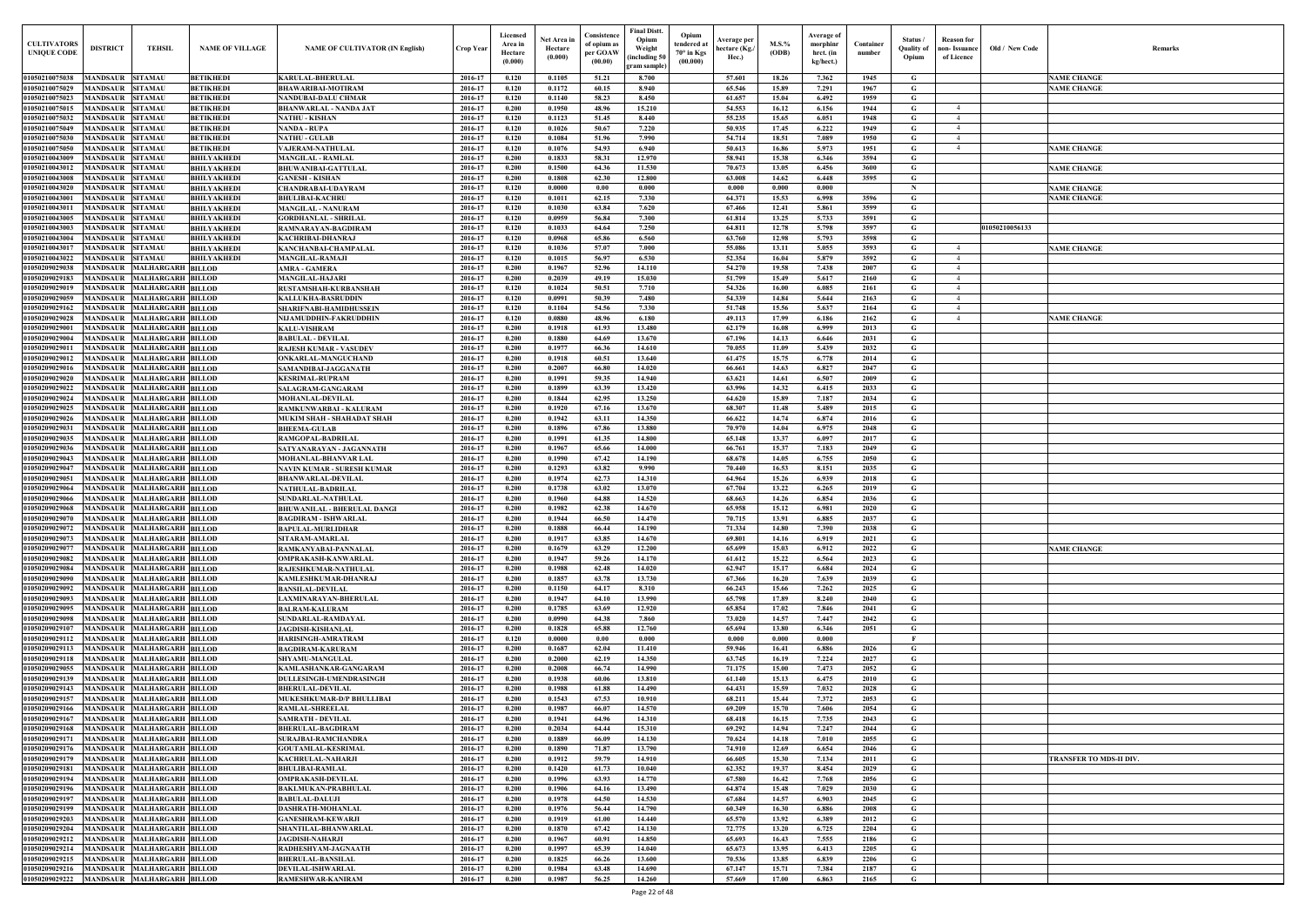| CULTIVATORS UNIQUE CODE | DISTRICT | TEHSIL | NAME OF VILLAGE | NAME OF CULTIVATOR (IN English) | Crop Year | Licensed Area in Hectare (0.000) | Net Area in Hectare (0.000) | Consistence of opium as per GOAW (00.00) | Final Distt. Opium Weight (including 50 gram sample) | Opium tendered at 70° in Kgs (00.000) | Average per hectare (Kg./ Hec.) | M.S.% (ODB) | Average of morphinr hrct. (in kg/hect.) | Container number | Status / Quality of Opium | Reason for non- Issuance of Licence | Old / New Code | Remarks |
|---|---|---|---|---|---|---|---|---|---|---|---|---|---|---|---|---|---|---|
| 01050210075038 | MANDSAUR | SITAMAU | BETIKHEDI | KARULAL-BHERULAL | 2016-17 | 0.120 | 0.1105 | 51.21 | 8.700 | | 57.601 | 18.26 | 7.362 | 1945 | G | | | NAME CHANGE |
| 01050210075029 | MANDSAUR | SITAMAU | BETIKHEDI | BHAWARIBAI-MOTIRAM | 2016-17 | 0.120 | 0.1172 | 60.15 | 8.940 | | 65.546 | 15.89 | 7.291 | 1967 | G | | | NAME CHANGE |
| 01050210075023 | MANDSAUR | SITAMAU | BETIKHEDI | NANDUBAI-DALU CHMAR | 2016-17 | 0.120 | 0.1140 | 58.23 | 8.450 | | 61.657 | 15.04 | 6.492 | 1959 | G | | | |
| 01050210075015 | MANDSAUR | SITAMAU | BETIKHEDI | BHANWARLAL - NANDA JAT | 2016-17 | 0.200 | 0.1950 | 48.96 | 15.210 | | 54.553 | 16.12 | 6.156 | 1944 | G | 4 | | |
| 01050210075032 | MANDSAUR | SITAMAU | BETIKHEDI | NATHU - KISHAN | 2016-17 | 0.120 | 0.1123 | 51.45 | 8.440 | | 55.235 | 15.65 | 6.051 | 1948 | G | 4 | | |
| 01050210075049 | MANDSAUR | SITAMAU | BETIKHEDI | NANDA - RUPA | 2016-17 | 0.120 | 0.1026 | 50.67 | 7.220 | | 50.935 | 17.45 | 6.222 | 1949 | G | 4 | | |
| 01050210075030 | MANDSAUR | SITAMAU | BETIKHEDI | NATHU - GULAB | 2016-17 | 0.120 | 0.1084 | 51.96 | 7.990 | | 54.714 | 18.51 | 7.089 | 1950 | G | 4 | | |
| 01050210075050 | MANDSAUR | SITAMAU | BETIKHEDI | VAJERAM-NATHULAL | 2016-17 | 0.120 | 0.1076 | 54.93 | 6.940 | | 50.613 | 16.86 | 5.973 | 1951 | G | 4 | | NAME CHANGE |
| 01050210043009 | MANDSAUR | SITAMAU | BHILYAKHEDI | MANGILAL - RAMLAL | 2016-17 | 0.200 | 0.1833 | 58.31 | 12.970 | | 58.941 | 15.38 | 6.346 | 3594 | G | | | |
| 01050210043012 | MANDSAUR | SITAMAU | BHILYAKHEDI | BHUWANIBAI-GATTULAL | 2016-17 | 0.200 | 0.1500 | 64.36 | 11.530 | | 70.673 | 13.05 | 6.456 | 3600 | G | | | NAME CHANGE |
| 01050210043008 | MANDSAUR | SITAMAU | BHILYAKHEDI | GANESH - KISHAN | 2016-17 | 0.200 | 0.1808 | 62.30 | 12.800 | | 63.008 | 14.62 | 6.448 | 3595 | G | | | |
| 01050210043020 | MANDSAUR | SITAMAU | BHILYAKHEDI | CHANDRABAI-UDAYRAM | 2016-17 | 0.120 | 0.0000 | 0.00 | 0.000 | | 0.000 | 0.000 | 0.000 | | N | | | NAME CHANGE |
| 01050210043001 | MANDSAUR | SITAMAU | BHILYAKHEDI | BHULIBAI-KACHRU | 2016-17 | 0.120 | 0.1011 | 62.15 | 7.330 | | 64.371 | 15.53 | 6.998 | 3596 | G | | | NAME CHANGE |
| 01050210043011 | MANDSAUR | SITAMAU | BHILYAKHEDI | MANGILAL - NANURAM | 2016-17 | 0.120 | 0.1030 | 63.84 | 7.620 | | 67.466 | 12.41 | 5.861 | 3599 | G | | | |
| 01050210043005 | MANDSAUR | SITAMAU | BHILYAKHEDI | GORDHANLAL - SHRILAL | 2016-17 | 0.120 | 0.0959 | 56.84 | 7.300 | | 61.814 | 13.25 | 5.733 | 3591 | G | | | |
| 01050210043003 | MANDSAUR | SITAMAU | BHILYAKHEDI | RAMNARAYAN-BAGDIRAM | 2016-17 | 0.120 | 0.1033 | 64.64 | 7.250 | | 64.811 | 12.78 | 5.798 | 3597 | G | | 01050210056133 | |
| 01050210043004 | MANDSAUR | SITAMAU | BHILYAKHEDI | KACHRIBAI-DHANRAJ | 2016-17 | 0.120 | 0.0968 | 65.86 | 6.560 | | 63.760 | 12.98 | 5.793 | 3598 | G | | | |
| 01050210043017 | MANDSAUR | SITAMAU | BHILYAKHEDI | KANCHANBAI-CHAMPALAL | 2016-17 | 0.120 | 0.1036 | 57.07 | 7.000 | | 55.086 | 13.11 | 5.055 | 3593 | G | 4 | | NAME CHANGE |
| 01050210043022 | MANDSAUR | SITAMAU | BHILYAKHEDI | MANGILAL-RAMAJI | 2016-17 | 0.120 | 0.1015 | 56.97 | 6.530 | | 52.354 | 16.04 | 5.879 | 3592 | G | 4 | | |
| 01050209029038 | MANDSAUR | MALHARGARH | BILLOD | AMRA - GAMERA | 2016-17 | 0.200 | 0.1967 | 52.96 | 14.110 | | 54.270 | 19.58 | 7.438 | 2007 | G | 4 | | |
| 01050209029183 | MANDSAUR | MALHARGARH | BILLOD | MANGILAL-HAJARI | 2016-17 | 0.200 | 0.2039 | 49.19 | 15.030 | | 51.799 | 15.49 | 5.617 | 2160 | G | 4 | | |
| 01050209029019 | MANDSAUR | MALHARGARH | BILLOD | RUSTAMSHAH-KURBANSHAH | 2016-17 | 0.120 | 0.1024 | 50.51 | 7.710 | | 54.326 | 16.00 | 6.085 | 2161 | G | 4 | | |
| 01050209029059 | MANDSAUR | MALHARGARH | BILLOD | KALLUKHA-BASRUDDIN | 2016-17 | 0.120 | 0.0991 | 50.39 | 7.480 | | 54.339 | 14.84 | 5.644 | 2163 | G | 4 | | |
| 01050209029162 | MANDSAUR | MALHARGARH | BILLOD | SHARIFNABI-HAMIDHUSSEIN | 2016-17 | 0.120 | 0.1104 | 54.56 | 7.330 | | 51.748 | 15.56 | 5.637 | 2164 | G | 4 | | |
| 01050209029028 | MANDSAUR | MALHARGARH | BILLOD | NIJAMUDDHIN-FAKRUDDHIN | 2016-17 | 0.120 | 0.0880 | 48.96 | 6.180 | | 49.113 | 17.99 | 6.186 | 2162 | G | 4 | | NAME CHANGE |
| 01050209029001 | MANDSAUR | MALHARGARH | BILLOD | KALU-VISHRAM | 2016-17 | 0.200 | 0.1918 | 61.93 | 13.480 | | 62.179 | 16.08 | 6.999 | 2013 | G | | | |
| 01050209029004 | MANDSAUR | MALHARGARH | BILLOD | BABULAL - DEVILAL | 2016-17 | 0.200 | 0.1880 | 64.69 | 13.670 | | 67.196 | 14.13 | 6.646 | 2031 | G | | | |
| 01050209029011 | MANDSAUR | MALHARGARH | BILLOD | RAJESH KUMAR - VASUDEV | 2016-17 | 0.200 | 0.1977 | 66.36 | 14.610 | | 70.055 | 11.09 | 5.439 | 2032 | G | | | |
| 01050209029012 | MANDSAUR | MALHARGARH | BILLOD | ONKARLAL-MANGUCHAND | 2016-17 | 0.200 | 0.1918 | 60.51 | 13.640 | | 61.475 | 15.75 | 6.778 | 2014 | G | | | |
| 01050209029016 | MANDSAUR | MALHARGARH | BILLOD | SAMANDIBAI-JAGGANATH | 2016-17 | 0.200 | 0.2007 | 66.80 | 14.020 | | 66.661 | 14.63 | 6.827 | 2047 | G | | | |
| 01050209029020 | MANDSAUR | MALHARGARH | BILLOD | KESRIMAL-RUPRAM | 2016-17 | 0.200 | 0.1991 | 59.35 | 14.940 | | 63.621 | 14.61 | 6.507 | 2009 | G | | | |
| 01050209029022 | MANDSAUR | MALHARGARH | BILLOD | SALAGRAM-GANGARAM | 2016-17 | 0.200 | 0.1899 | 63.39 | 13.420 | | 63.996 | 14.32 | 6.415 | 2033 | G | | | |
| 01050209029024 | MANDSAUR | MALHARGARH | BILLOD | MOHANLAL-DEVILAL | 2016-17 | 0.200 | 0.1844 | 62.95 | 13.250 | | 64.620 | 15.89 | 7.187 | 2034 | G | | | |
| 01050209029025 | MANDSAUR | MALHARGARH | BILLOD | RAMKUNWARBAI - KALURAM | 2016-17 | 0.200 | 0.1920 | 67.16 | 13.670 | | 68.307 | 11.48 | 5.489 | 2015 | G | | | |
| 01050209029026 | MANDSAUR | MALHARGARH | BILLOD | MUKIM SHAH - SHAHADAT SHAH | 2016-17 | 0.200 | 0.1942 | 63.11 | 14.350 | | 66.622 | 14.74 | 6.874 | 2016 | G | | | |
| 01050209029031 | MANDSAUR | MALHARGARH | BILLOD | BHEEMA-GULAB | 2016-17 | 0.200 | 0.1896 | 67.86 | 13.880 | | 70.970 | 14.04 | 6.975 | 2048 | G | | | |
| 01050209029035 | MANDSAUR | MALHARGARH | BILLOD | RAMGOPAL-BADRILAL | 2016-17 | 0.200 | 0.1991 | 61.35 | 14.800 | | 65.148 | 13.37 | 6.097 | 2017 | G | | | |
| 01050209029036 | MANDSAUR | MALHARGARH | BILLOD | SATYANARAYAN - JAGANNATH | 2016-17 | 0.200 | 0.1967 | 65.66 | 14.000 | | 66.761 | 15.37 | 7.183 | 2049 | G | | | |
| 01050209029043 | MANDSAUR | MALHARGARH | BILLOD | MOHANLAL-BHANVAR LAL | 2016-17 | 0.200 | 0.1990 | 67.42 | 14.190 | | 68.678 | 14.05 | 6.755 | 2050 | G | | | |
| 01050209029047 | MANDSAUR | MALHARGARH | BILLOD | NAVIN KUMAR - SURESH KUMAR | 2016-17 | 0.200 | 0.1293 | 63.82 | 9.990 | | 70.440 | 16.53 | 8.151 | 2035 | G | | | |
| 01050209029051 | MANDSAUR | MALHARGARH | BILLOD | BHANWARLAL-DEVILAL | 2016-17 | 0.200 | 0.1974 | 62.73 | 14.310 | | 64.964 | 15.26 | 6.939 | 2018 | G | | | |
| 01050209029064 | MANDSAUR | MALHARGARH | BILLOD | NATHULAL-BADRILAL | 2016-17 | 0.200 | 0.1738 | 63.02 | 13.070 | | 67.704 | 13.22 | 6.265 | 2019 | G | | | |
| 01050209029066 | MANDSAUR | MALHARGARH | BILLOD | SUNDARLAL-NATHULAL | 2016-17 | 0.200 | 0.1960 | 64.88 | 14.520 | | 68.663 | 14.26 | 6.854 | 2036 | G | | | |
| 01050209029068 | MANDSAUR | MALHARGARH | BILLOD | BHUWANILAL - BHERULAL DANGI | 2016-17 | 0.200 | 0.1982 | 62.38 | 14.670 | | 65.958 | 15.12 | 6.981 | 2020 | G | | | |
| 01050209029070 | MANDSAUR | MALHARGARH | BILLOD | BAGDIRAM - ISHWARLAL | 2016-17 | 0.200 | 0.1944 | 66.50 | 14.470 | | 70.715 | 13.91 | 6.885 | 2037 | G | | | |
| 01050209029072 | MANDSAUR | MALHARGARH | BILLOD | BAPULAL-MURLIDHAR | 2016-17 | 0.200 | 0.1888 | 66.44 | 14.190 | | 71.334 | 14.80 | 7.390 | 2038 | G | | | |
| 01050209029073 | MANDSAUR | MALHARGARH | BILLOD | SITARAM-AMARLAL | 2016-17 | 0.200 | 0.1917 | 63.85 | 14.670 | | 69.801 | 14.16 | 6.919 | 2021 | G | | | |
| 01050209029077 | MANDSAUR | MALHARGARH | BILLOD | RAMKANYABAI-PANNALAL | 2016-17 | 0.200 | 0.1679 | 63.29 | 12.200 | | 65.699 | 15.03 | 6.912 | 2022 | G | | | NAME CHANGE |
| 01050209029082 | MANDSAUR | MALHARGARH | BILLOD | OMPRAKASH-KANWARLAL | 2016-17 | 0.200 | 0.1947 | 59.26 | 14.170 | | 61.612 | 15.22 | 6.564 | 2023 | G | | | |
| 01050209029084 | MANDSAUR | MALHARGARH | BILLOD | RAJESHKUMAR-NATHULAL | 2016-17 | 0.200 | 0.1988 | 62.48 | 14.020 | | 62.947 | 15.17 | 6.684 | 2024 | G | | | |
| 01050209029090 | MANDSAUR | MALHARGARH | BILLOD | KAMLESHKUMAR-DHANRAJ | 2016-17 | 0.200 | 0.1857 | 63.78 | 13.730 | | 67.366 | 16.20 | 7.639 | 2039 | G | | | |
| 01050209029092 | MANDSAUR | MALHARGARH | BILLOD | BANSILAL-DEVILAL | 2016-17 | 0.200 | 0.1150 | 64.17 | 8.310 | | 66.243 | 15.66 | 7.262 | 2025 | G | | | |
| 01050209029093 | MANDSAUR | MALHARGARH | BILLOD | LAXMINARAYAN-BHERULAL | 2016-17 | 0.200 | 0.1947 | 64.10 | 13.990 | | 65.798 | 17.89 | 8.240 | 2040 | G | | | |
| 01050209029095 | MANDSAUR | MALHARGARH | BILLOD | BALRAM-KALURAM | 2016-17 | 0.200 | 0.1785 | 63.69 | 12.920 | | 65.854 | 17.02 | 7.846 | 2041 | G | | | |
| 01050209029098 | MANDSAUR | MALHARGARH | BILLOD | SUNDARLAL-RAMDAYAL | 2016-17 | 0.200 | 0.0990 | 64.38 | 7.860 | | 73.020 | 14.57 | 7.447 | 2042 | G | | | |
| 01050209029107 | MANDSAUR | MALHARGARH | BILLOD | JAGDISH-KISHANLAL | 2016-17 | 0.200 | 0.1828 | 65.88 | 12.760 | | 65.694 | 13.80 | 6.346 | 2051 | G | | | |
| 01050209029112 | MANDSAUR | MALHARGARH | BILLOD | HARISINGH-AMRATRAM | 2016-17 | 0.120 | 0.0000 | 0.00 | 0.000 | | 0.000 | 0.000 | 0.000 | | F | | | |
| 01050209029113 | MANDSAUR | MALHARGARH | BILLOD | BAGDIRAM-KARURAM | 2016-17 | 0.200 | 0.1687 | 62.04 | 11.410 | | 59.946 | 16.41 | 6.886 | 2026 | G | | | |
| 01050209029118 | MANDSAUR | MALHARGARH | BILLOD | SHYAMU-MANGULAL | 2016-17 | 0.200 | 0.2000 | 62.19 | 14.350 | | 63.745 | 16.19 | 7.224 | 2027 | G | | | |
| 01050209029055 | MANDSAUR | MALHARGARH | BILLOD | KAMLASHANKAR-GANGARAM | 2016-17 | 0.200 | 0.2008 | 66.74 | 14.990 | | 71.175 | 15.00 | 7.473 | 2052 | G | | | |
| 01050209029139 | MANDSAUR | MALHARGARH | BILLOD | DULLESINGH-UMENDRASINGH | 2016-17 | 0.200 | 0.1938 | 60.06 | 13.810 | | 61.140 | 15.13 | 6.475 | 2010 | G | | | |
| 01050209029143 | MANDSAUR | MALHARGARH | BILLOD | BHERULAL-DEVILAL | 2016-17 | 0.200 | 0.1988 | 61.88 | 14.490 | | 64.431 | 15.59 | 7.032 | 2028 | G | | | |
| 01050209029157 | MANDSAUR | MALHARGARH | BILLOD | MUKESHKUMAR-D/P BHULLIBAI | 2016-17 | 0.200 | 0.1543 | 67.53 | 10.910 | | 68.211 | 15.44 | 7.372 | 2053 | G | | | |
| 01050209029166 | MANDSAUR | MALHARGARH | BILLOD | RAMLAL-SHREELAL | 2016-17 | 0.200 | 0.1987 | 66.07 | 14.570 | | 69.209 | 15.70 | 7.606 | 2054 | G | | | |
| 01050209029167 | MANDSAUR | MALHARGARH | BILLOD | SAMRATH - DEVILAL | 2016-17 | 0.200 | 0.1941 | 64.96 | 14.310 | | 68.418 | 16.15 | 7.735 | 2043 | G | | | |
| 01050209029168 | MANDSAUR | MALHARGARH | BILLOD | BHERULAL-BAGDIRAM | 2016-17 | 0.200 | 0.2034 | 64.44 | 15.310 | | 69.292 | 14.94 | 7.247 | 2044 | G | | | |
| 01050209029171 | MANDSAUR | MALHARGARH | BILLOD | SURAJBAI-RAMCHANDRA | 2016-17 | 0.200 | 0.1889 | 66.09 | 14.130 | | 70.624 | 14.18 | 7.010 | 2055 | G | | | |
| 01050209029176 | MANDSAUR | MALHARGARH | BILLOD | GOUTAMLAL-KESRIMAL | 2016-17 | 0.200 | 0.1890 | 71.87 | 13.790 | | 74.910 | 12.69 | 6.654 | 2046 | G | | | |
| 01050209029179 | MANDSAUR | MALHARGARH | BILLOD | KACHRULAL-NAHARJI | 2016-17 | 0.200 | 0.1912 | 59.79 | 14.910 | | 66.605 | 15.30 | 7.134 | 2011 | G | | | TRANSFER TO MDS-II DIV. |
| 01050209029181 | MANDSAUR | MALHARGARH | BILLOD | BHULIBAI-RAMLAL | 2016-17 | 0.200 | 0.1420 | 61.73 | 10.040 | | 62.352 | 19.37 | 8.454 | 2029 | G | | | |
| 01050209029194 | MANDSAUR | MALHARGARH | BILLOD | OMPRAKASH-DEVILAL | 2016-17 | 0.200 | 0.1996 | 63.93 | 14.770 | | 67.580 | 16.42 | 7.768 | 2056 | G | | | |
| 01050209029196 | MANDSAUR | MALHARGARH | BILLOD | BAKLMUKAN-PRABHULAL | 2016-17 | 0.200 | 0.1906 | 64.16 | 13.490 | | 64.874 | 15.48 | 7.029 | 2030 | G | | | |
| 01050209029197 | MANDSAUR | MALHARGARH | BILLOD | BABULAL-DALUJI | 2016-17 | 0.200 | 0.1978 | 64.50 | 14.530 | | 67.684 | 14.57 | 6.903 | 2045 | G | | | |
| 01050209029199 | MANDSAUR | MALHARGARH | BILLOD | DASHRATH-MOHANLAL | 2016-17 | 0.200 | 0.1976 | 56.44 | 14.790 | | 60.349 | 16.30 | 6.886 | 2008 | G | | | |
| 01050209029203 | MANDSAUR | MALHARGARH | BILLOD | GANESHRAM-KEWARJI | 2016-17 | 0.200 | 0.1919 | 61.00 | 14.440 | | 65.570 | 13.92 | 6.389 | 2012 | G | | | |
| 01050209029204 | MANDSAUR | MALHARGARH | BILLOD | SHANTILAL-BHANWARLAL | 2016-17 | 0.200 | 0.1870 | 67.42 | 14.130 | | 72.775 | 13.20 | 6.725 | 2204 | G | | | |
| 01050209029212 | MANDSAUR | MALHARGARH | BILLOD | JAGDISH-NAHARJI | 2016-17 | 0.200 | 0.1967 | 60.91 | 14.850 | | 65.693 | 16.43 | 7.555 | 2186 | G | | | |
| 01050209029214 | MANDSAUR | MALHARGARH | BILLOD | RADHESHYAM-JAGNAATH | 2016-17 | 0.200 | 0.1997 | 65.39 | 14.040 | | 65.673 | 13.95 | 6.413 | 2205 | G | | | |
| 01050209029215 | MANDSAUR | MALHARGARH | BILLOD | BHERULAL-BANSILAL | 2016-17 | 0.200 | 0.1825 | 66.26 | 13.600 | | 70.536 | 13.85 | 6.839 | 2206 | G | | | |
| 01050209029216 | MANDSAUR | MALHARGARH | BILLOD | DEVILAL-ISHWARLAL | 2016-17 | 0.200 | 0.1984 | 63.48 | 14.690 | | 67.147 | 15.71 | 7.384 | 2187 | G | | | |
| 01050209029222 | MANDSAUR | MALHARGARH | BILLOD | RAMESHWAR-KANIRAM | 2016-17 | 0.200 | 0.1987 | 56.25 | 14.260 | | 57.669 | 17.00 | 6.863 | 2165 | G | | | |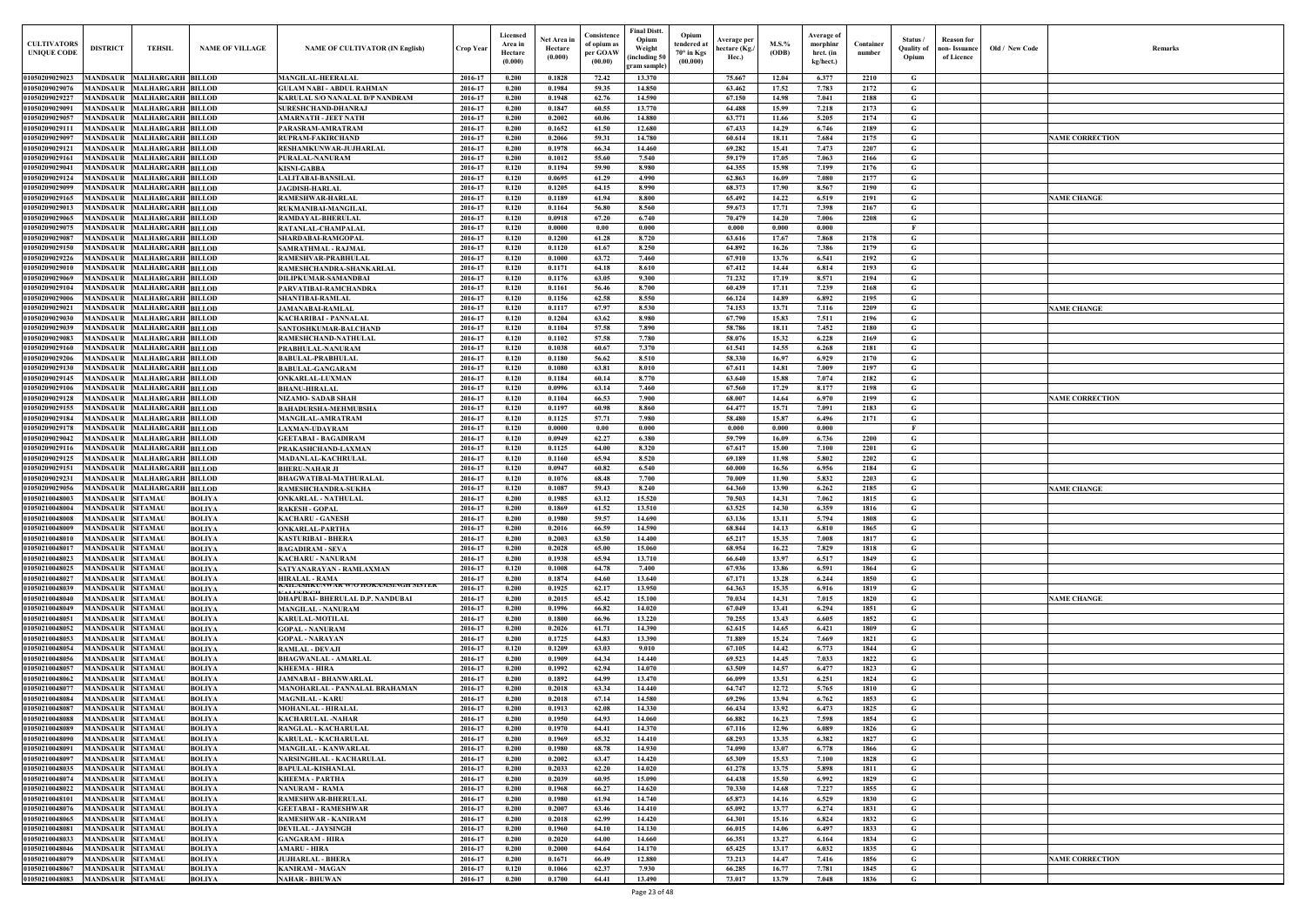| CULTIVATORS UNIQUE CODE | DISTRICT | TEHSIL | NAME OF VILLAGE | NAME OF CULTIVATOR (IN English) | Crop Year | Licensed Area in Hectare (0.000) | Net Area in Hectare (0.000) | Consistence of opium as per GOAW (00.00) | Final Distt. Opium Weight (including 50 gram sample) | Opium tendered at 70° in Kgs (00.000) | Average per hectare (Kg./ Hec.) | M.S.% (ODB) | Average of morphinr hrct. (in kg/hect.) | Container number | Status / Quality of Opium | Reason for non- Issuance of Licence | Old / New Code | Remarks |
|---|---|---|---|---|---|---|---|---|---|---|---|---|---|---|---|---|---|---|
| 01050209029023 | MANDSAUR | MALHARGARH | BILLOD | MANGILAL-HEERALAL | 2016-17 | 0.200 | 0.1828 | 72.42 | 13.370 | | 75.667 | 12.04 | 6.377 | 2210 | G | | | |
| 01050209029076 | MANDSAUR | MALHARGARH | BILLOD | GULAM NABI - ABDUL RAHMAN | 2016-17 | 0.200 | 0.1984 | 59.35 | 14.850 | | 63.462 | 17.52 | 7.783 | 2172 | G | | | |
| 01050209029227 | MANDSAUR | MALHARGARH | BILLOD | KARULAL S/O NANALAL D/P NANDRAM | 2016-17 | 0.200 | 0.1948 | 62.76 | 14.590 | | 67.150 | 14.98 | 7.041 | 2188 | G | | | |
| 01050209029091 | MANDSAUR | MALHARGARH | BILLOD | SURESHCHAND-DHANRAJ | 2016-17 | 0.200 | 0.1847 | 60.55 | 13.770 | | 64.488 | 15.99 | 7.218 | 2173 | G | | | |
| 01050209029057 | MANDSAUR | MALHARGARH | BILLOD | AMARNATH - JEET NATH | 2016-17 | 0.200 | 0.2002 | 60.06 | 14.880 | | 63.771 | 11.66 | 5.205 | 2174 | G | | | |
| 01050209029111 | MANDSAUR | MALHARGARH | BILLOD | PARASRAM-AMRATRAM | 2016-17 | 0.200 | 0.1652 | 61.50 | 12.680 | | 67.433 | 14.29 | 6.746 | 2189 | G | | | |
| 01050209029097 | MANDSAUR | MALHARGARH | BILLOD | RUPRAM-FAKIRCHAND | 2016-17 | 0.200 | 0.2066 | 59.31 | 14.780 | | 60.614 | 18.11 | 7.684 | 2175 | G | | | NAME CORRECTION |
| 01050209029121 | MANDSAUR | MALHARGARH | BILLOD | RESHAMKUNWAR-JUJHARLAL | 2016-17 | 0.200 | 0.1978 | 66.34 | 14.460 | | 69.282 | 15.41 | 7.473 | 2207 | G | | | |
| 01050209029161 | MANDSAUR | MALHARGARH | BILLOD | PURALAL-NANURAM | 2016-17 | 0.200 | 0.1012 | 55.60 | 7.540 | | 59.179 | 17.05 | 7.063 | 2166 | G | | | |
| 01050209029041 | MANDSAUR | MALHARGARH | BILLOD | KISNI-GABBA | 2016-17 | 0.120 | 0.1194 | 59.90 | 8.980 | | 64.355 | 15.98 | 7.199 | 2176 | G | | | |
| 01050209029124 | MANDSAUR | MALHARGARH | BILLOD | LALITABAI-BANSILAL | 2016-17 | 0.120 | 0.0695 | 61.29 | 4.990 | | 62.863 | 16.09 | 7.080 | 2177 | G | | | |
| 01050209029099 | MANDSAUR | MALHARGARH | BILLOD | JAGDISH-HARLAL | 2016-17 | 0.120 | 0.1205 | 64.15 | 8.990 | | 68.373 | 17.90 | 8.567 | 2190 | G | | | |
| 01050209029165 | MANDSAUR | MALHARGARH | BILLOD | RAMESHWAR-HARLAL | 2016-17 | 0.120 | 0.1189 | 61.94 | 8.800 | | 65.492 | 14.22 | 6.519 | 2191 | G | | | NAME CHANGE |
| 01050209029013 | MANDSAUR | MALHARGARH | BILLOD | RUKMANIBAI-MANGILAL | 2016-17 | 0.120 | 0.1164 | 56.80 | 8.560 | | 59.673 | 17.71 | 7.398 | 2167 | G | | | |
| 01050209029065 | MANDSAUR | MALHARGARH | BILLOD | RAMDAYAL-BHERULAL | 2016-17 | 0.120 | 0.0918 | 67.20 | 6.740 | | 70.479 | 14.20 | 7.006 | 2208 | G | | | |
| 01050209029075 | MANDSAUR | MALHARGARH | BILLOD | RATANLAL-CHAMPALAL | 2016-17 | 0.120 | 0.0000 | 0.00 | 0.000 | | 0.000 | 0.000 | 0.000 | | F | | | |
| 01050209029087 | MANDSAUR | MALHARGARH | BILLOD | SHARDABAI-RAMGOPAL | 2016-17 | 0.120 | 0.1200 | 61.28 | 8.720 | | 63.616 | 17.67 | 7.868 | 2178 | G | | | |
| 01050209029150 | MANDSAUR | MALHARGARH | BILLOD | SAMRATHMAL - RAJMAL | 2016-17 | 0.120 | 0.1120 | 61.67 | 8.250 | | 64.892 | 16.26 | 7.386 | 2179 | G | | | |
| 01050209029226 | MANDSAUR | MALHARGARH | BILLOD | RAMESHVAR-PRABHULAL | 2016-17 | 0.120 | 0.1000 | 63.72 | 7.460 | | 67.910 | 13.76 | 6.541 | 2192 | G | | | |
| 01050209029010 | MANDSAUR | MALHARGARH | BILLOD | RAMESHCHANDRA-SHANKARLAL | 2016-17 | 0.120 | 0.1171 | 64.18 | 8.610 | | 67.412 | 14.44 | 6.814 | 2193 | G | | | |
| 01050209029069 | MANDSAUR | MALHARGARH | BILLOD | DILIPKUMAR-SAMANDBAI | 2016-17 | 0.120 | 0.1176 | 63.05 | 9.300 | | 71.232 | 17.19 | 8.571 | 2194 | G | | | |
| 01050209029104 | MANDSAUR | MALHARGARH | BILLOD | PARVATIBAI-RAMCHANDRA | 2016-17 | 0.120 | 0.1161 | 56.46 | 8.700 | | 60.439 | 17.11 | 7.239 | 2168 | G | | | |
| 01050209029006 | MANDSAUR | MALHARGARH | BILLOD | SHANTIBAI-RAMLAL | 2016-17 | 0.120 | 0.1156 | 62.58 | 8.550 | | 66.124 | 14.89 | 6.892 | 2195 | G | | | |
| 01050209029021 | MANDSAUR | MALHARGARH | BILLOD | JAMANABAI-RAMLAL | 2016-17 | 0.120 | 0.1117 | 67.97 | 8.530 | | 74.153 | 13.71 | 7.116 | 2209 | G | | | NAME CHANGE |
| 01050209029030 | MANDSAUR | MALHARGARH | BILLOD | KACHARIBAI - PANNALAL | 2016-17 | 0.120 | 0.1204 | 63.62 | 8.980 | | 67.790 | 15.83 | 7.511 | 2196 | G | | | |
| 01050209029039 | MANDSAUR | MALHARGARH | BILLOD | SANTOSHKUMAR-BALCHAND | 2016-17 | 0.120 | 0.1104 | 57.58 | 7.890 | | 58.786 | 18.11 | 7.452 | 2180 | G | | | |
| 01050209029083 | MANDSAUR | MALHARGARH | BILLOD | RAMESHCHAND-NATHULAL | 2016-17 | 0.120 | 0.1102 | 57.58 | 7.780 | | 58.076 | 15.32 | 6.228 | 2169 | G | | | |
| 01050209029160 | MANDSAUR | MALHARGARH | BILLOD | PRABHULAL-NANURAM | 2016-17 | 0.120 | 0.1038 | 60.67 | 7.370 | | 61.541 | 14.55 | 6.268 | 2181 | G | | | |
| 01050209029206 | MANDSAUR | MALHARGARH | BILLOD | BABULAL-PRABHULAL | 2016-17 | 0.120 | 0.1180 | 56.62 | 8.510 | | 58.330 | 16.97 | 6.929 | 2170 | G | | | |
| 01050209029130 | MANDSAUR | MALHARGARH | BILLOD | BABULAL-GANGARAM | 2016-17 | 0.120 | 0.1080 | 63.81 | 8.010 | | 67.611 | 14.81 | 7.009 | 2197 | G | | | |
| 01050209029145 | MANDSAUR | MALHARGARH | BILLOD | ONKARLAL-LUXMAN | 2016-17 | 0.120 | 0.1184 | 60.14 | 8.770 | | 63.640 | 15.88 | 7.074 | 2182 | G | | | |
| 01050209029106 | MANDSAUR | MALHARGARH | BILLOD | BHANU-HIRALAL | 2016-17 | 0.120 | 0.0996 | 63.14 | 7.460 | | 67.560 | 17.29 | 8.177 | 2198 | G | | | |
| 01050209029128 | MANDSAUR | MALHARGARH | BILLOD | NIZAMO- SADAB SHAH | 2016-17 | 0.120 | 0.1104 | 66.53 | 7.900 | | 68.007 | 14.64 | 6.970 | 2199 | G | | | NAME CORRECTION |
| 01050209029155 | MANDSAUR | MALHARGARH | BILLOD | BAHADURSHA-MEHMUBSHA | 2016-17 | 0.120 | 0.1197 | 60.98 | 8.860 | | 64.477 | 15.71 | 7.091 | 2183 | G | | | |
| 01050209029184 | MANDSAUR | MALHARGARH | BILLOD | MANGILAL-AMRATRAM | 2016-17 | 0.120 | 0.1125 | 57.71 | 7.980 | | 58.480 | 15.87 | 6.496 | 2171 | G | | | |
| 01050209029178 | MANDSAUR | MALHARGARH | BILLOD | LAXMAN-UDAYRAM | 2016-17 | 0.120 | 0.0000 | 0.00 | 0.000 | | 0.000 | 0.000 | 0.000 | | F | | | |
| 01050209029042 | MANDSAUR | MALHARGARH | BILLOD | GEETABAI - BAGADIRAM | 2016-17 | 0.120 | 0.0949 | 62.27 | 6.380 | | 59.799 | 16.09 | 6.736 | 2200 | G | | | |
| 01050209029116 | MANDSAUR | MALHARGARH | BILLOD | PRAKASHCHAND-LAXMAN | 2016-17 | 0.120 | 0.1125 | 64.00 | 8.320 | | 67.617 | 15.00 | 7.100 | 2201 | G | | | |
| 01050209029125 | MANDSAUR | MALHARGARH | BILLOD | MADANLAL-KACHRULAL | 2016-17 | 0.120 | 0.1160 | 65.94 | 8.520 | | 69.189 | 11.98 | 5.802 | 2202 | G | | | |
| 01050209029151 | MANDSAUR | MALHARGARH | BILLOD | BHERU-NAHAR JI | 2016-17 | 0.120 | 0.0947 | 60.82 | 6.540 | | 60.000 | 16.56 | 6.956 | 2184 | G | | | |
| 01050209029231 | MANDSAUR | MALHARGARH | BILLOD | BHAGWATIBAI-MATHURALAL | 2016-17 | 0.120 | 0.1076 | 68.48 | 7.700 | | 70.009 | 11.90 | 5.832 | 2203 | G | | | |
| 01050209029056 | MANDSAUR | MALHARGARH | BILLOD | RAMESHCHANDRA-SUKHA | 2016-17 | 0.120 | 0.1087 | 59.43 | 8.240 | | 64.360 | 13.90 | 6.262 | 2185 | G | | | NAME CHANGE |
| 01050210048003 | MANDSAUR | SITAMAU | BOLIYA | ONKARLAL - NATHULAL | 2016-17 | 0.200 | 0.1985 | 63.12 | 15.520 | | 70.503 | 14.31 | 7.062 | 1815 | G | | | |
| 01050210048004 | MANDSAUR | SITAMAU | BOLIYA | RAKESH - GOPAL | 2016-17 | 0.200 | 0.1869 | 61.52 | 13.510 | | 63.525 | 14.30 | 6.359 | 1816 | G | | | |
| 01050210048008 | MANDSAUR | SITAMAU | BOLIYA | KACHARU - GANESH | 2016-17 | 0.200 | 0.1980 | 59.57 | 14.690 | | 63.136 | 13.11 | 5.794 | 1808 | G | | | |
| 01050210048009 | MANDSAUR | SITAMAU | BOLIYA | ONKARLAL-PARTHA | 2016-17 | 0.200 | 0.2016 | 66.59 | 14.590 | | 68.844 | 14.13 | 6.810 | 1865 | G | | | |
| 01050210048010 | MANDSAUR | SITAMAU | BOLIYA | KASTURIBAI - BHERA | 2016-17 | 0.200 | 0.2003 | 63.50 | 14.400 | | 65.217 | 15.35 | 7.008 | 1817 | G | | | |
| 01050210048017 | MANDSAUR | SITAMAU | BOLIYA | BAGADIRAM - SEVA | 2016-17 | 0.200 | 0.2028 | 65.00 | 15.060 | | 68.954 | 16.22 | 7.829 | 1818 | G | | | |
| 01050210048023 | MANDSAUR | SITAMAU | BOLIYA | KACHARU - NANURAM | 2016-17 | 0.200 | 0.1938 | 65.94 | 13.710 | | 66.640 | 13.97 | 6.517 | 1849 | G | | | |
| 01050210048025 | MANDSAUR | SITAMAU | BOLIYA | SATYANARAYAN - RAMLAXMAN | 2016-17 | 0.120 | 0.1008 | 64.78 | 7.400 | | 67.936 | 13.86 | 6.591 | 1864 | G | | | |
| 01050210048027 | MANDSAUR | SITAMAU | BOLIYA | HIRALAL - RAMA | 2016-17 | 0.200 | 0.1874 | 64.60 | 13.640 | | 67.171 | 13.28 | 6.244 | 1850 | G | | | |
| 01050210048039 | MANDSAUR | SITAMAU | BOLIYA | KAILASHKUNWAR W/O HOKAMSINGH SISTER KALUSINGH | 2016-17 | 0.200 | 0.1925 | 62.17 | 13.950 | | 64.363 | 15.35 | 6.916 | 1819 | G | | | |
| 01050210048040 | MANDSAUR | SITAMAU | BOLIYA | DHAPUBAI- BHERULAL D.P. NANDUBAI | 2016-17 | 0.200 | 0.2015 | 65.42 | 15.100 | | 70.034 | 14.31 | 7.015 | 1820 | G | | | NAME CHANGE |
| 01050210048049 | MANDSAUR | SITAMAU | BOLIYA | MANGILAL - NANURAM | 2016-17 | 0.200 | 0.1996 | 66.82 | 14.020 | | 67.049 | 13.41 | 6.294 | 1851 | G | | | |
| 01050210048051 | MANDSAUR | SITAMAU | BOLIYA | KARULAL-MOTILAL | 2016-17 | 0.200 | 0.1800 | 66.96 | 13.220 | | 70.255 | 13.43 | 6.605 | 1852 | G | | | |
| 01050210048052 | MANDSAUR | SITAMAU | BOLIYA | GOPAL - NANURAM | 2016-17 | 0.200 | 0.2026 | 61.71 | 14.390 | | 62.615 | 14.65 | 6.421 | 1809 | G | | | |
| 01050210048053 | MANDSAUR | SITAMAU | BOLIYA | GOPAL - NARAYAN | 2016-17 | 0.200 | 0.1725 | 64.83 | 13.390 | | 71.889 | 15.24 | 7.669 | 1821 | G | | | |
| 01050210048054 | MANDSAUR | SITAMAU | BOLIYA | RAMLAL - DEVAJI | 2016-17 | 0.120 | 0.1209 | 63.03 | 9.010 | | 67.105 | 14.42 | 6.773 | 1844 | G | | | |
| 01050210048056 | MANDSAUR | SITAMAU | BOLIYA | BHAGWANLAL - AMARLAL | 2016-17 | 0.200 | 0.1909 | 64.34 | 14.440 | | 69.523 | 14.45 | 7.033 | 1822 | G | | | |
| 01050210048057 | MANDSAUR | SITAMAU | BOLIYA | KHEEMA - HIRA | 2016-17 | 0.200 | 0.1992 | 62.94 | 14.070 | | 63.509 | 14.57 | 6.477 | 1823 | G | | | |
| 01050210048062 | MANDSAUR | SITAMAU | BOLIYA | JAMNABAI - BHANWARLAL | 2016-17 | 0.200 | 0.1892 | 64.99 | 13.470 | | 66.099 | 13.51 | 6.251 | 1824 | G | | | |
| 01050210048077 | MANDSAUR | SITAMAU | BOLIYA | MANOHARLAL - PANNALAL BRAHAMAN | 2016-17 | 0.200 | 0.2018 | 63.34 | 14.440 | | 64.747 | 12.72 | 5.765 | 1810 | G | | | |
| 01050210048084 | MANDSAUR | SITAMAU | BOLIYA | MAGNILAL - KARU | 2016-17 | 0.200 | 0.2018 | 67.14 | 14.580 | | 69.296 | 13.94 | 6.762 | 1853 | G | | | |
| 01050210048087 | MANDSAUR | SITAMAU | BOLIYA | MOHANLAL - HIRALAL | 2016-17 | 0.200 | 0.1913 | 62.08 | 14.330 | | 66.434 | 13.92 | 6.473 | 1825 | G | | | |
| 01050210048088 | MANDSAUR | SITAMAU | BOLIYA | KACHARULAL -NAHAR | 2016-17 | 0.200 | 0.1950 | 64.93 | 14.060 | | 66.882 | 16.23 | 7.598 | 1854 | G | | | |
| 01050210048089 | MANDSAUR | SITAMAU | BOLIYA | RANGLAL - KACHARULAL | 2016-17 | 0.200 | 0.1970 | 64.41 | 14.370 | | 67.116 | 12.96 | 6.089 | 1826 | G | | | |
| 01050210048090 | MANDSAUR | SITAMAU | BOLIYA | KARULAL - KACHARULAL | 2016-17 | 0.200 | 0.1969 | 65.32 | 14.410 | | 68.293 | 13.35 | 6.382 | 1827 | G | | | |
| 01050210048091 | MANDSAUR | SITAMAU | BOLIYA | MANGILAL - KANWARLAL | 2016-17 | 0.200 | 0.1980 | 68.78 | 14.930 | | 74.090 | 13.07 | 6.778 | 1866 | G | | | |
| 01050210048097 | MANDSAUR | SITAMAU | BOLIYA | NARSINGHLAL - KACHARULAL | 2016-17 | 0.200 | 0.2002 | 63.47 | 14.420 | | 65.309 | 15.53 | 7.100 | 1828 | G | | | |
| 01050210048035 | MANDSAUR | SITAMAU | BOLIYA | BAPULAL-KISHANLAL | 2016-17 | 0.200 | 0.2033 | 62.20 | 14.020 | | 61.278 | 13.75 | 5.898 | 1811 | G | | | |
| 01050210048074 | MANDSAUR | SITAMAU | BOLIYA | KHEEMA - PARTHA | 2016-17 | 0.200 | 0.2039 | 60.95 | 15.090 | | 64.438 | 15.50 | 6.992 | 1829 | G | | | |
| 01050210048022 | MANDSAUR | SITAMAU | BOLIYA | NANURAM - RAMA | 2016-17 | 0.200 | 0.1968 | 66.27 | 14.620 | | 70.330 | 14.68 | 7.227 | 1855 | G | | | |
| 01050210048101 | MANDSAUR | SITAMAU | BOLIYA | RAMESHWAR-BHERULAL | 2016-17 | 0.200 | 0.1980 | 61.94 | 14.740 | | 65.873 | 14.16 | 6.529 | 1830 | G | | | |
| 01050210048076 | MANDSAUR | SITAMAU | BOLIYA | GEETABAI - RAMESHWAR | 2016-17 | 0.200 | 0.2007 | 63.46 | 14.410 | | 65.092 | 13.77 | 6.274 | 1831 | G | | | |
| 01050210048065 | MANDSAUR | SITAMAU | BOLIYA | RAMESHWAR - KANIRAM | 2016-17 | 0.200 | 0.2018 | 62.99 | 14.420 | | 64.301 | 15.16 | 6.824 | 1832 | G | | | |
| 01050210048081 | MANDSAUR | SITAMAU | BOLIYA | DEVILAL - JAYSINGH | 2016-17 | 0.200 | 0.1960 | 64.10 | 14.130 | | 66.015 | 14.06 | 6.497 | 1833 | G | | | |
| 01050210048033 | MANDSAUR | SITAMAU | BOLIYA | GANGARAM - HIRA | 2016-17 | 0.200 | 0.2020 | 64.00 | 14.660 | | 66.351 | 13.27 | 6.164 | 1834 | G | | | |
| 01050210048046 | MANDSAUR | SITAMAU | BOLIYA | AMARU - HIRA | 2016-17 | 0.200 | 0.2000 | 64.64 | 14.170 | | 65.425 | 13.17 | 6.032 | 1835 | G | | | |
| 01050210048079 | MANDSAUR | SITAMAU | BOLIYA | JUJHARLAL - BHERA | 2016-17 | 0.200 | 0.1671 | 66.49 | 12.880 | | 73.213 | 14.47 | 7.416 | 1856 | G | | | NAME CORRECTION |
| 01050210048067 | MANDSAUR | SITAMAU | BOLIYA | KANIRAM - MAGAN | 2016-17 | 0.120 | 0.1066 | 62.37 | 7.930 | | 66.285 | 16.77 | 7.781 | 1845 | G | | | |
| 01050210048083 | MANDSAUR | SITAMAU | BOLIYA | NAHAR - BHUWAN | 2016-17 | 0.200 | 0.1700 | 64.41 | 13.490 | | 73.017 | 13.79 | 7.048 | 1836 | G | | | |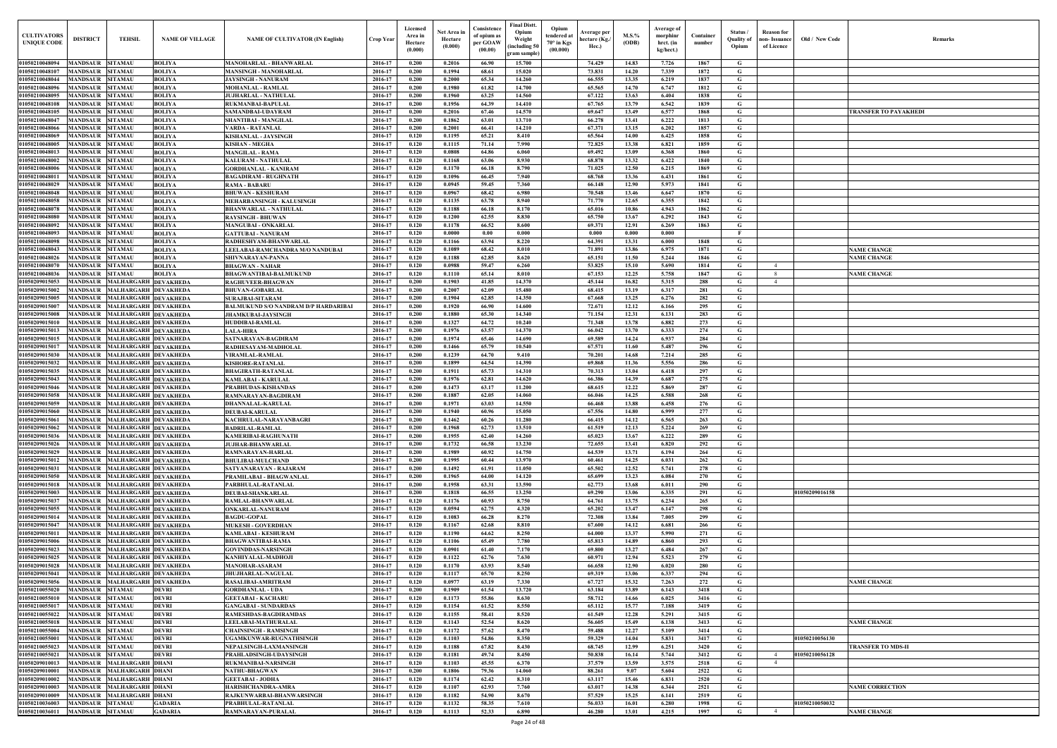| CULTIVATORS UNIQUE CODE | DISTRICT | TEHSIL | NAME OF VILLAGE | NAME OF CULTIVATOR (IN English) | Crop Year | Licensed Area in Hectare (0.000) | Net Area in Hectare (0.000) | Consistence of opium as per GOAW (00.00) | Final Distt. Opium Weight (including 50 gram sample) | Opium tendered at 70° in Kgs (00.000) | Average per hectare (Kg./ Hec.) | M.S.% (ODB) | Average of morphinr hrct. (in kg/hect.) | Container number | Status / Quality of Opium | Reason for non- Issuance of Licence | Old / New Code | Remarks |
|---|---|---|---|---|---|---|---|---|---|---|---|---|---|---|---|---|---|---|
| 01050210048094 | MANDSAUR | SITAMAU | BOLIYA | MANOHARLAL - BHANWARLAL | 2016-17 | 0.200 | 0.2016 | 66.90 | 15.700 | | 74.429 | 14.83 | 7.726 | 1867 | G | | | |
| 01050210048107 | MANDSAUR | SITAMAU | BOLIYA | MANSINGH - MANOHARLAL | 2016-17 | 0.200 | 0.1994 | 68.61 | 15.020 | | 73.831 | 14.20 | 7.339 | 1872 | G | | | |
| 01050210048044 | MANDSAUR | SITAMAU | BOLIYA | JAYSINGH - NANURAM | 2016-17 | 0.200 | 0.2000 | 65.34 | 14.260 | | 66.555 | 13.35 | 6.219 | 1837 | G | | | |
| 01050210048096 | MANDSAUR | SITAMAU | BOLIYA | MOHANLAL - RAMLAL | 2016-17 | 0.200 | 0.1980 | 61.82 | 14.700 | | 65.565 | 14.70 | 6.747 | 1812 | G | | | |
| 01050210048095 | MANDSAUR | SITAMAU | BOLIYA | JUJHARLAL - NATHULAL | 2016-17 | 0.200 | 0.1960 | 63.25 | 14.560 | | 67.122 | 13.63 | 6.404 | 1838 | G | | | |
| 01050210048108 | MANDSAUR | SITAMAU | BOLIYA | RUKMANBAI-BAPULAL | 2016-17 | 0.200 | 0.1956 | 64.39 | 14.410 | | 67.765 | 13.79 | 6.542 | 1839 | G | | | |
| 01050210048105 | MANDSAUR | SITAMAU | BOLIYA | SAMANDBAI-UDAYRAM | 2016-17 | 0.200 | 0.2016 | 67.46 | 14.570 | | 69.647 | 13.49 | 6.577 | 1868 | G | | | TRANSFER TO PAYAKHEDI |
| 01050210048047 | MANDSAUR | SITAMAU | BOLIYA | SHANTIBAI - MANGILAL | 2016-17 | 0.200 | 0.1862 | 63.01 | 13.710 | | 66.278 | 13.41 | 6.222 | 1813 | G | | | |
| 01050210048066 | MANDSAUR | SITAMAU | BOLIYA | VARDA - RATANLAL | 2016-17 | 0.200 | 0.2001 | 66.41 | 14.210 | | 67.371 | 13.15 | 6.202 | 1857 | G | | | |
| 01050210048069 | MANDSAUR | SITAMAU | BOLIYA | KISHANLAL - JAYSINGH | 2016-17 | 0.120 | 0.1195 | 65.21 | 8.410 | | 65.564 | 14.00 | 6.425 | 1858 | G | | | |
| 01050210048005 | MANDSAUR | SITAMAU | BOLIYA | KISHAN - MEGHA | 2016-17 | 0.120 | 0.1115 | 71.14 | 7.990 | | 72.825 | 13.38 | 6.821 | 1859 | G | | | |
| 01050210048013 | MANDSAUR | SITAMAU | BOLIYA | MANGILAL - RAMA | 2016-17 | 0.120 | 0.0808 | 64.86 | 6.060 | | 69.492 | 13.09 | 6.368 | 1860 | G | | | |
| 01050210048002 | MANDSAUR | SITAMAU | BOLIYA | KALURAM - NATHULAL | 2016-17 | 0.120 | 0.1168 | 63.06 | 8.930 | | 68.878 | 13.32 | 6.422 | 1840 | G | | | |
| 01050210048006 | MANDSAUR | SITAMAU | BOLIYA | GORDHANLAL - KANIRAM | 2016-17 | 0.120 | 0.1170 | 66.18 | 8.790 | | 71.025 | 12.50 | 6.215 | 1869 | G | | | |
| 01050210048011 | MANDSAUR | SITAMAU | BOLIYA | BAGADIRAM - RUGHNATH | 2016-17 | 0.120 | 0.1096 | 66.45 | 7.940 | | 68.768 | 13.36 | 6.431 | 1861 | G | | | |
| 01050210048029 | MANDSAUR | SITAMAU | BOLIYA | RAMA - BABARU | 2016-17 | 0.120 | 0.0945 | 59.45 | 7.360 | | 66.148 | 12.90 | 5.973 | 1841 | G | | | |
| 01050210048048 | MANDSAUR | SITAMAU | BOLIYA | BHUWAN - KESHURAM | 2016-17 | 0.120 | 0.0967 | 68.42 | 6.980 | | 70.548 | 13.46 | 6.647 | 1870 | G | | | |
| 01050210048058 | MANDSAUR | SITAMAU | BOLIYA | MEHARBANSINGH - KALUSINGH | 2016-17 | 0.120 | 0.1135 | 63.78 | 8.940 | | 71.770 | 12.65 | 6.355 | 1842 | G | | | |
| 01050210048078 | MANDSAUR | SITAMAU | BOLIYA | BHANWARLAL - NATHULAL | 2016-17 | 0.120 | 0.1188 | 66.18 | 8.170 | | 65.016 | 10.86 | 4.943 | 1862 | G | | | |
| 01050210048080 | MANDSAUR | SITAMAU | BOLIYA | RAYSINGH - BHUWAN | 2016-17 | 0.120 | 0.1200 | 62.55 | 8.830 | | 65.750 | 13.67 | 6.292 | 1843 | G | | | |
| 01050210048092 | MANDSAUR | SITAMAU | BOLIYA | MANGUBAI - ONKARLAL | 2016-17 | 0.120 | 0.1178 | 66.52 | 8.600 | | 69.371 | 12.91 | 6.269 | 1863 | G | | | |
| 01050210048093 | MANDSAUR | SITAMAU | BOLIYA | GATTUBAI - NANURAM | 2016-17 | 0.120 | 0.0000 | 0.00 | 0.000 | | 0.000 | 0.000 | 0.000 | | F | | | |
| 01050210048098 | MANDSAUR | SITAMAU | BOLIYA | RADHESHYAM-BHANWARLAL | 2016-17 | 0.120 | 0.1166 | 63.94 | 8.220 | | 64.391 | 13.31 | 6.000 | 1848 | G | | | |
| 01050210048043 | MANDSAUR | SITAMAU | BOLIYA | LEELABAI-RAMCHANDRA M/O NANDUBAI | 2016-17 | 0.120 | 0.1089 | 68.42 | 8.010 | | 71.891 | 13.86 | 6.975 | 1871 | G | | | NAME CHANGE |
| 01050210048026 | MANDSAUR | SITAMAU | BOLIYA | SHIVNARAYAN-PANNA | 2016-17 | 0.120 | 0.1188 | 62.85 | 8.620 | | 65.151 | 11.50 | 5.244 | 1846 | G | | | NAME CHANGE |
| 01050210048070 | MANDSAUR | SITAMAU | BOLIYA | BHAGWAN - NAHAR | 2016-17 | 0.120 | 0.0988 | 59.47 | 6.260 | | 53.825 | 15.10 | 5.690 | 1814 | G | 4 | | |
| 01050210048036 | MANDSAUR | SITAMAU | BOLIYA | BHAGWANTIBAI-BALMUKUND | 2016-17 | 0.120 | 0.1110 | 65.14 | 8.010 | | 67.153 | 12.25 | 5.758 | 1847 | G | 8 | | NAME CHANGE |
| 01050209015053 | MANDSAUR | MALHARGARH | DEVAKHEDA | RAGHUVEER-BHAGWAN | 2016-17 | 0.200 | 0.1903 | 41.85 | 14.370 | | 45.144 | 16.82 | 5.315 | 288 | G | 4 | | |
| 01050209015002 | MANDSAUR | MALHARGARH | DEVAKHEDA | BHUVAN-GOBARLAL | 2016-17 | 0.200 | 0.2007 | 62.09 | 15.480 | | 68.415 | 13.19 | 6.317 | 281 | G | | | |
| 01050209015005 | MANDSAUR | MALHARGARH | DEVAKHEDA | SURAJBAI-SITARAM | 2016-17 | 0.200 | 0.1904 | 62.85 | 14.350 | | 67.668 | 13.25 | 6.276 | 282 | G | | | |
| 01050209015007 | MANDSAUR | MALHARGARH | DEVAKHEDA | BALMUKUND S/O NANDRAM D/P HARDARIBAI | 2016-17 | 0.200 | 0.1920 | 66.90 | 14.600 | | 72.671 | 12.12 | 6.166 | 295 | G | | | |
| 01050209015008 | MANDSAUR | MALHARGARH | DEVAKHEDA | JHAMKUBAI-JAYSINGH | 2016-17 | 0.200 | 0.1880 | 65.30 | 14.340 | | 71.154 | 12.31 | 6.131 | 283 | G | | | |
| 01050209015010 | MANDSAUR | MALHARGARH | DEVAKHEDA | HUDDIBAI-RAMLAL | 2016-17 | 0.200 | 0.1327 | 64.72 | 10.240 | | 71.348 | 13.78 | 6.882 | 273 | G | | | |
| 01050209015013 | MANDSAUR | MALHARGARH | DEVAKHEDA | LALA-HIRA | 2016-17 | 0.200 | 0.1976 | 63.57 | 14.370 | | 66.042 | 13.70 | 6.333 | 274 | G | | | |
| 01050209015015 | MANDSAUR | MALHARGARH | DEVAKHEDA | SATNARAYAN-BAGDIRAM | 2016-17 | 0.200 | 0.1974 | 65.46 | 14.690 | | 69.589 | 14.24 | 6.937 | 284 | G | | | |
| 01050209015017 | MANDSAUR | MALHARGARH | DEVAKHEDA | RADHESAYAM-MADHOLAL | 2016-17 | 0.200 | 0.1466 | 65.79 | 10.540 | | 67.571 | 11.60 | 5.487 | 296 | G | | | |
| 01050209015030 | MANDSAUR | MALHARGARH | DEVAKHEDA | VIRAMLAL-RAMLAL | 2016-17 | 0.200 | 0.1239 | 64.70 | 9.410 | | 70.201 | 14.68 | 7.214 | 285 | G | | | |
| 01050209015032 | MANDSAUR | MALHARGARH | DEVAKHEDA | KISHORE-RATANLAL | 2016-17 | 0.200 | 0.1899 | 64.54 | 14.390 | | 69.868 | 11.36 | 5.556 | 286 | G | | | |
| 01050209015035 | MANDSAUR | MALHARGARH | DEVAKHEDA | BHAGIRATH-RATANLAL | 2016-17 | 0.200 | 0.1911 | 65.73 | 14.310 | | 70.313 | 13.04 | 6.418 | 297 | G | | | |
| 01050209015043 | MANDSAUR | MALHARGARH | DEVAKHEDA | KAMLABAI - KARULAL | 2016-17 | 0.200 | 0.1976 | 62.81 | 14.620 | | 66.386 | 14.39 | 6.687 | 275 | G | | | |
| 01050209015046 | MANDSAUR | MALHARGARH | DEVAKHEDA | PRABHUDAS-KISHANDAS | 2016-17 | 0.200 | 0.1473 | 63.17 | 11.200 | | 68.615 | 12.22 | 5.869 | 287 | G | | | |
| 01050209015058 | MANDSAUR | MALHARGARH | DEVAKHEDA | RAMNARAYAN-BAGDIRAM | 2016-17 | 0.200 | 0.1887 | 62.05 | 14.060 | | 66.046 | 14.25 | 6.588 | 268 | G | | | |
| 01050209015059 | MANDSAUR | MALHARGARH | DEVAKHEDA | DHANNALAL-KARULAL | 2016-17 | 0.200 | 0.1971 | 63.03 | 14.550 | | 66.468 | 13.88 | 6.458 | 276 | G | | | |
| 01050209015060 | MANDSAUR | MALHARGARH | DEVAKHEDA | DEUBAI-KARULAL | 2016-17 | 0.200 | 0.1940 | 60.96 | 15.050 | | 67.556 | 14.80 | 6.999 | 277 | G | | | |
| 01050209015061 | MANDSAUR | MALHARGARH | DEVAKHEDA | KACHRULAL-NARAYANBAGRI | 2016-17 | 0.200 | 0.1462 | 60.26 | 11.280 | | 66.415 | 14.12 | 6.565 | 263 | G | | | |
| 01050209015062 | MANDSAUR | MALHARGARH | DEVAKHEDA | BADRILAL-RAMLAL | 2016-17 | 0.200 | 0.1968 | 62.73 | 13.510 | | 61.519 | 12.13 | 5.224 | 269 | G | | | |
| 01050209015036 | MANDSAUR | MALHARGARH | DEVAKHEDA | KAMERIBAI-RAGHUNATH | 2016-17 | 0.200 | 0.1955 | 62.40 | 14.260 | | 65.023 | 13.67 | 6.222 | 289 | G | | | |
| 01050209015026 | MANDSAUR | MALHARGARH | DEVAKHEDA | JUJHAR-BHANWARLAL | 2016-17 | 0.200 | 0.1732 | 66.58 | 13.230 | | 72.655 | 13.41 | 6.820 | 292 | G | | | |
| 01050209015029 | MANDSAUR | MALHARGARH | DEVAKHEDA | RAMNARAYAN-HARLAL | 2016-17 | 0.200 | 0.1989 | 60.92 | 14.750 | | 64.539 | 13.71 | 6.194 | 264 | G | | | |
| 01050209015012 | MANDSAUR | MALHARGARH | DEVAKHEDA | BHULIBAI-MULCHAND | 2016-17 | 0.200 | 0.1995 | 60.44 | 13.970 | | 60.461 | 14.25 | 6.031 | 262 | G | | | |
| 01050209015031 | MANDSAUR | MALHARGARH | DEVAKHEDA | SATYANARAYAN - RAJARAM | 2016-17 | 0.200 | 0.1492 | 61.91 | 11.050 | | 65.502 | 12.52 | 5.741 | 278 | G | | | |
| 01050209015050 | MANDSAUR | MALHARGARH | DEVAKHEDA | PRAMILABAI - BHAGWANLAL | 2016-17 | 0.200 | 0.1965 | 64.00 | 14.120 | | 65.699 | 13.23 | 6.084 | 270 | G | | | |
| 01050209015018 | MANDSAUR | MALHARGARH | DEVAKHEDA | PARBHULAL-RATANLAL | 2016-17 | 0.200 | 0.1958 | 63.31 | 13.590 | | 62.773 | 13.68 | 6.011 | 290 | G | | | |
| 01050209015003 | MANDSAUR | MALHARGARH | DEVAKHEDA | DEUBAI-SHANKARLAL | 2016-17 | 0.200 | 0.1818 | 66.55 | 13.250 | | 69.290 | 13.06 | 6.335 | 291 | G | | 01050209016158 | |
| 01050209015037 | MANDSAUR | MALHARGARH | DEVAKHEDA | RAMLAL-BHANWARLAL | 2016-17 | 0.120 | 0.1176 | 60.93 | 8.750 | | 64.761 | 13.75 | 6.234 | 265 | G | | | |
| 01050209015055 | MANDSAUR | MALHARGARH | DEVAKHEDA | ONKARLAL-NANURAM | 2016-17 | 0.120 | 0.0594 | 62.75 | 4.320 | | 65.202 | 13.47 | 6.147 | 298 | G | | | |
| 01050209015014 | MANDSAUR | MALHARGARH | DEVAKHEDA | BAGDU-GOPAL | 2016-17 | 0.120 | 0.1083 | 66.28 | 8.270 | | 72.308 | 13.84 | 7.005 | 299 | G | | | |
| 01050209015047 | MANDSAUR | MALHARGARH | DEVAKHEDA | MUKESH - GOVERDHAN | 2016-17 | 0.120 | 0.1167 | 62.68 | 8.810 | | 67.600 | 14.12 | 6.681 | 266 | G | | | |
| 01050209015011 | MANDSAUR | MALHARGARH | DEVAKHEDA | KAMLABAI - KESHURAM | 2016-17 | 0.120 | 0.1190 | 64.62 | 8.250 | | 64.000 | 13.37 | 5.990 | 271 | G | | | |
| 01050209015006 | MANDSAUR | MALHARGARH | DEVAKHEDA | BHAGWANTIBAI-RAMA | 2016-17 | 0.120 | 0.1106 | 65.49 | 7.780 | | 65.813 | 14.89 | 6.860 | 293 | G | | | |
| 01050209015023 | MANDSAUR | MALHARGARH | DEVAKHEDA | GOVINDDAS-NARSINGH | 2016-17 | 0.120 | 0.0901 | 61.40 | 7.170 | | 69.800 | 13.27 | 6.484 | 267 | G | | | |
| 01050209015025 | MANDSAUR | MALHARGARH | DEVAKHEDA | KANHIYALAL-MADHOJI | 2016-17 | 0.120 | 0.1122 | 62.76 | 7.630 | | 60.971 | 12.94 | 5.523 | 279 | G | | | |
| 01050209015028 | MANDSAUR | MALHARGARH | DEVAKHEDA | MANOHAR-ASARAM | 2016-17 | 0.120 | 0.1170 | 63.93 | 8.540 | | 66.658 | 12.90 | 6.020 | 280 | G | | | |
| 01050209015041 | MANDSAUR | MALHARGARH | DEVAKHEDA | JHUJHARLAL-NAGULAL | 2016-17 | 0.120 | 0.1117 | 65.70 | 8.250 | | 69.319 | 13.06 | 6.337 | 294 | G | | | |
| 01050209015056 | MANDSAUR | MALHARGARH | DEVAKHEDA | RASALIBAI-AMRITRAM | 2016-17 | 0.120 | 0.0977 | 63.19 | 7.330 | | 67.727 | 15.32 | 7.263 | 272 | G | | | NAME CHANGE |
| 01050210055020 | MANDSAUR | SITAMAU | DEVRI | GORDHANLAL - UDA | 2016-17 | 0.200 | 0.1909 | 61.54 | 13.720 | | 63.184 | 13.89 | 6.143 | 3418 | G | | | |
| 01050210055010 | MANDSAUR | SITAMAU | DEVRI | GEETABAI - KACHARU | 2016-17 | 0.120 | 0.1173 | 55.86 | 8.630 | | 58.712 | 14.66 | 6.025 | 3416 | G | | | |
| 01050210055017 | MANDSAUR | SITAMAU | DEVRI | GANGABAI - SUNDARDAS | 2016-17 | 0.120 | 0.1154 | 61.52 | 8.550 | | 65.112 | 15.77 | 7.188 | 3419 | G | | | |
| 01050210055022 | MANDSAUR | SITAMAU | DEVRI | RAMESHDAS-BAGDIRAMDAS | 2016-17 | 0.120 | 0.1155 | 58.41 | 8.520 | | 61.549 | 12.28 | 5.291 | 3415 | G | | | |
| 01050210055018 | MANDSAUR | SITAMAU | DEVRI | LEELABAI-MATHURALAL | 2016-17 | 0.120 | 0.1143 | 52.54 | 8.620 | | 56.605 | 15.49 | 6.138 | 3413 | G | | | NAME CHANGE |
| 01050210055004 | MANDSAUR | SITAMAU | DEVRI | CHAINSINGH - RAMSINGH | 2016-17 | 0.120 | 0.1172 | 57.62 | 8.470 | | 59.488 | 12.27 | 5.109 | 3414 | G | | | |
| 01050210055001 | MANDSAUR | SITAMAU | DEVRI | UGAMKUNWAR-RUGNATHSINGH | 2016-17 | 0.120 | 0.1103 | 54.86 | 8.350 | | 59.329 | 14.04 | 5.831 | 3417 | G | | 01050210056130 | |
| 01050210055023 | MANDSAUR | SITAMAU | DEVRI | NEPALSINGH-LAXMANSINGH | 2016-17 | 0.120 | 0.1188 | 67.82 | 8.430 | | 68.745 | 12.99 | 6.251 | 3420 | G | | | TRANSFER TO MDS-II |
| 01050210055021 | MANDSAUR | SITAMAU | DEVRI | PRAHLADSINGH-UDAYSINGH | 2016-17 | 0.120 | 0.1181 | 49.74 | 8.450 | | 50.838 | 16.14 | 5.744 | 3412 | G | 4 | 01050210056128 | |
| 01050209010013 | MANDSAUR | MALHARGARH | DHANI | RUKMANIBAI-NARSINGH | 2016-17 | 0.120 | 0.1103 | 45.55 | 6.370 | | 37.579 | 13.59 | 3.575 | 2518 | G | 4 | | |
| 01050209010001 | MANDSAUR | MALHARGARH | DHANI | NATHU-BHAGWAN | 2016-17 | 0.200 | 0.1806 | 79.36 | 14.060 | | 88.261 | 9.07 | 5.604 | 2522 | G | | | |
| 01050209010002 | MANDSAUR | MALHARGARH | DHANI | GEETABAI - JODHA | 2016-17 | 0.120 | 0.1174 | 62.42 | 8.310 | | 63.117 | 15.46 | 6.831 | 2520 | G | | | |
| 01050209010003 | MANDSAUR | MALHARGARH | DHANI | HARISHCHANDRA-AMRA | 2016-17 | 0.120 | 0.1107 | 62.93 | 7.760 | | 63.017 | 14.38 | 6.344 | 2521 | G | | | NAME CORRECTION |
| 01050209010009 | MANDSAUR | MALHARGARH | DHANI | RAJKUNWARBAI-BHANWARSINGH | 2016-17 | 0.120 | 0.1182 | 54.90 | 8.670 | | 57.529 | 15.25 | 6.141 | 2519 | G | | | |
| 01050210036003 | MANDSAUR | SITAMAU | GADARIA | PRABHULAL-RATANLAL | 2016-17 | 0.120 | 0.1132 | 58.35 | 7.610 | | 56.033 | 16.01 | 6.280 | 1998 | G | | 01050210050032 | |
| 01050210036011 | MANDSAUR | SITAMAU | GADARIA | RAMNARAYAN-PURALAL | 2016-17 | 0.120 | 0.1113 | 52.33 | 6.890 | | 46.280 | 13.01 | 4.215 | 1997 | G | 4 | | NAME CHANGE |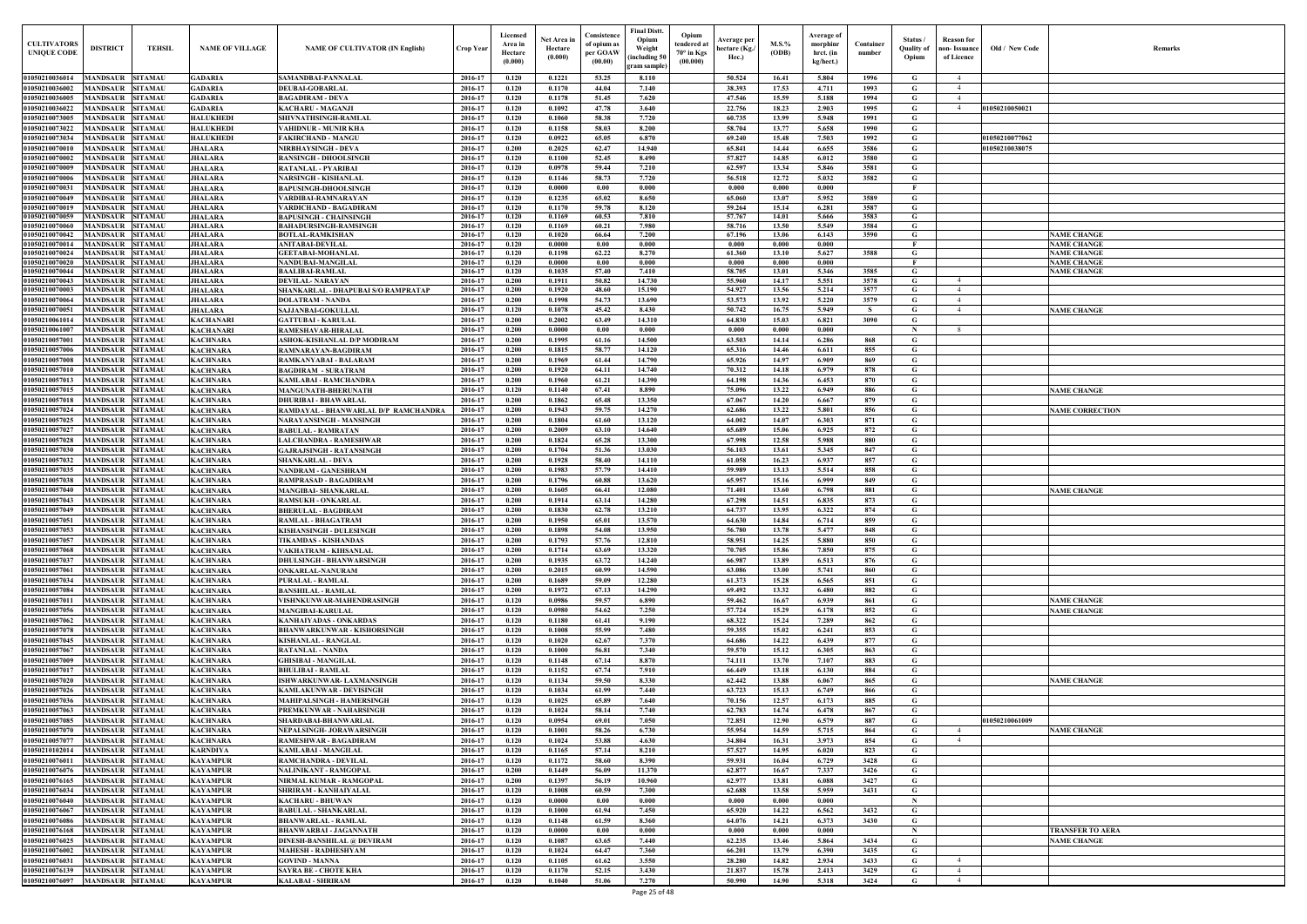| CULTIVATORS UNIQUE CODE | DISTRICT | TEHSIL | NAME OF VILLAGE | NAME OF CULTIVATOR (IN English) | Crop Year | Licensed Area in Hectare (0.000) | Net Area in Hectare (0.000) | Consistence of opium as per GOAW (00.00) | Final Distt. Opium Weight (including 50 gram sample) | Opium tendered at 70° in Kgs (00.000) | Average per hectare (Kg./ Hec.) | M.S.% (ODB) | Average of morphinr hrct. (in kg/hect.) | Container number | Status / Quality of Opium | Reason for non- Issuance of Licence | Old / New Code | Remarks |
|---|---|---|---|---|---|---|---|---|---|---|---|---|---|---|---|---|---|---|
| 01050210036014 | MANDSAUR | SITAMAU | GADARIA | SAMANDBAI-PANNALAL | 2016-17 | 0.120 | 0.1221 | 53.25 | 8.110 | | 50.524 | 16.41 | 5.804 | 1996 | G | 4 | | |
| 01050210036002 | MANDSAUR | SITAMAU | GADARIA | DEUBAI-GOBARLAL | 2016-17 | 0.120 | 0.1170 | 44.04 | 7.140 | | 38.393 | 17.53 | 4.711 | 1993 | G | 4 | | |
| 01050210036005 | MANDSAUR | SITAMAU | GADARIA | BAGADIRAM - DEVA | 2016-17 | 0.120 | 0.1178 | 51.45 | 7.620 | | 47.546 | 15.59 | 5.188 | 1994 | G | 4 | | |
| 01050210036022 | MANDSAUR | SITAMAU | GADARIA | KACHARU - MAGANJI | 2016-17 | 0.120 | 0.1092 | 47.78 | 3.640 | | 22.756 | 18.23 | 2.903 | 1995 | G | 4 | 01050210050021 | |
| 01050210073005 | MANDSAUR | SITAMAU | HALUKHEDI | SHIVNATHSINGH-RAMLAL | 2016-17 | 0.120 | 0.1060 | 58.38 | 7.720 | | 60.735 | 13.99 | 5.948 | 1991 | G | | | |
| 01050210073022 | MANDSAUR | SITAMAU | HALUKHEDI | VAHIDNUR - MUNIR KHA | 2016-17 | 0.120 | 0.1158 | 58.03 | 8.200 | | 58.704 | 13.77 | 5.658 | 1990 | G | | | |
| 01050210073034 | MANDSAUR | SITAMAU | HALUKHEDI | FAKIRCHAND - MANGU | 2016-17 | 0.120 | 0.0922 | 65.05 | 6.870 | | 69.240 | 15.48 | 7.503 | 1992 | G | | 01050210077062 | |
| 01050210070010 | MANDSAUR | SITAMAU | JHALARA | NIRBHAYSINGH - DEVA | 2016-17 | 0.200 | 0.2025 | 62.47 | 14.940 | | 65.841 | 14.44 | 6.655 | 3586 | G | | 01050210038075 | |
| 01050210070002 | MANDSAUR | SITAMAU | JHALARA | RANSINGH - DHOOLSINGH | 2016-17 | 0.120 | 0.1100 | 52.45 | 8.490 | | 57.827 | 14.85 | 6.012 | 3580 | G | | | |
| 01050210070009 | MANDSAUR | SITAMAU | JHALARA | RATANLAL - PYARIBAI | 2016-17 | 0.120 | 0.0978 | 59.44 | 7.210 | | 62.597 | 13.34 | 5.846 | 3581 | G | | | |
| 01050210070006 | MANDSAUR | SITAMAU | JHALARA | NARSINGH - KISHANLAL | 2016-17 | 0.120 | 0.1146 | 58.73 | 7.720 | | 56.518 | 12.72 | 5.032 | 3582 | G | | | |
| 01050210070031 | MANDSAUR | SITAMAU | JHALARA | BAPUSINGH-DHOOLSINGH | 2016-17 | 0.120 | 0.0000 | 0.00 | 0.000 | | 0.000 | 0.000 | 0.000 | | F | | | |
| 01050210070049 | MANDSAUR | SITAMAU | JHALARA | VARDIBAI-RAMNARAYAN | 2016-17 | 0.120 | 0.1235 | 65.02 | 8.650 | | 65.060 | 13.07 | 5.952 | 3589 | G | | | |
| 01050210070019 | MANDSAUR | SITAMAU | JHALARA | VARDICHAND - BAGADIRAM | 2016-17 | 0.120 | 0.1170 | 59.78 | 8.120 | | 59.264 | 15.14 | 6.281 | 3587 | G | | | |
| 01050210070059 | MANDSAUR | SITAMAU | JHALARA | BAPUSINGH - CHAINSINGH | 2016-17 | 0.120 | 0.1169 | 60.53 | 7.810 | | 57.767 | 14.01 | 5.666 | 3583 | G | | | |
| 01050210070060 | MANDSAUR | SITAMAU | JHALARA | BAHADURSINGH-RAMSINGH | 2016-17 | 0.120 | 0.1169 | 60.21 | 7.980 | | 58.716 | 13.50 | 5.549 | 3584 | G | | | |
| 01050210070042 | MANDSAUR | SITAMAU | JHALARA | BOTLAL-RAMKISHAN | 2016-17 | 0.120 | 0.1020 | 66.64 | 7.200 | | 67.196 | 13.06 | 6.143 | 3590 | G | | | NAME CHANGE |
| 01050210070014 | MANDSAUR | SITAMAU | JHALARA | ANITABAI-DEVILAL | 2016-17 | 0.120 | 0.0000 | 0.00 | 0.000 | | 0.000 | 0.000 | 0.000 | | F | | | NAME CHANGE |
| 01050210070024 | MANDSAUR | SITAMAU | JHALARA | GEETABAI-MOHANLAL | 2016-17 | 0.120 | 0.1198 | 62.22 | 8.270 | | 61.360 | 13.10 | 5.627 | 3588 | G | | | NAME CHANGE |
| 01050210070020 | MANDSAUR | SITAMAU | JHALARA | NANDUBAI-MANGILAL | 2016-17 | 0.120 | 0.0000 | 0.00 | 0.000 | | 0.000 | 0.000 | 0.000 | | F | | | NAME CHANGE |
| 01050210070044 | MANDSAUR | SITAMAU | JHALARA | BAALIBAI-RAMLAL | 2016-17 | 0.120 | 0.1035 | 57.40 | 7.410 | | 58.705 | 13.01 | 5.346 | 3585 | G | | | NAME CHANGE |
| 01050210070043 | MANDSAUR | SITAMAU | JHALARA | DEVILAL- NARAYAN | 2016-17 | 0.200 | 0.1911 | 50.82 | 14.730 | | 55.960 | 14.17 | 5.551 | 3578 | G | 4 | | |
| 01050210070003 | MANDSAUR | SITAMAU | JHALARA | SHANKARLAL - DHAPUBAI S/O RAMPRATAP | 2016-17 | 0.200 | 0.1920 | 48.60 | 15.190 | | 54.927 | 13.56 | 5.214 | 3577 | G | 4 | | |
| 01050210070064 | MANDSAUR | SITAMAU | JHALARA | DOLATRAM - NANDA | 2016-17 | 0.200 | 0.1998 | 54.73 | 13.690 | | 53.573 | 13.92 | 5.220 | 3579 | G | 4 | | |
| 01050210070051 | MANDSAUR | SITAMAU | JHALARA | SAJJANBAI-GOKULLAL | 2016-17 | 0.120 | 0.1078 | 45.42 | 8.430 | | 50.742 | 16.75 | 5.949 | S | G | 4 | | NAME CHANGE |
| 01050210061014 | MANDSAUR | SITAMAU | KACHANARI | GATTUBAI - KARULAL | 2016-17 | 0.200 | 0.2002 | 63.49 | 14.310 | | 64.830 | 15.03 | 6.821 | 3090 | G | | | |
| 01050210061007 | MANDSAUR | SITAMAU | KACHANARI | RAMESHAVAR-HIRALAL | 2016-17 | 0.200 | 0.0000 | 0.00 | 0.000 | | 0.000 | 0.000 | 0.000 | | N | 8 | | |
| 01050210057001 | MANDSAUR | SITAMAU | KACHNARA | ASHOK-KISHANLAL D/P MODIRAM | 2016-17 | 0.200 | 0.1995 | 61.16 | 14.500 | | 63.503 | 14.14 | 6.286 | 868 | G | | | |
| 01050210057006 | MANDSAUR | SITAMAU | KACHNARA | RAMNARAYAN-BAGDIRAM | 2016-17 | 0.200 | 0.1815 | 58.77 | 14.120 | | 65.316 | 14.46 | 6.611 | 855 | G | | | |
| 01050210057008 | MANDSAUR | SITAMAU | KACHNARA | RAMKANYABAI - BALARAM | 2016-17 | 0.200 | 0.1969 | 61.44 | 14.790 | | 65.926 | 14.97 | 6.909 | 869 | G | | | |
| 01050210057010 | MANDSAUR | SITAMAU | KACHNARA | BAGDIRAM - SURATRAM | 2016-17 | 0.200 | 0.1920 | 64.11 | 14.740 | | 70.312 | 14.18 | 6.979 | 878 | G | | | |
| 01050210057013 | MANDSAUR | SITAMAU | KACHNARA | KAMLABAI - RAMCHANDRA | 2016-17 | 0.200 | 0.1960 | 61.21 | 14.390 | | 64.198 | 14.36 | 6.453 | 870 | G | | | |
| 01050210057015 | MANDSAUR | SITAMAU | KACHNARA | MANGUNATH-BHERUNATH | 2016-17 | 0.120 | 0.1140 | 67.41 | 8.890 | | 75.096 | 13.22 | 6.949 | 886 | G | | | NAME CHANGE |
| 01050210057018 | MANDSAUR | SITAMAU | KACHNARA | DHURIBAI - BHAWARLAL | 2016-17 | 0.200 | 0.1862 | 65.48 | 13.350 | | 67.067 | 14.20 | 6.667 | 879 | G | | | |
| 01050210057024 | MANDSAUR | SITAMAU | KACHNARA | RAMDAYAL - BHANWARLAL D/P RAMCHANDRA | 2016-17 | 0.200 | 0.1943 | 59.75 | 14.270 | | 62.686 | 13.22 | 5.801 | 856 | G | | | NAME CORRECTION |
| 01050210057025 | MANDSAUR | SITAMAU | KACHNARA | NARAYANSINGH - MANSINGH | 2016-17 | 0.200 | 0.1804 | 61.60 | 13.120 | | 64.002 | 14.07 | 6.303 | 871 | G | | | |
| 01050210057027 | MANDSAUR | SITAMAU | KACHNARA | BABULAL - RAMRATAN | 2016-17 | 0.200 | 0.2009 | 63.10 | 14.640 | | 65.689 | 15.06 | 6.925 | 872 | G | | | |
| 01050210057028 | MANDSAUR | SITAMAU | KACHNARA | LALCHANDRA - RAMESHWAR | 2016-17 | 0.200 | 0.1824 | 65.28 | 13.300 | | 67.998 | 12.58 | 5.988 | 880 | G | | | |
| 01050210057030 | MANDSAUR | SITAMAU | KACHNARA | GAJRAJSINGH - RATANSINGH | 2016-17 | 0.200 | 0.1704 | 51.36 | 13.030 | | 56.103 | 13.61 | 5.345 | 847 | G | | | |
| 01050210057032 | MANDSAUR | SITAMAU | KACHNARA | SHANKARLAL - DEVA | 2016-17 | 0.200 | 0.1928 | 58.40 | 14.110 | | 61.058 | 16.23 | 6.937 | 857 | G | | | |
| 01050210057035 | MANDSAUR | SITAMAU | KACHNARA | NANDRAM - GANESHRAM | 2016-17 | 0.200 | 0.1983 | 57.79 | 14.410 | | 59.989 | 13.13 | 5.514 | 858 | G | | | |
| 01050210057038 | MANDSAUR | SITAMAU | KACHNARA | RAMPRASAD - BAGADIRAM | 2016-17 | 0.200 | 0.1796 | 60.88 | 13.620 | | 65.957 | 15.16 | 6.999 | 849 | G | | | |
| 01050210057040 | MANDSAUR | SITAMAU | KACHNARA | MANGIBAI- SHANKARLAL | 2016-17 | 0.200 | 0.1605 | 66.41 | 12.080 | | 71.401 | 13.60 | 6.798 | 881 | G | | | NAME CHANGE |
| 01050210057043 | MANDSAUR | SITAMAU | KACHNARA | RAMSUKH - ONKARLAL | 2016-17 | 0.200 | 0.1914 | 63.14 | 14.280 | | 67.298 | 14.51 | 6.835 | 873 | G | | | |
| 01050210057049 | MANDSAUR | SITAMAU | KACHNARA | BHERULAL - BAGDIRAM | 2016-17 | 0.200 | 0.1830 | 62.78 | 13.210 | | 64.737 | 13.95 | 6.322 | 874 | G | | | |
| 01050210057051 | MANDSAUR | SITAMAU | KACHNARA | RAMLAL - BHAGATRAM | 2016-17 | 0.200 | 0.1950 | 65.01 | 13.570 | | 64.630 | 14.84 | 6.714 | 859 | G | | | |
| 01050210057053 | MANDSAUR | SITAMAU | KACHNARA | KISHANSINGH - DULESINGH | 2016-17 | 0.200 | 0.1898 | 54.08 | 13.950 | | 56.780 | 13.78 | 5.477 | 848 | G | | | |
| 01050210057057 | MANDSAUR | SITAMAU | KACHNARA | TIKAMDAS - KISHANDAS | 2016-17 | 0.200 | 0.1793 | 57.76 | 12.810 | | 58.951 | 14.25 | 5.880 | 850 | G | | | |
| 01050210057068 | MANDSAUR | SITAMAU | KACHNARA | VAKHATRAM - KIHSANLAL | 2016-17 | 0.200 | 0.1714 | 63.69 | 13.320 | | 70.705 | 15.86 | 7.850 | 875 | G | | | |
| 01050210057037 | MANDSAUR | SITAMAU | KACHNARA | DHULSINGH - BHANWARSINGH | 2016-17 | 0.200 | 0.1935 | 63.72 | 14.240 | | 66.987 | 13.89 | 6.513 | 876 | G | | | |
| 01050210057061 | MANDSAUR | SITAMAU | KACHNARA | ONKARLAL-NANURAM | 2016-17 | 0.200 | 0.2015 | 60.99 | 14.590 | | 63.086 | 13.00 | 5.741 | 860 | G | | | |
| 01050210057034 | MANDSAUR | SITAMAU | KACHNARA | PURALAL - RAMLAL | 2016-17 | 0.200 | 0.1689 | 59.09 | 12.280 | | 61.373 | 15.28 | 6.565 | 851 | G | | | |
| 01050210057084 | MANDSAUR | SITAMAU | KACHNARA | BANSHILAL - RAMLAL | 2016-17 | 0.200 | 0.1972 | 67.13 | 14.290 | | 69.492 | 13.32 | 6.480 | 882 | G | | | |
| 01050210057011 | MANDSAUR | SITAMAU | KACHNARA | VISHNKUNWAR-MAHENDRASINGH | 2016-17 | 0.120 | 0.0986 | 59.57 | 6.890 | | 59.462 | 16.67 | 6.939 | 861 | G | | | NAME CHANGE |
| 01050210057056 | MANDSAUR | SITAMAU | KACHNARA | MANGIBAI-KARULAL | 2016-17 | 0.120 | 0.0980 | 54.62 | 7.250 | | 57.724 | 15.29 | 6.178 | 852 | G | | | NAME CHANGE |
| 01050210057062 | MANDSAUR | SITAMAU | KACHNARA | KANHAIYADAS - ONKARDAS | 2016-17 | 0.120 | 0.1180 | 61.41 | 9.190 | | 68.322 | 15.24 | 7.289 | 862 | G | | | |
| 01050210057078 | MANDSAUR | SITAMAU | KACHNARA | BHANWARKUNWAR - KISHORSINGH | 2016-17 | 0.120 | 0.1008 | 55.99 | 7.480 | | 59.355 | 15.02 | 6.241 | 853 | G | | | |
| 01050210057045 | MANDSAUR | SITAMAU | KACHNARA | KISHANLAL - RANGLAL | 2016-17 | 0.120 | 0.1020 | 62.67 | 7.370 | | 64.686 | 14.22 | 6.439 | 877 | G | | | |
| 01050210057067 | MANDSAUR | SITAMAU | KACHNARA | RATANLAL - NANDA | 2016-17 | 0.120 | 0.1000 | 56.81 | 7.340 | | 59.570 | 15.12 | 6.305 | 863 | G | | | |
| 01050210057009 | MANDSAUR | SITAMAU | KACHNARA | GHISIBAI - MANGILAL | 2016-17 | 0.120 | 0.1148 | 67.14 | 8.870 | | 74.111 | 13.70 | 7.107 | 883 | G | | | |
| 01050210057017 | MANDSAUR | SITAMAU | KACHNARA | BHULIBAI - RAMLAL | 2016-17 | 0.120 | 0.1152 | 67.74 | 7.910 | | 66.449 | 13.18 | 6.130 | 884 | G | | | |
| 01050210057020 | MANDSAUR | SITAMAU | KACHNARA | ISHWARKUNWAR- LAXMANSINGH | 2016-17 | 0.120 | 0.1134 | 59.50 | 8.330 | | 62.442 | 13.88 | 6.067 | 865 | G | | | NAME CHANGE |
| 01050210057026 | MANDSAUR | SITAMAU | KACHNARA | KAMLAKUNWAR - DEVISINGH | 2016-17 | 0.120 | 0.1034 | 61.99 | 7.440 | | 63.723 | 15.13 | 6.749 | 866 | G | | | |
| 01050210057036 | MANDSAUR | SITAMAU | KACHNARA | MAHIPALSINGH - HAMERSINGH | 2016-17 | 0.120 | 0.1025 | 65.89 | 7.640 | | 70.156 | 12.57 | 6.173 | 885 | G | | | |
| 01050210057063 | MANDSAUR | SITAMAU | KACHNARA | PREMKUNWAR - NAHARSINGH | 2016-17 | 0.120 | 0.1024 | 58.14 | 7.740 | | 62.783 | 14.74 | 6.478 | 867 | G | | | |
| 01050210057085 | MANDSAUR | SITAMAU | KACHNARA | SHARDABAI-BHANWARLAL | 2016-17 | 0.120 | 0.0954 | 69.01 | 7.050 | | 72.851 | 12.90 | 6.579 | 887 | G | | 01050210061009 | |
| 01050210057070 | MANDSAUR | SITAMAU | KACHNARA | NEPALSINGH- JORAWARSINGH | 2016-17 | 0.120 | 0.1001 | 58.26 | 6.730 | | 55.954 | 14.59 | 5.715 | 864 | G | 4 | | NAME CHANGE |
| 01050210057077 | MANDSAUR | SITAMAU | KACHNARA | RAMESHWAR - BAGADIRAM | 2016-17 | 0.120 | 0.1024 | 53.88 | 4.630 | | 34.804 | 16.31 | 3.973 | 854 | G | 4 | | |
| 01050210102014 | MANDSAUR | SITAMAU | KARNDIYA | KAMLABAI - MANGILAL | 2016-17 | 0.120 | 0.1165 | 57.14 | 8.210 | | 57.527 | 14.95 | 6.020 | 823 | G | | | |
| 01050210076011 | MANDSAUR | SITAMAU | KAYAMPUR | RAMCHANDRA - DEVILAL | 2016-17 | 0.120 | 0.1172 | 58.60 | 8.390 | | 59.931 | 16.04 | 6.729 | 3428 | G | | | |
| 01050210076076 | MANDSAUR | SITAMAU | KAYAMPUR | NALINIKANT - RAMGOPAL | 2016-17 | 0.200 | 0.1449 | 56.09 | 11.370 | | 62.877 | 16.67 | 7.337 | 3426 | G | | | |
| 01050210076165 | MANDSAUR | SITAMAU | KAYAMPUR | NIRMAL KUMAR - RAMGOPAL | 2016-17 | 0.200 | 0.1397 | 56.19 | 10.960 | | 62.977 | 13.81 | 6.088 | 3427 | G | | | |
| 01050210076034 | MANDSAUR | SITAMAU | KAYAMPUR | SHRIRAM - KANHAIYALAL | 2016-17 | 0.120 | 0.1008 | 60.59 | 7.300 | | 62.688 | 13.58 | 5.959 | 3431 | G | | | |
| 01050210076040 | MANDSAUR | SITAMAU | KAYAMPUR | KACHARU - BHUWAN | 2016-17 | 0.120 | 0.0000 | 0.00 | 0.000 | | 0.000 | 0.000 | 0.000 | | N | | | |
| 01050210076067 | MANDSAUR | SITAMAU | KAYAMPUR | BABULAL - SHANKARLAL | 2016-17 | 0.120 | 0.1000 | 61.94 | 7.450 | | 65.920 | 14.22 | 6.562 | 3432 | G | | | |
| 01050210076086 | MANDSAUR | SITAMAU | KAYAMPUR | BHANWARLAL - RAMLAL | 2016-17 | 0.120 | 0.1148 | 61.59 | 8.360 | | 64.076 | 14.21 | 6.373 | 3430 | G | | | |
| 01050210076168 | MANDSAUR | SITAMAU | KAYAMPUR | BHANWARBAI - JAGANNATH | 2016-17 | 0.120 | 0.0000 | 0.00 | 0.000 | | 0.000 | 0.000 | 0.000 | | N | | | TRANSFER TO AERA |
| 01050210076025 | MANDSAUR | SITAMAU | KAYAMPUR | DINESH-BANSHILAL @ DEVIRAM | 2016-17 | 0.120 | 0.1087 | 63.65 | 7.440 | | 62.235 | 13.46 | 5.864 | 3434 | G | | | NAME CHANGE |
| 01050210076002 | MANDSAUR | SITAMAU | KAYAMPUR | MAHESH - RADHESHYAM | 2016-17 | 0.120 | 0.1024 | 64.47 | 7.360 | | 66.201 | 13.79 | 6.390 | 3435 | G | | | |
| 01050210076031 | MANDSAUR | SITAMAU | KAYAMPUR | GOVIND - MANNA | 2016-17 | 0.120 | 0.1105 | 61.62 | 3.550 | | 28.280 | 14.82 | 2.934 | 3433 | G | 4 | | |
| 01050210076139 | MANDSAUR | SITAMAU | KAYAMPUR | SAYRA BE - CHOTE KHA | 2016-17 | 0.120 | 0.1170 | 52.15 | 3.430 | | 21.837 | 15.78 | 2.413 | 3429 | G | 4 | | |
| 01050210076097 | MANDSAUR | SITAMAU | KAYAMPUR | KALABAI - SHRIRAM | 2016-17 | 0.120 | 0.1040 | 51.06 | 7.270 | | 50.990 | 14.90 | 5.318 | 3424 | G | 4 | | |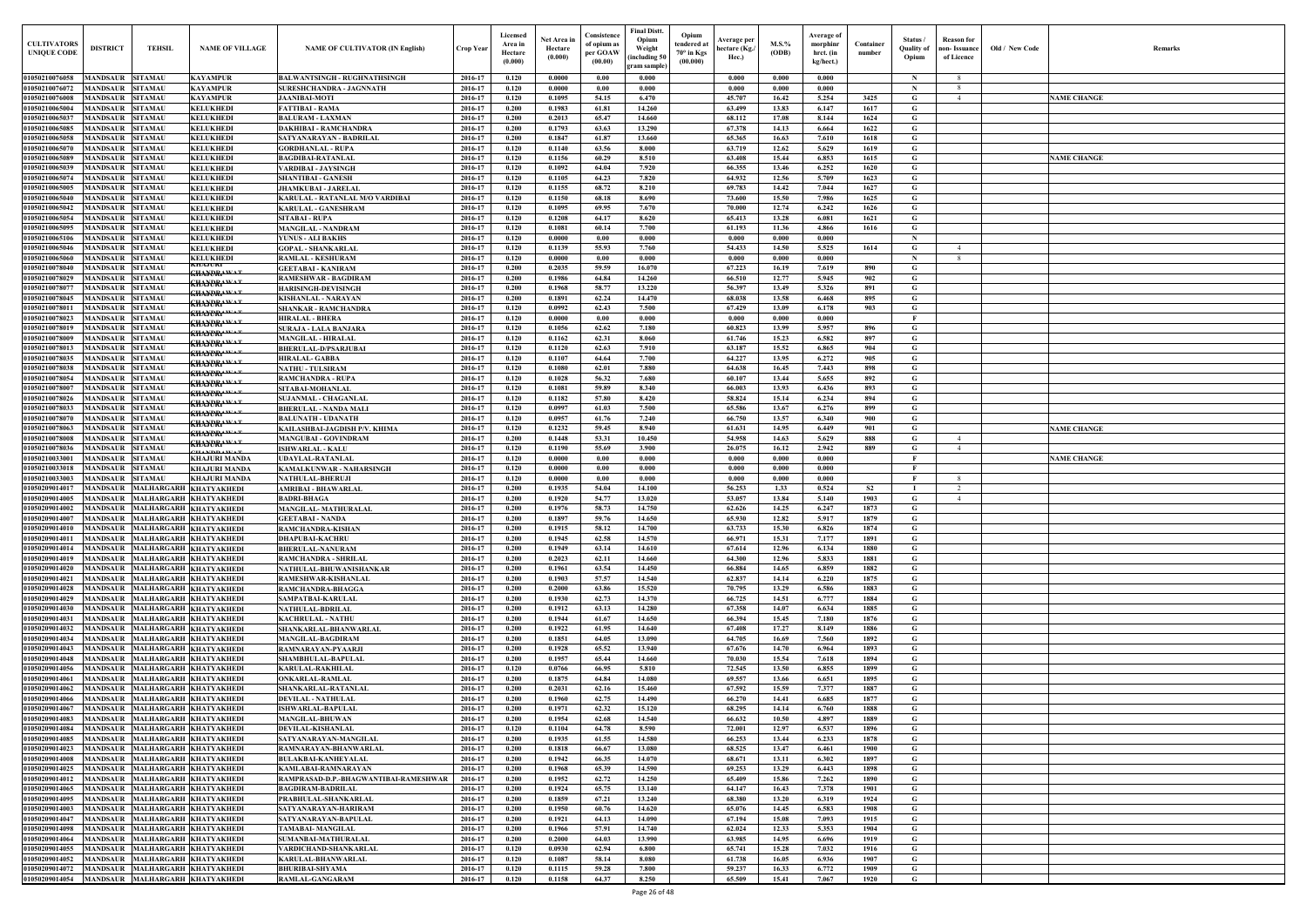| CULTIVATORS UNIQUE CODE | DISTRICT | TEHSIL | NAME OF VILLAGE | NAME OF CULTIVATOR (IN English) | Crop Year | Licensed Area in Hectare (0.000) | Net Area in Hectare (0.000) | Consistence of opium as per GOAW (00.00) | Final Distt. Opium Weight (including 50 gram sample) | Opium tendered at 70° in Kgs (00.000) | Average per hectare (Kg./ Hec.) | M.S.% (ODB) | Average of morphinr hrct. (in kg/hect.) | Container number | Status / Quality of Opium | Reason for non- Issuance of Licence | Old / New Code | Remarks |
|---|---|---|---|---|---|---|---|---|---|---|---|---|---|---|---|---|---|---|
| 01050210076058 | MANDSAUR | SITAMAU | KAYAMPUR | BALWANTSINGH - RUGHNATHSINGH | 2016-17 | 0.120 | 0.0000 | 0.00 | 0.000 | | 0.000 | 0.000 | 0.000 | | N | 8 | | |
| 01050210076072 | MANDSAUR | SITAMAU | KAYAMPUR | SURESHCHANDRA - JAGNNATH | 2016-17 | 0.120 | 0.0000 | 0.00 | 0.000 | | 0.000 | 0.000 | 0.000 | | N | 8 | | |
| 01050210076008 | MANDSAUR | SITAMAU | KAYAMPUR | JAANIBAI-MOTI | 2016-17 | 0.120 | 0.1095 | 54.15 | 6.470 | | 45.707 | 16.42 | 5.254 | 3425 | G | 4 | | NAME CHANGE |
| 01050210065004 | MANDSAUR | SITAMAU | KELUKHEDI | FATTIBAI - RAMA | 2016-17 | 0.200 | 0.1983 | 61.81 | 14.260 | | 63.499 | 13.83 | 6.147 | 1617 | G | | | |
| 01050210065037 | MANDSAUR | SITAMAU | KELUKHEDI | BALURAM - LAXMAN | 2016-17 | 0.200 | 0.2013 | 65.47 | 14.660 | | 68.112 | 17.08 | 8.144 | 1624 | G | | | |
| 01050210065085 | MANDSAUR | SITAMAU | KELUKHEDI | DAKHIBAI - RAMCHANDRA | 2016-17 | 0.200 | 0.1793 | 63.63 | 13.290 | | 67.378 | 14.13 | 6.664 | 1622 | G | | | |
| 01050210065058 | MANDSAUR | SITAMAU | KELUKHEDI | SATYANARAYAN - BADRILAL | 2016-17 | 0.200 | 0.1847 | 61.87 | 13.660 | | 65.365 | 16.63 | 7.610 | 1618 | G | | | |
| 01050210065070 | MANDSAUR | SITAMAU | KELUKHEDI | GORDHANLAL - RUPA | 2016-17 | 0.120 | 0.1140 | 63.56 | 8.000 | | 63.719 | 12.62 | 5.629 | 1619 | G | | | |
| 01050210065089 | MANDSAUR | SITAMAU | KELUKHEDI | BAGDIBAI-RATANLAL | 2016-17 | 0.120 | 0.1156 | 60.29 | 8.510 | | 63.408 | 15.44 | 6.853 | 1615 | G | | | NAME CHANGE |
| 01050210065039 | MANDSAUR | SITAMAU | KELUKHEDI | VARDIBAI - JAYSINGH | 2016-17 | 0.120 | 0.1092 | 64.04 | 7.920 | | 66.355 | 13.46 | 6.252 | 1620 | G | | | |
| 01050210065074 | MANDSAUR | SITAMAU | KELUKHEDI | SHANTIBAI - GANESH | 2016-17 | 0.120 | 0.1105 | 64.23 | 7.820 | | 64.932 | 12.56 | 5.709 | 1623 | G | | | |
| 01050210065005 | MANDSAUR | SITAMAU | KELUKHEDI | JHAMKUBAI - JARELAL | 2016-17 | 0.120 | 0.1155 | 68.72 | 8.210 | | 69.783 | 14.42 | 7.044 | 1627 | G | | | |
| 01050210065040 | MANDSAUR | SITAMAU | KELUKHEDI | KARULAL - RATANLAL M/O VARDIBAI | 2016-17 | 0.120 | 0.1150 | 68.18 | 8.690 | | 73.600 | 15.50 | 7.986 | 1625 | G | | | |
| 01050210065042 | MANDSAUR | SITAMAU | KELUKHEDI | KARULAL - GANESHRAM | 2016-17 | 0.120 | 0.1095 | 69.95 | 7.670 | | 70.000 | 12.74 | 6.242 | 1626 | G | | | |
| 01050210065054 | MANDSAUR | SITAMAU | KELUKHEDI | SITABAI - RUPA | 2016-17 | 0.120 | 0.1208 | 64.17 | 8.620 | | 65.413 | 13.28 | 6.081 | 1621 | G | | | |
| 01050210065095 | MANDSAUR | SITAMAU | KELUKHEDI | MANGILAL - NANDRAM | 2016-17 | 0.120 | 0.1081 | 60.14 | 7.700 | | 61.193 | 11.36 | 4.866 | 1616 | G | | | |
| 01050210065106 | MANDSAUR | SITAMAU | KELUKHEDI | YUNUS - ALI BAKHS | 2016-17 | 0.120 | 0.0000 | 0.00 | 0.000 | | 0.000 | 0.000 | 0.000 | | N | | | |
| 01050210065046 | MANDSAUR | SITAMAU | KELUKHEDI | GOPAL - SHANKARLAL | 2016-17 | 0.120 | 0.1139 | 55.93 | 7.760 | | 54.433 | 14.50 | 5.525 | 1614 | G | 4 | | |
| 01050210065060 | MANDSAUR | SITAMAU | KELUKHEDI | RAMLAL - KESHURAM | 2016-17 | 0.120 | 0.0000 | 0.00 | 0.000 | | 0.000 | 0.000 | 0.000 | | N | 8 | | |
| 01050210078040 | MANDSAUR | SITAMAU | KHANDRAWAT | GEETABAI - KANIRAM | 2016-17 | 0.200 | 0.2035 | 59.59 | 16.070 | | 67.223 | 16.19 | 7.619 | 890 | G | | | |
| 01050210078029 | MANDSAUR | SITAMAU | KHANDRAWAT | RAMESHWAR - BAGDIRAM | 2016-17 | 0.200 | 0.1986 | 64.84 | 14.260 | | 66.510 | 12.77 | 5.945 | 902 | G | | | |
| 01050210078077 | MANDSAUR | SITAMAU | KHANDRAWAT | HARISINGH-DEVISINGH | 2016-17 | 0.200 | 0.1968 | 58.77 | 13.220 | | 56.397 | 13.49 | 5.326 | 891 | G | | | |
| 01050210078045 | MANDSAUR | SITAMAU | KHANDRAWAT | KISHANLAL - NARAYAN | 2016-17 | 0.200 | 0.1891 | 62.24 | 14.470 | | 68.038 | 13.58 | 6.468 | 895 | G | | | |
| 01050210078011 | MANDSAUR | SITAMAU | KHANDRAWAT | SHANKAR - RAMCHANDRA | 2016-17 | 0.120 | 0.0992 | 62.43 | 7.500 | | 67.429 | 13.09 | 6.178 | 903 | G | | | |
| 01050210078023 | MANDSAUR | SITAMAU | KHANDRAWAT | HIRALAL - BHERA | 2016-17 | 0.120 | 0.0000 | 0.00 | 0.000 | | 0.000 | 0.000 | 0.000 | | F | | | |
| 01050210078019 | MANDSAUR | SITAMAU | KHANDRAWAT | SURAJA - LALA-KANJARA | 2016-17 | 0.120 | 0.1056 | 62.62 | 7.180 | | 60.823 | 13.99 | 5.957 | 896 | G | | | |
| 01050210078009 | MANDSAUR | SITAMAU | KHANDRAWAT | MANGILAL - HIRALAL | 2016-17 | 0.120 | 0.1162 | 62.31 | 8.060 | | 61.746 | 15.23 | 6.582 | 897 | G | | | |
| 01050210078013 | MANDSAUR | SITAMAU | KHANDRAWAT | BHERULAL-D/PSARJUBAI | 2016-17 | 0.120 | 0.1120 | 62.63 | 7.910 | | 63.187 | 15.52 | 6.865 | 904 | G | | | |
| 01050210078035 | MANDSAUR | SITAMAU | KHANDRAWAT | HIRALAL- GABBA | 2016-17 | 0.120 | 0.1107 | 64.64 | 7.700 | | 64.227 | 13.95 | 6.272 | 905 | G | | | |
| 01050210078038 | MANDSAUR | SITAMAU | KHANDRAWAT | NATHU - TULSIRAM | 2016-17 | 0.120 | 0.1080 | 62.01 | 7.880 | | 64.638 | 16.45 | 7.443 | 898 | G | | | |
| 01050210078054 | MANDSAUR | SITAMAU | KHANDRAWAT | RAMCHANDRA - RUPA | 2016-17 | 0.120 | 0.1028 | 56.32 | 7.680 | | 60.107 | 13.44 | 5.655 | 892 | G | | | |
| 01050210078007 | MANDSAUR | SITAMAU | KHANDRAWAT | SITABAI-MOHANLAL | 2016-17 | 0.120 | 0.1081 | 59.89 | 8.340 | | 66.003 | 13.93 | 6.436 | 893 | G | | | |
| 01050210078026 | MANDSAUR | SITAMAU | KHANDRAWAT | SUJANMAL - CHAGANLAL | 2016-17 | 0.120 | 0.1182 | 57.80 | 8.420 | | 58.824 | 15.14 | 6.234 | 894 | G | | | |
| 01050210078033 | MANDSAUR | SITAMAU | KHANDRAWAT | BHERULAL - NANDA MALI | 2016-17 | 0.120 | 0.0997 | 61.03 | 7.500 | | 65.586 | 13.67 | 6.276 | 899 | G | | | |
| 01050210078070 | MANDSAUR | SITAMAU | KHANDRAWAT | BALUNATH - UDANATH | 2016-17 | 0.120 | 0.0957 | 61.76 | 7.240 | | 66.750 | 13.57 | 6.340 | 900 | G | | | |
| 01050210078063 | MANDSAUR | SITAMAU | KHANDRAWAT | KAILASHBAI-JAGDISH P/V. KHIMA | 2016-17 | 0.120 | 0.1232 | 59.45 | 8.940 | | 61.631 | 14.95 | 6.449 | 901 | G | | | NAME CHANGE |
| 01050210078008 | MANDSAUR | SITAMAU | KHANDRAWAT | MANGUBAI - GOVINDRAM | 2016-17 | 0.200 | 0.1448 | 53.31 | 10.450 | | 54.958 | 14.63 | 5.629 | 888 | G | 4 | | |
| 01050210078036 | MANDSAUR | SITAMAU | KHANDRAWAT | ISHWARLAL - KALU | 2016-17 | 0.120 | 0.1190 | 55.69 | 3.900 | | 26.075 | 16.12 | 2.942 | 889 | G | 4 | | |
| 01050210033001 | MANDSAUR | SITAMAU | KHAJURI MANDA | UDAYLAL-RATANLAL | 2016-17 | 0.120 | 0.0000 | 0.00 | 0.000 | | 0.000 | 0.000 | 0.000 | | F | | | NAME CHANGE |
| 01050210033018 | MANDSAUR | SITAMAU | KHAJURI MANDA | KAMALKUNWAR - NAHARSINGH | 2016-17 | 0.120 | 0.0000 | 0.00 | 0.000 | | 0.000 | 0.000 | 0.000 | | F | | | |
| 01050210033003 | MANDSAUR | SITAMAU | KHAJURI MANDA | NATHULAL-BHERUJI | 2016-17 | 0.120 | 0.0000 | 0.00 | 0.000 | | 0.000 | 0.000 | 0.000 | | F | 8 | | |
| 01050209014017 | MANDSAUR | MALHARGARH | KHATYAKHEDI | AMRIBAI - BHAWARLAL | 2016-17 | 0.200 | 0.1935 | 54.04 | 14.100 | | 56.253 | 1.33 | 0.524 | S2 | I | 2 | | |
| 01050209014005 | MANDSAUR | MALHARGARH | KHATYAKHEDI | BADRI-BHAGA | 2016-17 | 0.200 | 0.1920 | 54.77 | 13.020 | | 53.057 | 13.84 | 5.140 | 1903 | G | 4 | | |
| 01050209014002 | MANDSAUR | MALHARGARH | KHATYAKHEDI | MANGILAL- MATHURALAL | 2016-17 | 0.200 | 0.1976 | 58.73 | 14.750 | | 62.626 | 14.25 | 6.247 | 1873 | G | | | |
| 01050209014007 | MANDSAUR | MALHARGARH | KHATYAKHEDI | GEETABAI - NANDA | 2016-17 | 0.200 | 0.1897 | 59.76 | 14.650 | | 65.930 | 12.82 | 5.917 | 1879 | G | | | |
| 01050209014010 | MANDSAUR | MALHARGARH | KHATYAKHEDI | RAMCHANDRA-KISHAN | 2016-17 | 0.200 | 0.1915 | 58.12 | 14.700 | | 63.733 | 15.30 | 6.826 | 1874 | G | | | |
| 01050209014011 | MANDSAUR | MALHARGARH | KHATYAKHEDI | DHAPUBAI-KACHRU | 2016-17 | 0.200 | 0.1945 | 62.58 | 14.570 | | 66.971 | 15.31 | 7.177 | 1891 | G | | | |
| 01050209014014 | MANDSAUR | MALHARGARH | KHATYAKHEDI | BHERULAL-NANURAM | 2016-17 | 0.200 | 0.1949 | 63.14 | 14.610 | | 67.614 | 12.96 | 6.134 | 1880 | G | | | |
| 01050209014019 | MANDSAUR | MALHARGARH | KHATYAKHEDI | RAMCHANDRA - SHRILAL | 2016-17 | 0.200 | 0.2023 | 62.11 | 14.660 | | 64.300 | 12.96 | 5.833 | 1881 | G | | | |
| 01050209014020 | MANDSAUR | MALHARGARH | KHATYAKHEDI | NATHULAL-BHUWANISHANKAR | 2016-17 | 0.200 | 0.1961 | 63.54 | 14.450 | | 66.884 | 14.65 | 6.859 | 1882 | G | | | |
| 01050209014021 | MANDSAUR | MALHARGARH | KHATYAKHEDI | RAMESHWAR-KISHANLAL | 2016-17 | 0.200 | 0.1903 | 57.57 | 14.540 | | 62.837 | 14.14 | 6.220 | 1875 | G | | | |
| 01050209014028 | MANDSAUR | MALHARGARH | KHATYAKHEDI | RAMCHANDRA-BHAGGA | 2016-17 | 0.200 | 0.2000 | 63.86 | 15.520 | | 70.795 | 13.29 | 6.586 | 1883 | G | | | |
| 01050209014029 | MANDSAUR | MALHARGARH | KHATYAKHEDI | SAMPATBAI-KARULAL | 2016-17 | 0.200 | 0.1930 | 62.73 | 14.370 | | 66.725 | 14.51 | 6.777 | 1884 | G | | | |
| 01050209014030 | MANDSAUR | MALHARGARH | KHATYAKHEDI | NATHULAL-BDRILAL | 2016-17 | 0.200 | 0.1912 | 63.13 | 14.280 | | 67.358 | 14.07 | 6.634 | 1885 | G | | | |
| 01050209014031 | MANDSAUR | MALHARGARH | KHATYAKHEDI | KACHRULAL - NATHU | 2016-17 | 0.200 | 0.1944 | 61.67 | 14.650 | | 66.394 | 15.45 | 7.180 | 1876 | G | | | |
| 01050209014032 | MANDSAUR | MALHARGARH | KHATYAKHEDI | SHANKARLAL-BHANWARLAL | 2016-17 | 0.200 | 0.1922 | 61.95 | 14.640 | | 67.408 | 17.27 | 8.149 | 1886 | G | | | |
| 01050209014034 | MANDSAUR | MALHARGARH | KHATYAKHEDI | MANGILAL-BAGDIRAM | 2016-17 | 0.200 | 0.1851 | 64.05 | 13.090 | | 64.705 | 16.69 | 7.560 | 1892 | G | | | |
| 01050209014043 | MANDSAUR | MALHARGARH | KHATYAKHEDI | RAMNARAYAN-PYAARJI | 2016-17 | 0.200 | 0.1928 | 65.52 | 13.940 | | 67.676 | 14.70 | 6.964 | 1893 | G | | | |
| 01050209014048 | MANDSAUR | MALHARGARH | KHATYAKHEDI | SHAMBHULAL-BAPULAL | 2016-17 | 0.200 | 0.1957 | 65.44 | 14.660 | | 70.030 | 15.54 | 7.618 | 1894 | G | | | |
| 01050209014056 | MANDSAUR | MALHARGARH | KHATYAKHEDI | KARULAL-RAKHILAL | 2016-17 | 0.120 | 0.0766 | 66.95 | 5.810 | | 72.545 | 13.50 | 6.855 | 1899 | G | | | |
| 01050209014061 | MANDSAUR | MALHARGARH | KHATYAKHEDI | ONKARLAL-RAMLAL | 2016-17 | 0.200 | 0.1875 | 64.84 | 14.080 | | 69.557 | 13.66 | 6.651 | 1895 | G | | | |
| 01050209014062 | MANDSAUR | MALHARGARH | KHATYAKHEDI | SHANKARLAL-RATANLAL | 2016-17 | 0.200 | 0.2031 | 62.16 | 15.460 | | 67.592 | 15.59 | 7.377 | 1887 | G | | | |
| 01050209014066 | MANDSAUR | MALHARGARH | KHATYAKHEDI | DEVILAL - NATHULAL | 2016-17 | 0.200 | 0.1960 | 62.75 | 14.490 | | 66.270 | 14.41 | 6.685 | 1877 | G | | | |
| 01050209014067 | MANDSAUR | MALHARGARH | KHATYAKHEDI | ISHWARLAL-BAPULAL | 2016-17 | 0.200 | 0.1971 | 62.32 | 15.120 | | 68.295 | 14.14 | 6.760 | 1888 | G | | | |
| 01050209014083 | MANDSAUR | MALHARGARH | KHATYAKHEDI | MANGILAL-BHUWAN | 2016-17 | 0.200 | 0.1954 | 62.68 | 14.540 | | 66.632 | 10.50 | 4.897 | 1889 | G | | | |
| 01050209014084 | MANDSAUR | MALHARGARH | KHATYAKHEDI | DEVILAL-KISHANLAL | 2016-17 | 0.120 | 0.1104 | 64.78 | 8.590 | | 72.001 | 12.97 | 6.537 | 1896 | G | | | |
| 01050209014085 | MANDSAUR | MALHARGARH | KHATYAKHEDI | SATYANARAYAN-MANGILAL | 2016-17 | 0.200 | 0.1935 | 61.55 | 14.580 | | 66.253 | 13.44 | 6.233 | 1878 | G | | | |
| 01050209014023 | MANDSAUR | MALHARGARH | KHATYAKHEDI | RAMNARAYAN-BHANWARLAL | 2016-17 | 0.200 | 0.1818 | 66.67 | 13.080 | | 68.525 | 13.47 | 6.461 | 1900 | G | | | |
| 01050209014008 | MANDSAUR | MALHARGARH | KHATYAKHEDI | BULAKBAI-KANHEYALAL | 2016-17 | 0.200 | 0.1942 | 66.35 | 14.070 | | 68.671 | 13.11 | 6.302 | 1897 | G | | | |
| 01050209014025 | MANDSAUR | MALHARGARH | KHATYAKHEDI | KAMLABAI-RAMNARAYAN | 2016-17 | 0.200 | 0.1968 | 65.39 | 14.590 | | 69.253 | 13.29 | 6.443 | 1898 | G | | | |
| 01050209014012 | MANDSAUR | MALHARGARH | KHATYAKHEDI | RAMPRASAD-D.P.-BHAGWANTIBAI-RAMESHWAR | 2016-17 | 0.200 | 0.1952 | 62.72 | 14.250 | | 65.409 | 15.86 | 7.262 | 1890 | G | | | |
| 01050209014065 | MANDSAUR | MALHARGARH | KHATYAKHEDI | BAGDIRAM-BADRILAL | 2016-17 | 0.200 | 0.1924 | 65.75 | 13.140 | | 64.147 | 16.43 | 7.378 | 1901 | G | | | |
| 01050209014095 | MANDSAUR | MALHARGARH | KHATYAKHEDI | PRABHULAL-SHANKARLAL | 2016-17 | 0.200 | 0.1859 | 67.21 | 13.240 | | 68.380 | 13.20 | 6.319 | 1924 | G | | | |
| 01050209014003 | MANDSAUR | MALHARGARH | KHATYAKHEDI | SATYANARAYAN-HARIRAM | 2016-17 | 0.200 | 0.1950 | 60.76 | 14.620 | | 65.076 | 14.45 | 6.583 | 1908 | G | | | |
| 01050209014047 | MANDSAUR | MALHARGARH | KHATYAKHEDI | SATYANARAYAN-BAPULAL | 2016-17 | 0.200 | 0.1921 | 64.13 | 14.090 | | 67.194 | 15.08 | 7.093 | 1915 | G | | | |
| 01050209014098 | MANDSAUR | MALHARGARH | KHATYAKHEDI | TAMABAI- MANGILAL | 2016-17 | 0.200 | 0.1966 | 57.91 | 14.740 | | 62.024 | 12.33 | 5.353 | 1904 | G | | | |
| 01050209014064 | MANDSAUR | MALHARGARH | KHATYAKHEDI | SUMANBAI-MATHURALAL | 2016-17 | 0.200 | 0.2000 | 64.03 | 13.990 | | 63.985 | 14.95 | 6.696 | 1919 | G | | | |
| 01050209014055 | MANDSAUR | MALHARGARH | KHATYAKHEDI | VARDICHAND-SHANKARLAL | 2016-17 | 0.120 | 0.0930 | 62.94 | 6.800 | | 65.741 | 15.28 | 7.032 | 1916 | G | | | |
| 01050209014052 | MANDSAUR | MALHARGARH | KHATYAKHEDI | KARULAL-BHANWARLAL | 2016-17 | 0.120 | 0.1087 | 58.14 | 8.080 | | 61.738 | 16.05 | 6.936 | 1907 | G | | | |
| 01050209014072 | MANDSAUR | MALHARGARH | KHATYAKHEDI | BHURIBAI-SHYAMA | 2016-17 | 0.120 | 0.1115 | 59.28 | 7.800 | | 59.237 | 16.33 | 6.772 | 1909 | G | | | |
| 01050209014054 | MANDSAUR | MALHARGARH | KHATYAKHEDI | RAMLAL-GANGARAM | 2016-17 | 0.120 | 0.1158 | 64.37 | 8.250 | | 65.509 | 15.41 | 7.067 | 1920 | G | | | |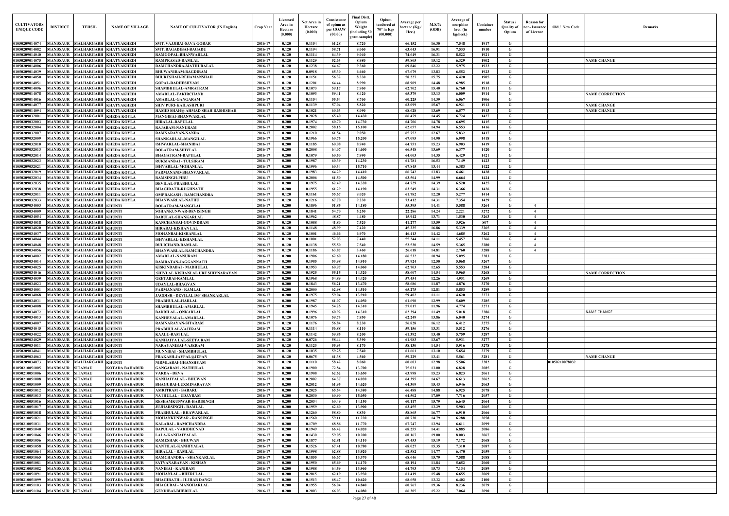| CULTIVATORS UNIQUE CODE | DISTRICT | TEHSIL | NAME OF VILLAGE | NAME OF CULTIVATOR (IN English) | Crop Year | Licensed Area in Hectare (0.000) | Net Area in Hectare (0.000) | Consistence of opium as per GOAW (00.00) | Final Distt. Opium Weight (including 50 gram sample) | Opium tendered at 70° in Kgs (00.000) | Average per hectare (Kg./ Hec.) | M.S.% (ODB) | Average of morphinr hrct. (in kg/hect.) | Container number | Status / Quality of Opium | Reason for non- Issuance of Licence | Old / New Code | Remarks |
|---|---|---|---|---|---|---|---|---|---|---|---|---|---|---|---|---|---|---|
| 01050209014074 | MANDSAUR | MALHARGARH | KHATYAKHEDI | SMT. VAJJIBAI-SAVA GOBAR | 2016-17 | 0.120 | 0.1154 | 61.28 | 8.720 | | 66.152 | 16.30 | 7.548 | 1917 | G | | | |
| 01050209014082 | MANDSAUR | MALHARGARH | KHATYAKHEDI | SMT. BAGADIBAI-BAGADU | 2016-17 | 0.120 | 0.1194 | 58.71 | 9.060 | | 63.643 | 16.91 | 7.533 | 1910 | G | | | |
| 01050209014040 | MANDSAUR | MALHARGARH | KHATYAKHEDI | RAMGOPAL-BHANWARLAL | 2016-17 | 0.120 | 0.1114 | 64.39 | 9.040 | | 74.649 | 16.31 | 8.522 | 1921 | G | | | |
| 01050209014075 | MANDSAUR | MALHARGARH | KHATYAKHEDI | RAMPRASAD-RAMLAL | 2016-17 | 0.120 | 0.1129 | 52.63 | 8.980 | | 59.805 | 15.12 | 6.329 | 1902 | G | | | NAME CHANGE |
| 01050209014006 | MANDSAUR | MALHARGARH | KHATYAKHEDI | RAMCHANDRA-MATHURALAL | 2016-17 | 0.120 | 0.1238 | 64.67 | 9.360 | | 69.846 | 12.22 | 5.975 | 1922 | G | | | |
| 01050209014039 | MANDSAUR | MALHARGARH | KHATYAKHEDI | BHUWANIRAM-BAGDIRAM | 2016-17 | 0.120 | 0.0918 | 65.30 | 6.660 | | 67.679 | 13.83 | 6.552 | 1923 | G | | | |
| 01050209014050 | MANDSAUR | MALHARGARH | KHATYAKHEDI | BHURESHAH-REHAMANSHAH | 2016-17 | 0.120 | 0.1151 | 56.32 | 8.330 | | 58.227 | 15.75 | 6.420 | 1905 | G | | | |
| 01050209014051 | MANDSAUR | MALHARGARH | KHATYAKHEDI | GOPAL-RADHESHYAM | 2016-17 | 0.120 | 0.1201 | 64.44 | 8.990 | | 68.909 | 14.48 | 6.985 | 1918 | G | | | |
| 01050209014096 | MANDSAUR | MALHARGARH | KHATYAKHEDI | SHAMBHULAL-AMRATRAM | 2016-17 | 0.120 | 0.1073 | 59.17 | 7.960 | | 62.702 | 15.40 | 6.760 | 1911 | G | | | |
| 01050209014078 | MANDSAUR | MALHARGARH | KHATYAKHEDI | AMARLAL-FAKIRCHAND | 2016-17 | 0.120 | 0.1093 | 59.41 | 8.420 | | 65.379 | 13.13 | 6.009 | 1914 | G | | | NAME CORRECTION |
| 01050209014016 | MANDSAUR | MALHARGARH | KHATYAKHEDI | AMARLAL-GANGARAM | 2016-17 | 0.120 | 0.1154 | 55.54 | 8.760 | | 60.225 | 14.39 | 6.067 | 1906 | G | | | |
| 01050209014077 | MANDSAUR | MALHARGARH | KHATYAKHEDI | SHIV PURI-KAILASHPURI | 2016-17 | 0.120 | 0.1139 | 57.04 | 8.820 | | 63.099 | 15.67 | 6.921 | 1912 | G | | | NAME CHANGE |
| 01050209014094 | MANDSAUR | MALHARGARH | KHATYAKHEDI | HAMID SHAH@ AHMAD SHAH BASHISHAH | 2016-17 | 0.120 | 0.1021 | 60.63 | 8.090 | | 68.628 | 13.69 | 6.577 | 1913 | G | | | NAME CHANGE |
| 01050209032001 | MANDSAUR | MALHARGARH | KHEDA KOYLA | MANGIBAI-BHANWARLAL | 2016-17 | 0.200 | 0.2028 | 65.40 | 14.430 | | 66.479 | 14.45 | 6.724 | 1427 | G | | | |
| 01050209032003 | MANDSAUR | MALHARGARH | KHEDA KOYLA | HIRALAL-BAPULAL | 2016-17 | 0.200 | 0.1974 | 60.70 | 14.730 | | 64.706 | 14.78 | 6.695 | 1415 | G | | | |
| 01050209032004 | MANDSAUR | MALHARGARH | KHEDA KOYLA | RAJARAM-NANURAM | 2016-17 | 0.200 | 0.2002 | 58.15 | 15.100 | | 62.657 | 14.94 | 6.553 | 1416 | G | | | |
| 01050209032007 | MANDSAUR | MALHARGARH | KHEDA KOYLA | RAMNARAYAN-NANDA | 2016-17 | 0.200 | 0.1210 | 61.54 | 9.050 | | 65.752 | 12.67 | 5.832 | 1417 | G | | | |
| 01050209032009 | MANDSAUR | MALHARGARH | KHEDA KOYLA | SHANKARLAL-MANGILAL | 2016-17 | 0.200 | 0.1966 | 60.75 | 15.200 | | 67.095 | 14.90 | 6.998 | 1418 | G | | | |
| 01050209032010 | MANDSAUR | MALHARGARH | KHEDA KOYLA | ISHWARLAL-SHANIBAI | 2016-17 | 0.200 | 0.1185 | 60.08 | 8.940 | | 64.751 | 15.23 | 6.903 | 1419 | G | | | |
| 01050209032013 | MANDSAUR | MALHARGARH | KHEDA KOYLA | DOLATRAM-SHIVLAL | 2016-17 | 0.200 | 0.2008 | 64.07 | 14.600 | | 66.548 | 13.69 | 6.377 | 1420 | G | | | |
| 01050209032014 | MANDSAUR | MALHARGARH | KHEDA KOYLA | BHAGATRAM-BAPULAL | 2016-17 | 0.200 | 0.1079 | 60.50 | 7.990 | | 64.003 | 14.35 | 6.429 | 1421 | G | | | |
| 01050209032023 | MANDSAUR | MALHARGARH | KHEDA KOYLA | RUKMANBAI - TULSIRAM | 2016-17 | 0.200 | 0.1987 | 60.39 | 14.230 | | 61.781 | 16.53 | 7.149 | 1423 | G | | | |
| 01050209032021 | MANDSAUR | MALHARGARH | KHEDA KOYLA | ISHVARLAL-MOHANLAL | 2016-17 | 0.200 | 0.1996 | 60.34 | 15.710 | | 67.845 | 13.44 | 6.383 | 1422 | G | | | |
| 01050209032019 | MANDSAUR | MALHARGARH | KHEDA KOYLA | PARMANAND-BHANVARLAL | 2016-17 | 0.200 | 0.1983 | 64.29 | 14.410 | | 66.742 | 13.83 | 6.461 | 1428 | G | | | |
| 01050209032034 | MANDSAUR | MALHARGARH | KHEDA KOYLA | RAMSINGH-PIRU | 2016-17 | 0.200 | 0.2006 | 61.50 | 14.500 | | 63.504 | 14.99 | 6.664 | 1424 | G | | | |
| 01050209032035 | MANDSAUR | MALHARGARH | KHEDA KOYLA | DEVILAL-PRABHULAL | 2016-17 | 0.200 | 0.1975 | 62.49 | 14.320 | | 64.729 | 14.39 | 6.520 | 1425 | G | | | |
| 01050209032038 | MANDSAUR | MALHARGARH | KHEDA KOYLA | BHAGIRATH-RUGHNATH | 2016-17 | 0.200 | 0.1955 | 61.29 | 14.190 | | 63.549 | 14.31 | 6.366 | 1426 | G | | | |
| 01050209032011 | MANDSAUR | MALHARGARH | KHEDA KOYLA | OMPRAKASH - RAMCHANDRA | 2016-17 | 0.120 | 0.1161 | 55.67 | 9.020 | | 61.782 | 12.20 | 5.277 | 1414 | G | | | |
| 01050209032033 | MANDSAUR | MALHARGARH | KHEDA KOYLA | BHANWARLAL-NATHU | 2016-17 | 0.120 | 0.1216 | 67.70 | 9.230 | | 73.412 | 14.31 | 7.354 | 1429 | G | | | |
| 01050209034003 | MANDSAUR | MALHARGARH | KHUNTI | DOLATRAM-MANGILAL | 2016-17 | 0.200 | 0.1896 | 51.85 | 14.180 | | 55.395 | 14.41 | 5.588 | 3264 | G | 4 | | |
| 01050209034009 | MANDSAUR | MALHARGARH | KHUNTI | SOHANKUNWAR-DEVISINGH | 2016-17 | 0.200 | 0.1841 | 54.70 | 5.250 | | 22.286 | 14.24 | 2.221 | 3272 | G | 4 | | |
| 01050209034054 | MANDSAUR | MALHARGARH | KHUNTI | BABULAL-SHANKARLAL | 2016-17 | 0.200 | 0.1962 | 48.87 | 4.480 | | 15.942 | 13.71 | 1.530 | 3263 | G | 4 | | |
| 01050209034018 | MANDSAUR | MALHARGARH | KHUNTI | KANCHANBAI-GOVINDRAM | 2016-17 | 0.120 | 0.1088 | 41.80 | 7.520 | | 41.277 | 13.59 | 3.926 | S07 | G | 4 | | |
| 01050209034020 | MANDSAUR | MALHARGARH | KHUNTI | HIRABAI-KISHAN LAL | 2016-17 | 0.120 | 0.1148 | 48.99 | 7.420 | | 45.235 | 16.86 | 5.339 | 3265 | G | 4 | | |
| 01050209034037 | MANDSAUR | MALHARGARH | KHUNTI | MOHANBAI-KISHANLAL | 2016-17 | 0.120 | 0.1001 | 46.66 | 6.970 | | 46.413 | 14.42 | 4.685 | 3262 | G | 4 | | |
| 01050209034044 | MANDSAUR | MALHARGARH | KHUNTI | ISHVARLAL-KISHANLAL | 2016-17 | 0.120 | 0.1001 | 52.03 | 7.440 | | 55.244 | 14.11 | 5.457 | 3266 | G | 4 | | |
| 01050209034048 | MANDSAUR | MALHARGARH | KHUNTI | DULICHAND-RAMLAL | 2016-17 | 0.120 | 0.1138 | 55.50 | 7.540 | | 52.530 | 14.59 | 5.365 | 3280 | G | 4 | | |
| 01050209034056 | MANDSAUR | MALHARGARH | KHUNTI | BHANWARLAL-RAMCHANDRA | 2016-17 | 0.120 | 0.1186 | 63.87 | 3.460 | | 26.618 | 14.81 | 2.760 | 3288 | G | 4 | | |
| 01050209034002 | MANDSAUR | MALHARGARH | KHUNTI | AMARLAL-NANURAM | 2016-17 | 0.200 | 0.1906 | 62.60 | 14.180 | | 66.532 | 10.94 | 5.095 | 3283 | G | | | |
| 01050209034014 | MANDSAUR | MALHARGARH | KHUNTI | RAMRATAN-JAGGANNATH | 2016-17 | 0.200 | 0.1985 | 53.98 | 14.910 | | 57.924 | 12.50 | 5.068 | 3267 | G | | | |
| 01050209034025 | MANDSAUR | MALHARGARH | KHUNTI | KISKINDABAI - MADHULAL | 2016-17 | 0.200 | 0.1953 | 60.97 | 14.060 | | 62.703 | 12.65 | 5.553 | 3284 | G | | | |
| 01050209034046 | MANDSAUR | MALHARGARH | KHUNTI | SHIVLAL KISHANLAL URF SHIVNARAYAN | 2016-17 | 0.200 | 0.1925 | 55.15 | 14.320 | | 58.607 | 14.54 | 5.965 | 3268 | G | | | NAME CORRECTION |
| 01050209034039 | MANDSAUR | MALHARGARH | KHUNTI | GEETABAI-RAMLAL | 2016-17 | 0.200 | 0.1968 | 54.89 | 14.420 | | 57.454 | 12.26 | 4.931 | 3269 | G | | | |
| 01050209034023 | MANDSAUR | MALHARGARH | KHUNTI | UDAYLAL-BHAGVAN | 2016-17 | 0.200 | 0.1843 | 56.21 | 13.470 | | 58.686 | 11.87 | 4.876 | 3270 | G | | | |
| 01050209034001 | MANDSAUR | MALHARGARH | KHUNTI | PARMANAND - RAMLAL | 2016-17 | 0.200 | 0.2000 | 62.98 | 14.510 | | 65.275 | 12.81 | 5.853 | 3289 | G | | | |
| 01050209034068 | MANDSAUR | MALHARGARH | KHUNTI | JAGDISH - DEVILAL D/P SHANKARLAL | 2016-17 | 0.200 | 0.1975 | 59.04 | 13.910 | | 59.402 | 11.11 | 4.620 | 3273 | G | | | |
| 01050209034031 | MANDSAUR | MALHARGARH | KHUNTI | PRABHULAL-HARLAL | 2016-17 | 0.200 | 0.1987 | 61.07 | 14.050 | | 61.690 | 12.99 | 5.609 | 3285 | G | | | |
| 01050209034008 | MANDSAUR | MALHARGARH | KHUNTI | SHAMBHULAL-AMARLAL | 2016-17 | 0.200 | 0.1945 | 54.25 | 14.310 | | 57.017 | 11.96 | 4.774 | 3271 | G | | | |
| 01050209034072 | MANDSAUR | MALHARGARH | KHUNTI | BADRILAL - ONKARLAL | 2016-17 | 0.200 | 0.1996 | 60.92 | 14.310 | | 62.394 | 11.49 | 5.018 | 3286 | G | | | NAME CHANGE |
| 01050209034013 | MANDSAUR | MALHARGARH | KHUNTI | KANHEYALAL-AMARLAL | 2016-17 | 0.120 | 0.1076 | 59.73 | 7.850 | | 62.249 | 13.86 | 6.040 | 3274 | G | | | |
| 01050209034007 | MANDSAUR | MALHARGARH | KHUNTI | RAMNARAYAN-SITARAM | 2016-17 | 0.120 | 0.1176 | 56.84 | 8.230 | | 56.828 | 16.12 | 6.412 | 3275 | G | | | |
| 01050209034045 | MANDSAUR | MALHARGARH | KHUNTI | PRABHULAL-VAJERAM | 2016-17 | 0.120 | 0.1114 | 56.88 | 8.110 | | 59.156 | 13.31 | 5.512 | 3276 | G | | | |
| 01050209034022 | MANDSAUR | MALHARGARH | KHUNTI | KAALU-RAM LAL | 2016-17 | 0.120 | 0.1142 | 59.85 | 8.200 | | 61.392 | 13.40 | 5.759 | 3287 | G | | | |
| 01050209034029 | MANDSAUR | MALHARGARH | KHUNTI | KANHAIYA LAL-SEETA RAM | 2016-17 | 0.120 | 0.0726 | 58.44 | 5.390 | | 61.983 | 13.67 | 5.931 | 3277 | G | | | |
| 01050209034011 | MANDSAUR | MALHARGARH | KHUNTI | NARAYANIBAI-VAJERAM | 2016-17 | 0.120 | 0.1123 | 55.93 | 8.170 | | 58.130 | 14.54 | 5.916 | 3278 | G | | | |
| 01050209034041 | MANDSAUR | MALHARGARH | KHUNTI | MUNNIBAI - SHAMBHULAL | 2016-17 | 0.120 | 0.1035 | 59.25 | 7.540 | | 61.661 | 13.10 | 5.654 | 3279 | G | | | |
| 01050209034063 | MANDSAUR | MALHARGARH | KHUNTI | PRAKASH-JAYPAL@JEPAN | 2016-17 | 0.120 | 0.0675 | 61.38 | 4.560 | | 59.229 | 13.41 | 5.561 | 3281 | G | | | NAME CHANGE |
| 01050209034073 | MANDSAUR | MALHARGARH | KHUNTI | NIRMLABAI-GHANSHYAM | 2016-17 | 0.120 | 0.1110 | 58.42 | 8.060 | | 60.603 | 12.98 | 5.506 | 3282 | G | | 01050210078032 | |
| 01050210051005 | MANDSAUR | SITAMAU | KOTADA BAHADUR | GANGARAM - NATHULAL | 2016-17 | 0.200 | 0.1900 | 72.84 | 13.700 | | 75.031 | 13.00 | 6.828 | 2085 | G | | | |
| 01050210051006 | MANDSAUR | SITAMAU | KOTADA BAHADUR | VARDA - DEVA | 2016-17 | 0.200 | 0.1908 | 62.62 | 13.650 | | 63.998 | 15.23 | 6.823 | 2061 | G | | | |
| 01050210051008 | MANDSAUR | SITAMAU | KOTADA BAHADUR | KANHAIYALAL - BHUWAN | 2016-17 | 0.200 | 0.2002 | 64.37 | 14.020 | | 64.395 | 14.67 | 6.613 | 2062 | G | | | |
| 01050210051009 | MANDSAUR | SITAMAU | KOTADA BAHADUR | BHAGUBAI-LUXMINARAYAN | 2016-17 | 0.200 | 0.2012 | 61.95 | 14.620 | | 64.309 | 15.43 | 6.946 | 2063 | G | | | |
| 01050210051012 | MANDSAUR | SITAMAU | KOTADA BAHADUR | AMRITRAM - BABARU | 2016-17 | 0.200 | 0.2025 | 65.54 | 14.380 | | 66.488 | 14.88 | 6.925 | 2078 | G | | | |
| 01050210051013 | MANDSAUR | SITAMAU | KOTADA BAHADUR | NATHULAL - UDAYRAM | 2016-17 | 0.200 | 0.2030 | 60.90 | 15.050 | | 64.502 | 17.09 | 7.716 | 2057 | G | | | |
| 01050210051016 | MANDSAUR | SITAMAU | KOTADA BAHADUR | RESHAMKUNWAR-HARISINGH | 2016-17 | 0.200 | 0.2034 | 60.49 | 14.150 | | 60.117 | 15.79 | 6.645 | 2064 | G | | | |
| 01050210051017 | MANDSAUR | SITAMAU | KOTADA BAHADUR | JUJHARSINGH - RAMLAL | 2016-17 | 0.200 | 0.1959 | 62.60 | 13.900 | | 63.455 | 13.29 | 5.903 | 2065 | G | | | |
| 01050210051018 | MANDSAUR | SITAMAU | KOTADA BAHADUR | PRABHULAL - BHAWARLAL | 2016-17 | 0.200 | 0.1260 | 58.80 | 8.830 | | 58.865 | 16.77 | 6.910 | 2066 | G | | | |
| 01050210051021 | MANDSAUR | SITAMAU | KOTADA BAHADUR | MOHANKUNWAR - RANSINGH | 2016-17 | 0.200 | 0.1560 | 59.11 | 11.220 | | 60.730 | 14.79 | 6.288 | 2058 | G | | | |
| 01050210051031 | MANDSAUR | SITAMAU | KOTADA BAHADUR | KALABAI - RAMCHANDRA | 2016-17 | 0.200 | 0.1709 | 68.86 | 11.770 | | 67.747 | 13.94 | 6.611 | 2099 | G | | | |
| 01050210051040 | MANDSAUR | SITAMAU | KOTADA BAHADUR | BAPULAL - VARIDHCNAD | 2016-17 | 0.200 | 0.1949 | 66.42 | 14.020 | | 68.255 | 14.41 | 6.885 | 2086 | G | | | |
| 01050210051046 | MANDSAUR | SITAMAU | KOTADA BAHADUR | LALA-KANHAIYALAL | 2016-17 | 0.200 | 0.1430 | 59.05 | 10.200 | | 60.167 | 19.00 | 8.003 | 2067 | G | | | |
| 01050210051056 | MANDSAUR | SITAMAU | KOTADA BAHADUR | RAMESHAR - BHUWAN | 2016-17 | 0.200 | 0.1877 | 62.81 | 14.110 | | 67.453 | 15.19 | 7.172 | 2068 | G | | | |
| 01050210051058 | MANDSAUR | SITAMAU | KOTADA BAHADUR | KANTILAL-KANHIYALAL | 2016-17 | 0.200 | 0.1526 | 67.41 | 10.780 | | 68.027 | 15.35 | 7.310 | 2087 | G | | | |
| 01050210051064 | MANDSAUR | SITAMAU | KOTADA BAHADUR | HIRALAL - RAMLAL | 2016-17 | 0.200 | 0.1998 | 62.88 | 13.920 | | 62.582 | 14.77 | 6.470 | 2059 | G | | | |
| 01050210051065 | MANDSAUR | SITAMAU | KOTADA BAHADUR | RAMCHANDRA - SHANKARLAL | 2016-17 | 0.200 | 0.1855 | 66.67 | 13.370 | | 68.646 | 15.79 | 7.588 | 2088 | G | | | |
| 01050210051081 | MANDSAUR | SITAMAU | KOTADA BAHADUR | SATYANARAYAN - KISHAN | 2016-17 | 0.200 | 0.1950 | 65.69 | 14.170 | | 68.194 | 11.84 | 5.652 | 2060 | G | | | |
| 01050210051082 | MANDSAUR | SITAMAU | KOTADA BAHADUR | NANIBAI - KANIRAM | 2016-17 | 0.200 | 0.1988 | 64.59 | 13.960 | | 64.793 | 15.73 | 7.134 | 2089 | G | | | |
| 01050210051091 | MANDSAUR | SITAMAU | KOTADA BAHADUR | MOHANLAL - BHERULAL | 2016-17 | 0.200 | 0.2015 | 62.19 | 13.930 | | 61.419 | 15.48 | 6.655 | 2069 | G | | | |
| 01050210051099 | MANDSAUR | SITAMAU | KOTADA BAHADUR | BHAGIRATH - JUJHAR DANGI | 2016-17 | 0.200 | 0.1513 | 68.47 | 10.620 | | 68.658 | 13.32 | 6.402 | 2100 | G | | | |
| 01050210051103 | MANDSAUR | SITAMAU | KOTADA BAHADUR | BHAGUBAI - MANOHARLAL | 2016-17 | 0.200 | 0.1955 | 56.04 | 14.840 | | 60.767 | 19.36 | 8.236 | 2079 | G | | | |
| 01050210051104 | MANDSAUR | SITAMAU | KOTADA BAHADUR | GENDIBAI-BHERULAL | 2016-17 | 0.200 | 0.2003 | 66.03 | 14.080 | | 66.305 | 15.22 | 7.064 | 2090 | G | | | |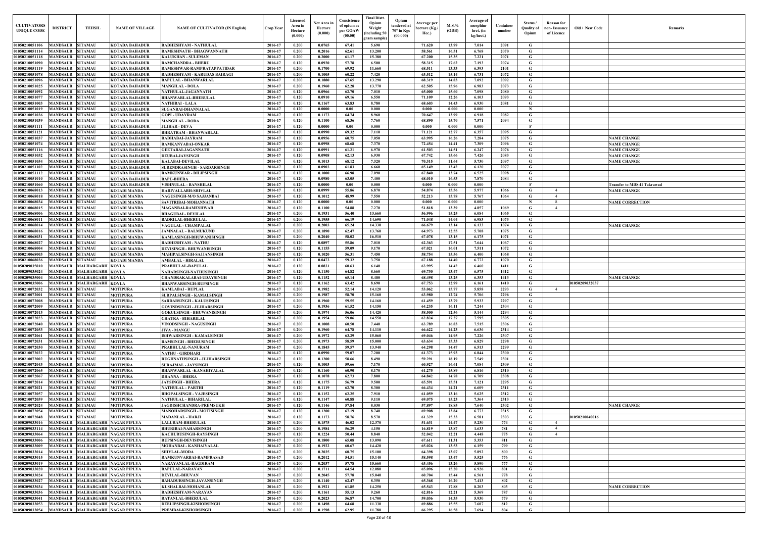| CULTIVATORS UNIQUE CODE | DISTRICT | TEHSIL | NAME OF VILLAGE | NAME OF CULTIVATOR (IN English) | Crop Year | Licensed Area in Hectare (0.000) | Net Area in Hectare (0.000) | Consistence of opium as per GOAW (00.00) | Final Distt. Opium Weight (including 50 gram sample) | Opium tendered at 70° in Kgs (00.000) | Average per hectare (Kg./ Hec.) | M.S.% (ODB) | Average of morphine hrct. (in kg/hect.) | Container number | Status / Quality of Opium | Reason for non- Issuance of Licence | Old / New Code | Remarks |
|---|---|---|---|---|---|---|---|---|---|---|---|---|---|---|---|---|---|---|
| 01050210051106 | MANDSAUR | SITAMAU | KOTADA BAHADUR | RADHESHYAM - NATHULAL | 2016-17 | 0.200 | 0.0765 | 67.41 | 5.690 | | 71.620 | 13.99 | 7.014 | 2091 | G | | | |
| 01050210051114 | MANDSAUR | SITAMAU | KOTADA BAHADUR | RAMESHNATH - BHAGWANNATH | 2016-17 | 0.200 | 0.2016 | 62.61 | 13.200 | | 58.561 | 16.51 | 6.768 | 2070 | G | | | |
| 01050210051118 | MANDSAUR | SITAMAU | KOTADA BAHADUR | KALUKHAN - SULEMAN | 2016-17 | 0.200 | 0.2000 | 61.17 | 15.380 | | 67.200 | 15.35 | 7.221 | 2071 | G | | | |
| 01050210051090 | MANDSAUR | SITAMAU | KOTADA BAHADUR | RAMCHANDRA - BHERU | 2016-17 | 0.120 | 0.0920 | 57.78 | 6.500 | | 58.315 | 17.62 | 7.193 | 2074 | G | | | |
| 01050210051119 | MANDSAUR | SITAMAU | KOTADA BAHADUR | RAMESHWAR-RAMPRATAPPATIDAR | 2016-17 | 0.200 | 0.1700 | 69.92 | 11.660 | | 68.511 | 13.33 | 6.393 | 2101 | G | | | |
| 01050210051078 | MANDSAUR | SITAMAU | KOTADA BAHADUR | RADHESHYAM - KARUDAS BAIRAGI | 2016-17 | 0.200 | 0.1005 | 60.22 | 7.420 | | 63.512 | 15.14 | 6.731 | 2072 | G | | | |
| 01050210051096 | MANDSAUR | SITAMAU | KOTADA BAHADUR | BAPULAL - BHANWARLAL | 2016-17 | 0.200 | 0.1880 | 67.65 | 13.290 | | 68.319 | 14.83 | 7.092 | 2092 | G | | | |
| 01050210051025 | MANDSAUR | SITAMAU | KOTADA BAHADUR | MANGILAL - DOLA | 2016-17 | 0.200 | 0.1960 | 62.28 | 13.770 | | 62.505 | 15.96 | 6.983 | 2073 | G | | | |
| 01050210051092 | MANDSAUR | SITAMAU | KOTADA BAHADUR | NATHULAL-JAGANNATH | 2016-17 | 0.120 | 0.0966 | 62.70 | 7.010 | | 65.000 | 15.60 | 7.098 | 2080 | G | | | |
| 01050210051077 | MANDSAUR | SITAMAU | KOTADA BAHADUR | BHANWARLAL-BHERULAL | 2016-17 | 0.120 | 0.0910 | 69.16 | 6.550 | | 71.109 | 12.26 | 6.103 | 2093 | G | | | |
| 01050210051003 | MANDSAUR | SITAMAU | KOTADA BAHADUR | NATHIBAI - LALA | 2016-17 | 0.120 | 0.1167 | 63.83 | 8.780 | | 68.603 | 14.43 | 6.930 | 2081 | G | | | |
| 01050210051019 | MANDSAUR | SITAMAU | KOTADA BAHADUR | SUGANBAI-DHANNALAL | 2016-17 | 0.120 | 0.0000 | 0.00 | 0.000 | | 0.000 | 0.000 | 0.000 | | N | | | |
| 01050210051036 | MANDSAUR | SITAMAU | KOTADA BAHADUR | GOPI - UDAYRAM | 2016-17 | 0.120 | 0.1173 | 64.74 | 8.960 | | 70.647 | 13.99 | 6.918 | 2082 | G | | | |
| 01050210051039 | MANDSAUR | SITAMAU | KOTADA BAHADUR | MANGILAL - RODA | 2016-17 | 0.120 | 0.1100 | 68.36 | 7.760 | | 68.890 | 15.70 | 7.571 | 2094 | G | | | |
| 01050210051111 | MANDSAUR | SITAMAU | KOTADA BAHADUR | JUJHAR - DEVA | 2016-17 | 0.120 | 0.0000 | 0.00 | 0.000 | | 0.000 | 0.000 | 0.000 | | F | | | |
| 01050210051121 | MANDSAUR | SITAMAU | KOTADA BAHADUR | BHRATRAM - BHANWARLAL | 2016-17 | 0.120 | 0.0990 | 69.32 | 7.110 | | 71.121 | 12.77 | 6.357 | 2095 | G | | | |
| 01050210051037 | MANDSAUR | SITAMAU | KOTADA BAHADUR | RADHABAI-JAYRAM | 2016-17 | 0.120 | 0.0956 | 60.75 | 7.050 | | 63.995 | 16.26 | 7.284 | 2075 | G | | | NAME CHANGE |
| 01050210051074 | MANDSAUR | SITAMAU | KOTADA BAHADUR | RAMKANYABAI-ONKAR | 2016-17 | 0.120 | 0.0998 | 68.68 | 7.370 | | 72.454 | 14.41 | 7.309 | 2096 | G | | | NAME CHANGE |
| 01050210051116 | MANDSAUR | SITAMAU | KOTADA BAHADUR | GEETABAI-JAGANNATH | 2016-17 | 0.120 | 0.0991 | 61.21 | 6.970 | | 61.503 | 14.51 | 6.247 | 2076 | G | | | NAME CHANGE |
| 01050210051052 | MANDSAUR | SITAMAU | KOTADA BAHADUR | DEUBAI-JAYSINGH | 2016-17 | 0.120 | 0.0908 | 62.13 | 6.930 | | 67.742 | 15.66 | 7.426 | 2083 | G | | | NAME CHANGE |
| 01050210051054 | MANDSAUR | SITAMAU | KOTADA BAHADUR | KALABAI-DEVILAL | 2016-17 | 0.120 | 0.1013 | 68.12 | 7.320 | | 70.315 | 11.64 | 5.730 | 2097 | G | | | NAME CHANGE |
| 01050210051102 | MANDSAUR | SITAMAU | KOTADA BAHADUR | SURENDRASINGH - SARDARSINGH | 2016-17 | 0.120 | 0.0903 | 61.83 | 6.660 | | 65.149 | 13.42 | 6.120 | 2077 | G | | | |
| 01050210051112 | MANDSAUR | SITAMAU | KOTADA BAHADUR | RAMKUNWAR - DILIPSINGH | 2016-17 | 0.120 | 0.1000 | 66.98 | 7.090 | | 67.840 | 13.74 | 6.525 | 2098 | G | | | |
| 01050210051010 | MANDSAUR | SITAMAU | KOTADA BAHADUR | BAPU-BHERA | 2016-17 | 0.120 | 0.0980 | 63.05 | 7.400 | | 68.010 | 16.53 | 7.870 | 2084 | G | | | |
| 01050210051060 | MANDSAUR | SITAMAU | KOTADA BAHADUR | VISHNULAL - BANSHILAL | 2016-17 | 0.120 | 0.0000 | 0.00 | 0.000 | | 0.000 | 0.000 | 0.000 | | F | | | Transfer to MDS-II Takrawad |
| 01050210068013 | MANDSAUR | SITAMAU | KOTADI MANDA | HARIVALLABH-SHIVLAL | 2016-17 | 0.120 | 0.0999 | 55.86 | 6.870 | | 54.874 | 15.56 | 5.977 | 1066 | G | 4 | | NAME CHANGE |
| 01050210068018 | MANDSAUR | SITAMAU | KOTADI MANDA | NAGUSINGH-M/O SAJJANBAI | 2016-17 | 0.120 | 0.1012 | 48.99 | 7.550 | | 52.213 | 15.78 | 5.767 | 1064 | G | 4 | | |
| 01050210068034 | MANDSAUR | SITAMAU | KOTADI MANDA | SAVITRIBAI-MOHANNATH | 2016-17 | 0.120 | 0.0000 | 0.00 | 0.000 | | 0.000 | 0.000 | 0.000 | | N | 8 | | NAME CORRECTION |
| 01050210068015 | MANDSAUR | SITAMAU | KOTADI MANDA | MAGANBAI-RAMESHWAR | 2016-17 | 0.120 | 0.1100 | 54.88 | 7.270 | | 51.818 | 13.39 | 4.857 | 1069 | G | 4 | | |
| 01050210068006 | MANDSAUR | SITAMAU | KOTADI MANDA | BHAGUBAI - DEVILAL | 2016-17 | 0.200 | 0.1931 | 56.40 | 13.660 | | 56.996 | 15.25 | 6.084 | 1065 | G | | | |
| 01050210068011 | MANDSAUR | SITAMAU | KOTADI MANDA | BADRILAL-BHERULAL | 2016-17 | 0.200 | 0.1955 | 66.19 | 14.690 | | 71.048 | 14.04 | 6.983 | 1073 | G | | | |
| 01050210068014 | MANDSAUR | SITAMAU | KOTADI MANDA | VAGULAL - CHAMPALAL | 2016-17 | 0.200 | 0.2003 | 65.24 | 14.330 | | 66.679 | 13.14 | 6.133 | 1074 | G | | | NAME CHANGE |
| 01050210068016 | MANDSAUR | SITAMAU | KOTADI MANDA | JAMNALAL - BALMUKUND | 2016-17 | 0.200 | 0.1890 | 62.47 | 13.760 | | 64.973 | 12.55 | 5.708 | 1075 | G | | | |
| 01050210068031 | MANDSAUR | SITAMAU | KOTADI MANDA | KAMLASINGH-BHUWANISINGH | 2016-17 | 0.200 | 0.2040 | 58.02 | 16.510 | | 67.078 | 13.15 | 6.175 | 1071 | G | | | |
| 01050210068027 | MANDSAUR | SITAMAU | KOTADI MANDA | RADHESHYAM - NATHU | 2016-17 | 0.120 | 0.0897 | 55.86 | 7.010 | | 62.363 | 17.51 | 7.644 | 1067 | G | | | |
| 01050210068004 | MANDSAUR | SITAMAU | KOTADI MANDA | DEVISINGH - BHUWANISINGH | 2016-17 | 0.120 | 0.1155 | 59.09 | 9.170 | | 67.021 | 16.01 | 7.511 | 1072 | G | | | |
| 01050210068003 | MANDSAUR | SITAMAU | KOTADI MANDA | MAHIPALSINGH-SAJJANSINGH | 2016-17 | 0.120 | 0.1020 | 56.31 | 7.450 | | 58.754 | 15.56 | 6.400 | 1068 | G | | | |
| 01050210068036 | MANDSAUR | SITAMAU | KOTADI MANDA | AMBALAL - HIRALAL | 2016-17 | 0.120 | 0.0473 | 59.32 | 3.750 | | 67.188 | 14.40 | 6.772 | 1070 | G | | | |
| 01050209035010 | MANDSAUR | MALHARGARH | KOYLA | PRABHULAL-BAPULAL | 2016-17 | 0.120 | 0.0831 | 60.63 | 6.140 | | 63.995 | 14.42 | 6.460 | 1411 | G | | | |
| 01050209035024 | MANDSAUR | MALHARGARH | KOYLA | NAHARSINGH-NATHUSINGH | 2016-17 | 0.120 | 0.1150 | 64.82 | 8.660 | | 69.730 | 13.47 | 6.575 | 1412 | G | | | |
| 01050209035004 | MANDSAUR | MALHARGARH | KOYLA | CHANDRAKALABAI-UDAYSINGH | 2016-17 | 0.120 | 0.1152 | 65.14 | 8.480 | | 68.498 | 13.25 | 6.353 | 1413 | G | | | NAME CHANGE |
| 01050209035006 | MANDSAUR | MALHARGARH | KOYLA | BHANWARSINGH-RUPSINGH | 2016-17 | 0.120 | 0.1162 | 63.42 | 8.690 | | 67.753 | 12.99 | 6.161 | 1410 | G | | 01050209032037 | |
| 01050210072032 | MANDSAUR | SITAMAU | MOTIPURA | KAMLABAI - RUPLAL | 2016-17 | 0.200 | 0.1982 | 52.14 | 14.120 | | 53.062 | 15.77 | 5.858 | 2293 | G | 4 | | |
| 01050210072001 | MANDSAUR | SITAMAU | MOTIPURA | SURPALSINGH - KAMALSINGH | 2016-17 | 0.200 | 0.1987 | 58.70 | 15.160 | | 63.980 | 12.74 | 5.706 | 2296 | G | | | |
| 01050210072008 | MANDSAUR | SITAMAU | MOTIPURA | SARDARSINGH - KALUSINGH | 2016-17 | 0.200 | 0.1960 | 59.55 | 14.160 | | 61.459 | 13.79 | 5.933 | 2297 | G | | | |
| 01050210072009 | MANDSAUR | SITAMAU | MOTIPURA | GOVINDSINGH - JUJHARSINGH | 2016-17 | 0.200 | 0.1936 | 61.52 | 14.150 | | 64.235 | 16.11 | 7.244 | 2304 | G | | | |
| 01050210072013 | MANDSAUR | SITAMAU | MOTIPURA | GOKULSINGH - BHUWANISINGH | 2016-17 | 0.200 | 0.1974 | 56.06 | 14.420 | | 58.500 | 12.56 | 5.144 | 2294 | G | | | |
| 01050210072023 | MANDSAUR | SITAMAU | MOTIPURA | CHATRA - BIHARILAL | 2016-17 | 0.200 | 0.1954 | 59.06 | 14.550 | | 62.824 | 17.27 | 7.595 | 2305 | G | | | |
| 01050210072040 | MANDSAUR | SITAMAU | MOTIPURA | VINODSINGH - NAGUSINGH | 2016-17 | 0.200 | 0.1008 | 60.50 | 7.440 | | 63.789 | 16.83 | 7.515 | 2306 | G | | | |
| 01050210072053 | MANDSAUR | SITAMAU | MOTIPURA | JIVA - MANGU | 2016-17 | 0.200 | 0.1960 | 64.78 | 14.110 | | 66.622 | 14.23 | 6.636 | 2314 | G | | | |
| 01050210072061 | MANDSAUR | SITAMAU | MOTIPURA | ISHWARSINGH - KAMALSINGH | 2016-17 | 0.200 | 0.1972 | 63.29 | 15.060 | | 69.046 | 14.95 | 7.226 | 2307 | G | | | |
| 01050210072031 | MANDSAUR | SITAMAU | MOTIPURA | RAMSINGH - BHERUSINGH | 2016-17 | 0.200 | 0.1973 | 58.59 | 15.000 | | 63.634 | 15.33 | 6.829 | 2298 | G | | | |
| 01050210072030 | MANDSAUR | SITAMAU | MOTIPURA | PRABHULAL-NANURAM | 2016-17 | 0.200 | 0.1845 | 59.57 | 13.940 | | 64.298 | 14.47 | 6.513 | 2299 | G | | | |
| 01050210072022 | MANDSAUR | SITAMAU | MOTIPURA | NATHU - GIRDHARI | 2016-17 | 0.120 | 0.0990 | 59.07 | 7.200 | | 61.373 | 15.93 | 6.844 | 2300 | G | | | |
| 01050210072002 | MANDSAUR | SITAMAU | MOTIPURA | RUGHNATHSINGH - JUJHARSINGH | 2016-17 | 0.120 | 0.1200 | 58.66 | 8.490 | | 59.291 | 18.19 | 7.549 | 2301 | G | | | |
| 01050210072043 | MANDSAUR | SITAMAU | MOTIPURA | SURAJMAL - JAYSINGH | 2016-17 | 0.120 | 0.1003 | 59.66 | 7.170 | | 60.927 | 16.61 | 7.084 | 2309 | G | | | |
| 01050210072065 | MANDSAUR | SITAMAU | MOTIPURA | BHANWARLAL -KANAHIYALAL | 2016-17 | 0.120 | 0.1160 | 60.90 | 8.170 | | 61.275 | 15.89 | 6.816 | 2310 | G | | | |
| 01050210072067 | MANDSAUR | SITAMAU | MOTIPURA | DHANNA - BHERA | 2016-17 | 0.120 | 0.1078 | 62.73 | 7.800 | | 64.842 | 14.78 | 6.709 | 2308 | G | | | |
| 01050210072014 | MANDSAUR | SITAMAU | MOTIPURA | JAYSINGH - BHERA | 2016-17 | 0.120 | 0.1175 | 56.79 | 9.500 | | 65.591 | 15.51 | 7.121 | 2295 | G | | | |
| 01050210072021 | MANDSAUR | SITAMAU | MOTIPURA | NATHULAL - PARTHI | 2016-17 | 0.120 | 0.1119 | 62.70 | 8.300 | | 66.434 | 14.21 | 6.609 | 2311 | G | | | |
| 01050210072057 | MANDSAUR | SITAMAU | MOTIPURA | BHOPALSINGH - VAJESINGH | 2016-17 | 0.120 | 0.1152 | 62.25 | 7.910 | | 61.059 | 13.16 | 5.625 | 2312 | G | | | |
| 01050210072059 | MANDSAUR | SITAMAU | MOTIPURA | NATHULAL - BIHARILAL | 2016-17 | 0.120 | 0.1147 | 60.88 | 9.110 | | 69.075 | 15.23 | 7.364 | 2313 | G | | | |
| 01050210072024 | MANDSAUR | SITAMAU | MOTIPURA | JAGDISHCHANDRA-PREMSUKH | 2016-17 | 0.120 | 0.1146 | 57.84 | 8.030 | | 57.897 | 18.85 | 7.640 | 2302 | G | | | NAME CHANGE |
| 01050210072054 | MANDSAUR | SITAMAU | MOTIPURA | MANOHARSINGH - MOTISINGH | 2016-17 | 0.120 | 0.1200 | 67.19 | 8.740 | | 69.908 | 13.84 | 6.773 | 2315 | G | | | |
| 01050210072048 | MANDSAUR | SITAMAU | MOTIPURA | MADANLAL - HARJI | 2016-17 | 0.120 | 0.1173 | 58.76 | 8.570 | | 61.329 | 15.33 | 6.581 | 2303 | G | | 01050210040016 | |
| 01050209033016 | MANDSAUR | MALHARGARH | NAGAR PIPLYA | LALURAM-BHERULAL | 2016-17 | 0.200 | 0.1575 | 46.02 | 12.370 | | 51.631 | 14.47 | 5.230 | 774 | G | 4 | | |
| 01050209033114 | MANDSAUR | MALHARGARH | NAGAR PIPLYA | BHURIBAI-NAHARSINGH | 2016-17 | 0.200 | 0.1984 | 56.29 | 4.150 | | 16.819 | 13.87 | 1.633 | 781 | G | 4 | | |
| 01050209033064 | MANDSAUR | MALHARGARH | NAGAR PIPLYA | KACHURUSINGH-RAYSINGH | 2016-17 | 0.120 | 0.1224 | 50.44 | 8.840 | | 52.042 | 12.21 | 4.448 | 775 | G | 4 | | |
| 01050209033006 | MANDSAUR | MALHARGARH | NAGAR PIPLYA | RUPSINGH-DEVISINGH | 2016-17 | 0.200 | 0.1800 | 65.08 | 13.090 | | 67.611 | 11.31 | 5.353 | 811 | G | | | |
| 01050209033009 | MANDSAUR | MALHARGARH | NAGAR PIPLYA | MOHANBAI - KANHAIYALAL | 2016-17 | 0.200 | 0.1922 | 60.67 | 14.420 | | 65.026 | 13.53 | 6.159 | 799 | G | | | |
| 01050209033014 | MANDSAUR | MALHARGARH | NAGAR PIPLYA | SHIVLAL-MODA | 2016-17 | 0.200 | 0.2035 | 60.75 | 15.100 | | 64.398 | 13.07 | 5.892 | 800 | G | | | |
| 01050209033015 | MANDSAUR | MALHARGARH | NAGAR PIPLYA | RAMKUNVARBAI-RAMPRASAD | 2016-17 | 0.200 | 0.2012 | 54.51 | 15.140 | | 58.598 | 13.47 | 5.525 | 776 | G | | | |
| 01050209033019 | MANDSAUR | MALHARGARH | NAGAR PIPLYA | NARAYANLAL-BAGDIRAM | 2016-17 | 0.200 | 0.2037 | 57.78 | 15.660 | | 63.456 | 13.26 | 5.890 | 777 | G | | | |
| 01050209033020 | MANDSAUR | MALHARGARH | NAGAR PIPLYA | BAPULAL-NARAYAN | 2016-17 | 0.200 | 0.1711 | 64.54 | 12.080 | | 65.096 | 15.20 | 6.926 | 801 | G | | | |
| 01050209033024 | MANDSAUR | MALHARGARH | NAGAR PIPLYA | DEVILAL-BHUVAN | 2016-17 | 0.200 | 0.2045 | 57.78 | 15.040 | | 60.704 | 15.44 | 6.561 | 778 | G | | | |
| 01050209033027 | MANDSAUR | MALHARGARH | NAGAR PIPLYA | BAHADURSINGH-JAVANSINGH | 2016-17 | 0.200 | 0.1140 | 62.47 | 8.350 | | 65.368 | 16.20 | 7.413 | 802 | G | | | |
| 01050209033034 | MANDSAUR | MALHARGARH | NAGAR PIPLYA | KUSHALBAI-MOHANLAL | 2016-17 | 0.200 | 0.1921 | 61.85 | 14.250 | | 65.543 | 17.88 | 8.203 | 803 | G | | | NAME CORRECTION |
| 01050209033036 | MANDSAUR | MALHARGARH | NAGAR PIPLYA | RADHESHYAM-NARAYAN | 2016-17 | 0.200 | 0.1161 | 55.13 | 9.260 | | 62.816 | 12.21 | 5.369 | 787 | G | | | |
| 01050209033041 | MANDSAUR | MALHARGARH | NAGAR PIPLYA | RATANLAL-BHERULAL | 2016-17 | 0.200 | 0.2023 | 56.87 | 14.700 | | 59.036 | 14.35 | 5.930 | 779 | G | | | |
| 01050209033053 | MANDSAUR | MALHARGARH | NAGAR PIPLYA | DEELIPSINGH-KISHORSINGH | 2016-17 | 0.200 | 0.1498 | 64.68 | 11.330 | | 69.886 | 15.55 | 7.607 | 812 | G | | | |
| 01050209033054 | MANDSAUR | MALHARGARH | NAGAR PIPLYA | PREMBAI-KISHORSINGH | 2016-17 | 0.200 | 0.1598 | 62.95 | 11.780 | | 66.295 | 16.58 | 7.694 | 804 | G | | | |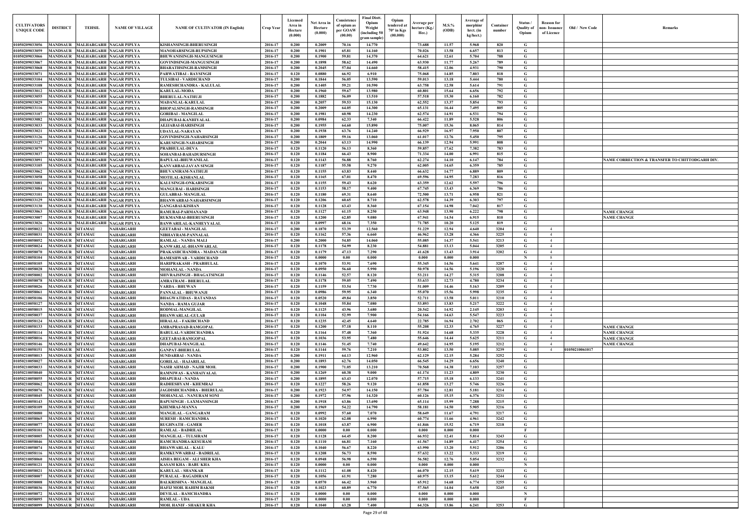| CULTIVATORS UNIQUE CODE | DISTRICT | TEHSIL | NAME OF VILLAGE | NAME OF CULTIVATOR (IN English) | Crop Year | Licensed Area in Hectare (0.000) | Net Area in Hectare (0.000) | Consistence of opium as per GOAW (00.00) | Final Distt. Opium Weight (including 50 gram sample) | Opium tendered at 70° in Kgs (00.000) | Average per hectare (Kg./ Hec.) | M.S.% (ODB) | Average of morphinr hrct. (in kg/hect.) | Container number | Status / Quality of Opium | Reason for non- Issuance of Licence | Old / New Code | Remarks |
|---|---|---|---|---|---|---|---|---|---|---|---|---|---|---|---|---|---|---|
| 01050209033056 | MANDSAUR | MALHARGARH | NAGAR PIPLYA | KISHANSINGH-BHERUSINGH | 2016-17 | 0.200 | 0.2009 | 70.16 | 14.770 | | 73.688 | 11.57 | 5.968 | 820 | G | | | |
| 01050209033059 | MANDSAUR | MALHARGARH | NAGAR PIPLYA | MANOHARSINGH-RUPSINGH | 2016-17 | 0.200 | 0.1901 | 65.81 | 14.160 | | 70.026 | 13.58 | 6.657 | 813 | G | | | |
| 01050209033066 | MANDSAUR | MALHARGARH | NAGAR PIPLYA | BHUWANISINGH-MANGUSINGH | 2016-17 | 0.200 | 0.1900 | 59.81 | 14.370 | | 64.621 | 12.61 | 5.704 | 788 | G | | | |
| 01050209033067 | MANDSAUR | MALHARGARH | NAGAR PIPLYA | GOVINDSINGH-MANGUSINGH | 2016-17 | 0.200 | 0.1898 | 58.62 | 14.490 | | 63.930 | 11.77 | 5.267 | 789 | G | | | |
| 01050209033068 | MANDSAUR | MALHARGARH | NAGAR PIPLYA | BHARATHSINGH-RAMSINGH | 2016-17 | 0.200 | 0.2045 | 57.04 | 14.660 | | 58.415 | 12.06 | 4.931 | 790 | G | | | |
| 01050209033071 | MANDSAUR | MALHARGARH | NAGAR PIPLYA | PARWATIBAI - RAYSINGH | 2016-17 | 0.120 | 0.0880 | 66.92 | 6.910 | | 75.068 | 14.85 | 7.803 | 818 | G | | | |
| 01050209033104 | MANDSAUR | MALHARGARH | NAGAR PIPLYA | TULSIBAI - VARDICHAND | 2016-17 | 0.200 | 0.1844 | 56.05 | 13.590 | | 59.013 | 13.18 | 5.444 | 780 | G | | | |
| 01050209033108 | MANDSAUR | MALHARGARH | NAGAR PIPLYA | RAMESHCHANDRA - KALULAL | 2016-17 | 0.200 | 0.1405 | 59.21 | 10.590 | | 63.758 | 12.58 | 5.614 | 791 | G | | | |
| 01050209033012 | MANDSAUR | MALHARGARH | NAGAR PIPLYA | KARULAL-MODA | 2016-17 | 0.200 | 0.1960 | 59.67 | 13.980 | | 60.801 | 15.64 | 6.656 | 792 | G | | | |
| 01050209033055 | MANDSAUR | MALHARGARH | NAGAR PIPLYA | BHERULAL-NATHUJI | 2016-17 | 0.200 | 0.1882 | 56.09 | 13.510 | | 57.518 | 15.30 | 6.160 | 782 | G | | | |
| 01050209033029 | MANDSAUR | MALHARGARH | NAGAR PIPLYA | MADANLAL-KARULAL | 2016-17 | 0.200 | 0.2057 | 59.53 | 15.130 | | 62.552 | 13.37 | 5.854 | 793 | G | | | |
| 01050209033116 | MANDSAUR | MALHARGARH | NAGAR PIPLYA | BHOPALSINGH-RAMSINGH | 2016-17 | 0.200 | 0.2009 | 64.05 | 14.300 | | 65.131 | 16.44 | 7.495 | 805 | G | | | |
| 01050209033107 | MANDSAUR | MALHARGARH | NAGAR PIPLYA | GORIBAI - MANGILAL | 2016-17 | 0.200 | 0.1981 | 60.98 | 14.230 | | 62.574 | 14.91 | 6.531 | 794 | G | | | |
| 01050209033082 | MANDSAUR | MALHARGARH | NAGAR PIPLYA | DHAPUBAI-KANHIYALAL | 2016-17 | 0.200 | 0.0984 | 62.33 | 7.340 | | 66.422 | 11.89 | 5.528 | 806 | G | | | |
| 01050209033033 | MANDSAUR | MALHARGARH | NAGAR PIPLYA | AEJJABAI-HARISINGH | 2016-17 | 0.200 | 0.1955 | 64.60 | 15.890 | | 75.007 | 15.36 | 8.065 | 814 | G | | | |
| 01050209033021 | MANDSAUR | MALHARGARH | NAGAR PIPLYA | UDAYLAL-NARAYAN | 2016-17 | 0.200 | 0.1938 | 63.76 | 14.240 | | 66.929 | 16.97 | 7.950 | 807 | G | | | |
| 01050209033126 | MANDSAUR | MALHARGARH | NAGAR PIPLYA | GOVINDSINGH-NAHARSINGH | 2016-17 | 0.200 | 0.1809 | 59.16 | 13.060 | | 61.017 | 12.76 | 5.450 | 795 | G | | | |
| 01050209033127 | MANDSAUR | MALHARGARH | NAGAR PIPLYA | KARUSINGH-NAHARSINGH | 2016-17 | 0.200 | 0.2044 | 63.13 | 14.990 | | 66.139 | 12.94 | 5.991 | 808 | G | | | |
| 01050209033079 | MANDSAUR | MALHARGARH | NAGAR PIPLYA | PRABHULAL-DEVA | 2016-17 | 0.120 | 0.1120 | 56.13 | 8.360 | | 59.857 | 17.62 | 7.382 | 783 | G | | | |
| 01050209033037 | MANDSAUR | MALHARGARH | NAGAR PIPLYA | SOHANBAI-BAHADURSINGH | 2016-17 | 0.120 | 0.1184 | 66.43 | 8.900 | | 71.334 | 14.00 | 6.991 | 815 | G | | | |
| 01050209033091 | MANDSAUR | MALHARGARH | NAGAR PIPLYA | BAPULAL-BHUWANILAL | 2016-17 | 0.120 | 0.1143 | 56.88 | 8.760 | | 62.274 | 14.10 | 6.147 | 784 | G | | | NAME CORRECTION & TRANSFER TO CHITTODGARH DIV. |
| 01050209033105 | MANDSAUR | MALHARGARH | NAGAR PIPLYA | KANVARBAI-JAVAN SINGH | 2016-17 | 0.120 | 0.1187 | 55.58 | 9.270 | | 62.005 | 14.65 | 6.359 | 785 | G | | | |
| 01050209033062 | MANDSAUR | MALHARGARH | NAGAR PIPLYA | BHUVANIRAM-NATHUJI | 2016-17 | 0.120 | 0.1155 | 63.83 | 8.440 | | 66.632 | 14.77 | 6.889 | 809 | G | | | |
| 01050209033058 | MANDSAUR | MALHARGARH | NAGAR PIPLYA | MOTILAL-KISHANLAL | 2016-17 | 0.120 | 0.1165 | 67.01 | 8.470 | | 69.596 | 14.95 | 7.283 | 816 | G | | | |
| 01050209033081 | MANDSAUR | MALHARGARH | NAGAR PIPLYA | KALUSINGH-ONKARSINGH | 2016-17 | 0.120 | 0.1155 | 59.43 | 8.620 | | 63.359 | 12.62 | 5.597 | 796 | G | | | |
| 01050209033084 | MANDSAUR | MALHARGARH | NAGAR PIPLYA | MANGUBAI - HARISINGH | 2016-17 | 0.120 | 0.1153 | 58.17 | 9.400 | | 67.745 | 13.43 | 6.369 | 786 | G | | | |
| 01050209033101 | MANDSAUR | MALHARGARH | NAGAR PIPLYA | GULABBAI- MANGILAL | 2016-17 | 0.120 | 0.1180 | 69.31 | 8.640 | | 72.500 | 13.71 | 6.958 | 821 | G | | | |
| 01050209033129 | MANDSAUR | MALHARGARH | NAGAR PIPLYA | BHANWARBAI-NAHARSIMNGH | 2016-17 | 0.120 | 0.1206 | 60.65 | 8.710 | | 62.578 | 14.39 | 6.303 | 797 | G | | | |
| 01050209033130 | MANDSAUR | MALHARGARH | NAGAR PIPLYA | GANGABAI-KISHAN | 2016-17 | 0.120 | 0.1128 | 63.43 | 8.360 | | 67.154 | 14.98 | 7.042 | 817 | G | | | |
| 01050209033063 | MANDSAUR | MALHARGARH | NAGAR PIPLYA | RAMUBAI-PARMANAND | 2016-17 | 0.120 | 0.1127 | 61.15 | 8.250 | | 63.948 | 13.90 | 6.222 | 798 | G | | | NAME CHANGE |
| 01050209033007 | MANDSAUR | MALHARGARH | NAGAR PIPLYA | RUKMANBAI-BHERUSINGH | 2016-17 | 0.120 | 0.1200 | 62.85 | 9.080 | | 67.941 | 14.54 | 6.915 | 810 | G | | | NAME CHANGE |
| 01050209033026 | MANDSAUR | MALHARGARH | NAGAR PIPLYA | BANWARILAL-KANHEYYALAL | 2016-17 | 0.120 | 0.0997 | 68.16 | 7.350 | | 71.785 | 10.20 | 5.125 | 819 | G | | | |
| 01050210058022 | MANDSAUR | SITAMAU | NAHARGARH | GEETABAI - MANGILAL | 2016-17 | 0.200 | 0.1870 | 53.39 | 12.560 | | 51.229 | 12.94 | 4.640 | 3204 | G | 4 | | |
| 01050210058031 | MANDSAUR | SITAMAU | NAHARGARH | NIBHAYRAM-PANNALAL | 2016-17 | 0.120 | 0.1162 | 57.36 | 6.660 | | 46.962 | 13.28 | 4.366 | 3225 | G | 4 | | |
| 01050210058052 | MANDSAUR | SITAMAU | NAHARGARH | RAMLAL - NANDA MALI | 2016-17 | 0.200 | 0.2000 | 54.85 | 14.060 | | 55.085 | 14.37 | 5.541 | 3213 | G | 4 | | |
| 01050210058024 | MANDSAUR | SITAMAU | NAHARGARH | KANWARLAL-BHANWARLAL | 2016-17 | 0.120 | 0.1178 | 54.99 | 8.230 | | 54.881 | 13.13 | 5.044 | 3205 | G | 4 | | |
| 01050210058070 | MANDSAUR | SITAMAU | NAHARGARH | PRAKASHCHANDRA - MADAN GIR | 2016-17 | 0.120 | 0.1179 | 47.13 | 7.290 | | 41.628 | 13.43 | 3.914 | 3202 | G | 4 | | |
| 01050210058104 | MANDSAUR | SITAMAU | NAHARGARH | RAMESHWAR - VARDICHAND | 2016-17 | 0.120 | 0.0000 | 0.00 | 0.000 | | 0.000 | 0.000 | 0.000 | | N | 8 | | |
| 01050210058105 | MANDSAUR | SITAMAU | NAHARGARH | HARIPRAKASH - PRABHULAL | 2016-17 | 0.120 | 0.1070 | 53.91 | 7.690 | | 55.345 | 14.56 | 5.641 | 3207 | G | 4 | | |
| 01050210058028 | MANDSAUR | SITAMAU | NAHARGARH | MOHANLAL - NANDA | 2016-17 | 0.120 | 0.0950 | 56.60 | 5.990 | | 50.978 | 14.56 | 5.196 | 3220 | G | 4 | | |
| 01050210058002 | MANDSAUR | SITAMAU | NAHARGARH | SHIVRAJSINGH - BHAGATSINGH | 2016-17 | 0.120 | 0.1146 | 52.57 | 8.120 | | 53.211 | 14.27 | 5.315 | 3208 | G | 4 | | |
| 01050210058078 | MANDSAUR | SITAMAU | NAHARGARH | AMRATRAM - BHERULAL | 2016-17 | 0.120 | 0.1178 | 59.05 | 7.490 | | 53.633 | 12.73 | 4.780 | 3234 | G | 4 | | |
| 01050210058026 | MANDSAUR | SITAMAU | NAHARGARH | VARDA - BHUWAN | 2016-17 | 0.120 | 0.1159 | 53.54 | 7.730 | | 51.009 | 14.46 | 5.163 | 3209 | G | 4 | | |
| 01050210058061 | MANDSAUR | SITAMAU | NAHARGARH | PANNALAL - BHUWANJI | 2016-17 | 0.120 | 0.0986 | 59.95 | 6.340 | | 55.070 | 15.56 | 5.998 | 3235 | G | 4 | | |
| 01050210058106 | MANDSAUR | SITAMAU | NAHARGARH | BHAGWATIDAS - RATANDAS | 2016-17 | 0.120 | 0.0520 | 49.84 | 3.850 | | 52.711 | 13.58 | 5.011 | 3210 | G | 4 | | |
| 01050210058127 | MANDSAUR | SITAMAU | NAHARGARH | NANDA - RAMA GUJAR | 2016-17 | 0.120 | 0.1048 | 55.84 | 7.080 | | 53.893 | 13.83 | 5.217 | 3222 | G | 4 | | |
| 01050210058015 | MANDSAUR | SITAMAU | NAHARGARH | RODMAL-MANGILAL | 2016-17 | 0.120 | 0.1125 | 43.96 | 3.680 | | 20.542 | 14.92 | 2.145 | 3203 | G | 4 | | |
| 01050210058037 | MANDSAUR | SITAMAU | NAHARGARH | BHANWARLAL-GULAB | 2016-17 | 0.120 | 0.1104 | 52.99 | 7.900 | | 54.166 | 14.63 | 5.547 | 3223 | G | 4 | | |
| 01050210058124 | MANDSAUR | SITAMAU | NAHARGARH | HIRALAL - FAKIRCHAND | 2016-17 | 0.120 | 0.1235 | 42.45 | 4.640 | | 22.785 | 16.94 | 2.702 | 06S | G | 4 | | |
| 01050210058133 | MANDSAUR | SITAMAU | NAHARGARH | AMBAPRASAD-RAMGOPAL | 2016-17 | 0.120 | 0.1200 | 57.18 | 8.110 | | 55.208 | 12.33 | 4.765 | 3227 | G | 4 | | NAME CHANGE |
| 01050210058114 | MANDSAUR | SITAMAU | NAHARGARH | BABULAL-VARDICHANDRA | 2016-17 | 0.120 | 0.1164 | 57.48 | 7.360 | | 51.924 | 14.68 | 5.335 | 3228 | G | 4 | | NAME CHANGE |
| 01050210058016 | MANDSAUR | SITAMAU | NAHARGARH | GEETABAI-RAMGOPAL | 2016-17 | 0.120 | 0.1036 | 53.95 | 7.480 | | 55.646 | 14.44 | 5.625 | 3211 | G | 4 | | NAME CHANGE |
| 01050210058146 | MANDSAUR | SITAMAU | NAHARGARH | DHAPUBAI-MANGILAL | 2016-17 | 0.120 | 0.1146 | 51.45 | 7.740 | | 49.642 | 14.95 | 5.195 | 3212 | G | 4 | | NAME CHANGE |
| 01050210058151 | MANDSAUR | SITAMAU | NAHARGARH | GANPAT-BHERULAL | 2016-17 | 0.120 | 0.1144 | 59.76 | 7.210 | | 53.802 | 13.50 | 5.085 | 3239 | G | 4 | 01050210061017 | |
| 01050210058013 | MANDSAUR | SITAMAU | NAHARGARH | SUNDARBAI - NANDA | 2016-17 | 0.200 | 0.1911 | 64.13 | 12.960 | | 62.129 | 12.15 | 5.284 | 3252 | G | | | |
| 01050210058027 | MANDSAUR | SITAMAU | NAHARGARH | GORILAL - HAJARILAL | 2016-17 | 0.200 | 0.1893 | 62.76 | 14.050 | | 66.545 | 14.29 | 6.656 | 3240 | G | | | |
| 01050210058033 | MANDSAUR | SITAMAU | NAHARGARH | NASIR AHMAD - NAJIR MOH. | 2016-17 | 0.200 | 0.1900 | 71.05 | 13.210 | | 70.568 | 14.38 | 7.103 | 3257 | G | | | |
| 01050210058040 | MANDSAUR | SITAMAU | NAHARGARH | RAMNIWAS - KANHAIYALAL | 2016-17 | 0.200 | 0.1269 | 60.38 | 9.000 | | 61.174 | 11.23 | 4.809 | 3230 | G | | | |
| 01050210058055 | MANDSAUR | SITAMAU | NAHARGARH | DHAPUBAI - NANDA | 2016-17 | 0.200 | 0.1895 | 63.43 | 12.070 | | 57.715 | 15.18 | 6.133 | 3241 | G | | | |
| 01050210058062 | MANDSAUR | SITAMAU | NAHARGARH | RADHESHYAM - KHEMRAJ | 2016-17 | 0.120 | 0.1227 | 58.26 | 9.120 | | 61.858 | 13.27 | 5.746 | 3226 | G | | | |
| 01050210058076 | MANDSAUR | SITAMAU | NAHARGARH | JAGDISHCHANDRA - BHERULAL | 2016-17 | 0.200 | 0.1923 | 54.97 | 14.150 | | 57.784 | 12.81 | 5.181 | 3214 | G | | | |
| 01050210058045 | MANDSAUR | SITAMAU | NAHARGARH | MOHANLAL - NANURAM SONI | 2016-17 | 0.200 | 0.1972 | 57.96 | 14.320 | | 60.126 | 15.15 | 6.376 | 3231 | G | | | |
| 01050210058143 | MANDSAUR | SITAMAU | NAHARGARH | BAPUSINGH - LAXMANSINGH | 2016-17 | 0.200 | 0.1918 | 63.86 | 13.690 | | 65.114 | 15.99 | 7.288 | 3215 | G | | | |
| 01050210058109 | MANDSAUR | SITAMAU | NAHARGARH | KHEMRAJ-MANNA | 2016-17 | 0.200 | 0.1969 | 54.22 | 14.790 | | 58.181 | 14.50 | 5.905 | 3216 | G | | | |
| 01050210058080 | MANDSAUR | SITAMAU | NAHARGARH | MANGILAL - GANGARAM | 2016-17 | 0.120 | 0.0992 | 57.60 | 7.070 | | 58.649 | 11.67 | 4.791 | 3217 | G | | | |
| 01050210058065 | MANDSAUR | SITAMAU | NAHARGARH | SURESH - RAMCHANDRA | 2016-17 | 0.120 | 0.1020 | 62.08 | 6.990 | | 60.774 | 11.66 | 4.961 | 3242 | G | | | |
| 01050210058077 | MANDSAUR | SITAMAU | NAHARGARH | RUGHNATH - GAMER | 2016-17 | 0.120 | 0.1018 | 63.87 | 6.900 | | 61.846 | 15.52 | 6.719 | 3218 | G | | | |
| 01050210058101 | MANDSAUR | SITAMAU | NAHARGARH | RAMLAL - BADRILAL | 2016-17 | 0.120 | 0.0000 | 0.00 | 0.000 | | 0.000 | 0.000 | 0.000 | | F | | | |
| 01050210058005 | MANDSAUR | SITAMAU | NAHARGARH | MANGILAL - TULSIRAM | 2016-17 | 0.120 | 0.1128 | 64.45 | 8.200 | | 66.932 | 12.41 | 5.814 | 3243 | G | | | |
| 01050210058046 | MANDSAUR | SITAMAU | NAHARGARH | RAMCHANDRA-KESURAM | 2016-17 | 0.120 | 0.1110 | 66.81 | 7.160 | | 61.567 | 14.89 | 6.417 | 3254 | G | | | |
| 01050210058074 | MANDSAUR | SITAMAU | NAHARGARH | BHANWARLAL - KALU | 2016-17 | 0.120 | 0.1040 | 56.67 | 8.220 | | 63.990 | 13.20 | 5.912 | 3206 | G | | | |
| 01050210058116 | MANDSAUR | SITAMAU | NAHARGARH | RAMKUNWARBAI - BADRILAL | 2016-17 | 0.120 | 0.1208 | 56.73 | 8.590 | | 57.632 | 13.22 | 5.333 | 3219 | G | | | |
| 01050210058060 | MANDSAUR | SITAMAU | NAHARGARH | AISHA BEGAM - ALI SHER KHA | 2016-17 | 0.120 | 0.0948 | 56.98 | 6.590 | | 56.582 | 12.76 | 5.054 | 3232 | G | | | |
| 01050210058121 | MANDSAUR | SITAMAU | NAHARGARH | KASAM KHA - BABU KHA | 2016-17 | 0.120 | 0.0000 | 0.00 | 0.000 | | 0.000 | 0.000 | 0.000 | | N | | | |
| 01050210058021 | MANDSAUR | SITAMAU | NAHARGARH | KARULAL - SHANKAR | 2016-17 | 0.120 | 0.1112 | 61.08 | 8.420 | | 66.070 | 12.15 | 5.619 | 3233 | G | | | |
| 01050210058007 | MANDSAUR | SITAMAU | NAHARGARH | PURALAL - BAGADIRAM | 2016-17 | 0.120 | 0.1056 | 61.91 | 7.280 | | 60.975 | 13.15 | 5.612 | 3244 | G | | | |
| 01050210058008 | MANDSAUR | SITAMAU | NAHARGARH | BALKRISHNA - MANGILAL | 2016-17 | 0.120 | 0.0570 | 66.42 | 3.960 | | 65.912 | 14.68 | 6.774 | 3255 | G | | | |
| 01050210058036 | MANDSAUR | SITAMAU | NAHARGARH | HAFIJ MOH. RAHIM BAKSH | 2016-17 | 0.120 | 0.1023 | 60.89 | 6.770 | | 57.565 | 14.04 | 5.658 | 3245 | G | | | |
| 01050210058072 | MANDSAUR | SITAMAU | NAHARGARH | DEVILAL - RAMCHANDRA | 2016-17 | 0.120 | 0.0000 | 0.00 | 0.000 | | 0.000 | 0.000 | 0.000 | | N | | | |
| 01050210058095 | MANDSAUR | SITAMAU | NAHARGARH | RAMLAL - UDA | 2016-17 | 0.120 | 0.0000 | 0.00 | 0.000 | | 0.000 | 0.000 | 0.000 | | F | | | |
| 01050210058099 | MANDSAUR | SITAMAU | NAHARGARH | MOH. HANIF - SHAKUR KHA | 2016-17 | 0.120 | 0.1040 | 63.28 | 7.400 | | 64.326 | 13.86 | 6.241 | 3253 | G | | | |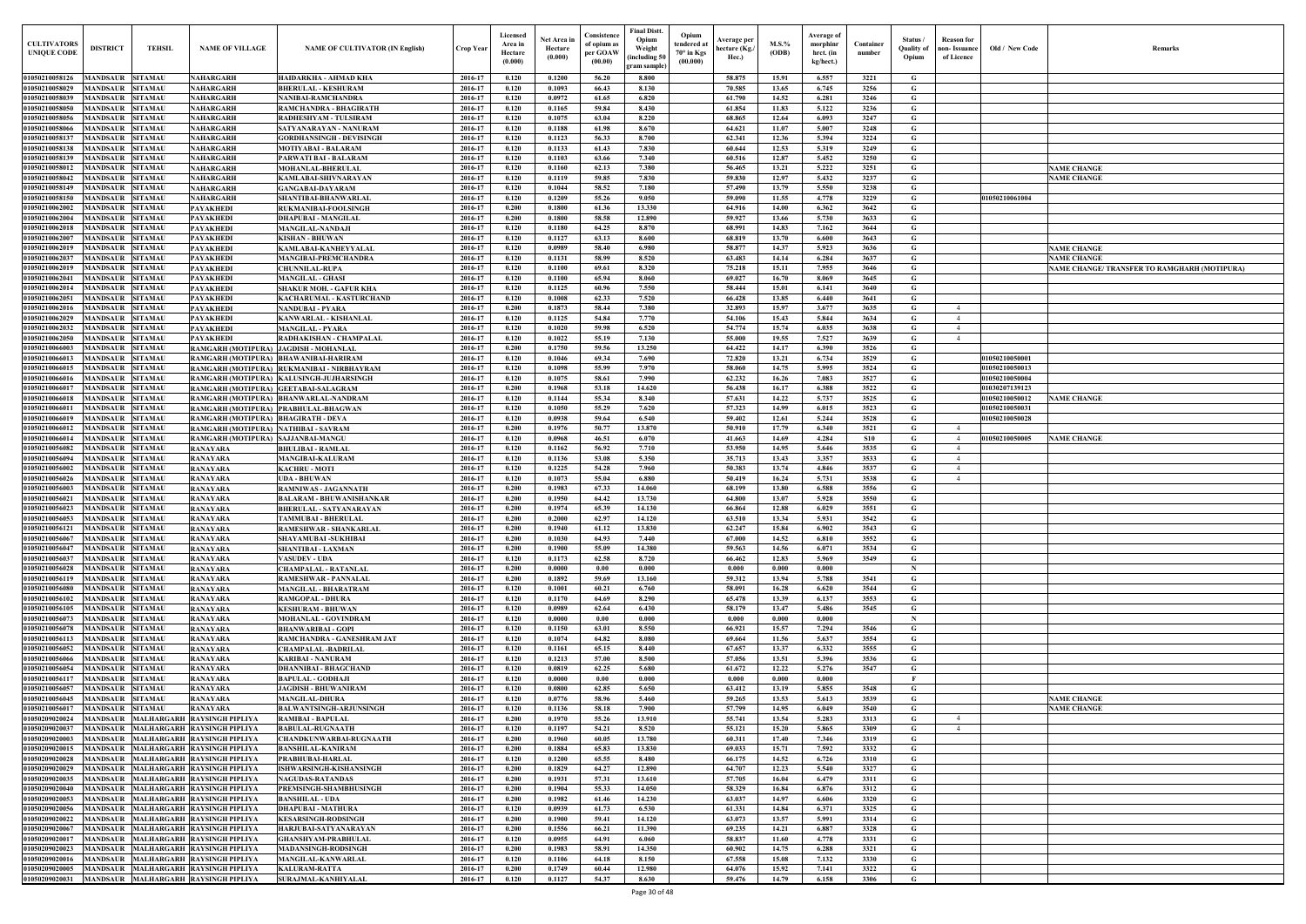| CULTIVATORS UNIQUE CODE | DISTRICT | TEHSIL | NAME OF VILLAGE | NAME OF CULTIVATOR (IN English) | Crop Year | Licensed Area in Hectare (0.000) | Net Area in Hectare (0.000) | Consistence of opium as per GOAW (00.00) | Final Distt. Opium Weight (including 50 gram sample) | Opium tendered at 70° in Kgs (00.000) | Average per hectare (Kg./ Hec.) | M.S.% (ODB) | Average of morphinr hrct. (in kg/hect.) | Container number | Status / Quality of Opium | Reason for non- Issuance of Licence | Old / New Code | Remarks |
|---|---|---|---|---|---|---|---|---|---|---|---|---|---|---|---|---|---|---|
| 01050210058126 | MANDSAUR | SITAMAU | NAHARGARH | HAIDARKHA - AHMAD KHA | 2016-17 | 0.120 | 0.1200 | 56.20 | 8.800 | | 58.875 | 15.91 | 6.557 | 3221 | G | | | |
| 01050210058029 | MANDSAUR | SITAMAU | NAHARGARH | BHERULAL - KESHURAM | 2016-17 | 0.120 | 0.1093 | 66.43 | 8.130 | | 70.585 | 13.65 | 6.745 | 3256 | G | | | |
| 01050210058039 | MANDSAUR | SITAMAU | NAHARGARH | NANIBAI-RAMCHANDRA | 2016-17 | 0.120 | 0.0972 | 61.65 | 6.820 | | 61.790 | 14.52 | 6.281 | 3246 | G | | | |
| 01050210058050 | MANDSAUR | SITAMAU | NAHARGARH | RAMCHANDRA - BHAGIRATH | 2016-17 | 0.120 | 0.1165 | 59.84 | 8.430 | | 61.854 | 11.83 | 5.122 | 3236 | G | | | |
| 01050210058056 | MANDSAUR | SITAMAU | NAHARGARH | RADHESHYAM - TULSIRAM | 2016-17 | 0.120 | 0.1075 | 63.04 | 8.220 | | 68.865 | 12.64 | 6.093 | 3247 | G | | | |
| 01050210058066 | MANDSAUR | SITAMAU | NAHARGARH | SATYANARAYAN - NANURAM | 2016-17 | 0.120 | 0.1188 | 61.98 | 8.670 | | 64.621 | 11.07 | 5.007 | 3248 | G | | | |
| 01050210058137 | MANDSAUR | SITAMAU | NAHARGARH | GORDHANSINGH - DEVISINGH | 2016-17 | 0.120 | 0.1123 | 56.33 | 8.700 | | 62.341 | 12.36 | 5.394 | 3224 | G | | | |
| 01050210058138 | MANDSAUR | SITAMAU | NAHARGARH | MOTIYABAI - BALARAM | 2016-17 | 0.120 | 0.1133 | 61.43 | 7.830 | | 60.644 | 12.53 | 5.319 | 3249 | G | | | |
| 01050210058139 | MANDSAUR | SITAMAU | NAHARGARH | PARWATI BAI - BALARAM | 2016-17 | 0.120 | 0.1103 | 63.66 | 7.340 | | 60.516 | 12.87 | 5.452 | 3250 | G | | | |
| 01050210058012 | MANDSAUR | SITAMAU | NAHARGARH | MOHANLAL-BHERULAL | 2016-17 | 0.120 | 0.1160 | 62.13 | 7.380 | | 56.465 | 13.21 | 5.222 | 3251 | G | | | NAME CHANGE |
| 01050210058042 | MANDSAUR | SITAMAU | NAHARGARH | KAMLABAI-SHIVNARAYAN | 2016-17 | 0.120 | 0.1119 | 59.85 | 7.830 | | 59.830 | 12.97 | 5.432 | 3237 | G | | | NAME CHANGE |
| 01050210058149 | MANDSAUR | SITAMAU | NAHARGARH | GANGABAI-DAYARAM | 2016-17 | 0.120 | 0.1044 | 58.52 | 7.180 | | 57.490 | 13.79 | 5.550 | 3238 | G | | | |
| 01050210058150 | MANDSAUR | SITAMAU | NAHARGARH | SHANTIBAI-BHANWARLAL | 2016-17 | 0.120 | 0.1209 | 55.26 | 9.050 | | 59.090 | 11.55 | 4.778 | 3229 | G | | 01050210061004 | |
| 01050210062002 | MANDSAUR | SITAMAU | PAYAKHEDI | RUKMANIBAI-FOOLSINGH | 2016-17 | 0.200 | 0.1800 | 61.36 | 13.330 | | 64.916 | 14.00 | 6.362 | 3642 | G | | | |
| 01050210062004 | MANDSAUR | SITAMAU | PAYAKHEDI | DHAPUBAI - MANGILAL | 2016-17 | 0.200 | 0.1800 | 58.58 | 12.890 | | 59.927 | 13.66 | 5.730 | 3633 | G | | | |
| 01050210062018 | MANDSAUR | SITAMAU | PAYAKHEDI | MANGILAL-NANDAJI | 2016-17 | 0.120 | 0.1180 | 64.25 | 8.870 | | 68.991 | 14.83 | 7.162 | 3644 | G | | | |
| 01050210062007 | MANDSAUR | SITAMAU | PAYAKHEDI | KISHAN - BHUWAN | 2016-17 | 0.120 | 0.1127 | 63.13 | 8.600 | | 68.819 | 13.70 | 6.600 | 3643 | G | | | |
| 01050210062019 | MANDSAUR | SITAMAU | PAYAKHEDI | KAMLABAI-KANHEYYALAL | 2016-17 | 0.120 | 0.0989 | 58.40 | 6.980 | | 58.877 | 14.37 | 5.923 | 3636 | G | | | NAME CHANGE |
| 01050210062037 | MANDSAUR | SITAMAU | PAYAKHEDI | MANGIBAI-PREMCHANDRA | 2016-17 | 0.120 | 0.1131 | 58.99 | 8.520 | | 63.483 | 14.14 | 6.284 | 3637 | G | | | NAME CHANGE |
| 01050210062019 | MANDSAUR | SITAMAU | PAYAKHEDI | CHUNNILAL-RUPA | 2016-17 | 0.120 | 0.1100 | 69.61 | 8.320 | | 75.218 | 15.11 | 7.955 | 3646 | G | | | NAME CHANGE/ TRANSFER TO RAMGARH (MOTIPURA) |
| 01050210062041 | MANDSAUR | SITAMAU | PAYAKHEDI | MANGILAL - GHASI | 2016-17 | 0.120 | 0.1100 | 65.94 | 8.060 | | 69.027 | 16.70 | 8.069 | 3645 | G | | | |
| 01050210062014 | MANDSAUR | SITAMAU | PAYAKHEDI | SHAKUR MOH. - GAFUR KHA | 2016-17 | 0.120 | 0.1125 | 60.96 | 7.550 | | 58.444 | 15.01 | 6.141 | 3640 | G | | | |
| 01050210062051 | MANDSAUR | SITAMAU | PAYAKHEDI | KACHARUMAL - KASTURCHAND | 2016-17 | 0.120 | 0.1008 | 62.33 | 7.520 | | 66.428 | 13.85 | 6.440 | 3641 | G | | | |
| 01050210062016 | MANDSAUR | SITAMAU | PAYAKHEDI | NANDUBAI - PYARA | 2016-17 | 0.200 | 0.1873 | 58.44 | 7.380 | | 32.893 | 15.97 | 3.677 | 3635 | G | 4 | | |
| 01050210062029 | MANDSAUR | SITAMAU | PAYAKHEDI | KANWARLAL - KISHANLAL | 2016-17 | 0.120 | 0.1125 | 54.84 | 7.770 | | 54.106 | 15.43 | 5.844 | 3634 | G | 4 | | |
| 01050210062032 | MANDSAUR | SITAMAU | PAYAKHEDI | MANGILAL - PYARA | 2016-17 | 0.120 | 0.1020 | 59.98 | 6.520 | | 54.774 | 15.74 | 6.035 | 3638 | G | 4 | | |
| 01050210062050 | MANDSAUR | SITAMAU | PAYAKHEDI | RADHAKISHAN - CHAMPALAL | 2016-17 | 0.120 | 0.1022 | 55.19 | 7.130 | | 55.000 | 19.55 | 7.527 | 3639 | G | 4 | | |
| 01050210066003 | MANDSAUR | SITAMAU | RAMGARH (MOTIPURA) | JAGDISH - MOHANLAL | 2016-17 | 0.200 | 0.1750 | 59.56 | 13.250 | | 64.422 | 14.17 | 6.390 | 3526 | G | | | |
| 01050210066013 | MANDSAUR | SITAMAU | RAMGARH (MOTIPURA) | BHAWANIBAI-HARIRAM | 2016-17 | 0.120 | 0.1046 | 69.34 | 7.690 | | 72.820 | 13.21 | 6.734 | 3529 | G | | 01050210050001 | |
| 01050210066015 | MANDSAUR | SITAMAU | RAMGARH (MOTIPURA) | RUKMANIBAI - NIRBHAYRAM | 2016-17 | 0.120 | 0.1098 | 55.99 | 7.970 | | 58.060 | 14.75 | 5.995 | 3524 | G | | 01050210050013 | |
| 01050210066016 | MANDSAUR | SITAMAU | RAMGARH (MOTIPURA) | KALUSINGH-JUJHARSINGH | 2016-17 | 0.120 | 0.1075 | 58.61 | 7.990 | | 62.232 | 16.26 | 7.083 | 3527 | G | | 01050210050004 | |
| 01050210066017 | MANDSAUR | SITAMAU | RAMGARH (MOTIPURA) | GEETABAI-SALAGRAM | 2016-17 | 0.200 | 0.1968 | 53.18 | 14.620 | | 56.438 | 16.17 | 6.388 | 3522 | G | | 01030207139123 | |
| 01050210066018 | MANDSAUR | SITAMAU | RAMGARH (MOTIPURA) | BHANWARLAL-NANDRAM | 2016-17 | 0.120 | 0.1144 | 55.34 | 8.340 | | 57.631 | 14.22 | 5.737 | 3525 | G | | 01050210050012 | NAME CHANGE |
| 01050210066011 | MANDSAUR | SITAMAU | RAMGARH (MOTIPURA) | PRABHULAL-BHAGWAN | 2016-17 | 0.120 | 0.1050 | 55.29 | 7.620 | | 57.323 | 14.99 | 6.015 | 3523 | G | | 01050210050031 | |
| 01050210066019 | MANDSAUR | SITAMAU | RAMGARH (MOTIPURA) | BHAGIRATH - DEVA | 2016-17 | 0.120 | 0.0938 | 59.64 | 6.540 | | 59.402 | 12.61 | 5.244 | 3528 | G | | 01050210050028 | |
| 01050210066012 | MANDSAUR | SITAMAU | RAMGARH (MOTIPURA) | NATHIBAI - SAVRAM | 2016-17 | 0.200 | 0.1976 | 50.77 | 13.870 | | 50.910 | 17.79 | 6.340 | 3521 | G | 4 | | |
| 01050210066014 | MANDSAUR | SITAMAU | RAMGARH (MOTIPURA) | SAJJANBAI-MANGU | 2016-17 | 0.120 | 0.0968 | 46.51 | 6.070 | | 41.663 | 14.69 | 4.284 | 810 | G | 4 | 01050210050005 | NAME CHANGE |
| 01050210056082 | MANDSAUR | SITAMAU | RANAYARA | BHULIBAI - RAMLAL | 2016-17 | 0.120 | 0.1162 | 56.92 | 7.710 | | 53.950 | 14.95 | 5.646 | 3535 | G | 4 | | |
| 01050210056094 | MANDSAUR | SITAMAU | RANAYARA | MANGIBAI-KALURAM | 2016-17 | 0.120 | 0.1136 | 53.08 | 5.350 | | 35.713 | 13.43 | 3.357 | 3533 | G | 4 | | |
| 01050210056002 | MANDSAUR | SITAMAU | RANAYARA | KACHRU - MOTI | 2016-17 | 0.120 | 0.1225 | 54.28 | 7.960 | | 50.383 | 13.74 | 4.846 | 3537 | G | 4 | | |
| 01050210056026 | MANDSAUR | SITAMAU | RANAYARA | UDA - BHUWAN | 2016-17 | 0.120 | 0.1073 | 55.04 | 6.880 | | 50.419 | 16.24 | 5.731 | 3538 | G | 4 | | |
| 01050210056003 | MANDSAUR | SITAMAU | RANAYARA | RAMNIWAS - JAGANNATH | 2016-17 | 0.200 | 0.1983 | 67.33 | 14.060 | | 68.199 | 13.80 | 6.588 | 3556 | G | | | |
| 01050210056021 | MANDSAUR | SITAMAU | RANAYARA | BALARAM - BHUWANISHANKAR | 2016-17 | 0.200 | 0.1950 | 64.42 | 13.730 | | 64.800 | 13.07 | 5.928 | 3550 | G | | | |
| 01050210056023 | MANDSAUR | SITAMAU | RANAYARA | BHERULAL - SATYANARAYAN | 2016-17 | 0.200 | 0.1974 | 65.39 | 14.130 | | 66.864 | 12.88 | 6.029 | 3551 | G | | | |
| 01050210056053 | MANDSAUR | SITAMAU | RANAYARA | TAMMUBAI - BHERULAL | 2016-17 | 0.200 | 0.2000 | 62.97 | 14.120 | | 63.510 | 13.34 | 5.931 | 3542 | G | | | |
| 01050210056121 | MANDSAUR | SITAMAU | RANAYARA | RAMESHWAR - SHANKARLAL | 2016-17 | 0.200 | 0.1940 | 61.12 | 13.830 | | 62.247 | 15.84 | 6.902 | 3543 | G | | | |
| 01050210056067 | MANDSAUR | SITAMAU | RANAYARA | SHAYAMUBAI -SUKHIBAI | 2016-17 | 0.200 | 0.1030 | 64.93 | 7.440 | | 67.000 | 14.52 | 6.810 | 3552 | G | | | |
| 01050210056047 | MANDSAUR | SITAMAU | RANAYARA | SHANTIBAI - LAXMAN | 2016-17 | 0.200 | 0.1900 | 55.09 | 14.380 | | 59.563 | 14.56 | 6.071 | 3534 | G | | | |
| 01050210056037 | MANDSAUR | SITAMAU | RANAYARA | VASUDEV - UDA | 2016-17 | 0.120 | 0.1173 | 62.58 | 8.720 | | 66.462 | 12.83 | 5.969 | 3549 | G | | | |
| 01050210056028 | MANDSAUR | SITAMAU | RANAYARA | CHAMPALAL - RATANLAL | 2016-17 | 0.200 | 0.0000 | 0.00 | 0.000 | | 0.000 | 0.000 | 0.000 | | N | | | |
| 01050210056119 | MANDSAUR | SITAMAU | RANAYARA | RAMESHWAR - PANNALAL | 2016-17 | 0.200 | 0.1892 | 59.69 | 13.160 | | 59.312 | 13.94 | 5.788 | 3541 | G | | | |
| 01050210056080 | MANDSAUR | SITAMAU | RANAYARA | MANGILAL - BHARATRAM | 2016-17 | 0.120 | 0.1001 | 60.21 | 6.760 | | 58.091 | 16.28 | 6.620 | 3544 | G | | | |
| 01050210056102 | MANDSAUR | SITAMAU | RANAYARA | RAMGOPAL - DHURA | 2016-17 | 0.120 | 0.1170 | 64.69 | 8.290 | | 65.478 | 13.39 | 6.137 | 3553 | G | | | |
| 01050210056105 | MANDSAUR | SITAMAU | RANAYARA | KESHURAM - BHUWAN | 2016-17 | 0.120 | 0.0989 | 62.64 | 6.430 | | 58.179 | 13.47 | 5.486 | 3545 | G | | | |
| 01050210056073 | MANDSAUR | SITAMAU | RANAYARA | MOHANLAL - GOVINDRAM | 2016-17 | 0.120 | 0.0000 | 0.00 | 0.000 | | 0.000 | 0.000 | 0.000 | | N | | | |
| 01050210056078 | MANDSAUR | SITAMAU | RANAYARA | BHANWARIBAI - GOPI | 2016-17 | 0.120 | 0.1150 | 63.01 | 8.550 | | 66.921 | 15.57 | 7.294 | 3546 | G | | | |
| 01050210056113 | MANDSAUR | SITAMAU | RANAYARA | RAMCHANDRA - GANESHRAM JAT | 2016-17 | 0.120 | 0.1074 | 64.82 | 8.080 | | 69.664 | 11.56 | 5.637 | 3554 | G | | | |
| 01050210056052 | MANDSAUR | SITAMAU | RANAYARA | CHAMPALAL -BADRILAL | 2016-17 | 0.120 | 0.1161 | 65.15 | 8.440 | | 67.657 | 13.37 | 6.332 | 3555 | G | | | |
| 01050210056066 | MANDSAUR | SITAMAU | RANAYARA | KARIBAI - NANURAM | 2016-17 | 0.120 | 0.1213 | 57.00 | 8.500 | | 57.056 | 13.51 | 5.396 | 3536 | G | | | |
| 01050210056054 | MANDSAUR | SITAMAU | RANAYARA | DHANNIBAI - BHAGCHAND | 2016-17 | 0.120 | 0.0819 | 62.25 | 5.680 | | 61.672 | 12.22 | 5.276 | 3547 | G | | | |
| 01050210056117 | MANDSAUR | SITAMAU | RANAYARA | BAPULAL - GODHAJI | 2016-17 | 0.120 | 0.0000 | 0.00 | 0.000 | | 0.000 | 0.000 | 0.000 | | F | | | |
| 01050210056057 | MANDSAUR | SITAMAU | RANAYARA | JAGDISH - BHUWANIRAM | 2016-17 | 0.120 | 0.0800 | 62.85 | 5.650 | | 63.412 | 13.19 | 5.855 | 3548 | G | | | |
| 01050210056045 | MANDSAUR | SITAMAU | RANAYARA | MANGILAL-DHURA | 2016-17 | 0.120 | 0.0776 | 58.96 | 5.460 | | 59.265 | 13.53 | 5.613 | 3539 | G | | | NAME CHANGE |
| 01050210056017 | MANDSAUR | SITAMAU | RANAYARA | BALWANTSINGH-ARJUNSINGH | 2016-17 | 0.120 | 0.1136 | 58.18 | 7.900 | | 57.799 | 14.95 | 6.049 | 3540 | G | | | NAME CHANGE |
| 01050209020024 | MANDSAUR | MALHARGARH | RAYSINGH PIPLIYA | RAMIBAI - BAPULAL | 2016-17 | 0.200 | 0.1970 | 55.26 | 13.910 | | 55.741 | 13.54 | 5.283 | 3313 | G | 4 | | |
| 01050209020037 | MANDSAUR | MALHARGARH | RAYSINGH PIPLIYA | BABULAL-RUGNAATH | 2016-17 | 0.120 | 0.1197 | 54.21 | 8.520 | | 55.121 | 15.20 | 5.865 | 3309 | G | 4 | | |
| 01050209020003 | MANDSAUR | MALHARGARH | RAYSINGH PIPLIYA | CHANDKUNWARBAI-RUGNAATH | 2016-17 | 0.200 | 0.1960 | 60.05 | 13.780 | | 60.311 | 17.40 | 7.346 | 3319 | G | | | |
| 01050209020015 | MANDSAUR | MALHARGARH | RAYSINGH PIPLIYA | BANSHILAL-KANIRAM | 2016-17 | 0.200 | 0.1884 | 65.83 | 13.830 | | 69.033 | 15.71 | 7.592 | 3332 | G | | | |
| 01050209020028 | MANDSAUR | MALHARGARH | RAYSINGH PIPLIYA | PRABHUBAI-HARLAL | 2016-17 | 0.120 | 0.1200 | 65.55 | 8.480 | | 66.175 | 14.52 | 6.726 | 3310 | G | | | |
| 01050209020029 | MANDSAUR | MALHARGARH | RAYSINGH PIPLIYA | ISHWARSINGH-KISHANSINGH | 2016-17 | 0.200 | 0.1829 | 64.27 | 12.890 | | 64.707 | 12.23 | 5.540 | 3327 | G | | | |
| 01050209020035 | MANDSAUR | MALHARGARH | RAYSINGH PIPLIYA | NAGUDAS-RATANDAS | 2016-17 | 0.200 | 0.1931 | 57.31 | 13.610 | | 57.705 | 16.04 | 6.479 | 3311 | G | | | |
| 01050209020040 | MANDSAUR | MALHARGARH | RAYSINGH PIPLIYA | PREMSINGH-SHAMBHUSINGH | 2016-17 | 0.200 | 0.1904 | 55.33 | 14.050 | | 58.329 | 16.84 | 6.876 | 3312 | G | | | |
| 01050209020053 | MANDSAUR | MALHARGARH | RAYSINGH PIPLIYA | BANSHILAL - UDA | 2016-17 | 0.200 | 0.1982 | 61.46 | 14.230 | | 63.037 | 14.97 | 6.606 | 3320 | G | | | |
| 01050209020056 | MANDSAUR | MALHARGARH | RAYSINGH PIPLIYA | DHAPUBAI - MATHURA | 2016-17 | 0.120 | 0.0939 | 61.73 | 6.530 | | 61.331 | 14.84 | 6.371 | 3325 | G | | | |
| 01050209020022 | MANDSAUR | MALHARGARH | RAYSINGH PIPLIYA | KESARSINGH-RODSINGH | 2016-17 | 0.200 | 0.1900 | 59.41 | 14.120 | | 63.073 | 13.57 | 5.991 | 3314 | G | | | |
| 01050209020067 | MANDSAUR | MALHARGARH | RAYSINGH PIPLIYA | HARJUBAI-SATYANARAYAN | 2016-17 | 0.200 | 0.1556 | 66.21 | 11.390 | | 69.235 | 14.21 | 6.887 | 3328 | G | | | |
| 01050209020017 | MANDSAUR | MALHARGARH | RAYSINGH PIPLIYA | GHANSHYAM-PRABHULAL | 2016-17 | 0.120 | 0.0955 | 64.91 | 6.060 | | 58.837 | 11.60 | 4.778 | 3331 | G | | | |
| 01050209020023 | MANDSAUR | MALHARGARH | RAYSINGH PIPLIYA | MADANSINGH-RODSINGH | 2016-17 | 0.200 | 0.1983 | 58.91 | 14.350 | | 60.902 | 14.75 | 6.288 | 3321 | G | | | |
| 01050209020016 | MANDSAUR | MALHARGARH | RAYSINGH PIPLIYA | MANGILAL-KANWARLAL | 2016-17 | 0.120 | 0.1106 | 64.18 | 8.150 | | 67.558 | 15.08 | 7.132 | 3330 | G | | | |
| 01050209020005 | MANDSAUR | MALHARGARH | RAYSINGH PIPLIYA | KALURAM-RATTA | 2016-17 | 0.200 | 0.1749 | 60.44 | 12.980 | | 64.076 | 15.92 | 7.141 | 3322 | G | | | |
| 01050209020031 | MANDSAUR | MALHARGARH | RAYSINGH PIPLIYA | SURAJMAL-KANHIYALAL | 2016-17 | 0.120 | 0.1127 | 54.37 | 8.630 | | 59.476 | 14.79 | 6.158 | 3306 | G | | | |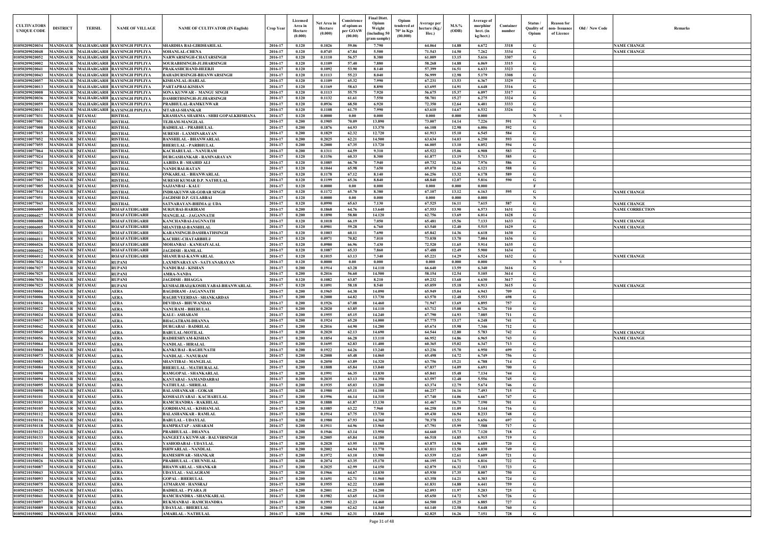| CULTIVATORS UNIQUE CODE | DISTRICT | TEHSIL | NAME OF VILLAGE | NAME OF CULTIVATOR (IN English) | Crop Year | Licensed Area in Hectare (0.000) | Net Area in Hectare (0.000) | Consistence of opium as per GOAW (00.00) | Final Distt. Opium Weight (including 50 gram sample) | Opium tendered at 70° in Kgs (00.000) | Average per hectare (Kg./ Hec.) | M.S.% (ODB) | Average of morphinr hrct. (in kg/hect.) | Container number | Status / Quality of Opium | Reason for non- Issuance of Licence | Old / New Code | Remarks |
|---|---|---|---|---|---|---|---|---|---|---|---|---|---|---|---|---|---|---|
| 01050209020034 | MANDSAUR | MALHARGARH | RAYSINGH PIPLIYA | SHARDHA BAI-GIRDHARILAL | 2016-17 | 0.120 | 0.1026 | 59.06 | 7.790 | | 64.064 | 14.88 | 6.672 | 3318 | G | | | NAME CHANGE |
| 01050209020048 | MANDSAUR | MALHARGARH | RAYSINGH PIPLIYA | SOHANLAL-CHENA | 2016-17 | 0.120 | 0.0745 | 67.84 | 5.500 | | 71.543 | 14.50 | 7.262 | 3334 | G | | | NAME CHANGE |
| 01050209020052 | MANDSAUR | MALHARGARH | RAYSINGH PIPLIYA | NARWARSINGH-CHATARSINGH | 2016-17 | 0.120 | 0.1110 | 56.57 | 8.380 | | 61.009 | 13.15 | 5.616 | 3307 | G | | | |
| 01050209020002 | MANDSAUR | MALHARGARH | RAYSINGH PIPLIYA | SOURABHSINGH-JUJHARSINGH | 2016-17 | 0.120 | 0.1109 | 57.40 | 7.880 | | 58.268 | 14.88 | 6.069 | 3315 | G | | | |
| 01050209020041 | MANDSAUR | MALHARGARH | RAYSINGH PIPLIYA | PRAKASHCHAND-HEERJI | 2016-17 | 0.120 | 0.1092 | 53.90 | 8.140 | | 57.399 | 16.51 | 6.633 | 3323 | G | | | |
| 01050209020043 | MANDSAUR | MALHARGARH | RAYSINGH PIPLIYA | BAHADURSINGH-BHANWARSINGH | 2016-17 | 0.120 | 0.1113 | 55.23 | 8.040 | | 56.999 | 12.98 | 5.179 | 3308 | G | | | |
| 01050209020057 | MANDSAUR | MALHARGARH | RAYSINGH PIPLIYA | KISHANLAL-HARLAL | 2016-17 | 0.120 | 0.1109 | 65.32 | 7.990 | | 67.231 | 13.53 | 6.367 | 3329 | G | | | |
| 01050209020013 | MANDSAUR | MALHARGARH | RAYSINGH PIPLIYA | PARTAPBAI-KISHAN | 2016-17 | 0.120 | 0.1169 | 58.63 | 8.890 | | 63.695 | 14.91 | 6.648 | 3316 | G | | | |
| 01050209020008 | MANDSAUR | MALHARGARH | RAYSINGH PIPLIYA | SONA KUNWAR - MANGU SINGH | 2016-17 | 0.120 | 0.1113 | 55.75 | 7.920 | | 56.675 | 15.37 | 6.097 | 3317 | G | | | |
| 01050209020036 | MANDSAUR | MALHARGARH | RAYSINGH PIPLIYA | DASHRTHSINGH-JUJHARSINGH | 2016-17 | 0.120 | 0.1132 | 61.61 | 7.550 | | 58.701 | 15.27 | 6.275 | 3324 | G | | | |
| 01050209020059 | MANDSAUR | MALHARGARH | RAYSINGH PIPLIYA | PRABHULAL-RAMKUNWAR | 2016-17 | 0.120 | 0.0936 | 68.50 | 6.920 | | 72.350 | 12.64 | 6.401 | 3333 | G | | | |
| 01050209020011 | MANDSAUR | MALHARGARH | RAYSINGH PIPLIYA | SITABAI-SHANKAR | 2016-17 | 0.120 | 0.1108 | 61.75 | 7.990 | | 63.610 | 14.67 | 6.532 | 3326 | G | | | |
| 01050210077031 | MANDSAUR | SITAMAU | RISTHAL | KRASHANA SHARMA - SHRI GOPALKRISHANA | 2016-17 | 0.120 | 0.0000 | 0.00 | 0.000 | | 0.000 | 0.000 | 0.000 | | N | 8 | | |
| 01050210077001 | MANDSAUR | SITAMAU | RISTHAL | TEJRAM-MANGILAL | 2016-17 | 0.200 | 0.1905 | 70.09 | 13.890 | | 73.007 | 14.14 | 7.226 | 591 | G | | | |
| 01050210077008 | MANDSAUR | SITAMAU | RISTHAL | BADRILAL - PRABHULAL | 2016-17 | 0.200 | 0.1876 | 64.93 | 13.370 | | 66.108 | 12.98 | 6.006 | 592 | G | | | |
| 01050210077015 | MANDSAUR | SITAMAU | RISTHAL | SURESH - LAXMINARAYAN | 2016-17 | 0.200 | 0.1829 | 62.32 | 12.720 | | 61.913 | 15.10 | 6.545 | 584 | G | | | |
| 01050210077052 | MANDSAUR | SITAMAU | RISTHAL | BANSHILAL - BHANWARLAL | 2016-17 | 0.200 | 0.2025 | 62.21 | 14.500 | | 63.634 | 14.03 | 6.250 | 593 | G | | | |
| 01050210077055 | MANDSAUR | SITAMAU | RISTHAL | BHERULAL - PARBHULAL | 2016-17 | 0.200 | 0.2000 | 67.35 | 13.720 | | 66.005 | 13.10 | 6.052 | 594 | G | | | |
| 01050210077064 | MANDSAUR | SITAMAU | RISTHAL | KACHARULAL - NANURAM | 2016-17 | 0.200 | 0.1311 | 64.59 | 9.310 | | 65.522 | 15.06 | 6.908 | 583 | G | | | |
| 01050210077024 | MANDSAUR | SITAMAU | RISTHAL | DURGASHANKAR - RAMNARAYAN | 2016-17 | 0.120 | 0.1156 | 60.33 | 8.300 | | 61.877 | 13.19 | 5.713 | 585 | G | | | |
| 01050210077061 | MANDSAUR | SITAMAU | RISTHAL | AABIDA B - SHAHID ALI | 2016-17 | 0.120 | 0.1085 | 66.70 | 7.940 | | 69.732 | 16.34 | 7.976 | 586 | G | | | |
| 01050210077021 | MANDSAUR | SITAMAU | RISTHAL | NANDUBAI-RATAN | 2016-17 | 0.120 | 0.1044 | 65.98 | 7.650 | | 69.070 | 12.66 | 6.121 | 588 | G | | | |
| 01050210077039 | MANDSAUR | SITAMAU | RISTHAL | ONKARLAL - BHANWARLAL | 2016-17 | 0.120 | 0.1178 | 67.12 | 8.140 | | 66.256 | 13.32 | 6.178 | 589 | G | | | |
| 01050210077003 | MANDSAUR | SITAMAU | RISTHAL | SURESH KUMAR D.P. NATHULAL | 2016-17 | 0.120 | 0.1199 | 65.36 | 8.840 | | 68.840 | 12.07 | 5.816 | 590 | G | | | |
| 01050210077005 | MANDSAUR | SITAMAU | RISTHAL | SAJJANBAI - KALU | 2016-17 | 0.120 | 0.0000 | 0.00 | 0.000 | | 0.000 | 0.000 | 0.000 | | F | | | |
| 01050210077014 | MANDSAUR | SITAMAU | RISTHAL | INDRAKUNWAR-GOBAR SINGH | 2016-17 | 0.120 | 0.1172 | 65.70 | 8.380 | | 67.107 | 13.12 | 6.163 | 595 | G | | | NAME CHANGE |
| 01050210077051 | MANDSAUR | SITAMAU | RISTHAL | JAGDISH D.P. GULABBAI | 2016-17 | 0.120 | 0.0000 | 0.00 | 0.000 | | 0.000 | 0.000 | 0.000 | | N | | | |
| 01050210077043 | MANDSAUR | SITAMAU | RISTHAL | SATNARAYAN-BHIMA @ UDA | 2016-17 | 0.120 | 0.0990 | 65.63 | 7.130 | | 67.525 | 16.11 | 7.615 | 587 | G | | | NAME CHANGE |
| 01050210006009 | MANDSAUR | SITAMAU | ROJAFATEHGARH | SURJUBAI-HARIRAM | 2016-17 | 0.200 | 0.1868 | 64.76 | 13.640 | | 67.553 | 13.90 | 6.573 | 1631 | G | | | NAME CORRECTION |
| 01050210006027 | MANDSAUR | SITAMAU | ROJAFATEHGARH | MANGILAL - JAGANNATH | 2016-17 | 0.200 | 0.1890 | 58.80 | 14.120 | | 62.756 | 13.69 | 6.014 | 1628 | G | | | |
| 01050210006008 | MANDSAUR | SITAMAU | ROJAFATEHGARH | KANCHANBAI-JAGNNATH | 2016-17 | 0.120 | 0.1018 | 66.19 | 7.050 | | 65.481 | 15.56 | 7.133 | 1633 | G | | | NAME CHANGE |
| 01050210006005 | MANDSAUR | SITAMAU | ROJAFATEHGARH | SHANTIBAI-BANSHILAL | 2016-17 | 0.120 | 0.0901 | 59.28 | 6.760 | | 63.540 | 12.40 | 5.515 | 1629 | G | | | NAME CHANGE |
| 01050210006021 | MANDSAUR | SITAMAU | ROJAFATEHGARH | KARANSINGH-DASHRATHSINGH | 2016-17 | 0.120 | 0.1003 | 60.11 | 7.690 | | 65.842 | 14.36 | 6.618 | 1630 | G | | | |
| 01050210006011 | MANDSAUR | SITAMAU | ROJAFATEHGARH | KACHRU-CHATARBHUJ | 2016-17 | 0.120 | 0.0971 | 70.82 | 7.010 | | 73.038 | 13.70 | 7.004 | 1636 | G | | | |
| 01050210006026 | MANDSAUR | SITAMAU | ROJAFATEHGARH | MOHANBAI - KANHAIYALAL | 2016-17 | 0.120 | 0.0980 | 66.96 | 7.430 | | 72.520 | 11.65 | 5.914 | 1635 | G | | | |
| 01050210006022 | MANDSAUR | SITAMAU | ROJAFATEHGARH | JAGDISH - RAMLAL | 2016-17 | 0.120 | 0.1087 | 65.33 | 7.860 | | 67.488 | 12.49 | 5.900 | 1634 | G | | | |
| 01050210006012 | MANDSAUR | SITAMAU | ROJAFATEHGARH | SHAMUBAI-KANWARLAL | 2016-17 | 0.120 | 0.1015 | 63.13 | 7.340 | | 65.221 | 14.29 | 6.524 | 1632 | G | | | NAME CHANGE |
| 01050210067024 | MANDSAUR | SITAMAU | RUPANI | LAXMINARAYAN - SATYANARAYAN | 2016-17 | 0.120 | 0.0000 | 0.00 | 0.000 | | 0.000 | 0.000 | 0.000 | | N | 8 | | |
| 01050210067027 | MANDSAUR | SITAMAU | RUPANI | NANDUBAI - KISHAN | 2016-17 | 0.200 | 0.1914 | 63.28 | 14.110 | | 66.640 | 13.59 | 6.340 | 3616 | G | | | |
| 01050210067025 | MANDSAUR | SITAMAU | RUPANI | AMRA-NANDA | 2016-17 | 0.200 | 0.2016 | 56.60 | 14.500 | | 58.154 | 12.54 | 5.105 | 3614 | G | | | |
| 01050210067036 | MANDSAUR | SITAMAU | RUPANI | JAGDISH - BHAGGA | 2016-17 | 0.120 | 0.1082 | 63.87 | 8.210 | | 69.232 | 13.68 | 6.630 | 3617 | G | | | |
| 01050210067023 | MANDSAUR | SITAMAU | RUPANI | KUSHALIBAI@KOSHLYABAI-BHANWARLAL | 2016-17 | 0.120 | 0.1091 | 58.18 | 8.540 | | 65.059 | 15.18 | 6.913 | 3615 | G | | | NAME CHANGE |
| 01050210150004 | MANDSAUR | SITAMAU | AERA | BAGDIRAM - JAGANNATH | 2016-17 | 0.200 | 0.1965 | 64.38 | 14.090 | | 65.949 | 15.04 | 6.943 | 709 | G | | | |
| 01050210150006 | MANDSAUR | SITAMAU | AERA | RAGHUVEERDAS - SHANKARDAS | 2016-17 | 0.200 | 0.2000 | 64.82 | 13.730 | | 63.570 | 12.48 | 5.553 | 698 | G | | | |
| 01050210150016 | MANDSAUR | SITAMAU | AERA | DEVIDAS - BHUWANDAS | 2016-17 | 0.200 | 0.1926 | 67.08 | 14.460 | | 71.947 | 13.69 | 6.895 | 757 | G | | | |
| 01050210150022 | MANDSAUR | SITAMAU | AERA | NANURAM - BHERULAL | 2016-17 | 0.200 | 0.2020 | 63.85 | 14.110 | | 63.712 | 15.08 | 6.726 | 710 | G | | | |
| 01050210150024 | MANDSAUR | SITAMAU | AERA | KALU- ASHARAM | 2016-17 | 0.200 | 0.1955 | 65.15 | 14.240 | | 67.790 | 14.93 | 7.085 | 711 | G | | | |
| 01050210150037 | MANDSAUR | SITAMAU | AERA | BHAGATRAM-DHANNA | 2016-17 | 0.200 | 0.1924 | 65.20 | 14.000 | | 67.775 | 13.17 | 6.248 | 741 | G | | | |
| 01050210150042 | MANDSAUR | SITAMAU | AERA | DURGABAI - BADRILAL | 2016-17 | 0.200 | 0.2016 | 64.90 | 14.280 | | 65.674 | 15.98 | 7.346 | 712 | G | | | |
| 01050210150045 | MANDSAUR | SITAMAU | AERA | BABULAL-MOTILAL | 2016-17 | 0.200 | 0.2020 | 62.13 | 14.690 | | 64.544 | 12.80 | 5.783 | 742 | G | | | NAME CHANGE |
| 01050210150056 | MANDSAUR | SITAMAU | AERA | RADHESHYAM-KISHAN | 2016-17 | 0.200 | 0.1854 | 66.28 | 13.110 | | 66.952 | 14.86 | 6.965 | 743 | G | | | NAME CHANGE |
| 01050210150064 | MANDSAUR | SITAMAU | AERA | NANDLAL - HIRALAL | 2016-17 | 0.200 | 0.1695 | 62.83 | 11.400 | | 60.365 | 15.02 | 6.347 | 713 | G | | | |
| 01050210150068 | MANDSAUR | SITAMAU | AERA | KANKUBAI - RAGHUNATH | 2016-17 | 0.200 | 0.1922 | 64.26 | 13.240 | | 63.236 | 15.70 | 6.950 | 699 | G | | | |
| 01050210150073 | MANDSAUR | SITAMAU | AERA | NANDLAL - NANURAM | 2016-17 | 0.200 | 0.2008 | 65.48 | 14.060 | | 65.498 | 14.72 | 6.749 | 756 | G | | | |
| 01050210150083 | MANDSAUR | SITAMAU | AERA | SHANTIBAI - MANGILAL | 2016-17 | 0.200 | 0.2050 | 63.89 | 14.320 | | 63.756 | 15.21 | 6.788 | 714 | G | | | |
| 01050210150084 | MANDSAUR | SITAMAU | AERA | BHERULAL - MATHURALAL | 2016-17 | 0.200 | 0.1808 | 65.84 | 13.040 | | 67.837 | 14.09 | 6.691 | 700 | G | | | |
| 01050210150090 | MANDSAUR | SITAMAU | AERA | RAMGOPAL - SHANKARLAL | 2016-17 | 0.200 | 0.1991 | 66.35 | 13.830 | | 65.841 | 15.48 | 7.134 | 744 | G | | | |
| 01050210150094 | MANDSAUR | SITAMAU | AERA | KANTABAI - SAMANDARBAI | 2016-17 | 0.200 | 0.2035 | 63.13 | 14.350 | | 63.597 | 12.48 | 5.556 | 745 | G | | | |
| 01050210150095 | MANDSAUR | SITAMAU | AERA | NATHULAL - SHRILAL | 2016-17 | 0.200 | 0.1935 | 65.03 | 13.200 | | 63.374 | 12.79 | 5.674 | 746 | G | | | |
| 01050210150098 | MANDSAUR | SITAMAU | AERA | BALASHANKAR - GOKAR | 2016-17 | 0.200 | 0.1980 | 65.11 | 14.100 | | 66.237 | 16.16 | 7.493 | 715 | G | | | |
| 01050210150101 | MANDSAUR | SITAMAU | AERA | KOSHALIYABAI - KACHARULAL | 2016-17 | 0.200 | 0.1996 | 66.14 | 14.310 | | 67.740 | 14.06 | 6.667 | 747 | G | | | |
| 01050210150103 | MANDSAUR | SITAMAU | AERA | RAMCHANDRA - RAKHILAL | 2016-17 | 0.200 | 0.1888 | 61.87 | 13.130 | | 61.467 | 16.71 | 7.190 | 701 | G | | | |
| 01050210150105 | MANDSAUR | SITAMAU | AERA | GORDHANLAL - KISHANLAL | 2016-17 | 0.200 | 0.1085 | 63.22 | 7.960 | | 66.258 | 11.09 | 5.144 | 716 | G | | | |
| 01050210150112 | MANDSAUR | SITAMAU | AERA | BALASHANKAR - RAMLAL | 2016-17 | 0.200 | 0.1914 | 67.75 | 13.730 | | 69.430 | 16.94 | 8.233 | 748 | G | | | |
| 01050210150116 | MANDSAUR | SITAMAU | AERA | BABULAL - UDAYLAL | 2016-17 | 0.200 | 0.1980 | 67.93 | 14.360 | | 70.378 | 13.51 | 6.656 | 697 | G | | | |
| 01050210150118 | MANDSAUR | SITAMAU | AERA | RAMPRATAP - ASHARAM | 2016-17 | 0.200 | 0.1911 | 64.96 | 13.960 | | 67.791 | 15.99 | 7.588 | 717 | G | | | |
| 01050210150123 | MANDSAUR | SITAMAU | AERA | PRABHULAL - DHANNA | 2016-17 | 0.200 | 0.1946 | 63.14 | 13.950 | | 64.660 | 15.73 | 7.120 | 718 | G | | | |
| 01050210150133 | MANDSAUR | SITAMAU | AERA | SANGEETA KUNWAR - BALVIRSINGH | 2016-17 | 0.200 | 0.2005 | 65.84 | 14.180 | | 66.518 | 14.85 | 6.915 | 719 | G | | | |
| 01050210150151 | MANDSAUR | SITAMAU | AERA | YASHODABAI - UDAYLAL | 2016-17 | 0.200 | 0.2028 | 63.95 | 14.180 | | 63.875 | 14.96 | 6.689 | 720 | G | | | |
| 01050210150032 | MANDSAUR | SITAMAU | AERA | ISHWARLAL - NANDLAL | 2016-17 | 0.200 | 0.2002 | 64.94 | 13.770 | | 63.811 | 13.50 | 6.030 | 749 | G | | | |
| 01050210150014 | MANDSAUR | SITAMAU | AERA | RAMESHWAR - SHANKAR | 2016-17 | 0.200 | 0.1972 | 63.10 | 13.900 | | 63.539 | 12.61 | 5.609 | 721 | G | | | |
| 01050210150026 | MANDSAUR | SITAMAU | AERA | PRABHULAL - CHUNNILAL | 2016-17 | 0.200 | 0.2074 | 63.35 | 15.170 | | 66.195 | 14.71 | 6.816 | 722 | G | | | |
| 01050210150087 | MANDSAUR | SITAMAU | AERA | BHANWARLAL - SHANKAR | 2016-17 | 0.200 | 0.2025 | 62.99 | 14.150 | | 62.879 | 16.32 | 7.183 | 723 | G | | | |
| 01050210150043 | MANDSAUR | SITAMAU | AERA | UDAYLAL - SALAGRAM | 2016-17 | 0.200 | 0.1966 | 64.67 | 14.030 | | 65.930 | 17.35 | 8.007 | 750 | G | | | |
| 01050210150093 | MANDSAUR | SITAMAU | AERA | GOPAL - BHERULAL | 2016-17 | 0.200 | 0.1691 | 62.71 | 11.960 | | 63.358 | 14.21 | 6.303 | 724 | G | | | |
| 01050210150075 | MANDSAUR | SITAMAU | AERA | ATMARAM - HANSRAJ | 2016-17 | 0.200 | 0.1955 | 62.22 | 13.600 | | 61.831 | 14.88 | 6.441 | 759 | G | | | |
| 01050210150025 | MANDSAUR | SITAMAU | AERA | BADRILAL - PYARA JI | 2016-17 | 0.200 | 0.2001 | 61.25 | 14.200 | | 62.093 | 11.97 | 5.203 | 725 | G | | | |
| 01050210150041 | MANDSAUR | SITAMAU | AERA | RAMCHANDRA - SHANKARLAL | 2016-17 | 0.200 | 0.1982 | 63.65 | 14.310 | | 65.650 | 14.72 | 6.765 | 726 | G | | | |
| 01050210150097 | MANDSAUR | SITAMAU | AERA | RUKMANBAI - RAMCHANDRA | 2016-17 | 0.200 | 0.1993 | 62.23 | 14.460 | | 64.500 | 15.25 | 6.885 | 727 | G | | | |
| 01050210150089 | MANDSAUR | SITAMAU | AERA | UDAYLAL - BHERULAL | 2016-17 | 0.200 | 0.2000 | 62.62 | 14.340 | | 64.140 | 12.58 | 5.648 | 760 | G | | | |
| 01050210150002 | MANDSAUR | SITAMAU | AERA | AMARLAL - NATHULAL | 2016-17 | 0.200 | 0.1961 | 62.31 | 13.840 | | 62.825 | 16.26 | 7.151 | 728 | G | | | |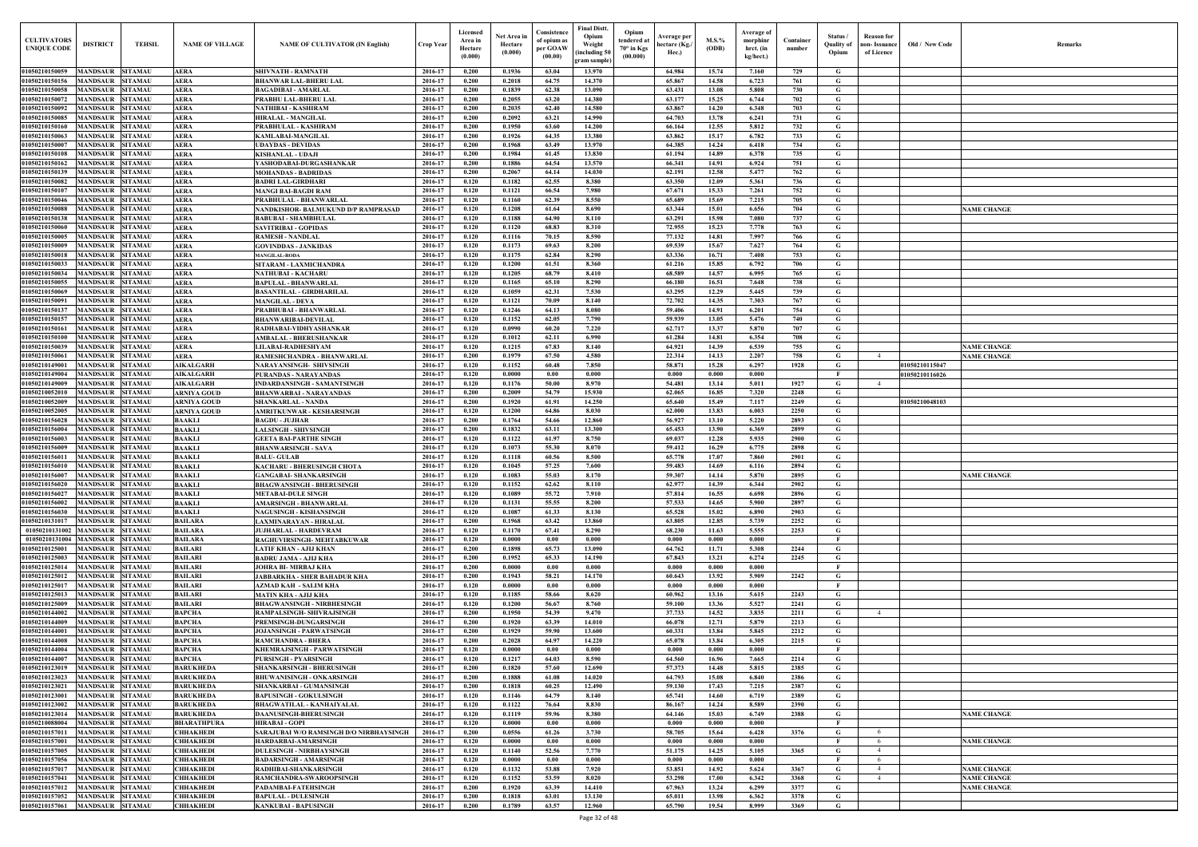| CULTIVATORS UNIQUE CODE | DISTRICT | TEHSIL | NAME OF VILLAGE | NAME OF CULTIVATOR (IN English) | Crop Year | Licensed Area in Hectare (0.000) | Net Area in Hectare (0.000) | Consistence of opium as per GOAW (00.00) | Final Distt. Opium Weight (including 50 gram sample) | Opium tendered at 70° in Kgs (00.000) | Average per hectare (Kg./ Hec.) | M.S.% (ODB) | Average of morphinr hrct. (in kg/hect.) | Container number | Status / Quality of Opium | Reason for non- Issuance of Licence | Old / New Code | Remarks |
|---|---|---|---|---|---|---|---|---|---|---|---|---|---|---|---|---|---|---|
| 01050210150059 | MANDSAUR | SITAMAU | AERA | SHIVNATH - RAMNATH | 2016-17 | 0.200 | 0.1936 | 63.04 | 13.970 | | 64.984 | 15.74 | 7.160 | 729 | G | | | |
| 01050210150156 | MANDSAUR | SITAMAU | AERA | BHANWAR LAL-BHERU LAL | 2016-17 | 0.200 | 0.2018 | 64.75 | 14.370 | | 65.867 | 14.58 | 6.723 | 761 | G | | | |
| 01050210150072 | MANDSAUR | SITAMAU | AERA | BAGADIBAI - AMARLAL | 2016-17 | 0.200 | 0.1839 | 62.38 | 13.090 | | 63.431 | 13.08 | 5.808 | 730 | G | | | |
| 01050210150092 | MANDSAUR | SITAMAU | AERA | PRABHU LAL-BHERU LAL | 2016-17 | 0.200 | 0.2055 | 63.20 | 14.380 | | 63.177 | 15.25 | 6.744 | 702 | G | | | |
| 01050210150085 | MANDSAUR | SITAMAU | AERA | NATHIBAI - KASHIRAM | 2016-17 | 0.200 | 0.2035 | 62.40 | 14.580 | | 63.867 | 14.20 | 6.348 | 703 | G | | | |
| 01050210150160 | MANDSAUR | SITAMAU | AERA | HIRALAL - MANGILAL | 2016-17 | 0.200 | 0.2092 | 63.21 | 14.990 | | 64.703 | 13.78 | 6.241 | 731 | G | | | |
| 01050210150063 | MANDSAUR | SITAMAU | AERA | PRABHULAL - KASHIRAM | 2016-17 | 0.200 | 0.1950 | 63.60 | 14.200 | | 66.164 | 12.55 | 5.812 | 732 | G | | | |
| 01050210150007 | MANDSAUR | SITAMAU | AERA | KAMLABAI-MANGILAL | 2016-17 | 0.200 | 0.1926 | 64.35 | 13.380 | | 63.862 | 15.17 | 6.782 | 733 | G | | | |
| 01050210150108 | MANDSAUR | SITAMAU | AERA | UDAYDAS - DEVIDAS | 2016-17 | 0.200 | 0.1968 | 63.49 | 13.970 | | 64.385 | 14.24 | 6.418 | 734 | G | | | |
| 01050210150162 | MANDSAUR | SITAMAU | AERA | KISHANLAL - UDAJI | 2016-17 | 0.200 | 0.1984 | 61.45 | 13.830 | | 61.194 | 14.89 | 6.378 | 735 | G | | | |
| 01050210150139 | MANDSAUR | SITAMAU | AERA | YASHODABAI-DURGASHANKAR | 2016-17 | 0.200 | 0.1886 | 64.54 | 13.570 | | 66.341 | 14.91 | 6.924 | 751 | G | | | |
| 01050210150082 | MANDSAUR | SITAMAU | AERA | MOHANDAS - BADRIDAS | 2016-17 | 0.200 | 0.2067 | 64.14 | 14.030 | | 62.191 | 12.58 | 5.477 | 762 | G | | | |
| 01050210150107 | MANDSAUR | SITAMAU | AERA | BADRI LAL-GIRDHARI | 2016-17 | 0.120 | 0.1182 | 62.55 | 8.380 | | 63.350 | 12.09 | 5.361 | 736 | G | | | |
| 01050210150046 | MANDSAUR | SITAMAU | AERA | MANGI BAI-BAGDI RAM | 2016-17 | 0.120 | 0.1121 | 66.54 | 7.980 | | 67.671 | 15.33 | 7.261 | 752 | G | | | |
| 01050210150088 | MANDSAUR | SITAMAU | AERA | PRABHULAL - BHANWARLAL | 2016-17 | 0.120 | 0.1160 | 62.39 | 8.550 | | 65.689 | 15.69 | 7.215 | 705 | G | | | |
| 01050210150138 | MANDSAUR | SITAMAU | AERA | NANDKISHOR- BALMUKUND D/P RAMPRASAD | 2016-17 | 0.120 | 0.1208 | 61.64 | 8.690 | | 63.344 | 15.01 | 6.656 | 704 | G | | | NAME CHANGE |
| 01050210150060 | MANDSAUR | SITAMAU | AERA | BABUBAI - SHAMBHULAL | 2016-17 | 0.120 | 0.1188 | 64.90 | 8.110 | | 63.291 | 15.98 | 7.080 | 737 | G | | | |
| 01050210150005 | MANDSAUR | SITAMAU | AERA | SAVITRIBAI - GOPIDAS | 2016-17 | 0.120 | 0.1120 | 68.83 | 8.310 | | 72.955 | 15.23 | 7.778 | 763 | G | | | |
| 01050210150009 | MANDSAUR | SITAMAU | AERA | RAMESH - NANDLAL | 2016-17 | 0.120 | 0.1116 | 70.15 | 8.590 | | 77.132 | 14.81 | 7.997 | 766 | G | | | |
| 01050210150018 | MANDSAUR | SITAMAU | AERA | GOVINDDAS - JANKIDAS | 2016-17 | 0.120 | 0.1173 | 69.63 | 8.200 | | 69.539 | 15.67 | 7.627 | 764 | G | | | |
| 01050210150033 | MANDSAUR | SITAMAU | AERA | MANGILAL-RODA | 2016-17 | 0.120 | 0.1175 | 62.84 | 8.290 | | 63.336 | 16.71 | 7.408 | 753 | G | | | |
| 01050210150034 | MANDSAUR | SITAMAU | AERA | SITARAM - LAXMICHANDRA | 2016-17 | 0.120 | 0.1200 | 61.51 | 8.360 | | 61.216 | 15.85 | 6.792 | 706 | G | | | |
| 01050210150055 | MANDSAUR | SITAMAU | AERA | NATHUBAI - KACHARU | 2016-17 | 0.120 | 0.1205 | 68.79 | 8.410 | | 68.589 | 14.57 | 6.995 | 765 | G | | | |
| 01050210150069 | MANDSAUR | SITAMAU | AERA | BAPULAL - BHANWARLAL | 2016-17 | 0.120 | 0.1165 | 65.10 | 8.290 | | 66.180 | 16.51 | 7.648 | 738 | G | | | |
| 01050210150091 | MANDSAUR | SITAMAU | AERA | BASANTILAL - GIRDHARILAL | 2016-17 | 0.120 | 0.1059 | 62.31 | 7.530 | | 63.295 | 12.29 | 5.445 | 739 | G | | | |
| 01050210150137 | MANDSAUR | SITAMAU | AERA | MANGILAL - DEVA | 2016-17 | 0.120 | 0.1121 | 70.09 | 8.140 | | 72.702 | 14.35 | 7.303 | 767 | G | | | |
| 01050210150157 | MANDSAUR | SITAMAU | AERA | PRABHUBAI - BHANWARLAL | 2016-17 | 0.120 | 0.1246 | 64.13 | 8.080 | | 59.406 | 14.91 | 6.201 | 754 | G | | | |
| 01050210150161 | MANDSAUR | SITAMAU | AERA | BHANWARIBAI-DEVILAL | 2016-17 | 0.120 | 0.1152 | 62.05 | 7.790 | | 59.939 | 13.05 | 5.476 | 740 | G | | | |
| 01050210150100 | MANDSAUR | SITAMAU | AERA | RADHABAI-VIDHYASHANKAR | 2016-17 | 0.120 | 0.0990 | 60.20 | 7.220 | | 62.717 | 13.37 | 5.870 | 707 | G | | | |
| 01050210150039 | MANDSAUR | SITAMAU | AERA | AMBALAL - BHERUSHANKAR | 2016-17 | 0.120 | 0.1012 | 62.11 | 6.990 | | 61.284 | 14.81 | 6.354 | 708 | G | | | |
| 01050210150061 | MANDSAUR | SITAMAU | AERA | LILABAI-RADHESHYAM | 2016-17 | 0.120 | 0.1215 | 67.83 | 8.140 | | 64.921 | 14.39 | 6.539 | 755 | G | | | NAME CHANGE |
| 01050210149001 | MANDSAUR | SITAMAU | AERA | RAMESHCHANDRA - BHANWARLAL | 2016-17 | 0.200 | 0.1979 | 67.50 | 4.580 | | 22.314 | 14.13 | 2.207 | 758 | G | 4 | | NAME CHANGE |
| 01050210149004 | MANDSAUR | SITAMAU | AIKALGARH | NARAYANSINGH- SHIVSINGH | 2016-17 | 0.120 | 0.1152 | 60.48 | 7.850 | | 58.871 | 15.28 | 6.297 | 1928 | G | | 01050210115047 | |
| 01050210149009 | MANDSAUR | SITAMAU | AIKALGARH | PURANDAS - NARAYANDAS | 2016-17 | 0.120 | 0.0000 | 0.00 | 0.000 | | 0.000 | 0.000 | 0.000 | | F | | 01050210116026 | |
| 01050210052010 | MANDSAUR | SITAMAU | AIKALGARH | INDARDANSINGH - SAMANTSINGH | 2016-17 | 0.120 | 0.1176 | 50.00 | 8.970 | | 54.481 | 13.14 | 5.011 | 1927 | G | 4 | | |
| 01050210052009 | MANDSAUR | SITAMAU | ARNIYA GOUD | BHANWARBAI - NARAYANDAS | 2016-17 | 0.200 | 0.2009 | 54.79 | 15.930 | | 62.065 | 16.85 | 7.320 | 2248 | G | | | |
| 01050210052005 | MANDSAUR | SITAMAU | ARNIYA GOUD | SHANKARLAL - NANDA | 2016-17 | 0.200 | 0.1920 | 61.91 | 14.250 | | 65.640 | 15.49 | 7.117 | 2249 | G | | 01050210048103 | |
| 01050210156028 | MANDSAUR | SITAMAU | ARNIYA GOUD | AMRITKUNWAR - KESHARSINGH | 2016-17 | 0.120 | 0.1200 | 64.86 | 8.030 | | 62.000 | 13.83 | 6.003 | 2250 | G | | | |
| 01050210156004 | MANDSAUR | SITAMAU | BAAKLI | BAGDU - JUJHAR | 2016-17 | 0.200 | 0.1764 | 54.66 | 12.860 | | 56.927 | 13.10 | 5.220 | 2893 | G | | | |
| 01050210156003 | MANDSAUR | SITAMAU | BAAKLI | LALSINGH - SHIVSINGH | 2016-17 | 0.200 | 0.1832 | 63.11 | 13.300 | | 65.453 | 13.90 | 6.369 | 2899 | G | | | |
| 01050210156009 | MANDSAUR | SITAMAU | BAAKLI | GEETA BAI-PARTHE SINGH | 2016-17 | 0.120 | 0.1122 | 61.97 | 8.750 | | 69.037 | 12.28 | 5.935 | 2900 | G | | | |
| 01050210156011 | MANDSAUR | SITAMAU | BAAKLI | BHANWARSINGH - SAVA | 2016-17 | 0.120 | 0.1073 | 55.30 | 8.070 | | 59.412 | 16.29 | 6.775 | 2898 | G | | | |
| 01050210156010 | MANDSAUR | SITAMAU | BAAKLI | BALU- GULAB | 2016-17 | 0.120 | 0.1118 | 60.56 | 8.500 | | 65.778 | 17.07 | 7.860 | 2901 | G | | | |
| 01050210156007 | MANDSAUR | SITAMAU | BAAKLI | KACHARU - BHERUSINGH CHOTA | 2016-17 | 0.120 | 0.1045 | 57.25 | 7.600 | | 59.483 | 14.69 | 6.116 | 2894 | G | | | |
| 01050210156020 | MANDSAUR | SITAMAU | BAAKLI | GANGABAI- SHANKARSINGH | 2016-17 | 0.120 | 0.1083 | 55.03 | 8.170 | | 59.307 | 14.14 | 5.870 | 2895 | G | | | NAME CHANGE |
| 01050210156027 | MANDSAUR | SITAMAU | BAAKLI | BHAGWANSINGH - BHERUSINGH | 2016-17 | 0.120 | 0.1152 | 62.62 | 8.110 | | 62.977 | 14.39 | 6.344 | 2902 | G | | | |
| 01050210156002 | MANDSAUR | SITAMAU | BAAKLI | METABAI-DULE SINGH | 2016-17 | 0.120 | 0.1089 | 55.72 | 7.910 | | 57.814 | 16.55 | 6.698 | 2896 | G | | | |
| 01050210156030 | MANDSAUR | SITAMAU | BAAKLI | AMARSINGH - BHANWARLAL | 2016-17 | 0.120 | 0.1131 | 55.55 | 8.200 | | 57.533 | 14.65 | 5.900 | 2897 | G | | | |
| 01050210131017 | MANDSAUR | SITAMAU | BAAKLI | NAGUSINGH - KISHANSINGH | 2016-17 | 0.120 | 0.1087 | 61.33 | 8.130 | | 65.528 | 15.02 | 6.890 | 2903 | G | | | |
| 01050210131002 | MANDSAUR | SITAMAU | BAILARA | LAXMINARAYAN - HIRALAL | 2016-17 | 0.200 | 0.1968 | 63.42 | 13.860 | | 63.805 | 12.85 | 5.739 | 2252 | G | | | |
| 01050210131004 | MANDSAUR | SITAMAU | BAILARA | JUJHARLAL - HARDEVRAM | 2016-17 | 0.120 | 0.1170 | 67.41 | 8.290 | | 68.230 | 11.63 | 5.555 | 2253 | G | | | |
| 01050210125001 | MANDSAUR | SITAMAU | BAILARA | RAGHUVIRSINGH- MEHTABKUWAR | 2016-17 | 0.120 | 0.0000 | 0.00 | 0.000 | | 0.000 | 0.000 | 0.000 | | F | | | |
| 01050210125003 | MANDSAUR | SITAMAU | BAILARI | LATIF KHAN - AJIJ KHAN | 2016-17 | 0.200 | 0.1898 | 65.73 | 13.090 | | 64.762 | 11.71 | 5.308 | 2244 | G | | | |
| 01050210125014 | MANDSAUR | SITAMAU | BAILARI | BADRU JAMA - AJIJ KHA | 2016-17 | 0.200 | 0.1952 | 65.33 | 14.190 | | 67.843 | 13.21 | 6.274 | 2245 | G | | | |
| 01050210125012 | MANDSAUR | SITAMAU | BAILARI | JOHRA BI- MIRBAJ KHA | 2016-17 | 0.200 | 0.0000 | 0.00 | 0.000 | | 0.000 | 0.000 | 0.000 | | F | | | |
| 01050210125017 | MANDSAUR | SITAMAU | BAILARI | JABBARKHA - SHER BAHADUR KHA | 2016-17 | 0.200 | 0.1943 | 58.21 | 14.170 | | 60.643 | 13.92 | 5.909 | 2242 | G | | | |
| 01050210125013 | MANDSAUR | SITAMAU | BAILARI | AZMAD KAH - SALIM KHA | 2016-17 | 0.120 | 0.0000 | 0.00 | 0.000 | | 0.000 | 0.000 | 0.000 | | F | | | |
| 01050210125009 | MANDSAUR | SITAMAU | BAILARI | MATIN KHA - AJIJ KHA | 2016-17 | 0.120 | 0.1185 | 58.66 | 8.620 | | 60.962 | 13.16 | 5.615 | 2243 | G | | | |
| 01050210144002 | MANDSAUR | SITAMAU | BAILARI | BHAGWANSINGH - NIRBHESINGH | 2016-17 | 0.120 | 0.1200 | 56.67 | 8.760 | | 59.100 | 13.36 | 5.527 | 2241 | G | | | |
| 01050210144009 | MANDSAUR | SITAMAU | BAPCHA | RAMPALSINGH- SHIVRAJSINGH | 2016-17 | 0.200 | 0.1950 | 54.39 | 9.470 | | 37.733 | 14.52 | 3.835 | 2211 | G | 4 | | |
| 01050210144001 | MANDSAUR | SITAMAU | BAPCHA | PREMSINGH-DUNGARSINGH | 2016-17 | 0.200 | 0.1920 | 63.39 | 14.010 | | 66.078 | 12.71 | 5.879 | 2213 | G | | | |
| 01050210144008 | MANDSAUR | SITAMAU | BAPCHA | JOJANSINGH - PARWATSINGH | 2016-17 | 0.200 | 0.1929 | 59.90 | 13.600 | | 60.331 | 13.84 | 5.845 | 2212 | G | | | |
| 01050210144004 | MANDSAUR | SITAMAU | BAPCHA | RAMCHANDRA - BHERA | 2016-17 | 0.200 | 0.2028 | 64.97 | 14.220 | | 65.078 | 13.84 | 6.305 | 2215 | G | | | |
| 01050210144007 | MANDSAUR | SITAMAU | BAPCHA | KHEMRAJSINGH - PARWATSINGH | 2016-17 | 0.120 | 0.0000 | 0.00 | 0.000 | | 0.000 | 0.000 | 0.000 | | F | | | |
| 01050210123019 | MANDSAUR | SITAMAU | BAPCHA | PURSINGH - PYARSINGH | 2016-17 | 0.120 | 0.1217 | 64.03 | 8.590 | | 64.560 | 16.96 | 7.665 | 2214 | G | | | |
| 01050210123023 | MANDSAUR | SITAMAU | BARUKHEDA | SHANKARSINGH - BHERUSINGH | 2016-17 | 0.200 | 0.1820 | 57.60 | 12.690 | | 57.373 | 14.48 | 5.815 | 2385 | G | | | |
| 01050210123021 | MANDSAUR | SITAMAU | BARUKHEDA | BHUWANISINGH - ONKARSINGH | 2016-17 | 0.200 | 0.1888 | 61.08 | 14.020 | | 64.793 | 15.08 | 6.840 | 2386 | G | | | |
| 01050210123001 | MANDSAUR | SITAMAU | BARUKHEDA | SHANKARBAI - GUMANSINGH | 2016-17 | 0.200 | 0.1818 | 60.25 | 12.490 | | 59.130 | 17.43 | 7.215 | 2387 | G | | | |
| 01050210123002 | MANDSAUR | SITAMAU | BARUKHEDA | BAPUSINGH - GOKULSINGH | 2016-17 | 0.120 | 0.1146 | 64.79 | 8.140 | | 65.741 | 14.60 | 6.719 | 2389 | G | | | |
| 01050210123014 | MANDSAUR | SITAMAU | BARUKHEDA | BHAGWATILAL - KANHAIYALAL | 2016-17 | 0.120 | 0.1122 | 76.64 | 8.830 | | 86.167 | 14.24 | 8.589 | 2390 | G | | | |
| 01050210088004 | MANDSAUR | SITAMAU | BARUKHEDA | DAANUSINGH-BHERUSINGH | 2016-17 | 0.120 | 0.1119 | 59.96 | 8.380 | | 64.146 | 15.03 | 6.749 | 2388 | G | | | NAME CHANGE |
| 01050210157011 | MANDSAUR | SITAMAU | BHARATHPURA | HIRABAI - GOPI | 2016-17 | 0.120 | 0.0000 | 0.00 | 0.000 | | 0.000 | 0.000 | 0.000 | | F | | | |
| 01050210157001 | MANDSAUR | SITAMAU | CHHAKHEDI | SARAJUBAI W/O RAMSINGH D/O NIRBHAYSINGH | 2016-17 | 0.200 | 0.0556 | 61.26 | 3.730 | | 58.705 | 15.64 | 6.428 | 3376 | G | 6 | | |
| 01050210157005 | MANDSAUR | SITAMAU | CHHAKHEDI | HARDARBAI-AMARSINGH | 2016-17 | 0.120 | 0.0000 | 0.00 | 0.000 | | 0.000 | 0.000 | 0.000 | | F | 6 | | NAME CHANGE |
| 01050210157056 | MANDSAUR | SITAMAU | CHHAKHEDI | DULESINGH - NIRBHAYSINGH | 2016-17 | 0.120 | 0.1140 | 52.56 | 7.770 | | 51.175 | 14.25 | 5.105 | 3365 | G | 4 | | |
| 01050210157017 | MANDSAUR | SITAMAU | CHHAKHEDI | BADARSINGH - AMARSINGH | 2016-17 | 0.120 | 0.0000 | 0.00 | 0.000 | | 0.000 | 0.000 | 0.000 | | F | 6 | | |
| 01050210157041 | MANDSAUR | SITAMAU | CHHAKHEDI | RADHIBAI-SHANKARSINGH | 2016-17 | 0.120 | 0.1132 | 53.88 | 7.920 | | 53.851 | 14.92 | 5.624 | 3367 | G | 4 | | NAME CHANGE |
| 01050210157012 | MANDSAUR | SITAMAU | CHHAKHEDI | RAMCHANDRA-SWAROOPSINGH | 2016-17 | 0.120 | 0.1152 | 53.59 | 8.020 | | 53.298 | 17.00 | 6.342 | 3368 | G | 4 | | NAME CHANGE |
| 01050210157052 | MANDSAUR | SITAMAU | CHHAKHEDI | PADAMBAI-FATEHSINGH | 2016-17 | 0.200 | 0.1920 | 63.39 | 14.410 | | 67.963 | 13.24 | 6.299 | 3377 | G | | | NAME CHANGE |
| 01050210157061 | MANDSAUR | SITAMAU | CHHAKHEDI | BAPULAL - DULESINGH | 2016-17 | 0.200 | 0.1818 | 63.01 | 13.130 | | 65.011 | 13.98 | 6.362 | 3378 | G | | | |
| | MANDSAUR | SITAMAU | CHHAKHEDI | KANKUBAI - BAPUSINGH | 2016-17 | 0.200 | 0.1789 | 63.57 | 12.960 | | 65.790 | 19.54 | 8.999 | 3369 | G | | | |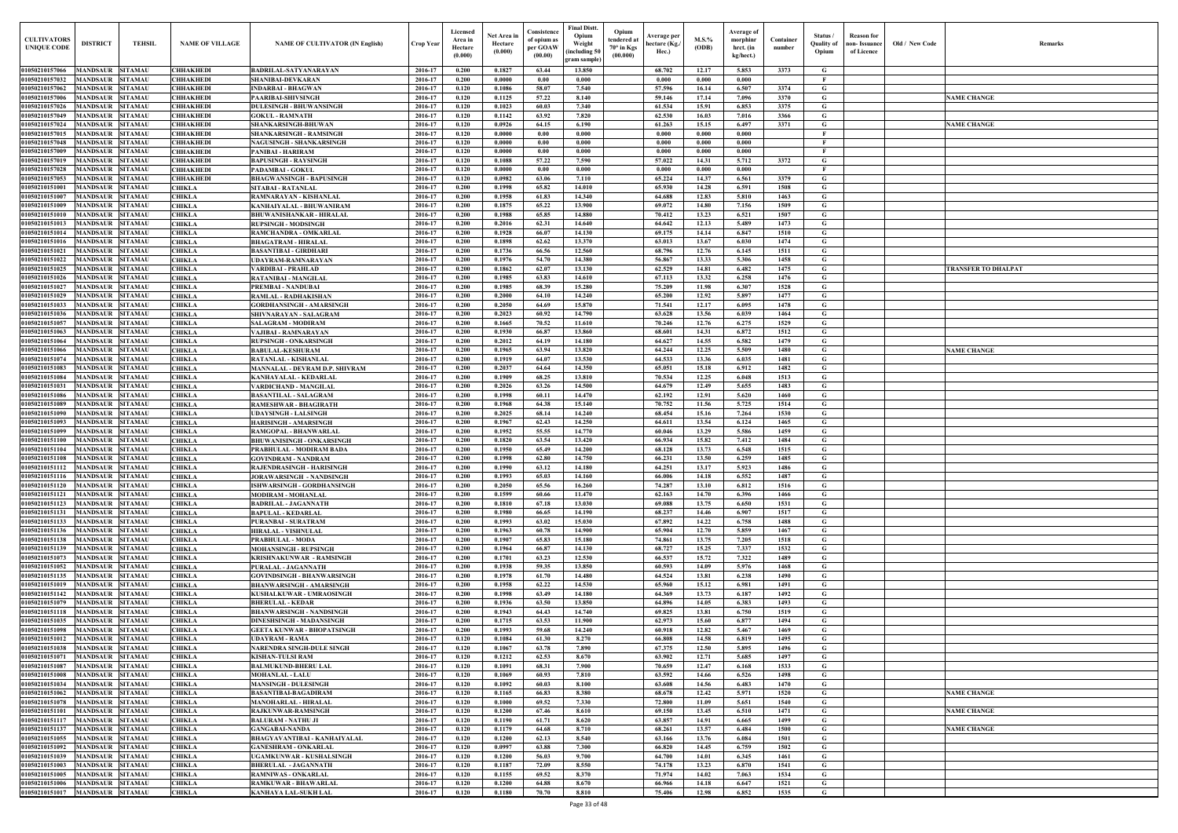| CULTIVATORS UNIQUE CODE | DISTRICT | TEHSIL | NAME OF VILLAGE | NAME OF CULTIVATOR (IN English) | Crop Year | Licensed Area in Hectare (0.000) | Net Area in Hectare (0.000) | Consistence of opium as per GOAW (00.00) | Final Distt. Opium Weight (including 50 gram sample) | Opium tendered at 70° in Kgs (00.000) | Average per hectare (Kg./ Hec.) | M.S.% (ODB) | Average of morphinr hrct. (in kg/hect.) | Container number | Status / Quality of Opium | Reason for non- Issuance of Licence | Old / New Code | Remarks |
|---|---|---|---|---|---|---|---|---|---|---|---|---|---|---|---|---|---|---|
| 01050210157066 | MANDSAUR | SITAMAU | CHHAKHEDI | BADRILAL-SATYANARAYAN | 2016-17 | 0.200 | 0.1827 | 63.44 | 13.850 | | 68.702 | 12.17 | 5.853 | 3373 | G | | | |
| 01050210157032 | MANDSAUR | SITAMAU | CHHAKHEDI | SHANIBAI-DEVKARAN | 2016-17 | 0.200 | 0.0000 | 0.00 | 0.000 | | 0.000 | 0.000 | 0.000 | | F | | | |
| 01050210157062 | MANDSAUR | SITAMAU | CHHAKHEDI | INDARBAI - BHAGWAN | 2016-17 | 0.120 | 0.1086 | 58.07 | 7.540 | | 57.596 | 16.14 | 6.507 | 3374 | G | | | |
| 01050210157006 | MANDSAUR | SITAMAU | CHHAKHEDI | PAARIBAI-SHIVSINGH | 2016-17 | 0.120 | 0.1125 | 57.22 | 8.140 | | 59.146 | 17.14 | 7.096 | 3370 | G | | | NAME CHANGE |
| 01050210157026 | MANDSAUR | SITAMAU | CHHAKHEDI | DULESINGH - BHUWANSINGH | 2016-17 | 0.120 | 0.1023 | 60.03 | 7.340 | | 61.534 | 15.91 | 6.853 | 3375 | G | | | |
| 01050210157049 | MANDSAUR | SITAMAU | CHHAKHEDI | GOKUL - RAMNATH | 2016-17 | 0.120 | 0.1142 | 63.92 | 7.820 | | 62.530 | 16.03 | 7.016 | 3366 | G | | | |
| 01050210157024 | MANDSAUR | SITAMAU | CHHAKHEDI | SHANKARSINGH-BHUWAN | 2016-17 | 0.120 | 0.0926 | 64.15 | 6.190 | | 61.263 | 15.15 | 6.497 | 3371 | G | | | NAME CHANGE |
| 01050210157015 | MANDSAUR | SITAMAU | CHHAKHEDI | SHANKARSINGH - RAMSINGH | 2016-17 | 0.120 | 0.0000 | 0.00 | 0.000 | | 0.000 | 0.000 | 0.000 | | F | | | |
| 01050210157048 | MANDSAUR | SITAMAU | CHHAKHEDI | NAGUSINGH - SHANKARSINGH | 2016-17 | 0.120 | 0.0000 | 0.00 | 0.000 | | 0.000 | 0.000 | 0.000 | | F | | | |
| 01050210157009 | MANDSAUR | SITAMAU | CHHAKHEDI | PANIBAI - HARIRAM | 2016-17 | 0.120 | 0.0000 | 0.00 | 0.000 | | 0.000 | 0.000 | 0.000 | | F | | | |
| 01050210157019 | MANDSAUR | SITAMAU | CHHAKHEDI | BAPUSINGH - RAYSINGH | 2016-17 | 0.120 | 0.1088 | 57.22 | 7.590 | | 57.022 | 14.31 | 5.712 | 3372 | G | | | |
| 01050210157028 | MANDSAUR | SITAMAU | CHHAKHEDI | PADAMBAI - GOKUL | 2016-17 | 0.120 | 0.0000 | 0.00 | 0.000 | | 0.000 | 0.000 | 0.000 | | F | | | |
| 01050210157053 | MANDSAUR | SITAMAU | CHHAKHEDI | BHAGWANSINGH - BAPUSINGH | 2016-17 | 0.120 | 0.0982 | 63.06 | 7.110 | | 65.224 | 14.37 | 6.561 | 3379 | G | | | |
| 01050210151001 | MANDSAUR | SITAMAU | CHIKLA | SITABAI - RATANLAL | 2016-17 | 0.200 | 0.1998 | 65.82 | 14.010 | | 65.930 | 14.28 | 6.591 | 1508 | G | | | |
| 01050210151007 | MANDSAUR | SITAMAU | CHIKLA | RAMNARAYAN - KISHANLAL | 2016-17 | 0.200 | 0.1958 | 61.83 | 14.340 | | 64.688 | 12.83 | 5.810 | 1463 | G | | | |
| 01050210151009 | MANDSAUR | SITAMAU | CHIKLA | KANHAIYALAL - BHUWANIRAM | 2016-17 | 0.200 | 0.1875 | 65.22 | 13.900 | | 69.072 | 14.80 | 7.156 | 1509 | G | | | |
| 01050210151010 | MANDSAUR | SITAMAU | CHIKLA | BHUWANISHANKAR - HIRALAL | 2016-17 | 0.200 | 0.1988 | 65.85 | 14.880 | | 70.412 | 13.23 | 6.521 | 1507 | G | | | |
| 01050210151013 | MANDSAUR | SITAMAU | CHIKLA | RUPSINGH - MODSINGH | 2016-17 | 0.200 | 0.2016 | 62.31 | 14.640 | | 64.642 | 12.13 | 5.489 | 1473 | G | | | |
| 01050210151014 | MANDSAUR | SITAMAU | CHIKLA | RAMCHANDRA - OMKARLAL | 2016-17 | 0.200 | 0.1928 | 66.07 | 14.130 | | 69.175 | 14.14 | 6.847 | 1510 | G | | | |
| 01050210151016 | MANDSAUR | SITAMAU | CHIKLA | BHAGATRAM - HIRALAL | 2016-17 | 0.200 | 0.1898 | 62.62 | 13.370 | | 63.013 | 13.67 | 6.030 | 1474 | G | | | |
| 01050210151021 | MANDSAUR | SITAMAU | CHIKLA | BASANTIBAI - GIRDHARI | 2016-17 | 0.200 | 0.1736 | 66.56 | 12.560 | | 68.796 | 12.76 | 6.145 | 1511 | G | | | |
| 01050210151022 | MANDSAUR | SITAMAU | CHIKLA | UDAYRAM-RAMNARAYAN | 2016-17 | 0.200 | 0.1976 | 54.70 | 14.380 | | 56.867 | 13.33 | 5.306 | 1458 | G | | | |
| 01050210151025 | MANDSAUR | SITAMAU | CHIKLA | VARDIBAI - PRAHLAD | 2016-17 | 0.200 | 0.1862 | 62.07 | 13.130 | | 62.529 | 14.81 | 6.482 | 1475 | G | | | TRANSFER TO DHALPAT |
| 01050210151026 | MANDSAUR | SITAMAU | CHIKLA | RATANIBAI - MANGILAL | 2016-17 | 0.200 | 0.1985 | 63.83 | 14.610 | | 67.113 | 13.32 | 6.258 | 1476 | G | | | |
| 01050210151027 | MANDSAUR | SITAMAU | CHIKLA | PREMBAI - NANDUBAI | 2016-17 | 0.200 | 0.1985 | 68.39 | 15.280 | | 75.209 | 11.98 | 6.307 | 1528 | G | | | |
| 01050210151029 | MANDSAUR | SITAMAU | CHIKLA | RAMLAL - RADHAKISHAN | 2016-17 | 0.200 | 0.2000 | 64.10 | 14.240 | | 65.200 | 12.92 | 5.897 | 1477 | G | | | |
| 01050210151033 | MANDSAUR | SITAMAU | CHIKLA | GORDHANSINGH - AMARSINGH | 2016-17 | 0.200 | 0.2050 | 64.69 | 15.870 | | 71.541 | 12.17 | 6.095 | 1478 | G | | | |
| 01050210151036 | MANDSAUR | SITAMAU | CHIKLA | SHIVNARAYAN - SALAGRAM | 2016-17 | 0.200 | 0.2023 | 60.92 | 14.790 | | 63.628 | 13.56 | 6.039 | 1464 | G | | | |
| 01050210151057 | MANDSAUR | SITAMAU | CHIKLA | SALAGRAM - MODIRAM | 2016-17 | 0.200 | 0.1665 | 70.52 | 11.610 | | 70.246 | 12.76 | 6.275 | 1529 | G | | | |
| 01050210151063 | MANDSAUR | SITAMAU | CHIKLA | VAJIBAI - RAMNARAYAN | 2016-17 | 0.200 | 0.1930 | 66.87 | 13.860 | | 68.601 | 14.31 | 6.872 | 1512 | G | | | |
| 01050210151064 | MANDSAUR | SITAMAU | CHIKLA | RUPSINGH - ONKARSINGH | 2016-17 | 0.200 | 0.2012 | 64.19 | 14.180 | | 64.627 | 14.55 | 6.582 | 1479 | G | | | |
| 01050210151066 | MANDSAUR | SITAMAU | CHIKLA | BABULAL-KESHURAM | 2016-17 | 0.200 | 0.1965 | 63.94 | 13.820 | | 64.244 | 12.25 | 5.509 | 1480 | G | | | NAME CHANGE |
| 01050210151074 | MANDSAUR | SITAMAU | CHIKLA | RATANLAL - KISHANLAL | 2016-17 | 0.200 | 0.1919 | 64.07 | 13.530 | | 64.533 | 13.36 | 6.035 | 1481 | G | | | |
| 01050210151083 | MANDSAUR | SITAMAU | CHIKLA | MANNALAL - DEVRAM D.P. SHIVRAM | 2016-17 | 0.200 | 0.2037 | 64.64 | 14.350 | | 65.051 | 15.18 | 6.912 | 1482 | G | | | |
| 01050210151084 | MANDSAUR | SITAMAU | CHIKLA | KANHAYALAL - KEDARLAL | 2016-17 | 0.200 | 0.1909 | 68.25 | 13.810 | | 70.534 | 12.25 | 6.048 | 1513 | G | | | |
| 01050210151031 | MANDSAUR | SITAMAU | CHIKLA | VARDICHAND - MANGILAL | 2016-17 | 0.200 | 0.2026 | 63.26 | 14.500 | | 64.679 | 12.49 | 5.655 | 1483 | G | | | |
| 01050210151086 | MANDSAUR | SITAMAU | CHIKLA | BASANTILAL - SALAGRAM | 2016-17 | 0.200 | 0.1998 | 60.11 | 14.470 | | 62.192 | 12.91 | 5.620 | 1460 | G | | | |
| 01050210151089 | MANDSAUR | SITAMAU | CHIKLA | RAMESHWAR - BHAGIRATH | 2016-17 | 0.200 | 0.1968 | 64.38 | 15.140 | | 70.752 | 11.56 | 5.725 | 1514 | G | | | |
| 01050210151090 | MANDSAUR | SITAMAU | CHIKLA | UDAYSINGH - LALSINGH | 2016-17 | 0.200 | 0.2025 | 68.14 | 14.240 | | 68.454 | 15.16 | 7.264 | 1530 | G | | | |
| 01050210151093 | MANDSAUR | SITAMAU | CHIKLA | HARISINGH - AMARSINGH | 2016-17 | 0.200 | 0.1967 | 62.43 | 14.250 | | 64.611 | 13.54 | 6.124 | 1465 | G | | | |
| 01050210151099 | MANDSAUR | SITAMAU | CHIKLA | RAMGOPAL - BHANWARLAL | 2016-17 | 0.200 | 0.1952 | 55.55 | 14.770 | | 60.046 | 13.29 | 5.586 | 1459 | G | | | |
| 01050210151100 | MANDSAUR | SITAMAU | CHIKLA | BHUWANISINGH - ONKARSINGH | 2016-17 | 0.200 | 0.1820 | 63.54 | 13.420 | | 66.934 | 15.82 | 7.412 | 1484 | G | | | |
| 01050210151104 | MANDSAUR | SITAMAU | CHIKLA | PRABHULAL - MODIRAM BADA | 2016-17 | 0.200 | 0.1950 | 65.49 | 14.200 | | 68.128 | 13.73 | 6.548 | 1515 | G | | | |
| 01050210151108 | MANDSAUR | SITAMAU | CHIKLA | GOVINDRAM - NANDRAM | 2016-17 | 0.200 | 0.1998 | 62.80 | 14.750 | | 66.231 | 13.50 | 6.259 | 1485 | G | | | |
| 01050210151112 | MANDSAUR | SITAMAU | CHIKLA | RAJENDRASINGH - HARISINGH | 2016-17 | 0.200 | 0.1990 | 63.12 | 14.180 | | 64.251 | 13.17 | 5.923 | 1486 | G | | | |
| 01050210151116 | MANDSAUR | SITAMAU | CHIKLA | JORAWARSINGH - NANDSINGH | 2016-17 | 0.200 | 0.1993 | 65.03 | 14.160 | | 66.006 | 14.18 | 6.552 | 1487 | G | | | |
| 01050210151120 | MANDSAUR | SITAMAU | CHIKLA | ISHWARSINGH - GORDHANSINGH | 2016-17 | 0.200 | 0.2050 | 65.56 | 16.260 | | 74.287 | 13.10 | 6.812 | 1516 | G | | | |
| 01050210151121 | MANDSAUR | SITAMAU | CHIKLA | MODIRAM - MOHANLAL | 2016-17 | 0.200 | 0.1599 | 60.66 | 11.470 | | 62.163 | 14.70 | 6.396 | 1466 | G | | | |
| 01050210151123 | MANDSAUR | SITAMAU | CHIKLA | BADRILAL - JAGANNATH | 2016-17 | 0.200 | 0.1810 | 67.18 | 13.030 | | 69.088 | 13.75 | 6.650 | 1531 | G | | | |
| 01050210151131 | MANDSAUR | SITAMAU | CHIKLA | BAPULAL - KEDARLAL | 2016-17 | 0.200 | 0.1980 | 66.65 | 14.190 | | 68.237 | 14.46 | 6.907 | 1517 | G | | | |
| 01050210151133 | MANDSAUR | SITAMAU | CHIKLA | PURANBAI - SURATRAM | 2016-17 | 0.200 | 0.1993 | 63.02 | 15.030 | | 67.892 | 14.22 | 6.758 | 1488 | G | | | |
| 01050210151136 | MANDSAUR | SITAMAU | CHIKLA | HIRALAL - VISHNULAL | 2016-17 | 0.200 | 0.1963 | 60.78 | 14.900 | | 65.904 | 12.70 | 5.859 | 1467 | G | | | |
| 01050210151138 | MANDSAUR | SITAMAU | CHIKLA | PRABHULAL - MODA | 2016-17 | 0.200 | 0.1907 | 65.83 | 15.180 | | 74.861 | 13.75 | 7.205 | 1518 | G | | | |
| 01050210151139 | MANDSAUR | SITAMAU | CHIKLA | MOHANSINGH - RUPSINGH | 2016-17 | 0.200 | 0.1964 | 66.87 | 14.130 | | 68.727 | 15.25 | 7.337 | 1532 | G | | | |
| 01050210151073 | MANDSAUR | SITAMAU | CHIKLA | KRISHNAKUNWAR - RAMSINGH | 2016-17 | 0.200 | 0.1701 | 63.23 | 12.530 | | 66.537 | 15.72 | 7.322 | 1489 | G | | | |
| 01050210151052 | MANDSAUR | SITAMAU | CHIKLA | PURALAL - JAGANNATH | 2016-17 | 0.200 | 0.1938 | 59.35 | 13.850 | | 60.593 | 14.09 | 5.976 | 1468 | G | | | |
| 01050210151135 | MANDSAUR | SITAMAU | CHIKLA | GOVINDSINGH - BHANWARSINGH | 2016-17 | 0.200 | 0.1978 | 61.70 | 14.480 | | 64.524 | 13.81 | 6.238 | 1490 | G | | | |
| 01050210151019 | MANDSAUR | SITAMAU | CHIKLA | BHANWARSINGH - AMARSINGH | 2016-17 | 0.200 | 0.1958 | 62.22 | 14.530 | | 65.960 | 15.12 | 6.981 | 1491 | G | | | |
| 01050210151142 | MANDSAUR | SITAMAU | CHIKLA | KUSHALKUWAR - UMRAOSINGH | 2016-17 | 0.200 | 0.1998 | 63.49 | 14.180 | | 64.369 | 13.73 | 6.187 | 1492 | G | | | |
| 01050210151079 | MANDSAUR | SITAMAU | CHIKLA | BHERULAL - KEDAR | 2016-17 | 0.200 | 0.1936 | 63.50 | 13.850 | | 64.896 | 14.05 | 6.383 | 1493 | G | | | |
| 01050210151118 | MANDSAUR | SITAMAU | CHIKLA | BHANWARSINGH - NANDSINGH | 2016-17 | 0.200 | 0.1943 | 64.43 | 14.740 | | 69.825 | 13.81 | 6.750 | 1519 | G | | | |
| 01050210151035 | MANDSAUR | SITAMAU | CHIKLA | DINESHSINGH - MADANSINGH | 2016-17 | 0.200 | 0.1715 | 63.53 | 11.900 | | 62.973 | 15.60 | 6.877 | 1494 | G | | | |
| 01050210151098 | MANDSAUR | SITAMAU | CHIKLA | GEETA KUNWAR - BHOPATSINGH | 2016-17 | 0.200 | 0.1993 | 59.68 | 14.240 | | 60.918 | 12.82 | 5.467 | 1469 | G | | | |
| 01050210151012 | MANDSAUR | SITAMAU | CHIKLA | UDAYRAM - RAMA | 2016-17 | 0.120 | 0.1084 | 61.30 | 8.270 | | 66.808 | 14.58 | 6.819 | 1495 | G | | | |
| 01050210151038 | MANDSAUR | SITAMAU | CHIKLA | NARENDRA SINGH-DULE SINGH | 2016-17 | 0.120 | 0.1067 | 63.78 | 7.890 | | 67.375 | 12.50 | 5.895 | 1496 | G | | | |
| 01050210151071 | MANDSAUR | SITAMAU | CHIKLA | KISHAN-TULSI RAM | 2016-17 | 0.120 | 0.1212 | 62.53 | 8.670 | | 63.902 | 12.71 | 5.685 | 1497 | G | | | |
| 01050210151087 | MANDSAUR | SITAMAU | CHIKLA | BALMUKUND-BHERU LAL | 2016-17 | 0.120 | 0.1091 | 68.31 | 7.900 | | 70.659 | 12.47 | 6.168 | 1533 | G | | | |
| 01050210151008 | MANDSAUR | SITAMAU | CHIKLA | MOHANLAL - LALU | 2016-17 | 0.120 | 0.1069 | 60.93 | 7.810 | | 63.592 | 14.66 | 6.526 | 1498 | G | | | |
| 01050210151034 | MANDSAUR | SITAMAU | CHIKLA | MANSINGH - DULESINGH | 2016-17 | 0.120 | 0.1092 | 60.03 | 8.100 | | 63.608 | 14.56 | 6.483 | 1470 | G | | | |
| 01050210151062 | MANDSAUR | SITAMAU | CHIKLA | BASANTIBAI-BAGADIRAM | 2016-17 | 0.120 | 0.1165 | 66.83 | 8.380 | | 68.678 | 12.42 | 5.971 | 1520 | G | | | NAME CHANGE |
| 01050210151078 | MANDSAUR | SITAMAU | CHIKLA | MANOHARLAL - HIRALAL | 2016-17 | 0.120 | 0.1000 | 69.52 | 7.330 | | 72.800 | 11.09 | 5.651 | 1540 | G | | | |
| 01050210151101 | MANDSAUR | SITAMAU | CHIKLA | RAJKUNWAR-RAMSINGH | 2016-17 | 0.120 | 0.1200 | 67.46 | 8.610 | | 69.150 | 13.45 | 6.510 | 1471 | G | | | NAME CHANGE |
| 01050210151117 | MANDSAUR | SITAMAU | CHIKLA | BALURAM - NATHU JI | 2016-17 | 0.120 | 0.1190 | 61.71 | 8.620 | | 63.857 | 14.91 | 6.665 | 1499 | G | | | |
| 01050210151137 | MANDSAUR | SITAMAU | CHIKLA | GANGABAI-NANDA | 2016-17 | 0.120 | 0.1179 | 64.68 | 8.710 | | 68.261 | 13.57 | 6.484 | 1500 | G | | | NAME CHANGE |
| 01050210151055 | MANDSAUR | SITAMAU | CHIKLA | BHAGYAVANTIBAI - KANHAIYALAL | 2016-17 | 0.120 | 0.1200 | 62.13 | 8.540 | | 63.166 | 13.76 | 6.084 | 1501 | G | | | |
| 01050210151092 | MANDSAUR | SITAMAU | CHIKLA | GANESHRAM - ONKARLAL | 2016-17 | 0.120 | 0.0997 | 63.88 | 7.300 | | 66.820 | 14.45 | 6.759 | 1502 | G | | | |
| 01050210151039 | MANDSAUR | SITAMAU | CHIKLA | UGAMKUNWAR - KUSHALSINGH | 2016-17 | 0.120 | 0.1200 | 56.03 | 9.700 | | 64.700 | 14.01 | 6.345 | 1461 | G | | | |
| 01050210151003 | MANDSAUR | SITAMAU | CHIKLA | BHERULAL - JAGANNATH | 2016-17 | 0.120 | 0.1187 | 72.09 | 8.550 | | 74.178 | 13.23 | 6.870 | 1541 | G | | | |
| 01050210151005 | MANDSAUR | SITAMAU | CHIKLA | RAMNIWAS - ONKARLAL | 2016-17 | 0.120 | 0.1155 | 69.52 | 8.370 | | 71.974 | 14.02 | 7.063 | 1534 | G | | | |
| 01050210151006 | MANDSAUR | SITAMAU | CHIKLA | RAMKUWAR - BHAWARLAL | 2016-17 | 0.120 | 0.1200 | 64.88 | 8.670 | | 66.966 | 14.18 | 6.647 | 1521 | G | | | |
| 01050210151017 | MANDSAUR | SITAMAU | CHIKLA | KANHAYA LAL-SUKH LAL | 2016-17 | 0.120 | 0.1180 | 70.70 | 8.810 | | 75.406 | 12.98 | 6.852 | 1535 | G | | | |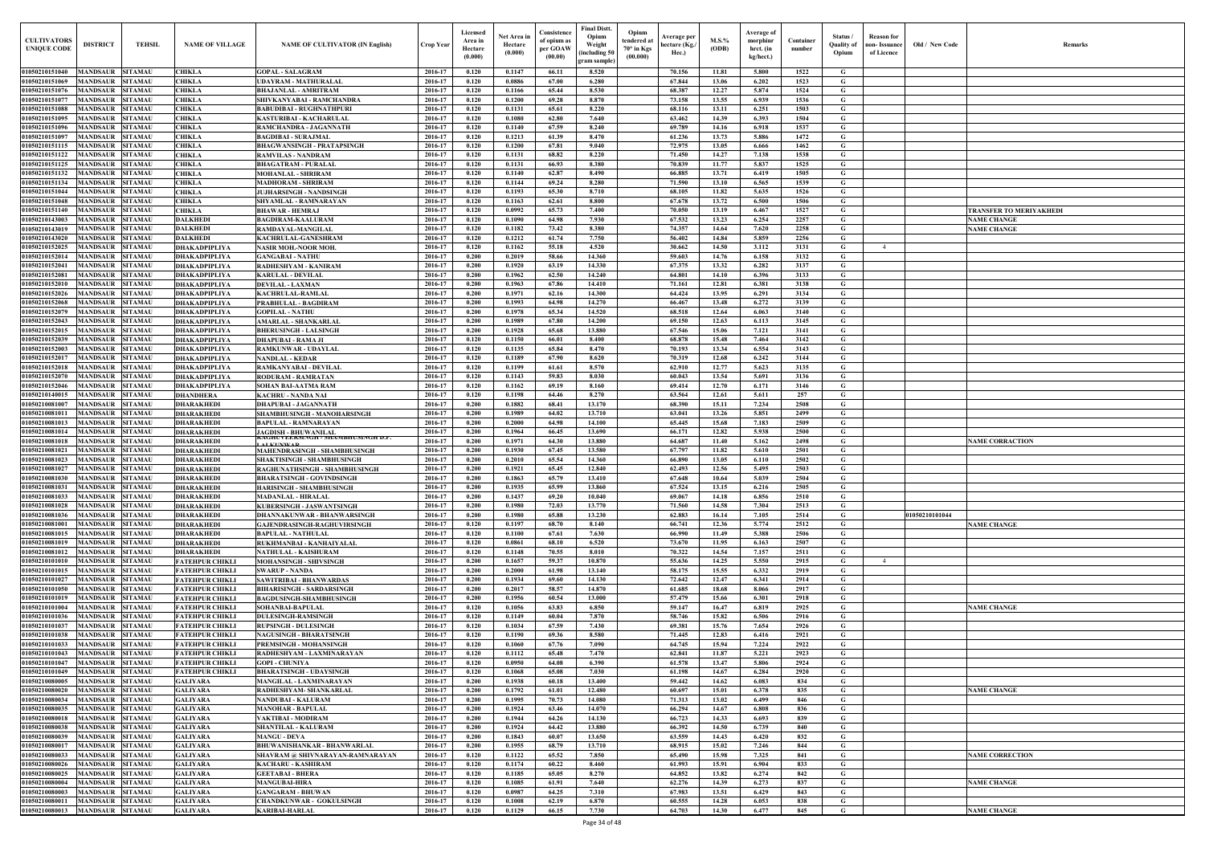| CULTIVATORS UNIQUE CODE | DISTRICT | TEHSIL | NAME OF VILLAGE | NAME OF CULTIVATOR (IN English) | Crop Year | Licensed Area in Hectare (0.000) | Net Area in Hectare (0.000) | Consistence of opium as per GOAW (00.00) | Final Distt. Opium Weight (including 50 gram sample) | Opium tendered at 70° in Kgs (00.000) | Average per hectare (Kg./ Hec.) | M.S.% (ODB) | Average of morphinr hrct. (in kg/hect.) | Container number | Status / Quality of Opium | Reason for non- Issuance of Licence | Old / New Code | Remarks |
|---|---|---|---|---|---|---|---|---|---|---|---|---|---|---|---|---|---|---|
| 01050210151040 | MANDSAUR | SITAMAU | CHIKLA | GOPAL - SALAGRAM | 2016-17 | 0.120 | 0.1147 | 66.11 | 8.520 | | 70.156 | 11.81 | 5.800 | 1522 | G | | | |
| 01050210151069 | MANDSAUR | SITAMAU | CHIKLA | UDAYRAM - MATHURALAL | 2016-17 | 0.120 | 0.0886 | 67.00 | 6.280 | | 67.844 | 13.06 | 6.202 | 1523 | G | | | |
| 01050210151076 | MANDSAUR | SITAMAU | CHIKLA | BHAJANLAL - AMRITRAM | 2016-17 | 0.120 | 0.1166 | 65.44 | 8.530 | | 68.387 | 12.27 | 5.874 | 1524 | G | | | |
| 01050210151077 | MANDSAUR | SITAMAU | CHIKLA | SHIVKANYABAI - RAMCHANDRA | 2016-17 | 0.120 | 0.1200 | 69.28 | 8.870 | | 73.158 | 13.55 | 6.939 | 1536 | G | | | |
| 01050210151088 | MANDSAUR | SITAMAU | CHIKLA | BABUDIBAI - RUGHNATHPURI | 2016-17 | 0.120 | 0.1131 | 65.61 | 8.220 | | 68.116 | 13.11 | 6.251 | 1503 | G | | | |
| 01050210151095 | MANDSAUR | SITAMAU | CHIKLA | KASTURIBAI - KACHARULAL | 2016-17 | 0.120 | 0.1080 | 62.80 | 7.640 | | 63.462 | 14.39 | 6.393 | 1504 | G | | | |
| 01050210151096 | MANDSAUR | SITAMAU | CHIKLA | RAMCHANDRA - JAGANNATH | 2016-17 | 0.120 | 0.1140 | 67.59 | 8.240 | | 69.789 | 14.16 | 6.918 | 1537 | G | | | |
| 01050210151097 | MANDSAUR | SITAMAU | CHIKLA | BAGDIBAI - SURAJMAL | 2016-17 | 0.120 | 0.1213 | 61.39 | 8.470 | | 61.236 | 13.73 | 5.886 | 1472 | G | | | |
| 01050210151115 | MANDSAUR | SITAMAU | CHIKLA | BHAGWANSINGH - PRATAPSINGH | 2016-17 | 0.120 | 0.1200 | 67.81 | 9.040 | | 72.975 | 13.05 | 6.666 | 1462 | G | | | |
| 01050210151122 | MANDSAUR | SITAMAU | CHIKLA | RAMVILAS - NANDRAM | 2016-17 | 0.120 | 0.1131 | 68.82 | 8.220 | | 71.450 | 14.27 | 7.138 | 1538 | G | | | |
| 01050210151125 | MANDSAUR | SITAMAU | CHIKLA | BHAGATRAM - PURALAL | 2016-17 | 0.120 | 0.1131 | 66.93 | 8.380 | | 70.839 | 11.77 | 5.837 | 1525 | G | | | |
| 01050210151132 | MANDSAUR | SITAMAU | CHIKLA | MOHANLAL - SHRIRAM | 2016-17 | 0.120 | 0.1140 | 62.87 | 8.490 | | 66.885 | 13.71 | 6.419 | 1505 | G | | | |
| 01050210151134 | MANDSAUR | SITAMAU | CHIKLA | MADHORAM - SHRIRAM | 2016-17 | 0.120 | 0.1144 | 69.24 | 8.280 | | 71.590 | 13.10 | 6.565 | 1539 | G | | | |
| 01050210151044 | MANDSAUR | SITAMAU | CHIKLA | JUJHARSINGH - NANDSINGH | 2016-17 | 0.120 | 0.1193 | 65.30 | 8.710 | | 68.105 | 11.82 | 5.635 | 1526 | G | | | |
| 01050210151048 | MANDSAUR | SITAMAU | CHIKLA | SHYAMLAL - RAMNARAYAN | 2016-17 | 0.120 | 0.1163 | 62.61 | 8.800 | | 67.678 | 13.72 | 6.500 | 1506 | G | | | |
| 01050210151140 | MANDSAUR | SITAMAU | CHIKLA | BHAWAR - HEMRAJ | 2016-17 | 0.120 | 0.0992 | 65.73 | 7.400 | | 70.050 | 13.19 | 6.467 | 1527 | G | | | TRANSFER TO MERIYAKHEDI |
| 01050210143003 | MANDSAUR | SITAMAU | DALKHEDI | BAGDIRAM-KAALURAM | 2016-17 | 0.120 | 0.1090 | 64.98 | 7.930 | | 67.532 | 13.23 | 6.254 | 2257 | G | | | NAME CHANGE |
| 01050210143019 | MANDSAUR | SITAMAU | DALKHEDI | RAMDAYAL-MANGILAL | 2016-17 | 0.120 | 0.1182 | 73.42 | 8.380 | | 74.357 | 14.64 | 7.620 | 2258 | G | | | NAME CHANGE |
| 01050210143020 | MANDSAUR | SITAMAU | DALKHEDI | KACHRULAL-GANESHRAM | 2016-17 | 0.120 | 0.1212 | 61.74 | 7.750 | | 56.402 | 14.84 | 5.859 | 2256 | G | | | |
| 01050210152025 | MANDSAUR | SITAMAU | DHAKADPIPLIYA | NASIR MOH.-NOOR MOH. | 2016-17 | 0.120 | 0.1162 | 55.18 | 4.520 | | 30.662 | 14.50 | 3.112 | 3131 | G | 4 | | |
| 01050210152014 | MANDSAUR | SITAMAU | DHAKADPIPLIYA | GANGABAI - NATHU | 2016-17 | 0.200 | 0.2019 | 58.66 | 14.360 | | 59.603 | 14.76 | 6.158 | 3132 | G | | | |
| 01050210152041 | MANDSAUR | SITAMAU | DHAKADPIPLIYA | RADHESHYAM - KANIRAM | 2016-17 | 0.200 | 0.1920 | 63.19 | 14.330 | | 67.375 | 13.32 | 6.282 | 3137 | G | | | |
| 01050210152081 | MANDSAUR | SITAMAU | DHAKADPIPLIYA | KARULAL - DEVILAL | 2016-17 | 0.200 | 0.1962 | 62.50 | 14.240 | | 64.801 | 14.10 | 6.396 | 3133 | G | | | |
| 01050210152010 | MANDSAUR | SITAMAU | DHAKADPIPLIYA | DEVILAL - LAXMAN | 2016-17 | 0.200 | 0.1963 | 67.86 | 14.410 | | 71.161 | 12.81 | 6.381 | 3138 | G | | | |
| 01050210152026 | MANDSAUR | SITAMAU | DHAKADPIPLIYA | KACHRULAL-RAMLAL | 2016-17 | 0.200 | 0.1971 | 62.16 | 14.300 | | 64.424 | 13.95 | 6.291 | 3134 | G | | | |
| 01050210152068 | MANDSAUR | SITAMAU | DHAKADPIPLIYA | PRABHULAL - BAGDIRAM | 2016-17 | 0.200 | 0.1993 | 64.98 | 14.270 | | 66.467 | 13.48 | 6.272 | 3139 | G | | | |
| 01050210152079 | MANDSAUR | SITAMAU | DHAKADPIPLIYA | GOPILAL - NATHU | 2016-17 | 0.200 | 0.1978 | 65.34 | 14.520 | | 68.518 | 12.64 | 6.063 | 3140 | G | | | |
| 01050210152043 | MANDSAUR | SITAMAU | DHAKADPIPLIYA | AMARLAL - SHANKARLAL | 2016-17 | 0.200 | 0.1989 | 67.80 | 14.200 | | 69.150 | 12.63 | 6.113 | 3145 | G | | | |
| 01050210152015 | MANDSAUR | SITAMAU | DHAKADPIPLIYA | BHERUSINGH - LALSINGH | 2016-17 | 0.200 | 0.1928 | 65.68 | 13.880 | | 67.546 | 15.06 | 7.121 | 3141 | G | | | |
| 01050210152039 | MANDSAUR | SITAMAU | DHAKADPIPLIYA | DHAPUBAI - RAMA JI | 2016-17 | 0.120 | 0.1150 | 66.01 | 8.400 | | 68.878 | 15.48 | 7.464 | 3142 | G | | | |
| 01050210152003 | MANDSAUR | SITAMAU | DHAKADPIPLIYA | RAMKUNWAR - UDAYLAL | 2016-17 | 0.120 | 0.1135 | 65.84 | 8.470 | | 70.193 | 13.34 | 6.554 | 3143 | G | | | |
| 01050210152017 | MANDSAUR | SITAMAU | DHAKADPIPLIYA | NANDLAL - KEDAR | 2016-17 | 0.120 | 0.1189 | 67.90 | 8.620 | | 70.319 | 12.68 | 6.242 | 3144 | G | | | |
| 01050210152018 | MANDSAUR | SITAMAU | DHAKADPIPLIYA | RAMKANYABAI - DEVILAL | 2016-17 | 0.120 | 0.1199 | 61.61 | 8.570 | | 62.910 | 12.77 | 5.623 | 3135 | G | | | |
| 01050210152070 | MANDSAUR | SITAMAU | DHAKADPIPLIYA | RODURAM - RAMRATAN | 2016-17 | 0.120 | 0.1143 | 59.83 | 8.030 | | 60.043 | 13.54 | 5.691 | 3136 | G | | | |
| 01050210152046 | MANDSAUR | SITAMAU | DHAKADPIPLIYA | SOHAN BAI-AATMA RAM | 2016-17 | 0.120 | 0.1162 | 69.19 | 8.160 | | 69.414 | 12.70 | 6.171 | 3146 | G | | | |
| 01050210140015 | MANDSAUR | SITAMAU | DHANDHERA | KACHRU - NANDA NAI | 2016-17 | 0.120 | 0.1198 | 64.46 | 8.270 | | 63.564 | 12.61 | 5.611 | 257 | G | | | |
| 01050210081007 | MANDSAUR | SITAMAU | DHARAKHEDI | DHAPUBAI - JAGANNATH | 2016-17 | 0.200 | 0.1882 | 68.41 | 13.170 | | 68.390 | 15.11 | 7.234 | 2508 | G | | | |
| 01050210081011 | MANDSAUR | SITAMAU | DHARAKHEDI | SHAMBHUSINGH - MANOHARSINGH | 2016-17 | 0.200 | 0.1989 | 64.02 | 13.710 | | 63.041 | 13.26 | 5.851 | 2499 | G | | | |
| 01050210081013 | MANDSAUR | SITAMAU | DHARAKHEDI | BAPULAL - RAMNARAYAN | 2016-17 | 0.200 | 0.2000 | 64.98 | 14.100 | | 65.445 | 15.68 | 7.183 | 2509 | G | | | |
| 01050210081014 | MANDSAUR | SITAMAU | DHARAKHEDI | JAGDISH - BHUWANILAL | 2016-17 | 0.200 | 0.1964 | 66.45 | 13.690 | | 66.171 | 12.82 | 5.938 | 2500 | G | | | |
| 01050210081018 | MANDSAUR | SITAMAU | DHARAKHEDI | RAGHUVEERSINGH - SHAMBHUSINGH D.P. LALKUNWAR | 2016-17 | 0.200 | 0.1971 | 64.30 | 13.880 | | 64.687 | 11.40 | 5.162 | 2498 | G | | | NAME CORRACTION |
| 01050210081021 | MANDSAUR | SITAMAU | DHARAKHEDI | MAHENDRASINGH - SHAMBHUSINGH | 2016-17 | 0.200 | 0.1930 | 67.45 | 13.580 | | 67.797 | 11.82 | 5.610 | 2501 | G | | | |
| 01050210081023 | MANDSAUR | SITAMAU | DHARAKHEDI | SHAKTISINGH - SHAMBHUSINGH | 2016-17 | 0.200 | 0.2010 | 65.54 | 14.360 | | 66.890 | 13.05 | 6.110 | 2502 | G | | | |
| 01050210081027 | MANDSAUR | SITAMAU | DHARAKHEDI | RAGHUNATHSINGH - SHAMBHUSINGH | 2016-17 | 0.200 | 0.1921 | 65.45 | 12.840 | | 62.493 | 12.56 | 5.495 | 2503 | G | | | |
| 01050210081030 | MANDSAUR | SITAMAU | DHARAKHEDI | BHARATSINGH - GOVINDSINGH | 2016-17 | 0.200 | 0.1863 | 65.79 | 13.410 | | 67.648 | 10.64 | 5.039 | 2504 | G | | | |
| 01050210081031 | MANDSAUR | SITAMAU | DHARAKHEDI | HARISINGH - SHAMBHUSINGH | 2016-17 | 0.200 | 0.1935 | 65.99 | 13.860 | | 67.524 | 13.15 | 6.216 | 2505 | G | | | |
| 01050210081033 | MANDSAUR | SITAMAU | DHARAKHEDI | MADANLAL - HIRALAL | 2016-17 | 0.200 | 0.1437 | 69.20 | 10.040 | | 69.067 | 14.18 | 6.856 | 2510 | G | | | |
| 01050210081028 | MANDSAUR | SITAMAU | DHARAKHEDI | KUBERSINGH - JASWANTSINGH | 2016-17 | 0.200 | 0.1980 | 72.03 | 13.770 | | 71.560 | 14.58 | 7.304 | 2513 | G | | | |
| 01050210081036 | MANDSAUR | SITAMAU | DHARAKHEDI | DHANNAKUNWAR - BHANWARSINGH | 2016-17 | 0.200 | 0.1980 | 65.88 | 13.230 | | 62.883 | 16.14 | 7.105 | 2514 | G | | 01050210101044 | |
| 01050210081001 | MANDSAUR | SITAMAU | DHARAKHEDI | GAJENDRASINGH-RAGHUVIRSINGH | 2016-17 | 0.120 | 0.1197 | 68.70 | 8.140 | | 66.741 | 12.36 | 5.774 | 2512 | G | | | NAME CHANGE |
| 01050210081015 | MANDSAUR | SITAMAU | DHARAKHEDI | BAPULAL - NATHULAL | 2016-17 | 0.120 | 0.1100 | 67.61 | 7.630 | | 66.990 | 11.49 | 5.388 | 2506 | G | | | |
| 01050210081019 | MANDSAUR | SITAMAU | DHARAKHEDI | RUKHMANBAI - KANHAIYALAL | 2016-17 | 0.120 | 0.0861 | 68.10 | 6.520 | | 73.670 | 11.95 | 6.163 | 2507 | G | | | |
| 01050210081012 | MANDSAUR | SITAMAU | DHARAKHEDI | NATHULAL - KAISHURAM | 2016-17 | 0.120 | 0.1148 | 70.55 | 8.010 | | 70.322 | 14.54 | 7.157 | 2511 | G | | | |
| 01050210101010 | MANDSAUR | SITAMAU | FATEHPUR CHIKLI | MOHANSINGH - SHIVSINGH | 2016-17 | 0.200 | 0.1657 | 59.37 | 10.870 | | 55.636 | 14.25 | 5.550 | 2915 | G | 4 | | |
| 01050210101015 | MANDSAUR | SITAMAU | FATEHPUR CHIKLI | SWARUP - NANDA | 2016-17 | 0.200 | 0.2000 | 61.98 | 13.140 | | 58.175 | 15.55 | 6.332 | 2919 | G | | | |
| 01050210101027 | MANDSAUR | SITAMAU | FATEHPUR CHIKLI | SAWITRIBAI - BHANWARDAS | 2016-17 | 0.200 | 0.1934 | 69.60 | 14.130 | | 72.642 | 12.47 | 6.341 | 2914 | G | | | |
| 01050210101050 | MANDSAUR | SITAMAU | FATEHPUR CHIKLI | BIHARISINGH - SARDARSINGH | 2016-17 | 0.200 | 0.2017 | 58.57 | 14.870 | | 61.685 | 18.68 | 8.066 | 2917 | G | | | |
| 01050210101019 | MANDSAUR | SITAMAU | FATEHPUR CHIKLI | BAGDUSINGH-SHAMBHUSINGH | 2016-17 | 0.200 | 0.1956 | 60.54 | 13.000 | | 57.479 | 15.66 | 6.301 | 2918 | G | | | |
| 01050210101004 | MANDSAUR | SITAMAU | FATEHPUR CHIKLI | SOHANBAI-BAPULAL | 2016-17 | 0.120 | 0.1056 | 63.83 | 6.850 | | 59.147 | 16.47 | 6.819 | 2925 | G | | | NAME CHANGE |
| 01050210101036 | MANDSAUR | SITAMAU | FATEHPUR CHIKLI | DULESINGH-RAMSINGH | 2016-17 | 0.120 | 0.1149 | 60.04 | 7.870 | | 58.746 | 15.82 | 6.506 | 2916 | G | | | |
| 01050210101037 | MANDSAUR | SITAMAU | FATEHPUR CHIKLI | RUPSINGH - DULESINGH | 2016-17 | 0.120 | 0.1034 | 67.59 | 7.430 | | 69.381 | 15.76 | 7.654 | 2926 | G | | | |
| 01050210101038 | MANDSAUR | SITAMAU | FATEHPUR CHIKLI | NAGUSINGH - BHARATSINGH | 2016-17 | 0.120 | 0.1190 | 69.36 | 8.580 | | 71.445 | 12.83 | 6.416 | 2921 | G | | | |
| 01050210101033 | MANDSAUR | SITAMAU | FATEHPUR CHIKLI | PREMSINGH - MOHANSINGH | 2016-17 | 0.120 | 0.1060 | 67.76 | 7.090 | | 64.745 | 15.94 | 7.224 | 2922 | G | | | |
| 01050210101043 | MANDSAUR | SITAMAU | FATEHPUR CHIKLI | RADHESHYAM - LAXMINARAYAN | 2016-17 | 0.120 | 0.1112 | 65.48 | 7.470 | | 62.841 | 11.87 | 5.221 | 2923 | G | | | |
| 01050210101047 | MANDSAUR | SITAMAU | FATEHPUR CHIKLI | GOPI - CHUNIYA | 2016-17 | 0.120 | 0.0950 | 64.08 | 6.390 | | 61.578 | 13.47 | 5.806 | 2924 | G | | | |
| 01050210101049 | MANDSAUR | SITAMAU | FATEHPUR CHIKLI | BHARATSINGH - UDAYSINGH | 2016-17 | 0.120 | 0.1068 | 65.08 | 7.030 | | 61.198 | 14.67 | 6.284 | 2920 | G | | | |
| 01050210080005 | MANDSAUR | SITAMAU | GALIYARA | MANGILAL - LAXMINARAYAN | 2016-17 | 0.200 | 0.1938 | 60.18 | 13.400 | | 59.442 | 14.62 | 6.083 | 834 | G | | | |
| 01050210080020 | MANDSAUR | SITAMAU | GALIYARA | RADHESHYAM- SHANKARLAL | 2016-17 | 0.200 | 0.1792 | 61.01 | 12.480 | | 60.697 | 15.01 | 6.378 | 835 | G | | | NAME CHANGE |
| 01050210080034 | MANDSAUR | SITAMAU | GALIYARA | NANDUBAI - KALURAM | 2016-17 | 0.200 | 0.1995 | 70.73 | 14.080 | | 71.313 | 13.02 | 6.499 | 846 | G | | | |
| 01050210080035 | MANDSAUR | SITAMAU | GALIYARA | MANOHAR - BAPULAL | 2016-17 | 0.200 | 0.1924 | 63.46 | 14.070 | | 66.294 | 14.67 | 6.808 | 836 | G | | | |
| 01050210080018 | MANDSAUR | SITAMAU | GALIYARA | VAKTIBAI - MODIRAM | 2016-17 | 0.200 | 0.1944 | 64.26 | 14.130 | | 66.723 | 14.33 | 6.693 | 839 | G | | | |
| 01050210080038 | MANDSAUR | SITAMAU | GALIYARA | SHANTILAL - KALURAM | 2016-17 | 0.200 | 0.1924 | 64.42 | 13.880 | | 66.392 | 14.50 | 6.739 | 840 | G | | | |
| 01050210080039 | MANDSAUR | SITAMAU | GALIYARA | MANGU - DEVA | 2016-17 | 0.200 | 0.1843 | 60.07 | 13.650 | | 63.559 | 14.43 | 6.420 | 832 | G | | | |
| 01050210080017 | MANDSAUR | SITAMAU | GALIYARA | BHUWANISHANKAR - BHANWARLAL | 2016-17 | 0.200 | 0.1955 | 68.79 | 13.710 | | 68.915 | 15.02 | 7.246 | 844 | G | | | |
| 01050210080033 | MANDSAUR | SITAMAU | GALIYARA | SHAVRAM @ SHIVNARAYAN-RAMNARAYAN | 2016-17 | 0.120 | 0.1122 | 65.52 | 7.850 | | 65.490 | 15.98 | 7.325 | 841 | G | | | NAME CORRECTION |
| 01050210080026 | MANDSAUR | SITAMAU | GALIYARA | KACHARU - KASHIRAM | 2016-17 | 0.120 | 0.1174 | 60.22 | 8.460 | | 61.993 | 15.91 | 6.904 | 833 | G | | | |
| 01050210080025 | MANDSAUR | SITAMAU | GALIYARA | GEETABAI - BHERA | 2016-17 | 0.120 | 0.1185 | 65.05 | 8.270 | | 64.852 | 13.82 | 6.274 | 842 | G | | | |
| 01050210080004 | MANDSAUR | SITAMAU | GALIYARA | MANGUBAI-HIRA | 2016-17 | 0.120 | 0.1085 | 61.91 | 7.640 | | 62.276 | 14.39 | 6.273 | 837 | G | | | NAME CHANGE |
| 01050210080003 | MANDSAUR | SITAMAU | GALIYARA | GANGARAM - BHUWAN | 2016-17 | 0.120 | 0.0987 | 64.25 | 7.310 | | 67.983 | 13.51 | 6.429 | 843 | G | | | |
| 01050210080011 | MANDSAUR | SITAMAU | GALIYARA | CHANDKUNWAR - GOKULSINGH | 2016-17 | 0.120 | 0.1008 | 62.19 | 6.870 | | 60.555 | 14.28 | 6.053 | 838 | G | | | |
| 01050210080013 | MANDSAUR | SITAMAU | GALIYARA | KARIBAI-HARLAL | 2016-17 | 0.120 | 0.1129 | 66.15 | 7.730 | | 64.703 | 14.30 | 6.477 | 845 | G | | | NAME CHANGE |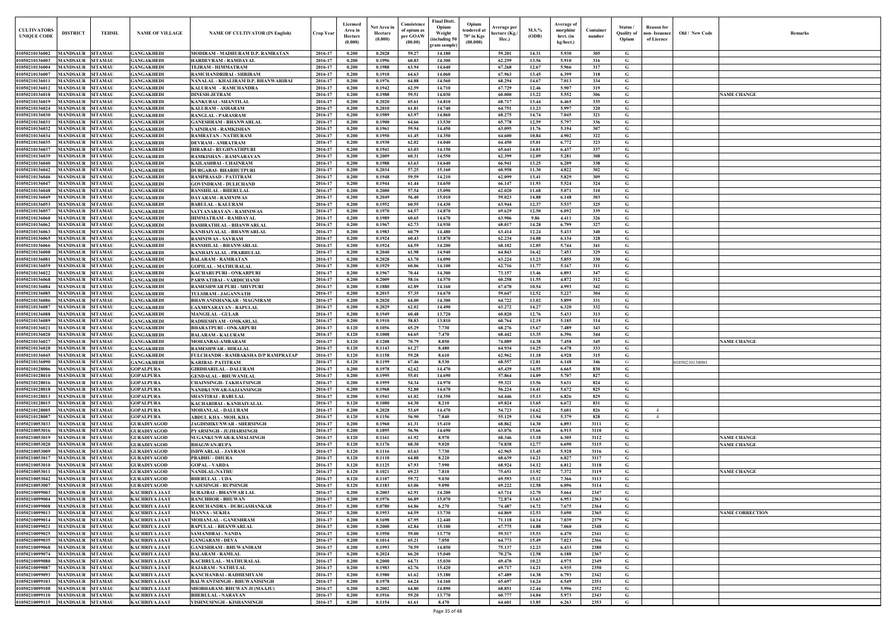| CULTIVATORS UNIQUE CODE | DISTRICT | TEHSIL | NAME OF VILLAGE | NAME OF CULTIVATOR (IN English) | Crop Year | Licensed Area in Hectare (0.000) | Net Area in Hectare (0.000) | Consistence of opium as per GOAW (00.00) | Final Distt. Opium Weight (including 50 gram sample) | Opium tendered at 70° in Kgs (00.000) | Average per hectare (Kg./ Hec.) | M.S.% (ODB) | Average of morphinr hrct. (in kg/hect.) | Container number | Status / Quality of Opium | Reason for non- Issuance of Licence | Old / New Code | Remarks |
|---|---|---|---|---|---|---|---|---|---|---|---|---|---|---|---|---|---|---|
| 01050210136002 | MANDSAUR | SITAMAU | GANGAKHEDI | MODIRAM - MADHURAM D.P. RAMRATAN | 2016-17 | 0.200 | 0.2028 | 59.27 | 14.180 | | 59.201 | 14.31 | 5.930 | 305 | G | | | |
| 01050210136003 | MANDSAUR | SITAMAU | GANGAKHEDI | HARDEVRAM - RAMDAYAL | 2016-17 | 0.200 | 0.1996 | 60.83 | 14.300 | | 62.259 | 13.56 | 5.910 | 316 | G | | | |
| 01050210136004 | MANDSAUR | SITAMAU | GANGAKHEDI | TEJRAM - HIMMATRAM | 2016-17 | 0.200 | 0.1988 | 63.94 | 14.640 | | 67.268 | 12.67 | 5.966 | 317 | G | | | |
| 01050210136007 | MANDSAUR | SITAMAU | GANGAKHEDI | RAMCHANDRIBAI - SHRIRAM | 2016-17 | 0.200 | 0.1910 | 64.63 | 14.060 | | 67.963 | 13.45 | 6.399 | 318 | G | | | |
| 01050210136011 | MANDSAUR | SITAMAU | GANGAKHEDI | NANALAL - KHALIRAM D.P. BHANWARIBAI | 2016-17 | 0.200 | 0.1976 | 64.88 | 14.560 | | 68.294 | 14.67 | 7.013 | 334 | G | | | |
| 01050210136012 | MANDSAUR | SITAMAU | GANGAKHEDI | KALURAM - RAMCHANDRA | 2016-17 | 0.200 | 0.1942 | 62.59 | 14.710 | | 67.729 | 12.46 | 5.907 | 319 | G | | | |
| 01050210136018 | MANDSAUR | SITAMAU | GANGAKHEDI | DINESH-JETRAM | 2016-17 | 0.200 | 0.1988 | 59.51 | 14.030 | | 60.000 | 13.22 | 5.552 | 306 | G | | | NAME CHANGE |
| 01050210136019 | MANDSAUR | SITAMAU | GANGAKHEDI | KANKUBAI - SHANTILAL | 2016-17 | 0.200 | 0.2020 | 65.61 | 14.810 | | 68.717 | 13.44 | 6.465 | 335 | G | | | |
| 01050210136024 | MANDSAUR | SITAMAU | GANGAKHEDI | KALURAM - ASHARAM | 2016-17 | 0.200 | 0.2010 | 61.81 | 14.740 | | 64.751 | 13.23 | 5.997 | 320 | G | | | |
| 01050210136030 | MANDSAUR | SITAMAU | GANGAKHEDI | RANGLAL - PARASRAM | 2016-17 | 0.200 | 0.1989 | 63.97 | 14.860 | | 68.275 | 14.74 | 7.045 | 321 | G | | | |
| 01050210136031 | MANDSAUR | SITAMAU | GANGAKHEDI | GANESHRAM - BHANWARLAL | 2016-17 | 0.200 | 0.1900 | 64.66 | 13.530 | | 65.778 | 12.59 | 5.797 | 336 | G | | | |
| 01050210136032 | MANDSAUR | SITAMAU | GANGAKHEDI | VAINIRAM - RAMKISHAN | 2016-17 | 0.200 | 0.1961 | 59.94 | 14.450 | | 63.095 | 11.76 | 5.194 | 307 | G | | | |
| 01050210136034 | MANDSAUR | SITAMAU | GANGAKHEDI | RAMRATAN - NATHURAM | 2016-17 | 0.200 | 0.1950 | 61.45 | 14.350 | | 64.600 | 10.84 | 4.902 | 322 | G | | | |
| 01050210136035 | MANDSAUR | SITAMAU | GANGAKHEDI | DEVRAM - AMRATRAM | 2016-17 | 0.200 | 0.1930 | 62.02 | 14.040 | | 64.450 | 15.01 | 6.772 | 323 | G | | | |
| 01050210136037 | MANDSAUR | SITAMAU | GANGAKHEDI | HIRABAI - RUGHNATHPURI | 2016-17 | 0.200 | 0.1941 | 63.03 | 14.150 | | 65.641 | 14.01 | 6.437 | 337 | G | | | |
| 01050210136039 | MANDSAUR | SITAMAU | GANGAKHEDI | RAMKISHAN - RAMNARAYAN | 2016-17 | 0.200 | 0.2009 | 60.31 | 14.550 | | 62.399 | 12.09 | 5.281 | 308 | G | | | |
| 01050210136040 | MANDSAUR | SITAMAU | GANGAKHEDI | KAILASHBAI - CHAINRAM | 2016-17 | 0.200 | 0.1988 | 63.63 | 14.640 | | 66.941 | 13.25 | 6.209 | 338 | G | | | |
| 01050210136042 | MANDSAUR | SITAMAU | GANGAKHEDI | DURGABAI- BHABHUTPURI | 2016-17 | 0.200 | 0.2034 | 57.25 | 15.160 | | 60.958 | 11.30 | 4.822 | 302 | G | | | |
| 01050210136046 | MANDSAUR | SITAMAU | GANGAKHEDI | RAMPRASAD - PATITRAM | 2016-17 | 0.200 | 0.1948 | 59.59 | 14.210 | | 62.099 | 13.41 | 5.829 | 309 | G | | | |
| 01050210136047 | MANDSAUR | SITAMAU | GANGAKHEDI | GOVINDRAM - DULICHAND | 2016-17 | 0.200 | 0.1944 | 61.44 | 14.650 | | 66.147 | 11.93 | 5.524 | 324 | G | | | |
| 01050210136048 | MANDSAUR | SITAMAU | GANGAKHEDI | BANSHILAL - BHERULAL | 2016-17 | 0.200 | 0.2000 | 57.54 | 15.090 | | 62.020 | 11.68 | 5.071 | 310 | G | | | |
| 01050210136049 | MANDSAUR | SITAMAU | GANGAKHEDI | DAYARAM - RAMNIWAS | 2016-17 | 0.200 | 0.2049 | 56.40 | 15.010 | | 59.023 | 14.88 | 6.148 | 303 | G | | | |
| 01050210136053 | MANDSAUR | SITAMAU | GANGAKHEDI | BABULAL - KALURAM | 2016-17 | 0.200 | 0.1952 | 60.55 | 14.430 | | 63.944 | 12.37 | 5.537 | 325 | G | | | |
| 01050210136057 | MANDSAUR | SITAMAU | GANGAKHEDI | SATYANARAYAN - RAMNIWAS | 2016-17 | 0.200 | 0.1970 | 64.57 | 14.870 | | 69.629 | 12.50 | 6.092 | 339 | G | | | |
| 01050210136060 | MANDSAUR | SITAMAU | GANGAKHEDI | HIMMATRAM - RAMDAYAL | 2016-17 | 0.200 | 0.1989 | 60.65 | 14.670 | | 63.906 | 9.86 | 4.411 | 326 | G | | | |
| 01050210136062 | MANDSAUR | SITAMAU | GANGAKHEDI | DASHRATHLAL - BHANWARLAL | 2016-17 | 0.200 | 0.1967 | 62.73 | 14.930 | | 68.017 | 14.28 | 6.799 | 327 | G | | | |
| 01050210136063 | MANDSAUR | SITAMAU | GANGAKHEDI | KANHAIYALAL - BHANWARLAL | 2016-17 | 0.200 | 0.1983 | 60.79 | 14.480 | | 63.414 | 12.24 | 5.433 | 340 | G | | | |
| 01050210136065 | MANDSAUR | SITAMAU | GANGAKHEDI | RAMNIWAS - SAVRAM | 2016-17 | 0.200 | 0.1924 | 60.43 | 13.870 | | 62.234 | 14.08 | 6.134 | 328 | G | | | |
| 01050210136066 | MANDSAUR | SITAMAU | GANGAKHEDI | BANSHILAL - BHANWARLAL | 2016-17 | 0.200 | 0.1924 | 64.59 | 14.200 | | 68.102 | 12.05 | 5.744 | 341 | G | | | |
| 01050210136008 | MANDSAUR | SITAMAU | GANGAKHEDI | KANHAIYALAL - PRABHULAL | 2016-17 | 0.200 | 0.2040 | 61.98 | 14.940 | | 64.843 | 16.42 | 7.453 | 329 | G | | | |
| 01050210136081 | MANDSAUR | SITAMAU | GANGAKHEDI | BALARAM - RAMRATAN | 2016-17 | 0.200 | 0.2028 | 63.70 | 14.090 | | 63.224 | 13.23 | 5.855 | 330 | G | | | |
| 01050210136059 | MANDSAUR | SITAMAU | GANGAKHEDI | GOPILAL - MATHURALAL | 2016-17 | 0.200 | 0.1929 | 60.06 | 14.100 | | 62.716 | 11.77 | 5.167 | 311 | G | | | |
| 01050210136022 | MANDSAUR | SITAMAU | GANGAKHEDI | KACHARUPURI - ONKARPURI | 2016-17 | 0.200 | 0.1967 | 70.44 | 14.300 | | 73.157 | 13.46 | 6.893 | 347 | G | | | |
| 01050210136068 | MANDSAUR | SITAMAU | GANGAKHEDI | PARWATIBAI - VARDICHAND | 2016-17 | 0.200 | 0.2009 | 58.16 | 14.570 | | 60.258 | 11.55 | 4.872 | 312 | G | | | |
| 01050210136084 | MANDSAUR | SITAMAU | GANGAKHEDI | RAMESHWAR PURI - SHIVPURI | 2016-17 | 0.200 | 0.1880 | 62.89 | 14.160 | | 67.670 | 10.54 | 4.993 | 342 | G | | | |
| 01050210136085 | MANDSAUR | SITAMAU | GANGAKHEDI | TULSIRAM - JAGANNATH | 2016-17 | 0.200 | 0.2015 | 57.35 | 14.670 | | 59.647 | 12.52 | 5.227 | 304 | G | | | |
| 01050210136086 | MANDSAUR | SITAMAU | GANGAKHEDI | BHAWANISHANKAR - MAGNIRAM | 2016-17 | 0.200 | 0.2020 | 64.00 | 14.300 | | 64.722 | 13.02 | 5.899 | 331 | G | | | |
| 01050210136087 | MANDSAUR | SITAMAU | GANGAKHEDI | LAXMINARAYAN - BAPULAL | 2016-17 | 0.200 | 0.2029 | 62.02 | 14.490 | | 63.272 | 14.27 | 6.320 | 332 | G | | | |
| 01050210136088 | MANDSAUR | SITAMAU | GANGAKHEDI | MANGILAL - GULAB | 2016-17 | 0.200 | 0.1949 | 60.48 | 13.720 | | 60.820 | 12.76 | 5.433 | 313 | G | | | |
| 01050210136089 | MANDSAUR | SITAMAU | GANGAKHEDI | RADHESHYAM - OMKARLAL | 2016-17 | 0.200 | 0.1910 | 58.83 | 13.810 | | 60.764 | 12.19 | 5.185 | 314 | G | | | |
| 01050210136021 | MANDSAUR | SITAMAU | GANGAKHEDI | BHARATPURI - ONKARPURI | 2016-17 | 0.120 | 0.1056 | 65.29 | 7.730 | | 68.276 | 15.67 | 7.489 | 343 | G | | | |
| 01050210136020 | MANDSAUR | SITAMAU | GANGAKHEDI | BALARAM - KALURAM | 2016-17 | 0.120 | 0.1008 | 64.65 | 7.470 | | 68.442 | 13.35 | 6.396 | 344 | G | | | |
| 01050210136027 | MANDSAUR | SITAMAU | GANGAKHEDI | MOHANBAI-AMBARAM | 2016-17 | 0.120 | 0.1208 | 70.79 | 8.850 | | 74.089 | 14.38 | 7.458 | 345 | G | | | NAME CHANGE |
| 01050210136028 | MANDSAUR | SITAMAU | GANGAKHEDI | RAMESHWAR - HIRALAL | 2016-17 | 0.120 | 0.1143 | 61.27 | 8.480 | | 64.934 | 14.25 | 6.478 | 333 | G | | | |
| 01050210136045 | MANDSAUR | SITAMAU | GANGAKHEDI | FULCHANDR - RAMBAKSHA D/P RAMPRATAP | 2016-17 | 0.120 | 0.1158 | 59.28 | 8.610 | | 62.962 | 11.18 | 4.928 | 315 | G | | | |
| 01050210136090 | MANDSAUR | SITAMAU | GANGAKHEDI | KARIBAI- PATITRAM | 2016-17 | 0.120 | 0.1199 | 67.46 | 8.530 | | 68.557 | 12.81 | 6.148 | 346 | G | | 01050210138001 | |
| 01050210128006 | MANDSAUR | SITAMAU | GOPALPURA | GIRDHARILAL - DALURAM | 2016-17 | 0.200 | 0.1978 | 62.62 | 14.470 | | 65.439 | 14.55 | 6.665 | 830 | G | | | |
| 01050210128010 | MANDSAUR | SITAMAU | GOPALPURA | GENDALAL - BHUWANILAL | 2016-17 | 0.200 | 0.1995 | 55.01 | 14.690 | | 57.864 | 14.09 | 5.707 | 827 | G | | | |
| 01050210128016 | MANDSAUR | SITAMAU | GOPALPURA | CHAINSINGH- TAKHATSINGH | 2016-17 | 0.200 | 0.1959 | 54.34 | 14.970 | | 59.321 | 13.56 | 5.631 | 824 | G | | | |
| 01050210128018 | MANDSAUR | SITAMAU | GOPALPURA | NANDKUNWAR-SAJJANSINGH | 2016-17 | 0.200 | 0.1968 | 52.80 | 14.670 | | 56.224 | 14.41 | 5.672 | 825 | G | | | |
| 01050210128013 | MANDSAUR | SITAMAU | GOPALPURA | SHANTIBAI - BABULAL | 2016-17 | 0.200 | 0.1941 | 61.02 | 14.350 | | 64.446 | 15.13 | 6.826 | 829 | G | | | |
| 01050210128015 | MANDSAUR | SITAMAU | GOPALPURA | KACHARIBAI - KANHAIYALAL | 2016-17 | 0.120 | 0.1080 | 64.30 | 8.210 | | 69.824 | 13.65 | 6.672 | 831 | G | | | |
| 01050210128005 | MANDSAUR | SITAMAU | GOPALPURA | MOHANLAL - DALURAM | 2016-17 | 0.200 | 0.2028 | 53.69 | 14.470 | | 54.723 | 14.62 | 5.601 | 826 | G | 4 | | |
| 01050210128007 | MANDSAUR | SITAMAU | GOPALPURA | ABDUL KHA - MOH. KHA | 2016-17 | 0.120 | 0.1156 | 56.90 | 7.840 | | 55.129 | 13.94 | 5.379 | 828 | G | 4 | | |
| 01050210053033 | MANDSAUR | SITAMAU | GURADIYAGOD | JAGDISHKUNWAR - SHERSINGH | 2016-17 | 0.200 | 0.1960 | 61.31 | 15.410 | | 68.862 | 14.30 | 6.893 | 3111 | G | | | |
| 01050210053016 | MANDSAUR | SITAMAU | GURADIYAGOD | PYARSINGH - JUJHARSINGH | 2016-17 | 0.200 | 0.1895 | 56.96 | 14.690 | | 63.076 | 15.66 | 6.915 | 3110 | G | | | |
| 01050210053019 | MANDSAUR | SITAMAU | GURADIYAGOD | SUGANKUNWAR-KAMALSINGH | 2016-17 | 0.120 | 0.1161 | 61.92 | 8.970 | | 68.346 | 13.18 | 6.305 | 3112 | G | | | NAME CHANGE |
| 01050210053020 | MANDSAUR | SITAMAU | GURADIYAGOD | BHAGWAN-RUPA | 2016-17 | 0.120 | 0.1176 | 68.30 | 9.020 | | 74.838 | 12.77 | 6.690 | 3115 | G | | | NAME CHANGE |
| 01050210053009 | MANDSAUR | SITAMAU | GURADIYAGOD | ISHWARLAL - JAYRAM | 2016-17 | 0.120 | 0.1116 | 63.63 | 7.730 | | 62.965 | 13.45 | 5.928 | 3116 | G | | | |
| 01050210053017 | MANDSAUR | SITAMAU | GURADIYAGOD | PRABHU - DHURA | 2016-17 | 0.120 | 0.1110 | 64.88 | 8.220 | | 68.639 | 14.21 | 6.827 | 3117 | G | | | |
| 01050210053010 | MANDSAUR | SITAMAU | GURADIYAGOD | GOPAL - VARDA | 2016-17 | 0.120 | 0.1125 | 67.93 | 7.990 | | 68.924 | 14.12 | 6.812 | 3118 | G | | | |
| 01050210053011 | MANDSAUR | SITAMAU | GURADIYAGOD | NANDLAL-NATHU | 2016-17 | 0.120 | 0.1021 | 69.23 | 7.810 | | 75.651 | 13.92 | 7.372 | 3119 | G | | | NAME CHANGE |
| 01050210053042 | MANDSAUR | SITAMAU | GURADIYAGOD | BHERULAL - UDA | 2016-17 | 0.120 | 0.1107 | 59.72 | 9.030 | | 69.593 | 15.12 | 7.366 | 3113 | G | | | |
| 01050210053007 | MANDSAUR | SITAMAU | GURADIYAGOD | VAJESINGH - RUPSINGH | 2016-17 | 0.120 | 0.1183 | 63.06 | 9.090 | | 69.222 | 12.58 | 6.096 | 3114 | G | | | |
| 01050210099003 | MANDSAUR | SITAMAU | KACHRIYA JAAT | SURAJBAI - BHANWAR LAL | 2016-17 | 0.200 | 0.2003 | 62.91 | 14.200 | | 63.714 | 12.70 | 5.664 | 2347 | G | | | |
| 01050210099004 | MANDSAUR | SITAMAU | KACHRIYA JAAT | RANCHHOR - BHUWAN | 2016-17 | 0.200 | 0.1976 | 66.89 | 15.070 | | 72.874 | 13.63 | 6.953 | 2363 | G | | | |
| 01050210099008 | MANDSAUR | SITAMAU | KACHRIYA JAAT | RAMCHANDRA - DURGASHANKAR | 2016-17 | 0.200 | 0.0780 | 64.86 | 6.270 | | 74.487 | 14.72 | 7.675 | 2364 | G | | | |
| 01050210099013 | MANDSAUR | SITAMAU | KACHRIYA JAAT | MANNA - SUKHA | 2016-17 | 0.200 | 0.1953 | 64.59 | 13.730 | | 64.869 | 12.53 | 5.690 | 2365 | G | | | NAME CORRECTION |
| 01050210099014 | MANDSAUR | SITAMAU | KACHRIYA JAAT | MOHANLAL - GANESHRAM | 2016-17 | 0.200 | 0.1698 | 67.95 | 12.440 | | 71.118 | 14.14 | 7.039 | 2379 | G | | | |
| 01050210099021 | MANDSAUR | SITAMAU | KACHRIYA JAAT | BAPULAL - BHANWARLAL | 2016-17 | 0.200 | 0.2000 | 62.84 | 15.100 | | 67.775 | 14.88 | 7.060 | 2348 | G | | | |
| 01050210099025 | MANDSAUR | SITAMAU | KACHRIYA JAAT | SAMANDBAI - NANDA | 2016-17 | 0.200 | 0.1950 | 59.00 | 13.770 | | 59.517 | 15.53 | 6.470 | 2341 | G | | | |
| 01050210099035 | MANDSAUR | SITAMAU | KACHRIYA JAAT | GANGARAM - DEVA | 2016-17 | 0.200 | 0.1014 | 65.21 | 7.050 | | 64.773 | 15.49 | 7.023 | 2366 | G | | | |
| 01050210099068 | MANDSAUR | SITAMAU | KACHRIYA JAAT | GANESHRAM - BHUWANIRAM | 2016-17 | 0.200 | 0.1993 | 70.59 | 14.850 | | 75.137 | 12.23 | 6.433 | 2380 | G | | | |
| 01050210099074 | MANDSAUR | SITAMAU | KACHRIYA JAAT | BALARAM - RAMLAL | 2016-17 | 0.200 | 0.2024 | 66.20 | 15.040 | | 70.276 | 12.58 | 6.188 | 2367 | G | | | |
| 01050210099080 | MANDSAUR | SITAMAU | KACHRIYA JAAT | KACHRULAL - MATHURALAL | 2016-17 | 0.200 | 0.2000 | 64.71 | 15.030 | | 69.470 | 10.23 | 4.975 | 2349 | G | | | |
| 01050210099087 | MANDSAUR | SITAMAU | KACHRIYA JAAT | RAJARAM - NATHULAL | 2016-17 | 0.200 | 0.1983 | 62.76 | 15.420 | | 69.717 | 14.21 | 6.935 | 2350 | G | | | |
| 01050210099093 | MANDSAUR | SITAMAU | KACHRIYA JAAT | KANCHANBAI - RADHESHYAM | 2016-17 | 0.200 | 0.1980 | 61.62 | 15.180 | | 67.489 | 14.38 | 6.793 | 2342 | G | | | |
| 01050210099103 | MANDSAUR | SITAMAU | KACHRIYA JAAT | BALWANTSINGH - BHUWANISINGH | 2016-17 | 0.200 | 0.1978 | 64.24 | 14.160 | | 65.697 | 14.24 | 6.549 | 2351 | G | | | |
| 01050210099108 | MANDSAUR | SITAMAU | KACHRIYA JAAT | SHOBHARAM- BHUWAN JI (MAAJU) | 2016-17 | 0.200 | 0.2002 | 64.80 | 14.890 | | 68.851 | 12.44 | 5.996 | 2352 | G | | | |
| 01050210099110 | MANDSAUR | SITAMAU | KACHRIYA JAAT | BHERULAL - NARAYAN | 2016-17 | 0.200 | 0.1916 | 59.20 | 13.770 | | 60.777 | 14.04 | 5.973 | 2343 | G | | | |
| 01050210099115 | MANDSAUR | SITAMAU | KACHRIYA JAAT | VISHNUSINGH - KISHANSINGH | 2016-17 | 0.200 | 0.1154 | 61.61 | 8.470 | | 64.601 | 13.85 | 6.263 | 2353 | G | | | |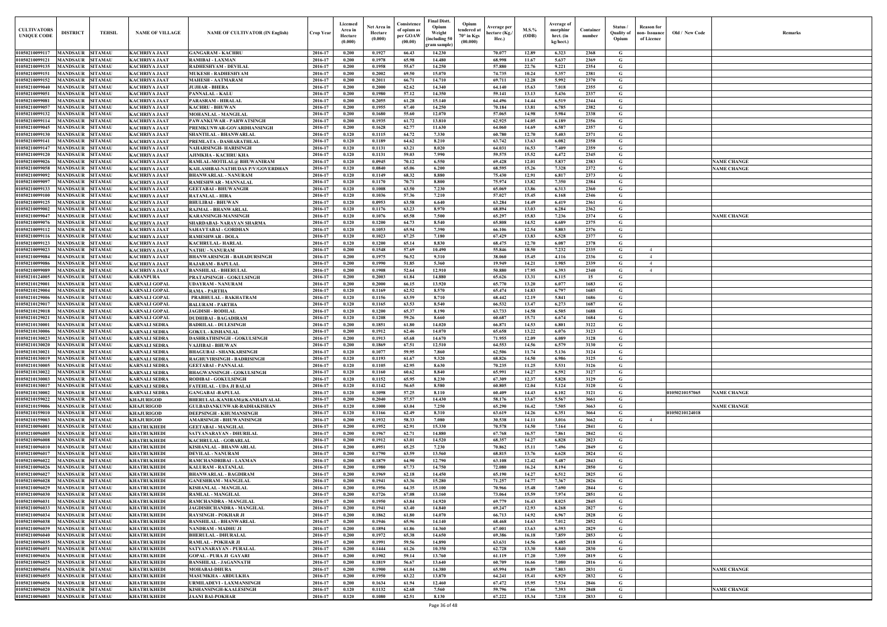| CULTIVATORS UNIQUE CODE | DISTRICT | TEHSIL | NAME OF VILLAGE | NAME OF CULTIVATOR (IN English) | Crop Year | Licensed Area in Hectare (0.000) | Net Area in Hectare (0.000) | Consistence of opium as per GOAW (00.00) | Final Distt. Opium Weight (including 50 gram sample) | Opium tendered at 70° in Kgs (00.000) | Average per hectare (Kg./ Hec.) | M.S.% (ODB) | Average of morphinr hrct. (in kg/hect.) | Container number | Status / Quality of Opium | Reason for non- Issuance of Licence | Old / New Code | Remarks |
|---|---|---|---|---|---|---|---|---|---|---|---|---|---|---|---|---|---|---|
| 01050210099117 | MANDSAUR | SITAMAU | KACHRIYA JAAT | GANGARAM - KACHRU | 2016-17 | 0.200 | 0.1927 | 66.43 | 14.230 | | 70.077 | 12.89 | 6.323 | 2368 | G | | | |
| 01050210099121 | MANDSAUR | SITAMAU | KACHRIYA JAAT | RAMIBAI - LAXMAN | 2016-17 | 0.200 | 0.1978 | 65.98 | 14.480 | | 68.998 | 11.67 | 5.637 | 2369 | G | | | |
| 01050210099135 | MANDSAUR | SITAMAU | KACHRIYA JAAT | RADHESHYAM - DEVILAL | 2016-17 | 0.200 | 0.1958 | 55.67 | 14.250 | | 57.880 | 22.76 | 9.221 | 2354 | G | | | |
| 01050210099151 | MANDSAUR | SITAMAU | KACHRIYA JAAT | MUKESH - RADHESHYAM | 2016-17 | 0.200 | 0.2002 | 69.50 | 15.070 | | 74.735 | 10.24 | 5.357 | 2381 | G | | | |
| 01050210099152 | MANDSAUR | SITAMAU | KACHRIYA JAAT | MAHESH - AATMARAM | 2016-17 | 0.200 | 0.2011 | 66.71 | 14.710 | | 69.711 | 12.28 | 5.992 | 2370 | G | | | |
| 01050210099040 | MANDSAUR | SITAMAU | KACHRIYA JAAT | JUJHAR - BHERA | 2016-17 | 0.200 | 0.2000 | 62.62 | 14.340 | | 64.140 | 15.63 | 7.018 | 2355 | G | | | |
| 01050210099051 | MANDSAUR | SITAMAU | KACHRIYA JAAT | PANNALAL - KALU | 2016-17 | 0.200 | 0.1980 | 57.12 | 14.350 | | 59.141 | 13.13 | 5.436 | 2337 | G | | | |
| 01050210099081 | MANDSAUR | SITAMAU | KACHRIYA JAAT | PARASRAM - HIRALAL | 2016-17 | 0.200 | 0.2055 | 61.28 | 15.140 | | 64.496 | 14.44 | 6.519 | 2344 | G | | | |
| 01050210099057 | MANDSAUR | SITAMAU | KACHRIYA JAAT | KACHRU - BHUWAN | 2016-17 | 0.200 | 0.1955 | 67.40 | 14.250 | | 70.184 | 13.81 | 6.785 | 2382 | G | | | |
| 01050210099132 | MANDSAUR | SITAMAU | KACHRIYA JAAT | MOHANLAL - MANGILAL | 2016-17 | 0.200 | 0.1680 | 55.60 | 12.070 | | 57.065 | 14.98 | 5.984 | 2338 | G | | | |
| 01050210099114 | MANDSAUR | SITAMAU | KACHRIYA JAAT | PAWANKUWAR - PARWATSINGH | 2016-17 | 0.200 | 0.1935 | 61.72 | 13.810 | | 62.925 | 14.05 | 6.189 | 2356 | G | | | |
| 01050210099045 | MANDSAUR | SITAMAU | KACHRIYA JAAT | PREMKUNWAR-GOVARDHANSINGH | 2016-17 | 0.200 | 0.1628 | 62.77 | 11.630 | | 64.060 | 14.69 | 6.587 | 2357 | G | | | |
| 01050210099130 | MANDSAUR | SITAMAU | KACHRIYA JAAT | SHANTILAL - BHANWARLAL | 2016-17 | 0.120 | 0.1115 | 64.72 | 7.330 | | 60.780 | 12.70 | 5.403 | 2371 | G | | | |
| 01050210099141 | MANDSAUR | SITAMAU | KACHRIYA JAAT | PREMLATA - DASHARATHLAL | 2016-17 | 0.120 | 0.1189 | 64.62 | 8.210 | | 63.742 | 13.63 | 6.082 | 2358 | G | | | |
| 01050210099147 | MANDSAUR | SITAMAU | KACHRIYA JAAT | NAHARSINGH- HARISINGH | 2016-17 | 0.120 | 0.1131 | 63.21 | 8.020 | | 64.031 | 16.53 | 7.409 | 2359 | G | | | |
| 01050210099120 | MANDSAUR | SITAMAU | KACHRIYA JAAT | AJIMKHA - KACHRU KHA | 2016-17 | 0.120 | 0.1131 | 59.03 | 7.990 | | 59.575 | 15.52 | 6.472 | 2345 | G | | | |
| 01050210099026 | MANDSAUR | SITAMAU | KACHRIYA JAAT | RAMLAL-MOTILAL@ BHUWANIRAM | 2016-17 | 0.120 | 0.0945 | 70.12 | 6.550 | | 69.428 | 12.01 | 5.837 | 2383 | G | | | NAME CHANGE |
| 01050210099058 | MANDSAUR | SITAMAU | KACHRIYA JAAT | KAILASHBAI-NATHUDAS P/V/GOVERDHAN | 2016-17 | 0.120 | 0.0840 | 65.06 | 6.200 | | 68.595 | 15.26 | 7.328 | 2372 | G | | | NAME CHANGE |
| 01050210099092 | MANDSAUR | SITAMAU | KACHRIYA JAAT | BHANWARLAL - NANURAM | 2016-17 | 0.120 | 0.1149 | 68.32 | 8.880 | | 75.430 | 12.91 | 6.817 | 2373 | G | | | |
| 01050210099097 | MANDSAUR | SITAMAU | KACHRIYA JAAT | RAMESHWAR - MANNALAL | 2016-17 | 0.120 | 0.1170 | 70.71 | 8.800 | | 75.974 | 13.82 | 7.350 | 2384 | G | | | |
| 01050210099133 | MANDSAUR | SITAMAU | KACHRIYA JAAT | GEETABAI - BHUWANGIR | 2016-17 | 0.120 | 0.1008 | 63.50 | 7.230 | | 65.069 | 13.86 | 6.313 | 2360 | G | | | |
| 01050210099100 | MANDSAUR | SITAMAU | KACHRIYA JAAT | RATANLAL - HIRA | 2016-17 | 0.120 | 0.1036 | 57.36 | 7.210 | | 57.027 | 15.45 | 6.168 | 2346 | G | | | |
| 01050210099125 | MANDSAUR | SITAMAU | KACHRIYA JAAT | BHULIBAI - BHUWAN | 2016-17 | 0.120 | 0.0953 | 63.58 | 6.640 | | 63.284 | 14.49 | 6.419 | 2361 | G | | | |
| 01050210099002 | MANDSAUR | SITAMAU | KACHRIYA JAAT | RAJMAL - BHANWARLAL | 2016-17 | 0.120 | 0.1176 | 63.23 | 8.970 | | 68.894 | 13.03 | 6.284 | 2362 | G | | | |
| 01050210099047 | MANDSAUR | SITAMAU | KACHRIYA JAAT | KARANSINGH-MANSINGH | 2016-17 | 0.120 | 0.1076 | 65.58 | 7.500 | | 65.297 | 15.83 | 7.236 | 2374 | G | | | NAME CHANGE |
| 01050210099076 | MANDSAUR | SITAMAU | KACHRIYA JAAT | SHARDABAI- NARAYAN SHARMA | 2016-17 | 0.120 | 0.1200 | 64.73 | 8.540 | | 65.808 | 14.52 | 6.689 | 2375 | G | | | |
| 01050210099112 | MANDSAUR | SITAMAU | KACHRIYA JAAT | SAHAYTABAI - GORDHAN | 2016-17 | 0.120 | 0.1053 | 65.94 | 7.390 | | 66.106 | 12.54 | 5.803 | 2376 | G | | | |
| 01050210099116 | MANDSAUR | SITAMAU | KACHRIYA JAAT | RAMESHWAR - DOLA | 2016-17 | 0.120 | 0.1023 | 67.25 | 7.180 | | 67.429 | 13.83 | 6.528 | 2377 | G | | | |
| 01050210099123 | MANDSAUR | SITAMAU | KACHRIYA JAAT | KACHRULAL- HARLAL | 2016-17 | 0.120 | 0.1200 | 65.14 | 8.830 | | 68.475 | 12.70 | 6.087 | 2378 | G | | | |
| 01050210099023 | MANDSAUR | SITAMAU | KACHRIYA JAAT | NATHU - NANURAM | 2016-17 | 0.200 | 0.1548 | 57.69 | 10.490 | | 55.846 | 18.50 | 7.232 | 2335 | G | 4 | | |
| 01050210099084 | MANDSAUR | SITAMAU | KACHRIYA JAAT | BHANWARSINGH - BAHADURSINGH | 2016-17 | 0.200 | 0.1975 | 56.52 | 9.310 | | 38.060 | 15.45 | 4.116 | 2336 | G | 4 | | |
| 01050210099086 | MANDSAUR | SITAMAU | KACHRIYA JAAT | RAJARAM - BAPULAL | 2016-17 | 0.200 | 0.1990 | 51.85 | 5.360 | | 19.949 | 14.21 | 1.985 | 2339 | G | 4 | | |
| 01050210099089 | MANDSAUR | SITAMAU | KACHRIYA JAAT | BANSHILAL - BHERULAL | 2016-17 | 0.200 | 0.1908 | 52.64 | 12.910 | | 50.880 | 17.95 | 6.393 | 2340 | G | 4 | | |
| 01050210124005 | MANDSAUR | SITAMAU | KARANPURA | PRATAPSINGH - GOKULSINGH | 2016-17 | 0.200 | 0.2003 | 61.84 | 14.880 | | 65.626 | 13.31 | 6.115 | 15 | G | | | |
| 01050210129001 | MANDSAUR | SITAMAU | KARNALI GOPAL | UDAYRAM - NANURAM | 2016-17 | 0.200 | 0.2000 | 66.15 | 13.920 | | 65.770 | 13.20 | 6.077 | 1683 | G | | | |
| 01050210129004 | MANDSAUR | SITAMAU | KARNALI GOPAL | RAMA - PARTHA | 2016-17 | 0.120 | 0.1169 | 62.52 | 8.570 | | 65.474 | 14.83 | 6.797 | 1685 | G | | | |
| 01050210129006 | MANDSAUR | SITAMAU | KARNALI GOPAL | PRABHULAL - BAKHATRAM | 2016-17 | 0.120 | 0.1156 | 63.59 | 8.710 | | 68.442 | 12.19 | 5.841 | 1686 | G | | | |
| 01050210129017 | MANDSAUR | SITAMAU | KARNALI GOPAL | BALURAM - PARTHA | 2016-17 | 0.120 | 0.1165 | 63.53 | 8.540 | | 66.532 | 13.47 | 6.273 | 1687 | G | | | |
| 01050210129018 | MANDSAUR | SITAMAU | KARNALI GOPAL | JAGDISH - RODILAL | 2016-17 | 0.120 | 0.1200 | 65.37 | 8.190 | | 63.733 | 14.58 | 6.505 | 1688 | G | | | |
| 01050210129021 | MANDSAUR | SITAMAU | KARNALI GOPAL | DUDHIBAI - BAGADIRAM | 2016-17 | 0.120 | 0.1208 | 59.26 | 8.660 | | 60.687 | 15.71 | 6.674 | 1684 | G | | | |
| 01050210130001 | MANDSAUR | SITAMAU | KARNALI SEDRA | BADRILAL - DULESINGH | 2016-17 | 0.200 | 0.1851 | 61.80 | 14.020 | | 66.871 | 14.53 | 6.801 | 3122 | G | | | |
| 01050210130006 | MANDSAUR | SITAMAU | KARNALI SEDRA | GOKUL - KISHANLAL | 2016-17 | 0.200 | 0.1912 | 62.46 | 14.070 | | 65.658 | 13.22 | 6.076 | 3123 | G | | | |
| 01050210130023 | MANDSAUR | SITAMAU | KARNALI SEDRA | DASHRATHSINGH - GOKULSINGH | 2016-17 | 0.200 | 0.1913 | 65.68 | 14.670 | | 71.955 | 12.09 | 6.089 | 3128 | G | | | |
| 01050210130020 | MANDSAUR | SITAMAU | KARNALI SEDRA | VAJJIBAI - BHUWAN | 2016-17 | 0.200 | 0.1869 | 67.51 | 12.510 | | 64.553 | 14.56 | 6.579 | 3130 | G | | | |
| 01050210130021 | MANDSAUR | SITAMAU | KARNALI SEDRA | BHAGUBAI - SHANKARSINGH | 2016-17 | 0.120 | 0.1077 | 59.95 | 7.860 | | 62.506 | 11.74 | 5.136 | 3124 | G | | | |
| 01050210130019 | MANDSAUR | SITAMAU | KARNALI SEDRA | RAGHUVIRSINGH - BADRISINGH | 2016-17 | 0.120 | 0.1193 | 61.67 | 9.320 | | 68.826 | 14.50 | 6.986 | 3125 | G | | | |
| 01050210130005 | MANDSAUR | SITAMAU | KARNALI SEDRA | GEETABAI - PANNALAL | 2016-17 | 0.120 | 0.1105 | 62.95 | 8.630 | | 70.235 | 11.25 | 5.531 | 3126 | G | | | |
| 01050210130022 | MANDSAUR | SITAMAU | KARNALI SEDRA | BHAGWANSINGH - GOKULSINGH | 2016-17 | 0.120 | 0.1160 | 60.62 | 8.840 | | 65.991 | 14.27 | 6.592 | 3127 | G | | | |
| 01050210130003 | MANDSAUR | SITAMAU | KARNALI SEDRA | RODIBAI - GOKULSINGH | 2016-17 | 0.120 | 0.1152 | 65.95 | 8.230 | | 67.309 | 12.37 | 5.828 | 3129 | G | | | |
| 01050210130017 | MANDSAUR | SITAMAU | KARNALI SEDRA | FATEHLAL - UDA JI BALAI | 2016-17 | 0.120 | 0.1142 | 56.65 | 8.580 | | 60.805 | 12.04 | 5.124 | 3120 | G | | | |
| 01050210130002 | MANDSAUR | SITAMAU | KARNALI SEDRA | GANGABAI -BAPULAL | 2016-17 | 0.120 | 0.1098 | 57.25 | 8.110 | | 60.409 | 14.43 | 6.102 | 3121 | G | | 01050210157065 | NAME CHANGE |
| 01050210159022 | MANDSAUR | SITAMAU | KHAJURIGOD | BHERULAL-KANIRAM@KANHAIYALAL | 2016-17 | 0.200 | 0.2040 | 57.57 | 14.430 | | 58.176 | 13.67 | 5.567 | 3661 | G | | | |
| 01050210159006 | MANDSAUR | SITAMAU | KHAJURIGOD | GULBADANKUNWAR-RADHAKISHAN | 2016-17 | 0.120 | 0.1000 | 63.04 | 7.250 | | 65.290 | 16.42 | 7.505 | 3663 | G | | | NAME CHANGE |
| 01050210159010 | MANDSAUR | SITAMAU | KHAJURIGOD | DEEPSINGH - KHUMANSINGH | 2016-17 | 0.120 | 0.1166 | 62.49 | 8.310 | | 63.619 | 14.26 | 6.351 | 3664 | G | | 01050210124018 | |
| 01050210159003 | MANDSAUR | SITAMAU | KHAJURIGOD | AMARSINGH - BHUWANISINGH | 2016-17 | 0.200 | 0.1932 | 58.33 | 7.080 | | 30.538 | 14.11 | 3.016 | 3662 | G | 4 | | |
| 01050210096001 | MANDSAUR | SITAMAU | KHATRUKHEDI | GEETABAI - MANGILAL | 2016-17 | 0.200 | 0.1952 | 62.91 | 15.330 | | 70.578 | 14.50 | 7.164 | 2841 | G | | | |
| 01050210096005 | MANDSAUR | SITAMAU | KHATRUKHEDI | SATYANARAYAN - DHURILAL | 2016-17 | 0.200 | 0.1967 | 62.71 | 14.880 | | 67.768 | 16.57 | 7.861 | 2842 | G | | | |
| 01050210096008 | MANDSAUR | SITAMAU | KHATRUKHEDI | KACHRULAL - GOBARLAL | 2016-17 | 0.200 | 0.1912 | 63.01 | 14.520 | | 68.357 | 14.27 | 6.828 | 2823 | G | | | |
| 01050210096010 | MANDSAUR | SITAMAU | KHATRUKHEDI | KISHANLAL - BHANWARLAL | 2016-17 | 0.200 | 0.0951 | 65.25 | 7.230 | | 70.862 | 15.11 | 7.496 | 2849 | G | | | |
| 01050210096017 | MANDSAUR | SITAMAU | KHATRUKHEDI | DEVILAL - NANURAM | 2016-17 | 0.200 | 0.1790 | 63.59 | 13.560 | | 68.815 | 13.76 | 6.628 | 2824 | G | | | |
| 01050210096022 | MANDSAUR | SITAMAU | KHATRUKHEDI | RAMCHANDRIBAI - LAXMAN | 2016-17 | 0.200 | 0.1879 | 64.90 | 12.790 | | 63.108 | 12.42 | 5.487 | 2843 | G | | | |
| 01050210096026 | MANDSAUR | SITAMAU | KHATRUKHEDI | KALURAM - RATANLAL | 2016-17 | 0.200 | 0.1980 | 67.73 | 14.750 | | 72.080 | 16.24 | 8.194 | 2850 | G | | | |
| 01050210096027 | MANDSAUR | SITAMAU | KHATRUKHEDI | BHANWARLAL - BAGDIRAM | 2016-17 | 0.200 | 0.1969 | 62.18 | 14.450 | | 65.190 | 14.27 | 6.512 | 2825 | G | | | |
| 01050210096028 | MANDSAUR | SITAMAU | KHATRUKHEDI | GANESHRAM - MANGILAL | 2016-17 | 0.200 | 0.1941 | 63.36 | 15.280 | | 71.257 | 14.77 | 7.367 | 2826 | G | | | |
| 01050210096029 | MANDSAUR | SITAMAU | KHATRUKHEDI | KISHANLAL - MANGILAL | 2016-17 | 0.200 | 0.1956 | 64.35 | 15.100 | | 70.966 | 15.48 | 7.690 | 2844 | G | | | |
| 01050210096030 | MANDSAUR | SITAMAU | KHATRUKHEDI | RAMLAL - MANGILAL | 2016-17 | 0.200 | 0.1726 | 67.08 | 13.160 | | 73.064 | 15.59 | 7.974 | 2851 | G | | | |
| 01050210096031 | MANDSAUR | SITAMAU | KHATRUKHEDI | RAMCHANDRA - MANGILAL | 2016-17 | 0.200 | 0.1950 | 63.84 | 14.920 | | 69.779 | 16.43 | 8.025 | 2845 | G | | | |
| 01050210096033 | MANDSAUR | SITAMAU | KHATRUKHEDI | JAGDISHCHANDRA - MANGILAL | 2016-17 | 0.200 | 0.1941 | 63.40 | 14.840 | | 69.247 | 12.93 | 6.268 | 2827 | G | | | |
| 01050210096034 | MANDSAUR | SITAMAU | KHATRUKHEDI | RAYSINGH - POKHAR JI | 2016-17 | 0.200 | 0.1862 | 61.80 | 14.070 | | 66.713 | 14.92 | 6.967 | 2828 | G | | | |
| 01050210096038 | MANDSAUR | SITAMAU | KHATRUKHEDI | BANSHILAL - BHANWARLAL | 2016-17 | 0.200 | 0.1946 | 65.96 | 14.140 | | 68.468 | 14.63 | 7.012 | 2852 | G | | | |
| 01050210096039 | MANDSAUR | SITAMAU | KHATRUKHEDI | NANDRAM - MADHU JI | 2016-17 | 0.200 | 0.1894 | 61.86 | 14.360 | | 67.001 | 13.63 | 6.393 | 2829 | G | | | |
| 01050210096040 | MANDSAUR | SITAMAU | KHATRUKHEDI | BHERULAL - DHURALAL | 2016-17 | 0.200 | 0.1972 | 65.38 | 14.650 | | 69.386 | 16.18 | 7.859 | 2853 | G | | | |
| 01050210096035 | MANDSAUR | SITAMAU | KHATRUKHEDI | RAMLAL - POKHAR JI | 2016-17 | 0.200 | 0.1991 | 59.56 | 14.890 | | 63.631 | 14.56 | 6.485 | 2818 | G | | | |
| 01050210096051 | MANDSAUR | SITAMAU | KHATRUKHEDI | SATYANARAYAN - PURALAL | 2016-17 | 0.200 | 0.1444 | 61.26 | 10.350 | | 62.728 | 13.30 | 5.840 | 2830 | G | | | |
| 01050210096036 | MANDSAUR | SITAMAU | KHATRUKHEDI | GOPAL - PURA JI GAYARI | 2016-17 | 0.200 | 0.1902 | 59.14 | 13.760 | | 61.119 | 17.20 | 7.359 | 2819 | G | | | |
| 01050210096025 | MANDSAUR | SITAMAU | KHATRUKHEDI | BANSHILAL - JAGANNATH | 2016-17 | 0.200 | 0.1819 | 56.67 | 13.640 | | 60.709 | 16.66 | 7.080 | 2816 | G | | | |
| 01050210096054 | MANDSAUR | SITAMAU | KHATRUKHEDI | MOHABAI-DHURA | 2016-17 | 0.200 | 0.1900 | 61.04 | 14.380 | | 65.994 | 16.89 | 7.803 | 2831 | G | | | NAME CHANGE |
| 01050210096055 | MANDSAUR | SITAMAU | KHATRUKHEDI | MASUMKHA - ABDULKHA | 2016-17 | 0.200 | 0.1950 | 63.22 | 13.870 | | 64.241 | 15.41 | 6.929 | 2832 | G | | | |
| 01050210096056 | MANDSAUR | SITAMAU | KHATRUKHEDI | URMILADEVI - LAXMANSINGH | 2016-17 | 0.200 | 0.1634 | 61.94 | 12.460 | | 67.472 | 15.95 | 7.534 | 2846 | G | | | |
| 01050210096020 | MANDSAUR | SITAMAU | KHATRUKHEDI | KISHANSINGH-KAALESINGH | 2016-17 | 0.120 | 0.1132 | 62.68 | 7.560 | | 59.796 | 17.66 | 7.393 | 2848 | G | | | NAME CHANGE |
| 01050210096003 | MANDSAUR | SITAMAU | KHATRUKHEDI | JAANI BAI-POKHAR | 2016-17 | 0.120 | 0.1080 | 62.51 | 8.130 | | 67.222 | 15.34 | 7.218 | 2833 | G | | | |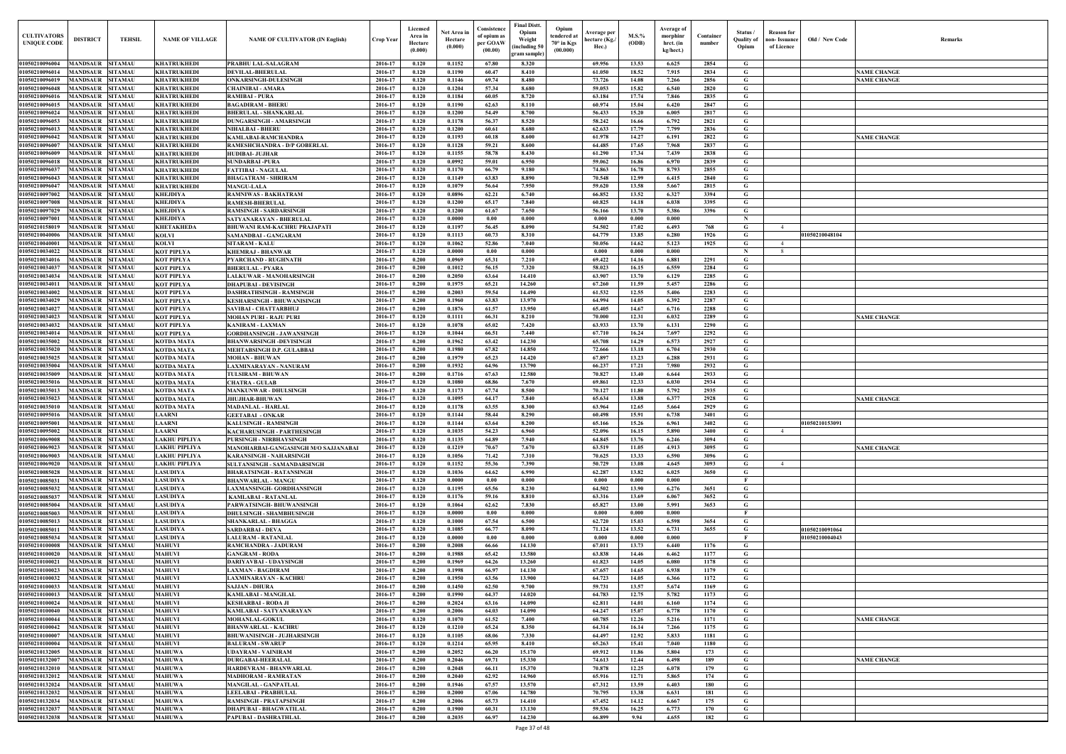| CULTIVATORS UNIQUE CODE | DISTRICT | TEHSIL | NAME OF VILLAGE | NAME OF CULTIVATOR (IN English) | Crop Year | Licensed Area in Hectare (0.000) | Net Area in Hectare (0.000) | Consistence of opium as per GOAW (00.00) | Final Distt. Opium Weight (including 50 gram sample) | Opium tendered at 70° in Kgs (00.000) | Average per hectare (Kg./ Hec.) | M.S.% (ODB) | Average of morphine hect. (in kg/hect.) | Container number | Status / Quality of Opium | Reason for non- Issuance of Licence | Old / New Code | Remarks |
|---|---|---|---|---|---|---|---|---|---|---|---|---|---|---|---|---|---|---|
| 01050210096004 | MANDSAUR | SITAMAU | KHATRUKHEDI | PRABHU LAL-SALAGRAM | 2016-17 | 0.120 | 0.1152 | 67.80 | 8.320 | | 69.956 | 13.53 | 6.625 | 2854 | G | | | |
| 01050210096014 | MANDSAUR | SITAMAU | KHATRUKHEDI | DEVILAL-BHERULAL | 2016-17 | 0.120 | 0.1190 | 60.47 | 8.410 | | 61.050 | 18.52 | 7.915 | 2834 | G | | | NAME CHANGE |
| 01050210096019 | MANDSAUR | SITAMAU | KHATRUKHEDI | ONKARSINGH-DULESINGH | 2016-17 | 0.120 | 0.1146 | 69.74 | 8.480 | | 73.726 | 14.08 | 7.266 | 2856 | G | | | NAME CHANGE |
| 01050210096048 | MANDSAUR | SITAMAU | KHATRUKHEDI | CHAINIBAI - AMARA | 2016-17 | 0.120 | 0.1204 | 57.34 | 8.680 | | 59.053 | 15.82 | 6.540 | 2820 | G | | | |
| 01050210096016 | MANDSAUR | SITAMAU | KHATRUKHEDI | RAMIBAI - PURA | 2016-17 | 0.120 | 0.1184 | 60.05 | 8.720 | | 63.184 | 17.74 | 7.846 | 2835 | G | | | |
| 01050210096015 | MANDSAUR | SITAMAU | KHATRUKHEDI | BAGADIRAM - BHERU | 2016-17 | 0.120 | 0.1190 | 62.63 | 8.110 | | 60.974 | 15.04 | 6.420 | 2847 | G | | | |
| 01050210096024 | MANDSAUR | SITAMAU | KHATRUKHEDI | BHERULAL - SHANKARLAL | 2016-17 | 0.120 | 0.1200 | 54.49 | 8.700 | | 56.433 | 15.20 | 6.005 | 2817 | G | | | |
| 01050210096053 | MANDSAUR | SITAMAU | KHATRUKHEDI | DUNGARSINGH - AMARSINGH | 2016-17 | 0.120 | 0.1178 | 56.37 | 8.520 | | 58.242 | 16.66 | 6.792 | 2821 | G | | | |
| 01050210096013 | MANDSAUR | SITAMAU | KHATRUKHEDI | NIHALBAI - BHERU | 2016-17 | 0.120 | 0.1200 | 60.61 | 8.680 | | 62.633 | 17.79 | 7.799 | 2836 | G | | | |
| 01050210096042 | MANDSAUR | SITAMAU | KHATRUKHEDI | KAMLABAI-RAMCHANDRA | 2016-17 | 0.120 | 0.1193 | 60.18 | 8.600 | | 61.978 | 14.27 | 6.191 | 2822 | G | | | NAME CHANGE |
| 01050210096007 | MANDSAUR | SITAMAU | KHATRUKHEDI | RAMESHCHANDRA - D/P GOBERLAL | 2016-17 | 0.120 | 0.1128 | 59.21 | 8.600 | | 64.485 | 17.65 | 7.968 | 2837 | G | | | |
| 01050210096009 | MANDSAUR | SITAMAU | KHATRUKHEDI | HUDIBAI- JUJHAR | 2016-17 | 0.120 | 0.1155 | 58.78 | 8.430 | | 61.290 | 17.34 | 7.439 | 2838 | G | | | |
| 01050210096018 | MANDSAUR | SITAMAU | KHATRUKHEDI | SUNDARBAI -PURA | 2016-17 | 0.120 | 0.0992 | 59.01 | 6.950 | | 59.062 | 16.86 | 6.970 | 2839 | G | | | |
| 01050210096037 | MANDSAUR | SITAMAU | KHATRUKHEDI | FATTIBAI - NAGULAL | 2016-17 | 0.120 | 0.1170 | 66.79 | 9.180 | | 74.863 | 16.78 | 8.793 | 2855 | G | | | |
| 01050210096043 | MANDSAUR | SITAMAU | KHATRUKHEDI | BHAGATRAM - SHRIRAM | 2016-17 | 0.120 | 0.1149 | 63.83 | 8.890 | | 70.548 | 12.99 | 6.415 | 2840 | G | | | |
| 01050210096047 | MANDSAUR | SITAMAU | KHATRUKHEDI | MANGU-LALA | 2016-17 | 0.120 | 0.1079 | 56.64 | 7.950 | | 59.620 | 13.58 | 5.667 | 2815 | G | | | |
| 01050210097002 | MANDSAUR | SITAMAU | KHEJDIYA | RAMNIWAS - BAKHATRAM | 2016-17 | 0.120 | 0.0896 | 62.21 | 6.740 | | 66.852 | 13.52 | 6.327 | 3394 | G | | | |
| 01050210097008 | MANDSAUR | SITAMAU | KHEJDIYA | RAMESH-BHERULAL | 2016-17 | 0.120 | 0.1200 | 65.17 | 7.840 | | 60.825 | 14.18 | 6.038 | 3395 | G | | | |
| 01050210097029 | MANDSAUR | SITAMAU | KHEJDIYA | RAMSINGH - SARDARSINGH | 2016-17 | 0.120 | 0.1200 | 61.67 | 7.650 | | 56.166 | 13.70 | 5.386 | 3396 | G | | | |
| 01050210097001 | MANDSAUR | SITAMAU | KHEJDIYA | SATYANARAYAN - BHERULAL | 2016-17 | 0.120 | 0.0000 | 0.00 | 0.000 | | 0.000 | 0.000 | 0.000 | | N | | | |
| 01050210158019 | MANDSAUR | SITAMAU | KHETAKHEDA | BHUWANI RAM-KACHRU PRAJAPATI | 2016-17 | 0.120 | 0.1197 | 56.45 | 8.090 | | 54.502 | 17.02 | 6.493 | 768 | G | 4 | | |
| 01050210040006 | MANDSAUR | SITAMAU | KOLVI | SAMANDBAI - GANGARAM | 2016-17 | 0.120 | 0.1113 | 60.73 | 8.310 | | 64.779 | 13.85 | 6.280 | 1926 | G | | 01050210048104 | |
| 01050210040001 | MANDSAUR | SITAMAU | KOLVI | SITARAM - KALU | 2016-17 | 0.120 | 0.1062 | 52.86 | 7.040 | | 50.056 | 14.62 | 5.123 | 1925 | G | 4 | | |
| 01050210034022 | MANDSAUR | SITAMAU | KOT PIPLYA | KHEMRAJ - BHANWAR | 2016-17 | 0.120 | 0.0000 | 0.00 | 0.000 | | 0.000 | 0.000 | 0.000 | | N | 8 | | |
| 01050210034016 | MANDSAUR | SITAMAU | KOT PIPLYA | PYARCHAND - RUGHNATH | 2016-17 | 0.200 | 0.0969 | 65.31 | 7.210 | | 69.422 | 14.16 | 6.881 | 2291 | G | | | |
| 01050210034037 | MANDSAUR | SITAMAU | KOT PIPLYA | BHERULAL - PYARA | 2016-17 | 0.200 | 0.1012 | 56.15 | 7.320 | | 58.023 | 16.15 | 6.559 | 2284 | G | | | |
| 01050210034034 | MANDSAUR | SITAMAU | KOT PIPLYA | LALKUWAR - MANOHARSINGH | 2016-17 | 0.200 | 0.2050 | 63.64 | 14.410 | | 63.907 | 13.70 | 6.129 | 2285 | G | | | |
| 01050210034011 | MANDSAUR | SITAMAU | KOT PIPLYA | DHAPUBAI - DEVISINGH | 2016-17 | 0.200 | 0.1975 | 65.21 | 14.260 | | 67.260 | 11.59 | 5.457 | 2286 | G | | | |
| 01050210034002 | MANDSAUR | SITAMAU | KOT PIPLYA | DASHRATHSINGH - RAMSINGH | 2016-17 | 0.200 | 0.2003 | 59.54 | 14.490 | | 61.532 | 12.55 | 5.406 | 2283 | G | | | |
| 01050210034029 | MANDSAUR | SITAMAU | KOT PIPLYA | KESHARSINGH - BHUWANISINGH | 2016-17 | 0.200 | 0.1960 | 63.83 | 13.970 | | 64.994 | 14.05 | 6.392 | 2287 | G | | | |
| 01050210034027 | MANDSAUR | SITAMAU | KOT PIPLYA | SAVIBAI - CHATTARBHUJ | 2016-17 | 0.200 | 0.1876 | 61.57 | 13.950 | | 65.405 | 14.67 | 6.716 | 2288 | G | | | |
| 01050210034023 | MANDSAUR | SITAMAU | KOT PIPLYA | MOHAN PURI - RAJU PURI | 2016-17 | 0.120 | 0.1111 | 66.31 | 8.210 | | 70.000 | 12.31 | 6.032 | 2289 | G | | | NAME CHANGE |
| 01050210034032 | MANDSAUR | SITAMAU | KOT PIPLYA | KANIRAM - LAXMAN | 2016-17 | 0.120 | 0.1078 | 65.02 | 7.420 | | 63.933 | 13.70 | 6.131 | 2290 | G | | | |
| 01050210034014 | MANDSAUR | SITAMAU | KOT PIPLYA | GORDHANSINGH - JAWANSINGH | 2016-17 | 0.120 | 0.1044 | 66.51 | 7.440 | | 67.710 | 16.24 | 7.697 | 2292 | G | | | |
| 01050210035002 | MANDSAUR | SITAMAU | KOTDA MATA | BHANWARSINGH -DEVISINGH | 2016-17 | 0.200 | 0.1962 | 63.42 | 14.230 | | 65.708 | 14.29 | 6.573 | 2927 | G | | | |
| 01050210035020 | MANDSAUR | SITAMAU | KOTDA MATA | MEHTABSINGH D.P. GULABBAI | 2016-17 | 0.200 | 0.1980 | 67.82 | 14.850 | | 72.666 | 13.18 | 6.704 | 2930 | G | | | |
| 01050210035025 | MANDSAUR | SITAMAU | KOTDA MATA | MOHAN - BHUWAN | 2016-17 | 0.200 | 0.1979 | 65.23 | 14.420 | | 67.897 | 13.23 | 6.288 | 2931 | G | | | |
| 01050210035004 | MANDSAUR | SITAMAU | KOTDA MATA | LAXMINARAYAN - NANURAM | 2016-17 | 0.200 | 0.1932 | 64.96 | 13.790 | | 66.237 | 17.21 | 7.980 | 2932 | G | | | |
| 01050210035009 | MANDSAUR | SITAMAU | KOTDA MATA | TULSIRAM - BHUWAN | 2016-17 | 0.200 | 0.1716 | 67.63 | 12.580 | | 70.827 | 13.40 | 6.644 | 2933 | G | | | |
| 01050210035016 | MANDSAUR | SITAMAU | KOTDA MATA | CHATRA - GULAB | 2016-17 | 0.120 | 0.1080 | 68.86 | 7.670 | | 69.861 | 12.33 | 6.030 | 2934 | G | | | |
| 01050210035013 | MANDSAUR | SITAMAU | KOTDA MATA | MANKUNWAR - DHULSINGH | 2016-17 | 0.120 | 0.1173 | 67.74 | 8.500 | | 70.127 | 11.80 | 5.792 | 2935 | G | | | |
| 01050210035023 | MANDSAUR | SITAMAU | KOTDA MATA | JHUJHAR-BHUWAN | 2016-17 | 0.120 | 0.1095 | 64.17 | 7.840 | | 65.634 | 13.88 | 6.377 | 2928 | G | | | NAME CHANGE |
| 01050210035010 | MANDSAUR | SITAMAU | KOTDA MATA | MADANLAL - HARLAL | 2016-17 | 0.120 | 0.1178 | 63.55 | 8.300 | | 63.964 | 12.65 | 5.664 | 2929 | G | | | |
| 01050210095016 | MANDSAUR | SITAMAU | LAARNI | GEETABAI - ONKAR | 2016-17 | 0.120 | 0.1144 | 58.44 | 8.290 | | 60.498 | 15.91 | 6.738 | 3401 | G | | | |
| 01050210095001 | MANDSAUR | SITAMAU | LAARNI | KALUSINGH - RAMSINGH | 2016-17 | 0.120 | 0.1144 | 63.64 | 8.200 | | 65.166 | 15.26 | 6.961 | 3402 | G | | 01050210153091 | |
| 01050210095002 | MANDSAUR | SITAMAU | LAARNI | KACHARUSINGH - PARTHESINGH | 2016-17 | 0.120 | 0.1035 | 54.23 | 6.960 | | 52.096 | 16.15 | 5.890 | 3400 | G | 4 | | |
| 01050210069008 | MANDSAUR | SITAMAU | LAKHU PIPLIYA | PURSINGH - NIRBHAYSINGH | 2016-17 | 0.120 | 0.1135 | 64.89 | 7.940 | | 64.845 | 13.76 | 6.246 | 3094 | G | | | |
| 01050210069023 | MANDSAUR | SITAMAU | LAKHU PIPLIYA | MANOHARBAI-GANGASINGH M/O SAJJANABAI | 2016-17 | 0.120 | 0.1219 | 70.67 | 7.670 | | 63.519 | 11.05 | 4.913 | 3095 | G | | | NAME CHANGE |
| 01050210069003 | MANDSAUR | SITAMAU | LAKHU PIPLIYA | KARANSINGH - NAHARSINGH | 2016-17 | 0.120 | 0.1056 | 71.42 | 7.310 | | 70.625 | 13.33 | 6.590 | 3096 | G | | | |
| 01050210069020 | MANDSAUR | SITAMAU | LAKHU PIPLIYA | SULTANSINGH - SAMANDARSINGH | 2016-17 | 0.120 | 0.1152 | 55.36 | 7.390 | | 50.729 | 13.08 | 4.645 | 3093 | G | 4 | | |
| 01050210085028 | MANDSAUR | SITAMAU | LASUDIYA | BHARATSINGH - RATANSINGH | 2016-17 | 0.120 | 0.1036 | 64.62 | 6.990 | | 62.287 | 13.82 | 6.025 | 3650 | G | | | |
| 01050210085031 | MANDSAUR | SITAMAU | LASUDIYA | BHANWARLAL - MANGU | 2016-17 | 0.120 | 0.0000 | 0.00 | 0.000 | | 0.000 | 0.000 | 0.000 | | F | | | |
| 01050210085032 | MANDSAUR | SITAMAU | LASUDIYA | LAXMANSINGH- GORDHANSINGH | 2016-17 | 0.120 | 0.1195 | 65.56 | 8.230 | | 64.502 | 13.90 | 6.276 | 3651 | G | | | |
| 01050210085037 | MANDSAUR | SITAMAU | LASUDIYA | KAMLABAI - RATANLAL | 2016-17 | 0.120 | 0.1176 | 59.16 | 8.810 | | 63.316 | 13.69 | 6.067 | 3652 | G | | | |
| 01050210085004 | MANDSAUR | SITAMAU | LASUDIYA | PARWATSINGH- BHUWANSINGH | 2016-17 | 0.120 | 0.1064 | 62.62 | 7.830 | | 65.827 | 13.00 | 5.991 | 3653 | G | | | |
| 01050210085003 | MANDSAUR | SITAMAU | LASUDIYA | DHULSINGH - SHAMBHUSINGH | 2016-17 | 0.120 | 0.0000 | 0.00 | 0.000 | | 0.000 | 0.000 | 0.000 | | F | | | |
| 01050210085013 | MANDSAUR | SITAMAU | LASUDIYA | SHANKARLAL - BHAGGA | 2016-17 | 0.120 | 0.1000 | 67.54 | 6.500 | | 62.720 | 15.03 | 6.598 | 3654 | G | | | |
| 01050210085011 | MANDSAUR | SITAMAU | LASUDIYA | SARDARBAI - DEVA | 2016-17 | 0.120 | 0.1085 | 66.77 | 8.090 | | 71.124 | 13.52 | 6.731 | 3655 | G | | 01050210091064 | |
| 01050210085034 | MANDSAUR | SITAMAU | LASUDIYA | LALURAM - RATANLAL | 2016-17 | 0.120 | 0.0000 | 0.00 | 0.000 | | 0.000 | 0.000 | 0.000 | | F | | 01050210004043 | |
| 01050210100008 | MANDSAUR | SITAMAU | MAHUVI | RAMCHANDRA - JADURAM | 2016-17 | 0.200 | 0.2008 | 66.66 | 14.130 | | 67.011 | 13.73 | 6.440 | 1176 | G | | | |
| 01050210100020 | MANDSAUR | SITAMAU | MAHUVI | GANGRAM - RODA | 2016-17 | 0.200 | 0.1988 | 65.42 | 13.580 | | 63.838 | 14.46 | 6.462 | 1177 | G | | | |
| 01050210100021 | MANDSAUR | SITAMAU | MAHUVI | DARIYAVBAI - UDAYSINGH | 2016-17 | 0.200 | 0.1969 | 64.26 | 13.260 | | 61.823 | 14.05 | 6.080 | 1178 | G | | | |
| 01050210100023 | MANDSAUR | SITAMAU | MAHUVI | LAXMAN - BAGDIRAM | 2016-17 | 0.200 | 0.1998 | 66.97 | 14.130 | | 67.657 | 14.65 | 6.938 | 1179 | G | | | |
| 01050210100032 | MANDSAUR | SITAMAU | MAHUVI | LAXMINARAYAN - KACHRU | 2016-17 | 0.200 | 0.1950 | 63.56 | 13.900 | | 64.723 | 14.05 | 6.366 | 1172 | G | | | |
| 01050210100033 | MANDSAUR | SITAMAU | MAHUVI | SAJJAN - DHURA | 2016-17 | 0.200 | 0.1450 | 62.50 | 9.700 | | 59.731 | 13.57 | 5.674 | 1169 | G | | | |
| 01050210100013 | MANDSAUR | SITAMAU | MAHUVI | KAMLABAI - MANGILAL | 2016-17 | 0.200 | 0.1990 | 64.37 | 14.020 | | 64.783 | 12.75 | 5.782 | 1173 | G | | | |
| 01050210100024 | MANDSAUR | SITAMAU | MAHUVI | KESHARBAI - RODA JI | 2016-17 | 0.200 | 0.2024 | 63.16 | 14.090 | | 62.811 | 14.01 | 6.160 | 1174 | G | | | |
| 01050210100040 | MANDSAUR | SITAMAU | MAHUVI | KAMLABAI - SATYANARAYAN | 2016-17 | 0.200 | 0.2006 | 64.03 | 14.090 | | 64.247 | 15.07 | 6.778 | 1170 | G | | | |
| 01050210100044 | MANDSAUR | SITAMAU | MAHUVI | MOHANLAL-GOKUL | 2016-17 | 0.120 | 0.1070 | 61.52 | 7.400 | | 60.785 | 12.26 | 5.216 | 1171 | G | | | NAME CHANGE |
| 01050210100042 | MANDSAUR | SITAMAU | MAHUVI | BHANWARLAL - KACHRU | 2016-17 | 0.120 | 0.1210 | 65.24 | 8.350 | | 64.314 | 16.14 | 7.266 | 1175 | G | | | |
| 01050210100007 | MANDSAUR | SITAMAU | MAHUVI | BHUWANISINGH - JUJHARSINGH | 2016-17 | 0.120 | 0.1105 | 68.06 | 7.330 | | 64.497 | 12.92 | 5.833 | 1181 | G | | | |
| 01050210100004 | MANDSAUR | SITAMAU | MAHUVI | BALURAM - SWARUP | 2016-17 | 0.120 | 0.1214 | 65.95 | 8.410 | | 65.263 | 15.41 | 7.040 | 1180 | G | | | |
| 01050210132005 | MANDSAUR | SITAMAU | MAHUWA | UDAYRAM - VAINIRAM | 2016-17 | 0.200 | 0.2052 | 66.20 | 15.170 | | 69.912 | 11.86 | 5.804 | 173 | G | | | |
| 01050210132007 | MANDSAUR | SITAMAU | MAHUWA | DURGABAI-HEERALAL | 2016-17 | 0.200 | 0.2046 | 69.71 | 15.330 | | 74.613 | 12.44 | 6.498 | 189 | G | | | NAME CHANGE |
| 01050210132010 | MANDSAUR | SITAMAU | MAHUWA | HARDEVRAM - BHANWARLAL | 2016-17 | 0.200 | 0.2048 | 66.11 | 15.370 | | 70.878 | 12.25 | 6.078 | 179 | G | | | |
| 01050210132012 | MANDSAUR | SITAMAU | MAHUWA | MADHORAM - RAMRATAN | 2016-17 | 0.200 | 0.2040 | 62.92 | 14.960 | | 65.916 | 12.71 | 5.865 | 174 | G | | | |
| 01050210132024 | MANDSAUR | SITAMAU | MAHUWA | MANGILAL - GANPATLAL | 2016-17 | 0.200 | 0.1946 | 67.57 | 13.570 | | 67.312 | 13.59 | 6.403 | 180 | G | | | |
| 01050210132032 | MANDSAUR | SITAMAU | MAHUWA | LEELABAI - PRABHULAL | 2016-17 | 0.200 | 0.2000 | 67.06 | 14.780 | | 70.795 | 13.38 | 6.631 | 181 | G | | | |
| 01050210132034 | MANDSAUR | SITAMAU | MAHUWA | RAMSINGH - PRATAPSINGH | 2016-17 | 0.200 | 0.2006 | 65.73 | 14.410 | | 67.452 | 14.12 | 6.667 | 175 | G | | | |
| 01050210132037 | MANDSAUR | SITAMAU | MAHUWA | DHAPUBAI - BHAGWATILAL | 2016-17 | 0.200 | 0.1900 | 60.31 | 13.130 | | 59.536 | 16.25 | 6.773 | 170 | G | | | |
| 01050210132038 | MANDSAUR | SITAMAU | MAHUWA | PAPUBAI - DASHRATHLAL | 2016-17 | 0.200 | 0.2035 | 66.97 | 14.230 | | 66.899 | 9.94 | 4.655 | 182 | G | | | |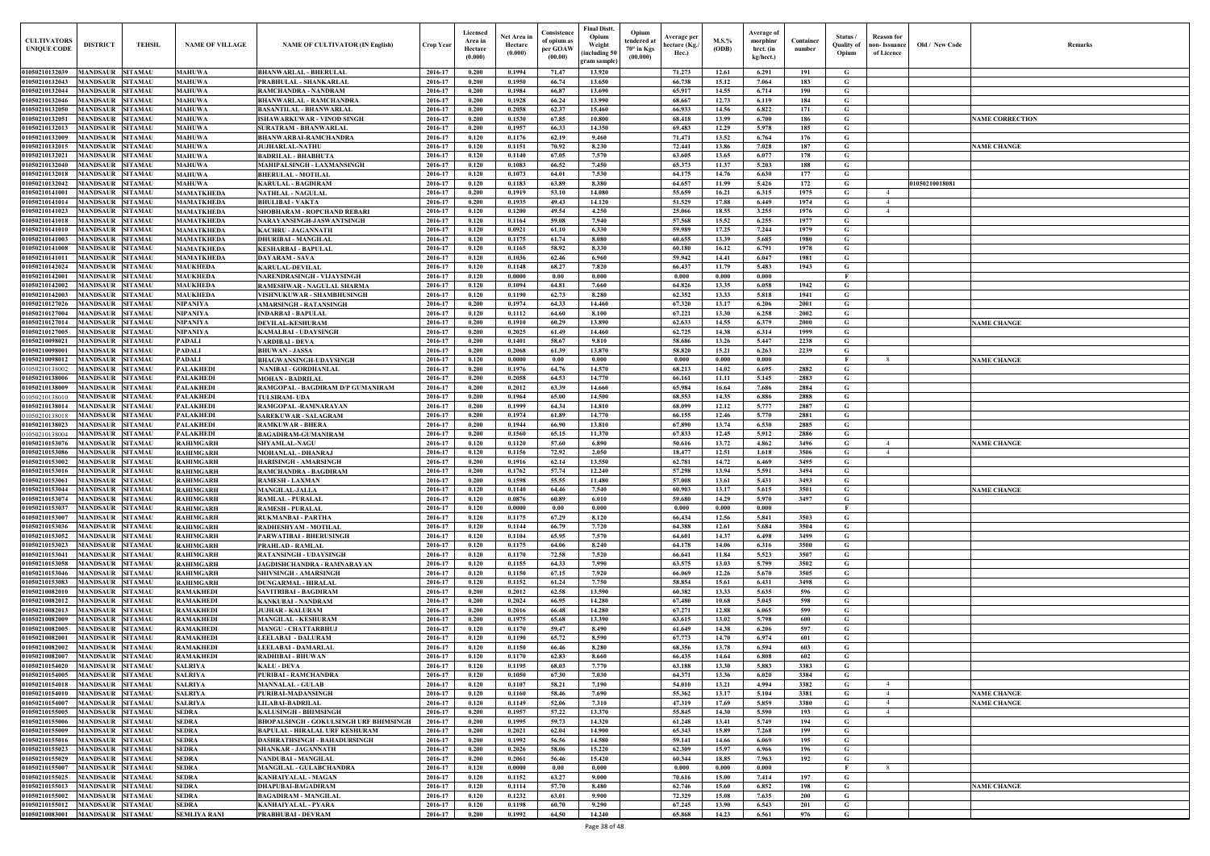| CULTIVATORS UNIQUE CODE | DISTRICT | TEHSIL | NAME OF VILLAGE | NAME OF CULTIVATOR (IN English) | Crop Year | Licensed Area in Hectare (0.000) | Net Area in Hectare (0.000) | Consistence of opium as per GOAW (00.00) | Final Distt. Opium Weight (including 50 gram sample) | Opium tendered at 70° in Kgs (00.000) | Average per hectare (Kg./ Hec.) | M.S.% (ODB) | Average of morphinr hrct. (in kg/hect.) | Container number | Status / Quality of Opium | Reason for non- Issuance of Licence | Old / New Code | Remarks |
|---|---|---|---|---|---|---|---|---|---|---|---|---|---|---|---|---|---|---|
| 01050210132039 | MANDSAUR | SITAMAU | MAHUWA | BHANWARLAL - BHERULAL | 2016-17 | 0.200 | 0.1994 | 71.47 | 13.920 | | 71.273 | 12.61 | 6.291 | 191 | G | | | |
| 01050210132043 | MANDSAUR | SITAMAU | MAHUWA | PRABHULAL - SHANKARLAL | 2016-17 | 0.200 | 0.1950 | 66.74 | 13.650 | | 66.738 | 15.12 | 7.064 | 183 | G | | | |
| 01050210132044 | MANDSAUR | SITAMAU | MAHUWA | RAMCHANDRA - NANDRAM | 2016-17 | 0.200 | 0.1984 | 66.87 | 13.690 | | 65.917 | 14.55 | 6.714 | 190 | G | | | |
| 01050210132046 | MANDSAUR | SITAMAU | MAHUWA | BHANWARLAL - RAMCHANDRA | 2016-17 | 0.200 | 0.1928 | 66.24 | 13.990 | | 68.667 | 12.73 | 6.119 | 184 | G | | | |
| 01050210132050 | MANDSAUR | SITAMAU | MAHUWA | BASANTILAL - BHANWARLAL | 2016-17 | 0.200 | 0.2058 | 62.37 | 15.460 | | 66.933 | 14.56 | 6.822 | 171 | G | | | |
| 01050210132051 | MANDSAUR | SITAMAU | MAHUWA | ISHAWARKUWAR - VINOD SINGH | 2016-17 | 0.200 | 0.1530 | 67.85 | 10.800 | | 68.418 | 13.99 | 6.700 | 186 | G | | | NAME CORRECTION |
| 01050210132013 | MANDSAUR | SITAMAU | MAHUWA | SURATRAM - BHANWARLAL | 2016-17 | 0.200 | 0.1957 | 66.33 | 14.350 | | 69.483 | 12.29 | 5.978 | 185 | G | | | |
| 01050210132009 | MANDSAUR | SITAMAU | MAHUWA | BHANWARBAI-RAMCHANDRA | 2016-17 | 0.120 | 0.1176 | 62.19 | 9.460 | | 71.471 | 13.52 | 6.764 | 176 | G | | | |
| 01050210132015 | MANDSAUR | SITAMAU | MAHUWA | JUJHARLAL-NATHU | 2016-17 | 0.120 | 0.1151 | 70.92 | 8.230 | | 72.441 | 13.86 | 7.028 | 187 | G | | | NAME CHANGE |
| 01050210132021 | MANDSAUR | SITAMAU | MAHUWA | BADRILAL - BHABHUTA | 2016-17 | 0.120 | 0.1140 | 67.05 | 7.570 | | 63.605 | 13.65 | 6.077 | 178 | G | | | |
| 01050210132040 | MANDSAUR | SITAMAU | MAHUWA | MAHIPALSINGH - LAXMANSINGH | 2016-17 | 0.120 | 0.1083 | 66.52 | 7.450 | | 65.373 | 11.37 | 5.203 | 188 | G | | | |
| 01050210132018 | MANDSAUR | SITAMAU | MAHUWA | BHERULAL - MOTILAL | 2016-17 | 0.120 | 0.1073 | 64.01 | 7.530 | | 64.175 | 14.76 | 6.630 | 177 | G | | | |
| 01050210132042 | MANDSAUR | SITAMAU | MAHUWA | KARULAL - BAGDIRAM | 2016-17 | 0.120 | 0.1183 | 63.89 | 8.380 | | 64.657 | 11.99 | 5.426 | 172 | G | | 01050210018081 | |
| 01050210141001 | MANDSAUR | SITAMAU | MAMATKHEDA | NATHLAL - NAGULAL | 2016-17 | 0.200 | 0.1919 | 53.10 | 14.080 | | 55.659 | 16.21 | 6.315 | 1975 | G | 4 | | |
| 01050210141014 | MANDSAUR | SITAMAU | MAMATKHEDA | BHULIBAI - VAKTA | 2016-17 | 0.200 | 0.1935 | 49.43 | 14.120 | | 51.529 | 17.88 | 6.449 | 1974 | G | 4 | | |
| 01050210141023 | MANDSAUR | SITAMAU | MAMATKHEDA | SHOBHARAM - ROPCHAND REBARI | 2016-17 | 0.120 | 0.1200 | 49.54 | 4.250 | | 25.066 | 18.55 | 3.255 | 1976 | G | 4 | | |
| 01050210141018 | MANDSAUR | SITAMAU | MAMATKHEDA | NARAYANSINGH-JASWANTSINGH | 2016-17 | 0.120 | 0.1164 | 59.08 | 7.940 | | 57.568 | 15.52 | 6.255 | 1977 | G | | | |
| 01050210141010 | MANDSAUR | SITAMAU | MAMATKHEDA | KACHRU - JAGANNATH | 2016-17 | 0.120 | 0.0921 | 61.10 | 6.330 | | 59.989 | 17.25 | 7.244 | 1979 | G | | | |
| 01050210141003 | MANDSAUR | SITAMAU | MAMATKHEDA | DHURIBAI - MANGILAL | 2016-17 | 0.120 | 0.1175 | 61.74 | 8.080 | | 60.655 | 13.39 | 5.685 | 1980 | G | | | |
| 01050210141008 | MANDSAUR | SITAMAU | MAMATKHEDA | KESHARBAI - BAPULAL | 2016-17 | 0.120 | 0.1165 | 58.92 | 8.330 | | 60.180 | 16.12 | 6.791 | 1978 | G | | | |
| 01050210141011 | MANDSAUR | SITAMAU | MAMATKHEDA | DAYARAM - SAVA | 2016-17 | 0.120 | 0.1036 | 62.46 | 6.960 | | 59.942 | 14.41 | 6.047 | 1981 | G | | | |
| 01050210142024 | MANDSAUR | SITAMAU | MAUKHEDA | KARULAL-DEVILAL | 2016-17 | 0.120 | 0.1148 | 68.27 | 7.820 | | 66.437 | 11.79 | 5.483 | 1943 | G | | | |
| 01050210142001 | MANDSAUR | SITAMAU | MAUKHEDA | NARENDRASINGH - VIJAYSINGH | 2016-17 | 0.120 | 0.0000 | 0.00 | 0.000 | | 0.000 | 0.000 | 0.000 | | F | | | |
| 01050210142002 | MANDSAUR | SITAMAU | MAUKHEDA | RAMESHWAR - NAGULAL SHARMA | 2016-17 | 0.120 | 0.1094 | 64.81 | 7.660 | | 64.826 | 13.35 | 6.058 | 1942 | G | | | |
| 01050210142003 | MANDSAUR | SITAMAU | MAUKHEDA | VISHNUKUWAR - SHAMBHUSINGH | 2016-17 | 0.120 | 0.1190 | 62.73 | 8.280 | | 62.352 | 13.33 | 5.818 | 1941 | G | | | |
| 01050210127026 | MANDSAUR | SITAMAU | NIPANIYA | AMARSINGH - RATANSINGH | 2016-17 | 0.200 | 0.1974 | 64.33 | 14.460 | | 67.320 | 13.17 | 6.206 | 2001 | G | | | |
| 01050210127004 | MANDSAUR | SITAMAU | NIPANIYA | INDARBAI - BAPULAL | 2016-17 | 0.120 | 0.1112 | 64.60 | 8.100 | | 67.221 | 13.30 | 6.258 | 2002 | G | | | |
| 01050210127014 | MANDSAUR | SITAMAU | NIPANIYA | DEVILAL-KESHURAM | 2016-17 | 0.200 | 0.1910 | 60.29 | 13.890 | | 62.633 | 14.55 | 6.379 | 2000 | G | | | NAME CHANGE |
| 01050210127005 | MANDSAUR | SITAMAU | NIPANIYA | KAMALBAI - UDAYSINGH | 2016-17 | 0.200 | 0.2025 | 61.49 | 14.460 | | 62.725 | 14.38 | 6.314 | 1999 | G | | | |
| 01050210098021 | MANDSAUR | SITAMAU | PADALI | VARDIBAI - DEVA | 2016-17 | 0.200 | 0.1401 | 58.67 | 9.810 | | 58.686 | 13.26 | 5.447 | 2238 | G | | | |
| 01050210098001 | MANDSAUR | SITAMAU | PADALI | BHUWAN - JASSA | 2016-17 | 0.200 | 0.2068 | 61.39 | 13.870 | | 58.820 | 15.21 | 6.263 | 2239 | G | | | |
| 01050210098012 | MANDSAUR | SITAMAU | PADALI | BHAGWANSINGH-UDAYSINGH | 2016-17 | 0.120 | 0.0000 | 0.00 | 0.000 | | 0.000 | 0.000 | 0.000 | | F | 8 | | NAME CHANGE |
| 01050210138002 | MANDSAUR | SITAMAU | PALAKHEDI | NANIBAI - GORDHANLAL | 2016-17 | 0.200 | 0.1976 | 64.76 | 14.570 | | 68.213 | 14.02 | 6.695 | 2882 | G | | | |
| 01050210138006 | MANDSAUR | SITAMAU | PALAKHEDI | MOHAN - BADRILAL | 2016-17 | 0.200 | 0.2058 | 64.53 | 14.770 | | 66.161 | 11.11 | 5.145 | 2883 | G | | | |
| 01050210138009 | MANDSAUR | SITAMAU | PALAKHEDI | RAMGOPAL - BAGDIRAM D/P GUMANIRAM | 2016-17 | 0.200 | 0.2012 | 63.39 | 14.660 | | 65.984 | 16.64 | 7.686 | 2884 | G | | | |
| 01050210138010 | MANDSAUR | SITAMAU | PALAKHEDI | TULSIRAM- UDA | 2016-17 | 0.200 | 0.1964 | 65.00 | 14.500 | | 68.553 | 14.35 | 6.886 | 2888 | G | | | |
| 01050210138014 | MANDSAUR | SITAMAU | PALAKHEDI | RAMGOPAL -RAMNARAYAN | 2016-17 | 0.200 | 0.1999 | 64.34 | 14.810 | | 68.099 | 12.12 | 5.777 | 2887 | G | | | |
| 01050210138018 | MANDSAUR | SITAMAU | PALAKHEDI | SAREKUWAR - SALAGRAM | 2016-17 | 0.200 | 0.1974 | 61.89 | 14.770 | | 66.155 | 12.46 | 5.770 | 2881 | G | | | |
| 01050210138023 | MANDSAUR | SITAMAU | PALAKHEDI | RAMKUWAR - BHERA | 2016-17 | 0.200 | 0.1944 | 66.90 | 13.810 | | 67.890 | 13.74 | 6.530 | 2885 | G | | | |
| 01050210138004 | MANDSAUR | SITAMAU | PALAKHEDI | BAGADIRAM-GUMANIRAM | 2016-17 | 0.200 | 0.1560 | 65.15 | 11.370 | | 67.833 | 12.45 | 5.912 | 2886 | G | | | |
| 01050210153076 | MANDSAUR | SITAMAU | RAHIMGARH | SHYAMLAL-NAGU | 2016-17 | 0.120 | 0.1120 | 57.60 | 6.890 | | 50.616 | 13.72 | 4.862 | 3496 | G | 4 | | NAME CHANGE |
| 01050210153086 | MANDSAUR | SITAMAU | RAHIMGARH | MOHANLAL - DHANRAJ | 2016-17 | 0.120 | 0.1156 | 72.92 | 2.050 | | 18.477 | 12.51 | 1.618 | 3506 | G | 4 | | |
| 01050210153002 | MANDSAUR | SITAMAU | RAHIMGARH | HARISINGH - AMARSINGH | 2016-17 | 0.200 | 0.1916 | 62.14 | 13.550 | | 62.781 | 14.72 | 6.469 | 3495 | G | | | |
| 01050210153016 | MANDSAUR | SITAMAU | RAHIMGARH | RAMCHANDRA - BAGDIRAM | 2016-17 | 0.200 | 0.1762 | 57.74 | 12.240 | | 57.298 | 13.94 | 5.591 | 3494 | G | | | |
| 01050210153061 | MANDSAUR | SITAMAU | RAHIMGARH | RAMESH - LAXMAN | 2016-17 | 0.200 | 0.1598 | 55.55 | 11.480 | | 57.008 | 13.61 | 5.431 | 3493 | G | | | |
| 01050210153044 | MANDSAUR | SITAMAU | RAHIMGARH | MANGILAL-JALLA | 2016-17 | 0.120 | 0.1140 | 64.46 | 7.540 | | 60.903 | 13.17 | 5.615 | 3501 | G | | | NAME CHANGE |
| 01050210153074 | MANDSAUR | SITAMAU | RAHIMGARH | RAMLAL - PURALAL | 2016-17 | 0.120 | 0.0876 | 60.89 | 6.010 | | 59.680 | 14.29 | 5.970 | 3497 | G | | | |
| 01050210153037 | MANDSAUR | SITAMAU | RAHIMGARH | RAMESH - PURALAL | 2016-17 | 0.120 | 0.0000 | 0.00 | 0.000 | | 0.000 | 0.000 | 0.000 | | F | | | |
| 01050210153007 | MANDSAUR | SITAMAU | RAHIMGARH | RUKMANBAI - PARTHA | 2016-17 | 0.120 | 0.1175 | 67.29 | 8.120 | | 66.434 | 12.56 | 5.841 | 3503 | G | | | |
| 01050210153036 | MANDSAUR | SITAMAU | RAHIMGARH | RADHESHYAM - MOTILAL | 2016-17 | 0.120 | 0.1144 | 66.79 | 7.720 | | 64.388 | 12.61 | 5.684 | 3504 | G | | | |
| 01050210153052 | MANDSAUR | SITAMAU | RAHIMGARH | PARWATIBAI - BHERUSINGH | 2016-17 | 0.120 | 0.1104 | 65.95 | 7.570 | | 64.601 | 14.37 | 6.498 | 3499 | G | | | |
| 01050210153023 | MANDSAUR | SITAMAU | RAHIMGARH | PRAHLAD - RAMLAL | 2016-17 | 0.120 | 0.1175 | 64.06 | 8.240 | | 64.178 | 14.06 | 6.316 | 3500 | G | | | |
| 01050210153041 | MANDSAUR | SITAMAU | RAHIMGARH | RATANSINGH - UDAYSINGH | 2016-17 | 0.120 | 0.1170 | 72.58 | 7.520 | | 66.641 | 11.84 | 5.523 | 3507 | G | | | |
| 01050210153058 | MANDSAUR | SITAMAU | RAHIMGARH | JAGDISHCHANDRA - RAMNARAYAN | 2016-17 | 0.120 | 0.1155 | 64.33 | 7.990 | | 63.575 | 13.03 | 5.799 | 3502 | G | | | |
| 01050210153046 | MANDSAUR | SITAMAU | RAHIMGARH | SHIVSINGH - AMARSINGH | 2016-17 | 0.120 | 0.1150 | 67.15 | 7.920 | | 66.069 | 12.26 | 5.670 | 3505 | G | | | |
| 01050210153083 | MANDSAUR | SITAMAU | RAHIMGARH | DUNGARMAL - HIRALAL | 2016-17 | 0.120 | 0.1152 | 61.24 | 7.750 | | 58.854 | 15.61 | 6.431 | 3498 | G | | | |
| 01050210082010 | MANDSAUR | SITAMAU | RAMAKHEDI | SAVITRIBAI - BAGDIRAM | 2016-17 | 0.200 | 0.2012 | 62.58 | 13.590 | | 60.382 | 13.33 | 5.635 | 596 | G | | | |
| 01050210082012 | MANDSAUR | SITAMAU | RAMAKHEDI | KANKUBAI - NANDRAM | 2016-17 | 0.200 | 0.2024 | 66.95 | 14.280 | | 67.480 | 10.68 | 5.045 | 598 | G | | | |
| 01050210082013 | MANDSAUR | SITAMAU | RAMAKHEDI | JUJHAR - KALURAM | 2016-17 | 0.200 | 0.2016 | 66.48 | 14.280 | | 67.271 | 12.88 | 6.065 | 599 | G | | | |
| 01050210082009 | MANDSAUR | SITAMAU | RAMAKHEDI | MANGILAL - KESHURAM | 2016-17 | 0.200 | 0.1975 | 65.68 | 13.390 | | 63.615 | 13.02 | 5.798 | 600 | G | | | |
| 01050210082005 | MANDSAUR | SITAMAU | RAMAKHEDI | MANGU - CHATTARBHUJ | 2016-17 | 0.120 | 0.1170 | 59.47 | 8.490 | | 61.649 | 14.38 | 6.206 | 597 | G | | | |
| 01050210082001 | MANDSAUR | SITAMAU | RAMAKHEDI | LEELABAI - DALURAM | 2016-17 | 0.120 | 0.1190 | 65.72 | 8.590 | | 67.773 | 14.70 | 6.974 | 601 | G | | | |
| 01050210082002 | MANDSAUR | SITAMAU | RAMAKHEDI | LEELABAI - DAMARLAL | 2016-17 | 0.120 | 0.1150 | 66.46 | 8.280 | | 68.356 | 13.78 | 6.594 | 603 | G | | | |
| 01050210082007 | MANDSAUR | SITAMAU | RAMAKHEDI | RADHIBAI - BHUWAN | 2016-17 | 0.120 | 0.1170 | 62.83 | 8.660 | | 66.435 | 14.64 | 6.808 | 602 | G | | | |
| 01050210154020 | MANDSAUR | SITAMAU | SALRIYA | KALU - DEVA | 2016-17 | 0.120 | 0.1195 | 68.03 | 7.770 | | 63.188 | 13.30 | 5.883 | 3383 | G | | | |
| 01050210154005 | MANDSAUR | SITAMAU | SALRIYA | PURIBAI - RAMCHANDRA | 2016-17 | 0.120 | 0.1050 | 67.30 | 7.030 | | 64.371 | 13.36 | 6.020 | 3384 | G | | | |
| 01050210154018 | MANDSAUR | SITAMAU | SALRIYA | MANNALAL - GULAB | 2016-17 | 0.120 | 0.1107 | 58.21 | 7.190 | | 54.010 | 13.21 | 4.994 | 3382 | G | 4 | | |
| 01050210154010 | MANDSAUR | SITAMAU | SALRIYA | PURIBAI-MADANSINGH | 2016-17 | 0.120 | 0.1160 | 58.46 | 7.690 | | 55.362 | 13.17 | 5.104 | 3381 | G | 4 | | NAME CHANGE |
| 01050210154007 | MANDSAUR | SITAMAU | SALRIYA | LILABAI-BADRILAL | 2016-17 | 0.120 | 0.1149 | 52.06 | 7.310 | | 47.319 | 17.69 | 5.859 | 3380 | G | 4 | | NAME CHANGE |
| 01050210155005 | MANDSAUR | SITAMAU | SEDRA | KALUSINGH - BHIMSINGH | 2016-17 | 0.200 | 0.1957 | 57.22 | 13.370 | | 55.845 | 14.30 | 5.590 | 193 | G | 4 | | |
| 01050210155006 | MANDSAUR | SITAMAU | SEDRA | BHOPALSINGH - GOKULSINGH URF BHIMSINGH | 2016-17 | 0.200 | 0.1995 | 59.73 | 14.320 | | 61.248 | 13.41 | 5.749 | 194 | G | | | |
| 01050210155009 | MANDSAUR | SITAMAU | SEDRA | BAPULAL - HIRALAL URF KESHURAM | 2016-17 | 0.200 | 0.2021 | 62.04 | 14.900 | | 65.343 | 15.89 | 7.268 | 199 | G | | | |
| 01050210155016 | MANDSAUR | SITAMAU | SEDRA | DASHRATHSINGH - BAHADURSINGH | 2016-17 | 0.200 | 0.1992 | 56.56 | 14.580 | | 59.141 | 14.66 | 6.069 | 195 | G | | | |
| 01050210155023 | MANDSAUR | SITAMAU | SEDRA | SHANKAR - JAGANNATH | 2016-17 | 0.200 | 0.2026 | 58.06 | 15.220 | | 62.309 | 15.97 | 6.966 | 196 | G | | | |
| 01050210155029 | MANDSAUR | SITAMAU | SEDRA | NANDUBAI - MANGILAL | 2016-17 | 0.200 | 0.2061 | 56.46 | 15.420 | | 60.344 | 18.85 | 7.963 | 192 | G | | | |
| 01050210155007 | MANDSAUR | SITAMAU | SEDRA | MANGILAL - GULABCHANDRA | 2016-17 | 0.120 | 0.0000 | 0.00 | 0.000 | | 0.000 | 0.000 | 0.000 | | F | 8 | | |
| 01050210155025 | MANDSAUR | SITAMAU | SEDRA | KANHAIYALAL - MAGAN | 2016-17 | 0.120 | 0.1152 | 63.27 | 9.000 | | 70.616 | 15.00 | 7.414 | 197 | G | | | |
| 01050210155013 | MANDSAUR | SITAMAU | SEDRA | DHAPUBAI-BAGADIRAM | 2016-17 | 0.120 | 0.1114 | 57.70 | 8.480 | | 62.746 | 15.60 | 6.852 | 198 | G | | | NAME CHANGE |
| 01050210155002 | MANDSAUR | SITAMAU | SEDRA | BAGADIRAM - MANGILAL | 2016-17 | 0.120 | 0.1232 | 63.01 | 9.900 | | 72.329 | 15.08 | 7.635 | 200 | G | | | |
| 01050210155012 | MANDSAUR | SITAMAU | SEDRA | KANHAIYALAL - PYARA | 2016-17 | 0.120 | 0.1198 | 60.70 | 9.290 | | 67.245 | 13.90 | 6.543 | 201 | G | | | |
| 01050210083001 | MANDSAUR | SITAMAU | SEMLIYA RANI | PRABHUBAI - DEVRAM | 2016-17 | 0.200 | 0.1992 | 64.50 | 14.240 | | 65.868 | 14.23 | 6.561 | 976 | G | | | |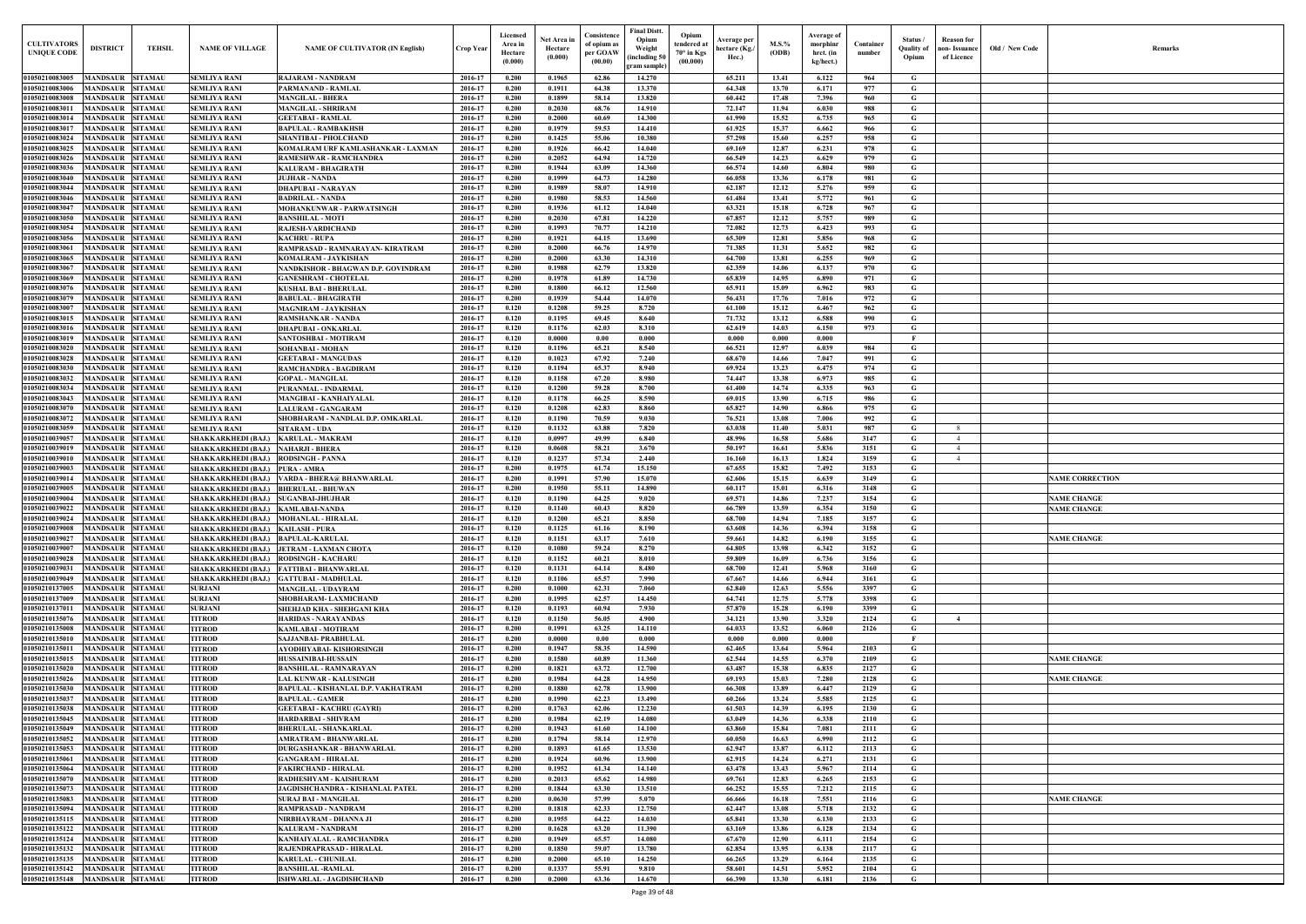| CULTIVATORS UNIQUE CODE | DISTRICT | TEHSIL | NAME OF VILLAGE | NAME OF CULTIVATOR (IN English) | Crop Year | Licensed Area in Hectare (0.000) | Net Area in Hectare (0.000) | Consistence of opium as per GOAW (00.00) | Final Distt. Opium Weight (including 50 gram sample) | Opium tendered at 70° in Kgs (00.000) | Average per hectare (Kg./ Hec.) | M.S.% (ODB) | Average of morphine hrct. (in kg/hect.) | Container number | Status / Quality of Opium | Reason for non- Issuance of Licence | Old / New Code | Remarks |
|---|---|---|---|---|---|---|---|---|---|---|---|---|---|---|---|---|---|---|
| 01050210083005 | MANDSAUR | SITAMAU | SEMLIYA RANI | RAJARAM - NANDRAM | 2016-17 | 0.200 | 0.1965 | 62.86 | 14.270 | | 65.211 | 13.41 | 6.122 | 964 | G | | | |
| 01050210083006 | MANDSAUR | SITAMAU | SEMLIYA RANI | PARMANAND - RAMLAL | 2016-17 | 0.200 | 0.1911 | 64.38 | 13.370 | | 64.348 | 13.70 | 6.171 | 977 | G | | | |
| 01050210083008 | MANDSAUR | SITAMAU | SEMLIYA RANI | MANGILAL - BHERA | 2016-17 | 0.200 | 0.1899 | 58.14 | 13.820 | | 60.442 | 17.48 | 7.396 | 960 | G | | | |
| 01050210083011 | MANDSAUR | SITAMAU | SEMLIYA RANI | MANGILAL - SHRIRAM | 2016-17 | 0.200 | 0.2030 | 68.76 | 14.910 | | 72.147 | 11.94 | 6.030 | 988 | G | | | |
| 01050210083014 | MANDSAUR | SITAMAU | SEMLIYA RANI | GEETABAI - RAMLAL | 2016-17 | 0.200 | 0.2000 | 60.69 | 14.300 | | 61.990 | 15.52 | 6.735 | 965 | G | | | |
| 01050210083017 | MANDSAUR | SITAMAU | SEMLIYA RANI | BAPULAL - RAMBAKHSH | 2016-17 | 0.200 | 0.1979 | 59.53 | 14.410 | | 61.925 | 15.37 | 6.662 | 966 | G | | | |
| 01050210083024 | MANDSAUR | SITAMAU | SEMLIYA RANI | SHANTIBAI - PHOLCHAND | 2016-17 | 0.200 | 0.1425 | 55.06 | 10.380 | | 57.298 | 15.60 | 6.257 | 958 | G | | | |
| 01050210083025 | MANDSAUR | SITAMAU | SEMLIYA RANI | KOMALRAM URF KAMLASHANKAR - LAXMAN | 2016-17 | 0.200 | 0.1926 | 66.42 | 14.040 | | 69.169 | 12.87 | 6.231 | 978 | G | | | |
| 01050210083026 | MANDSAUR | SITAMAU | SEMLIYA RANI | RAMESHWAR - RAMCHANDRA | 2016-17 | 0.200 | 0.2052 | 64.94 | 14.720 | | 66.549 | 14.23 | 6.629 | 979 | G | | | |
| 01050210083036 | MANDSAUR | SITAMAU | SEMLIYA RANI | KALURAM - BHAGIRATH | 2016-17 | 0.200 | 0.1944 | 63.09 | 14.360 | | 66.574 | 14.60 | 6.804 | 980 | G | | | |
| 01050210083040 | MANDSAUR | SITAMAU | SEMLIYA RANI | JUJHAR - NANDA | 2016-17 | 0.200 | 0.1999 | 64.73 | 14.280 | | 66.058 | 13.36 | 6.178 | 981 | G | | | |
| 01050210083044 | MANDSAUR | SITAMAU | SEMLIYA RANI | DHAPUBAI - NARAYAN | 2016-17 | 0.200 | 0.1989 | 58.07 | 14.910 | | 62.187 | 12.12 | 5.276 | 959 | G | | | |
| 01050210083046 | MANDSAUR | SITAMAU | SEMLIYA RANI | BADRILAL - NANDA | 2016-17 | 0.200 | 0.1980 | 58.53 | 14.560 | | 61.484 | 13.41 | 5.772 | 961 | G | | | |
| 01050210083047 | MANDSAUR | SITAMAU | SEMLIYA RANI | MOHANKUNWAR - PARWATSINGH | 2016-17 | 0.200 | 0.1936 | 61.12 | 14.040 | | 63.321 | 15.18 | 6.728 | 967 | G | | | |
| 01050210083050 | MANDSAUR | SITAMAU | SEMLIYA RANI | BANSHILAL - MOTI | 2016-17 | 0.200 | 0.2030 | 67.81 | 14.220 | | 67.857 | 12.12 | 5.757 | 989 | G | | | |
| 01050210083054 | MANDSAUR | SITAMAU | SEMLIYA RANI | RAJESH-VARDICHAND | 2016-17 | 0.200 | 0.1993 | 70.77 | 14.210 | | 72.082 | 12.73 | 6.423 | 993 | G | | | |
| 01050210083056 | MANDSAUR | SITAMAU | SEMLIYA RANI | KACHRU - RUPA | 2016-17 | 0.200 | 0.1921 | 64.15 | 13.690 | | 65.309 | 12.81 | 5.856 | 968 | G | | | |
| 01050210083061 | MANDSAUR | SITAMAU | SEMLIYA RANI | RAMPRASAD - RAMNARAYAN- KIRATRAM | 2016-17 | 0.200 | 0.2000 | 66.76 | 14.970 | | 71.385 | 11.31 | 5.652 | 982 | G | | | |
| 01050210083065 | MANDSAUR | SITAMAU | SEMLIYA RANI | KOMALRAM - JAYKISHAN | 2016-17 | 0.200 | 0.2000 | 63.30 | 14.310 | | 64.700 | 13.81 | 6.255 | 969 | G | | | |
| 01050210083067 | MANDSAUR | SITAMAU | SEMLIYA RANI | NANDKISHOR - BHAGWAN D.P. GOVINDRAM | 2016-17 | 0.200 | 0.1988 | 62.79 | 13.820 | | 62.359 | 14.06 | 6.137 | 970 | G | | | |
| 01050210083069 | MANDSAUR | SITAMAU | SEMLIYA RANI | GANESHRAM - CHOTELAL | 2016-17 | 0.200 | 0.1978 | 61.89 | 14.730 | | 65.839 | 14.95 | 6.890 | 971 | G | | | |
| 01050210083076 | MANDSAUR | SITAMAU | SEMLIYA RANI | KUSHAL BAI - BHERULAL | 2016-17 | 0.200 | 0.1800 | 66.12 | 12.560 | | 65.911 | 15.09 | 6.962 | 983 | G | | | |
| 01050210083079 | MANDSAUR | SITAMAU | SEMLIYA RANI | BABULAL - BHAGIRATH | 2016-17 | 0.200 | 0.1939 | 54.44 | 14.070 | | 56.431 | 17.76 | 7.016 | 972 | G | | | |
| 01050210083007 | MANDSAUR | SITAMAU | SEMLIYA RANI | MAGNIRAM - JAYKISHAN | 2016-17 | 0.120 | 0.1208 | 59.25 | 8.720 | | 61.100 | 15.12 | 6.467 | 962 | G | | | |
| 01050210083015 | MANDSAUR | SITAMAU | SEMLIYA RANI | RAMSHANKAR - NANDA | 2016-17 | 0.120 | 0.1195 | 69.45 | 8.640 | | 71.732 | 13.12 | 6.588 | 990 | G | | | |
| 01050210083016 | MANDSAUR | SITAMAU | SEMLIYA RANI | DHAPUBAI - ONKARLAL | 2016-17 | 0.120 | 0.1176 | 62.03 | 8.310 | | 62.619 | 14.03 | 6.150 | 973 | G | | | |
| 01050210083019 | MANDSAUR | SITAMAU | SEMLIYA RANI | SANTOSHBAI - MOTIRAM | 2016-17 | 0.120 | 0.0000 | 0.00 | 0.000 | | 0.000 | 0.000 | 0.000 | | F | | | |
| 01050210083020 | MANDSAUR | SITAMAU | SEMLIYA RANI | SOHANBAI - MOHAN | 2016-17 | 0.120 | 0.1196 | 65.21 | 8.540 | | 66.521 | 12.97 | 6.039 | 984 | G | | | |
| 01050210083028 | MANDSAUR | SITAMAU | SEMLIYA RANI | GEETABAI - MANGUDAS | 2016-17 | 0.120 | 0.1023 | 67.92 | 7.240 | | 68.670 | 14.66 | 7.047 | 991 | G | | | |
| 01050210083030 | MANDSAUR | SITAMAU | SEMLIYA RANI | RAMCHANDRA - BAGDIRAM | 2016-17 | 0.120 | 0.1194 | 65.37 | 8.940 | | 69.924 | 13.23 | 6.475 | 974 | G | | | |
| 01050210083032 | MANDSAUR | SITAMAU | SEMLIYA RANI | GOPAL - MANGILAL | 2016-17 | 0.120 | 0.1158 | 67.20 | 8.980 | | 74.447 | 13.38 | 6.973 | 985 | G | | | |
| 01050210083034 | MANDSAUR | SITAMAU | SEMLIYA RANI | PURANMAL - INDARMAL | 2016-17 | 0.120 | 0.1200 | 59.28 | 8.700 | | 61.400 | 14.74 | 6.335 | 963 | G | | | |
| 01050210083043 | MANDSAUR | SITAMAU | SEMLIYA RANI | MANGIBAI - KANHAIYALAL | 2016-17 | 0.120 | 0.1178 | 66.25 | 8.590 | | 69.015 | 13.90 | 6.715 | 986 | G | | | |
| 01050210083070 | MANDSAUR | SITAMAU | SEMLIYA RANI | LALURAM - GANGARAM | 2016-17 | 0.120 | 0.1208 | 62.83 | 8.860 | | 65.827 | 14.90 | 6.866 | 975 | G | | | |
| 01050210083072 | MANDSAUR | SITAMAU | SEMLIYA RANI | SHOBHARAM - NANDLAL D.P. OMKARLAL | 2016-17 | 0.120 | 0.1190 | 70.59 | 9.030 | | 76.521 | 13.08 | 7.006 | 992 | G | | | |
| 01050210083059 | MANDSAUR | SITAMAU | SEMLIYA RANI | SITARAM - UDA | 2016-17 | 0.120 | 0.1132 | 63.88 | 7.820 | | 63.038 | 11.40 | 5.031 | 987 | G | 8 | | |
| 01050210039057 | MANDSAUR | SITAMAU | SHAKKARKHEDI (BAJ.) | KARULAL - MAKRAM | 2016-17 | 0.120 | 0.0997 | 49.99 | 6.840 | | 48.996 | 16.58 | 5.686 | 3147 | G | 4 | | |
| 01050210039019 | MANDSAUR | SITAMAU | SHAKKARKHEDI (BAJ.) | NAHARJI - BHERA | 2016-17 | 0.120 | 0.0608 | 58.21 | 3.670 | | 50.197 | 16.61 | 5.836 | 3151 | G | 4 | | |
| 01050210039010 | MANDSAUR | SITAMAU | SHAKKARKHEDI (BAJ.) | RODSINGH - PANNA | 2016-17 | 0.120 | 0.1237 | 57.34 | 2.440 | | 16.160 | 16.13 | 1.824 | 3159 | G | 4 | | |
| 01050210039003 | MANDSAUR | SITAMAU | SHAKKARKHEDI (BAJ.) | PURA - AMRA | 2016-17 | 0.200 | 0.1975 | 61.74 | 15.150 | | 67.655 | 15.82 | 7.492 | 3153 | G | | | |
| 01050210039014 | MANDSAUR | SITAMAU | SHAKKARKHEDI (BAJ.) | VARDA - BHERA@ BHANWARLAL | 2016-17 | 0.200 | 0.1991 | 57.90 | 15.070 | | 62.606 | 15.15 | 6.639 | 3149 | G | | | NAME CORRECTION |
| 01050210039005 | MANDSAUR | SITAMAU | SHAKKARKHEDI (BAJ.) | BHERULAL - BHUWAN | 2016-17 | 0.200 | 0.1950 | 55.11 | 14.890 | | 60.117 | 15.01 | 6.316 | 3148 | G | | | |
| 01050210039004 | MANDSAUR | SITAMAU | SHAKKARKHEDI (BAJ.) | SUGANBAI-JHUJHAR | 2016-17 | 0.120 | 0.1190 | 64.25 | 9.020 | | 69.571 | 14.86 | 7.237 | 3154 | G | | | NAME CHANGE |
| 01050210039022 | MANDSAUR | SITAMAU | SHAKKARKHEDI (BAJ.) | KAMLABAI-NANDA | 2016-17 | 0.120 | 0.1140 | 60.43 | 8.820 | | 66.789 | 13.59 | 6.354 | 3150 | G | | | NAME CHANGE |
| 01050210039024 | MANDSAUR | SITAMAU | SHAKKARKHEDI (BAJ.) | MOHANLAL - HIRALAL | 2016-17 | 0.120 | 0.1200 | 65.21 | 8.850 | | 68.700 | 14.94 | 7.185 | 3157 | G | | | |
| 01050210039008 | MANDSAUR | SITAMAU | SHAKKARKHEDI (BAJ.) | KAILASH - PURA | 2016-17 | 0.120 | 0.1125 | 61.16 | 8.190 | | 63.608 | 14.36 | 6.394 | 3158 | G | | | |
| 01050210039027 | MANDSAUR | SITAMAU | SHAKKARKHEDI (BAJ.) | BAPULAL-KARULAL | 2016-17 | 0.120 | 0.1151 | 63.17 | 7.610 | | 59.661 | 14.82 | 6.190 | 3155 | G | | | NAME CHANGE |
| 01050210039007 | MANDSAUR | SITAMAU | SHAKKARKHEDI (BAJ.) | JETRAM - LAXMAN CHOTA | 2016-17 | 0.120 | 0.1080 | 59.24 | 8.270 | | 64.805 | 13.98 | 6.342 | 3152 | G | | | |
| 01050210039028 | MANDSAUR | SITAMAU | SHAKKARKHEDI (BAJ.) | RODSINGH - KACHARU | 2016-17 | 0.120 | 0.1152 | 60.21 | 8.010 | | 59.809 | 16.09 | 6.736 | 3156 | G | | | |
| 01050210039031 | MANDSAUR | SITAMAU | SHAKKARKHEDI (BAJ.) | FATTIBAI - BHANWARLAL | 2016-17 | 0.120 | 0.1131 | 64.14 | 8.480 | | 68.700 | 12.41 | 5.968 | 3160 | G | | | |
| 01050210039049 | MANDSAUR | SITAMAU | SHAKKARKHEDI (BAJ.) | GATTUBAI - MADHULAL | 2016-17 | 0.120 | 0.1106 | 65.57 | 7.990 | | 67.667 | 14.66 | 6.944 | 3161 | G | | | |
| 01050210137005 | MANDSAUR | SITAMAU | SURJANI | MANGILAL - UDAYRAM | 2016-17 | 0.200 | 0.1000 | 62.31 | 7.060 | | 62.840 | 12.63 | 5.556 | 3397 | G | | | |
| 01050210137009 | MANDSAUR | SITAMAU | SURJANI | SHOBHARAM- LAXMICHAND | 2016-17 | 0.200 | 0.1995 | 62.57 | 14.450 | | 64.741 | 12.75 | 5.778 | 3398 | G | | | |
| 01050210137011 | MANDSAUR | SITAMAU | SURJANI | SHEHJAD KHA - SHEHJANI KHA | 2016-17 | 0.120 | 0.1193 | 60.94 | 7.930 | | 57.870 | 15.28 | 6.190 | 3399 | G | | | |
| 01050210135076 | MANDSAUR | SITAMAU | TITROD | HARIDAS - NARAYANDAS | 2016-17 | 0.120 | 0.1150 | 56.05 | 4.900 | | 34.121 | 13.90 | 3.320 | 2124 | G | 4 | | |
| 01050210135008 | MANDSAUR | SITAMAU | TITROD | KAMLABAI - MOTIRAM | 2016-17 | 0.200 | 0.1991 | 63.25 | 14.110 | | 64.033 | 13.52 | 6.060 | 2126 | G | | | |
| 01050210135010 | MANDSAUR | SITAMAU | TITROD | SAJJANBAI- PRABHULAL | 2016-17 | 0.200 | 0.0000 | 0.00 | 0.000 | | 0.000 | 0.000 | 0.000 | | F | | | |
| 01050210135011 | MANDSAUR | SITAMAU | TITROD | AYODHYABAI- KISHORSINGH | 2016-17 | 0.200 | 0.1947 | 58.35 | 14.590 | | 62.465 | 13.64 | 5.964 | 2103 | G | | | |
| 01050210135015 | MANDSAUR | SITAMAU | TITROD | HUSSAINIBAI-HUSSAIN | 2016-17 | 0.200 | 0.1580 | 60.89 | 11.360 | | 62.544 | 14.55 | 6.370 | 2109 | G | | | NAME CHANGE |
| 01050210135020 | MANDSAUR | SITAMAU | TITROD | BANSHILAL - RAMNARAYAN | 2016-17 | 0.200 | 0.1821 | 63.72 | 12.700 | | 63.487 | 15.38 | 6.835 | 2127 | G | | | |
| 01050210135026 | MANDSAUR | SITAMAU | TITROD | LAL KUNWAR - KALUSINGH | 2016-17 | 0.200 | 0.1984 | 64.28 | 14.950 | | 69.193 | 15.03 | 7.280 | 2128 | G | | | NAME CHANGE |
| 01050210135030 | MANDSAUR | SITAMAU | TITROD | BAPULAL - KISHANLAL D.P. VAKHATRAM | 2016-17 | 0.200 | 0.1880 | 62.78 | 13.900 | | 66.308 | 13.89 | 6.447 | 2129 | G | | | |
| 01050210135037 | MANDSAUR | SITAMAU | TITROD | BAPULAL - GAMER | 2016-17 | 0.200 | 0.1990 | 62.23 | 13.490 | | 60.266 | 13.24 | 5.585 | 2125 | G | | | |
| 01050210135038 | MANDSAUR | SITAMAU | TITROD | GEETABAI - KACHRU (GAYRI) | 2016-17 | 0.200 | 0.1763 | 62.06 | 12.230 | | 61.503 | 14.39 | 6.195 | 2130 | G | | | |
| 01050210135045 | MANDSAUR | SITAMAU | TITROD | HARDARBAI - SHIVRAM | 2016-17 | 0.200 | 0.1984 | 62.19 | 14.080 | | 63.049 | 14.36 | 6.338 | 2110 | G | | | |
| 01050210135049 | MANDSAUR | SITAMAU | TITROD | BHERULAL - SHANKARLAL | 2016-17 | 0.200 | 0.1943 | 61.60 | 14.100 | | 63.860 | 15.84 | 7.081 | 2111 | G | | | |
| 01050210135052 | MANDSAUR | SITAMAU | TITROD | AMRATRAM - BHANWARLAL | 2016-17 | 0.200 | 0.1794 | 58.14 | 12.970 | | 60.050 | 16.63 | 6.990 | 2112 | G | | | |
| 01050210135053 | MANDSAUR | SITAMAU | TITROD | DURGASHANKAR - BHANWARLAL | 2016-17 | 0.200 | 0.1893 | 61.65 | 13.530 | | 62.947 | 13.87 | 6.112 | 2113 | G | | | |
| 01050210135061 | MANDSAUR | SITAMAU | TITROD | GANGARAM - HIRALAL | 2016-17 | 0.200 | 0.1924 | 60.96 | 13.900 | | 62.915 | 14.24 | 6.271 | 2131 | G | | | |
| 01050210135064 | MANDSAUR | SITAMAU | TITROD | FAKIRCHAND - HIRALAL | 2016-17 | 0.200 | 0.1952 | 61.34 | 14.140 | | 63.478 | 13.43 | 5.967 | 2114 | G | | | |
| 01050210135070 | MANDSAUR | SITAMAU | TITROD | RADHESHYAM - KAISHURAM | 2016-17 | 0.200 | 0.2013 | 65.62 | 14.980 | | 69.761 | 12.83 | 6.265 | 2153 | G | | | |
| 01050210135073 | MANDSAUR | SITAMAU | TITROD | JAGDISHCHANDRA - KISHANLAL PATEL | 2016-17 | 0.200 | 0.1844 | 63.30 | 13.510 | | 66.252 | 15.55 | 7.212 | 2115 | G | | | |
| 01050210135083 | MANDSAUR | SITAMAU | TITROD | SURAJ BAI - MANGILAL | 2016-17 | 0.200 | 0.0630 | 57.99 | 5.070 | | 66.666 | 16.18 | 7.551 | 2116 | G | | | NAME CHANGE |
| 01050210135094 | MANDSAUR | SITAMAU | TITROD | RAMPRASAD - NANDRAM | 2016-17 | 0.200 | 0.1818 | 62.33 | 12.750 | | 62.447 | 13.08 | 5.718 | 2132 | G | | | |
| 01050210135115 | MANDSAUR | SITAMAU | TITROD | NIRBHAYRAM - DHANNA JI | 2016-17 | 0.200 | 0.1955 | 64.22 | 14.030 | | 65.841 | 13.30 | 6.130 | 2133 | G | | | |
| 01050210135122 | MANDSAUR | SITAMAU | TITROD | KALURAM - NANDRAM | 2016-17 | 0.200 | 0.1628 | 63.20 | 11.390 | | 63.169 | 13.86 | 6.128 | 2134 | G | | | |
| 01050210135124 | MANDSAUR | SITAMAU | TITROD | KANHAIYALAL - RAMCHANDRA | 2016-17 | 0.200 | 0.1949 | 65.57 | 14.080 | | 67.670 | 12.90 | 6.111 | 2154 | G | | | |
| 01050210135132 | MANDSAUR | SITAMAU | TITROD | RAJENDRAPRASAD - HIRALAL | 2016-17 | 0.200 | 0.1850 | 59.07 | 13.780 | | 62.854 | 13.95 | 6.138 | 2117 | G | | | |
| 01050210135135 | MANDSAUR | SITAMAU | TITROD | KARULAL - CHUNILAL | 2016-17 | 0.200 | 0.2000 | 65.10 | 14.250 | | 66.265 | 13.29 | 6.164 | 2135 | G | | | |
| 01050210135142 | MANDSAUR | SITAMAU | TITROD | BANSHILAL -RAMLAL | 2016-17 | 0.200 | 0.1337 | 55.91 | 9.810 | | 58.601 | 14.51 | 5.952 | 2104 | G | | | |
| 01050210135148 | MANDSAUR | SITAMAU | TITROD | ISHWARLAL - JAGDISHCHAND | 2016-17 | 0.200 | 0.2000 | 63.36 | 14.670 | | 66.390 | 13.30 | 6.181 | 2136 | G | | | |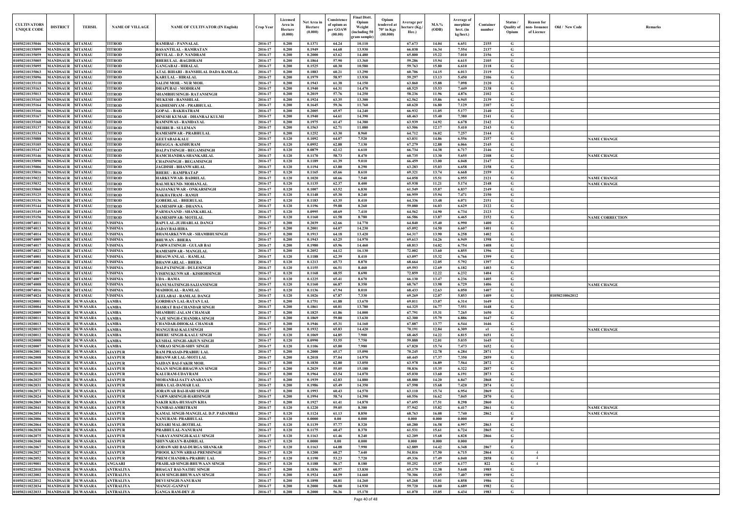| CULTIVATORS UNIQUE CODE | DISTRICT | TEHSIL | NAME OF VILLAGE | NAME OF CULTIVATOR (IN English) | Crop Year | Licensed Area in Hectare (0.000) | Net Area in Hectare (0.000) | Consistence of opium as per GOAW (00.00) | Final Distt. Opium Weight (including 50 gram sample) | Opium tendered at 70° in Kgs (00.000) | Average per hectare (Kg./ Hec.) | M.S.% (ODB) | Average of morphinr hrct. (in kg/hect.) | Container number | Status / Quality of Opium | Reason for non- Issuance of Licence | Old / New Code | Remarks |
|---|---|---|---|---|---|---|---|---|---|---|---|---|---|---|---|---|---|---|
| 01050210135046 | MANDSAUR | SITAMAU | TITROD | RAMIBAI - PANNALAL | 2016-17 | 0.200 | 0.1371 | 64.24 | 10.110 | | 67.673 | 14.04 | 6.651 | 2155 | G | | | |
| 01050210135099 | MANDSAUR | SITAMAU | TITROD | BASANTILAL - RAMRATAN | 2016-17 | 0.200 | 0.1949 | 64.68 | 13.930 | | 66.038 | 16.34 | 7.554 | 2137 | G | | | |
| 01050210135059 | MANDSAUR | SITAMAU | TITROD | DEVILAL - D.P. NANDRAM | 2016-17 | 0.200 | 0.2000 | 63.62 | 14.480 | | 65.800 | 15.22 | 7.010 | 2156 | G | | | |
| 01050210135005 | MANDSAUR | SITAMAU | TITROD | BHERULAL -BAGDIRAM | 2016-17 | 0.200 | 0.1864 | 57.90 | 13.360 | | 59.286 | 15.94 | 6.615 | 2105 | G | | | |
| 01050210135095 | MANDSAUR | SITAMAU | TITROD | GANGABAI - HIRALAL | 2016-17 | 0.200 | 0.1525 | 60.30 | 10.580 | | 59.763 | 15.80 | 6.610 | 2118 | G | | | |
| 01050210135063 | MANDSAUR | SITAMAU | TITROD | ATAL BIHARI - BANSHILAL DADA RAMLAL | 2016-17 | 0.200 | 0.1883 | 60.21 | 13.290 | | 60.706 | 14.15 | 6.013 | 2119 | G | | | |
| 01050210135096 | MANDSAUR | SITAMAU | TITROD | KARULAL - HIRALAL | 2016-17 | 0.200 | 0.1979 | 58.97 | 13.930 | | 59.297 | 13.13 | 5.450 | 2106 | G | | | |
| 01050210135110 | MANDSAUR | SITAMAU | TITROD | SALIM MOH. - NUR MOH. | 2016-17 | 0.200 | 0.1943 | 61.38 | 14.150 | | 63.860 | 15.88 | 7.098 | 2120 | G | | | |
| 01050210135163 | MANDSAUR | SITAMAU | TITROD | DHAPUBAI - MODIRAM | 2016-17 | 0.200 | 0.1940 | 64.31 | 14.470 | | 68.525 | 15.53 | 7.449 | 2138 | G | | | |
| 01050210135013 | MANDSAUR | SITAMAU | TITROD | SHAMBHUSINGH- RATANSINGH | 2016-17 | 0.200 | 0.2019 | 57.76 | 14.250 | | 58.236 | 11.96 | 4.876 | 2102 | G | | | |
| 01050210135165 | MANDSAUR | SITAMAU | TITROD | MUKESH - BANSHILAL | 2016-17 | 0.200 | 0.1924 | 63.35 | 13.300 | | 62.562 | 15.86 | 6.945 | 2139 | G | | | |
| 01050210135164 | MANDSAUR | SITAMAU | TITROD | RADHESHYAM - PRABHULAL | 2016-17 | 0.200 | 0.1645 | 59.36 | 11.760 | | 60.620 | 16.80 | 7.129 | 2107 | G | | | |
| 01050210135166 | MANDSAUR | SITAMAU | TITROD | GOPAL - BAKHATRAM | 2016-17 | 0.200 | 0.2005 | 65.97 | 14.240 | | 66.932 | 11.05 | 5.177 | 2140 | G | | | |
| 01050210135167 | MANDSAUR | SITAMAU | TITROD | DINESH KUMAR - DHANRAJ KULMI | 2016-17 | 0.200 | 0.1940 | 64.61 | 14.390 | | 68.463 | 15.40 | 7.380 | 2141 | G | | | |
| 01050210135168 | MANDSAUR | SITAMAU | TITROD | RAMNIWAS - RAMDAYAL | 2016-17 | 0.200 | 0.1975 | 61.47 | 14.380 | | 63.939 | 14.92 | 6.678 | 2142 | G | | | |
| 01050210135137 | MANDSAUR | SITAMAU | TITROD | MEHBUB - SULEMAN | 2016-17 | 0.200 | 0.1563 | 62.71 | 11.080 | | 63.506 | 12.17 | 5.410 | 2143 | G | | | |
| 01050210135134 | MANDSAUR | SITAMAU | TITROD | RAMESHWAR - PRABHULAL | 2016-17 | 0.200 | 0.1252 | 63.30 | 8.960 | | 64.712 | 16.02 | 7.257 | 2144 | G | | | |
| 01050210135088 | MANDSAUR | SITAMAU | TITROD | GEETABAI-KALU | 2016-17 | 0.120 | 0.1092 | 64.07 | 7.520 | | 63.031 | 14.86 | 6.556 | 2157 | G | | | NAME CHANGE |
| 01050210135105 | MANDSAUR | SITAMAU | TITROD | BHAGGA -KAISHURAM | 2016-17 | 0.120 | 0.0952 | 62.88 | 7.130 | | 67.279 | 12.88 | 6.066 | 2145 | G | | | |
| 01050210135147 | MANDSAUR | SITAMAU | TITROD | DALPATSINGH - BEGAMSINGH | 2016-17 | 0.120 | 0.0879 | 62.12 | 6.610 | | 66.734 | 14.38 | 6.717 | 2146 | G | | | |
| 01050210135146 | MANDSAUR | SITAMAU | TITROD | RAMCHANDRA-SHANKARLAL | 2016-17 | 0.120 | 0.1170 | 58.73 | 8.470 | | 60.735 | 13.30 | 5.655 | 2108 | G | | | NAME CHANGE |
| 01050210135090 | MANDSAUR | SITAMAU | TITROD | CHAINSINGH - BEGAMSINGH | 2016-17 | 0.120 | 0.1189 | 61.39 | 9.010 | | 66.459 | 13.00 | 6.048 | 2147 | G | | | |
| 01050210135006 | MANDSAUR | SITAMAU | TITROD | JAGDISH - BHANWARLAL | 2016-17 | 0.120 | 0.1194 | 63.80 | 8.290 | | 63.283 | 15.03 | 6.658 | 2158 | G | | | |
| 01050210135016 | MANDSAUR | SITAMAU | TITROD | BHERU - RAMPRATAP | 2016-17 | 0.120 | 0.1165 | 65.66 | 8.610 | | 69.321 | 13.74 | 6.668 | 2159 | G | | | |
| 01050210135022 | MANDSAUR | SITAMAU | TITROD | HARKUNWAR- BADRILAL | 2016-17 | 0.120 | 0.1020 | 60.66 | 7.540 | | 64.058 | 15.51 | 6.955 | 2121 | G | | | NAME CHANGE |
| 01050210135032 | MANDSAUR | SITAMAU | TITROD | BALMUKUND- MOHANLAL | 2016-17 | 0.120 | 0.1135 | 62.37 | 8.400 | | 65.938 | 11.21 | 5.174 | 2148 | G | | | NAME CHANGE |
| 01050210135060 | MANDSAUR | SITAMAU | TITROD | SAJJANKUWAR - ONKARSINGH | 2016-17 | 0.120 | 0.1007 | 63.52 | 6.830 | | 61.549 | 15.87 | 6.837 | 2149 | G | | | |
| 01050210135125 | MANDSAUR | SITAMAU | TITROD | BAKHATRAM - RAMJI | 2016-17 | 0.120 | 0.1148 | 65.30 | 8.240 | | 66.959 | 15.94 | 7.471 | 2150 | G | | | |
| 01050210135136 | MANDSAUR | SITAMAU | TITROD | GOBERLAL - BHERULAL | 2016-17 | 0.120 | 0.1183 | 63.35 | 8.410 | | 64.336 | 13.48 | 6.071 | 2151 | G | | | |
| 01050210135144 | MANDSAUR | SITAMAU | TITROD | RAMESHWAR - DHANNA | 2016-17 | 0.120 | 0.1196 | 59.88 | 8.260 | | 59.080 | 16.03 | 6.629 | 2122 | G | | | |
| 01050210135149 | MANDSAUR | SITAMAU | TITROD | PARMANAND - SHANKARLAL | 2016-17 | 0.120 | 0.0995 | 60.69 | 7.410 | | 64.562 | 14.90 | 6.734 | 2123 | G | | | |
| 01050210135156 | MANDSAUR | SITAMAU | TITROD | RAMESHWAR- MOTILAL | 2016-17 | 0.120 | 0.1160 | 61.58 | 8.780 | | 66.586 | 13.87 | 6.465 | 2152 | G | | | NAME CORRECTION |
| 01050210074011 | MANDSAUR | SITAMAU | VISHNIA | BAPULAL-JUJHARLAL DANGI | 2016-17 | 0.200 | 0.2039 | 62.66 | 14.770 | | 64.840 | 15.40 | 6.990 | 1400 | G | | | |
| 01050210074013 | MANDSAUR | SITAMAU | VISHNIA | JADAVBAI-HIRA | 2016-17 | 0.200 | 0.2001 | 64.07 | 14.230 | | 65.092 | 14.50 | 6.607 | 1401 | G | | | |
| 01050210074014 | MANDSAUR | SITAMAU | VISHNIA | BHAMARKUNWAR - SHAMBHUSINGH | 2016-17 | 0.200 | 0.1913 | 64.18 | 13.420 | | 64.317 | 13.90 | 6.258 | 1402 | G | | | |
| 01050210074009 | MANDSAUR | SITAMAU | VISHNIA | BHUWAN - BHERA | 2016-17 | 0.200 | 0.1943 | 63.25 | 14.970 | | 69.613 | 14.26 | 6.949 | 1398 | G | | | |
| 01050210074017 | MANDSAUR | SITAMAU | VISHNIA | PARWATSINGH - GULAB BAI | 2016-17 | 0.200 | 0.1980 | 65.96 | 14.460 | | 68.813 | 14.02 | 6.754 | 1408 | G | | | |
| 01050210074023 | MANDSAUR | SITAMAU | VISHNIA | RAMESHWAR - MANGILAL | 2016-17 | 0.200 | 0.2052 | 64.12 | 16.130 | | 72.002 | 13.60 | 6.855 | 1396 | G | | | |
| 01050210074001 | MANDSAUR | SITAMAU | VISHNIA | BHAGWANLAL - RAMLAL | 2016-17 | 0.120 | 0.1188 | 62.39 | 8.410 | | 63.097 | 15.32 | 6.766 | 1399 | G | | | |
| 01050210074002 | MANDSAUR | SITAMAU | VISHNIA | BHANWARLAL - BHERA | 2016-17 | 0.120 | 0.1213 | 65.73 | 8.870 | | 68.664 | 12.05 | 5.792 | 1397 | G | | | |
| 01050210074003 | MANDSAUR | SITAMAU | VISHNIA | DALPATSINGH - DULESINGH | 2016-17 | 0.120 | 0.1155 | 66.51 | 8.460 | | 69.593 | 12.69 | 6.182 | 1403 | G | | | |
| 01050210074004 | MANDSAUR | SITAMAU | VISHNIA | VISHNUKUNWAR - KISHORSINGH | 2016-17 | 0.120 | 0.1168 | 68.55 | 8.690 | | 72.859 | 12.22 | 6.232 | 1404 | G | | | |
| 01050210074007 | MANDSAUR | SITAMAU | VISHNIA | UDA - RAMA | 2016-17 | 0.120 | 0.1225 | 65.41 | 8.670 | | 66.130 | 13.47 | 6.236 | 1405 | G | | | |
| 01050210074008 | MANDSAUR | SITAMAU | VISHNIA | HANUMATSINGH-SAJJANSINGH | 2016-17 | 0.120 | 0.1160 | 66.87 | 8.350 | | 68.767 | 13.98 | 6.729 | 1406 | G | | | NAME CHANGE |
| 01050210074016 | MANDSAUR | SITAMAU | VISHNIA | MADHOLAL - RAMLAL | 2016-17 | 0.120 | 0.1136 | 67.94 | 8.010 | | 68.433 | 12.63 | 6.050 | 1407 | G | | | |
| 01050210074024 | MANDSAUR | SITAMAU | VISHNIA | LEELABAI - RAMLAL DANGI | 2016-17 | 0.120 | 0.1026 | 67.87 | 7.330 | | 69.269 | 12.07 | 5.853 | 1409 | G | | 01050210062012 | |
| 01050211020001 | MANDSAUR | SUWASARA | AAMBA | GORDHAN LAL-RATAN LAL | 2016-17 | 0.200 | 0.1751 | 61.88 | 13.670 | | 69.011 | 13.07 | 6.314 | 1649 | G | | | |
| 01050211020004 | MANDSAUR | SUWASARA | AAMBA | HASRAT BAI-CHANDAR SINGH | 2016-17 | 0.200 | 0.1861 | 60.81 | 13.780 | | 64.325 | 16.77 | 7.551 | 1648 | G | | | |
| 01050211020009 | MANDSAUR | SUWASARA | AAMBA | SHAMBHU-JALAM CHAMAR | 2016-17 | 0.200 | 0.1825 | 61.86 | 14.000 | | 67.791 | 15.31 | 7.265 | 1650 | G | | | |
| 01050211020011 | MANDSAUR | SUWASARA | AAMBA | VAJE SINGH-CHANDRA SINGH | 2016-17 | 0.200 | 0.1869 | 59.80 | 13.630 | | 62.300 | 15.79 | 6.886 | 1647 | G | | | |
| 01050211020013 | MANDSAUR | SUWASARA | AAMBA | CHANDAR-DHOKAL CHAMAR | 2016-17 | 0.200 | 0.1946 | 65.31 | 14.160 | | 67.887 | 13.77 | 6.544 | 1646 | G | | | |
| 01050211020015 | MANDSAUR | SUWASARA | AAMBA | MANGUBAI-KALUSINGH | 2016-17 | 0.200 | 0.1932 | 65.83 | 14.420 | | 70.191 | 12.84 | 6.309 | s1 | G | | | NAME CHANGE |
| 01050211020012 | MANDSAUR | SUWASARA | AAMBA | BHERU SINGH-KAALU SINGH | 2016-17 | 0.120 | 0.1069 | 64.85 | 7.900 | | 68.465 | 14.22 | 6.815 | 1651 | G | | | |
| 01050211020008 | MANDSAUR | SUWASARA | AAMBA | KUSHAL SINGH-ARJUN SINGH | 2016-17 | 0.120 | 0.0990 | 53.55 | 7.750 | | 59.888 | 12.01 | 5.035 | 1645 | G | | | |
| 01050211020007 | MANDSAUR | SUWASARA | AAMBA | UMRAO SINGH-SHIV SINGH | 2016-17 | 0.120 | 0.1106 | 65.80 | 7.980 | | 67.820 | 15.74 | 7.473 | 1652 | G | | | |
| 01050211062001 | MANDSAUR | SUWASARA | AJAYPUR | RAM PRASAD-PRABHU LAL | 2016-17 | 0.200 | 0.2000 | 65.17 | 15.090 | | 70.245 | 12.78 | 6.284 | 2871 | G | | | |
| 01050211062008 | MANDSAUR | SUWASARA | AJAYPUR | BHANWAR LAL-MOTI LAL | 2016-17 | 0.200 | 0.2018 | 57.04 | 14.970 | | 60.445 | 17.37 | 7.350 | 2859 | G | | | |
| 01050211062010 | MANDSAUR | SUWASARA | AJAYPUR | SAIDAN BAI-FAKIR MOH. | 2016-17 | 0.200 | 0.1830 | 62.80 | 13.050 | | 63.978 | 16.89 | 7.564 | 2872 | G | | | |
| 01050211062015 | MANDSAUR | SUWASARA | AJAYPUR | MAAN SINGH-BHAGWAN SINGH | 2016-17 | 0.200 | 0.2029 | 55.05 | 15.180 | | 58.836 | 15.35 | 6.322 | 2857 | G | | | |
| 01050211062018 | MANDSAUR | SUWASARA | AJAYPUR | KALURAM-UDAYRAM | 2016-17 | 0.200 | 0.1964 | 63.54 | 14.070 | | 65.030 | 13.60 | 6.191 | 2873 | G | | | |
| 01050211062025 | MANDSAUR | SUWASARA | AJAYPUR | MOHANBAI-SATYANARAYAN | 2016-17 | 0.200 | 0.1939 | 62.83 | 14.880 | | 68.880 | 14.20 | 6.847 | 2868 | G | | | |
| 01050211062031 | MANDSAUR | SUWASARA | AJAYPUR | HIRA LAL-DAMAR LAL | 2016-17 | 0.200 | 0.1986 | 65.49 | 14.350 | | 67.598 | 15.68 | 7.420 | 2874 | G | | | |
| 01050211062073 | MANDSAUR | SUWASARA | AJAYPUR | JORAWAR BAI-HARI SINGH | 2016-17 | 0.200 | 0.1993 | 60.43 | 14.570 | | 63.110 | 15.74 | 6.954 | 2869 | G | | | |
| 01050211062024 | MANDSAUR | SUWASARA | AJAYPUR | NARWARSINGH-HARISINGH | 2016-17 | 0.200 | 0.1994 | 58.74 | 14.390 | | 60.556 | 16.62 | 7.045 | 2870 | G | | | |
| 01050211062069 | MANDSAUR | SUWASARA | AJAYPUR | SAKIR KHA-HUSSAIN KHA | 2016-17 | 0.200 | 0.1927 | 61.41 | 14.870 | | 67.695 | 17.51 | 8.298 | 2860 | G | | | |
| 01050211062041 | MANDSAUR | SUWASARA | AJAYPUR | NANIBAI-AMRITRAM | 2016-17 | 0.120 | 0.1220 | 59.05 | 8.380 | | 57.942 | 15.82 | 6.417 | 2861 | G | | | NAME CHANGE |
| 01050211062054 | MANDSAUR | SUWASARA | AJAYPUR | KAMAL SINGH-MANGILAL D.P. PADAMBAI | 2016-17 | 0.120 | 0.1124 | 61.13 | 8.850 | | 68.763 | 16.08 | 7.740 | 2862 | G | | | NAME CHANGE |
| 01050211062006 | MANDSAUR | SUWASARA | AJAYPUR | NANURAM- PRABHULAL | 2016-17 | 0.120 | 0.0000 | 0.00 | 0.000 | | 0.000 | 0.000 | 0.000 | | F | | | |
| 01050211062064 | MANDSAUR | SUWASARA | AJAYPUR | KESARI MAL-BOTHLAL | 2016-17 | 0.120 | 0.1139 | 57.77 | 8.320 | | 60.280 | 16.58 | 6.997 | 2863 | G | | | |
| 01050211062030 | MANDSAUR | SUWASARA | AJAYPUR | PRABHULAL-NANURAM | 2016-17 | 0.120 | 0.1175 | 60.47 | 8.370 | | 61.531 | 15.61 | 6.724 | 2865 | G | | | |
| 01050211062075 | MANDSAUR | SUWASARA | AJAYPUR | NARAYANSINGH-KALU SINGH | 2016-17 | 0.120 | 0.1163 | 61.46 | 8.240 | | 62.209 | 15.68 | 6.828 | 2866 | G | | | |
| 01050211062040 | MANDSAUR | SUWASARA | AJAYPUR | SHIVNARAYN-BADRILAL | 2016-17 | 0.120 | 0.0000 | 0.00 | 0.000 | | 0.000 | 0.000 | 0.000 | | F | | | |
| 01050211062067 | MANDSAUR | SUWASARA | AJAYPUR | GODAWARI BAI-DURGA SHANKAR | 2016-17 | 0.120 | 0.1163 | 64.08 | 7.990 | | 62.889 | 14.42 | 6.348 | 2867 | G | | | |
| 01050211062027 | MANDSAUR | SUWASARA | AJAYPUR | PHOOL KUNWARBAI-PREMSINGH | 2016-17 | 0.120 | 0.1200 | 60.27 | 7.640 | | 54.816 | 17.50 | 6.715 | 2864 | G | 4 | | |
| 01050211062052 | MANDSAUR | SUWASARA | AJAYPUR | PREM CHANDRA-PRABHU LAL | 2016-17 | 0.120 | 0.1190 | 53.23 | 7.720 | | 49.336 | 17.49 | 6.040 | 2858 | G | 4 | | |
| 01050211019001 | MANDSAUR | SUWASARA | ANGAARI | PRAHLAD SINGH-BHUWAAN SINGH | 2016-17 | 0.120 | 0.1188 | 56.17 | 8.180 | | 55.252 | 15.97 | 6.177 | 822 | G | 4 | | |
| 01050211022010 | MANDSAUR | SUWASARA | ANTRALIYA | BHAGAT BAI-NATHU SINGH | 2016-17 | 0.200 | 0.1836 | 60.57 | 13.830 | | 65.179 | 12.38 | 5.648 | 1985 | G | | | |
| 01050211022002 | MANDSAUR | SUWASARA | ANTRALIYA | RAM SINGH-BHUWAAN SINGH | 2016-17 | 0.200 | 0.1924 | 64.59 | 14.660 | | 70.306 | 15.05 | 7.407 | 1989 | G | | | |
| 01050211022012 | MANDSAUR | SUWASARA | ANTRALIYA | DEVI SINGH-NANURAM | 2016-17 | 0.200 | 0.1898 | 60.81 | 14.260 | | 65.268 | 15.01 | 6.858 | 1986 | G | | | |
| 01050211022034 | MANDSAUR | SUWASARA | ANTRALIYA | MANGU-GANPAT | 2016-17 | 0.200 | 0.2000 | 56.00 | 14.930 | | 59.720 | 16.00 | 6.689 | 1982 | G | | | |
| 01050211022033 | MANDSAUR | SUWASARA | ANTRALIYA | GANGA RAM-DEV JI | 2016-17 | 0.200 | 0.2000 | 56.36 | 15.170 | | 61.070 | 15.05 | 6.434 | 1983 | G | | | |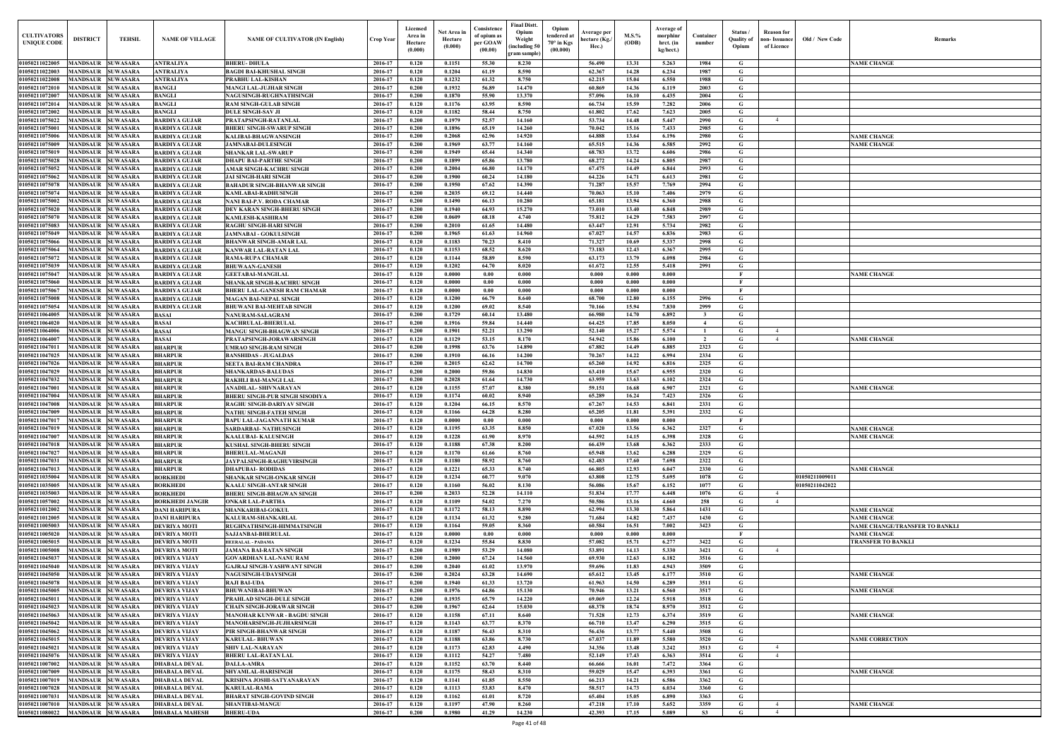| CULTIVATORS UNIQUE CODE | DISTRICT | TEHSIL | NAME OF VILLAGE | NAME OF CULTIVATOR (IN English) | Crop Year | Licensed Area in Hectare (0.000) | Net Area in Hectare (0.000) | Consistence of opium as per GOAW (00.00) | Final Distt. Opium Weight (including 50 gram sample) | Opium tendered at 70° in Kgs (00.000) | Average per hectare (Kg./ Hec.) | M.S.% (ODB) | Average of morphine hrct. (in kg/hect.) | Container number | Status / Quality of Opium | Reason for non- issuance of Licence | Old / New Code | Remarks |
|---|---|---|---|---|---|---|---|---|---|---|---|---|---|---|---|---|---|---|
| 01050211022005 | MANDSAUR | SUWASARA | ANTRALIYA | BHERU- DHULA | 2016-17 | 0.120 | 0.1151 | 55.30 | 8.230 | | 56.490 | 13.31 | 5.263 | 1984 | G | | | NAME CHANGE |
| 01050211022003 | MANDSAUR | SUWASARA | ANTRALIYA | BAGDI BAI-KHUSHAL SINGH | 2016-17 | 0.120 | 0.1204 | 61.19 | 8.590 | | 62.367 | 14.28 | 6.234 | 1987 | G | | | |
| 01050211022008 | MANDSAUR | SUWASARA | ANTRALIYA | PRABHU LAL-KISHAN | 2016-17 | 0.120 | 0.1232 | 61.32 | 8.750 | | 62.215 | 15.04 | 6.550 | 1988 | G | | | |
| 01050211072010 | MANDSAUR | SUWASARA | BANGLI | MANGI LAL-JUJHAR SINGH | 2016-17 | 0.200 | 0.1932 | 56.89 | 14.470 | | 60.869 | 14.36 | 6.119 | 2003 | G | | | |
| 01050211072007 | MANDSAUR | SUWASARA | BANGLI | NAGUSINGH-RUGHNATHSINGH | 2016-17 | 0.200 | 0.1870 | 55.90 | 13.370 | | 57.096 | 16.10 | 6.435 | 2004 | G | | | |
| 01050211072014 | MANDSAUR | SUWASARA | BANGLI | RAM SINGH-GULAB SINGH | 2016-17 | 0.120 | 0.1176 | 63.95 | 8.590 | | 66.734 | 15.59 | 7.282 | 2006 | G | | | |
| 01050211072002 | MANDSAUR | SUWASARA | BANGLI | DULE SINGH-SAV JI | 2016-17 | 0.120 | 0.1182 | 58.44 | 8.750 | | 61.802 | 17.62 | 7.623 | 2005 | G | | | |
| 01050211075022 | MANDSAUR | SUWASARA | BARDIYA GUJAR | PRATAPSINGH-RATANLAL | 2016-17 | 0.200 | 0.1979 | 52.57 | 14.160 | | 53.734 | 14.48 | 5.447 | 2990 | G | 4 | | |
| 01050211075001 | MANDSAUR | SUWASARA | BARDIYA GUJAR | BHERU SINGH-SWARUP SINGH | 2016-17 | 0.200 | 0.1896 | 65.19 | 14.260 | | 70.042 | 15.16 | 7.433 | 2985 | G | | | |
| 01050211075006 | MANDSAUR | SUWASARA | BARDIYA GUJAR | KALIBAI-BHAGWANSINGH | 2016-17 | 0.200 | 0.2068 | 62.96 | 14.920 | | 64.888 | 13.64 | 6.196 | 2980 | G | | | NAME CHANGE |
| 01050211075009 | MANDSAUR | SUWASARA | BARDIYA GUJAR | JAMNABAI-DULESINGH | 2016-17 | 0.200 | 0.1969 | 63.77 | 14.160 | | 65.515 | 14.36 | 6.585 | 2992 | G | | | NAME CHANGE |
| 01050211075019 | MANDSAUR | SUWASARA | BARDIYA GUJAR | SHANKAR LAL-SWARUP | 2016-17 | 0.200 | 0.1949 | 65.44 | 14.340 | | 68.783 | 13.72 | 6.606 | 2986 | G | | | |
| 01050211075028 | MANDSAUR | SUWASARA | BARDIYA GUJAR | DHAPU BAI-PARTHE SINGH | 2016-17 | 0.200 | 0.1899 | 65.86 | 13.780 | | 68.272 | 14.24 | 6.805 | 2987 | G | | | |
| 01050211075052 | MANDSAUR | SUWASARA | BARDIYA GUJAR | AMAR SINGH-KACHRU SINGH | 2016-17 | 0.200 | 0.2004 | 66.80 | 14.170 | | 67.475 | 14.49 | 6.844 | 2993 | G | | | |
| 01050211075062 | MANDSAUR | SUWASARA | BARDIYA GUJAR | JAI SINGH-HARI SINGH | 2016-17 | 0.200 | 0.1900 | 60.24 | 14.180 | | 64.226 | 14.71 | 6.613 | 2981 | G | | | |
| 01050211075078 | MANDSAUR | SUWASARA | BARDIYA GUJAR | BAHADUR SINGH-BHANWAR SINGH | 2016-17 | 0.200 | 0.1950 | 67.62 | 14.390 | | 71.287 | 15.57 | 7.769 | 2994 | G | | | |
| 01050211075074 | MANDSAUR | SUWASARA | BARDIYA GUJAR | KAMLABAI-RADHUSINGH | 2016-17 | 0.200 | 0.2035 | 69.12 | 14.440 | | 70.063 | 15.10 | 7.406 | 2979 | G | | | |
| 01050211075002 | MANDSAUR | SUWASARA | BARDIYA GUJAR | NANI BAI-P.V. RODA CHAMAR | 2016-17 | 0.200 | 0.1490 | 66.13 | 10.280 | | 65.181 | 13.94 | 6.360 | 2988 | G | | | |
| 01050211075020 | MANDSAUR | SUWASARA | BARDIYA GUJAR | DEV KARAN SINGH-BHERU SINGH | 2016-17 | 0.200 | 0.1940 | 64.93 | 15.270 | | 73.010 | 13.40 | 6.848 | 2989 | G | | | |
| 01050211075070 | MANDSAUR | SUWASARA | BARDIYA GUJAR | KAMLESH-KASHIRAM | 2016-17 | 0.200 | 0.0609 | 68.18 | 4.740 | | 75.812 | 14.29 | 7.583 | 2997 | G | | | |
| 01050211075083 | MANDSAUR | SUWASARA | BARDIYA GUJAR | RAGHU SINGH-HARI SINGH | 2016-17 | 0.200 | 0.2010 | 61.65 | 14.480 | | 63.447 | 12.91 | 5.734 | 2982 | G | | | |
| 01050211075049 | MANDSAUR | SUWASARA | BARDIYA GUJAR | JAMNABAI - GOKULSINGH | 2016-17 | 0.200 | 0.1965 | 61.63 | 14.960 | | 67.027 | 14.57 | 6.836 | 2983 | G | | | |
| 01050211075066 | MANDSAUR | SUWASARA | BARDIYA GUJAR | BHANWAR SINGH-AMAR LAL | 2016-17 | 0.120 | 0.1183 | 70.23 | 8.410 | | 71.327 | 10.69 | 5.337 | 2998 | G | | | |
| 01050211075064 | MANDSAUR | SUWASARA | BARDIYA GUJAR | KANWAR LAL-RATAN LAL | 2016-17 | 0.120 | 0.1153 | 68.52 | 8.620 | | 73.183 | 12.43 | 6.367 | 2995 | G | | | |
| 01050211075072 | MANDSAUR | SUWASARA | BARDIYA GUJAR | RAMA-RUPA CHAMAR | 2016-17 | 0.120 | 0.1144 | 58.89 | 8.590 | | 63.173 | 13.79 | 6.098 | 2984 | G | | | |
| 01050211075039 | MANDSAUR | SUWASARA | BARDIYA GUJAR | BHUWAAN-GANESH | 2016-17 | 0.120 | 0.1202 | 64.70 | 8.020 | | 61.672 | 12.55 | 5.418 | 2991 | G | | | |
| 01050211075047 | MANDSAUR | SUWASARA | BARDIYA GUJAR | GEETABAI-MANGILAL | 2016-17 | 0.120 | 0.0000 | 0.00 | 0.000 | | 0.000 | 0.000 | 0.000 | | F | | | NAME CHANGE |
| 01050211075060 | MANDSAUR | SUWASARA | BARDIYA GUJAR | SHANKAR SINGH-KACHRU SINGH | 2016-17 | 0.120 | 0.0000 | 0.00 | 0.000 | | 0.000 | 0.000 | 0.000 | | F | | | |
| 01050211075067 | MANDSAUR | SUWASARA | BARDIYA GUJAR | BHERU LAL-GANESH RAM CHAMAR | 2016-17 | 0.120 | 0.0000 | 0.00 | 0.000 | | 0.000 | 0.000 | 0.000 | | F | | | |
| 01050211075008 | MANDSAUR | SUWASARA | BARDIYA GUJAR | MAGAN BAI-NEPAL SINGH | 2016-17 | 0.120 | 0.1200 | 66.79 | 8.640 | | 68.700 | 12.80 | 6.155 | 2996 | G | | | |
| 01050211075054 | MANDSAUR | SUWASARA | BARDIYA GUJAR | BHUWANI BAI-MEHTAB SINGH | 2016-17 | 0.120 | 0.1200 | 69.02 | 8.540 | | 70.166 | 15.94 | 7.830 | 2999 | G | | | |
| 01050211064005 | MANDSAUR | SUWASARA | BASAI | NANURAM-SALAGRAM | 2016-17 | 0.200 | 0.1729 | 60.14 | 13.480 | | 66.980 | 14.70 | 6.892 | 3 | G | | | |
| 01050211064020 | MANDSAUR | SUWASARA | BASAI | KACHRULAL-BHERULAL | 2016-17 | 0.200 | 0.1916 | 59.84 | 14.440 | | 64.425 | 17.85 | 8.050 | 4 | G | | | |
| 01050211064006 | MANDSAUR | SUWASARA | BASAI | MANGU SINGH-BHAGWAN SINGH | 2016-17 | 0.200 | 0.1901 | 52.21 | 13.290 | | 52.140 | 15.27 | 5.574 | 1 | G | 4 | | |
| 01050211064007 | MANDSAUR | SUWASARA | BASAI | PRATAPSINGH-JORAWARSINGH | 2016-17 | 0.120 | 0.1129 | 53.15 | 8.170 | | 54.942 | 15.86 | 6.100 | 2 | G | 4 | | NAME CHANGE |
| 01050211047011 | MANDSAUR | SUWASARA | BHARPUR | UMRAO SINGH-RAM SINGH | 2016-17 | 0.200 | 0.1998 | 63.76 | 14.890 | | 67.882 | 14.49 | 6.885 | 2323 | G | | | |
| 01050211047025 | MANDSAUR | SUWASARA | BHARPUR | BANSHIDAS - JUGALDAS | 2016-17 | 0.200 | 0.1910 | 66.16 | 14.200 | | 70.267 | 14.22 | 6.994 | 2334 | G | | | |
| 01050211047026 | MANDSAUR | SUWASARA | BHARPUR | SEETA BAI-RAM CHANDRA | 2016-17 | 0.200 | 0.2015 | 62.62 | 14.700 | | 65.260 | 14.92 | 6.816 | 2325 | G | | | |
| 01050211047029 | MANDSAUR | SUWASARA | BHARPUR | SHANKARDAS-BALUDAS | 2016-17 | 0.200 | 0.2000 | 59.86 | 14.830 | | 63.410 | 15.67 | 6.955 | 2320 | G | | | |
| 01050211047032 | MANDSAUR | SUWASARA | BHARPUR | RAKHLI BAI-MANGI LAL | 2016-17 | 0.200 | 0.2028 | 61.64 | 14.730 | | 63.959 | 13.63 | 6.102 | 2324 | G | | | |
| 01050211047001 | MANDSAUR | SUWASARA | BHARPUR | ANADILAL- SHIVNARAYAN | 2016-17 | 0.120 | 0.1155 | 57.07 | 8.380 | | 59.151 | 16.68 | 6.907 | 2321 | G | | | NAME CHANGE |
| 01050211047004 | MANDSAUR | SUWASARA | BHARPUR | BHERU SINGH-PUR SINGH SISODIYA | 2016-17 | 0.120 | 0.1174 | 60.02 | 8.940 | | 65.289 | 16.24 | 7.423 | 2326 | G | | | |
| 01050211047008 | MANDSAUR | SUWASARA | BHARPUR | RAGHU SINGH-DARIYAV SINGH | 2016-17 | 0.120 | 0.1204 | 66.15 | 8.570 | | 67.267 | 14.53 | 6.841 | 2331 | G | | | |
| 01050211047009 | MANDSAUR | SUWASARA | BHARPUR | NATHU SINGH-FATEH SINGH | 2016-17 | 0.120 | 0.1166 | 64.28 | 8.280 | | 65.205 | 11.81 | 5.391 | 2332 | G | | | |
| 01050211047017 | MANDSAUR | SUWASARA | BHARPUR | BAPU LAL-JAGANNATH KUMAR | 2016-17 | 0.120 | 0.0000 | 0.00 | 0.000 | | 0.000 | 0.000 | 0.000 | | F | | | |
| 01050211047019 | MANDSAUR | SUWASARA | BHARPUR | SARDARBAI- NATHUSINGH | 2016-17 | 0.120 | 0.1195 | 63.35 | 8.850 | | 67.020 | 13.56 | 6.362 | 2327 | G | | | NAME CHANGE |
| 01050211047007 | MANDSAUR | SUWASARA | BHARPUR | KAALUBAI- KALUSINGH | 2016-17 | 0.120 | 0.1228 | 61.90 | 8.970 | | 64.592 | 14.15 | 6.398 | 2328 | G | | | NAME CHANGE |
| 01050211047018 | MANDSAUR | SUWASARA | BHARPUR | KUSHAL SINGH-BHERU SINGH | 2016-17 | 0.120 | 0.1188 | 67.38 | 8.200 | | 66.439 | 13.68 | 6.362 | 2333 | G | | | |
| 01050211047027 | MANDSAUR | SUWASARA | BHARPUR | BHERULAL-MAGANJI | 2016-17 | 0.120 | 0.1170 | 61.66 | 8.760 | | 65.948 | 13.62 | 6.288 | 2329 | G | | | |
| 01050211047031 | MANDSAUR | SUWASARA | BHARPUR | JAYPALSINGH-RAGHUVIRSINGH | 2016-17 | 0.120 | 0.1180 | 58.92 | 8.760 | | 62.483 | 17.60 | 7.698 | 2322 | G | | | |
| 01050211047013 | MANDSAUR | SUWASARA | BHARPUR | DHAPUBAI- RODIDAS | 2016-17 | 0.120 | 0.1221 | 65.33 | 8.740 | | 66.805 | 12.93 | 6.047 | 2330 | G | | | NAME CHANGE |
| 01050211035004 | MANDSAUR | SUWASARA | BORKHEDI | SHANKAR SINGH-ONKAR SINGH | 2016-17 | 0.120 | 0.1234 | 60.77 | 9.070 | | 63.808 | 12.75 | 5.695 | 1078 | G | | 01050211009011 | |
| 01050211035005 | MANDSAUR | SUWASARA | BORKHEDI | KAALU SINGH-ANTAR SINGH | 2016-17 | 0.120 | 0.1160 | 56.02 | 8.130 | | 56.086 | 15.67 | 6.152 | 1077 | G | | 01050211042022 | |
| 01050211035003 | MANDSAUR | SUWASARA | BORKHEDI | BHERU SINGH-BHAGWAN SINGH | 2016-17 | 0.200 | 0.2033 | 52.28 | 14.110 | | 51.834 | 17.77 | 6.448 | 1076 | G | 4 | | |
| 01050211057002 | MANDSAUR | SUWASARA | BORKHEDI JANGIR | ONKAR LAL-PARTHA | 2016-17 | 0.120 | 0.1109 | 54.02 | 7.270 | | 50.586 | 13.16 | 4.660 | 258 | G | 4 | | |
| 01050211012002 | MANDSAUR | SUWASARA | DANI HARIPURA | SHANKARIBAI-GOKUL | 2016-17 | 0.120 | 0.1172 | 58.13 | 8.890 | | 62.994 | 13.30 | 5.864 | 1431 | G | | | NAME CHANGE |
| 01050211012005 | MANDSAUR | SUWASARA | DANI HARIPURA | KALURAM-SHANKARLAL | 2016-17 | 0.120 | 0.1134 | 61.32 | 9.280 | | 71.684 | 14.82 | 7.437 | 1430 | G | | | NAME CHANGE |
| 01050211005003 | MANDSAUR | SUWASARA | DEVRIYA MOTI | RUGHNATHSINGH-HIMMATSINGH | 2016-17 | 0.120 | 0.1164 | 59.05 | 8.360 | | 60.584 | 16.51 | 7.002 | 3423 | G | | | NAME CHANGE/TRANSFER TO BANKLI |
| 01050211005020 | MANDSAUR | SUWASARA | DEVRIYA MOTI | SAJJANBAI-BHERULAL | 2016-17 | 0.120 | 0.0000 | 0.00 | 0.000 | | 0.000 | 0.000 | 0.000 | | F | | | NAME CHANGE |
| 01050211005015 | MANDSAUR | SUWASARA | DEVRIYA MOTI | HEERALAL - PADAMA | 2016-17 | 0.120 | 0.1234 | 55.84 | 8.830 | | 57.082 | 15.71 | 6.277 | 3422 | G | | | TRANSFER TO BANKLI |
| 01050211005008 | MANDSAUR | SUWASARA | DEVRIYA MOTI | JAMANA BAI-RATAN SINGH | 2016-17 | 0.200 | 0.1989 | 53.29 | 14.080 | | 53.891 | 14.13 | 5.330 | 3421 | G | 4 | | |
| 01050211045037 | MANDSAUR | SUWASARA | DEVRIYA VIJAY | GOVARDHAN LAL-NANU RAM | 2016-17 | 0.200 | 0.2000 | 67.24 | 14.560 | | 69.930 | 12.63 | 6.182 | 3516 | G | | | |
| 01050211045040 | MANDSAUR | SUWASARA | DEVRIYA VIJAY | GAJRAJ SINGH-YASHWANT SINGH | 2016-17 | 0.200 | 0.2040 | 61.02 | 13.970 | | 59.696 | 11.83 | 4.943 | 3509 | G | | | |
| 01050211045050 | MANDSAUR | SUWASARA | DEVRIYA VIJAY | NAGUSINGH-UDAYSINGH | 2016-17 | 0.200 | 0.2024 | 63.28 | 14.690 | | 65.612 | 13.45 | 6.177 | 3510 | G | | | NAME CHANGE |
| 01050211045078 | MANDSAUR | SUWASARA | DEVRIYA VIJAY | RAJI BAI-UDA | 2016-17 | 0.200 | 0.1940 | 61.33 | 13.720 | | 61.963 | 14.50 | 6.289 | 3511 | G | | | |
| 01050211045005 | MANDSAUR | SUWASARA | DEVRIYA VIJAY | BHUWANIBAI-BHUWAN | 2016-17 | 0.200 | 0.1976 | 64.86 | 15.130 | | 70.946 | 13.21 | 6.560 | 3517 | G | | | NAME CHANGE |
| 01050211045011 | MANDSAUR | SUWASARA | DEVRIYA VIJAY | PRAHLAD SINGH-DULE SINGH | 2016-17 | 0.200 | 0.1935 | 65.79 | 14.220 | | 69.069 | 12.24 | 5.918 | 3518 | G | | | |
| 01050211045023 | MANDSAUR | SUWASARA | DEVRIYA VIJAY | CHAIN SINGH-JORAWAR SINGH | 2016-17 | 0.200 | 0.1967 | 62.64 | 15.030 | | 68.378 | 18.74 | 8.970 | 3512 | G | | | |
| 01050211045063 | MANDSAUR | SUWASARA | DEVRIYA VIJAY | MANOHAR KUNWAR - BAGDU SINGH | 2016-17 | 0.120 | 0.1158 | 67.11 | 8.640 | | 71.528 | 12.73 | 6.374 | 3519 | G | | | NAME CHANGE |
| 01050211045042 | MANDSAUR | SUWASARA | DEVRIYA VIJAY | MANOHARSINGH-JUJHARSINGH | 2016-17 | 0.120 | 0.1143 | 63.77 | 8.370 | | 66.710 | 13.47 | 6.290 | 3515 | G | | | |
| 01050211045062 | MANDSAUR | SUWASARA | DEVRIYA VIJAY | PIR SINGH-BHANWAR SINGH | 2016-17 | 0.120 | 0.1187 | 56.43 | 8.310 | | 56.436 | 13.77 | 5.440 | 3508 | G | | | |
| 01050211045015 | MANDSAUR | SUWASARA | DEVRIYA VIJAY | KARULAL- BHUWAN | 2016-17 | 0.120 | 0.1188 | 63.86 | 8.730 | | 67.037 | 11.89 | 5.580 | 3520 | G | | | NAME CORRECTION |
| 01050211045021 | MANDSAUR | SUWASARA | DEVRIYA VIJAY | SHIV LAL-NARAYAN | 2016-17 | 0.120 | 0.1173 | 62.83 | 4.490 | | 34.356 | 13.48 | 3.242 | 3513 | G | 4 | | |
| 01050211045076 | MANDSAUR | SUWASARA | DEVRIYA VIJAY | BHERU LAL-RATAN LAL | 2016-17 | 0.120 | 0.1112 | 54.27 | 7.480 | | 52.149 | 17.43 | 6.363 | 3514 | G | 4 | | |
| 01050211007002 | MANDSAUR | SUWASARA | DHABALA DEVAL | DALLA-AMRA | 2016-17 | 0.120 | 0.1152 | 63.70 | 8.440 | | 66.666 | 16.01 | 7.472 | 3364 | G | | | |
| 01050211007009 | MANDSAUR | SUWASARA | DHABALA DEVAL | SHYAMLAL-HARISINGH | 2016-17 | 0.120 | 0.1175 | 58.43 | 8.310 | | 59.029 | 15.47 | 6.393 | 3361 | G | | | NAME CHANGE |
| 01050211007019 | MANDSAUR | SUWASARA | DHABALA DEVAL | KRISHNA JOSHI-SATYANARAYAN | 2016-17 | 0.120 | 0.1141 | 61.85 | 8.550 | | 66.213 | 14.21 | 6.586 | 3362 | G | | | |
| 01050211007028 | MANDSAUR | SUWASARA | DHABALA DEVAL | KARULAL-RAMA | 2016-17 | 0.120 | 0.1113 | 53.83 | 8.470 | | 58.517 | 14.73 | 6.034 | 3360 | G | | | |
| 01050211007031 | MANDSAUR | SUWASARA | DHABALA DEVAL | BHARAT SINGH-GOVIND SINGH | 2016-17 | 0.120 | 0.1162 | 61.01 | 8.720 | | 65.404 | 15.05 | 6.890 | 3363 | G | | | |
| 01050211007010 | MANDSAUR | SUWASARA | DHABALA DEVAL | SHANTIBAI-MANGU | 2016-17 | 0.120 | 0.1197 | 47.90 | 8.260 | | 47.218 | 17.10 | 5.652 | 3359 | G | 4 | | NAME CHANGE |
| 01050211080022 | MANDSAUR | SUWASARA | DHABALA MAHESH | BHERU-UDA | 2016-17 | 0.200 | 0.1980 | 41.29 | 14.230 | | 42.393 | 17.15 | 5.089 | S3 | G | 4 | | |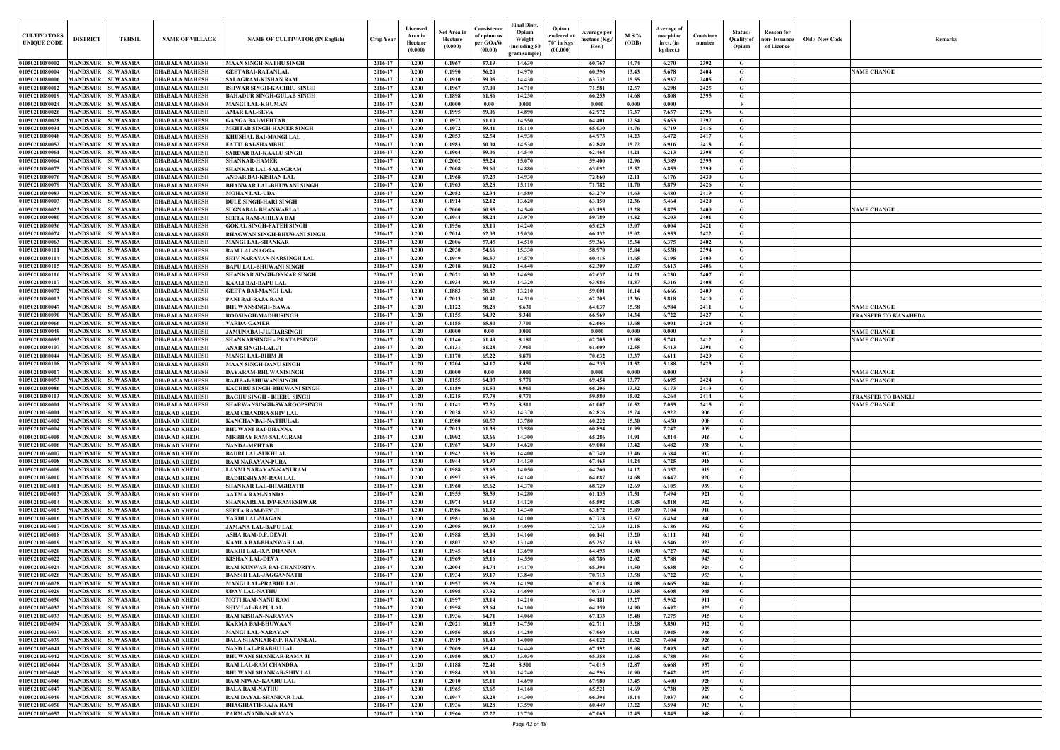| CULTIVATORS UNIQUE CODE | DISTRICT | TEHSIL | NAME OF VILLAGE | NAME OF CULTIVATOR (IN English) | Crop Year | Licensed Area in Hectare (0.000) | Net Area in Hectare (0.000) | Consistence of opium as per GOAW (00.00) | Final Distt. Opium Weight (including 50 gram sample) | Opium tendered at 70° in Kgs (00.000) | Average per hectare (Kg./ Hec.) | M.S.% (ODB) | Average of morphine hrct. (in kg/hect.) | Container number | Status / Quality of Opium | Reason for non- Issuance of Licence | Old / New Code | Remarks |
|---|---|---|---|---|---|---|---|---|---|---|---|---|---|---|---|---|---|---|
| 01050211080002 | MANDSAUR | SUWASARA | DHABALA MAHESH | MAAN SINGH-NATHU SINGH | 2016-17 | 0.200 | 0.1967 | 57.19 | 14.630 | | 60.767 | 14.74 | 6.270 | 2392 | G | | | |
| 01050211080004 | MANDSAUR | SUWASARA | DHABALA MAHESH | GEETABAI-RATANLAL | 2016-17 | 0.200 | 0.1990 | 56.20 | 14.970 | | 60.396 | 13.43 | 5.678 | 2404 | G | | | NAME CHANGE |
| 01050211080006 | MANDSAUR | SUWASARA | DHABALA MAHESH | SALAGRAM-KISHAN RAM | 2016-17 | 0.200 | 0.1910 | 59.05 | 14.430 | | 63.732 | 15.55 | 6.937 | 2405 | G | | | |
| 01050211080012 | MANDSAUR | SUWASARA | DHABALA MAHESH | ISHWAR SINGH-KACHRU SINGH | 2016-17 | 0.200 | 0.1967 | 67.00 | 14.710 | | 71.581 | 12.57 | 6.298 | 2425 | G | | | |
| 01050211080019 | MANDSAUR | SUWASARA | DHABALA MAHESH | BAHADUR SINGH-GULAB SINGH | 2016-17 | 0.200 | 0.1898 | 61.86 | 14.230 | | 66.253 | 14.68 | 6.808 | 2395 | G | | | |
| 01050211080024 | MANDSAUR | SUWASARA | DHABALA MAHESH | MANGI LAL-KHUMAN | 2016-17 | 0.200 | 0.0000 | 0.00 | 0.000 | | 0.000 | 0.000 | 0.000 | | F | | | |
| 01050211080026 | MANDSAUR | SUWASARA | DHABALA MAHESH | AMAR LAL-SEVA | 2016-17 | 0.200 | 0.1995 | 59.06 | 14.890 | | 62.972 | 17.37 | 7.657 | 2396 | G | | | |
| 01050211080028 | MANDSAUR | SUWASARA | DHABALA MAHESH | GANGA BAI-MEHTAB | 2016-17 | 0.200 | 0.1972 | 61.10 | 14.550 | | 64.401 | 12.54 | 5.653 | 2397 | G | | | |
| 01050211080031 | MANDSAUR | SUWASARA | DHABALA MAHESH | MEHTAB SINGH-HAMER SINGH | 2016-17 | 0.200 | 0.1972 | 59.41 | 15.110 | | 65.030 | 14.76 | 6.719 | 2416 | G | | | |
| 01050211080048 | MANDSAUR | SUWASARA | DHABALA MAHESH | KHUSHAL BAI-MANGI LAL | 2016-17 | 0.200 | 0.2053 | 62.54 | 14.930 | | 64.973 | 14.23 | 6.472 | 2417 | G | | | |
| 01050211080052 | MANDSAUR | SUWASARA | DHABALA MAHESH | FATTI BAI-SHAMBHU | 2016-17 | 0.200 | 0.1983 | 60.04 | 14.530 | | 62.849 | 15.72 | 6.916 | 2418 | G | | | |
| 01050211080061 | MANDSAUR | SUWASARA | DHABALA MAHESH | SARDAR BAI-KAALU SINGH | 2016-17 | 0.200 | 0.1964 | 59.06 | 14.540 | | 62.464 | 14.21 | 6.213 | 2398 | G | | | |
| 01050211080064 | MANDSAUR | SUWASARA | DHABALA MAHESH | SHANKAR-HAMER | 2016-17 | 0.200 | 0.2002 | 55.24 | 15.070 | | 59.400 | 12.96 | 5.389 | 2393 | G | | | |
| 01050211080075 | MANDSAUR | SUWASARA | DHABALA MAHESH | SHANKAR LAL-SALAGRAM | 2016-17 | 0.200 | 0.2008 | 59.60 | 14.880 | | 63.092 | 15.52 | 6.855 | 2399 | G | | | |
| 01050211080076 | MANDSAUR | SUWASARA | DHABALA MAHESH | ANDAR BAI-KISHAN LAL | 2016-17 | 0.200 | 0.1968 | 67.23 | 14.930 | | 72.860 | 12.11 | 6.176 | 2430 | G | | | |
| 01050211080079 | MANDSAUR | SUWASARA | DHABALA MAHESH | BHANWAR LAL-BHUWANI SINGH | 2016-17 | 0.200 | 0.1963 | 65.28 | 15.110 | | 71.782 | 11.70 | 5.879 | 2426 | G | | | |
| 01050211080083 | MANDSAUR | SUWASARA | DHABALA MAHESH | MOHAN LAL-UDA | 2016-17 | 0.200 | 0.2052 | 62.34 | 14.580 | | 63.279 | 14.63 | 6.480 | 2419 | G | | | |
| 01050211080003 | MANDSAUR | SUWASARA | DHABALA MAHESH | DULE SINGH-HARI SINGH | 2016-17 | 0.200 | 0.1914 | 62.12 | 13.620 | | 63.150 | 12.36 | 5.464 | 2420 | G | | | |
| 01050211080023 | MANDSAUR | SUWASARA | DHABALA MAHESH | SUGNABAI- BHANWARLAL | 2016-17 | 0.200 | 0.2000 | 60.85 | 14.540 | | 63.195 | 13.28 | 5.875 | 2400 | G | | | NAME CHANGE |
| 01050211080080 | MANDSAUR | SUWASARA | DHABALA MAHESH | SEETA RAM-AHILYA BAI | 2016-17 | 0.200 | 0.1944 | 58.24 | 13.970 | | 59.789 | 14.82 | 6.203 | 2401 | G | | | |
| 01050211080036 | MANDSAUR | SUWASARA | DHABALA MAHESH | GOKAL SINGH-FATEH SINGH | 2016-17 | 0.200 | 0.1956 | 63.10 | 14.240 | | 65.623 | 13.07 | 6.004 | 2421 | G | | | |
| 01050211080074 | MANDSAUR | SUWASARA | DHABALA MAHESH | BHAGWAN SINGH-BHUWANI SINGH | 2016-17 | 0.200 | 0.2014 | 62.03 | 15.030 | | 66.132 | 15.02 | 6.953 | 2422 | G | | | |
| 01050211080063 | MANDSAUR | SUWASARA | DHABALA MAHESH | MANGI LAL-SHANKAR | 2016-17 | 0.200 | 0.2006 | 57.45 | 14.510 | | 59.366 | 15.34 | 6.375 | 2402 | G | | | |
| 01050211080111 | MANDSAUR | SUWASARA | DHABALA MAHESH | RAM LAL-NAGGA | 2016-17 | 0.200 | 0.2030 | 54.66 | 15.330 | | 58.970 | 15.84 | 6.538 | 2394 | G | | | |
| 01050211080114 | MANDSAUR | SUWASARA | DHABALA MAHESH | SHIV NARAYAN-NARSINGH LAL | 2016-17 | 0.200 | 0.1949 | 56.57 | 14.570 | | 60.415 | 14.65 | 6.195 | 2403 | G | | | |
| 01050211080115 | MANDSAUR | SUWASARA | DHABALA MAHESH | BAPU LAL-BHUWANI SINGH | 2016-17 | 0.200 | 0.2018 | 60.12 | 14.640 | | 62.309 | 12.87 | 5.613 | 2406 | G | | | |
| 01050211080116 | MANDSAUR | SUWASARA | DHABALA MAHESH | SHANKAR SINGH-ONKAR SINGH | 2016-17 | 0.200 | 0.2021 | 60.32 | 14.690 | | 62.637 | 14.21 | 6.230 | 2407 | G | | | |
| 01050211080117 | MANDSAUR | SUWASARA | DHABALA MAHESH | KAALI BAI-BAPU LAL | 2016-17 | 0.200 | 0.1934 | 60.49 | 14.320 | | 63.986 | 11.87 | 5.316 | 2408 | G | | | |
| 01050211080072 | MANDSAUR | SUWASARA | DHABALA MAHESH | GEETA BAI-MANGI LAL | 2016-17 | 0.200 | 0.1883 | 58.87 | 13.210 | | 59.001 | 16.14 | 6.666 | 2409 | G | | | |
| 01050211080013 | MANDSAUR | SUWASARA | DHABALA MAHESH | PANI BAI-RAJA RAM | 2016-17 | 0.200 | 0.2013 | 60.41 | 14.510 | | 62.205 | 13.36 | 5.818 | 2410 | G | | | |
| 01050211080047 | MANDSAUR | SUWASARA | DHABALA MAHESH | BHUWANSINGH- SAWA | 2016-17 | 0.120 | 0.1122 | 58.28 | 8.630 | | 64.037 | 15.58 | 6.984 | 2411 | G | | | NAME CHANGE |
| 01050211080090 | MANDSAUR | SUWASARA | DHABALA MAHESH | RODSINGH-MADHUSINGH | 2016-17 | 0.120 | 0.1155 | 64.92 | 8.340 | | 66.969 | 14.34 | 6.722 | 2427 | G | | | TRANSFER TO KANAHEDA |
| 01050211080066 | MANDSAUR | SUWASARA | DHABALA MAHESH | VARDA-GAMER | 2016-17 | 0.120 | 0.1155 | 65.80 | 7.700 | | 62.666 | 13.68 | 6.001 | 2428 | G | | | |
| 01050211080049 | MANDSAUR | SUWASARA | DHABALA MAHESH | JAMUNABAI-JUJHARSINGH | 2016-17 | 0.120 | 0.0000 | 0.00 | 0.000 | | 0.000 | 0.000 | 0.000 | | F | | | NAME CHANGE |
| 01050211080093 | MANDSAUR | SUWASARA | DHABALA MAHESH | SHANKARSINGH - PRATAPSINGH | 2016-17 | 0.120 | 0.1146 | 61.49 | 8.180 | | 62.705 | 13.08 | 5.741 | 2412 | G | | | NAME CHANGE |
| 01050211080107 | MANDSAUR | SUWASARA | DHABALA MAHESH | ANAR SINGH-LAL JI | 2016-17 | 0.120 | 0.1131 | 61.28 | 7.960 | | 61.609 | 12.55 | 5.413 | 2391 | G | | | |
| 01050211080044 | MANDSAUR | SUWASARA | DHABALA MAHESH | MANGI LAL-BHIM JI | 2016-17 | 0.120 | 0.1170 | 65.22 | 8.870 | | 70.632 | 13.37 | 6.611 | 2429 | G | | | |
| 01050211080108 | MANDSAUR | SUWASARA | DHABALA MAHESH | MAAN SINGH-DANU SINGH | 2016-17 | 0.120 | 0.1204 | 64.17 | 8.450 | | 64.335 | 11.52 | 5.188 | 2423 | G | | | |
| 01050211080017 | MANDSAUR | SUWASARA | DHABALA MAHESH | DAYARAM-BHUWANISINGH | 2016-17 | 0.120 | 0.0000 | 0.00 | 0.000 | | 0.000 | 0.000 | 0.000 | | F | | | NAME CHANGE |
| 01050211080053 | MANDSAUR | SUWASARA | DHABALA MAHESH | RAJIBAI-BHUWANISINGH | 2016-17 | 0.120 | 0.1155 | 64.03 | 8.770 | | 69.454 | 13.77 | 6.695 | 2424 | G | | | NAME CHANGE |
| 01050211080086 | MANDSAUR | SUWASARA | DHABALA MAHESH | KACHRU SINGH-BHUWANI SINGH | 2016-17 | 0.120 | 0.1189 | 61.50 | 8.960 | | 66.206 | 13.32 | 6.173 | 2413 | G | | | |
| 01050211080113 | MANDSAUR | SUWASARA | DHABALA MAHESH | RAGHU SINGH - BHERU SINGH | 2016-17 | 0.120 | 0.1215 | 57.78 | 8.770 | | 59.580 | 15.02 | 6.264 | 2414 | G | | | TRANSFER TO BANKLI |
| 01050211080001 | MANDSAUR | SUWASARA | DHABALA MAHESH | SHARWANSINGH-SWAROOPSINGH | 2016-17 | 0.120 | 0.1141 | 57.26 | 8.510 | | 61.007 | 16.52 | 7.055 | 2415 | G | | | NAME CHANGE |
| 01050211036001 | MANDSAUR | SUWASARA | DHAKAD KHEDI | RAM CHANDRA-SHIV LAL | 2016-17 | 0.200 | 0.2038 | 62.37 | 14.370 | | 62.826 | 15.74 | 6.922 | 906 | G | | | |
| 01050211036002 | MANDSAUR | SUWASARA | DHAKAD KHEDI | KANCHANBAI-NATHULAL | 2016-17 | 0.200 | 0.1980 | 60.57 | 13.780 | | 60.222 | 15.30 | 6.450 | 908 | G | | | |
| 01050211036004 | MANDSAUR | SUWASARA | DHAKAD KHEDI | BHUWANI BAI-DHANNA | 2016-17 | 0.200 | 0.2013 | 61.38 | 13.980 | | 60.894 | 16.99 | 7.242 | 909 | G | | | |
| 01050211036005 | MANDSAUR | SUWASARA | DHAKAD KHEDI | NIRBHAY RAM-SALAGRAM | 2016-17 | 0.200 | 0.1992 | 63.66 | 14.300 | | 65.286 | 14.91 | 6.814 | 916 | G | | | |
| 01050211036006 | MANDSAUR | SUWASARA | DHAKAD KHEDI | NANDA-MEHTAB | 2016-17 | 0.200 | 0.1967 | 64.99 | 14.620 | | 69.008 | 13.42 | 6.482 | 938 | G | | | |
| 01050211036007 | MANDSAUR | SUWASARA | DHAKAD KHEDI | BADRI LAL-SUKHLAL | 2016-17 | 0.200 | 0.1942 | 63.96 | 14.400 | | 67.749 | 13.46 | 6.384 | 917 | G | | | |
| 01050211036008 | MANDSAUR | SUWASARA | DHAKAD KHEDI | RAM NARAYAN-PURA | 2016-17 | 0.200 | 0.1944 | 64.97 | 14.130 | | 67.463 | 14.24 | 6.725 | 918 | G | | | |
| 01050211036009 | MANDSAUR | SUWASARA | DHAKAD KHEDI | LAXMI NARAYAN-KANI RAM | 2016-17 | 0.200 | 0.1988 | 63.65 | 14.050 | | 64.260 | 14.12 | 6.352 | 919 | G | | | |
| 01050211036010 | MANDSAUR | SUWASARA | DHAKAD KHEDI | RADHESHYAM-RAM LAL | 2016-17 | 0.200 | 0.1997 | 63.95 | 14.140 | | 64.687 | 14.68 | 6.647 | 920 | G | | | |
| 01050211036011 | MANDSAUR | SUWASARA | DHAKAD KHEDI | SHANKAR LAL-BHAGIRATH | 2016-17 | 0.200 | 0.1960 | 65.62 | 14.370 | | 68.729 | 12.69 | 6.105 | 939 | G | | | |
| 01050211036013 | MANDSAUR | SUWASARA | DHAKAD KHEDI | AATMA RAM-NANDA | 2016-17 | 0.200 | 0.1955 | 58.59 | 14.280 | | 61.135 | 17.51 | 7.494 | 921 | G | | | |
| 01050211036014 | MANDSAUR | SUWASARA | DHAKAD KHEDI | SHANKARLAL D/P-RAMESHWAR | 2016-17 | 0.200 | 0.1974 | 64.19 | 14.120 | | 65.592 | 14.85 | 6.818 | 922 | G | | | |
| 01050211036015 | MANDSAUR | SUWASARA | DHAKAD KHEDI | SEETA RAM-DEV JI | 2016-17 | 0.200 | 0.1986 | 61.92 | 14.340 | | 63.872 | 15.89 | 7.104 | 910 | G | | | |
| 01050211036016 | MANDSAUR | SUWASARA | DHAKAD KHEDI | VARDI LAL-MAGAN | 2016-17 | 0.200 | 0.1981 | 66.61 | 14.100 | | 67.728 | 13.57 | 6.434 | 940 | G | | | |
| 01050211036017 | MANDSAUR | SUWASARA | DHAKAD KHEDI | JAMANA LAL-BAPU LAL | 2016-17 | 0.200 | 0.2005 | 69.49 | 14.690 | | 72.733 | 12.15 | 6.186 | 952 | G | | | |
| 01050211036018 | MANDSAUR | SUWASARA | DHAKAD KHEDI | ASHA RAM-D.P. DEVJI | 2016-17 | 0.200 | 0.1988 | 65.00 | 14.160 | | 66.141 | 13.20 | 6.111 | 941 | G | | | |
| 01050211036019 | MANDSAUR | SUWASARA | DHAKAD KHEDI | KAMLA BAI-BHANWAR LAL | 2016-17 | 0.200 | 0.1807 | 62.82 | 13.140 | | 65.257 | 14.33 | 6.546 | 923 | G | | | |
| 01050211036020 | MANDSAUR | SUWASARA | DHAKAD KHEDI | RAKHI LAL-D.P. DHANNA | 2016-17 | 0.200 | 0.1945 | 64.14 | 13.690 | | 64.493 | 14.90 | 6.727 | 942 | G | | | |
| 01050211036022 | MANDSAUR | SUWASARA | DHAKAD KHEDI | KISHAN LAL-DEVA | 2016-17 | 0.200 | 0.1969 | 65.16 | 14.550 | | 68.786 | 12.02 | 5.788 | 943 | G | | | |
| 01050211036024 | MANDSAUR | SUWASARA | DHAKAD KHEDI | RAM KUNWAR BAI-CHANDRIYA | 2016-17 | 0.200 | 0.2004 | 64.74 | 14.170 | | 65.394 | 14.50 | 6.638 | 924 | G | | | |
| 01050211036026 | MANDSAUR | SUWASARA | DHAKAD KHEDI | BANSHI LAL-JAGGANNATH | 2016-17 | 0.200 | 0.1934 | 69.17 | 13.840 | | 70.713 | 13.58 | 6.722 | 953 | G | | | |
| 01050211036028 | MANDSAUR | SUWASARA | DHAKAD KHEDI | MANGI LAL-PRABHU LAL | 2016-17 | 0.200 | 0.1957 | 65.28 | 14.190 | | 67.618 | 14.08 | 6.665 | 944 | G | | | |
| 01050211036029 | MANDSAUR | SUWASARA | DHAKAD KHEDI | UDAY LAL-NATHU | 2016-17 | 0.200 | 0.1998 | 67.32 | 14.690 | | 70.710 | 13.35 | 6.608 | 945 | G | | | |
| 01050211036030 | MANDSAUR | SUWASARA | DHAKAD KHEDI | MOTI RAM-NANU RAM | 2016-17 | 0.200 | 0.1997 | 63.14 | 14.210 | | 64.181 | 13.27 | 5.962 | 911 | G | | | |
| 01050211036032 | MANDSAUR | SUWASARA | DHAKAD KHEDI | SHIV LAL-BAPU LAL | 2016-17 | 0.200 | 0.1998 | 63.64 | 14.100 | | 64.159 | 14.90 | 6.692 | 925 | G | | | |
| 01050211036033 | MANDSAUR | SUWASARA | DHAKAD KHEDI | RAM KISHAN-NARAYAN | 2016-17 | 0.200 | 0.1936 | 64.71 | 14.060 | | 67.133 | 15.48 | 7.275 | 915 | G | | | |
| 01050211036034 | MANDSAUR | SUWASARA | DHAKAD KHEDI | KARMA BAI-BHUWAAN | 2016-17 | 0.200 | 0.2021 | 60.15 | 14.750 | | 62.711 | 13.28 | 5.830 | 912 | G | | | |
| 01050211036037 | MANDSAUR | SUWASARA | DHAKAD KHEDI | MANGI LAL-NARAYAN | 2016-17 | 0.200 | 0.1956 | 65.16 | 14.280 | | 67.960 | 14.81 | 7.045 | 946 | G | | | |
| 01050211036039 | MANDSAUR | SUWASARA | DHAKAD KHEDI | BALA SHANKAR-D.P. RATANLAL | 2016-17 | 0.200 | 0.1919 | 61.43 | 14.000 | | 64.022 | 16.52 | 7.404 | 926 | G | | | |
| 01050211036041 | MANDSAUR | SUWASARA | DHAKAD KHEDI | NAND LAL-PRABHU LAL | 2016-17 | 0.200 | 0.2009 | 65.44 | 14.440 | | 67.192 | 15.08 | 7.093 | 947 | G | | | |
| 01050211036042 | MANDSAUR | SUWASARA | DHAKAD KHEDI | BHUWANI SHANKAR-RAMA JI | 2016-17 | 0.200 | 0.1950 | 68.47 | 13.030 | | 65.358 | 12.65 | 5.788 | 954 | G | | | |
| 01050211036044 | MANDSAUR | SUWASARA | DHAKAD KHEDI | RAM LAL-RAM CHANDRA | 2016-17 | 0.120 | 0.1188 | 72.41 | 8.500 | | 74.015 | 12.87 | 6.668 | 957 | G | | | |
| 01050211036045 | MANDSAUR | SUWASARA | DHAKAD KHEDI | BHUWANI SHANKAR-SHIV LAL | 2016-17 | 0.200 | 0.1984 | 63.00 | 14.240 | | 64.596 | 16.90 | 7.642 | 927 | G | | | |
| 01050211036046 | MANDSAUR | SUWASARA | DHAKAD KHEDI | RAM NIWAS-KAARU LAL | 2016-17 | 0.200 | 0.2010 | 65.11 | 14.690 | | 67.980 | 13.45 | 6.400 | 928 | G | | | |
| 01050211036047 | MANDSAUR | SUWASARA | DHAKAD KHEDI | BALA RAM-NATHU | 2016-17 | 0.200 | 0.1965 | 63.65 | 14.160 | | 65.521 | 14.69 | 6.738 | 929 | G | | | |
| 01050211036049 | MANDSAUR | SUWASARA | DHAKAD KHEDI | RAM DAYAL-SHANKAR LAL | 2016-17 | 0.200 | 0.1947 | 63.28 | 14.300 | | 66.394 | 15.14 | 7.037 | 930 | G | | | |
| 01050211036050 | MANDSAUR | SUWASARA | DHAKAD KHEDI | BHAGIRATH-RAJA RAM | 2016-17 | 0.200 | 0.1936 | 60.28 | 13.590 | | 60.449 | 13.22 | 5.594 | 913 | G | | | |
| 01050211036052 | MANDSAUR | SUWASARA | DHAKAD KHEDI | PARMANAND-NARAYAN | 2016-17 | 0.200 | 0.1966 | 67.22 | 13.730 | | 67.065 | 12.45 | 5.845 | 948 | G | | | |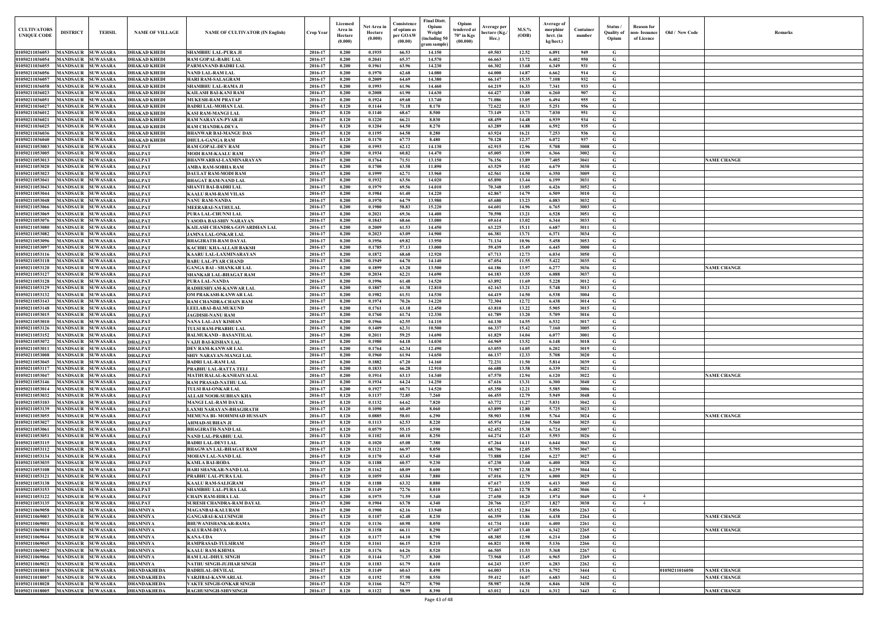| CULTIVATORS UNIQUE CODE | DISTRICT | TEHSIL | NAME OF VILLAGE | NAME OF CULTIVATOR (IN English) | Crop Year | Licensed Area in Hectare (0.000) | Net Area in Hectare (0.000) | Consistence of opium as per GOAW (00.00) | Final Distt. Opium Weight (including 50 gram sample) | Opium tendered at 70° in Kgs (00.000) | Average per hectare (Kg./ Hec.) | M.S.% (ODB) | Average of morphinr hrct. (in kg/hect.) | Container number | Status / Quality of Opium | Reason for non- Issuance of Licence | Old / New Code | Remarks |
|---|---|---|---|---|---|---|---|---|---|---|---|---|---|---|---|---|---|---|
| 01050211036053 | MANDSAUR | SUWASARA | DHAKAD KHEDI | SHAMBHU LAL-PURA JI | 2016-17 | 0.200 | 0.1935 | 66.53 | 14.150 | | 69.503 | 12.52 | 6.091 | 949 | G | | | |
| 01050211036054 | MANDSAUR | SUWASARA | DHAKAD KHEDI | RAM GOPAL-BABU LAL | 2016-17 | 0.200 | 0.2041 | 65.37 | 14.570 | | 66.663 | 13.72 | 6.402 | 950 | G | | | |
| 01050211036055 | MANDSAUR | SUWASARA | DHAKAD KHEDI | PARMANAND-BADRI LAL | 2016-17 | 0.200 | 0.1961 | 63.96 | 14.230 | | 66.302 | 13.68 | 6.349 | 931 | G | | | |
| 01050211036056 | MANDSAUR | SUWASARA | DHAKAD KHEDI | NAND LAL-RAM LAL | 2016-17 | 0.200 | 0.1970 | 62.68 | 14.080 | | 64.000 | 14.87 | 6.662 | 914 | G | | | |
| 01050211036057 | MANDSAUR | SUWASARA | DHAKAD KHEDI | HARI RAM-SALAGRAM | 2016-17 | 0.200 | 0.2009 | 64.69 | 14.380 | | 66.147 | 15.35 | 7.108 | 932 | G | | | |
| 01050211036058 | MANDSAUR | SUWASARA | DHAKAD KHEDI | SHAMBHU LAL-RAMA JI | 2016-17 | 0.200 | 0.1993 | 61.96 | 14.460 | | 64.219 | 16.33 | 7.341 | 933 | G | | | |
| 01050211036023 | MANDSAUR | SUWASARA | DHAKAD KHEDI | KAILASH BAI-KANI RAM | 2016-17 | 0.200 | 0.2008 | 61.90 | 14.630 | | 64.427 | 13.88 | 6.260 | 907 | G | | | |
| 01050211036051 | MANDSAUR | SUWASARA | DHAKAD KHEDI | MUKESH-RAM PRATAP | 2016-17 | 0.200 | 0.1924 | 69.68 | 13.740 | | 71.086 | 13.05 | 6.494 | 955 | G | | | |
| 01050211036027 | MANDSAUR | SUWASARA | DHAKAD KHEDI | BADRI LAL-MOHAN LAL | 2016-17 | 0.120 | 0.1144 | 71.18 | 8.170 | | 72.622 | 10.33 | 5.251 | 956 | G | | | |
| 01050211036012 | MANDSAUR | SUWASARA | DHAKAD KHEDI | KASI RAM-MANGI LAL | 2016-17 | 0.120 | 0.1140 | 68.67 | 8.500 | | 73.149 | 13.73 | 7.030 | 951 | G | | | |
| 01050211036021 | MANDSAUR | SUWASARA | DHAKAD KHEDI | RAM NARAYAN-PYAR JI | 2016-17 | 0.120 | 0.1220 | 66.21 | 8.830 | | 68.459 | 14.48 | 6.939 | 934 | G | | | |
| 01050211036025 | MANDSAUR | SUWASARA | DHAKAD KHEDI | RAM CHANDRA-DEVA | 2016-17 | 0.120 | 0.1204 | 64.50 | 8.270 | | 63.289 | 14.88 | 6.592 | 935 | G | | | |
| 01050211036036 | MANDSAUR | SUWASARA | DHAKAD KHEDI | BHANWAR BAI-MANGU DAS | 2016-17 | 0.120 | 0.1195 | 64.58 | 8.280 | | 63.924 | 16.21 | 7.253 | 936 | G | | | |
| 01050211036040 | MANDSAUR | SUWASARA | DHAKAD KHEDI | DHULA-GANGA RAM | 2016-17 | 0.120 | 0.1170 | 67.73 | 8.480 | | 70.128 | 12.37 | 6.072 | 937 | G | | | |
| 01050211053003 | MANDSAUR | SUWASARA | DHALPAT | RAM GOPAL-DEV RAM | 2016-17 | 0.200 | 0.1993 | 62.12 | 14.130 | | 62.915 | 12.96 | 5.708 | 3008 | G | | | |
| 01050211053005 | MANDSAUR | SUWASARA | DHALPAT | MODI RAM-KAALU RAM | 2016-17 | 0.200 | 0.1934 | 60.82 | 14.470 | | 65.005 | 13.99 | 6.366 | 3002 | G | | | |
| 01050211053013 | MANDSAUR | SUWASARA | DHALPAT | BHANWARBAI-LAXMINARAYAN | 2016-17 | 0.200 | 0.1764 | 71.51 | 13.150 | | 76.156 | 13.89 | 7.405 | 3041 | G | | | NAME CHANGE |
| 01050211053020 | MANDSAUR | SUWASARA | DHALPAT | AMBA RAM-SOBHA RAM | 2016-17 | 0.200 | 0.1700 | 63.58 | 11.890 | | 63.529 | 15.02 | 6.679 | 3030 | G | | | |
| 01050211053023 | MANDSAUR | SUWASARA | DHALPAT | DAULAT RAM-MODI RAM | 2016-17 | 0.200 | 0.1999 | 62.71 | 13.960 | | 62.561 | 14.50 | 6.350 | 3009 | G | | | |
| 01050211053041 | MANDSAUR | SUWASARA | DHALPAT | BHAGAT RAM-NAND LAL | 2016-17 | 0.200 | 0.1932 | 63.56 | 14.020 | | 65.890 | 13.44 | 6.199 | 3031 | G | | | |
| 01050211053043 | MANDSAUR | SUWASARA | DHALPAT | SHANTI BAI-BADRI LAL | 2016-17 | 0.200 | 0.1979 | 69.56 | 14.010 | | 70.348 | 13.05 | 6.426 | 3052 | G | | | |
| 01050211053044 | MANDSAUR | SUWASARA | DHALPAT | KAALU RAM-RAM VILAS | 2016-17 | 0.200 | 0.1984 | 61.40 | 14.220 | | 62.867 | 14.79 | 6.509 | 3010 | G | | | |
| 01050211053048 | MANDSAUR | SUWASARA | DHALPAT | NANU RAM-NANDA | 2016-17 | 0.200 | 0.1970 | 64.79 | 13.980 | | 65.680 | 13.23 | 6.083 | 3032 | G | | | |
| 01050211053066 | MANDSAUR | SUWASARA | DHALPAT | MEERABAI-NATHULAL | 2016-17 | 0.200 | 0.1980 | 58.83 | 15.220 | | 64.601 | 14.96 | 6.765 | 3003 | G | | | |
| 01050211053069 | MANDSAUR | SUWASARA | DHALPAT | PURA LAL-CHUNNI LAL | 2016-17 | 0.200 | 0.2021 | 69.36 | 14.400 | | 70.598 | 13.21 | 6.528 | 3051 | G | | | |
| 01050211053076 | MANDSAUR | SUWASARA | DHALPAT | YASODA BAI-SHIV NARAYAN | 2016-17 | 0.200 | 0.1843 | 68.66 | 13.080 | | 69.614 | 13.02 | 6.344 | 3033 | G | | | |
| 01050211053080 | MANDSAUR | SUWASARA | DHALPAT | KAILASH CHANDRA-GOVARDHAN LAL | 2016-17 | 0.200 | 0.2009 | 61.53 | 14.450 | | 63.225 | 15.11 | 6.687 | 3011 | G | | | |
| 01050211053082 | MANDSAUR | SUWASARA | DHALPAT | JAMNA LAL-ONKAR LAL | 2016-17 | 0.200 | 0.2023 | 63.09 | 14.900 | | 66.381 | 13.71 | 6.371 | 3034 | G | | | |
| 01050211053096 | MANDSAUR | SUWASARA | DHALPAT | BHAGIRATH-RAM DAYAL | 2016-17 | 0.200 | 0.1956 | 69.82 | 13.950 | | 71.134 | 10.96 | 5.458 | 3053 | G | | | |
| 01050211053097 | MANDSAUR | SUWASARA | DHALPAT | KACHRU KHA-ALLAH BAKSH | 2016-17 | 0.200 | 0.1785 | 57.13 | 13.000 | | 59.439 | 15.49 | 6.445 | 3000 | G | | | |
| 01050211053116 | MANDSAUR | SUWASARA | DHALPAT | KAARU LAL-LAXMINARAYAN | 2016-17 | 0.200 | 0.1872 | 68.68 | 12.920 | | 67.713 | 12.73 | 6.034 | 3050 | G | | | |
| 01050211053118 | MANDSAUR | SUWASARA | DHALPAT | BABU LAL-PYAR CHAND | 2016-17 | 0.200 | 0.1949 | 64.70 | 14.140 | | 67.054 | 11.55 | 5.422 | 3035 | G | | | |
| 01050211053120 | MANDSAUR | SUWASARA | DHALPAT | GANGA BAI - SHANKAR LAL | 2016-17 | 0.200 | 0.1899 | 63.20 | 13.500 | | 64.186 | 13.97 | 6.277 | 3036 | G | | | NAME CHANGE |
| 01050211053127 | MANDSAUR | SUWASARA | DHALPAT | SHANKAR LAL-BHAGAT RAM | 2016-17 | 0.200 | 0.2034 | 62.21 | 14.690 | | 64.183 | 13.55 | 6.088 | 3037 | G | | | |
| 01050211053128 | MANDSAUR | SUWASARA | DHALPAT | PURA LAL-NANDA | 2016-17 | 0.200 | 0.1996 | 61.48 | 14.520 | | 63.892 | 11.69 | 5.228 | 3012 | G | | | |
| 01050211053129 | MANDSAUR | SUWASARA | DHALPAT | RADHESHYAM-KANWAR LAL | 2016-17 | 0.200 | 0.1807 | 61.38 | 12.810 | | 62.163 | 13.21 | 5.748 | 3013 | G | | | |
| 01050211053132 | MANDSAUR | SUWASARA | DHALPAT | OM PRAKASH-KANWAR LAL | 2016-17 | 0.200 | 0.1982 | 61.51 | 14.530 | | 64.419 | 14.50 | 6.538 | 3004 | G | | | |
| 01050211053143 | MANDSAUR | SUWASARA | DHALPAT | RAM CHANDRA-CHAIN RAM | 2016-17 | 0.200 | 0.1974 | 70.26 | 14.220 | | 72.304 | 12.72 | 6.438 | 3014 | G | | | |
| 01050211053148 | MANDSAUR | SUWASARA | DHALPAT | LEELABAI-BALMUKUND | 2016-17 | 0.200 | 0.1761 | 63.18 | 12.450 | | 63.810 | 13.22 | 5.905 | 3015 | G | | | |
| 01050211053015 | MANDSAUR | SUWASARA | DHALPAT | JAGDISH-NANU RAM | 2016-17 | 0.200 | 0.1760 | 61.74 | 12.330 | | 61.789 | 13.20 | 5.709 | 3016 | G | | | |
| 01050211053010 | MANDSAUR | SUWASARA | DHALPAT | NANA LAL-JAY KISHAN | 2016-17 | 0.200 | 0.1966 | 62.55 | 14.110 | | 64.130 | 14.55 | 6.532 | 3017 | G | | | |
| 01050211053126 | MANDSAUR | SUWASARA | DHALPAT | TULSI RAM-PRABHU LAL | 2016-17 | 0.200 | 0.1409 | 62.31 | 10.500 | | 66.337 | 15.42 | 7.160 | 3005 | G | | | |
| 01050211053152 | MANDSAUR | SUWASARA | DHALPAT | BALMUKAND - BASANTILAL | 2016-17 | 0.200 | 0.2011 | 59.25 | 14.690 | | 61.829 | 14.04 | 6.077 | 3001 | G | | | |
| 01050211053072 | MANDSAUR | SUWASARA | DHALPAT | VAJJI BAI-KISHAN LAL | 2016-17 | 0.200 | 0.1980 | 64.18 | 14.030 | | 64.969 | 13.52 | 6.148 | 3018 | G | | | |
| 01050211053011 | MANDSAUR | SUWASARA | DHALPAT | DEV RAM-KANWAR LAL | 2016-17 | 0.200 | 0.1764 | 62.34 | 12.490 | | 63.055 | 14.05 | 6.202 | 3019 | G | | | |
| 01050211053008 | MANDSAUR | SUWASARA | DHALPAT | SHIV NARAYAN-MANGI LAL | 2016-17 | 0.200 | 0.1960 | 61.94 | 14.650 | | 66.137 | 12.33 | 5.708 | 3020 | G | | | |
| 01050211053045 | MANDSAUR | SUWASARA | DHALPAT | BADRI LAL-RAM LAL | 2016-17 | 0.200 | 0.1882 | 67.20 | 14.160 | | 72.231 | 11.50 | 5.814 | 3039 | G | | | |
| 01050211053117 | MANDSAUR | SUWASARA | DHALPAT | PRABHU LAL-RATTA TELI | 2016-17 | 0.200 | 0.1833 | 66.28 | 12.910 | | 66.688 | 13.58 | 6.339 | 3021 | G | | | |
| 01050211053047 | MANDSAUR | SUWASARA | DHALPAT | MATHURALAL-KANHAIYALAL | 2016-17 | 0.200 | 0.1914 | 63.13 | 14.340 | | 67.570 | 12.94 | 6.120 | 3022 | G | | | NAME CHANGE |
| 01050211053146 | MANDSAUR | SUWASARA | DHALPAT | RAM PRASAD-NATHU LAL | 2016-17 | 0.200 | 0.1934 | 64.24 | 14.250 | | 67.616 | 13.31 | 6.300 | 3040 | G | | | |
| 01050211053014 | MANDSAUR | SUWASARA | DHALPAT | TULSI BAI-ONKAR LAL | 2016-17 | 0.200 | 0.1927 | 60.71 | 14.520 | | 65.350 | 12.21 | 5.585 | 3006 | G | | | |
| 01050211053032 | MANDSAUR | SUWASARA | DHALPAT | ALLAH NOOR-SUBHAN KHA | 2016-17 | 0.120 | 0.1137 | 72.85 | 7.260 | | 66.455 | 12.79 | 5.949 | 3048 | G | | | |
| 01050211053103 | MANDSAUR | SUWASARA | DHALPAT | MANGI LAL-RAM DAYAL | 2016-17 | 0.120 | 0.1132 | 64.62 | 7.820 | | 63.772 | 11.27 | 5.031 | 3042 | G | | | |
| 01050211053139 | MANDSAUR | SUWASARA | DHALPAT | LAXMI NARAYAN-BHAGIRATH | 2016-17 | 0.120 | 0.1090 | 60.49 | 8.060 | | 63.899 | 12.80 | 5.725 | 3023 | G | | | |
| 01050211053055 | MANDSAUR | SUWASARA | DHALPAT | MEMUNA BI- MOHMMAD HUSSAIN | 2016-17 | 0.120 | 0.0885 | 58.01 | 6.290 | | 58.903 | 13.98 | 5.764 | 3024 | G | | | NAME CHANGE |
| 01050211053027 | MANDSAUR | SUWASARA | DHALPAT | AHMAD-SUBHAN JI | 2016-17 | 0.120 | 0.1113 | 62.53 | 8.220 | | 65.974 | 12.04 | 5.560 | 3025 | G | | | |
| 01050211053061 | MANDSAUR | SUWASARA | DHALPAT | BHAGIRATH-NAND LAL | 2016-17 | 0.120 | 0.0579 | 55.15 | 4.590 | | 62.452 | 15.38 | 6.724 | 3007 | G | | | |
| 01050211053051 | MANDSAUR | SUWASARA | DHALPAT | NAND LAL-PRABHU LAL | 2016-17 | 0.120 | 0.1102 | 60.10 | 8.250 | | 64.274 | 12.43 | 5.593 | 3026 | G | | | |
| 01050211053115 | MANDSAUR | SUWASARA | DHALPAT | BADRI LAL-DEVI LAL | 2016-17 | 0.120 | 0.1020 | 65.08 | 7.380 | | 67.264 | 14.11 | 6.644 | 3043 | G | | | |
| 01050211053112 | MANDSAUR | SUWASARA | DHALPAT | BHAGWAN LAL-BHAGAT RAM | 2016-17 | 0.120 | 0.1121 | 66.97 | 8.050 | | 68.706 | 12.05 | 5.795 | 3047 | G | | | |
| 01050211053134 | MANDSAUR | SUWASARA | DHALPAT | MOHAN LAL-NAND LAL | 2016-17 | 0.120 | 0.1170 | 63.43 | 9.540 | | 73.888 | 12.04 | 6.227 | 3027 | G | | | |
| 01050211053035 | MANDSAUR | SUWASARA | DHALPAT | KAMLA BAI-RODA | 2016-17 | 0.120 | 0.1188 | 60.57 | 9.230 | | 67.230 | 13.60 | 6.400 | 3028 | G | | | |
| 01050211053108 | MANDSAUR | SUWASARA | DHALPAT | HARI SHANKAR-NAND LAL | 2016-17 | 0.120 | 0.1162 | 68.09 | 8.600 | | 71.987 | 12.38 | 6.239 | 3044 | G | | | |
| 01050211053121 | MANDSAUR | SUWASARA | DHALPAT | PRABHU LAL-PURA LAL | 2016-17 | 0.120 | 0.1059 | 63.04 | 7.880 | | 67.016 | 12.79 | 6.000 | 3029 | G | | | |
| 01050211053138 | MANDSAUR | SUWASARA | DHALPAT | KAALU RAM-SALIGRAM | 2016-17 | 0.120 | 0.1188 | 63.32 | 8.880 | | 67.617 | 13.55 | 6.413 | 3045 | G | | | |
| 01050211053153 | MANDSAUR | SUWASARA | DHALPAT | SHAMBHU LAL-PURA LAL | 2016-17 | 0.120 | 0.1149 | 72.76 | 8.010 | | 72.463 | 12.78 | 6.482 | 3046 | G | | | |
| 01050211053122 | MANDSAUR | SUWASARA | DHALPAT | CHAIN RAM-HIRA LAL | 2016-17 | 0.200 | 0.1975 | 71.59 | 5.340 | | 27.650 | 10.20 | 1.974 | 3049 | G | 4 | | |
| 01050211053135 | MANDSAUR | SUWASARA | DHALPAT | SURESH CHANDRA-RAM DAYAL | 2016-17 | 0.200 | 0.1904 | 63.78 | 4.340 | | 20.766 | 12.57 | 1.827 | 3038 | G | 4 | | |
| 01050211069058 | MANDSAUR | SUWASARA | DHAMNIYA | MAGANBAI-KALURAM | 2016-17 | 0.200 | 0.1900 | 62.16 | 13.940 | | 65.152 | 12.84 | 5.856 | 2263 | G | | | |
| 01050211069003 | MANDSAUR | SUWASARA | DHAMNIYA | GANGABAI-KALUSINGH | 2016-17 | 0.120 | 0.1107 | 62.48 | 8.230 | | 66.359 | 13.86 | 6.438 | 2264 | G | | | NAME CHANGE |
| 01050211069001 | MANDSAUR | SUWASARA | DHAMNIYA | BHUWANISHANKAR-RAMA | 2016-17 | 0.120 | 0.1136 | 60.98 | 8.050 | | 61.734 | 14.81 | 6.400 | 2261 | G | | | |
| 01050211069018 | MANDSAUR | SUWASARA | DHAMNIYA | KALURAM-DEVA | 2016-17 | 0.120 | 0.1158 | 66.11 | 8.290 | | 67.607 | 13.40 | 6.342 | 2265 | G | | | NAME CHANGE |
| 01050211069044 | MANDSAUR | SUWASARA | DHAMNIYA | KANA-UDA | 2016-17 | 0.120 | 0.1177 | 64.10 | 8.790 | | 68.385 | 12.98 | 6.214 | 2268 | G | | | |
| 01050211069045 | MANDSAUR | SUWASARA | DHAMNIYA | RAMPRASAD-TULSIRAM | 2016-17 | 0.120 | 0.1161 | 66.15 | 8.210 | | 66.821 | 10.98 | 5.136 | 2266 | G | | | |
| 01050211069052 | MANDSAUR | SUWASARA | DHAMNIYA | KAALU RAM-KHIMA | 2016-17 | 0.120 | 0.1176 | 64.26 | 8.520 | | 66.505 | 11.53 | 5.368 | 2267 | G | | | |
| 01050211069066 | MANDSAUR | SUWASARA | DHAMNIYA | RAM LAL-DHUL SINGH | 2016-17 | 0.120 | 0.1144 | 71.37 | 8.300 | | 73.968 | 13.45 | 6.965 | 2269 | G | | | |
| 01050211069021 | MANDSAUR | SUWASARA | DHAMNIYA | NATHU SINGH-JUJHAR SINGH | 2016-17 | 0.120 | 0.1183 | 61.79 | 8.610 | | 64.243 | 13.97 | 6.283 | 2262 | G | | | |
| 01050211018010 | MANDSAUR | SUWASARA | DHANDAKHEDA | BADRILAL-DEVILAL | 2016-17 | 0.120 | 0.1149 | 60.63 | 8.490 | | 64.003 | 15.16 | 6.792 | 3444 | G | | 01050211016050 | NAME CHANGE |
| 01050211018007 | MANDSAUR | SUWASARA | DHANDAKHEDA | VARJIBAI-KANWARLAL | 2016-17 | 0.120 | 0.1192 | 57.98 | 8.550 | | 59.412 | 16.07 | 6.683 | 3442 | G | | | NAME CHANGE |
| 01050211018028 | MANDSAUR | SUWASARA | DHANDAKHEDA | VAKTE SINGH-ONKAR SINGH | 2016-17 | 0.120 | 0.1166 | 54.77 | 8.790 | | 58.987 | 16.58 | 6.846 | 3438 | G | | | |
| 01050211018005 | MANDSAUR | SUWASARA | DHANDAKHEDA | RAGHUSINGH-SHIVSINGH | 2016-17 | 0.120 | 0.1122 | 58.99 | 8.390 | | 63.012 | 14.31 | 6.312 | 3443 | G | | | NAME CHANGE |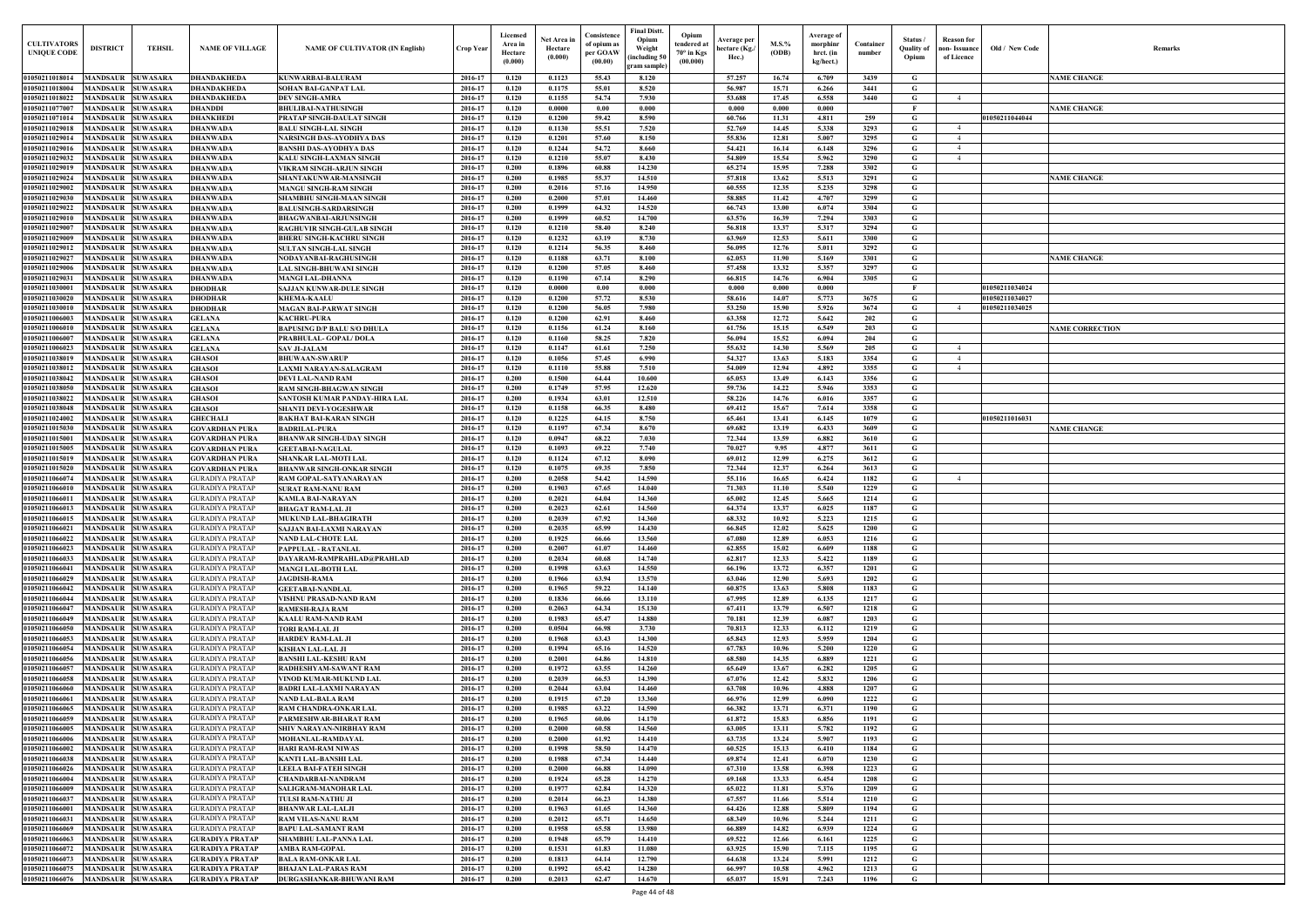| CULTIVATORS UNIQUE CODE | DISTRICT | TEHSIL | NAME OF VILLAGE | NAME OF CULTIVATOR (IN English) | Crop Year | Licensed Area in Hectare (0.000) | Net Area in Hectare (0.000) | Consistence of opium as per GOAW (00.00) | Final Distt. Opium Weight (including 50 gram sample) | Opium tendered at 70° in Kgs (00.000) | Average per hectare (Kg./ Hec.) | M.S.% (ODB) | Average of morphine hrct. (in kg/hect.) | Container number | Status / Quality of Opium | Reason for non- Issuance of Licence | Old / New Code | Remarks |
|---|---|---|---|---|---|---|---|---|---|---|---|---|---|---|---|---|---|---|
| 01050211018014 | MANDSAUR | SUWASARA | DHANDAKHEDA | KUNWARBAI-BALURAM | 2016-17 | 0.120 | 0.1123 | 55.43 | 8.120 | | 57.257 | 16.74 | 6.709 | 3439 | G | | | NAME CHANGE |
| 01050211018004 | MANDSAUR | SUWASARA | DHANDAKHEDA | SOHAN BAI-GANPAT LAL | 2016-17 | 0.120 | 0.1175 | 55.01 | 8.520 | | 56.987 | 15.71 | 6.266 | 3441 | G | | | |
| 01050211018022 | MANDSAUR | SUWASARA | DHANDAKHEDA | DEV SINGH-AMRA | 2016-17 | 0.120 | 0.1155 | 54.74 | 7.930 | | 53.688 | 17.45 | 6.558 | 3440 | G | 4 | | |
| 01050211077007 | MANDSAUR | SUWASARA | DHANDDI | BHULIBAI-NATHUSINGH | 2016-17 | 0.120 | 0.0000 | 0.00 | 0.000 | | 0.000 | 0.000 | 0.000 | | F | | | NAME CHANGE |
| 01050211071014 | MANDSAUR | SUWASARA | DHANKHEDI | PRATAP SINGH-DAULAT SINGH | 2016-17 | 0.120 | 0.1200 | 59.42 | 8.590 | | 60.766 | 11.31 | 4.811 | 259 | G | | 01050211044044 | |
| 01050211029018 | MANDSAUR | SUWASARA | DHANWADA | BALU SINGH-LAL SINGH | 2016-17 | 0.120 | 0.1130 | 55.51 | 7.520 | | 52.769 | 14.45 | 5.338 | 3293 | G | 4 | | |
| 01050211029014 | MANDSAUR | SUWASARA | DHANWADA | NARSINGH DAS-AYODHYA DAS | 2016-17 | 0.120 | 0.1201 | 57.60 | 8.150 | | 55.836 | 12.81 | 5.007 | 3295 | G | 4 | | |
| 01050211029016 | MANDSAUR | SUWASARA | DHANWADA | BANSHI DAS-AYODHYA DAS | 2016-17 | 0.120 | 0.1244 | 54.72 | 8.660 | | 54.421 | 16.14 | 6.148 | 3296 | G | 4 | | |
| 01050211029032 | MANDSAUR | SUWASARA | DHANWADA | KALU SINGH-LAXMAN SINGH | 2016-17 | 0.120 | 0.1210 | 55.07 | 8.430 | | 54.809 | 15.54 | 5.962 | 3290 | G | 4 | | |
| 01050211029019 | MANDSAUR | SUWASARA | DHANWADA | VIKRAM SINGH-ARJUN SINGH | 2016-17 | 0.200 | 0.1896 | 60.88 | 14.230 | | 65.274 | 15.95 | 7.288 | 3302 | G | | | |
| 01050211029024 | MANDSAUR | SUWASARA | DHANWADA | SHANTAKUNWAR-MANSINGH | 2016-17 | 0.200 | 0.1985 | 55.37 | 14.510 | | 57.818 | 13.62 | 5.513 | 3291 | G | | | NAME CHANGE |
| 01050211029002 | MANDSAUR | SUWASARA | DHANWADA | MANGU SINGH-RAM SINGH | 2016-17 | 0.200 | 0.2016 | 57.16 | 14.950 | | 60.555 | 12.35 | 5.235 | 3298 | G | | | |
| 01050211029030 | MANDSAUR | SUWASARA | DHANWADA | SHAMBHU SINGH-MAAN SINGH | 2016-17 | 0.200 | 0.2000 | 57.01 | 14.460 | | 58.885 | 11.42 | 4.707 | 3299 | G | | | |
| 01050211029022 | MANDSAUR | SUWASARA | DHANWADA | BALUSINGH-SARDARSINGH | 2016-17 | 0.200 | 0.1999 | 64.32 | 14.520 | | 66.743 | 13.00 | 6.074 | 3304 | G | | | |
| 01050211029010 | MANDSAUR | SUWASARA | DHANWADA | BHAGWANBAI-ARJUNSINGH | 2016-17 | 0.200 | 0.1999 | 60.52 | 14.700 | | 63.576 | 16.39 | 7.294 | 3303 | G | | | |
| 01050211029007 | MANDSAUR | SUWASARA | DHANWADA | RAGHUVIR SINGH-GULAB SINGH | 2016-17 | 0.120 | 0.1210 | 58.40 | 8.240 | | 56.818 | 13.37 | 5.317 | 3294 | G | | | |
| 01050211029009 | MANDSAUR | SUWASARA | DHANWADA | BHERU SINGH-KACHRU SINGH | 2016-17 | 0.120 | 0.1232 | 63.19 | 8.730 | | 63.969 | 12.53 | 5.611 | 3300 | G | | | |
| 01050211029012 | MANDSAUR | SUWASARA | DHANWADA | SULTAN SINGH-LAL SINGH | 2016-17 | 0.120 | 0.1214 | 56.35 | 8.460 | | 56.095 | 12.76 | 5.011 | 3292 | G | | | |
| 01050211029027 | MANDSAUR | SUWASARA | DHANWADA | NODAYANBAI-RAGHUSINGH | 2016-17 | 0.120 | 0.1188 | 63.71 | 8.100 | | 62.053 | 11.90 | 5.169 | 3301 | G | | | NAME CHANGE |
| 01050211029006 | MANDSAUR | SUWASARA | DHANWADA | LAL SINGH-BHUWANI SINGH | 2016-17 | 0.120 | 0.1200 | 57.05 | 8.460 | | 57.458 | 13.32 | 5.357 | 3297 | G | | | |
| 01050211029031 | MANDSAUR | SUWASARA | DHANWADA | MANGI LAL-DHANNA | 2016-17 | 0.120 | 0.1190 | 67.14 | 8.290 | | 66.815 | 14.76 | 6.904 | 3305 | G | | | |
| 01050211030001 | MANDSAUR | SUWASARA | DHODHAR | SAJJAN KUNWAR-DULE SINGH | 2016-17 | 0.120 | 0.0000 | 0.00 | 0.000 | | 0.000 | 0.000 | 0.000 | | F | | 01050211034024 | |
| 01050211030020 | MANDSAUR | SUWASARA | DHODHAR | KHEMA-KAALU | 2016-17 | 0.120 | 0.1200 | 57.72 | 8.530 | | 58.616 | 14.07 | 5.773 | 3675 | G | | 01050211034027 | |
| 01050211030010 | MANDSAUR | SUWASARA | DHODHAR | MAGAN BAI-PARWAT SINGH | 2016-17 | 0.120 | 0.1200 | 56.05 | 7.980 | | 53.250 | 15.90 | 5.926 | 3674 | G | 4 | 01050211034025 | |
| 01050211006003 | MANDSAUR | SUWASARA | GELANA | KACHRU-PURA | 2016-17 | 0.120 | 0.1200 | 62.91 | 8.460 | | 63.358 | 12.72 | 5.642 | 202 | G | | | |
| 01050211006010 | MANDSAUR | SUWASARA | GELANA | BAPUSING D/P BALU S/O DHULA | 2016-17 | 0.120 | 0.1156 | 61.24 | 8.160 | | 61.756 | 15.15 | 6.549 | 203 | G | | | NAME CORRECTION |
| 01050211006007 | MANDSAUR | SUWASARA | GELANA | PRABHULAL- GOPAL/ DOLA | 2016-17 | 0.120 | 0.1160 | 58.25 | 7.820 | | 56.094 | 15.52 | 6.094 | 204 | G | | | |
| 01050211006023 | MANDSAUR | SUWASARA | GELANA | SAV JI-JALAM | 2016-17 | 0.120 | 0.1147 | 61.61 | 7.250 | | 55.632 | 14.30 | 5.569 | 205 | G | 4 | | |
| 01050211038019 | MANDSAUR | SUWASARA | GHASOI | BHUWAAN-SWARUP | 2016-17 | 0.120 | 0.1056 | 57.45 | 6.990 | | 54.327 | 13.63 | 5.183 | 3354 | G | 4 | | |
| 01050211038012 | MANDSAUR | SUWASARA | GHASOI | LAXMI NARAYAN-SALAGRAM | 2016-17 | 0.120 | 0.1110 | 55.88 | 7.510 | | 54.009 | 12.94 | 4.892 | 3355 | G | 4 | | |
| 01050211038042 | MANDSAUR | SUWASARA | GHASOI | DEVI LAL-NAND RAM | 2016-17 | 0.200 | 0.1500 | 64.44 | 10.600 | | 65.053 | 13.49 | 6.143 | 3356 | G | | | |
| 01050211038050 | MANDSAUR | SUWASARA | GHASOI | RAM SINGH-BHAGWAN SINGH | 2016-17 | 0.200 | 0.1749 | 57.95 | 12.620 | | 59.736 | 14.22 | 5.946 | 3353 | G | | | |
| 01050211038022 | MANDSAUR | SUWASARA | GHASOI | SANTOSH KUMAR PANDAY-HIRA LAL | 2016-17 | 0.200 | 0.1934 | 63.01 | 12.510 | | 58.226 | 14.76 | 6.016 | 3357 | G | | | |
| 01050211038048 | MANDSAUR | SUWASARA | GHASOI | SHANTI DEVI-YOGESHWAR | 2016-17 | 0.120 | 0.1158 | 66.35 | 8.480 | | 69.412 | 15.67 | 7.614 | 3358 | G | | | |
| 01050211024002 | MANDSAUR | SUWASARA | GHECHALI | BAKHAT BAI-KARAN SINGH | 2016-17 | 0.120 | 0.1225 | 64.15 | 8.750 | | 65.461 | 13.41 | 6.145 | 1079 | G | | 01050211016031 | |
| 01050211015030 | MANDSAUR | SUWASARA | GOVARDHAN PURA | BADRILAL-PURA | 2016-17 | 0.120 | 0.1197 | 67.34 | 8.670 | | 69.682 | 13.19 | 6.433 | 3609 | G | | | NAME CHANGE |
| 01050211015001 | MANDSAUR | SUWASARA | GOVARDHAN PURA | BHANWAR SINGH-UDAY SINGH | 2016-17 | 0.120 | 0.0947 | 68.22 | 7.030 | | 72.344 | 13.59 | 6.882 | 3610 | G | | | |
| 01050211015005 | MANDSAUR | SUWASARA | GOVARDHAN PURA | GEETABAI-NAGULAL | 2016-17 | 0.120 | 0.1093 | 69.22 | 7.740 | | 70.027 | 9.95 | 4.877 | 3611 | G | | | |
| 01050211015019 | MANDSAUR | SUWASARA | GOVARDHAN PURA | SHANKAR LAL-MOTI LAL | 2016-17 | 0.120 | 0.1124 | 67.12 | 8.090 | | 69.012 | 12.99 | 6.275 | 3612 | G | | | |
| 01050211015020 | MANDSAUR | SUWASARA | GOVARDHAN PURA | BHANWAR SINGH-ONKAR SINGH | 2016-17 | 0.120 | 0.1075 | 69.35 | 7.850 | | 72.344 | 12.37 | 6.264 | 3613 | G | | | |
| 01050211066074 | MANDSAUR | SUWASARA | GURADIYA PRATAP | RAM GOPAL-SATYANARAYAN | 2016-17 | 0.200 | 0.2058 | 54.42 | 14.590 | | 55.116 | 16.65 | 6.424 | 1182 | G | 4 | | |
| 01050211066010 | MANDSAUR | SUWASARA | GURADIYA PRATAP | SURAT RAM-NANU RAM | 2016-17 | 0.200 | 0.1903 | 67.65 | 14.040 | | 71.303 | 11.10 | 5.540 | 1229 | G | | | |
| 01050211066011 | MANDSAUR | SUWASARA | GURADIYA PRATAP | KAMLA BAI-NARAYAN | 2016-17 | 0.200 | 0.2021 | 64.04 | 14.360 | | 65.002 | 12.45 | 5.665 | 1214 | G | | | |
| 01050211066013 | MANDSAUR | SUWASARA | GURADIYA PRATAP | BHAGAT RAM-LAL JI | 2016-17 | 0.200 | 0.2023 | 62.61 | 14.560 | | 64.374 | 13.37 | 6.025 | 1187 | G | | | |
| 01050211066015 | MANDSAUR | SUWASARA | GURADIYA PRATAP | MUKUND LAL-BHAGIRATH | 2016-17 | 0.200 | 0.2039 | 67.92 | 14.360 | | 68.332 | 10.92 | 5.223 | 1215 | G | | | |
| 01050211066021 | MANDSAUR | SUWASARA | GURADIYA PRATAP | SAJJAN BAI-LAXMI NARAYAN | 2016-17 | 0.200 | 0.2035 | 65.99 | 14.430 | | 66.845 | 12.02 | 5.625 | 1200 | G | | | |
| 01050211066022 | MANDSAUR | SUWASARA | GURADIYA PRATAP | NAND LAL-CHOTE LAL | 2016-17 | 0.200 | 0.1925 | 66.66 | 13.560 | | 67.080 | 12.89 | 6.053 | 1216 | G | | | |
| 01050211066023 | MANDSAUR | SUWASARA | GURADIYA PRATAP | PAPPULAL - RATANLAL | 2016-17 | 0.200 | 0.2007 | 61.07 | 14.460 | | 62.855 | 15.02 | 6.609 | 1188 | G | | | |
| 01050211066033 | MANDSAUR | SUWASARA | GURADIYA PRATAP | DAYARAM-RAMPRAHLAD@PRAHLAD | 2016-17 | 0.200 | 0.2034 | 60.68 | 14.740 | | 62.817 | 12.33 | 5.422 | 1189 | G | | | |
| 01050211066041 | MANDSAUR | SUWASARA | GURADIYA PRATAP | MANGI LAL-BOTH LAL | 2016-17 | 0.200 | 0.1998 | 63.63 | 14.550 | | 66.196 | 13.72 | 6.357 | 1201 | G | | | |
| 01050211066029 | MANDSAUR | SUWASARA | GURADIYA PRATAP | JAGDISH-RAMA | 2016-17 | 0.200 | 0.1966 | 63.94 | 13.570 | | 63.046 | 12.90 | 5.693 | 1202 | G | | | |
| 01050211066042 | MANDSAUR | SUWASARA | GURADIYA PRATAP | GEETABAI-NANDLAL | 2016-17 | 0.200 | 0.1965 | 59.22 | 14.140 | | 60.875 | 13.63 | 5.808 | 1183 | G | | | |
| 01050211066044 | MANDSAUR | SUWASARA | GURADIYA PRATAP | VISHNU PRASAD-NAND RAM | 2016-17 | 0.200 | 0.1836 | 66.66 | 13.110 | | 67.995 | 12.89 | 6.135 | 1217 | G | | | |
| 01050211066047 | MANDSAUR | SUWASARA | GURADIYA PRATAP | RAMESH-RAJA RAM | 2016-17 | 0.200 | 0.2063 | 64.34 | 15.130 | | 67.411 | 13.79 | 6.507 | 1218 | G | | | |
| 01050211066049 | MANDSAUR | SUWASARA | GURADIYA PRATAP | KAALU RAM-NAND RAM | 2016-17 | 0.200 | 0.1983 | 65.47 | 14.880 | | 70.181 | 12.39 | 6.087 | 1203 | G | | | |
| 01050211066050 | MANDSAUR | SUWASARA | GURADIYA PRATAP | TORI RAM-LAL JI | 2016-17 | 0.200 | 0.0504 | 66.98 | 3.730 | | 70.813 | 12.33 | 6.112 | 1219 | G | | | |
| 01050211066053 | MANDSAUR | SUWASARA | GURADIYA PRATAP | HARDEV RAM-LAL JI | 2016-17 | 0.200 | 0.1968 | 63.43 | 14.300 | | 65.843 | 12.93 | 5.959 | 1204 | G | | | |
| 01050211066054 | MANDSAUR | SUWASARA | GURADIYA PRATAP | KISHAN LAL-LAL JI | 2016-17 | 0.200 | 0.1994 | 65.16 | 14.520 | | 67.783 | 10.96 | 5.200 | 1220 | G | | | |
| 01050211066056 | MANDSAUR | SUWASARA | GURADIYA PRATAP | BANSHI LAL-KESHU RAM | 2016-17 | 0.200 | 0.2001 | 64.86 | 14.810 | | 68.580 | 14.35 | 6.889 | 1221 | G | | | |
| 01050211066057 | MANDSAUR | SUWASARA | GURADIYA PRATAP | RADHESHYAM-SAWANT RAM | 2016-17 | 0.200 | 0.1972 | 63.55 | 14.260 | | 65.649 | 13.67 | 6.282 | 1205 | G | | | |
| 01050211066058 | MANDSAUR | SUWASARA | GURADIYA PRATAP | VINOD KUMAR-MUKUND LAL | 2016-17 | 0.200 | 0.2039 | 66.53 | 14.390 | | 67.076 | 12.42 | 5.832 | 1206 | G | | | |
| 01050211066060 | MANDSAUR | SUWASARA | GURADIYA PRATAP | BADRI LAL-LAXMI NARAYAN | 2016-17 | 0.200 | 0.2044 | 63.04 | 14.460 | | 63.708 | 10.96 | 4.888 | 1207 | G | | | |
| 01050211066061 | MANDSAUR | SUWASARA | GURADIYA PRATAP | NAND LAL-BALA RAM | 2016-17 | 0.200 | 0.1915 | 67.20 | 13.360 | | 66.976 | 12.99 | 6.090 | 1222 | G | | | |
| 01050211066065 | MANDSAUR | SUWASARA | GURADIYA PRATAP | RAM CHANDRA-ONKAR LAL | 2016-17 | 0.200 | 0.1985 | 63.22 | 14.590 | | 66.382 | 13.71 | 6.371 | 1190 | G | | | |
| 01050211066059 | MANDSAUR | SUWASARA | GURADIYA PRATAP | PARMESHWAR-BHARAT RAM | 2016-17 | 0.200 | 0.1965 | 60.06 | 14.170 | | 61.872 | 15.83 | 6.856 | 1191 | G | | | |
| 01050211066005 | MANDSAUR | SUWASARA | GURADIYA PRATAP | SHIV NARAYAN-NIRBHAY RAM | 2016-17 | 0.200 | 0.2000 | 60.58 | 14.560 | | 63.005 | 13.11 | 5.782 | 1192 | G | | | |
| 01050211066006 | MANDSAUR | SUWASARA | GURADIYA PRATAP | MOHANLAL-RAMDAYAL | 2016-17 | 0.200 | 0.2000 | 61.92 | 14.410 | | 63.735 | 13.24 | 5.907 | 1193 | G | | | |
| 01050211066002 | MANDSAUR | SUWASARA | GURADIYA PRATAP | HARI RAM-RAM NIWAS | 2016-17 | 0.200 | 0.1998 | 58.50 | 14.470 | | 60.525 | 15.13 | 6.410 | 1184 | G | | | |
| 01050211066038 | MANDSAUR | SUWASARA | GURADIYA PRATAP | KANTI LAL-BANSHI LAL | 2016-17 | 0.200 | 0.1988 | 67.34 | 14.440 | | 69.874 | 12.41 | 6.070 | 1230 | G | | | |
| 01050211066026 | MANDSAUR | SUWASARA | GURADIYA PRATAP | LEELA BAI-FATEH SINGH | 2016-17 | 0.200 | 0.2000 | 66.88 | 14.090 | | 67.310 | 13.58 | 6.398 | 1223 | G | | | |
| 01050211066004 | MANDSAUR | SUWASARA | GURADIYA PRATAP | CHANDARBAI-NANDRAM | 2016-17 | 0.200 | 0.1924 | 65.28 | 14.270 | | 69.168 | 13.33 | 6.454 | 1208 | G | | | |
| 01050211066009 | MANDSAUR | SUWASARA | GURADIYA PRATAP | SALIGRAM-MANOHAR LAL | 2016-17 | 0.200 | 0.1977 | 62.84 | 14.320 | | 65.022 | 11.81 | 5.376 | 1209 | G | | | |
| 01050211066037 | MANDSAUR | SUWASARA | GURADIYA PRATAP | TULSI RAM-NATHU JI | 2016-17 | 0.200 | 0.2014 | 66.23 | 14.380 | | 67.557 | 11.66 | 5.514 | 1210 | G | | | |
| 01050211066001 | MANDSAUR | SUWASARA | GURADIYA PRATAP | BHANWAR LAL-LALJI | 2016-17 | 0.200 | 0.1963 | 61.65 | 14.360 | | 64.426 | 12.88 | 5.809 | 1194 | G | | | |
| 01050211066031 | MANDSAUR | SUWASARA | GURADIYA PRATAP | RAM VILAS-NANU RAM | 2016-17 | 0.200 | 0.2012 | 65.71 | 14.650 | | 68.349 | 10.96 | 5.244 | 1211 | G | | | |
| 01050211066069 | MANDSAUR | SUWASARA | GURADIYA PRATAP | BAPU LAL-SAMANT RAM | 2016-17 | 0.200 | 0.1958 | 65.58 | 13.980 | | 66.889 | 14.82 | 6.939 | 1224 | G | | | |
| 01050211066063 | MANDSAUR | SUWASARA | GURADIYA PRATAP | SHAMBHU LAL-PANNA LAL | 2016-17 | 0.200 | 0.1948 | 65.79 | 14.410 | | 69.522 | 12.66 | 6.161 | 1225 | G | | | |
| 01050211066072 | MANDSAUR | SUWASARA | GURADIYA PRATAP | AMBA RAM-GOPAL | 2016-17 | 0.200 | 0.1531 | 61.83 | 11.080 | | 63.925 | 15.90 | 7.115 | 1195 | G | | | |
| 01050211066073 | MANDSAUR | SUWASARA | GURADIYA PRATAP | BALA RAM-ONKAR LAL | 2016-17 | 0.200 | 0.1813 | 64.14 | 12.790 | | 64.638 | 13.24 | 5.991 | 1212 | G | | | |
| 01050211066075 | MANDSAUR | SUWASARA | GURADIYA PRATAP | BHAJAN LAL-PARAS RAM | 2016-17 | 0.200 | 0.1992 | 65.42 | 14.280 | | 66.997 | 10.58 | 4.962 | 1213 | G | | | |
| 01050211066076 | MANDSAUR | SUWASARA | GURADIYA PRATAP | DURGASHANKAR-BHUWANI RAM | 2016-17 | 0.200 | 0.2013 | 62.47 | 14.670 | | 65.037 | 15.91 | 7.243 | 1196 | G | | | |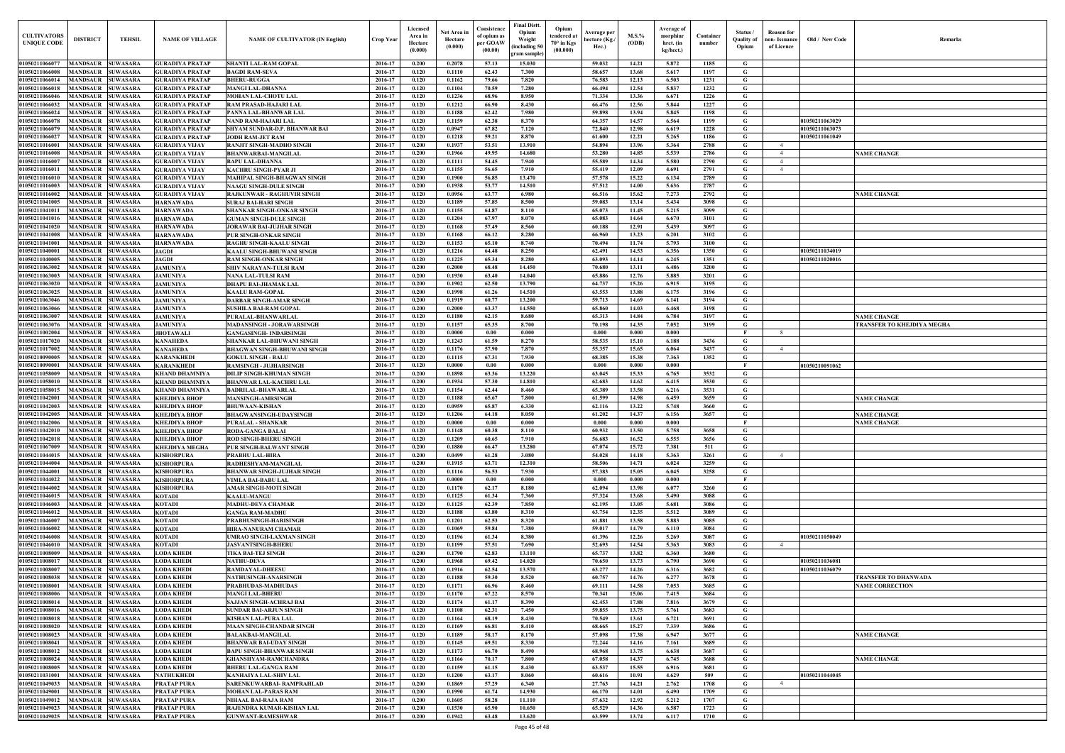| CULTIVATORS UNIQUE CODE | DISTRICT | TEHSIL | NAME OF VILLAGE | NAME OF CULTIVATOR (IN English) | Crop Year | Licensed Area in Hectare (0.000) | Net Area in Hectare (0.000) | Consistence of opium as per GOAW (00.00) | Final Distt. Opium Weight (including 50 gram sample) | Opium tendered at 70º in Kgs (00.000) | Average per hectare (Kg./ Hec.) | M.S.% (ODB) | Average of morphinr hrct. (in kg/hect.) | Container number | Status / Quality of Opium | Reason for non- Issuance of Licence | Old / New Code | Remarks |
|---|---|---|---|---|---|---|---|---|---|---|---|---|---|---|---|---|---|---|
| 01050211066077 | MANDSAUR | SUWASARA | GURADIYA PRATAP | SHANTI LAL-RAM GOPAL | 2016-17 | 0.200 | 0.2078 | 57.13 | 15.030 | | 59.032 | 14.21 | 5.872 | 1185 | G | | | |
| 01050211066008 | MANDSAUR | SUWASARA | GURADIYA PRATAP | BAGDI RAM-SEVA | 2016-17 | 0.120 | 0.1110 | 62.43 | 7.300 | | 58.657 | 13.68 | 5.617 | 1197 | G | | | |
| 01050211066014 | MANDSAUR | SUWASARA | GURADIYA PRATAP | BHERU-RUGGA | 2016-17 | 0.120 | 0.1162 | 79.66 | 7.820 | | 76.583 | 12.13 | 6.503 | 1231 | G | | | |
| 01050211066018 | MANDSAUR | SUWASARA | GURADIYA PRATAP | MANGI LAL-DHANNA | 2016-17 | 0.120 | 0.1104 | 70.59 | 7.280 | | 66.494 | 12.54 | 5.837 | 1232 | G | | | |
| 01050211066046 | MANDSAUR | SUWASARA | GURADIYA PRATAP | MOHAN LAL-CHOTU LAL | 2016-17 | 0.120 | 0.1236 | 68.96 | 8.950 | | 71.334 | 13.36 | 6.671 | 1226 | G | | | |
| 01050211066032 | MANDSAUR | SUWASARA | GURADIYA PRATAP | RAM PRASAD-HAJARI LAL | 2016-17 | 0.120 | 0.1212 | 66.90 | 8.430 | | 66.476 | 12.56 | 5.844 | 1227 | G | | | |
| 01050211066024 | MANDSAUR | SUWASARA | GURADIYA PRATAP | PANNA LAL-BHANWAR LAL | 2016-17 | 0.120 | 0.1188 | 62.42 | 7.980 | | 59.898 | 13.94 | 5.845 | 1198 | G | | | |
| 01050211066078 | MANDSAUR | SUWASARA | GURADIYA PRATAP | NAND RAM-HAJARI LAL | 2016-17 | 0.120 | 0.1159 | 62.38 | 8.370 | | 64.357 | 14.57 | 6.564 | 1199 | G | | 01050211063029 | |
| 01050211066079 | MANDSAUR | SUWASARA | GURADIYA PRATAP | SHYAM SUNDAR-D.P. BHANWAR BAI | 2016-17 | 0.120 | 0.0947 | 67.82 | 7.120 | | 72.840 | 12.98 | 6.619 | 1228 | G | | 01050211063073 | |
| 01050211066027 | MANDSAUR | SUWASARA | GURADIYA PRATAP | JODH RAM-JET RAM | 2016-17 | 0.120 | 0.1218 | 59.21 | 8.870 | | 61.600 | 12.21 | 5.265 | 1186 | G | | 01050211061049 | |
| 01050211016001 | MANDSAUR | SUWASARA | GURADIYA VIJAY | RANJIT SINGH-MADHO SINGH | 2016-17 | 0.200 | 0.1937 | 53.51 | 13.910 | | 54.894 | 13.96 | 5.364 | 2788 | G | 4 | | |
| 01050211016008 | MANDSAUR | SUWASARA | GURADIYA VIJAY | BHANWARBAI-MANGILAL | 2016-17 | 0.200 | 0.1966 | 49.95 | 14.680 | | 53.280 | 14.85 | 5.539 | 2786 | G | 4 | | NAME CHANGE |
| 01050211016007 | MANDSAUR | SUWASARA | GURADIYA VIJAY | BAPU LAL-DHANNA | 2016-17 | 0.120 | 0.1111 | 54.45 | 7.940 | | 55.589 | 14.34 | 5.580 | 2790 | G | 4 | | |
| 01050211016011 | MANDSAUR | SUWASARA | GURADIYA VIJAY | KACHRU SINGH-PYAR JI | 2016-17 | 0.120 | 0.1155 | 56.65 | 7.910 | | 55.419 | 12.09 | 4.691 | 2791 | G | 4 | | |
| 01050211016010 | MANDSAUR | SUWASARA | GURADIYA VIJAY | MAHIPAL SINGH-BHAGWAN SINGH | 2016-17 | 0.200 | 0.1900 | 56.85 | 13.470 | | 57.578 | 15.22 | 6.134 | 2789 | G | | | |
| 01050211016003 | MANDSAUR | SUWASARA | GURADIYA VIJAY | NAAGU SINGH-DULE SINGH | 2016-17 | 0.200 | 0.1938 | 53.77 | 14.510 | | 57.512 | 14.00 | 5.636 | 2787 | G | | | |
| 01050211016002 | MANDSAUR | SUWASARA | GURADIYA VIJAY | RAJKUNWAR - RAGHUVIR SINGH | 2016-17 | 0.120 | 0.0956 | 63.77 | 6.980 | | 66.516 | 15.62 | 7.273 | 2792 | G | | | NAME CHANGE |
| 01050211041005 | MANDSAUR | SUWASARA | HARNAWADA | SURAJ BAI-HARI SINGH | 2016-17 | 0.120 | 0.1189 | 57.85 | 8.500 | | 59.083 | 13.14 | 5.434 | 3098 | G | | | |
| 01050211041011 | MANDSAUR | SUWASARA | HARNAWADA | SHANKAR SINGH-ONKAR SINGH | 2016-17 | 0.120 | 0.1155 | 64.87 | 8.110 | | 65.073 | 11.45 | 5.215 | 3099 | G | | | |
| 01050211041016 | MANDSAUR | SUWASARA | HARNAWADA | GUMAN SINGH-DULE SINGH | 2016-17 | 0.120 | 0.1204 | 67.97 | 8.070 | | 65.083 | 14.64 | 6.670 | 3101 | G | | | |
| 01050211041020 | MANDSAUR | SUWASARA | HARNAWADA | JORAWAR BAI-JUJHAR SINGH | 2016-17 | 0.120 | 0.1168 | 57.49 | 8.560 | | 60.188 | 12.91 | 5.439 | 3097 | G | | | |
| 01050211041008 | MANDSAUR | SUWASARA | HARNAWADA | PUR SINGH-ONKAR SINGH | 2016-17 | 0.120 | 0.1168 | 66.12 | 8.280 | | 66.960 | 13.23 | 6.201 | 3102 | G | | | |
| 01050211041001 | MANDSAUR | SUWASARA | HARNAWADA | RAGHU SINGH-KAALU SINGH | 2016-17 | 0.120 | 0.1153 | 65.10 | 8.740 | | 70.494 | 11.74 | 5.793 | 3100 | G | | | |
| 01050211040001 | MANDSAUR | SUWASARA | JAGDI | KAALU SINGH-BHUWANI SINGH | 2016-17 | 0.120 | 0.1216 | 64.48 | 8.250 | | 62.491 | 14.53 | 6.356 | 1350 | G | | 01050211034019 | |
| 01050211040005 | MANDSAUR | SUWASARA | JAGDI | RAM SINGH-ONKAR SINGH | 2016-17 | 0.120 | 0.1225 | 65.34 | 8.280 | | 63.093 | 14.14 | 6.245 | 1351 | G | | 01050211020016 | |
| 01050211063002 | MANDSAUR | SUWASARA | JAMUNIYA | SHIV NARAYAN-TULSI RAM | 2016-17 | 0.200 | 0.2000 | 68.48 | 14.450 | | 70.680 | 13.11 | 6.486 | 3200 | G | | | |
| 01050211063003 | MANDSAUR | SUWASARA | JAMUNIYA | NANA LAL-TULSI RAM | 2016-17 | 0.200 | 0.1930 | 63.40 | 14.040 | | 65.886 | 12.76 | 5.885 | 3201 | G | | | |
| 01050211063020 | MANDSAUR | SUWASARA | JAMUNIYA | DHAPU BAI-JHAMAK LAL | 2016-17 | 0.200 | 0.1902 | 62.50 | 13.790 | | 64.737 | 15.26 | 6.915 | 3195 | G | | | |
| 01050211063025 | MANDSAUR | SUWASARA | JAMUNIYA | KAALU RAM-GOPAL | 2016-17 | 0.200 | 0.1998 | 61.26 | 14.510 | | 63.553 | 13.88 | 6.175 | 3196 | G | | | |
| 01050211063046 | MANDSAUR | SUWASARA | JAMUNIYA | DARBAR SINGH-AMAR SINGH | 2016-17 | 0.200 | 0.1919 | 60.77 | 13.200 | | 59.713 | 14.69 | 6.141 | 3194 | G | | | |
| 01050211063066 | MANDSAUR | SUWASARA | JAMUNIYA | SUSHILA BAI-RAM GOPAL | 2016-17 | 0.200 | 0.2000 | 63.37 | 14.550 | | 65.860 | 14.03 | 6.468 | 3198 | G | | | |
| 01050211063007 | MANDSAUR | SUWASARA | JAMUNIYA | PURALAL-BHANWARLAL | 2016-17 | 0.120 | 0.1180 | 62.15 | 8.680 | | 65.313 | 14.84 | 6.784 | 3197 | G | | | NAME CHANGE |
| 01050211063076 | MANDSAUR | SUWASARA | JAMUNIYA | MADANSINGH - JORAWARSINGH | 2016-17 | 0.120 | 0.1157 | 65.35 | 8.700 | | 70.198 | 14.35 | 7.052 | 3199 | G | | | TRANSFER TO KHEJDIYA MEGHA |
| 01050211002004 | MANDSAUR | SUWASARA | JHOTAWALI | GANGASINGH- INDARSINGH | 2016-17 | 0.120 | 0.0000 | 0.00 | 0.000 | | 0.000 | 0.000 | 0.000 | | F | 8 | | |
| 01050211017020 | MANDSAUR | SUWASARA | KANAHEDA | SHANKAR LAL-BHUWANI SINGH | 2016-17 | 0.120 | 0.1243 | 61.59 | 8.270 | | 58.535 | 15.10 | 6.188 | 3436 | G | | | |
| 01050211017002 | MANDSAUR | SUWASARA | KANAHEDA | BHAGWAN SINGH-BHUWANI SINGH | 2016-17 | 0.120 | 0.1176 | 57.90 | 7.870 | | 55.357 | 15.65 | 6.064 | 3437 | G | 4 | | |
| 01050210090005 | MANDSAUR | SUWASARA | KARANKHEDI | GOKUL SINGH - BALU | 2016-17 | 0.120 | 0.1115 | 67.31 | 7.930 | | 68.385 | 15.38 | 7.363 | 1352 | G | | | |
| 01050210090001 | MANDSAUR | SUWASARA | KARANKHEDI | RAMSINGH - JUJHARSINGH | 2016-17 | 0.120 | 0.0000 | 0.00 | 0.000 | | 0.000 | 0.000 | 0.000 | | F | | 01050210091062 | |
| 01050211058009 | MANDSAUR | SUWASARA | KHAND DHAMNIYA | DILIP SINGH-KHUMAN SINGH | 2016-17 | 0.200 | 0.1898 | 63.36 | 13.220 | | 63.045 | 15.33 | 6.765 | 3532 | G | | | |
| 01050211058010 | MANDSAUR | SUWASARA | KHAND DHAMNIYA | BHANWAR LAL-KACHRU LAL | 2016-17 | 0.200 | 0.1934 | 57.30 | 14.810 | | 62.683 | 14.62 | 6.415 | 3530 | G | | | |
| 01050211058015 | MANDSAUR | SUWASARA | KHAND DHAMNIYA | BADRILAL-BHAWARLAL | 2016-17 | 0.120 | 0.1154 | 62.44 | 8.460 | | 65.389 | 13.58 | 6.216 | 3531 | G | | | |
| 01050211042001 | MANDSAUR | SUWASARA | KHEJDIYA BHOP | MANSINGH-AMRSINGH | 2016-17 | 0.120 | 0.1188 | 65.67 | 7.800 | | 61.599 | 14.98 | 6.459 | 3659 | G | | | NAME CHANGE |
| 01050211042003 | MANDSAUR | SUWASARA | KHEJDIYA BHOP | BHUWAAN-KISHAN | 2016-17 | 0.120 | 0.0959 | 65.87 | 6.330 | | 62.116 | 13.22 | 5.748 | 3660 | G | | | |
| 01050211042005 | MANDSAUR | SUWASARA | KHEJDIYA BHOP | BHAGWANSINGH-UDAYSINGH | 2016-17 | 0.120 | 0.1206 | 64.18 | 8.050 | | 61.202 | 14.37 | 6.156 | 3657 | G | | | NAME CHANGE |
| 01050211042006 | MANDSAUR | SUWASARA | KHEJDIYA BHOP | PURALAL - SHANKAR | 2016-17 | 0.120 | 0.0000 | 0.00 | 0.000 | | 0.000 | 0.000 | 0.000 | | F | | | NAME CHANGE |
| 01050211042010 | MANDSAUR | SUWASARA | KHEJDIYA BHOP | RODA-GANGA BALAI | 2016-17 | 0.120 | 0.1148 | 60.38 | 8.110 | | 60.932 | 13.50 | 5.758 | 3658 | G | | | |
| 01050211042018 | MANDSAUR | SUWASARA | KHEJDIYA BHOP | ROD SINGH-BHERU SINGH | 2016-17 | 0.120 | 0.1209 | 60.65 | 7.910 | | 56.683 | 16.52 | 6.555 | 3656 | G | | | |
| 01050211067009 | MANDSAUR | SUWASARA | KHEJDIYA MEGHA | PUR SINGH-BALWANT SINGH | 2016-17 | 0.200 | 0.1880 | 66.47 | 13.280 | | 67.074 | 15.72 | 7.381 | 511 | G | | | |
| 01050211044015 | MANDSAUR | SUWASARA | KISHORPURA | PRABHU LAL-HIRA | 2016-17 | 0.200 | 0.0499 | 61.28 | 3.080 | | 54.028 | 14.18 | 5.363 | 3261 | G | 4 | | |
| 01050211044004 | MANDSAUR | SUWASARA | KISHORPURA | RADHESHYAM-MANGILAL | 2016-17 | 0.200 | 0.1915 | 63.71 | 12.310 | | 58.506 | 14.71 | 6.024 | 3259 | G | | | |
| 01050211044001 | MANDSAUR | SUWASARA | KISHORPURA | BHANWAR SINGH-JUJHAR SINGH | 2016-17 | 0.120 | 0.1116 | 56.53 | 7.930 | | 57.383 | 15.05 | 6.045 | 3258 | G | | | |
| 01050211044022 | MANDSAUR | SUWASARA | KISHORPURA | VIMLA BAI-BABU LAL | 2016-17 | 0.120 | 0.0000 | 0.00 | 0.000 | | 0.000 | 0.000 | 0.000 | | F | | | |
| 01050211044002 | MANDSAUR | SUWASARA | KISHORPURA | AMAR SINGH-MOTI SINGH | 2016-17 | 0.120 | 0.1170 | 62.17 | 8.180 | | 62.094 | 13.98 | 6.077 | 3260 | G | | | |
| 01050211046015 | MANDSAUR | SUWASARA | KOTADI | KAALU-MANGU | 2016-17 | 0.120 | 0.1125 | 61.34 | 7.360 | | 57.324 | 13.68 | 5.490 | 3088 | G | | | |
| 01050211046003 | MANDSAUR | SUWASARA | KOTADI | MADHU-DEVA CHAMAR | 2016-17 | 0.120 | 0.1125 | 62.39 | 7.850 | | 62.195 | 13.05 | 5.681 | 3086 | G | | | |
| 01050211046012 | MANDSAUR | SUWASARA | KOTADI | GANGA RAM-MADHU | 2016-17 | 0.120 | 0.1188 | 63.80 | 8.310 | | 63.754 | 12.35 | 5.512 | 3089 | G | | | |
| 01050211046007 | MANDSAUR | SUWASARA | KOTADI | PRABHUSINGH-HARISINGH | 2016-17 | 0.120 | 0.1201 | 62.53 | 8.320 | | 61.881 | 13.58 | 5.883 | 3085 | G | | | |
| 01050211046002 | MANDSAUR | SUWASARA | KOTADI | HIRA-NANURAM CHAMAR | 2016-17 | 0.120 | 0.1069 | 59.84 | 7.380 | | 59.017 | 14.79 | 6.110 | 3084 | G | | | |
| 01050211046008 | MANDSAUR | SUWASARA | KOTADI | UMRAO SINGH-LAXMAN SINGH | 2016-17 | 0.120 | 0.1196 | 61.34 | 8.380 | | 61.396 | 12.26 | 5.269 | 3087 | G | | 01050211050049 | |
| 01050211046010 | MANDSAUR | SUWASARA | KOTADI | JASVANTSINGH-BHERU | 2016-17 | 0.120 | 0.1199 | 57.51 | 7.690 | | 52.693 | 14.54 | 5.363 | 3083 | G | 4 | | |
| 01050211008009 | MANDSAUR | SUWASARA | LODA KHEDI | TIKA BAI-TEJ SINGH | 2016-17 | 0.200 | 0.1790 | 62.83 | 13.110 | | 65.737 | 13.82 | 6.360 | 3680 | G | | | |
| 01050211008017 | MANDSAUR | SUWASARA | LODA KHEDI | NATHU-DEVA | 2016-17 | 0.200 | 0.1968 | 69.42 | 14.020 | | 70.650 | 13.73 | 6.790 | 3690 | G | | 01050211036081 | |
| 01050211008007 | MANDSAUR | SUWASARA | LODA KHEDI | RAMDAYAL-DHEESU | 2016-17 | 0.200 | 0.1916 | 62.54 | 13.570 | | 63.277 | 14.26 | 6.316 | 3682 | G | | 01050211036079 | |
| 01050211008038 | MANDSAUR | SUWASARA | LODA KHEDI | NATHUSINGH-ANARSINGH | 2016-17 | 0.120 | 0.1188 | 59.30 | 8.520 | | 60.757 | 14.76 | 6.277 | 3678 | G | | | TRANSFER TO DHANWADA |
| 01050211008001 | MANDSAUR | SUWASARA | LODA KHEDI | PRABHUDAS-MADHUDAS | 2016-17 | 0.120 | 0.1171 | 66.96 | 8.460 | | 69.111 | 14.58 | 7.053 | 3685 | G | | | NAME CORRECTION |
| 01050211008006 | MANDSAUR | SUWASARA | LODA KHEDI | MANGI LAL-BHERU | 2016-17 | 0.120 | 0.1170 | 67.22 | 8.570 | | 70.341 | 15.06 | 7.415 | 3684 | G | | | |
| 01050211008014 | MANDSAUR | SUWASARA | LODA KHEDI | SAJJAN SINGH-ACHRAJ BAI | 2016-17 | 0.120 | 0.1174 | 61.17 | 8.390 | | 62.453 | 17.88 | 7.816 | 3679 | G | | | |
| 01050211008016 | MANDSAUR | SUWASARA | LODA KHEDI | SUNDAR BAI-ARJUN SINGH | 2016-17 | 0.120 | 0.1108 | 62.31 | 7.450 | | 59.855 | 13.75 | 5.761 | 3683 | G | | | |
| 01050211008018 | MANDSAUR | SUWASARA | LODA KHEDI | KISHAN LAL-PURA LAL | 2016-17 | 0.120 | 0.1164 | 68.19 | 8.430 | | 70.549 | 13.61 | 6.721 | 3691 | G | | | |
| 01050211008020 | MANDSAUR | SUWASARA | LODA KHEDI | MAAN SINGH-CHANDAR SINGH | 2016-17 | 0.120 | 0.1169 | 66.81 | 8.410 | | 68.665 | 15.27 | 7.339 | 3686 | G | | | |
| 01050211008023 | MANDSAUR | SUWASARA | LODA KHEDI | BALAKBAI-MANGILAL | 2016-17 | 0.120 | 0.1189 | 58.17 | 8.170 | | 57.098 | 17.38 | 6.947 | 3677 | G | | | NAME CHANGE |
| 01050211008041 | MANDSAUR | SUWASARA | LODA KHEDI | BHANWAR BAI-UDAY SINGH | 2016-17 | 0.120 | 0.1145 | 69.51 | 8.330 | | 72.244 | 14.16 | 7.161 | 3689 | G | | | |
| 01050211008012 | MANDSAUR | SUWASARA | LODA KHEDI | BAPU SINGH-BHANWAR SINGH | 2016-17 | 0.120 | 0.1173 | 66.70 | 8.490 | | 68.968 | 13.75 | 6.638 | 3687 | G | | | |
| 01050211008024 | MANDSAUR | SUWASARA | LODA KHEDI | GHANSHYAM-RAMCHANDRA | 2016-17 | 0.120 | 0.1166 | 70.17 | 7.800 | | 67.058 | 14.37 | 6.745 | 3688 | G | | | NAME CHANGE |
| 01050211008005 | MANDSAUR | SUWASARA | LODA KHEDI | BHERU LAL-GANGA RAM | 2016-17 | 0.120 | 0.1159 | 61.15 | 8.430 | | 63.537 | 15.55 | 6.916 | 3681 | G | | | |
| 01050211031001 | MANDSAUR | SUWASARA | NATHUKHEDI | KANHAIYA LAL-SHIV LAL | 2016-17 | 0.120 | 0.1200 | 63.17 | 8.060 | | 60.616 | 10.91 | 4.629 | 509 | G | | 01050211044045 | |
| 01050211049033 | MANDSAUR | SUWASARA | PRATAP PURA | SARENKUWARBAI- RAMPRAHLAD | 2016-17 | 0.200 | 0.1869 | 57.29 | 6.340 | | 27.763 | 14.21 | 2.762 | 1708 | G | 4 | | |
| 01050211049001 | MANDSAUR | SUWASARA | PRATAP PURA | MOHAN LAL-PARAS RAM | 2016-17 | 0.200 | 0.1990 | 61.74 | 14.930 | | 66.170 | 14.01 | 6.490 | 1709 | G | | | |
| 01050211049012 | MANDSAUR | SUWASARA | PRATAP PURA | NIHAAL BAI-RAJA RAM | 2016-17 | 0.200 | 0.1605 | 58.28 | 11.110 | | 57.632 | 12.92 | 5.212 | 1707 | G | | | |
| 01050211049023 | MANDSAUR | SUWASARA | PRATAP PURA | RAJENDRA KUMAR-KISHAN LAL | 2016-17 | 0.200 | 0.1530 | 65.90 | 10.650 | | 65.529 | 14.36 | 6.587 | 1723 | G | | | |
| 01050211049025 | MANDSAUR | SUWASARA | PRATAP PURA | GUNWANT-RAMESHWAR | 2016-17 | 0.200 | 0.1942 | 63.48 | 13.620 | | 63.599 | 13.74 | 6.117 | 1710 | G | | | |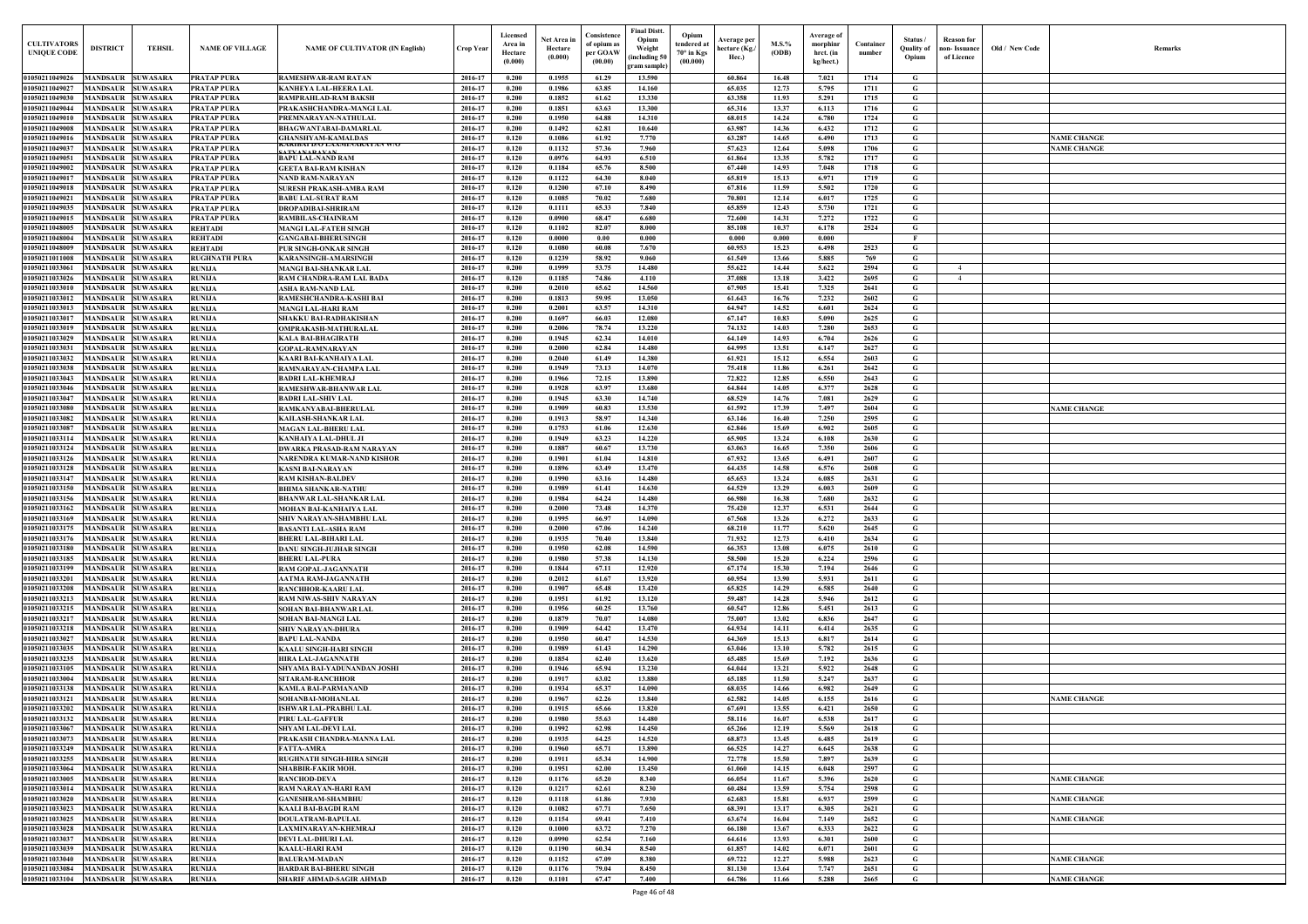| CULTIVATORS UNIQUE CODE | DISTRICT | TEHSIL | NAME OF VILLAGE | NAME OF CULTIVATOR (IN English) | Crop Year | Licensed Area in Hectare (0.000) | Net Area in Hectare (0.000) | Consistence of opium as per GOAW (00.00) | Final Distt. Opium Weight (including 50 gram sample) | Opium tendered at 70° in Kgs (00.000) | Average per hectare (Kg./ Hec.) | M.S.% (ODB) | Average of morphinr hrct. (in kg/hect.) | Container number | Status / Quality of Opium | Reason for non- Issuance of Licence | Old / New Code | Remarks |
|---|---|---|---|---|---|---|---|---|---|---|---|---|---|---|---|---|---|---|
| 01050211049026 | MANDSAUR | SUWASARA | PRATAP PURA | RAMESHWAR-RAM RATAN | 2016-17 | 0.200 | 0.1955 | 61.29 | 13.590 | | 60.864 | 16.48 | 7.021 | 1714 | G | | | |
| 01050211049027 | MANDSAUR | SUWASARA | PRATAP PURA | KANHEYA LAL-HEERA LAL | 2016-17 | 0.200 | 0.1986 | 63.85 | 14.160 | | 65.035 | 12.73 | 5.795 | 1711 | G | | | |
| 01050211049030 | MANDSAUR | SUWASARA | PRATAP PURA | RAMPRAHLAD-RAM BAKSH | 2016-17 | 0.200 | 0.1852 | 61.62 | 13.330 | | 63.358 | 11.93 | 5.291 | 1715 | G | | | |
| 01050211049044 | MANDSAUR | SUWASARA | PRATAP PURA | PRAKASHCHANDRA-MANGI LAL | 2016-17 | 0.200 | 0.1851 | 63.63 | 13.300 | | 65.316 | 13.37 | 6.113 | 1716 | G | | | |
| 01050211049010 | MANDSAUR | SUWASARA | PRATAP PURA | PREMNARAYAN-NATHULAL | 2016-17 | 0.200 | 0.1950 | 64.88 | 14.310 | | 68.015 | 14.24 | 6.780 | 1724 | G | | | |
| 01050211049008 | MANDSAUR | SUWASARA | PRATAP PURA | BHAGWANTABAI-DAMARLAL | 2016-17 | 0.200 | 0.1492 | 62.81 | 10.640 | | 63.987 | 14.36 | 6.432 | 1712 | G | | | |
| 01050211049016 | MANDSAUR | SUWASARA | PRATAP PURA | GHANSHYAM-KAMALDAS | 2016-17 | 0.120 | 0.1086 | 61.92 | 7.770 | | 63.287 | 14.65 | 6.490 | 1713 | G | | | NAME CHANGE |
| 01050211049037 | MANDSAUR | SUWASARA | PRATAP PURA | KARIBAI D/O LAXMINARAYAN W/O SATYANARAYAN | 2016-17 | 0.120 | 0.1132 | 57.36 | 7.960 | | 57.623 | 12.64 | 5.098 | 1706 | G | | | NAME CHANGE |
| 01050211049051 | MANDSAUR | SUWASARA | PRATAP PURA | BAPU LAL-NAND RAM | 2016-17 | 0.120 | 0.0976 | 64.93 | 6.510 | | 61.864 | 13.35 | 5.782 | 1717 | G | | | |
| 01050211049002 | MANDSAUR | SUWASARA | PRATAP PURA | GEETA BAI-RAM KISHAN | 2016-17 | 0.120 | 0.1184 | 65.76 | 8.500 | | 67.440 | 14.93 | 7.048 | 1718 | G | | | |
| 01050211049017 | MANDSAUR | SUWASARA | PRATAP PURA | NAND RAM-NARAYAN | 2016-17 | 0.120 | 0.1122 | 64.30 | 8.040 | | 65.819 | 15.13 | 6.971 | 1719 | G | | | |
| 01050211049018 | MANDSAUR | SUWASARA | PRATAP PURA | SURESH PRAKASH-AMBA RAM | 2016-17 | 0.120 | 0.1200 | 67.10 | 8.490 | | 67.816 | 11.59 | 5.502 | 1720 | G | | | |
| 01050211049021 | MANDSAUR | SUWASARA | PRATAP PURA | BABU LAL-SURAT RAM | 2016-17 | 0.120 | 0.1085 | 70.02 | 7.680 | | 70.801 | 12.14 | 6.017 | 1725 | G | | | |
| 01050211049035 | MANDSAUR | SUWASARA | PRATAP PURA | DROPADIBAI-SHRIRAM | 2016-17 | 0.120 | 0.1111 | 65.33 | 7.840 | | 65.859 | 12.43 | 5.730 | 1721 | G | | | |
| 01050211049015 | MANDSAUR | SUWASARA | PRATAP PURA | RAMBILAS-CHAINRAM | 2016-17 | 0.120 | 0.0900 | 68.47 | 6.680 | | 72.600 | 14.31 | 7.272 | 1722 | G | | | |
| 01050211048005 | MANDSAUR | SUWASARA | REHTADI | MANGI LAL-FATEH SINGH | 2016-17 | 0.120 | 0.1102 | 82.07 | 8.000 | | 85.108 | 10.37 | 6.178 | 2524 | G | | | |
| 01050211048004 | MANDSAUR | SUWASARA | REHTADI | GANGABAI-BHERUSINGH | 2016-17 | 0.120 | 0.0000 | 0.00 | 0.000 | | 0.000 | 0.000 | 0.000 | | F | | | |
| 01050211048009 | MANDSAUR | SUWASARA | REHTADI | PUR SINGH-ONKAR SINGH | 2016-17 | 0.120 | 0.1080 | 60.08 | 7.670 | | 60.953 | 15.23 | 6.498 | 2523 | G | | | |
| 01050211011008 | MANDSAUR | SUWASARA | RUGHNATH PURA | KARANSINGH-AMARSINGH | 2016-17 | 0.120 | 0.1239 | 58.92 | 9.060 | | 61.549 | 13.66 | 5.885 | 769 | G | | | |
| 01050211033061 | MANDSAUR | SUWASARA | RUNIJA | MANGI BAI-SHANKAR LAL | 2016-17 | 0.200 | 0.1999 | 53.75 | 14.480 | | 55.622 | 14.44 | 5.622 | 2594 | G | 4 | | |
| 01050211033026 | MANDSAUR | SUWASARA | RUNIJA | RAM CHANDRA-RAM LAL BADA | 2016-17 | 0.120 | 0.1185 | 74.86 | 4.110 | | 37.088 | 13.18 | 3.422 | 2695 | G | 4 | | |
| 01050211033010 | MANDSAUR | SUWASARA | RUNIJA | ASHA RAM-NAND LAL | 2016-17 | 0.200 | 0.2010 | 65.62 | 14.560 | | 67.905 | 15.41 | 7.325 | 2641 | G | | | |
| 01050211033012 | MANDSAUR | SUWASARA | RUNIJA | RAMESHCHANDRA-KASHI BAI | 2016-17 | 0.200 | 0.1813 | 59.95 | 13.050 | | 61.643 | 16.76 | 7.232 | 2602 | G | | | |
| 01050211033013 | MANDSAUR | SUWASARA | RUNIJA | MANGI LAL-HARI RAM | 2016-17 | 0.200 | 0.2001 | 63.57 | 14.310 | | 64.947 | 14.52 | 6.601 | 2624 | G | | | |
| 01050211033017 | MANDSAUR | SUWASARA | RUNIJA | SHAKKU BAI-RADHAKISHAN | 2016-17 | 0.200 | 0.1697 | 66.03 | 12.080 | | 67.147 | 10.83 | 5.090 | 2625 | G | | | |
| 01050211033019 | MANDSAUR | SUWASARA | RUNIJA | OMPRAKASH-MATHURALAL | 2016-17 | 0.200 | 0.2006 | 78.74 | 13.220 | | 74.132 | 14.03 | 7.280 | 2653 | G | | | |
| 01050211033029 | MANDSAUR | SUWASARA | RUNIJA | KALA BAI-BHAGIRATH | 2016-17 | 0.200 | 0.1945 | 62.34 | 14.010 | | 64.149 | 14.93 | 6.704 | 2626 | G | | | |
| 01050211033031 | MANDSAUR | SUWASARA | RUNIJA | GOPAL-RAMNARAYAN | 2016-17 | 0.200 | 0.2000 | 62.84 | 14.480 | | 64.995 | 13.51 | 6.147 | 2627 | G | | | |
| 01050211033032 | MANDSAUR | SUWASARA | RUNIJA | KAARI BAI-KANHAIYA LAL | 2016-17 | 0.200 | 0.2040 | 61.49 | 14.380 | | 61.921 | 15.12 | 6.554 | 2603 | G | | | |
| 01050211033038 | MANDSAUR | SUWASARA | RUNIJA | RAMNARAYAN-CHAMPA LAL | 2016-17 | 0.200 | 0.1949 | 73.13 | 14.070 | | 75.418 | 11.86 | 6.261 | 2642 | G | | | |
| 01050211033043 | MANDSAUR | SUWASARA | RUNIJA | BADRI LAL-KHEMRAJ | 2016-17 | 0.200 | 0.1966 | 72.15 | 13.890 | | 72.822 | 12.85 | 6.550 | 2643 | G | | | |
| 01050211033046 | MANDSAUR | SUWASARA | RUNIJA | RAMESHWAR-BHANWAR LAL | 2016-17 | 0.200 | 0.1928 | 63.97 | 13.680 | | 64.844 | 14.05 | 6.377 | 2628 | G | | | |
| 01050211033047 | MANDSAUR | SUWASARA | RUNIJA | BADRI LAL-SHIV LAL | 2016-17 | 0.200 | 0.1945 | 63.30 | 14.740 | | 68.529 | 14.76 | 7.081 | 2629 | G | | | |
| 01050211033080 | MANDSAUR | SUWASARA | RUNIJA | RAMKANYABAI-BHERULAL | 2016-17 | 0.200 | 0.1909 | 60.83 | 13.530 | | 61.592 | 17.39 | 7.497 | 2604 | G | | | NAME CHANGE |
| 01050211033082 | MANDSAUR | SUWASARA | RUNIJA | KAILASH-SHANKAR LAL | 2016-17 | 0.200 | 0.1913 | 58.97 | 14.340 | | 63.146 | 16.40 | 7.250 | 2595 | G | | | |
| 01050211033087 | MANDSAUR | SUWASARA | RUNIJA | MAGAN LAL-BHERU LAL | 2016-17 | 0.200 | 0.1753 | 61.06 | 12.630 | | 62.846 | 15.69 | 6.902 | 2605 | G | | | |
| 01050211033114 | MANDSAUR | SUWASARA | RUNIJA | KANHAIYA LAL-DHUL JI | 2016-17 | 0.200 | 0.1949 | 63.23 | 14.220 | | 65.905 | 13.24 | 6.108 | 2630 | G | | | |
| 01050211033124 | MANDSAUR | SUWASARA | RUNIJA | DWARKA PRASAD-RAM NARAYAN | 2016-17 | 0.200 | 0.1887 | 60.67 | 13.730 | | 63.063 | 16.65 | 7.350 | 2606 | G | | | |
| 01050211033126 | MANDSAUR | SUWASARA | RUNIJA | NARENDRA KUMAR-NAND KISHOR | 2016-17 | 0.200 | 0.1901 | 61.04 | 14.810 | | 67.932 | 13.65 | 6.491 | 2607 | G | | | |
| 01050211033128 | MANDSAUR | SUWASARA | RUNIJA | KASNI BAI-NARAYAN | 2016-17 | 0.200 | 0.1896 | 63.49 | 13.470 | | 64.435 | 14.58 | 6.576 | 2608 | G | | | |
| 01050211033147 | MANDSAUR | SUWASARA | RUNIJA | RAM KISHAN-BALDEV | 2016-17 | 0.200 | 0.1990 | 63.16 | 14.480 | | 65.653 | 13.24 | 6.085 | 2631 | G | | | |
| 01050211033150 | MANDSAUR | SUWASARA | RUNIJA | BHIMA SHANKAR-NATHU | 2016-17 | 0.200 | 0.1989 | 61.41 | 14.630 | | 64.529 | 13.29 | 6.003 | 2609 | G | | | |
| 01050211033156 | MANDSAUR | SUWASARA | RUNIJA | BHANWAR LAL-SHANKAR LAL | 2016-17 | 0.200 | 0.1984 | 64.24 | 14.480 | | 66.980 | 16.38 | 7.680 | 2632 | G | | | |
| 01050211033162 | MANDSAUR | SUWASARA | RUNIJA | MOHAN BAI-KANHAIYA LAL | 2016-17 | 0.200 | 0.2000 | 73.48 | 14.370 | | 75.420 | 12.37 | 6.531 | 2644 | G | | | |
| 01050211033169 | MANDSAUR | SUWASARA | RUNIJA | SHIV NARAYAN-SHAMBHU LAL | 2016-17 | 0.200 | 0.1995 | 66.97 | 14.090 | | 67.568 | 13.26 | 6.272 | 2633 | G | | | |
| 01050211033175 | MANDSAUR | SUWASARA | RUNIJA | BASANTI LAL-ASHA RAM | 2016-17 | 0.200 | 0.2000 | 67.06 | 14.240 | | 68.210 | 11.77 | 5.620 | 2645 | G | | | |
| 01050211033176 | MANDSAUR | SUWASARA | RUNIJA | BHERU LAL-BIHARI LAL | 2016-17 | 0.200 | 0.1935 | 70.40 | 13.840 | | 71.932 | 12.73 | 6.410 | 2634 | G | | | |
| 01050211033180 | MANDSAUR | SUWASARA | RUNIJA | DANU SINGH-JUJHAR SINGH | 2016-17 | 0.200 | 0.1950 | 62.08 | 14.590 | | 66.353 | 13.08 | 6.075 | 2610 | G | | | |
| 01050211033185 | MANDSAUR | SUWASARA | RUNIJA | BHERU LAL-PURA | 2016-17 | 0.200 | 0.1980 | 57.38 | 14.130 | | 58.500 | 15.20 | 6.224 | 2596 | G | | | |
| 01050211033199 | MANDSAUR | SUWASARA | RUNIJA | RAM GOPAL-JAGANNATH | 2016-17 | 0.200 | 0.1844 | 67.11 | 12.920 | | 67.174 | 15.30 | 7.194 | 2646 | G | | | |
| 01050211033201 | MANDSAUR | SUWASARA | RUNIJA | AATMA RAM-JAGANNATH | 2016-17 | 0.200 | 0.2012 | 61.67 | 13.920 | | 60.954 | 13.90 | 5.931 | 2611 | G | | | |
| 01050211033208 | MANDSAUR | SUWASARA | RUNIJA | RANCHHOR-KAARU LAL | 2016-17 | 0.200 | 0.1907 | 65.48 | 13.420 | | 65.825 | 14.29 | 6.585 | 2640 | G | | | |
| 01050211033213 | MANDSAUR | SUWASARA | RUNIJA | RAM NIWAS-SHIV NARAYAN | 2016-17 | 0.200 | 0.1951 | 61.92 | 13.120 | | 59.487 | 14.28 | 5.946 | 2612 | G | | | |
| 01050211033215 | MANDSAUR | SUWASARA | RUNIJA | SOHAN BAI-BHANWAR LAL | 2016-17 | 0.200 | 0.1956 | 60.25 | 13.760 | | 60.547 | 12.86 | 5.451 | 2613 | G | | | |
| 01050211033217 | MANDSAUR | SUWASARA | RUNIJA | SOHAN BAI-MANGI LAL | 2016-17 | 0.200 | 0.1879 | 70.07 | 14.080 | | 75.007 | 13.02 | 6.836 | 2647 | G | | | |
| 01050211033218 | MANDSAUR | SUWASARA | RUNIJA | SHIV NARAYAN-DHURA | 2016-17 | 0.200 | 0.1909 | 64.42 | 13.470 | | 64.934 | 14.11 | 6.414 | 2635 | G | | | |
| 01050211033027 | MANDSAUR | SUWASARA | RUNIJA | BAPU LAL-NANDA | 2016-17 | 0.200 | 0.1950 | 60.47 | 14.530 | | 64.369 | 15.13 | 6.817 | 2614 | G | | | |
| 01050211033035 | MANDSAUR | SUWASARA | RUNIJA | KAALU SINGH-HARI SINGH | 2016-17 | 0.200 | 0.1989 | 61.43 | 14.290 | | 63.046 | 13.10 | 5.782 | 2615 | G | | | |
| 01050211033235 | MANDSAUR | SUWASARA | RUNIJA | HIRA LAL-JAGANNATH | 2016-17 | 0.200 | 0.1854 | 62.40 | 13.620 | | 65.485 | 15.69 | 7.192 | 2636 | G | | | |
| 01050211033105 | MANDSAUR | SUWASARA | RUNIJA | SHYAMA BAI-YADUNANDAN JOSHI | 2016-17 | 0.200 | 0.1946 | 65.94 | 13.230 | | 64.044 | 13.21 | 5.922 | 2648 | G | | | |
| 01050211033004 | MANDSAUR | SUWASARA | RUNIJA | SITARAM-RANCHHOR | 2016-17 | 0.200 | 0.1917 | 63.02 | 13.880 | | 65.185 | 11.50 | 5.247 | 2637 | G | | | |
| 01050211033138 | MANDSAUR | SUWASARA | RUNIJA | KAMLA BAI-PARMANAND | 2016-17 | 0.200 | 0.1934 | 65.37 | 14.090 | | 68.035 | 14.66 | 6.982 | 2649 | G | | | |
| 01050211033121 | MANDSAUR | SUWASARA | RUNIJA | SOHANBAI-MOHANLAL | 2016-17 | 0.200 | 0.1967 | 62.26 | 13.840 | | 62.582 | 14.05 | 6.155 | 2616 | G | | | NAME CHANGE |
| 01050211033202 | MANDSAUR | SUWASARA | RUNIJA | ISHWAR LAL-PRABHU LAL | 2016-17 | 0.200 | 0.1915 | 65.66 | 13.820 | | 67.691 | 13.55 | 6.421 | 2650 | G | | | |
| 01050211033132 | MANDSAUR | SUWASARA | RUNIJA | PIRU LAL-GAFFUR | 2016-17 | 0.200 | 0.1980 | 55.63 | 14.480 | | 58.116 | 16.07 | 6.538 | 2617 | G | | | |
| 01050211033067 | MANDSAUR | SUWASARA | RUNIJA | SHYAM LAL-DEVI LAL | 2016-17 | 0.200 | 0.1992 | 62.98 | 14.450 | | 65.266 | 12.19 | 5.569 | 2618 | G | | | |
| 01050211033073 | MANDSAUR | SUWASARA | RUNIJA | PRAKASH CHANDRA-MANNA LAL | 2016-17 | 0.200 | 0.1935 | 64.25 | 14.520 | | 68.873 | 13.45 | 6.485 | 2619 | G | | | |
| 01050211033249 | MANDSAUR | SUWASARA | RUNIJA | FATTA-AMRA | 2016-17 | 0.200 | 0.1960 | 65.71 | 13.890 | | 66.525 | 14.27 | 6.645 | 2638 | G | | | |
| 01050211033255 | MANDSAUR | SUWASARA | RUNIJA | RUGHNATH SINGH-HIRA SINGH | 2016-17 | 0.200 | 0.1911 | 65.34 | 14.900 | | 72.778 | 15.50 | 7.897 | 2639 | G | | | |
| 01050211033064 | MANDSAUR | SUWASARA | RUNIJA | SHABBIR-FAKIR MOH. | 2016-17 | 0.200 | 0.1951 | 62.00 | 13.450 | | 61.060 | 14.15 | 6.048 | 2597 | G | | | |
| 01050211033005 | MANDSAUR | SUWASARA | RUNIJA | RANCHOD-DEVA | 2016-17 | 0.120 | 0.1176 | 65.20 | 8.340 | | 66.054 | 11.67 | 5.396 | 2620 | G | | | NAME CHANGE |
| 01050211033014 | MANDSAUR | SUWASARA | RUNIJA | RAM NARAYAN-HARI RAM | 2016-17 | 0.120 | 0.1217 | 62.61 | 8.230 | | 60.484 | 13.59 | 5.754 | 2598 | G | | | |
| 01050211033020 | MANDSAUR | SUWASARA | RUNIJA | GANESHRAM-SHAMBHU | 2016-17 | 0.120 | 0.1118 | 61.86 | 7.930 | | 62.683 | 15.81 | 6.937 | 2599 | G | | | NAME CHANGE |
| 01050211033023 | MANDSAUR | SUWASARA | RUNIJA | KAALI BAI-BAGDI RAM | 2016-17 | 0.120 | 0.1082 | 67.71 | 7.650 | | 68.391 | 13.17 | 6.305 | 2621 | G | | | |
| 01050211033025 | MANDSAUR | SUWASARA | RUNIJA | DOULATRAM-BAPULAL | 2016-17 | 0.120 | 0.1154 | 69.41 | 7.410 | | 63.674 | 16.04 | 7.149 | 2652 | G | | | NAME CHANGE |
| 01050211033028 | MANDSAUR | SUWASARA | RUNIJA | LAXMINARAYAN-KHEMRAJ | 2016-17 | 0.120 | 0.1000 | 63.72 | 7.270 | | 66.180 | 13.67 | 6.333 | 2622 | G | | | |
| 01050211033037 | MANDSAUR | SUWASARA | RUNIJA | DEVI LAL-DHURI LAL | 2016-17 | 0.120 | 0.0990 | 62.54 | 7.160 | | 64.616 | 13.93 | 6.301 | 2600 | G | | | |
| 01050211033039 | MANDSAUR | SUWASARA | RUNIJA | KAALU-HARI RAM | 2016-17 | 0.120 | 0.1190 | 60.34 | 8.540 | | 61.857 | 14.02 | 6.071 | 2601 | G | | | |
| 01050211033040 | MANDSAUR | SUWASARA | RUNIJA | BALURAM-MADAN | 2016-17 | 0.120 | 0.1152 | 67.09 | 8.380 | | 69.722 | 12.27 | 5.988 | 2623 | G | | | NAME CHANGE |
| 01050211033084 | MANDSAUR | SUWASARA | RUNIJA | HARDAR BAI-BHERU SINGH | 2016-17 | 0.120 | 0.1176 | 79.04 | 8.450 | | 81.130 | 13.64 | 7.747 | 2651 | G | | | |
| 01050211033104 | MANDSAUR | SUWASARA | RUNIJA | SHARIF AHMAD-SAGIR AHMAD | 2016-17 | 0.120 | 0.1101 | 67.47 | 7.400 | | 64.786 | 11.66 | 5.288 | 2665 | G | | | NAME CHANGE |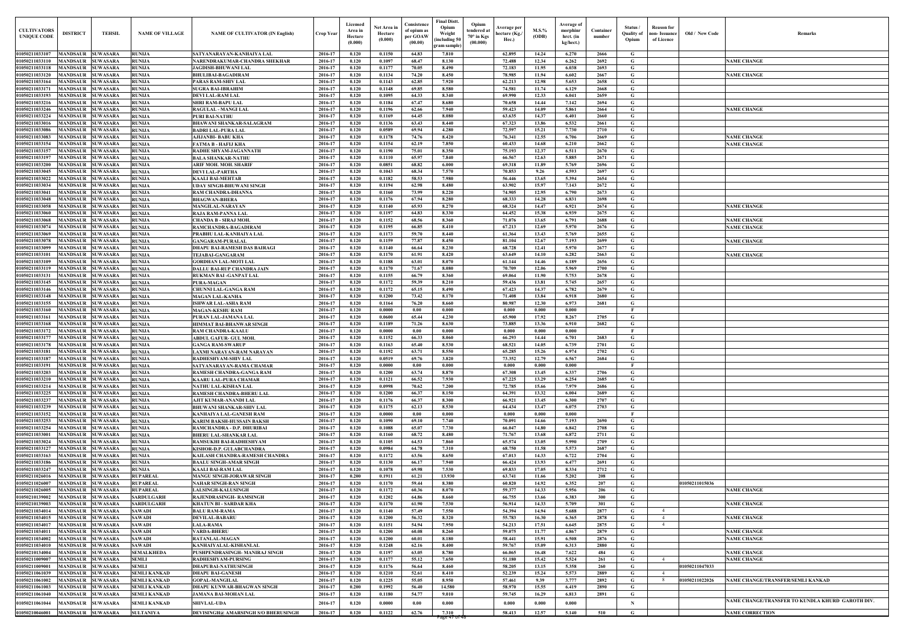| CULTIVATORS UNIQUE CODE | DISTRICT | TEHSIL | NAME OF VILLAGE | NAME OF CULTIVATOR (IN English) | Crop Year | Licensed Area in Hectare (0.000) | Net Area in Hectare (0.000) | Consistence of opium as per GOAW (00.00) | Final Distt. Opium Weight (including 50 gram sample) | Opium tendered at 70° in Kgs (00.000) | Average per hectare (Kg./ Hec.) | M.S.% (ODB) | Average of morphine hrct. (in kg/hect.) | Container number | Status / Quality of Opium | Reason for non- Issuance of Licence | Old / New Code | Remarks |
|---|---|---|---|---|---|---|---|---|---|---|---|---|---|---|---|---|---|---|
| 01050211033107 | MANDSAUR | SUWASARA | RUNIJA | SATYANARAYAN-KANHAIYA LAL | 2016-17 | 0.120 | 0.1150 | 64.83 | 7.810 | | 62.895 | 14.24 | 6.270 | 2666 | G | | | |
| 01050211033110 | MANDSAUR | SUWASARA | RUNIJA | NARENDRAKUMAR-CHANDRA SHEKHAR | 2016-17 | 0.120 | 0.1097 | 68.47 | 8.130 | | 72.488 | 12.34 | 6.262 | 2692 | G | | | NAME CHANGE |
| 01050211033118 | MANDSAUR | SUWASARA | RUNIJA | JAGDISH-BHUWANI LAL | 2016-17 | 0.120 | 0.1177 | 70.05 | 8.490 | | 72.183 | 11.95 | 6.038 | 2693 | G | | | |
| 01050211033120 | MANDSAUR | SUWASARA | RUNIJA | BHULIBAI-BAGADIRAM | 2016-17 | 0.120 | 0.1134 | 74.20 | 8.450 | | 78.985 | 11.94 | 6.602 | 2667 | G | | | NAME CHANGE |
| 01050211033164 | MANDSAUR | SUWASARA | RUNIJA | PARAS RAM-SHIV LAL | 2016-17 | 0.120 | 0.1143 | 62.85 | 7.920 | | 62.213 | 12.98 | 5.653 | 2658 | G | | | |
| 01050211033171 | MANDSAUR | SUWASARA | RUNIJA | SUGRA BAI-IBRAHIM | 2016-17 | 0.120 | 0.1148 | 69.85 | 8.580 | | 74.581 | 11.74 | 6.129 | 2668 | G | | | |
| 01050211033193 | MANDSAUR | SUWASARA | RUNIJA | DEVI LAL-RAM LAL | 2016-17 | 0.120 | 0.1095 | 64.33 | 8.340 | | 69.990 | 12.33 | 6.041 | 2659 | G | | | |
| 01050211033216 | MANDSAUR | SUWASARA | RUNIJA | SHRI RAM-BAPU LAL | 2016-17 | 0.120 | 0.1184 | 67.47 | 8.680 | | 70.658 | 14.44 | 7.142 | 2694 | G | | | |
| 01050211033246 | MANDSAUR | SUWASARA | RUNIJA | RAGULAL - MANGI LAL | 2016-17 | 0.120 | 0.1196 | 62.66 | 7.940 | | 59.423 | 14.09 | 5.861 | 2664 | G | | | NAME CHANGE |
| 01050211033224 | MANDSAUR | SUWASARA | RUNIJA | PURI BAI-NATHU | 2016-17 | 0.120 | 0.1169 | 64.45 | 8.080 | | 63.635 | 14.37 | 6.401 | 2660 | G | | | |
| 01050211033016 | MANDSAUR | SUWASARA | RUNIJA | BHAWANI SHANKAR-SALAGRAM | 2016-17 | 0.120 | 0.1136 | 63.43 | 8.440 | | 67.323 | 13.86 | 6.532 | 2661 | G | | | |
| 01050211033086 | MANDSAUR | SUWASARA | RUNIJA | BADRI LAL-PURA LAL | 2016-17 | 0.120 | 0.0589 | 69.94 | 4.280 | | 72.597 | 15.21 | 7.730 | 2710 | G | | | |
| 01050211033083 | MANDSAUR | SUWASARA | RUNIJA | AJIJANBI- BABU KHA | 2016-17 | 0.120 | 0.1178 | 74.76 | 8.420 | | 76.341 | 12.55 | 6.706 | 2669 | G | | | NAME CHANGE |
| 01050211033154 | MANDSAUR | SUWASARA | RUNIJA | FATMA B - HAFIJ KHA | 2016-17 | 0.120 | 0.1154 | 62.19 | 7.850 | | 60.433 | 14.68 | 6.210 | 2662 | G | | | NAME CHANGE |
| 01050211033157 | MANDSAUR | SUWASARA | RUNIJA | RADHE SHYAM-JAGANNATH | 2016-17 | 0.120 | 0.1190 | 75.01 | 8.350 | | 75.193 | 12.37 | 6.511 | 2670 | G | | | |
| 01050211033197 | MANDSAUR | SUWASARA | RUNIJA | BALA SHANKAR-NATHU | 2016-17 | 0.120 | 0.1110 | 65.97 | 7.840 | | 66.567 | 12.63 | 5.885 | 2671 | G | | | |
| 01050211033200 | MANDSAUR | SUWASARA | RUNIJA | ARIF MOH. MOH. SHARIF | 2016-17 | 0.120 | 0.0851 | 68.82 | 6.000 | | 69.318 | 11.89 | 5.769 | 2696 | G | | | |
| 01050211033045 | MANDSAUR | SUWASARA | RUNIJA | DEVI LAL-PARTHA | 2016-17 | 0.120 | 0.1043 | 68.34 | 7.570 | | 70.853 | 9.26 | 4.593 | 2697 | G | | | |
| 01050211033022 | MANDSAUR | SUWASARA | RUNIJA | KAALI BAI-MEHTAB | 2016-17 | 0.120 | 0.1182 | 58.53 | 7.980 | | 56.446 | 13.65 | 5.394 | 2654 | G | | | |
| 01050211033034 | MANDSAUR | SUWASARA | RUNIJA | UDAY SINGH-BHUWANI SINGH | 2016-17 | 0.120 | 0.1194 | 62.98 | 8.480 | | 63.902 | 15.97 | 7.143 | 2672 | G | | | |
| 01050211033041 | MANDSAUR | SUWASARA | RUNIJA | RAM CHANDRA-DHANNA | 2016-17 | 0.120 | 0.1160 | 73.99 | 8.220 | | 74.905 | 12.95 | 6.790 | 2673 | G | | | |
| 01050211033048 | MANDSAUR | SUWASARA | RUNIJA | BHAGWAN-BHERA | 2016-17 | 0.120 | 0.1176 | 67.94 | 8.280 | | 68.333 | 14.28 | 6.831 | 2698 | G | | | |
| 01050211033058 | MANDSAUR | SUWASARA | RUNIJA | MANGILAL-NARAYAN | 2016-17 | 0.120 | 0.1140 | 65.93 | 8.270 | | 68.324 | 14.47 | 6.921 | 2674 | G | | | NAME CHANGE |
| 01050211033060 | MANDSAUR | SUWASARA | RUNIJA | RAJA RAM-PANNA LAL | 2016-17 | 0.120 | 0.1197 | 64.83 | 8.330 | | 64.452 | 15.38 | 6.939 | 2675 | G | | | |
| 01050211033068 | MANDSAUR | SUWASARA | RUNIJA | CHANDA B - SIRAJ MOH. | 2016-17 | 0.120 | 0.1152 | 68.56 | 8.360 | | 71.076 | 13.65 | 6.791 | 2688 | G | | | NAME CHANGE |
| 01050211033074 | MANDSAUR | SUWASARA | RUNIJA | RAMCHANDRA-BAGADIRAM | 2016-17 | 0.120 | 0.1195 | 66.85 | 8.410 | | 67.213 | 12.69 | 5.970 | 2676 | G | | | NAME CHANGE |
| 01050211033069 | MANDSAUR | SUWASARA | RUNIJA | PRABHU LAL-KANHAIYA LAL | 2016-17 | 0.120 | 0.1173 | 59.70 | 8.440 | | 61.364 | 13.43 | 5.769 | 2655 | G | | | |
| 01050211033078 | MANDSAUR | SUWASARA | RUNIJA | GANGARAM-PURALAL | 2016-17 | 0.120 | 0.1159 | 77.87 | 8.450 | | 81.104 | 12.67 | 7.193 | 2699 | G | | | NAME CHANGE |
| 01050211033099 | MANDSAUR | SUWASARA | RUNIJA | DHAPU BAI-RAMESH DAS BAIRAGI | 2016-17 | 0.120 | 0.1140 | 66.64 | 8.230 | | 68.728 | 12.41 | 5.970 | 2677 | G | | | |
| 01050211033101 | MANDSAUR | SUWASARA | RUNIJA | TEJABAI-GANGARAM | 2016-17 | 0.120 | 0.1170 | 61.91 | 8.420 | | 63.649 | 14.10 | 6.282 | 2663 | G | | | NAME CHANGE |
| 01050211033109 | MANDSAUR | SUWASARA | RUNIJA | GORDHAN LAL-MOTI LAL | 2016-17 | 0.120 | 0.1188 | 63.01 | 8.070 | | 61.144 | 14.46 | 6.189 | 2656 | G | | | |
| 01050211033119 | MANDSAUR | SUWASARA | RUNIJA | DALLU BAI-RUP CHANDRA JAIN | 2016-17 | 0.120 | 0.1170 | 71.67 | 8.080 | | 70.709 | 12.06 | 5.969 | 2700 | G | | | |
| 01050211033131 | MANDSAUR | SUWASARA | RUNIJA | RUKMAN BAI -GANPAT LAL | 2016-17 | 0.120 | 0.1155 | 66.79 | 8.360 | | 69.064 | 11.90 | 5.753 | 2678 | G | | | |
| 01050211033145 | MANDSAUR | SUWASARA | RUNIJA | PURA-MAGAN | 2016-17 | 0.120 | 0.1172 | 59.39 | 8.210 | | 59.436 | 13.81 | 5.745 | 2657 | G | | | |
| 01050211033146 | MANDSAUR | SUWASARA | RUNIJA | CHUNNI LAL-GANGA RAM | 2016-17 | 0.120 | 0.1172 | 65.15 | 8.490 | | 67.423 | 14.37 | 6.782 | 2679 | G | | | |
| 01050211033148 | MANDSAUR | SUWASARA | RUNIJA | MAGAN LAL-KANHA | 2016-17 | 0.120 | 0.1200 | 73.42 | 8.170 | | 71.408 | 13.84 | 6.918 | 2680 | G | | | |
| 01050211033155 | MANDSAUR | SUWASARA | RUNIJA | ISHWAR LAL-ASHA RAM | 2016-17 | 0.120 | 0.1164 | 76.20 | 8.660 | | 80.987 | 12.30 | 6.973 | 2681 | G | | | |
| 01050211033160 | MANDSAUR | SUWASARA | RUNIJA | MAGAN-KESHU RAM | 2016-17 | 0.120 | 0.0000 | 0.00 | 0.000 | | 0.000 | 0.000 | 0.000 | | F | | | |
| 01050211033161 | MANDSAUR | SUWASARA | RUNIJA | PURAN LAL-JAMANA LAL | 2016-17 | 0.120 | 0.0600 | 65.44 | 4.230 | | 65.900 | 17.92 | 8.267 | 2705 | G | | | |
| 01050211033168 | MANDSAUR | SUWASARA | RUNIJA | HIMMAT BAI-BHANWAR SINGH | 2016-17 | 0.120 | 0.1189 | 71.26 | 8.630 | | 73.885 | 13.36 | 6.910 | 2682 | G | | | |
| 01050211033172 | MANDSAUR | SUWASARA | RUNIJA | RAM CHANDRA-KAALU | 2016-17 | 0.120 | 0.0000 | 0.00 | 0.000 | | 0.000 | 0.000 | 0.000 | | F | | | |
| 01050211033177 | MANDSAUR | SUWASARA | RUNIJA | ABDUL GAFUR- GUL MOH. | 2016-17 | 0.120 | 0.1152 | 66.33 | 8.060 | | 66.293 | 14.44 | 6.701 | 2683 | G | | | |
| 01050211033178 | MANDSAUR | SUWASARA | RUNIJA | GANGA RAM-SWARUP | 2016-17 | 0.120 | 0.1163 | 65.40 | 8.530 | | 68.521 | 14.05 | 6.739 | 2701 | G | | | |
| 01050211033181 | MANDSAUR | SUWASARA | RUNIJA | LAXMI NARAYAN-RAM NARAYAN | 2016-17 | 0.120 | 0.1192 | 63.71 | 8.550 | | 65.285 | 15.26 | 6.974 | 2702 | G | | | |
| 01050211033187 | MANDSAUR | SUWASARA | RUNIJA | RADHESHYAM-SHIV LAL | 2016-17 | 0.120 | 0.0519 | 69.76 | 3.820 | | 73.352 | 12.79 | 6.567 | 2684 | G | | | |
| 01050211033191 | MANDSAUR | SUWASARA | RUNIJA | SATYANARAYAN-RAMA CHAMAR | 2016-17 | 0.120 | 0.0000 | 0.00 | 0.000 | | 0.000 | 0.000 | 0.000 | | F | | | |
| 01050211033203 | MANDSAUR | SUWASARA | RUNIJA | RAMESH CHANDRA-GANGA RAM | 2016-17 | 0.120 | 0.1200 | 63.74 | 8.870 | | 67.308 | 13.45 | 6.337 | 2706 | G | | | |
| 01050211033210 | MANDSAUR | SUWASARA | RUNIJA | KAARU LAL-PURA CHAMAR | 2016-17 | 0.120 | 0.1121 | 66.52 | 7.930 | | 67.225 | 13.29 | 6.254 | 2685 | G | | | |
| 01050211033214 | MANDSAUR | SUWASARA | RUNIJA | NATHU LAL-KISHAN LAL | 2016-17 | 0.120 | 0.0998 | 70.62 | 7.200 | | 72.785 | 15.66 | 7.979 | 2686 | G | | | |
| 01050211033225 | MANDSAUR | SUWASARA | RUNIJA | RAMESH CHANDRA-BHERU LAL | 2016-17 | 0.120 | 0.1200 | 66.37 | 8.150 | | 64.391 | 13.32 | 6.004 | 2689 | G | | | |
| 01050211033237 | MANDSAUR | SUWASARA | RUNIJA | AJIT KUMAR-ANANDI LAL | 2016-17 | 0.120 | 0.1176 | 66.37 | 8.300 | | 66.921 | 13.45 | 6.300 | 2707 | G | | | |
| 01050211033239 | MANDSAUR | SUWASARA | RUNIJA | BHUWANI SHANKAR-SHIV LAL | 2016-17 | 0.120 | 0.1175 | 62.13 | 8.530 | | 64.434 | 13.47 | 6.075 | 2703 | G | | | |
| 01050211033152 | MANDSAUR | SUWASARA | RUNIJA | KANHAIYA LAL-GANESH RAM | 2016-17 | 0.120 | 0.0000 | 0.00 | 0.000 | | 0.000 | 0.000 | 0.000 | | F | | | |
| 01050211033253 | MANDSAUR | SUWASARA | RUNIJA | KARIM BAKSH-HUSSAIN BAKSH | 2016-17 | 0.120 | 0.1090 | 69.10 | 7.740 | | 70.091 | 14.66 | 7.193 | 2690 | G | | | |
| 01050211033254 | MANDSAUR | SUWASARA | RUNIJA | RAMCHANDRA - D.P. DHURIBAI | 2016-17 | 0.120 | 0.1088 | 65.07 | 7.730 | | 66.047 | 14.80 | 6.842 | 2708 | G | | | |
| 01050211033001 | MANDSAUR | SUWASARA | RUNIJA | BHERU LAL-SHANKAR LAL | 2016-17 | 0.120 | 0.1160 | 68.72 | 8.480 | | 71.767 | 13.68 | 6.872 | 2711 | G | | | |
| 01050211033024 | MANDSAUR | SUWASARA | RUNIJA | RAMSUKHI BAI-RADHESHYAM | 2016-17 | 0.120 | 0.1105 | 64.53 | 7.860 | | 65.574 | 13.05 | 5.990 | 2709 | G | | | |
| 01050211033127 | MANDSAUR | SUWASARA | RUNIJA | KISHOR-D.P. GULABCHANDRA | 2016-17 | 0.120 | 0.0984 | 64.78 | 7.310 | | 68.750 | 11.58 | 5.573 | 2687 | G | | | |
| 01050211033163 | MANDSAUR | SUWASARA | RUNIJA | KAILASH CHANDRA-RAMESH CHANDRA | 2016-17 | 0.120 | 0.1172 | 63.56 | 8.650 | | 67.013 | 14.33 | 6.722 | 2704 | G | | | |
| 01050211033186 | MANDSAUR | SUWASARA | RUNIJA | BAALU SINGH-AMAR SINGH | 2016-17 | 0.120 | 0.1130 | 66.17 | 7.940 | | 66.424 | 13.93 | 6.477 | 2691 | G | | | |
| 01050211033247 | MANDSAUR | SUWASARA | RUNIJA | KAALI BAI-RAM LAL | 2016-17 | 0.120 | 0.1078 | 69.98 | 7.530 | | 69.833 | 17.05 | 8.334 | 2712 | G | | | |
| 01050211026016 | MANDSAUR | SUWASARA | RUPAREAL | MANGU SINGH-JORAWAR SINGH | 2016-17 | 0.200 | 0.1911 | 61.21 | 13.930 | | 63.741 | 11.66 | 5.202 | 208 | G | | | |
| 01050211026007 | MANDSAUR | SUWASARA | RUPAREAL | NAHAR SINGH-RAN SINGH | 2016-17 | 0.120 | 0.1170 | 59.44 | 8.380 | | 60.820 | 14.92 | 6.352 | 207 | G | | 01050211015036 | |
| 01050211026005 | MANDSAUR | SUWASARA | RUPAREAL | LALSINGH-KALUSINGH | 2016-17 | 0.120 | 0.1172 | 60.36 | 8.070 | | 59.377 | 14.33 | 5.956 | 206 | G | | | NAME CHANGE |
| 01050211039002 | MANDSAUR | SUWASARA | SARDULGARH | RAJENDRASINGH- RAMSINGH | 2016-17 | 0.120 | 0.1202 | 64.86 | 8.660 | | 66.755 | 13.66 | 6.383 | 300 | G | | | |
| 01050211039003 | MANDSAUR | SUWASARA | SARDULGARH | KHATUN BI - SARDAR KHA | 2016-17 | 0.120 | 0.1170 | 61.90 | 7.530 | | 56.914 | 14.33 | 5.709 | 301 | G | | | NAME CHANGE |
| 01050211034014 | MANDSAUR | SUWASARA | SAWADI | BALU RAM-RAMA | 2016-17 | 0.120 | 0.1140 | 57.49 | 7.550 | | 54.394 | 14.94 | 5.688 | 2877 | G | 4 | | |
| 01050211034015 | MANDSAUR | SUWASARA | SAWADI | DEVILAL-BABARU | 2016-17 | 0.120 | 0.1200 | 56.32 | 8.320 | | 55.783 | 16.30 | 6.365 | 2878 | G | 4 | | NAME CHANGE |
| 01050211034017 | MANDSAUR | SUWASARA | SAWADI | LALA-RAMA | 2016-17 | 0.120 | 0.1151 | 54.94 | 7.950 | | 54.213 | 17.51 | 6.645 | 2875 | G | 4 | | |
| 01050211034011 | MANDSAUR | SUWASARA | SAWADI | VARDA-BHERU | 2016-17 | 0.120 | 0.1200 | 60.08 | 8.260 | | 59.075 | 11.77 | 4.867 | 2879 | G | | | NAME CHANGE |
| 01050211034002 | MANDSAUR | SUWASARA | SAWADI | RATANLAL-MAGAN | 2016-17 | 0.120 | 0.1200 | 60.01 | 8.180 | | 58.441 | 15.91 | 6.508 | 2876 | G | | | NAME CHANGE |
| 01050211034010 | MANDSAUR | SUWASARA | SAWADI | KANHAIYALAL-KISHANLAL | 2016-17 | 0.120 | 0.1248 | 62.16 | 8.400 | | 59.767 | 15.09 | 6.313 | 2880 | G | | | |
| 01050210134004 | MANDSAUR | SUWASARA | SEMALKHEDA | PUSHPENDRASINGH- MANIRAJ SINGH | 2016-17 | 0.120 | 0.1197 | 63.05 | 8.780 | | 66.065 | 16.48 | 7.622 | 484 | G | | | NAME CHANGE |
| 01050211009007 | MANDSAUR | SUWASARA | SEMLI | RADHESHYAM-PURSING | 2016-17 | 0.120 | 0.1177 | 55.12 | 7.650 | | 51.180 | 15.42 | 5.524 | 261 | G | 4 | | NAME CHANGE |
| 01050211009001 | MANDSAUR | SUWASARA | SEMLI | DHAPUBAI-NATHUSINGH | 2016-17 | 0.120 | 0.1176 | 56.64 | 8.460 | | 58.205 | 13.15 | 5.358 | 260 | G | | 01050211047033 | |
| 01050211061039 | MANDSAUR | SUWASARA | SEMLI KANKAD | DHAPU BAI-GANESH | 2016-17 | 0.120 | 0.1210 | 52.61 | 8.410 | | 52.239 | 15.24 | 5.573 | 2889 | G | 4 | | |
| 01050211061002 | MANDSAUR | SUWASARA | SEMLI KANKAD | GOPAL-MANGILAL | 2016-17 | 0.120 | 0.1225 | 55.05 | 8.950 | | 57.461 | 9.39 | 3.777 | 2892 | G | 8 | 01050211022026 | NAME CHANGE/TRANSFER/SEMLI KANKAD |
| 01050211061003 | MANDSAUR | SUWASARA | SEMLI KANKAD | DHAPU KUNWAR-BHAGWAN SINGH | 2016-17 | 0.200 | 0.1992 | 56.40 | 14.580 | | 58.970 | 15.55 | 6.419 | 2890 | G | | | |
| 01050211061040 | MANDSAUR | SUWASARA | SEMLI KANKAD | JAMANA BAI-MOHAN LAL | 2016-17 | 0.120 | 0.1180 | 54.77 | 9.010 | | 59.745 | 16.29 | 6.813 | 2891 | G | | | |
| 01050211061044 | MANDSAUR | SUWASARA | SEMLI KANKAD | SHIVLAL-UDA | 2016-17 | 0.120 | 0.0000 | 0.00 | 0.000 | | 0.000 | 0.000 | 0.000 | | N | | | NAME CHANGE/TRANSFER TO KUNDLA KHURD GAROTH DIV. |
| 01050210046001 | MANDSAUR | SUWASARA | SULTANIYA | DEVISINGH@ AMARSINGH S/O BHERUSINGH | 2016-17 | 0.120 | 0.1122 | 62.76 | 7.310 | | 58.413 | 12.57 | 5.140 | 510 | G | | | NAME CORRECTION |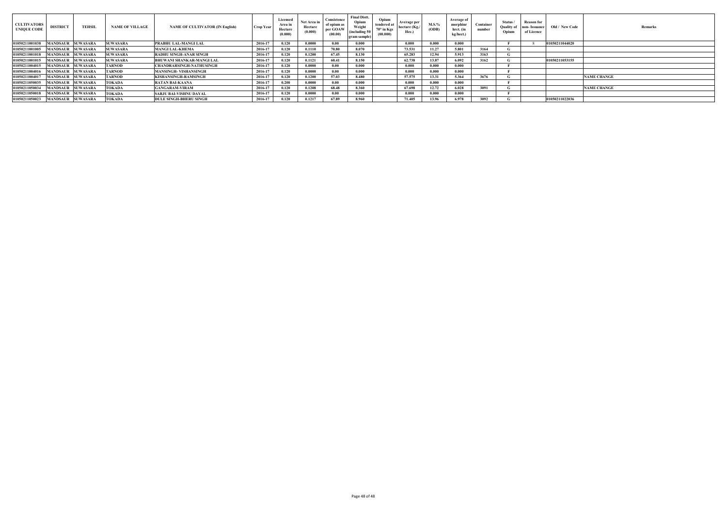| CULTIVATORS UNIQUE CODE | DISTRICT | TEHSIL | NAME OF VILLAGE | NAME OF CULTIVATOR (IN English) | Crop Year | Licensed Area in Hectare (0.000) | Net Area in Hectare (0.000) | Consistence of opium as per GOAW (00.00) | Final Distt. Opium Weight (including 50 gram sample) | Opium tendered at 70° in Kgs (00.000) | Average per hectare (Kg./ Hec.) | M.S.% (ODB) | Average of morphinr hrct. (in kg/hect.) | Container number | Status / Quality of Opium | Reason for non- Issuance of Licence | Old / New Code | Remarks |
|---|---|---|---|---|---|---|---|---|---|---|---|---|---|---|---|---|---|---|
| 01050211001038 | MANDSAUR | SUWASARA | SUWASARA | PRABHU LAL-MANGI LAL | 2016-17 | 0.120 | 0.0000 | 0.00 | 0.000 | | 0.000 | 0.000 | 0.000 | | F | 8 | 01050211044020 | |
| 01050211001005 | MANDSAUR | SUWASARA | SUWASARA | MANGI LAL-KHEMA | 2016-17 | 0.120 | 0.1110 | 70.80 | 8.070 | | 73.531 | 11.27 | 5.801 | 3164 | G | | | |
| 01050211001018 | MANDSAUR | SUWASARA | SUWASARA | RADHU SINGH-ANAR SINGH | 2016-17 | 0.120 | 0.1200 | 67.45 | 8.130 | | 65.283 | 12.94 | 5.913 | 3163 | G | | | |
| 01050211001015 | MANDSAUR | SUWASARA | SUWASARA | BHUWANI SHANKAR-MANGI LAL | 2016-17 | 0.120 | 0.1121 | 60.41 | 8.150 | | 62.738 | 13.87 | 6.092 | 3162 | G | | 01050211053155 | |
| 01050211004015 | MANDSAUR | SUWASARA | TARNOD | CHANDRARSINGH-NATHUSINGH | 2016-17 | 0.120 | 0.0000 | 0.00 | 0.000 | | 0.000 | 0.000 | 0.000 | | F | | | |
| 01050211004016 | MANDSAUR | SUWASARA | TARNOD | MANSINGH- VISHANSINGH | 2016-17 | 0.120 | 0.0000 | 0.00 | 0.000 | | 0.000 | 0.000 | 0.000 | | F | | | |
| 01050211004017 | MANDSAUR | SUWASARA | TARNOD | KISHANSINGH-RAMSINGH | 2016-17 | 0.120 | 0.1200 | 57.03 | 8.480 | | 57.575 | 13.31 | 5.364 | 3676 | G | | | NAME CHANGE |
| 01050211050035 | MANDSAUR | SUWASARA | TOKADA | RATAN BAI-KAANA | 2016-17 | 0.200 | 0.0000 | 0.00 | 0.000 | | 0.000 | 0.000 | 0.000 | | F | | | |
| 01050211050034 | MANDSAUR | SUWASARA | TOKADA | GANGARAM-VIRAM | 2016-17 | 0.120 | 0.1208 | 68.48 | 8.360 | | 67.698 | 12.72 | 6.028 | 3091 | G | | | NAME CHANGE |
| 01050211050018 | MANDSAUR | SUWASARA | TOKADA | SARJU BAI-VISHNU DAYAL | 2016-17 | 0.120 | 0.0000 | 0.00 | 0.000 | | 0.000 | 0.000 | 0.000 | | F | | | |
| 01050211050023 | MANDSAUR | SUWASARA | TOKADA | DULE SINGH-BHERU SINGH | 2016-17 | 0.120 | 0.1217 | 67.89 | 8.960 | | 71.405 | 13.96 | 6.978 | 3092 | G | | 01050211022036 | |